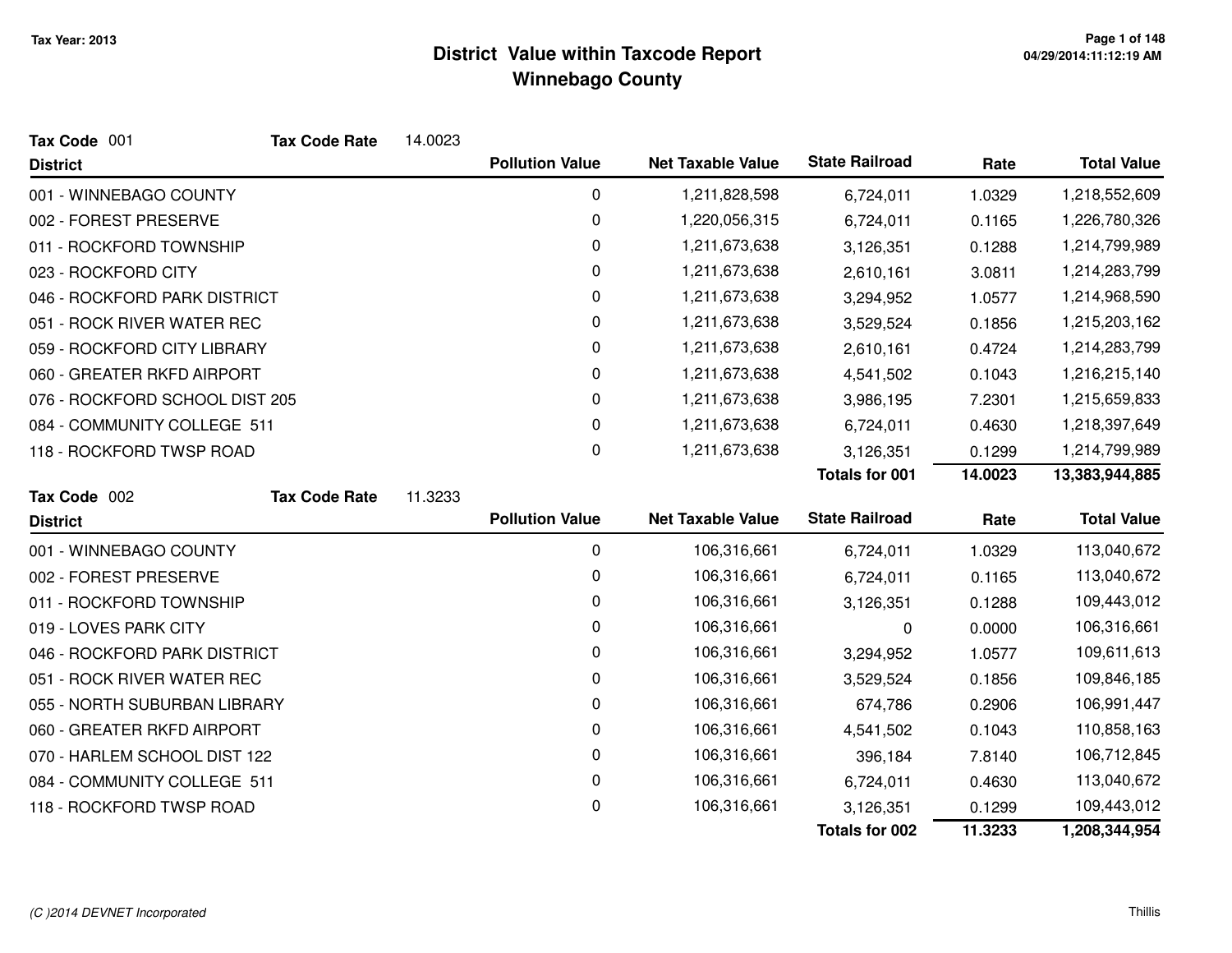Tax Year: 2013

# District Value within Taxcode Report
## Winnebago County

**Tax Code** 001 **Tax Code Rate** 14.0023

| District | Pollution Value | Net Taxable Value | State Railroad | Rate | Total Value |
|---|---|---|---|---|---|
| 001 - WINNEBAGO COUNTY | 0 | 1,211,828,598 | 6,724,011 | 1.0329 | 1,218,552,609 |
| 002 - FOREST PRESERVE | 0 | 1,220,056,315 | 6,724,011 | 0.1165 | 1,226,780,326 |
| 011 - ROCKFORD TOWNSHIP | 0 | 1,211,673,638 | 3,126,351 | 0.1288 | 1,214,799,989 |
| 023 - ROCKFORD CITY | 0 | 1,211,673,638 | 2,610,161 | 3.0811 | 1,214,283,799 |
| 046 - ROCKFORD PARK DISTRICT | 0 | 1,211,673,638 | 3,294,952 | 1.0577 | 1,214,968,590 |
| 051 - ROCK RIVER WATER REC | 0 | 1,211,673,638 | 3,529,524 | 0.1856 | 1,215,203,162 |
| 059 - ROCKFORD CITY LIBRARY | 0 | 1,211,673,638 | 2,610,161 | 0.4724 | 1,214,283,799 |
| 060 - GREATER RKFD AIRPORT | 0 | 1,211,673,638 | 4,541,502 | 0.1043 | 1,216,215,140 |
| 076 - ROCKFORD SCHOOL DIST 205 | 0 | 1,211,673,638 | 3,986,195 | 7.2301 | 1,215,659,833 |
| 084 - COMMUNITY COLLEGE 511 | 0 | 1,211,673,638 | 6,724,011 | 0.4630 | 1,218,397,649 |
| 118 - ROCKFORD TWSP ROAD | 0 | 1,211,673,638 | 3,126,351 | 0.1299 | 1,214,799,989 |
| | | | **Totals for 001** | **14.0023** | **13,383,944,885** |

**Tax Code** 002 **Tax Code Rate** 11.3233

| District | Pollution Value | Net Taxable Value | State Railroad | Rate | Total Value |
|---|---|---|---|---|---|
| 001 - WINNEBAGO COUNTY | 0 | 106,316,661 | 6,724,011 | 1.0329 | 113,040,672 |
| 002 - FOREST PRESERVE | 0 | 106,316,661 | 6,724,011 | 0.1165 | 113,040,672 |
| 011 - ROCKFORD TOWNSHIP | 0 | 106,316,661 | 3,126,351 | 0.1288 | 109,443,012 |
| 019 - LOVES PARK CITY | 0 | 106,316,661 | 0 | 0.0000 | 106,316,661 |
| 046 - ROCKFORD PARK DISTRICT | 0 | 106,316,661 | 3,294,952 | 1.0577 | 109,611,613 |
| 051 - ROCK RIVER WATER REC | 0 | 106,316,661 | 3,529,524 | 0.1856 | 109,846,185 |
| 055 - NORTH SUBURBAN LIBRARY | 0 | 106,316,661 | 674,786 | 0.2906 | 106,991,447 |
| 060 - GREATER RKFD AIRPORT | 0 | 106,316,661 | 4,541,502 | 0.1043 | 110,858,163 |
| 070 - HARLEM SCHOOL DIST 122 | 0 | 106,316,661 | 396,184 | 7.8140 | 106,712,845 |
| 084 - COMMUNITY COLLEGE 511 | 0 | 106,316,661 | 6,724,011 | 0.4630 | 113,040,672 |
| 118 - ROCKFORD TWSP ROAD | 0 | 106,316,661 | 3,126,351 | 0.1299 | 109,443,012 |
| | | | **Totals for 002** | **11.3233** | **1,208,344,954** |

*(C )2014 DEVNET Incorporated*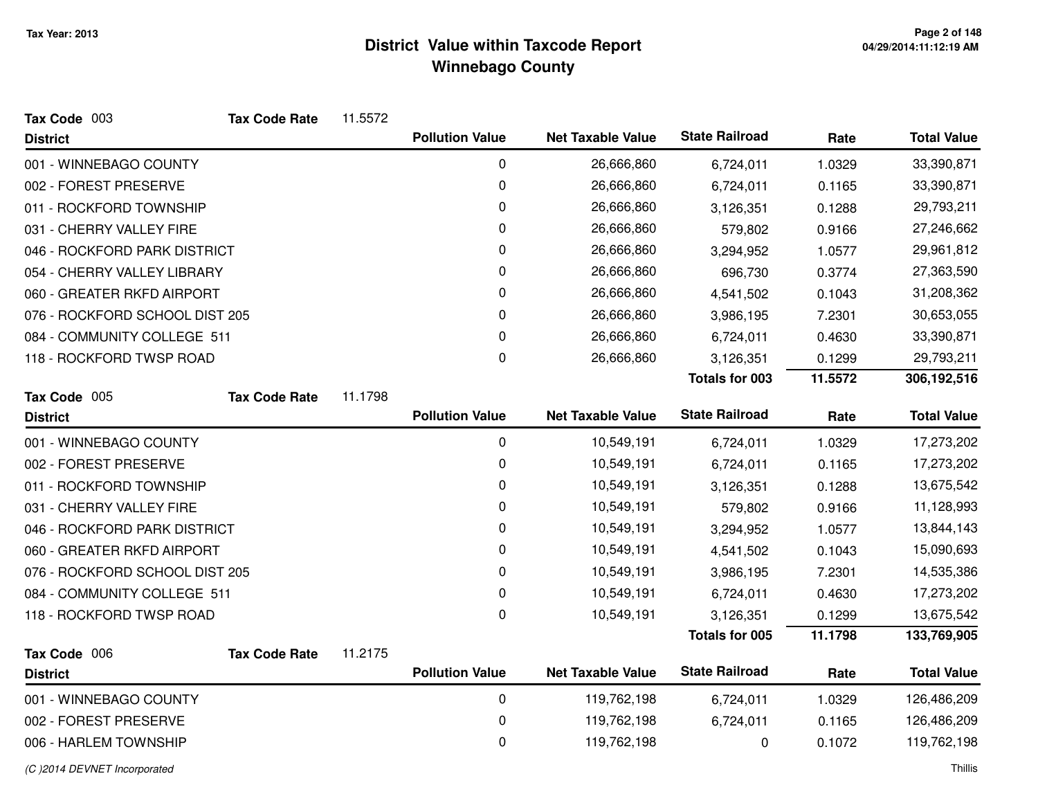**Tax Year: 2013**

# District Value within Taxcode Report
## Winnebago County

**Tax Code** 003 **Tax Code Rate** 11.5572

| District | Pollution Value | Net Taxable Value | State Railroad | Rate | Total Value |
|---|---|---|---|---|---|
| 001 - WINNEBAGO COUNTY | 0 | 26,666,860 | 6,724,011 | 1.0329 | 33,390,871 |
| 002 - FOREST PRESERVE | 0 | 26,666,860 | 6,724,011 | 0.1165 | 33,390,871 |
| 011 - ROCKFORD TOWNSHIP | 0 | 26,666,860 | 3,126,351 | 0.1288 | 29,793,211 |
| 031 - CHERRY VALLEY FIRE | 0 | 26,666,860 | 579,802 | 0.9166 | 27,246,662 |
| 046 - ROCKFORD PARK DISTRICT | 0 | 26,666,860 | 3,294,952 | 1.0577 | 29,961,812 |
| 054 - CHERRY VALLEY LIBRARY | 0 | 26,666,860 | 696,730 | 0.3774 | 27,363,590 |
| 060 - GREATER RKFD AIRPORT | 0 | 26,666,860 | 4,541,502 | 0.1043 | 31,208,362 |
| 076 - ROCKFORD SCHOOL DIST 205 | 0 | 26,666,860 | 3,986,195 | 7.2301 | 30,653,055 |
| 084 - COMMUNITY COLLEGE 511 | 0 | 26,666,860 | 6,724,011 | 0.4630 | 33,390,871 |
| 118 - ROCKFORD TWSP ROAD | 0 | 26,666,860 | 3,126,351 | 0.1299 | 29,793,211 |
| | | | **Totals for 003** | **11.5572** | **306,192,516** |

**Tax Code** 005 **Tax Code Rate** 11.1798

| District | Pollution Value | Net Taxable Value | State Railroad | Rate | Total Value |
|---|---|---|---|---|---|
| 001 - WINNEBAGO COUNTY | 0 | 10,549,191 | 6,724,011 | 1.0329 | 17,273,202 |
| 002 - FOREST PRESERVE | 0 | 10,549,191 | 6,724,011 | 0.1165 | 17,273,202 |
| 011 - ROCKFORD TOWNSHIP | 0 | 10,549,191 | 3,126,351 | 0.1288 | 13,675,542 |
| 031 - CHERRY VALLEY FIRE | 0 | 10,549,191 | 579,802 | 0.9166 | 11,128,993 |
| 046 - ROCKFORD PARK DISTRICT | 0 | 10,549,191 | 3,294,952 | 1.0577 | 13,844,143 |
| 060 - GREATER RKFD AIRPORT | 0 | 10,549,191 | 4,541,502 | 0.1043 | 15,090,693 |
| 076 - ROCKFORD SCHOOL DIST 205 | 0 | 10,549,191 | 3,986,195 | 7.2301 | 14,535,386 |
| 084 - COMMUNITY COLLEGE 511 | 0 | 10,549,191 | 6,724,011 | 0.4630 | 17,273,202 |
| 118 - ROCKFORD TWSP ROAD | 0 | 10,549,191 | 3,126,351 | 0.1299 | 13,675,542 |
| | | | **Totals for 005** | **11.1798** | **133,769,905** |

**Tax Code** 006 **Tax Code Rate** 11.2175

| District | Pollution Value | Net Taxable Value | State Railroad | Rate | Total Value |
|---|---|---|---|---|---|
| 001 - WINNEBAGO COUNTY | 0 | 119,762,198 | 6,724,011 | 1.0329 | 126,486,209 |
| 002 - FOREST PRESERVE | 0 | 119,762,198 | 6,724,011 | 0.1165 | 126,486,209 |
| 006 - HARLEM TOWNSHIP | 0 | 119,762,198 | 0 | 0.1072 | 119,762,198 |

*(C )2014 DEVNET Incorporated* Thillis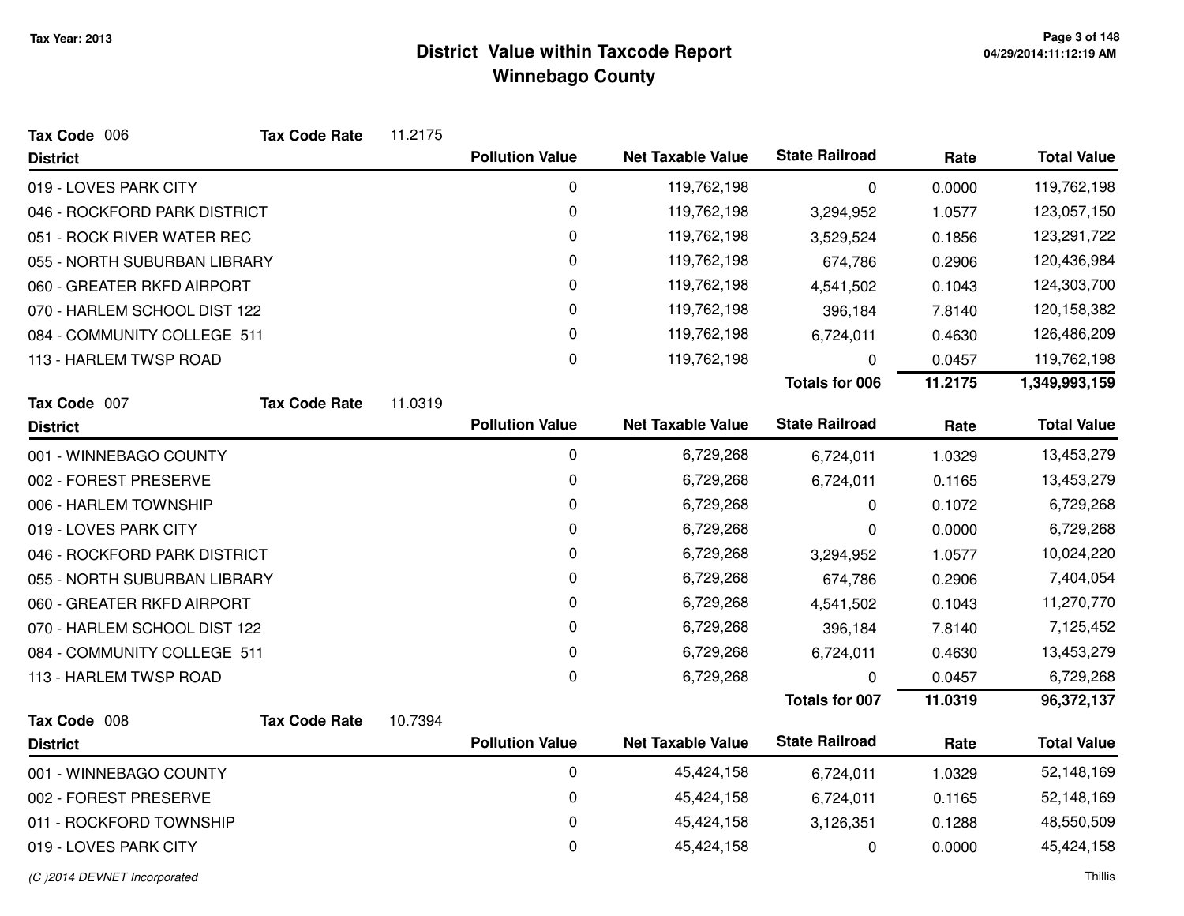# District Value within Taxcode Report
## Winnebago County

Tax Year: 2013

**Tax Code** 006 **Tax Code Rate** 11.2175

| District | Pollution Value | Net Taxable Value | State Railroad | Rate | Total Value |
|---|---|---|---|---|---|
| 019 - LOVES PARK CITY | 0 | 119,762,198 | 0 | 0.0000 | 119,762,198 |
| 046 - ROCKFORD PARK DISTRICT | 0 | 119,762,198 | 3,294,952 | 1.0577 | 123,057,150 |
| 051 - ROCK RIVER WATER REC | 0 | 119,762,198 | 3,529,524 | 0.1856 | 123,291,722 |
| 055 - NORTH SUBURBAN LIBRARY | 0 | 119,762,198 | 674,786 | 0.2906 | 120,436,984 |
| 060 - GREATER RKFD AIRPORT | 0 | 119,762,198 | 4,541,502 | 0.1043 | 124,303,700 |
| 070 - HARLEM SCHOOL DIST 122 | 0 | 119,762,198 | 396,184 | 7.8140 | 120,158,382 |
| 084 - COMMUNITY COLLEGE 511 | 0 | 119,762,198 | 6,724,011 | 0.4630 | 126,486,209 |
| 113 - HARLEM TWSP ROAD | 0 | 119,762,198 | 0 | 0.0457 | 119,762,198 |
| | | | **Totals for 006** | **11.2175** | **1,349,993,159** |

**Tax Code** 007 **Tax Code Rate** 11.0319

| District | Pollution Value | Net Taxable Value | State Railroad | Rate | Total Value |
|---|---|---|---|---|---|
| 001 - WINNEBAGO COUNTY | 0 | 6,729,268 | 6,724,011 | 1.0329 | 13,453,279 |
| 002 - FOREST PRESERVE | 0 | 6,729,268 | 6,724,011 | 0.1165 | 13,453,279 |
| 006 - HARLEM TOWNSHIP | 0 | 6,729,268 | 0 | 0.1072 | 6,729,268 |
| 019 - LOVES PARK CITY | 0 | 6,729,268 | 0 | 0.0000 | 6,729,268 |
| 046 - ROCKFORD PARK DISTRICT | 0 | 6,729,268 | 3,294,952 | 1.0577 | 10,024,220 |
| 055 - NORTH SUBURBAN LIBRARY | 0 | 6,729,268 | 674,786 | 0.2906 | 7,404,054 |
| 060 - GREATER RKFD AIRPORT | 0 | 6,729,268 | 4,541,502 | 0.1043 | 11,270,770 |
| 070 - HARLEM SCHOOL DIST 122 | 0 | 6,729,268 | 396,184 | 7.8140 | 7,125,452 |
| 084 - COMMUNITY COLLEGE 511 | 0 | 6,729,268 | 6,724,011 | 0.4630 | 13,453,279 |
| 113 - HARLEM TWSP ROAD | 0 | 6,729,268 | 0 | 0.0457 | 6,729,268 |
| | | | **Totals for 007** | **11.0319** | **96,372,137** |

**Tax Code** 008 **Tax Code Rate** 10.7394

| District | Pollution Value | Net Taxable Value | State Railroad | Rate | Total Value |
|---|---|---|---|---|---|
| 001 - WINNEBAGO COUNTY | 0 | 45,424,158 | 6,724,011 | 1.0329 | 52,148,169 |
| 002 - FOREST PRESERVE | 0 | 45,424,158 | 6,724,011 | 0.1165 | 52,148,169 |
| 011 - ROCKFORD TOWNSHIP | 0 | 45,424,158 | 3,126,351 | 0.1288 | 48,550,509 |
| 019 - LOVES PARK CITY | 0 | 45,424,158 | 0 | 0.0000 | 45,424,158 |

(C )2014 DEVNET Incorporated — Thillis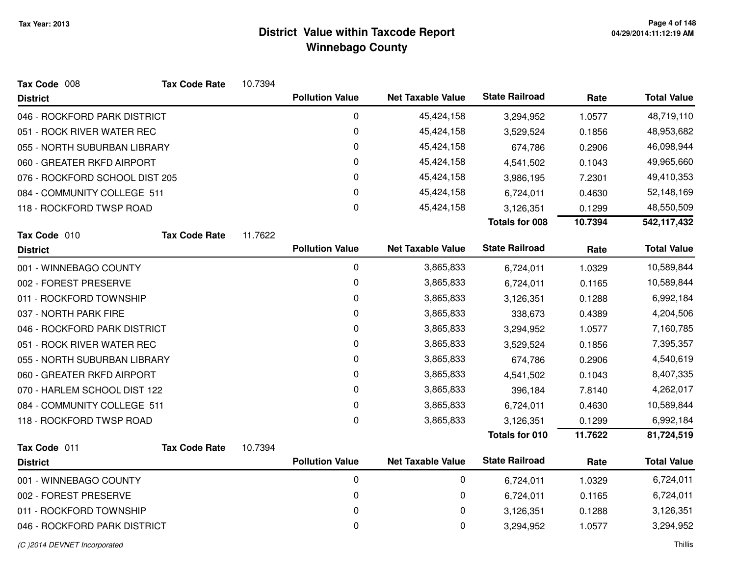# District Value within Taxcode Report
## Winnebago County

Tax Year: 2013

**Tax Code** 008 **Tax Code Rate** 10.7394

| District | Pollution Value | Net Taxable Value | State Railroad | Rate | Total Value |
|---|---|---|---|---|---|
| 046 - ROCKFORD PARK DISTRICT | 0 | 45,424,158 | 3,294,952 | 1.0577 | 48,719,110 |
| 051 - ROCK RIVER WATER REC | 0 | 45,424,158 | 3,529,524 | 0.1856 | 48,953,682 |
| 055 - NORTH SUBURBAN LIBRARY | 0 | 45,424,158 | 674,786 | 0.2906 | 46,098,944 |
| 060 - GREATER RKFD AIRPORT | 0 | 45,424,158 | 4,541,502 | 0.1043 | 49,965,660 |
| 076 - ROCKFORD SCHOOL DIST 205 | 0 | 45,424,158 | 3,986,195 | 7.2301 | 49,410,353 |
| 084 - COMMUNITY COLLEGE 511 | 0 | 45,424,158 | 6,724,011 | 0.4630 | 52,148,169 |
| 118 - ROCKFORD TWSP ROAD | 0 | 45,424,158 | 3,126,351 | 0.1299 | 48,550,509 |
| | | | **Totals for 008** | **10.7394** | **542,117,432** |

**Tax Code** 010 **Tax Code Rate** 11.7622

| District | Pollution Value | Net Taxable Value | State Railroad | Rate | Total Value |
|---|---|---|---|---|---|
| 001 - WINNEBAGO COUNTY | 0 | 3,865,833 | 6,724,011 | 1.0329 | 10,589,844 |
| 002 - FOREST PRESERVE | 0 | 3,865,833 | 6,724,011 | 0.1165 | 10,589,844 |
| 011 - ROCKFORD TOWNSHIP | 0 | 3,865,833 | 3,126,351 | 0.1288 | 6,992,184 |
| 037 - NORTH PARK FIRE | 0 | 3,865,833 | 338,673 | 0.4389 | 4,204,506 |
| 046 - ROCKFORD PARK DISTRICT | 0 | 3,865,833 | 3,294,952 | 1.0577 | 7,160,785 |
| 051 - ROCK RIVER WATER REC | 0 | 3,865,833 | 3,529,524 | 0.1856 | 7,395,357 |
| 055 - NORTH SUBURBAN LIBRARY | 0 | 3,865,833 | 674,786 | 0.2906 | 4,540,619 |
| 060 - GREATER RKFD AIRPORT | 0 | 3,865,833 | 4,541,502 | 0.1043 | 8,407,335 |
| 070 - HARLEM SCHOOL DIST 122 | 0 | 3,865,833 | 396,184 | 7.8140 | 4,262,017 |
| 084 - COMMUNITY COLLEGE 511 | 0 | 3,865,833 | 6,724,011 | 0.4630 | 10,589,844 |
| 118 - ROCKFORD TWSP ROAD | 0 | 3,865,833 | 3,126,351 | 0.1299 | 6,992,184 |
| | | | **Totals for 010** | **11.7622** | **81,724,519** |

**Tax Code** 011 **Tax Code Rate** 10.7394

| District | Pollution Value | Net Taxable Value | State Railroad | Rate | Total Value |
|---|---|---|---|---|---|
| 001 - WINNEBAGO COUNTY | 0 | 0 | 6,724,011 | 1.0329 | 6,724,011 |
| 002 - FOREST PRESERVE | 0 | 0 | 6,724,011 | 0.1165 | 6,724,011 |
| 011 - ROCKFORD TOWNSHIP | 0 | 0 | 3,126,351 | 0.1288 | 3,126,351 |
| 046 - ROCKFORD PARK DISTRICT | 0 | 0 | 3,294,952 | 1.0577 | 3,294,952 |

*(C )2014 DEVNET Incorporated* Thillis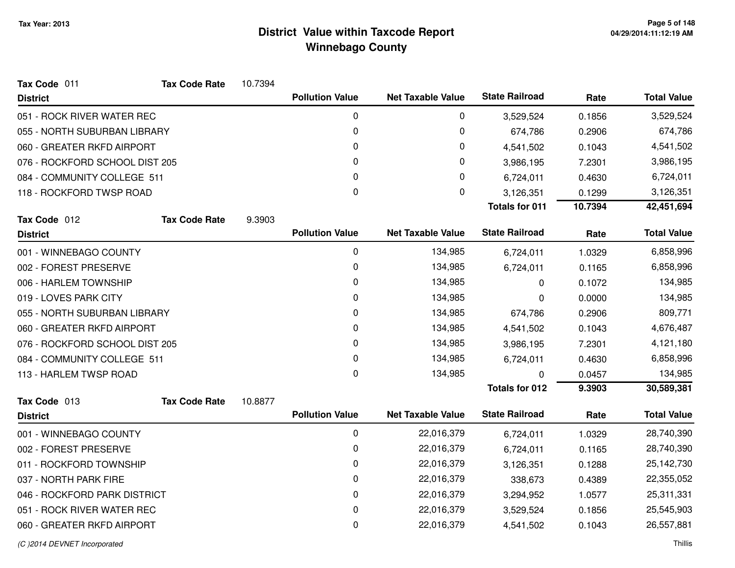**Tax Year: 2013**

# District Value within Taxcode Report
## Winnebago County

**Tax Code** 011 **Tax Code Rate** 10.7394

| District | Pollution Value | Net Taxable Value | State Railroad | Rate | Total Value |
|---|---|---|---|---|---|
| 051 - ROCK RIVER WATER REC | 0 | 0 | 3,529,524 | 0.1856 | 3,529,524 |
| 055 - NORTH SUBURBAN LIBRARY | 0 | 0 | 674,786 | 0.2906 | 674,786 |
| 060 - GREATER RKFD AIRPORT | 0 | 0 | 4,541,502 | 0.1043 | 4,541,502 |
| 076 - ROCKFORD SCHOOL DIST 205 | 0 | 0 | 3,986,195 | 7.2301 | 3,986,195 |
| 084 - COMMUNITY COLLEGE 511 | 0 | 0 | 6,724,011 | 0.4630 | 6,724,011 |
| 118 - ROCKFORD TWSP ROAD | 0 | 0 | 3,126,351 | 0.1299 | 3,126,351 |
| | | | **Totals for 011** | **10.7394** | **42,451,694** |

**Tax Code** 012 **Tax Code Rate** 9.3903

| District | Pollution Value | Net Taxable Value | State Railroad | Rate | Total Value |
|---|---|---|---|---|---|
| 001 - WINNEBAGO COUNTY | 0 | 134,985 | 6,724,011 | 1.0329 | 6,858,996 |
| 002 - FOREST PRESERVE | 0 | 134,985 | 6,724,011 | 0.1165 | 6,858,996 |
| 006 - HARLEM TOWNSHIP | 0 | 134,985 | 0 | 0.1072 | 134,985 |
| 019 - LOVES PARK CITY | 0 | 134,985 | 0 | 0.0000 | 134,985 |
| 055 - NORTH SUBURBAN LIBRARY | 0 | 134,985 | 674,786 | 0.2906 | 809,771 |
| 060 - GREATER RKFD AIRPORT | 0 | 134,985 | 4,541,502 | 0.1043 | 4,676,487 |
| 076 - ROCKFORD SCHOOL DIST 205 | 0 | 134,985 | 3,986,195 | 7.2301 | 4,121,180 |
| 084 - COMMUNITY COLLEGE 511 | 0 | 134,985 | 6,724,011 | 0.4630 | 6,858,996 |
| 113 - HARLEM TWSP ROAD | 0 | 134,985 | 0 | 0.0457 | 134,985 |
| | | | **Totals for 012** | **9.3903** | **30,589,381** |

**Tax Code** 013 **Tax Code Rate** 10.8877

| District | Pollution Value | Net Taxable Value | State Railroad | Rate | Total Value |
|---|---|---|---|---|---|
| 001 - WINNEBAGO COUNTY | 0 | 22,016,379 | 6,724,011 | 1.0329 | 28,740,390 |
| 002 - FOREST PRESERVE | 0 | 22,016,379 | 6,724,011 | 0.1165 | 28,740,390 |
| 011 - ROCKFORD TOWNSHIP | 0 | 22,016,379 | 3,126,351 | 0.1288 | 25,142,730 |
| 037 - NORTH PARK FIRE | 0 | 22,016,379 | 338,673 | 0.4389 | 22,355,052 |
| 046 - ROCKFORD PARK DISTRICT | 0 | 22,016,379 | 3,294,952 | 1.0577 | 25,311,331 |
| 051 - ROCK RIVER WATER REC | 0 | 22,016,379 | 3,529,524 | 0.1856 | 25,545,903 |
| 060 - GREATER RKFD AIRPORT | 0 | 22,016,379 | 4,541,502 | 0.1043 | 26,557,881 |

*(C )2014 DEVNET Incorporated*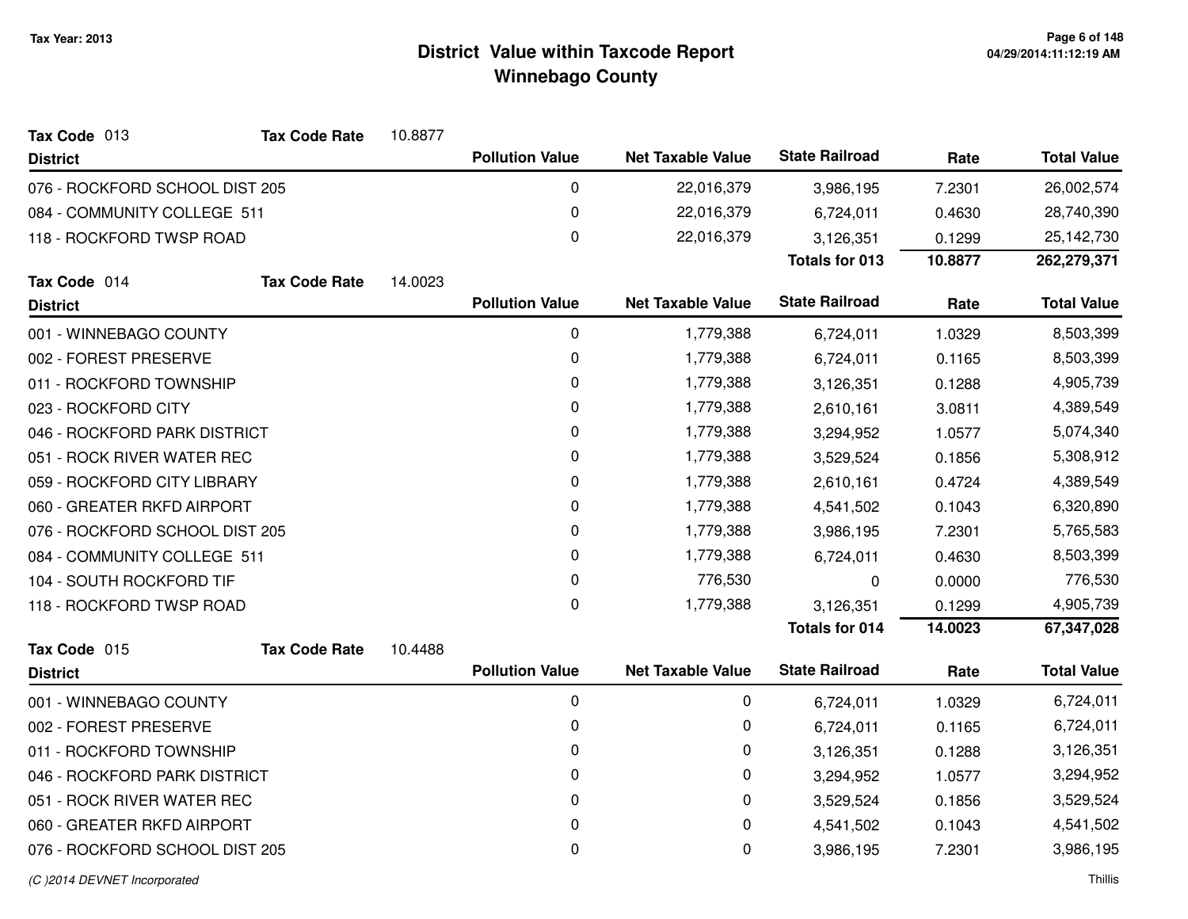Tax Year: 2013

# District Value within Taxcode Report
## Winnebago County

**Tax Code** 013 **Tax Code Rate** 10.8877

| District | Pollution Value | Net Taxable Value | State Railroad | Rate | Total Value |
|---|---|---|---|---|---|
| 076 - ROCKFORD SCHOOL DIST 205 | 0 | 22,016,379 | 3,986,195 | 7.2301 | 26,002,574 |
| 084 - COMMUNITY COLLEGE 511 | 0 | 22,016,379 | 6,724,011 | 0.4630 | 28,740,390 |
| 118 - ROCKFORD TWSP ROAD | 0 | 22,016,379 | 3,126,351 | 0.1299 | 25,142,730 |
| | | | **Totals for 013** | **10.8877** | **262,279,371** |

**Tax Code** 014 **Tax Code Rate** 14.0023

| District | Pollution Value | Net Taxable Value | State Railroad | Rate | Total Value |
|---|---|---|---|---|---|
| 001 - WINNEBAGO COUNTY | 0 | 1,779,388 | 6,724,011 | 1.0329 | 8,503,399 |
| 002 - FOREST PRESERVE | 0 | 1,779,388 | 6,724,011 | 0.1165 | 8,503,399 |
| 011 - ROCKFORD TOWNSHIP | 0 | 1,779,388 | 3,126,351 | 0.1288 | 4,905,739 |
| 023 - ROCKFORD CITY | 0 | 1,779,388 | 2,610,161 | 3.0811 | 4,389,549 |
| 046 - ROCKFORD PARK DISTRICT | 0 | 1,779,388 | 3,294,952 | 1.0577 | 5,074,340 |
| 051 - ROCK RIVER WATER REC | 0 | 1,779,388 | 3,529,524 | 0.1856 | 5,308,912 |
| 059 - ROCKFORD CITY LIBRARY | 0 | 1,779,388 | 2,610,161 | 0.4724 | 4,389,549 |
| 060 - GREATER RKFD AIRPORT | 0 | 1,779,388 | 4,541,502 | 0.1043 | 6,320,890 |
| 076 - ROCKFORD SCHOOL DIST 205 | 0 | 1,779,388 | 3,986,195 | 7.2301 | 5,765,583 |
| 084 - COMMUNITY COLLEGE 511 | 0 | 1,779,388 | 6,724,011 | 0.4630 | 8,503,399 |
| 104 - SOUTH ROCKFORD TIF | 0 | 776,530 | 0 | 0.0000 | 776,530 |
| 118 - ROCKFORD TWSP ROAD | 0 | 1,779,388 | 3,126,351 | 0.1299 | 4,905,739 |
| | | | **Totals for 014** | **14.0023** | **67,347,028** |

**Tax Code** 015 **Tax Code Rate** 10.4488

| District | Pollution Value | Net Taxable Value | State Railroad | Rate | Total Value |
|---|---|---|---|---|---|
| 001 - WINNEBAGO COUNTY | 0 | 0 | 6,724,011 | 1.0329 | 6,724,011 |
| 002 - FOREST PRESERVE | 0 | 0 | 6,724,011 | 0.1165 | 6,724,011 |
| 011 - ROCKFORD TOWNSHIP | 0 | 0 | 3,126,351 | 0.1288 | 3,126,351 |
| 046 - ROCKFORD PARK DISTRICT | 0 | 0 | 3,294,952 | 1.0577 | 3,294,952 |
| 051 - ROCK RIVER WATER REC | 0 | 0 | 3,529,524 | 0.1856 | 3,529,524 |
| 060 - GREATER RKFD AIRPORT | 0 | 0 | 4,541,502 | 0.1043 | 4,541,502 |
| 076 - ROCKFORD SCHOOL DIST 205 | 0 | 0 | 3,986,195 | 7.2301 | 3,986,195 |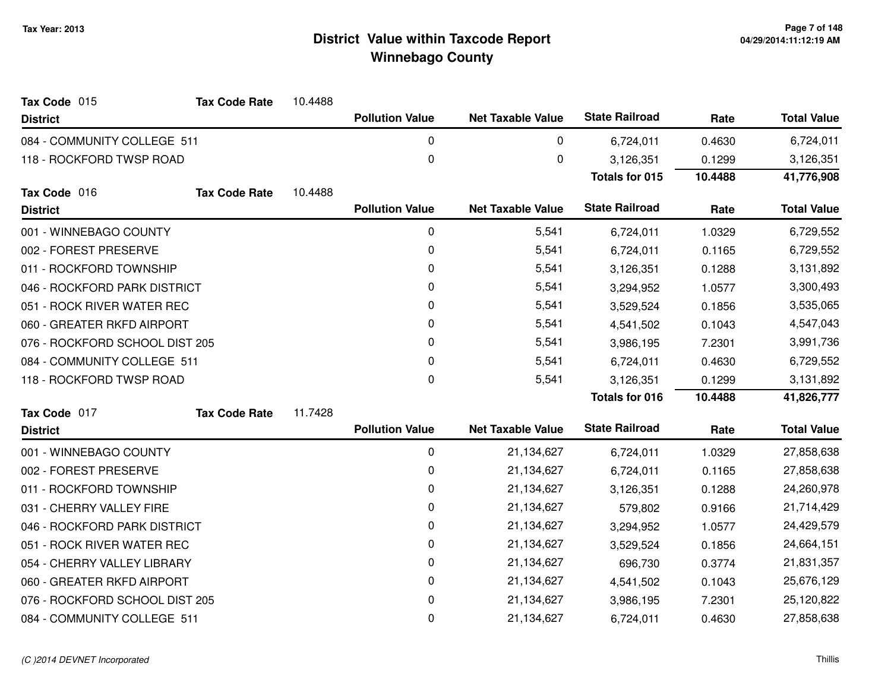# District Value within Taxcode Report
## Winnebago County

Tax Year: 2013

**Tax Code** 015 **Tax Code Rate** 10.4488

| District | Pollution Value | Net Taxable Value | State Railroad | Rate | Total Value |
|---|---|---|---|---|---|
| 084 - COMMUNITY COLLEGE 511 | 0 | 0 | 6,724,011 | 0.4630 | 6,724,011 |
| 118 - ROCKFORD TWSP ROAD | 0 | 0 | 3,126,351 | 0.1299 | 3,126,351 |
| | | | **Totals for 015** | **10.4488** | **41,776,908** |

**Tax Code** 016 **Tax Code Rate** 10.4488

| District | Pollution Value | Net Taxable Value | State Railroad | Rate | Total Value |
|---|---|---|---|---|---|
| 001 - WINNEBAGO COUNTY | 0 | 5,541 | 6,724,011 | 1.0329 | 6,729,552 |
| 002 - FOREST PRESERVE | 0 | 5,541 | 6,724,011 | 0.1165 | 6,729,552 |
| 011 - ROCKFORD TOWNSHIP | 0 | 5,541 | 3,126,351 | 0.1288 | 3,131,892 |
| 046 - ROCKFORD PARK DISTRICT | 0 | 5,541 | 3,294,952 | 1.0577 | 3,300,493 |
| 051 - ROCK RIVER WATER REC | 0 | 5,541 | 3,529,524 | 0.1856 | 3,535,065 |
| 060 - GREATER RKFD AIRPORT | 0 | 5,541 | 4,541,502 | 0.1043 | 4,547,043 |
| 076 - ROCKFORD SCHOOL DIST 205 | 0 | 5,541 | 3,986,195 | 7.2301 | 3,991,736 |
| 084 - COMMUNITY COLLEGE 511 | 0 | 5,541 | 6,724,011 | 0.4630 | 6,729,552 |
| 118 - ROCKFORD TWSP ROAD | 0 | 5,541 | 3,126,351 | 0.1299 | 3,131,892 |
| | | | **Totals for 016** | **10.4488** | **41,826,777** |

**Tax Code** 017 **Tax Code Rate** 11.7428

| District | Pollution Value | Net Taxable Value | State Railroad | Rate | Total Value |
|---|---|---|---|---|---|
| 001 - WINNEBAGO COUNTY | 0 | 21,134,627 | 6,724,011 | 1.0329 | 27,858,638 |
| 002 - FOREST PRESERVE | 0 | 21,134,627 | 6,724,011 | 0.1165 | 27,858,638 |
| 011 - ROCKFORD TOWNSHIP | 0 | 21,134,627 | 3,126,351 | 0.1288 | 24,260,978 |
| 031 - CHERRY VALLEY FIRE | 0 | 21,134,627 | 579,802 | 0.9166 | 21,714,429 |
| 046 - ROCKFORD PARK DISTRICT | 0 | 21,134,627 | 3,294,952 | 1.0577 | 24,429,579 |
| 051 - ROCK RIVER WATER REC | 0 | 21,134,627 | 3,529,524 | 0.1856 | 24,664,151 |
| 054 - CHERRY VALLEY LIBRARY | 0 | 21,134,627 | 696,730 | 0.3774 | 21,831,357 |
| 060 - GREATER RKFD AIRPORT | 0 | 21,134,627 | 4,541,502 | 0.1043 | 25,676,129 |
| 076 - ROCKFORD SCHOOL DIST 205 | 0 | 21,134,627 | 3,986,195 | 7.2301 | 25,120,822 |
| 084 - COMMUNITY COLLEGE 511 | 0 | 21,134,627 | 6,724,011 | 0.4630 | 27,858,638 |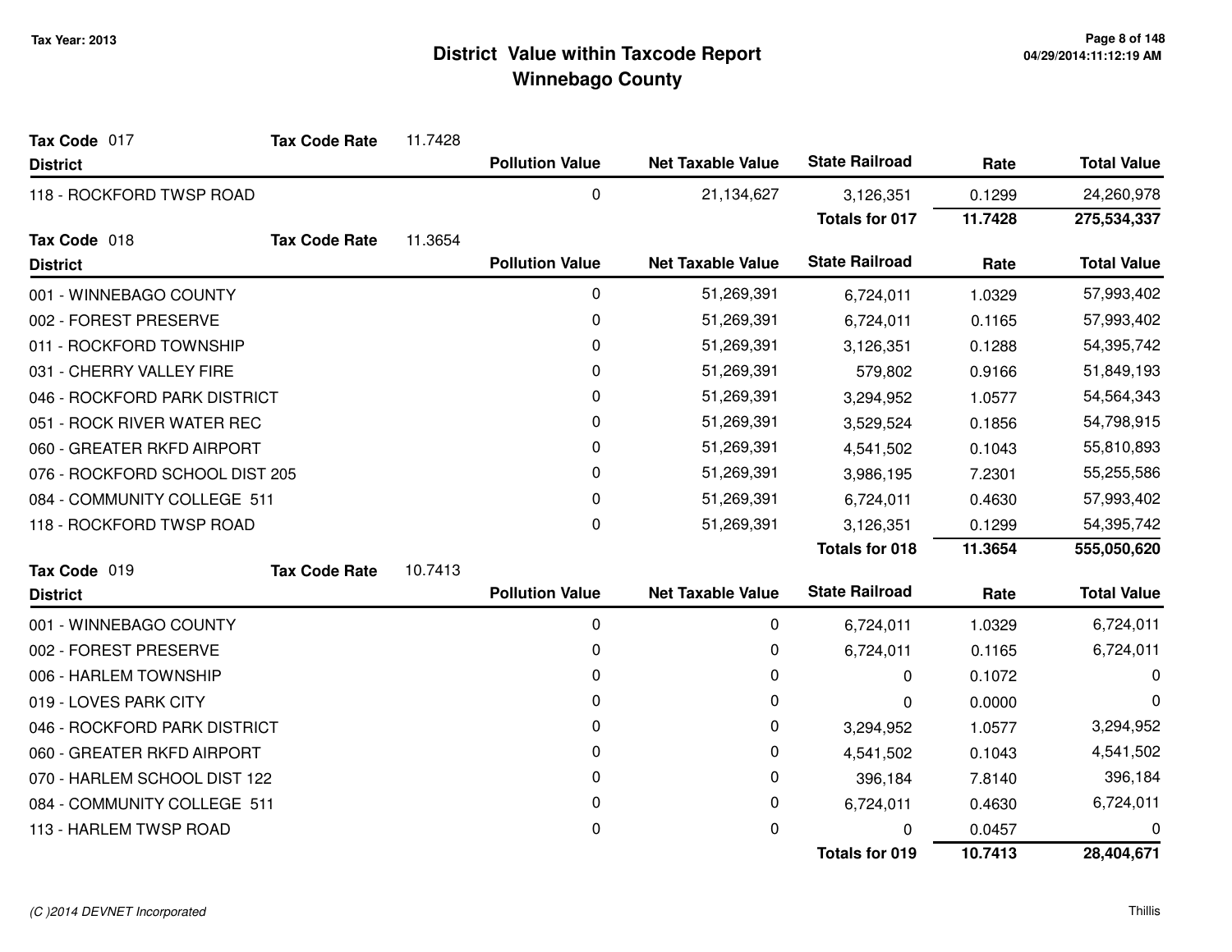# District Value within Taxcode Report
## Winnebago County

Tax Year: 2013

**Tax Code** 017 **Tax Code Rate** 11.7428

| District | Pollution Value | Net Taxable Value | State Railroad | Rate | Total Value |
|---|---|---|---|---|---|
| 118 - ROCKFORD TWSP ROAD | 0 | 21,134,627 | 3,126,351 | 0.1299 | 24,260,978 |
| | | | **Totals for 017** | **11.7428** | **275,534,337** |

**Tax Code** 018 **Tax Code Rate** 11.3654

| District | Pollution Value | Net Taxable Value | State Railroad | Rate | Total Value |
|---|---|---|---|---|---|
| 001 - WINNEBAGO COUNTY | 0 | 51,269,391 | 6,724,011 | 1.0329 | 57,993,402 |
| 002 - FOREST PRESERVE | 0 | 51,269,391 | 6,724,011 | 0.1165 | 57,993,402 |
| 011 - ROCKFORD TOWNSHIP | 0 | 51,269,391 | 3,126,351 | 0.1288 | 54,395,742 |
| 031 - CHERRY VALLEY FIRE | 0 | 51,269,391 | 579,802 | 0.9166 | 51,849,193 |
| 046 - ROCKFORD PARK DISTRICT | 0 | 51,269,391 | 3,294,952 | 1.0577 | 54,564,343 |
| 051 - ROCK RIVER WATER REC | 0 | 51,269,391 | 3,529,524 | 0.1856 | 54,798,915 |
| 060 - GREATER RKFD AIRPORT | 0 | 51,269,391 | 4,541,502 | 0.1043 | 55,810,893 |
| 076 - ROCKFORD SCHOOL DIST 205 | 0 | 51,269,391 | 3,986,195 | 7.2301 | 55,255,586 |
| 084 - COMMUNITY COLLEGE 511 | 0 | 51,269,391 | 6,724,011 | 0.4630 | 57,993,402 |
| 118 - ROCKFORD TWSP ROAD | 0 | 51,269,391 | 3,126,351 | 0.1299 | 54,395,742 |
| | | | **Totals for 018** | **11.3654** | **555,050,620** |

**Tax Code** 019 **Tax Code Rate** 10.7413

| District | Pollution Value | Net Taxable Value | State Railroad | Rate | Total Value |
|---|---|---|---|---|---|
| 001 - WINNEBAGO COUNTY | 0 | 0 | 6,724,011 | 1.0329 | 6,724,011 |
| 002 - FOREST PRESERVE | 0 | 0 | 6,724,011 | 0.1165 | 6,724,011 |
| 006 - HARLEM TOWNSHIP | 0 | 0 | 0 | 0.1072 | 0 |
| 019 - LOVES PARK CITY | 0 | 0 | 0 | 0.0000 | 0 |
| 046 - ROCKFORD PARK DISTRICT | 0 | 0 | 3,294,952 | 1.0577 | 3,294,952 |
| 060 - GREATER RKFD AIRPORT | 0 | 0 | 4,541,502 | 0.1043 | 4,541,502 |
| 070 - HARLEM SCHOOL DIST 122 | 0 | 0 | 396,184 | 7.8140 | 396,184 |
| 084 - COMMUNITY COLLEGE 511 | 0 | 0 | 6,724,011 | 0.4630 | 6,724,011 |
| 113 - HARLEM TWSP ROAD | 0 | 0 | 0 | 0.0457 | 0 |
| | | | **Totals for 019** | **10.7413** | **28,404,671** |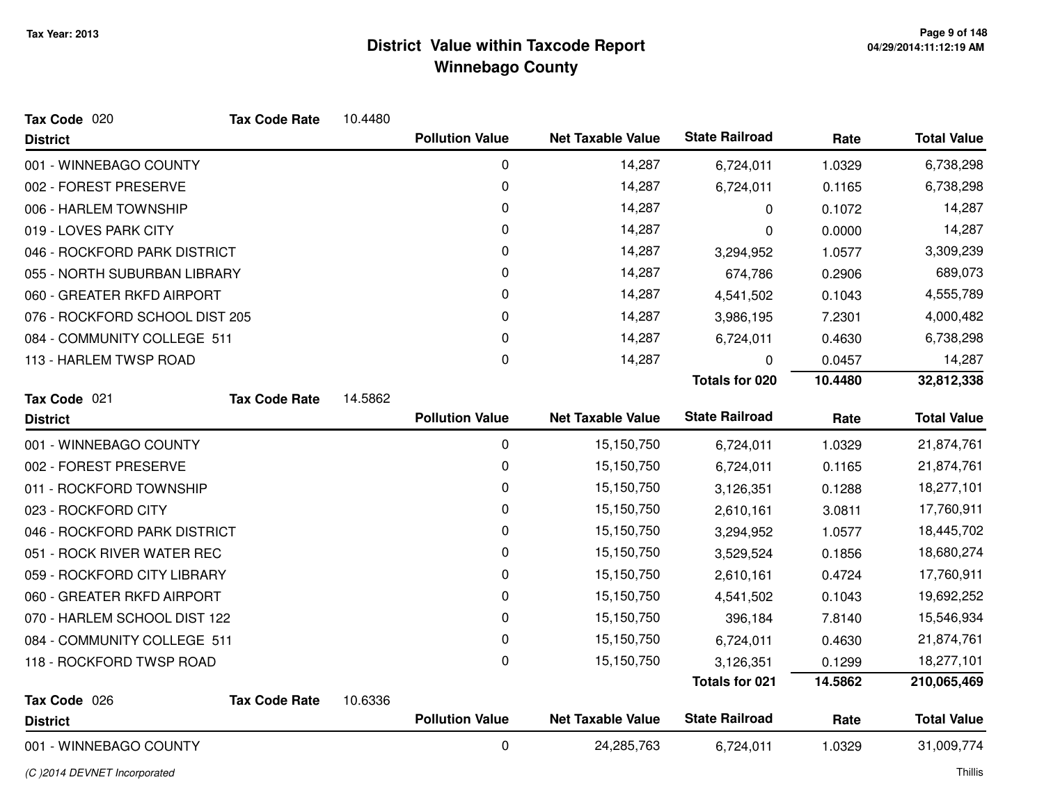# District Value within Taxcode Report
## Winnebago County

Tax Year: 2013

**Tax Code** 020 **Tax Code Rate** 10.4480

| District | Pollution Value | Net Taxable Value | State Railroad | Rate | Total Value |
|---|---|---|---|---|---|
| 001 - WINNEBAGO COUNTY | 0 | 14,287 | 6,724,011 | 1.0329 | 6,738,298 |
| 002 - FOREST PRESERVE | 0 | 14,287 | 6,724,011 | 0.1165 | 6,738,298 |
| 006 - HARLEM TOWNSHIP | 0 | 14,287 | 0 | 0.1072 | 14,287 |
| 019 - LOVES PARK CITY | 0 | 14,287 | 0 | 0.0000 | 14,287 |
| 046 - ROCKFORD PARK DISTRICT | 0 | 14,287 | 3,294,952 | 1.0577 | 3,309,239 |
| 055 - NORTH SUBURBAN LIBRARY | 0 | 14,287 | 674,786 | 0.2906 | 689,073 |
| 060 - GREATER RKFD AIRPORT | 0 | 14,287 | 4,541,502 | 0.1043 | 4,555,789 |
| 076 - ROCKFORD SCHOOL DIST 205 | 0 | 14,287 | 3,986,195 | 7.2301 | 4,000,482 |
| 084 - COMMUNITY COLLEGE 511 | 0 | 14,287 | 6,724,011 | 0.4630 | 6,738,298 |
| 113 - HARLEM TWSP ROAD | 0 | 14,287 | 0 | 0.0457 | 14,287 |
| | | | **Totals for 020** | **10.4480** | **32,812,338** |

**Tax Code** 021 **Tax Code Rate** 14.5862

| District | Pollution Value | Net Taxable Value | State Railroad | Rate | Total Value |
|---|---|---|---|---|---|
| 001 - WINNEBAGO COUNTY | 0 | 15,150,750 | 6,724,011 | 1.0329 | 21,874,761 |
| 002 - FOREST PRESERVE | 0 | 15,150,750 | 6,724,011 | 0.1165 | 21,874,761 |
| 011 - ROCKFORD TOWNSHIP | 0 | 15,150,750 | 3,126,351 | 0.1288 | 18,277,101 |
| 023 - ROCKFORD CITY | 0 | 15,150,750 | 2,610,161 | 3.0811 | 17,760,911 |
| 046 - ROCKFORD PARK DISTRICT | 0 | 15,150,750 | 3,294,952 | 1.0577 | 18,445,702 |
| 051 - ROCK RIVER WATER REC | 0 | 15,150,750 | 3,529,524 | 0.1856 | 18,680,274 |
| 059 - ROCKFORD CITY LIBRARY | 0 | 15,150,750 | 2,610,161 | 0.4724 | 17,760,911 |
| 060 - GREATER RKFD AIRPORT | 0 | 15,150,750 | 4,541,502 | 0.1043 | 19,692,252 |
| 070 - HARLEM SCHOOL DIST 122 | 0 | 15,150,750 | 396,184 | 7.8140 | 15,546,934 |
| 084 - COMMUNITY COLLEGE 511 | 0 | 15,150,750 | 6,724,011 | 0.4630 | 21,874,761 |
| 118 - ROCKFORD TWSP ROAD | 0 | 15,150,750 | 3,126,351 | 0.1299 | 18,277,101 |
| | | | **Totals for 021** | **14.5862** | **210,065,469** |

**Tax Code** 026 **Tax Code Rate** 10.6336

| District | Pollution Value | Net Taxable Value | State Railroad | Rate | Total Value |
|---|---|---|---|---|---|
| 001 - WINNEBAGO COUNTY | 0 | 24,285,763 | 6,724,011 | 1.0329 | 31,009,774 |

(C )2014 DEVNET Incorporated

Thillis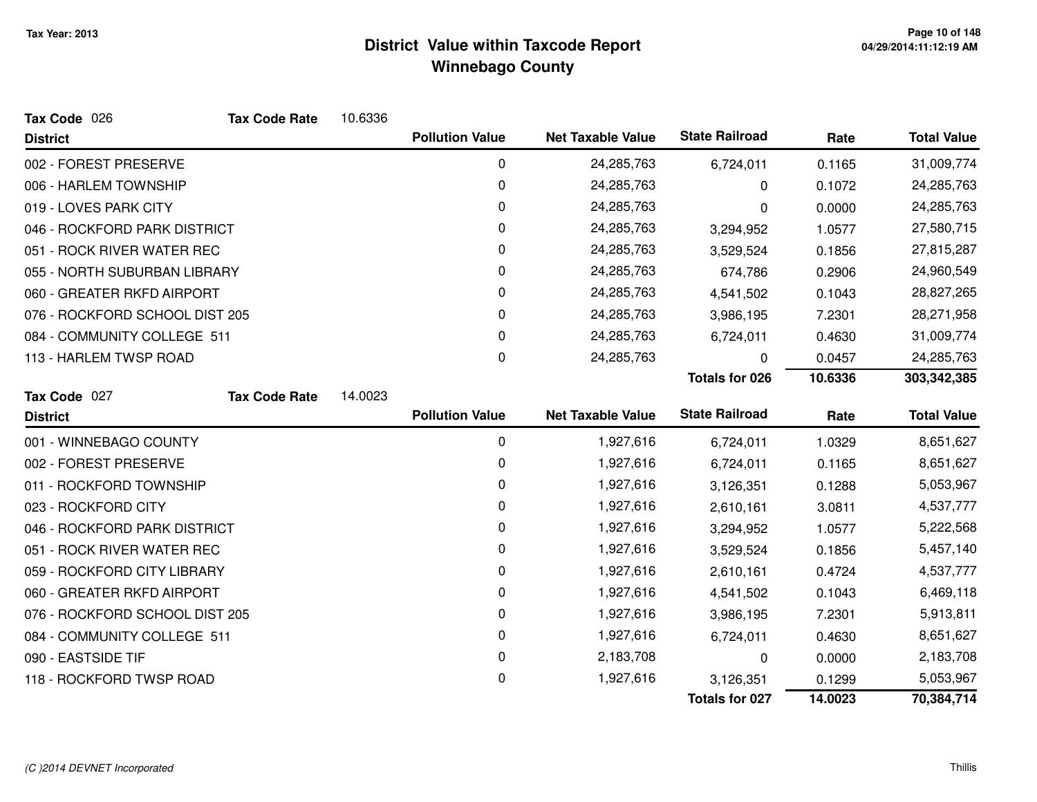Tax Year: 2013

# District Value within Taxcode Report
## Winnebago County

**Tax Code** 026 **Tax Code Rate** 10.6336

| District | Pollution Value | Net Taxable Value | State Railroad | Rate | Total Value |
|---|---|---|---|---|---|
| 002 - FOREST PRESERVE | 0 | 24,285,763 | 6,724,011 | 0.1165 | 31,009,774 |
| 006 - HARLEM TOWNSHIP | 0 | 24,285,763 | 0 | 0.1072 | 24,285,763 |
| 019 - LOVES PARK CITY | 0 | 24,285,763 | 0 | 0.0000 | 24,285,763 |
| 046 - ROCKFORD PARK DISTRICT | 0 | 24,285,763 | 3,294,952 | 1.0577 | 27,580,715 |
| 051 - ROCK RIVER WATER REC | 0 | 24,285,763 | 3,529,524 | 0.1856 | 27,815,287 |
| 055 - NORTH SUBURBAN LIBRARY | 0 | 24,285,763 | 674,786 | 0.2906 | 24,960,549 |
| 060 - GREATER RKFD AIRPORT | 0 | 24,285,763 | 4,541,502 | 0.1043 | 28,827,265 |
| 076 - ROCKFORD SCHOOL DIST 205 | 0 | 24,285,763 | 3,986,195 | 7.2301 | 28,271,958 |
| 084 - COMMUNITY COLLEGE 511 | 0 | 24,285,763 | 6,724,011 | 0.4630 | 31,009,774 |
| 113 - HARLEM TWSP ROAD | 0 | 24,285,763 | 0 | 0.0457 | 24,285,763 |
| | | | **Totals for 026** | **10.6336** | **303,342,385** |

**Tax Code** 027 **Tax Code Rate** 14.0023

| District | Pollution Value | Net Taxable Value | State Railroad | Rate | Total Value |
|---|---|---|---|---|---|
| 001 - WINNEBAGO COUNTY | 0 | 1,927,616 | 6,724,011 | 1.0329 | 8,651,627 |
| 002 - FOREST PRESERVE | 0 | 1,927,616 | 6,724,011 | 0.1165 | 8,651,627 |
| 011 - ROCKFORD TOWNSHIP | 0 | 1,927,616 | 3,126,351 | 0.1288 | 5,053,967 |
| 023 - ROCKFORD CITY | 0 | 1,927,616 | 2,610,161 | 3.0811 | 4,537,777 |
| 046 - ROCKFORD PARK DISTRICT | 0 | 1,927,616 | 3,294,952 | 1.0577 | 5,222,568 |
| 051 - ROCK RIVER WATER REC | 0 | 1,927,616 | 3,529,524 | 0.1856 | 5,457,140 |
| 059 - ROCKFORD CITY LIBRARY | 0 | 1,927,616 | 2,610,161 | 0.4724 | 4,537,777 |
| 060 - GREATER RKFD AIRPORT | 0 | 1,927,616 | 4,541,502 | 0.1043 | 6,469,118 |
| 076 - ROCKFORD SCHOOL DIST 205 | 0 | 1,927,616 | 3,986,195 | 7.2301 | 5,913,811 |
| 084 - COMMUNITY COLLEGE 511 | 0 | 1,927,616 | 6,724,011 | 0.4630 | 8,651,627 |
| 090 - EASTSIDE TIF | 0 | 2,183,708 | 0 | 0.0000 | 2,183,708 |
| 118 - ROCKFORD TWSP ROAD | 0 | 1,927,616 | 3,126,351 | 0.1299 | 5,053,967 |
| | | | **Totals for 027** | **14.0023** | **70,384,714** |

(C )2014 DEVNET Incorporated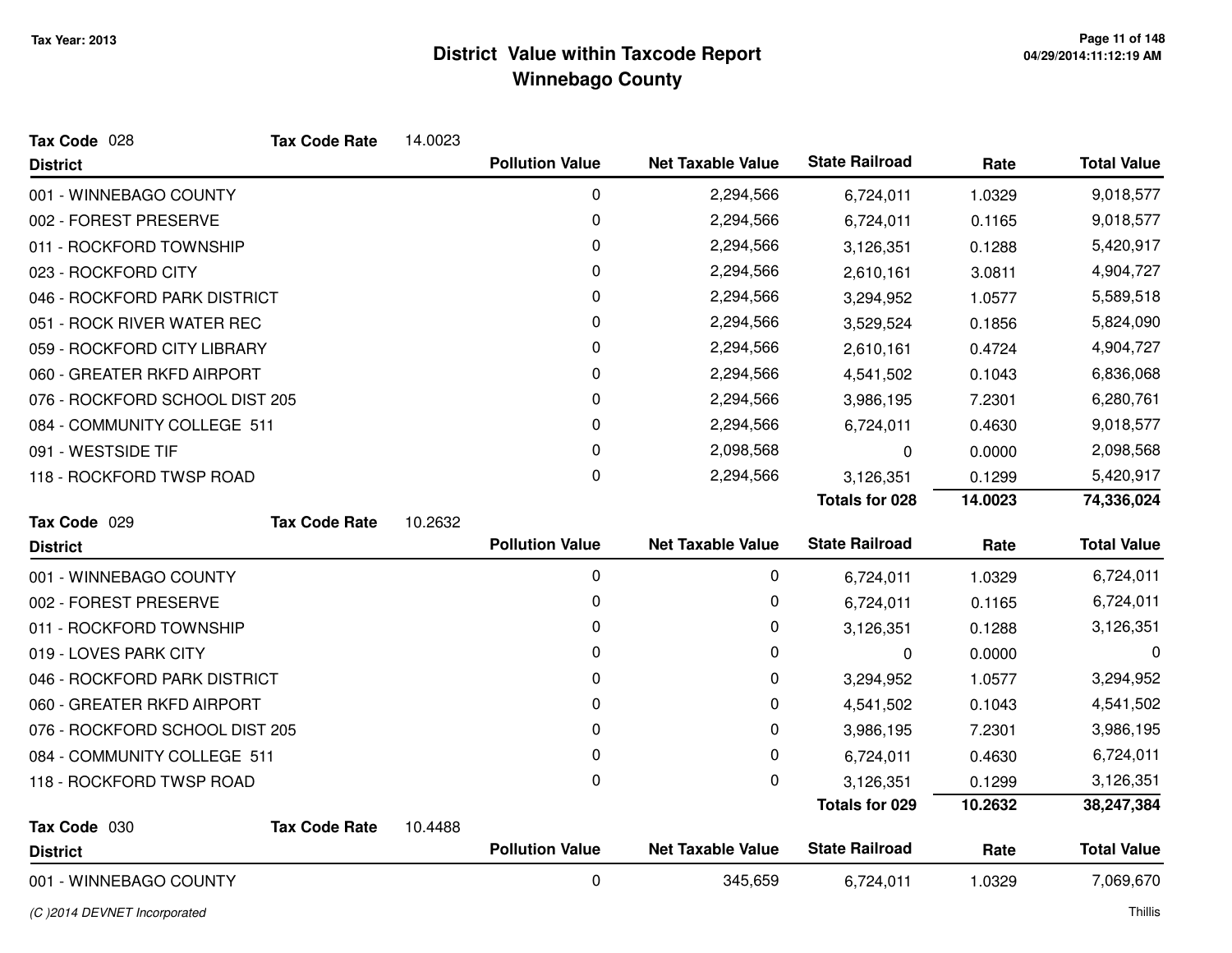# District Value within Taxcode Report
## Winnebago County

Tax Year: 2013

**Tax Code** 028 **Tax Code Rate** 14.0023

| District | Pollution Value | Net Taxable Value | State Railroad | Rate | Total Value |
|---|---|---|---|---|---|
| 001 - WINNEBAGO COUNTY | 0 | 2,294,566 | 6,724,011 | 1.0329 | 9,018,577 |
| 002 - FOREST PRESERVE | 0 | 2,294,566 | 6,724,011 | 0.1165 | 9,018,577 |
| 011 - ROCKFORD TOWNSHIP | 0 | 2,294,566 | 3,126,351 | 0.1288 | 5,420,917 |
| 023 - ROCKFORD CITY | 0 | 2,294,566 | 2,610,161 | 3.0811 | 4,904,727 |
| 046 - ROCKFORD PARK DISTRICT | 0 | 2,294,566 | 3,294,952 | 1.0577 | 5,589,518 |
| 051 - ROCK RIVER WATER REC | 0 | 2,294,566 | 3,529,524 | 0.1856 | 5,824,090 |
| 059 - ROCKFORD CITY LIBRARY | 0 | 2,294,566 | 2,610,161 | 0.4724 | 4,904,727 |
| 060 - GREATER RKFD AIRPORT | 0 | 2,294,566 | 4,541,502 | 0.1043 | 6,836,068 |
| 076 - ROCKFORD SCHOOL DIST 205 | 0 | 2,294,566 | 3,986,195 | 7.2301 | 6,280,761 |
| 084 - COMMUNITY COLLEGE 511 | 0 | 2,294,566 | 6,724,011 | 0.4630 | 9,018,577 |
| 091 - WESTSIDE TIF | 0 | 2,098,568 | 0 | 0.0000 | 2,098,568 |
| 118 - ROCKFORD TWSP ROAD | 0 | 2,294,566 | 3,126,351 | 0.1299 | 5,420,917 |
| | | | **Totals for 028** | **14.0023** | **74,336,024** |

**Tax Code** 029 **Tax Code Rate** 10.2632

| District | Pollution Value | Net Taxable Value | State Railroad | Rate | Total Value |
|---|---|---|---|---|---|
| 001 - WINNEBAGO COUNTY | 0 | 0 | 6,724,011 | 1.0329 | 6,724,011 |
| 002 - FOREST PRESERVE | 0 | 0 | 6,724,011 | 0.1165 | 6,724,011 |
| 011 - ROCKFORD TOWNSHIP | 0 | 0 | 3,126,351 | 0.1288 | 3,126,351 |
| 019 - LOVES PARK CITY | 0 | 0 | 0 | 0.0000 | 0 |
| 046 - ROCKFORD PARK DISTRICT | 0 | 0 | 3,294,952 | 1.0577 | 3,294,952 |
| 060 - GREATER RKFD AIRPORT | 0 | 0 | 4,541,502 | 0.1043 | 4,541,502 |
| 076 - ROCKFORD SCHOOL DIST 205 | 0 | 0 | 3,986,195 | 7.2301 | 3,986,195 |
| 084 - COMMUNITY COLLEGE 511 | 0 | 0 | 6,724,011 | 0.4630 | 6,724,011 |
| 118 - ROCKFORD TWSP ROAD | 0 | 0 | 3,126,351 | 0.1299 | 3,126,351 |
| | | | **Totals for 029** | **10.2632** | **38,247,384** |

**Tax Code** 030 **Tax Code Rate** 10.4488

| District | Pollution Value | Net Taxable Value | State Railroad | Rate | Total Value |
|---|---|---|---|---|---|
| 001 - WINNEBAGO COUNTY | 0 | 345,659 | 6,724,011 | 1.0329 | 7,069,670 |

*(C )2014 DEVNET Incorporated*

Thillis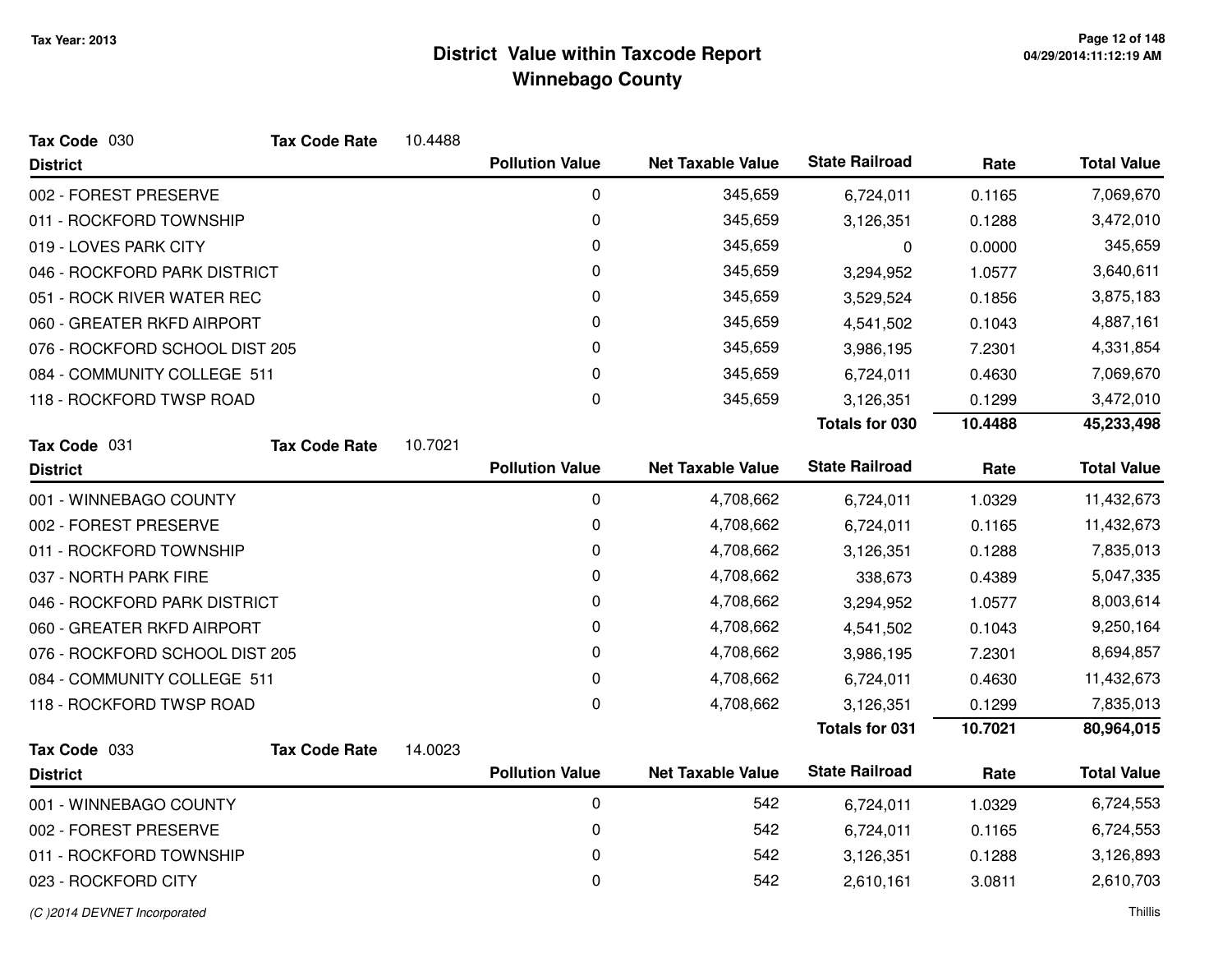Tax Year: 2013

# District Value within Taxcode Report
## Winnebago County

**Tax Code** 030 **Tax Code Rate** 10.4488

| District | Pollution Value | Net Taxable Value | State Railroad | Rate | Total Value |
|---|---|---|---|---|---|
| 002 - FOREST PRESERVE | 0 | 345,659 | 6,724,011 | 0.1165 | 7,069,670 |
| 011 - ROCKFORD TOWNSHIP | 0 | 345,659 | 3,126,351 | 0.1288 | 3,472,010 |
| 019 - LOVES PARK CITY | 0 | 345,659 | 0 | 0.0000 | 345,659 |
| 046 - ROCKFORD PARK DISTRICT | 0 | 345,659 | 3,294,952 | 1.0577 | 3,640,611 |
| 051 - ROCK RIVER WATER REC | 0 | 345,659 | 3,529,524 | 0.1856 | 3,875,183 |
| 060 - GREATER RKFD AIRPORT | 0 | 345,659 | 4,541,502 | 0.1043 | 4,887,161 |
| 076 - ROCKFORD SCHOOL DIST 205 | 0 | 345,659 | 3,986,195 | 7.2301 | 4,331,854 |
| 084 - COMMUNITY COLLEGE 511 | 0 | 345,659 | 6,724,011 | 0.4630 | 7,069,670 |
| 118 - ROCKFORD TWSP ROAD | 0 | 345,659 | 3,126,351 | 0.1299 | 3,472,010 |
| | | | **Totals for 030** | **10.4488** | **45,233,498** |

**Tax Code** 031 **Tax Code Rate** 10.7021

| District | Pollution Value | Net Taxable Value | State Railroad | Rate | Total Value |
|---|---|---|---|---|---|
| 001 - WINNEBAGO COUNTY | 0 | 4,708,662 | 6,724,011 | 1.0329 | 11,432,673 |
| 002 - FOREST PRESERVE | 0 | 4,708,662 | 6,724,011 | 0.1165 | 11,432,673 |
| 011 - ROCKFORD TOWNSHIP | 0 | 4,708,662 | 3,126,351 | 0.1288 | 7,835,013 |
| 037 - NORTH PARK FIRE | 0 | 4,708,662 | 338,673 | 0.4389 | 5,047,335 |
| 046 - ROCKFORD PARK DISTRICT | 0 | 4,708,662 | 3,294,952 | 1.0577 | 8,003,614 |
| 060 - GREATER RKFD AIRPORT | 0 | 4,708,662 | 4,541,502 | 0.1043 | 9,250,164 |
| 076 - ROCKFORD SCHOOL DIST 205 | 0 | 4,708,662 | 3,986,195 | 7.2301 | 8,694,857 |
| 084 - COMMUNITY COLLEGE 511 | 0 | 4,708,662 | 6,724,011 | 0.4630 | 11,432,673 |
| 118 - ROCKFORD TWSP ROAD | 0 | 4,708,662 | 3,126,351 | 0.1299 | 7,835,013 |
| | | | **Totals for 031** | **10.7021** | **80,964,015** |

**Tax Code** 033 **Tax Code Rate** 14.0023

| District | Pollution Value | Net Taxable Value | State Railroad | Rate | Total Value |
|---|---|---|---|---|---|
| 001 - WINNEBAGO COUNTY | 0 | 542 | 6,724,011 | 1.0329 | 6,724,553 |
| 002 - FOREST PRESERVE | 0 | 542 | 6,724,011 | 0.1165 | 6,724,553 |
| 011 - ROCKFORD TOWNSHIP | 0 | 542 | 3,126,351 | 0.1288 | 3,126,893 |
| 023 - ROCKFORD CITY | 0 | 542 | 2,610,161 | 3.0811 | 2,610,703 |

*(C )2014 DEVNET Incorporated* Thillis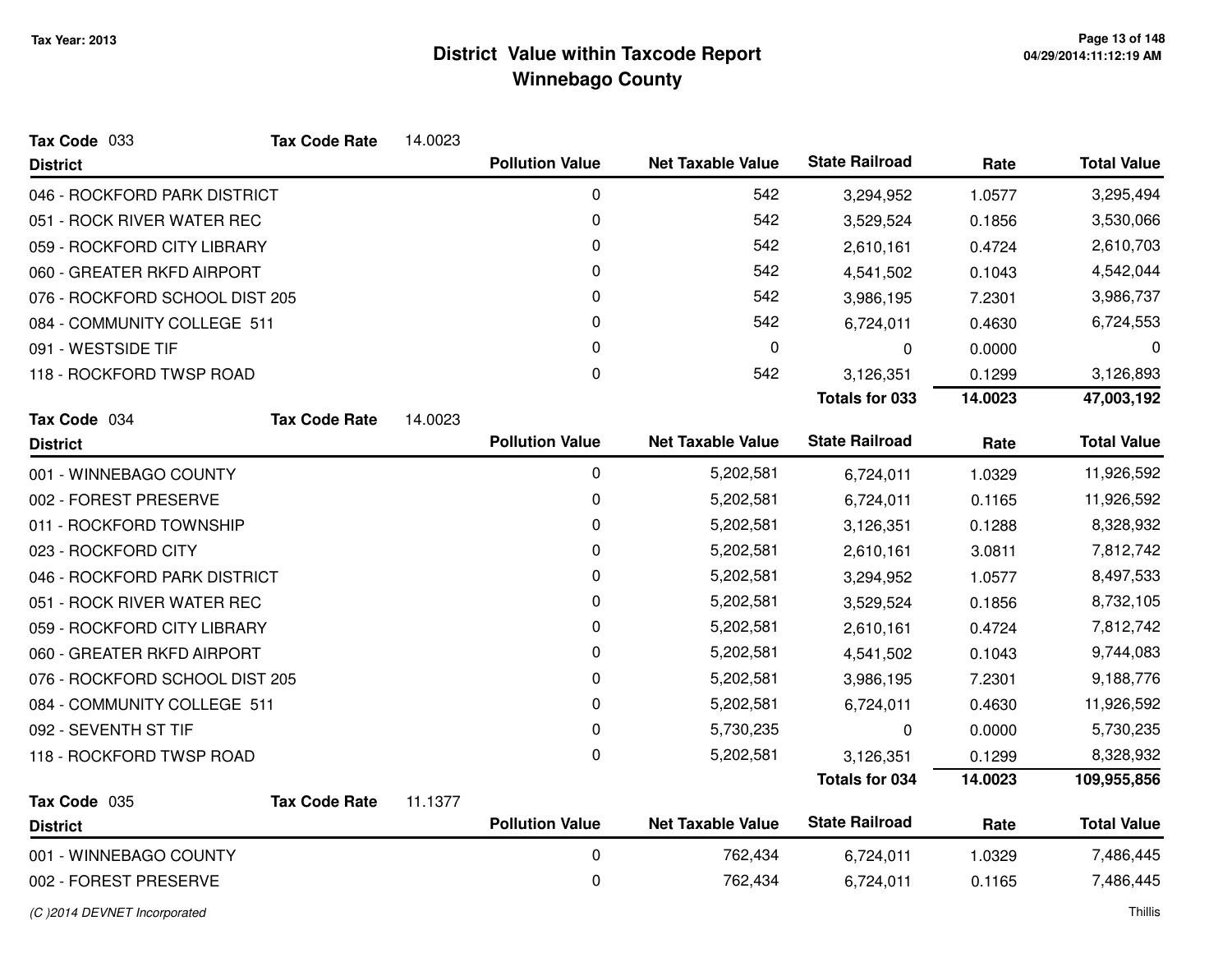# District Value within Taxcode Report

## Winnebago County

Tax Year: 2013

**Tax Code** 033 **Tax Code Rate** 14.0023

| District | Pollution Value | Net Taxable Value | State Railroad | Rate | Total Value |
|---|---|---|---|---|---|
| 046 - ROCKFORD PARK DISTRICT | 0 | 542 | 3,294,952 | 1.0577 | 3,295,494 |
| 051 - ROCK RIVER WATER REC | 0 | 542 | 3,529,524 | 0.1856 | 3,530,066 |
| 059 - ROCKFORD CITY LIBRARY | 0 | 542 | 2,610,161 | 0.4724 | 2,610,703 |
| 060 - GREATER RKFD AIRPORT | 0 | 542 | 4,541,502 | 0.1043 | 4,542,044 |
| 076 - ROCKFORD SCHOOL DIST 205 | 0 | 542 | 3,986,195 | 7.2301 | 3,986,737 |
| 084 - COMMUNITY COLLEGE 511 | 0 | 542 | 6,724,011 | 0.4630 | 6,724,553 |
| 091 - WESTSIDE TIF | 0 | 0 | 0 | 0.0000 | 0 |
| 118 - ROCKFORD TWSP ROAD | 0 | 542 | 3,126,351 | 0.1299 | 3,126,893 |
| | | | **Totals for 033** | **14.0023** | **47,003,192** |

**Tax Code** 034 **Tax Code Rate** 14.0023

| District | Pollution Value | Net Taxable Value | State Railroad | Rate | Total Value |
|---|---|---|---|---|---|
| 001 - WINNEBAGO COUNTY | 0 | 5,202,581 | 6,724,011 | 1.0329 | 11,926,592 |
| 002 - FOREST PRESERVE | 0 | 5,202,581 | 6,724,011 | 0.1165 | 11,926,592 |
| 011 - ROCKFORD TOWNSHIP | 0 | 5,202,581 | 3,126,351 | 0.1288 | 8,328,932 |
| 023 - ROCKFORD CITY | 0 | 5,202,581 | 2,610,161 | 3.0811 | 7,812,742 |
| 046 - ROCKFORD PARK DISTRICT | 0 | 5,202,581 | 3,294,952 | 1.0577 | 8,497,533 |
| 051 - ROCK RIVER WATER REC | 0 | 5,202,581 | 3,529,524 | 0.1856 | 8,732,105 |
| 059 - ROCKFORD CITY LIBRARY | 0 | 5,202,581 | 2,610,161 | 0.4724 | 7,812,742 |
| 060 - GREATER RKFD AIRPORT | 0 | 5,202,581 | 4,541,502 | 0.1043 | 9,744,083 |
| 076 - ROCKFORD SCHOOL DIST 205 | 0 | 5,202,581 | 3,986,195 | 7.2301 | 9,188,776 |
| 084 - COMMUNITY COLLEGE 511 | 0 | 5,202,581 | 6,724,011 | 0.4630 | 11,926,592 |
| 092 - SEVENTH ST TIF | 0 | 5,730,235 | 0 | 0.0000 | 5,730,235 |
| 118 - ROCKFORD TWSP ROAD | 0 | 5,202,581 | 3,126,351 | 0.1299 | 8,328,932 |
| | | | **Totals for 034** | **14.0023** | **109,955,856** |

**Tax Code** 035 **Tax Code Rate** 11.1377

| District | Pollution Value | Net Taxable Value | State Railroad | Rate | Total Value |
|---|---|---|---|---|---|
| 001 - WINNEBAGO COUNTY | 0 | 762,434 | 6,724,011 | 1.0329 | 7,486,445 |
| 002 - FOREST PRESERVE | 0 | 762,434 | 6,724,011 | 0.1165 | 7,486,445 |

(C )2014 DEVNET Incorporated — Thillis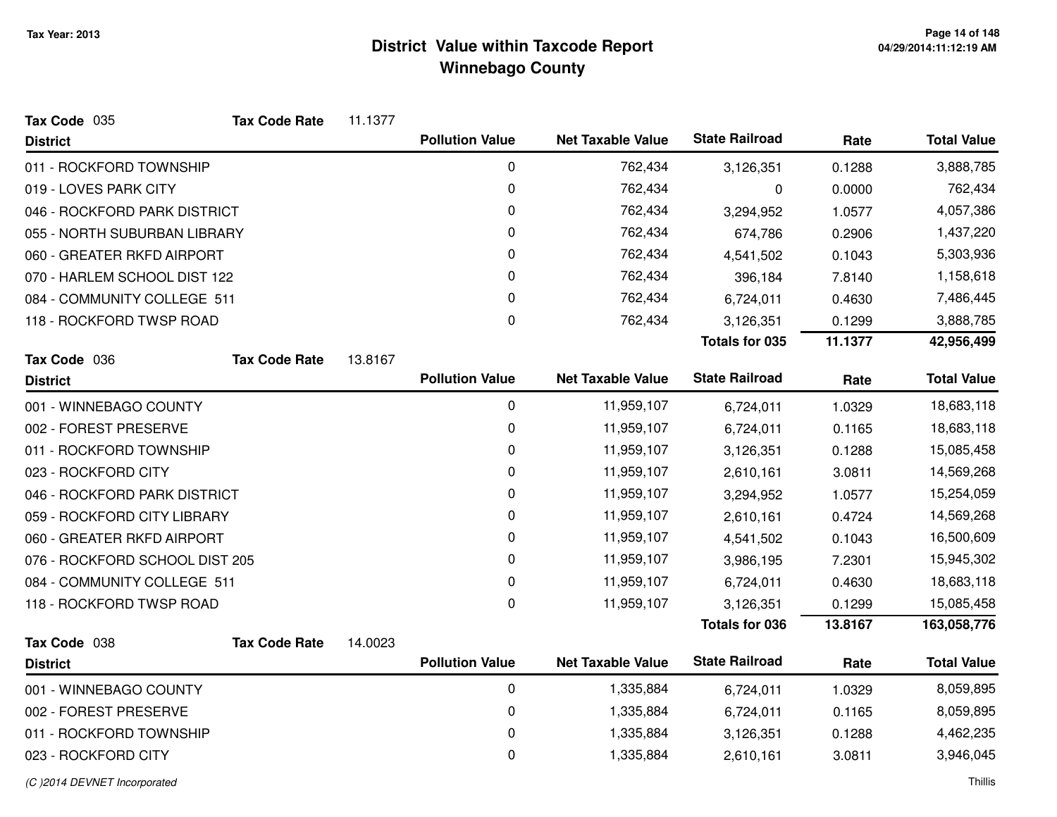# District Value within Taxcode Report
## Winnebago County

Tax Year: 2013

**Tax Code** 035 **Tax Code Rate** 11.1377

| District | Pollution Value | Net Taxable Value | State Railroad | Rate | Total Value |
|---|---|---|---|---|---|
| 011 - ROCKFORD TOWNSHIP | 0 | 762,434 | 3,126,351 | 0.1288 | 3,888,785 |
| 019 - LOVES PARK CITY | 0 | 762,434 | 0 | 0.0000 | 762,434 |
| 046 - ROCKFORD PARK DISTRICT | 0 | 762,434 | 3,294,952 | 1.0577 | 4,057,386 |
| 055 - NORTH SUBURBAN LIBRARY | 0 | 762,434 | 674,786 | 0.2906 | 1,437,220 |
| 060 - GREATER RKFD AIRPORT | 0 | 762,434 | 4,541,502 | 0.1043 | 5,303,936 |
| 070 - HARLEM SCHOOL DIST 122 | 0 | 762,434 | 396,184 | 7.8140 | 1,158,618 |
| 084 - COMMUNITY COLLEGE 511 | 0 | 762,434 | 6,724,011 | 0.4630 | 7,486,445 |
| 118 - ROCKFORD TWSP ROAD | 0 | 762,434 | 3,126,351 | 0.1299 | 3,888,785 |
| | | | **Totals for 035** | **11.1377** | **42,956,499** |

**Tax Code** 036 **Tax Code Rate** 13.8167

| District | Pollution Value | Net Taxable Value | State Railroad | Rate | Total Value |
|---|---|---|---|---|---|
| 001 - WINNEBAGO COUNTY | 0 | 11,959,107 | 6,724,011 | 1.0329 | 18,683,118 |
| 002 - FOREST PRESERVE | 0 | 11,959,107 | 6,724,011 | 0.1165 | 18,683,118 |
| 011 - ROCKFORD TOWNSHIP | 0 | 11,959,107 | 3,126,351 | 0.1288 | 15,085,458 |
| 023 - ROCKFORD CITY | 0 | 11,959,107 | 2,610,161 | 3.0811 | 14,569,268 |
| 046 - ROCKFORD PARK DISTRICT | 0 | 11,959,107 | 3,294,952 | 1.0577 | 15,254,059 |
| 059 - ROCKFORD CITY LIBRARY | 0 | 11,959,107 | 2,610,161 | 0.4724 | 14,569,268 |
| 060 - GREATER RKFD AIRPORT | 0 | 11,959,107 | 4,541,502 | 0.1043 | 16,500,609 |
| 076 - ROCKFORD SCHOOL DIST 205 | 0 | 11,959,107 | 3,986,195 | 7.2301 | 15,945,302 |
| 084 - COMMUNITY COLLEGE 511 | 0 | 11,959,107 | 6,724,011 | 0.4630 | 18,683,118 |
| 118 - ROCKFORD TWSP ROAD | 0 | 11,959,107 | 3,126,351 | 0.1299 | 15,085,458 |
| | | | **Totals for 036** | **13.8167** | **163,058,776** |

**Tax Code** 038 **Tax Code Rate** 14.0023

| District | Pollution Value | Net Taxable Value | State Railroad | Rate | Total Value |
|---|---|---|---|---|---|
| 001 - WINNEBAGO COUNTY | 0 | 1,335,884 | 6,724,011 | 1.0329 | 8,059,895 |
| 002 - FOREST PRESERVE | 0 | 1,335,884 | 6,724,011 | 0.1165 | 8,059,895 |
| 011 - ROCKFORD TOWNSHIP | 0 | 1,335,884 | 3,126,351 | 0.1288 | 4,462,235 |
| 023 - ROCKFORD CITY | 0 | 1,335,884 | 2,610,161 | 3.0811 | 3,946,045 |

(C )2014 DEVNET Incorporated — Thillis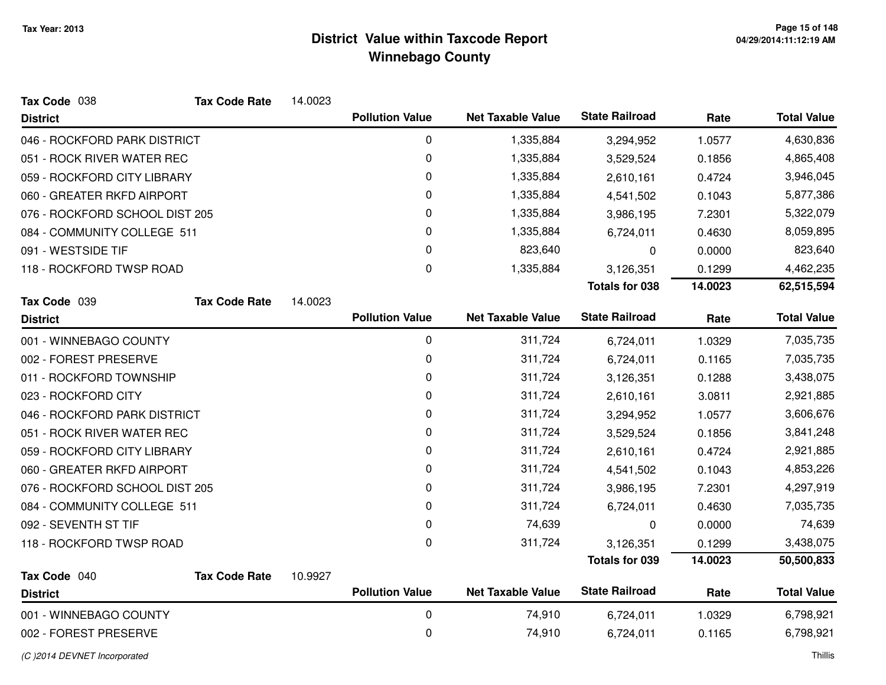# District Value within Taxcode Report
## Winnebago County

Tax Year: 2013

**Tax Code** 038 **Tax Code Rate** 14.0023

| District | Pollution Value | Net Taxable Value | State Railroad | Rate | Total Value |
|---|---|---|---|---|---|
| 046 - ROCKFORD PARK DISTRICT | 0 | 1,335,884 | 3,294,952 | 1.0577 | 4,630,836 |
| 051 - ROCK RIVER WATER REC | 0 | 1,335,884 | 3,529,524 | 0.1856 | 4,865,408 |
| 059 - ROCKFORD CITY LIBRARY | 0 | 1,335,884 | 2,610,161 | 0.4724 | 3,946,045 |
| 060 - GREATER RKFD AIRPORT | 0 | 1,335,884 | 4,541,502 | 0.1043 | 5,877,386 |
| 076 - ROCKFORD SCHOOL DIST 205 | 0 | 1,335,884 | 3,986,195 | 7.2301 | 5,322,079 |
| 084 - COMMUNITY COLLEGE 511 | 0 | 1,335,884 | 6,724,011 | 0.4630 | 8,059,895 |
| 091 - WESTSIDE TIF | 0 | 823,640 | 0 | 0.0000 | 823,640 |
| 118 - ROCKFORD TWSP ROAD | 0 | 1,335,884 | 3,126,351 | 0.1299 | 4,462,235 |
| | | | **Totals for 038** | **14.0023** | **62,515,594** |

**Tax Code** 039 **Tax Code Rate** 14.0023

| District | Pollution Value | Net Taxable Value | State Railroad | Rate | Total Value |
|---|---|---|---|---|---|
| 001 - WINNEBAGO COUNTY | 0 | 311,724 | 6,724,011 | 1.0329 | 7,035,735 |
| 002 - FOREST PRESERVE | 0 | 311,724 | 6,724,011 | 0.1165 | 7,035,735 |
| 011 - ROCKFORD TOWNSHIP | 0 | 311,724 | 3,126,351 | 0.1288 | 3,438,075 |
| 023 - ROCKFORD CITY | 0 | 311,724 | 2,610,161 | 3.0811 | 2,921,885 |
| 046 - ROCKFORD PARK DISTRICT | 0 | 311,724 | 3,294,952 | 1.0577 | 3,606,676 |
| 051 - ROCK RIVER WATER REC | 0 | 311,724 | 3,529,524 | 0.1856 | 3,841,248 |
| 059 - ROCKFORD CITY LIBRARY | 0 | 311,724 | 2,610,161 | 0.4724 | 2,921,885 |
| 060 - GREATER RKFD AIRPORT | 0 | 311,724 | 4,541,502 | 0.1043 | 4,853,226 |
| 076 - ROCKFORD SCHOOL DIST 205 | 0 | 311,724 | 3,986,195 | 7.2301 | 4,297,919 |
| 084 - COMMUNITY COLLEGE 511 | 0 | 311,724 | 6,724,011 | 0.4630 | 7,035,735 |
| 092 - SEVENTH ST TIF | 0 | 74,639 | 0 | 0.0000 | 74,639 |
| 118 - ROCKFORD TWSP ROAD | 0 | 311,724 | 3,126,351 | 0.1299 | 3,438,075 |
| | | | **Totals for 039** | **14.0023** | **50,500,833** |

**Tax Code** 040 **Tax Code Rate** 10.9927

| District | Pollution Value | Net Taxable Value | State Railroad | Rate | Total Value |
|---|---|---|---|---|---|
| 001 - WINNEBAGO COUNTY | 0 | 74,910 | 6,724,011 | 1.0329 | 6,798,921 |
| 002 - FOREST PRESERVE | 0 | 74,910 | 6,724,011 | 0.1165 | 6,798,921 |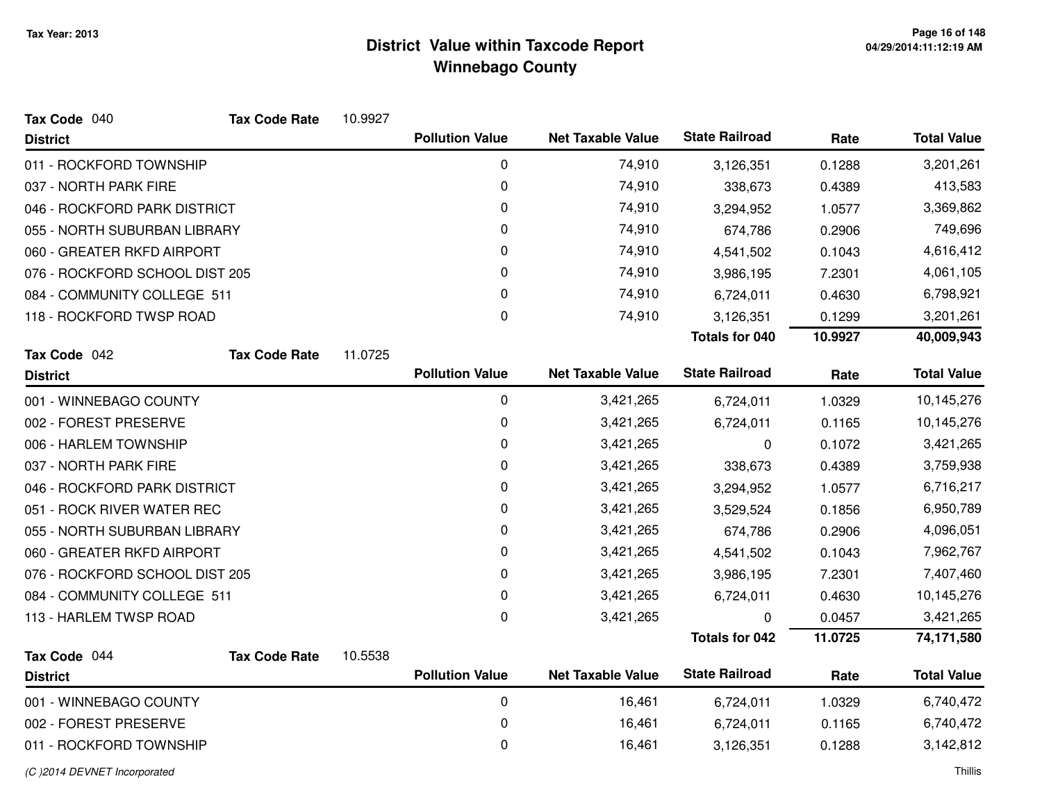# District Value within Taxcode Report
## Winnebago County

Tax Year: 2013

**Tax Code** 040 **Tax Code Rate** 10.9927

| District | Pollution Value | Net Taxable Value | State Railroad | Rate | Total Value |
|---|---|---|---|---|---|
| 011 - ROCKFORD TOWNSHIP | 0 | 74,910 | 3,126,351 | 0.1288 | 3,201,261 |
| 037 - NORTH PARK FIRE | 0 | 74,910 | 338,673 | 0.4389 | 413,583 |
| 046 - ROCKFORD PARK DISTRICT | 0 | 74,910 | 3,294,952 | 1.0577 | 3,369,862 |
| 055 - NORTH SUBURBAN LIBRARY | 0 | 74,910 | 674,786 | 0.2906 | 749,696 |
| 060 - GREATER RKFD AIRPORT | 0 | 74,910 | 4,541,502 | 0.1043 | 4,616,412 |
| 076 - ROCKFORD SCHOOL DIST 205 | 0 | 74,910 | 3,986,195 | 7.2301 | 4,061,105 |
| 084 - COMMUNITY COLLEGE 511 | 0 | 74,910 | 6,724,011 | 0.4630 | 6,798,921 |
| 118 - ROCKFORD TWSP ROAD | 0 | 74,910 | 3,126,351 | 0.1299 | 3,201,261 |
| | | | **Totals for 040** | **10.9927** | **40,009,943** |

**Tax Code** 042 **Tax Code Rate** 11.0725

| District | Pollution Value | Net Taxable Value | State Railroad | Rate | Total Value |
|---|---|---|---|---|---|
| 001 - WINNEBAGO COUNTY | 0 | 3,421,265 | 6,724,011 | 1.0329 | 10,145,276 |
| 002 - FOREST PRESERVE | 0 | 3,421,265 | 6,724,011 | 0.1165 | 10,145,276 |
| 006 - HARLEM TOWNSHIP | 0 | 3,421,265 | 0 | 0.1072 | 3,421,265 |
| 037 - NORTH PARK FIRE | 0 | 3,421,265 | 338,673 | 0.4389 | 3,759,938 |
| 046 - ROCKFORD PARK DISTRICT | 0 | 3,421,265 | 3,294,952 | 1.0577 | 6,716,217 |
| 051 - ROCK RIVER WATER REC | 0 | 3,421,265 | 3,529,524 | 0.1856 | 6,950,789 |
| 055 - NORTH SUBURBAN LIBRARY | 0 | 3,421,265 | 674,786 | 0.2906 | 4,096,051 |
| 060 - GREATER RKFD AIRPORT | 0 | 3,421,265 | 4,541,502 | 0.1043 | 7,962,767 |
| 076 - ROCKFORD SCHOOL DIST 205 | 0 | 3,421,265 | 3,986,195 | 7.2301 | 7,407,460 |
| 084 - COMMUNITY COLLEGE 511 | 0 | 3,421,265 | 6,724,011 | 0.4630 | 10,145,276 |
| 113 - HARLEM TWSP ROAD | 0 | 3,421,265 | 0 | 0.0457 | 3,421,265 |
| | | | **Totals for 042** | **11.0725** | **74,171,580** |

**Tax Code** 044 **Tax Code Rate** 10.5538

| District | Pollution Value | Net Taxable Value | State Railroad | Rate | Total Value |
|---|---|---|---|---|---|
| 001 - WINNEBAGO COUNTY | 0 | 16,461 | 6,724,011 | 1.0329 | 6,740,472 |
| 002 - FOREST PRESERVE | 0 | 16,461 | 6,724,011 | 0.1165 | 6,740,472 |
| 011 - ROCKFORD TOWNSHIP | 0 | 16,461 | 3,126,351 | 0.1288 | 3,142,812 |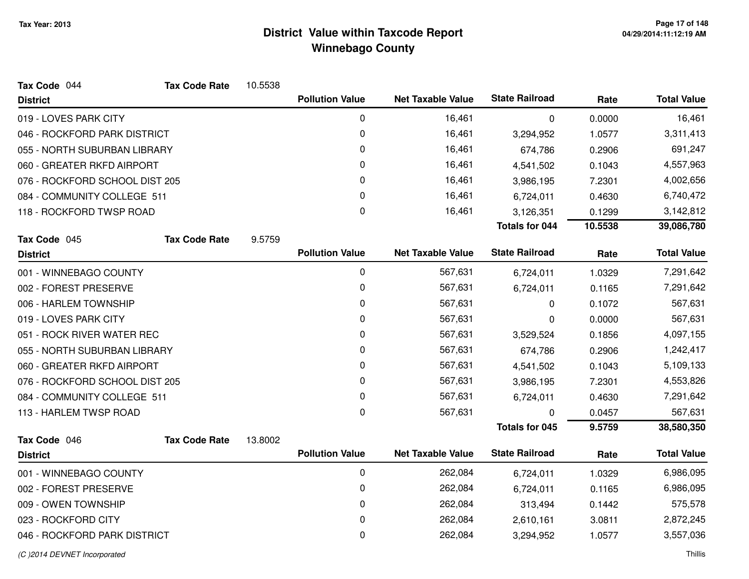# District Value within Taxcode Report
## Winnebago County

Tax Year: 2013

**Tax Code** 044 **Tax Code Rate** 10.5538

| District | Pollution Value | Net Taxable Value | State Railroad | Rate | Total Value |
|---|---|---|---|---|---|
| 019 - LOVES PARK CITY | 0 | 16,461 | 0 | 0.0000 | 16,461 |
| 046 - ROCKFORD PARK DISTRICT | 0 | 16,461 | 3,294,952 | 1.0577 | 3,311,413 |
| 055 - NORTH SUBURBAN LIBRARY | 0 | 16,461 | 674,786 | 0.2906 | 691,247 |
| 060 - GREATER RKFD AIRPORT | 0 | 16,461 | 4,541,502 | 0.1043 | 4,557,963 |
| 076 - ROCKFORD SCHOOL DIST 205 | 0 | 16,461 | 3,986,195 | 7.2301 | 4,002,656 |
| 084 - COMMUNITY COLLEGE 511 | 0 | 16,461 | 6,724,011 | 0.4630 | 6,740,472 |
| 118 - ROCKFORD TWSP ROAD | 0 | 16,461 | 3,126,351 | 0.1299 | 3,142,812 |
| | | | **Totals for 044** | **10.5538** | **39,086,780** |

**Tax Code** 045 **Tax Code Rate** 9.5759

| District | Pollution Value | Net Taxable Value | State Railroad | Rate | Total Value |
|---|---|---|---|---|---|
| 001 - WINNEBAGO COUNTY | 0 | 567,631 | 6,724,011 | 1.0329 | 7,291,642 |
| 002 - FOREST PRESERVE | 0 | 567,631 | 6,724,011 | 0.1165 | 7,291,642 |
| 006 - HARLEM TOWNSHIP | 0 | 567,631 | 0 | 0.1072 | 567,631 |
| 019 - LOVES PARK CITY | 0 | 567,631 | 0 | 0.0000 | 567,631 |
| 051 - ROCK RIVER WATER REC | 0 | 567,631 | 3,529,524 | 0.1856 | 4,097,155 |
| 055 - NORTH SUBURBAN LIBRARY | 0 | 567,631 | 674,786 | 0.2906 | 1,242,417 |
| 060 - GREATER RKFD AIRPORT | 0 | 567,631 | 4,541,502 | 0.1043 | 5,109,133 |
| 076 - ROCKFORD SCHOOL DIST 205 | 0 | 567,631 | 3,986,195 | 7.2301 | 4,553,826 |
| 084 - COMMUNITY COLLEGE 511 | 0 | 567,631 | 6,724,011 | 0.4630 | 7,291,642 |
| 113 - HARLEM TWSP ROAD | 0 | 567,631 | 0 | 0.0457 | 567,631 |
| | | | **Totals for 045** | **9.5759** | **38,580,350** |

**Tax Code** 046 **Tax Code Rate** 13.8002

| District | Pollution Value | Net Taxable Value | State Railroad | Rate | Total Value |
|---|---|---|---|---|---|
| 001 - WINNEBAGO COUNTY | 0 | 262,084 | 6,724,011 | 1.0329 | 6,986,095 |
| 002 - FOREST PRESERVE | 0 | 262,084 | 6,724,011 | 0.1165 | 6,986,095 |
| 009 - OWEN TOWNSHIP | 0 | 262,084 | 313,494 | 0.1442 | 575,578 |
| 023 - ROCKFORD CITY | 0 | 262,084 | 2,610,161 | 3.0811 | 2,872,245 |
| 046 - ROCKFORD PARK DISTRICT | 0 | 262,084 | 3,294,952 | 1.0577 | 3,557,036 |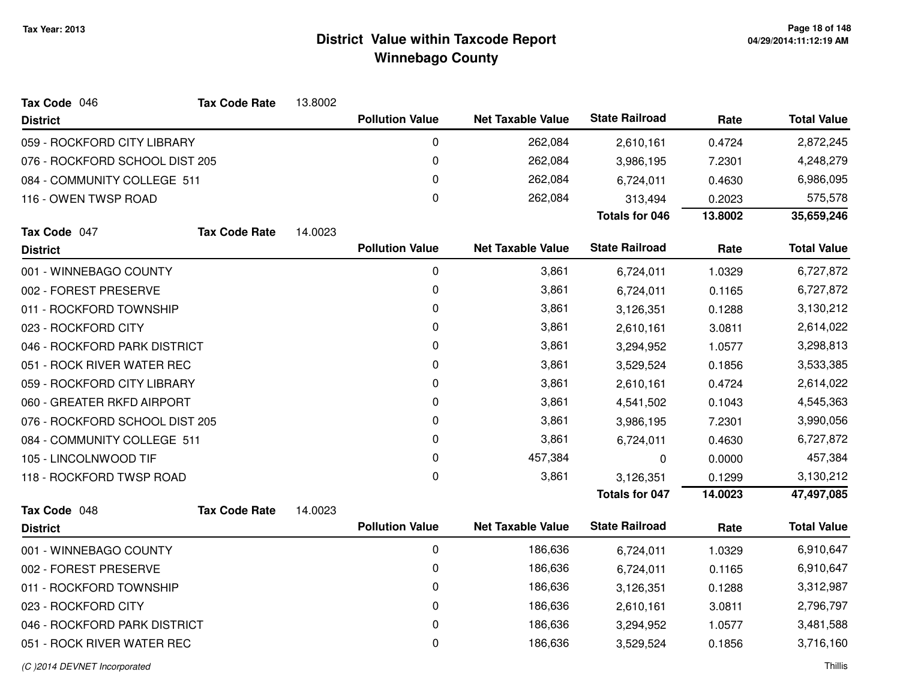## District Value within Taxcode Report
## Winnebago County

Tax Year: 2013

**Tax Code** 046 **Tax Code Rate** 13.8002

| District | Pollution Value | Net Taxable Value | State Railroad | Rate | Total Value |
|---|---|---|---|---|---|
| 059 - ROCKFORD CITY LIBRARY | 0 | 262,084 | 2,610,161 | 0.4724 | 2,872,245 |
| 076 - ROCKFORD SCHOOL DIST 205 | 0 | 262,084 | 3,986,195 | 7.2301 | 4,248,279 |
| 084 - COMMUNITY COLLEGE 511 | 0 | 262,084 | 6,724,011 | 0.4630 | 6,986,095 |
| 116 - OWEN TWSP ROAD | 0 | 262,084 | 313,494 | 0.2023 | 575,578 |
| | | | **Totals for 046** | **13.8002** | **35,659,246** |

**Tax Code** 047 **Tax Code Rate** 14.0023

| District | Pollution Value | Net Taxable Value | State Railroad | Rate | Total Value |
|---|---|---|---|---|---|
| 001 - WINNEBAGO COUNTY | 0 | 3,861 | 6,724,011 | 1.0329 | 6,727,872 |
| 002 - FOREST PRESERVE | 0 | 3,861 | 6,724,011 | 0.1165 | 6,727,872 |
| 011 - ROCKFORD TOWNSHIP | 0 | 3,861 | 3,126,351 | 0.1288 | 3,130,212 |
| 023 - ROCKFORD CITY | 0 | 3,861 | 2,610,161 | 3.0811 | 2,614,022 |
| 046 - ROCKFORD PARK DISTRICT | 0 | 3,861 | 3,294,952 | 1.0577 | 3,298,813 |
| 051 - ROCK RIVER WATER REC | 0 | 3,861 | 3,529,524 | 0.1856 | 3,533,385 |
| 059 - ROCKFORD CITY LIBRARY | 0 | 3,861 | 2,610,161 | 0.4724 | 2,614,022 |
| 060 - GREATER RKFD AIRPORT | 0 | 3,861 | 4,541,502 | 0.1043 | 4,545,363 |
| 076 - ROCKFORD SCHOOL DIST 205 | 0 | 3,861 | 3,986,195 | 7.2301 | 3,990,056 |
| 084 - COMMUNITY COLLEGE 511 | 0 | 3,861 | 6,724,011 | 0.4630 | 6,727,872 |
| 105 - LINCOLNWOOD TIF | 0 | 457,384 | 0 | 0.0000 | 457,384 |
| 118 - ROCKFORD TWSP ROAD | 0 | 3,861 | 3,126,351 | 0.1299 | 3,130,212 |
| | | | **Totals for 047** | **14.0023** | **47,497,085** |

**Tax Code** 048 **Tax Code Rate** 14.0023

| District | Pollution Value | Net Taxable Value | State Railroad | Rate | Total Value |
|---|---|---|---|---|---|
| 001 - WINNEBAGO COUNTY | 0 | 186,636 | 6,724,011 | 1.0329 | 6,910,647 |
| 002 - FOREST PRESERVE | 0 | 186,636 | 6,724,011 | 0.1165 | 6,910,647 |
| 011 - ROCKFORD TOWNSHIP | 0 | 186,636 | 3,126,351 | 0.1288 | 3,312,987 |
| 023 - ROCKFORD CITY | 0 | 186,636 | 2,610,161 | 3.0811 | 2,796,797 |
| 046 - ROCKFORD PARK DISTRICT | 0 | 186,636 | 3,294,952 | 1.0577 | 3,481,588 |
| 051 - ROCK RIVER WATER REC | 0 | 186,636 | 3,529,524 | 0.1856 | 3,716,160 |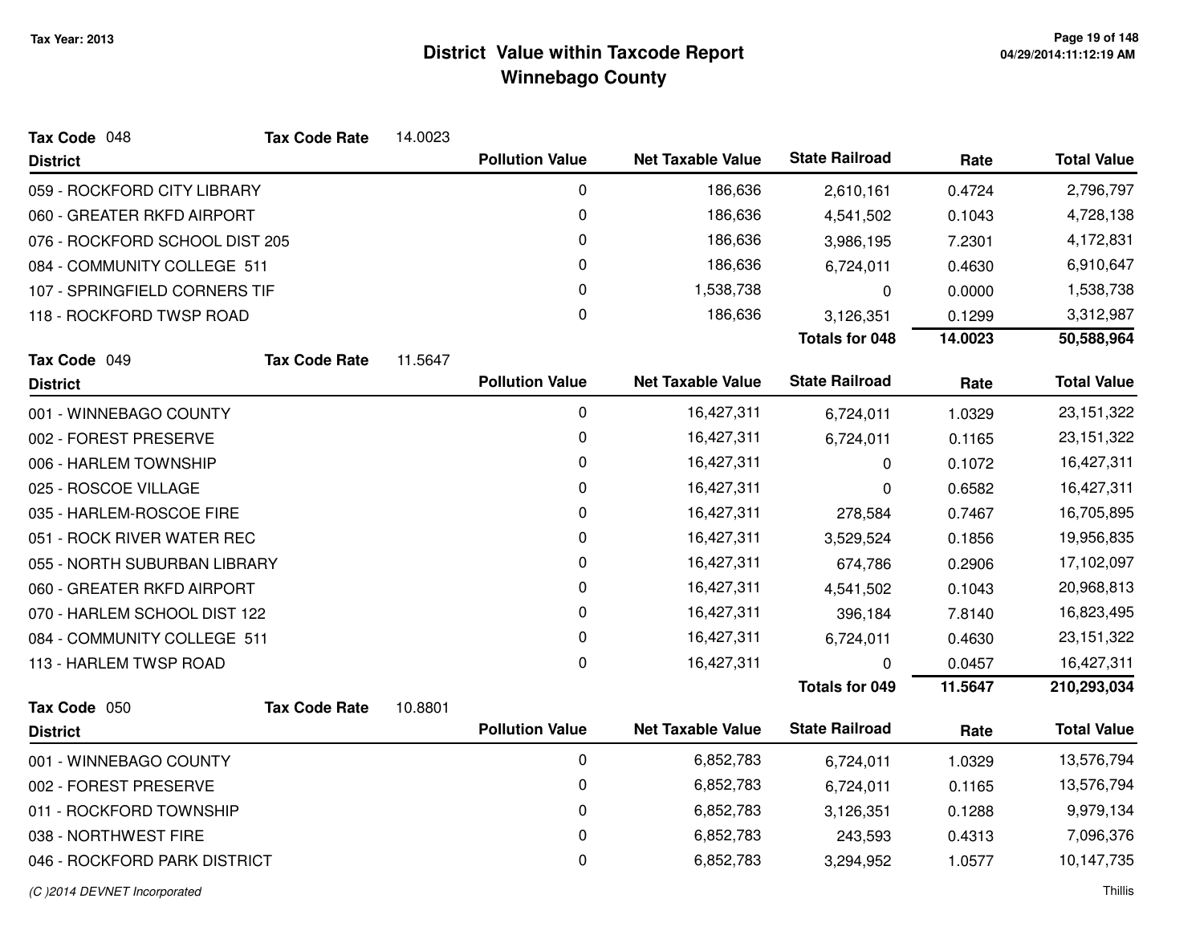# District Value within Taxcode Report
## Winnebago County

Tax Year: 2013

**Tax Code** 048 **Tax Code Rate** 14.0023

| District | Pollution Value | Net Taxable Value | State Railroad | Rate | Total Value |
|---|---|---|---|---|---|
| 059 - ROCKFORD CITY LIBRARY | 0 | 186,636 | 2,610,161 | 0.4724 | 2,796,797 |
| 060 - GREATER RKFD AIRPORT | 0 | 186,636 | 4,541,502 | 0.1043 | 4,728,138 |
| 076 - ROCKFORD SCHOOL DIST 205 | 0 | 186,636 | 3,986,195 | 7.2301 | 4,172,831 |
| 084 - COMMUNITY COLLEGE 511 | 0 | 186,636 | 6,724,011 | 0.4630 | 6,910,647 |
| 107 - SPRINGFIELD CORNERS TIF | 0 | 1,538,738 | 0 | 0.0000 | 1,538,738 |
| 118 - ROCKFORD TWSP ROAD | 0 | 186,636 | 3,126,351 | 0.1299 | 3,312,987 |
| | | | **Totals for 048** | **14.0023** | **50,588,964** |

**Tax Code** 049 **Tax Code Rate** 11.5647

| District | Pollution Value | Net Taxable Value | State Railroad | Rate | Total Value |
|---|---|---|---|---|---|
| 001 - WINNEBAGO COUNTY | 0 | 16,427,311 | 6,724,011 | 1.0329 | 23,151,322 |
| 002 - FOREST PRESERVE | 0 | 16,427,311 | 6,724,011 | 0.1165 | 23,151,322 |
| 006 - HARLEM TOWNSHIP | 0 | 16,427,311 | 0 | 0.1072 | 16,427,311 |
| 025 - ROSCOE VILLAGE | 0 | 16,427,311 | 0 | 0.6582 | 16,427,311 |
| 035 - HARLEM-ROSCOE FIRE | 0 | 16,427,311 | 278,584 | 0.7467 | 16,705,895 |
| 051 - ROCK RIVER WATER REC | 0 | 16,427,311 | 3,529,524 | 0.1856 | 19,956,835 |
| 055 - NORTH SUBURBAN LIBRARY | 0 | 16,427,311 | 674,786 | 0.2906 | 17,102,097 |
| 060 - GREATER RKFD AIRPORT | 0 | 16,427,311 | 4,541,502 | 0.1043 | 20,968,813 |
| 070 - HARLEM SCHOOL DIST 122 | 0 | 16,427,311 | 396,184 | 7.8140 | 16,823,495 |
| 084 - COMMUNITY COLLEGE 511 | 0 | 16,427,311 | 6,724,011 | 0.4630 | 23,151,322 |
| 113 - HARLEM TWSP ROAD | 0 | 16,427,311 | 0 | 0.0457 | 16,427,311 |
| | | | **Totals for 049** | **11.5647** | **210,293,034** |

**Tax Code** 050 **Tax Code Rate** 10.8801

| District | Pollution Value | Net Taxable Value | State Railroad | Rate | Total Value |
|---|---|---|---|---|---|
| 001 - WINNEBAGO COUNTY | 0 | 6,852,783 | 6,724,011 | 1.0329 | 13,576,794 |
| 002 - FOREST PRESERVE | 0 | 6,852,783 | 6,724,011 | 0.1165 | 13,576,794 |
| 011 - ROCKFORD TOWNSHIP | 0 | 6,852,783 | 3,126,351 | 0.1288 | 9,979,134 |
| 038 - NORTHWEST FIRE | 0 | 6,852,783 | 243,593 | 0.4313 | 7,096,376 |
| 046 - ROCKFORD PARK DISTRICT | 0 | 6,852,783 | 3,294,952 | 1.0577 | 10,147,735 |

(C )2014 DEVNET Incorporated

Thillis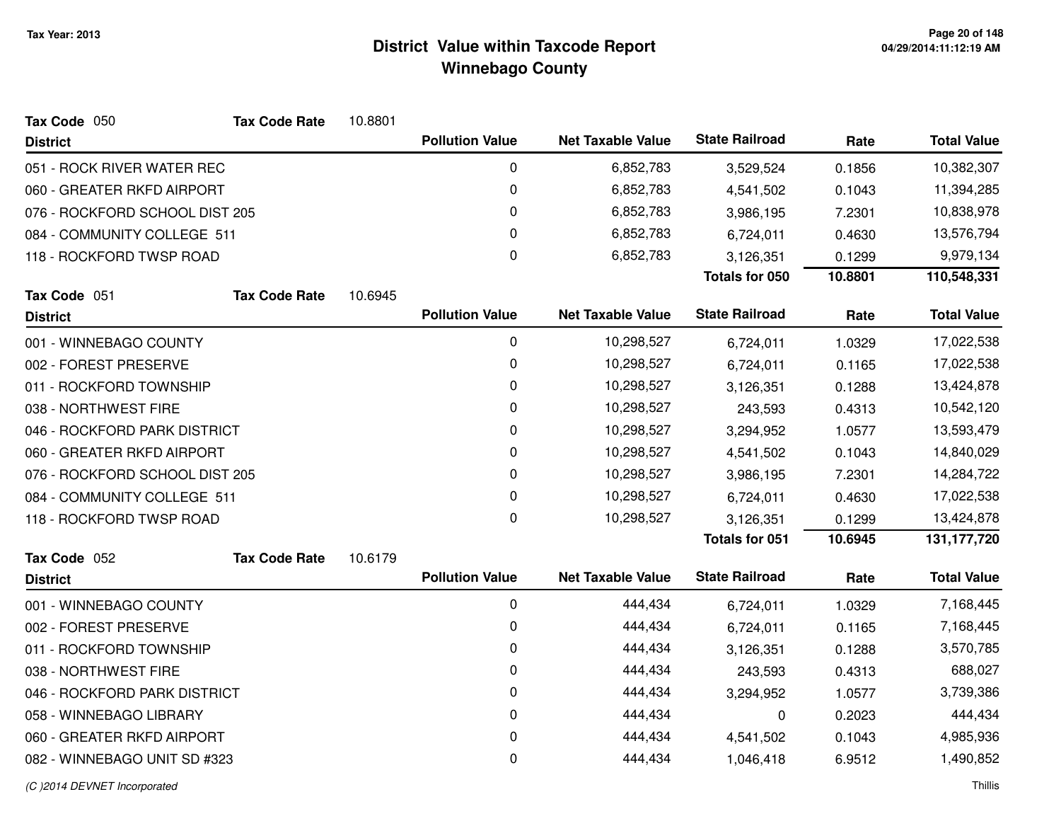# District Value within Taxcode Report
## Winnebago County

Tax Year: 2013

**Tax Code** 050 **Tax Code Rate** 10.8801

| District | Pollution Value | Net Taxable Value | State Railroad | Rate | Total Value |
|---|---|---|---|---|---|
| 051 - ROCK RIVER WATER REC | 0 | 6,852,783 | 3,529,524 | 0.1856 | 10,382,307 |
| 060 - GREATER RKFD AIRPORT | 0 | 6,852,783 | 4,541,502 | 0.1043 | 11,394,285 |
| 076 - ROCKFORD SCHOOL DIST 205 | 0 | 6,852,783 | 3,986,195 | 7.2301 | 10,838,978 |
| 084 - COMMUNITY COLLEGE 511 | 0 | 6,852,783 | 6,724,011 | 0.4630 | 13,576,794 |
| 118 - ROCKFORD TWSP ROAD | 0 | 6,852,783 | 3,126,351 | 0.1299 | 9,979,134 |
| | | | **Totals for 050** | **10.8801** | **110,548,331** |

**Tax Code** 051 **Tax Code Rate** 10.6945

| District | Pollution Value | Net Taxable Value | State Railroad | Rate | Total Value |
|---|---|---|---|---|---|
| 001 - WINNEBAGO COUNTY | 0 | 10,298,527 | 6,724,011 | 1.0329 | 17,022,538 |
| 002 - FOREST PRESERVE | 0 | 10,298,527 | 6,724,011 | 0.1165 | 17,022,538 |
| 011 - ROCKFORD TOWNSHIP | 0 | 10,298,527 | 3,126,351 | 0.1288 | 13,424,878 |
| 038 - NORTHWEST FIRE | 0 | 10,298,527 | 243,593 | 0.4313 | 10,542,120 |
| 046 - ROCKFORD PARK DISTRICT | 0 | 10,298,527 | 3,294,952 | 1.0577 | 13,593,479 |
| 060 - GREATER RKFD AIRPORT | 0 | 10,298,527 | 4,541,502 | 0.1043 | 14,840,029 |
| 076 - ROCKFORD SCHOOL DIST 205 | 0 | 10,298,527 | 3,986,195 | 7.2301 | 14,284,722 |
| 084 - COMMUNITY COLLEGE 511 | 0 | 10,298,527 | 6,724,011 | 0.4630 | 17,022,538 |
| 118 - ROCKFORD TWSP ROAD | 0 | 10,298,527 | 3,126,351 | 0.1299 | 13,424,878 |
| | | | **Totals for 051** | **10.6945** | **131,177,720** |

**Tax Code** 052 **Tax Code Rate** 10.6179

| District | Pollution Value | Net Taxable Value | State Railroad | Rate | Total Value |
|---|---|---|---|---|---|
| 001 - WINNEBAGO COUNTY | 0 | 444,434 | 6,724,011 | 1.0329 | 7,168,445 |
| 002 - FOREST PRESERVE | 0 | 444,434 | 6,724,011 | 0.1165 | 7,168,445 |
| 011 - ROCKFORD TOWNSHIP | 0 | 444,434 | 3,126,351 | 0.1288 | 3,570,785 |
| 038 - NORTHWEST FIRE | 0 | 444,434 | 243,593 | 0.4313 | 688,027 |
| 046 - ROCKFORD PARK DISTRICT | 0 | 444,434 | 3,294,952 | 1.0577 | 3,739,386 |
| 058 - WINNEBAGO LIBRARY | 0 | 444,434 | 0 | 0.2023 | 444,434 |
| 060 - GREATER RKFD AIRPORT | 0 | 444,434 | 4,541,502 | 0.1043 | 4,985,936 |
| 082 - WINNEBAGO UNIT SD #323 | 0 | 444,434 | 1,046,418 | 6.9512 | 1,490,852 |

*(C )2014 DEVNET Incorporated*

Thillis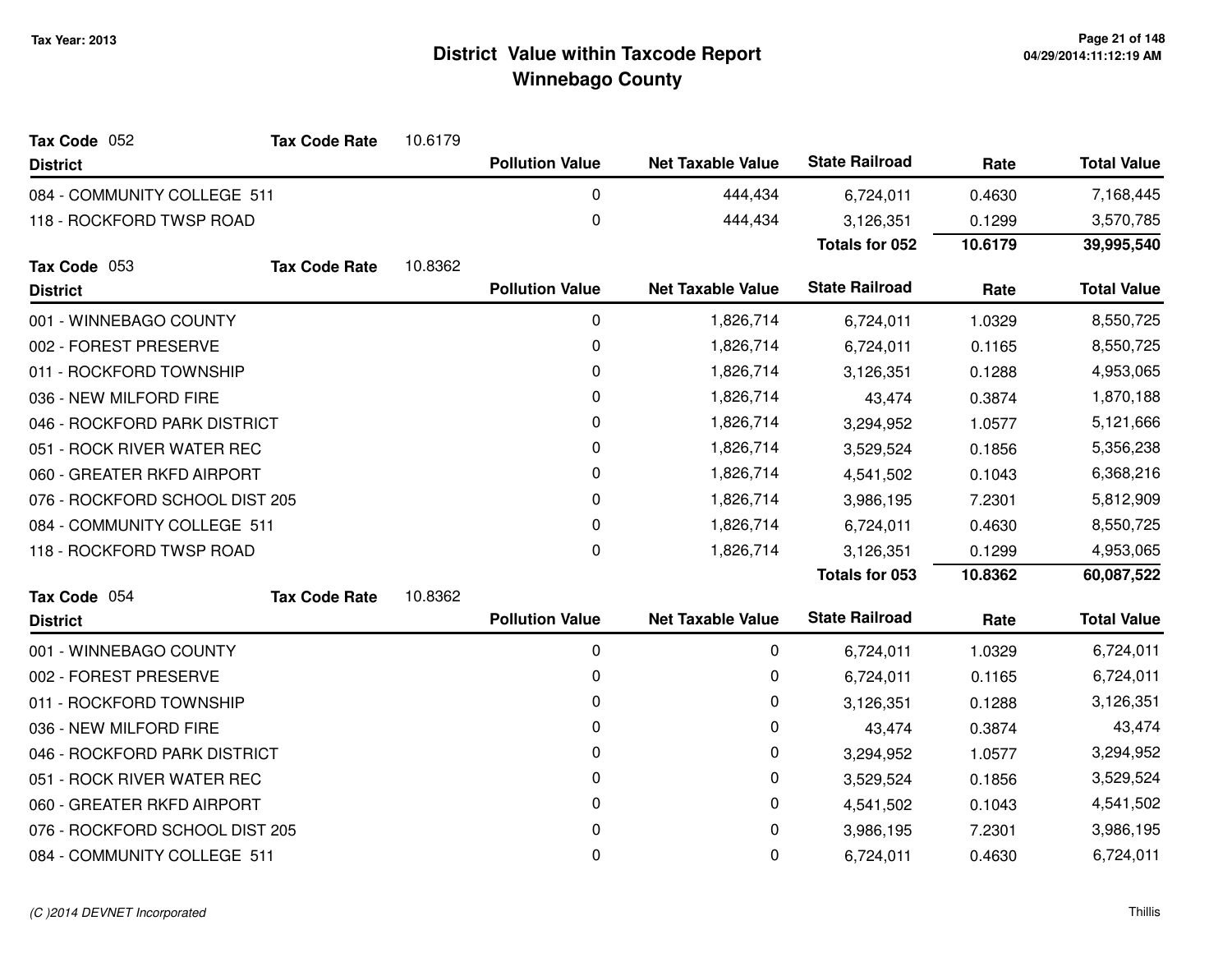# District Value within Taxcode Report
# Winnebago County

Tax Year: 2013

**Tax Code** 052 **Tax Code Rate** 10.6179

| District | Pollution Value | Net Taxable Value | State Railroad | Rate | Total Value |
|---|---|---|---|---|---|
| 084 - COMMUNITY COLLEGE 511 | 0 | 444,434 | 6,724,011 | 0.4630 | 7,168,445 |
| 118 - ROCKFORD TWSP ROAD | 0 | 444,434 | 3,126,351 | 0.1299 | 3,570,785 |
| | | | **Totals for 052** | **10.6179** | **39,995,540** |

**Tax Code** 053 **Tax Code Rate** 10.8362

| District | Pollution Value | Net Taxable Value | State Railroad | Rate | Total Value |
|---|---|---|---|---|---|
| 001 - WINNEBAGO COUNTY | 0 | 1,826,714 | 6,724,011 | 1.0329 | 8,550,725 |
| 002 - FOREST PRESERVE | 0 | 1,826,714 | 6,724,011 | 0.1165 | 8,550,725 |
| 011 - ROCKFORD TOWNSHIP | 0 | 1,826,714 | 3,126,351 | 0.1288 | 4,953,065 |
| 036 - NEW MILFORD FIRE | 0 | 1,826,714 | 43,474 | 0.3874 | 1,870,188 |
| 046 - ROCKFORD PARK DISTRICT | 0 | 1,826,714 | 3,294,952 | 1.0577 | 5,121,666 |
| 051 - ROCK RIVER WATER REC | 0 | 1,826,714 | 3,529,524 | 0.1856 | 5,356,238 |
| 060 - GREATER RKFD AIRPORT | 0 | 1,826,714 | 4,541,502 | 0.1043 | 6,368,216 |
| 076 - ROCKFORD SCHOOL DIST 205 | 0 | 1,826,714 | 3,986,195 | 7.2301 | 5,812,909 |
| 084 - COMMUNITY COLLEGE 511 | 0 | 1,826,714 | 6,724,011 | 0.4630 | 8,550,725 |
| 118 - ROCKFORD TWSP ROAD | 0 | 1,826,714 | 3,126,351 | 0.1299 | 4,953,065 |
| | | | **Totals for 053** | **10.8362** | **60,087,522** |

**Tax Code** 054 **Tax Code Rate** 10.8362

| District | Pollution Value | Net Taxable Value | State Railroad | Rate | Total Value |
|---|---|---|---|---|---|
| 001 - WINNEBAGO COUNTY | 0 | 0 | 6,724,011 | 1.0329 | 6,724,011 |
| 002 - FOREST PRESERVE | 0 | 0 | 6,724,011 | 0.1165 | 6,724,011 |
| 011 - ROCKFORD TOWNSHIP | 0 | 0 | 3,126,351 | 0.1288 | 3,126,351 |
| 036 - NEW MILFORD FIRE | 0 | 0 | 43,474 | 0.3874 | 43,474 |
| 046 - ROCKFORD PARK DISTRICT | 0 | 0 | 3,294,952 | 1.0577 | 3,294,952 |
| 051 - ROCK RIVER WATER REC | 0 | 0 | 3,529,524 | 0.1856 | 3,529,524 |
| 060 - GREATER RKFD AIRPORT | 0 | 0 | 4,541,502 | 0.1043 | 4,541,502 |
| 076 - ROCKFORD SCHOOL DIST 205 | 0 | 0 | 3,986,195 | 7.2301 | 3,986,195 |
| 084 - COMMUNITY COLLEGE 511 | 0 | 0 | 6,724,011 | 0.4630 | 6,724,011 |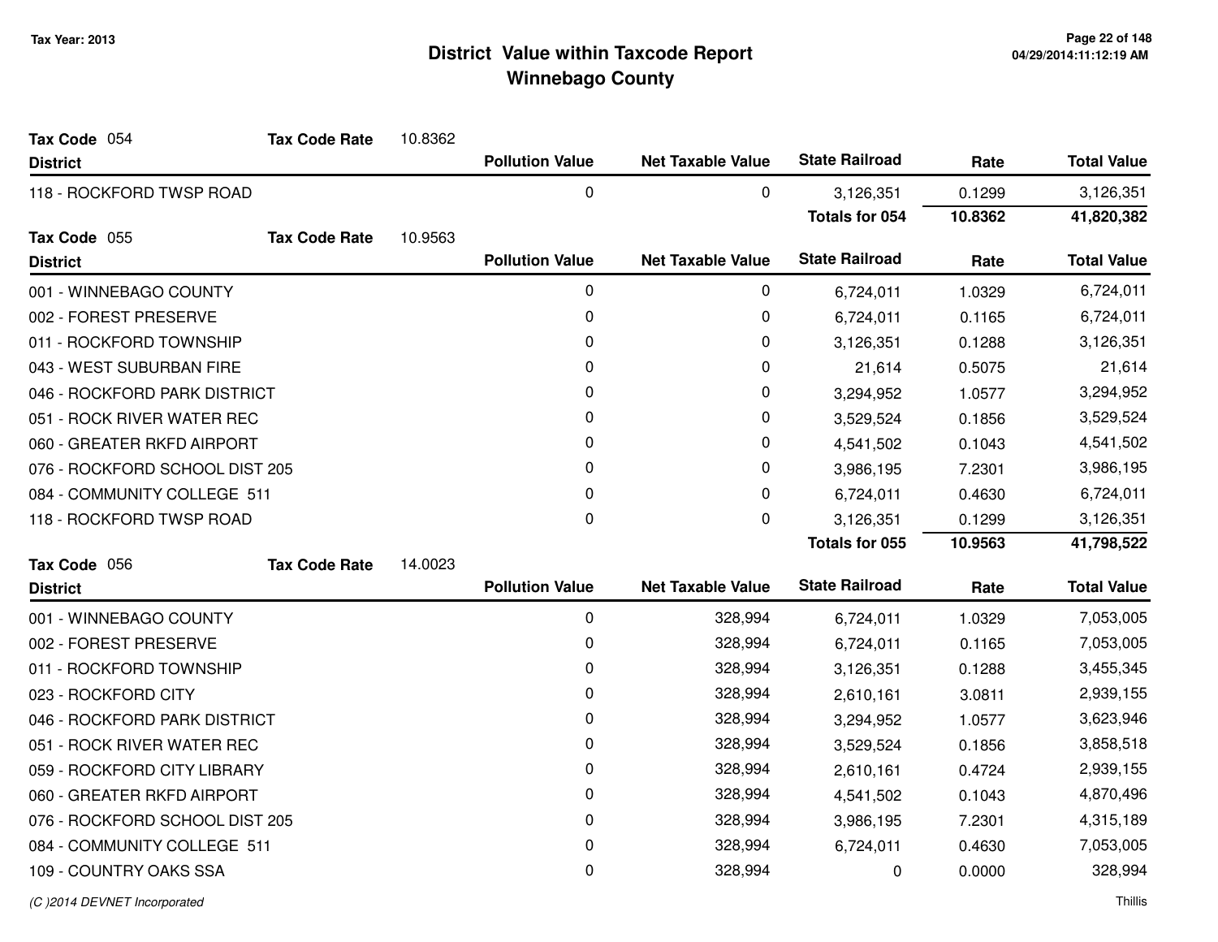# District Value within Taxcode Report
## Winnebago County

Tax Year: 2013

**Tax Code** 054 **Tax Code Rate** 10.8362

| District | Pollution Value | Net Taxable Value | State Railroad | Rate | Total Value |
|---|---|---|---|---|---|
| 118 - ROCKFORD TWSP ROAD | 0 | 0 | 3,126,351 | 0.1299 | 3,126,351 |
| | | | **Totals for 054** | **10.8362** | **41,820,382** |

**Tax Code** 055 **Tax Code Rate** 10.9563

| District | Pollution Value | Net Taxable Value | State Railroad | Rate | Total Value |
|---|---|---|---|---|---|
| 001 - WINNEBAGO COUNTY | 0 | 0 | 6,724,011 | 1.0329 | 6,724,011 |
| 002 - FOREST PRESERVE | 0 | 0 | 6,724,011 | 0.1165 | 6,724,011 |
| 011 - ROCKFORD TOWNSHIP | 0 | 0 | 3,126,351 | 0.1288 | 3,126,351 |
| 043 - WEST SUBURBAN FIRE | 0 | 0 | 21,614 | 0.5075 | 21,614 |
| 046 - ROCKFORD PARK DISTRICT | 0 | 0 | 3,294,952 | 1.0577 | 3,294,952 |
| 051 - ROCK RIVER WATER REC | 0 | 0 | 3,529,524 | 0.1856 | 3,529,524 |
| 060 - GREATER RKFD AIRPORT | 0 | 0 | 4,541,502 | 0.1043 | 4,541,502 |
| 076 - ROCKFORD SCHOOL DIST 205 | 0 | 0 | 3,986,195 | 7.2301 | 3,986,195 |
| 084 - COMMUNITY COLLEGE 511 | 0 | 0 | 6,724,011 | 0.4630 | 6,724,011 |
| 118 - ROCKFORD TWSP ROAD | 0 | 0 | 3,126,351 | 0.1299 | 3,126,351 |
| | | | **Totals for 055** | **10.9563** | **41,798,522** |

**Tax Code** 056 **Tax Code Rate** 14.0023

| District | Pollution Value | Net Taxable Value | State Railroad | Rate | Total Value |
|---|---|---|---|---|---|
| 001 - WINNEBAGO COUNTY | 0 | 328,994 | 6,724,011 | 1.0329 | 7,053,005 |
| 002 - FOREST PRESERVE | 0 | 328,994 | 6,724,011 | 0.1165 | 7,053,005 |
| 011 - ROCKFORD TOWNSHIP | 0 | 328,994 | 3,126,351 | 0.1288 | 3,455,345 |
| 023 - ROCKFORD CITY | 0 | 328,994 | 2,610,161 | 3.0811 | 2,939,155 |
| 046 - ROCKFORD PARK DISTRICT | 0 | 328,994 | 3,294,952 | 1.0577 | 3,623,946 |
| 051 - ROCK RIVER WATER REC | 0 | 328,994 | 3,529,524 | 0.1856 | 3,858,518 |
| 059 - ROCKFORD CITY LIBRARY | 0 | 328,994 | 2,610,161 | 0.4724 | 2,939,155 |
| 060 - GREATER RKFD AIRPORT | 0 | 328,994 | 4,541,502 | 0.1043 | 4,870,496 |
| 076 - ROCKFORD SCHOOL DIST 205 | 0 | 328,994 | 3,986,195 | 7.2301 | 4,315,189 |
| 084 - COMMUNITY COLLEGE 511 | 0 | 328,994 | 6,724,011 | 0.4630 | 7,053,005 |
| 109 - COUNTRY OAKS SSA | 0 | 328,994 | 0 | 0.0000 | 328,994 |

(C )2014 DEVNET Incorporated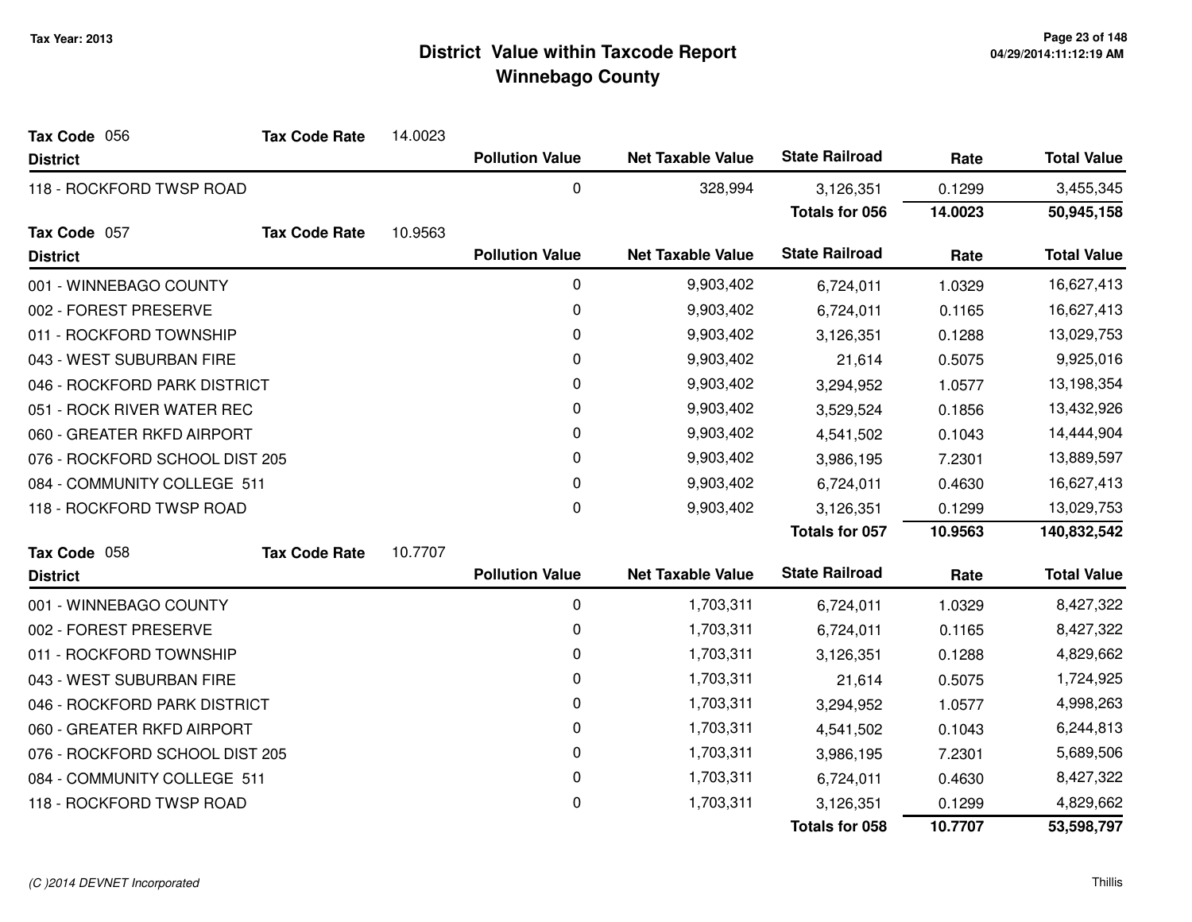# District Value within Taxcode Report
## Winnebago County

Tax Year: 2013

**Tax Code** 056 **Tax Code Rate** 14.0023

| District | Pollution Value | Net Taxable Value | State Railroad | Rate | Total Value |
|---|---|---|---|---|---|
| 118 - ROCKFORD TWSP ROAD | 0 | 328,994 | 3,126,351 | 0.1299 | 3,455,345 |
| | | | **Totals for 056** | **14.0023** | **50,945,158** |

**Tax Code** 057 **Tax Code Rate** 10.9563

| District | Pollution Value | Net Taxable Value | State Railroad | Rate | Total Value |
|---|---|---|---|---|---|
| 001 - WINNEBAGO COUNTY | 0 | 9,903,402 | 6,724,011 | 1.0329 | 16,627,413 |
| 002 - FOREST PRESERVE | 0 | 9,903,402 | 6,724,011 | 0.1165 | 16,627,413 |
| 011 - ROCKFORD TOWNSHIP | 0 | 9,903,402 | 3,126,351 | 0.1288 | 13,029,753 |
| 043 - WEST SUBURBAN FIRE | 0 | 9,903,402 | 21,614 | 0.5075 | 9,925,016 |
| 046 - ROCKFORD PARK DISTRICT | 0 | 9,903,402 | 3,294,952 | 1.0577 | 13,198,354 |
| 051 - ROCK RIVER WATER REC | 0 | 9,903,402 | 3,529,524 | 0.1856 | 13,432,926 |
| 060 - GREATER RKFD AIRPORT | 0 | 9,903,402 | 4,541,502 | 0.1043 | 14,444,904 |
| 076 - ROCKFORD SCHOOL DIST 205 | 0 | 9,903,402 | 3,986,195 | 7.2301 | 13,889,597 |
| 084 - COMMUNITY COLLEGE 511 | 0 | 9,903,402 | 6,724,011 | 0.4630 | 16,627,413 |
| 118 - ROCKFORD TWSP ROAD | 0 | 9,903,402 | 3,126,351 | 0.1299 | 13,029,753 |
| | | | **Totals for 057** | **10.9563** | **140,832,542** |

**Tax Code** 058 **Tax Code Rate** 10.7707

| District | Pollution Value | Net Taxable Value | State Railroad | Rate | Total Value |
|---|---|---|---|---|---|
| 001 - WINNEBAGO COUNTY | 0 | 1,703,311 | 6,724,011 | 1.0329 | 8,427,322 |
| 002 - FOREST PRESERVE | 0 | 1,703,311 | 6,724,011 | 0.1165 | 8,427,322 |
| 011 - ROCKFORD TOWNSHIP | 0 | 1,703,311 | 3,126,351 | 0.1288 | 4,829,662 |
| 043 - WEST SUBURBAN FIRE | 0 | 1,703,311 | 21,614 | 0.5075 | 1,724,925 |
| 046 - ROCKFORD PARK DISTRICT | 0 | 1,703,311 | 3,294,952 | 1.0577 | 4,998,263 |
| 060 - GREATER RKFD AIRPORT | 0 | 1,703,311 | 4,541,502 | 0.1043 | 6,244,813 |
| 076 - ROCKFORD SCHOOL DIST 205 | 0 | 1,703,311 | 3,986,195 | 7.2301 | 5,689,506 |
| 084 - COMMUNITY COLLEGE 511 | 0 | 1,703,311 | 6,724,011 | 0.4630 | 8,427,322 |
| 118 - ROCKFORD TWSP ROAD | 0 | 1,703,311 | 3,126,351 | 0.1299 | 4,829,662 |
| | | | **Totals for 058** | **10.7707** | **53,598,797** |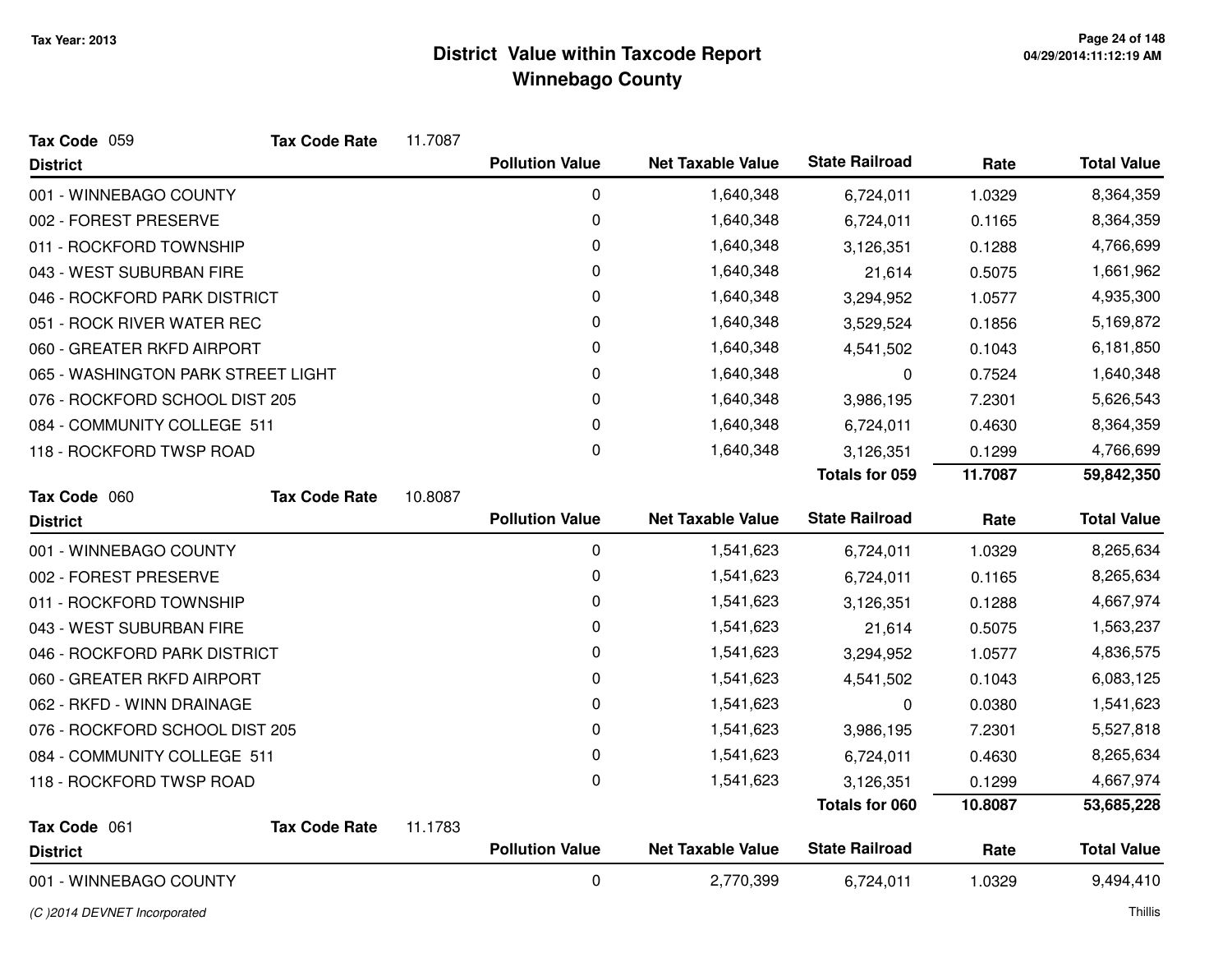# District Value within Taxcode Report
## Winnebago County

Tax Year: 2013

**Tax Code** 059 **Tax Code Rate** 11.7087

| District | Pollution Value | Net Taxable Value | State Railroad | Rate | Total Value |
|---|---|---|---|---|---|
| 001 - WINNEBAGO COUNTY | 0 | 1,640,348 | 6,724,011 | 1.0329 | 8,364,359 |
| 002 - FOREST PRESERVE | 0 | 1,640,348 | 6,724,011 | 0.1165 | 8,364,359 |
| 011 - ROCKFORD TOWNSHIP | 0 | 1,640,348 | 3,126,351 | 0.1288 | 4,766,699 |
| 043 - WEST SUBURBAN FIRE | 0 | 1,640,348 | 21,614 | 0.5075 | 1,661,962 |
| 046 - ROCKFORD PARK DISTRICT | 0 | 1,640,348 | 3,294,952 | 1.0577 | 4,935,300 |
| 051 - ROCK RIVER WATER REC | 0 | 1,640,348 | 3,529,524 | 0.1856 | 5,169,872 |
| 060 - GREATER RKFD AIRPORT | 0 | 1,640,348 | 4,541,502 | 0.1043 | 6,181,850 |
| 065 - WASHINGTON PARK STREET LIGHT | 0 | 1,640,348 | 0 | 0.7524 | 1,640,348 |
| 076 - ROCKFORD SCHOOL DIST 205 | 0 | 1,640,348 | 3,986,195 | 7.2301 | 5,626,543 |
| 084 - COMMUNITY COLLEGE 511 | 0 | 1,640,348 | 6,724,011 | 0.4630 | 8,364,359 |
| 118 - ROCKFORD TWSP ROAD | 0 | 1,640,348 | 3,126,351 | 0.1299 | 4,766,699 |
| | | | **Totals for 059** | **11.7087** | **59,842,350** |

**Tax Code** 060 **Tax Code Rate** 10.8087

| District | Pollution Value | Net Taxable Value | State Railroad | Rate | Total Value |
|---|---|---|---|---|---|
| 001 - WINNEBAGO COUNTY | 0 | 1,541,623 | 6,724,011 | 1.0329 | 8,265,634 |
| 002 - FOREST PRESERVE | 0 | 1,541,623 | 6,724,011 | 0.1165 | 8,265,634 |
| 011 - ROCKFORD TOWNSHIP | 0 | 1,541,623 | 3,126,351 | 0.1288 | 4,667,974 |
| 043 - WEST SUBURBAN FIRE | 0 | 1,541,623 | 21,614 | 0.5075 | 1,563,237 |
| 046 - ROCKFORD PARK DISTRICT | 0 | 1,541,623 | 3,294,952 | 1.0577 | 4,836,575 |
| 060 - GREATER RKFD AIRPORT | 0 | 1,541,623 | 4,541,502 | 0.1043 | 6,083,125 |
| 062 - RKFD - WINN DRAINAGE | 0 | 1,541,623 | 0 | 0.0380 | 1,541,623 |
| 076 - ROCKFORD SCHOOL DIST 205 | 0 | 1,541,623 | 3,986,195 | 7.2301 | 5,527,818 |
| 084 - COMMUNITY COLLEGE 511 | 0 | 1,541,623 | 6,724,011 | 0.4630 | 8,265,634 |
| 118 - ROCKFORD TWSP ROAD | 0 | 1,541,623 | 3,126,351 | 0.1299 | 4,667,974 |
| | | | **Totals for 060** | **10.8087** | **53,685,228** |

**Tax Code** 061 **Tax Code Rate** 11.1783

| District | Pollution Value | Net Taxable Value | State Railroad | Rate | Total Value |
|---|---|---|---|---|---|
| 001 - WINNEBAGO COUNTY | 0 | 2,770,399 | 6,724,011 | 1.0329 | 9,494,410 |

(C )2014 DEVNET Incorporated — Thillis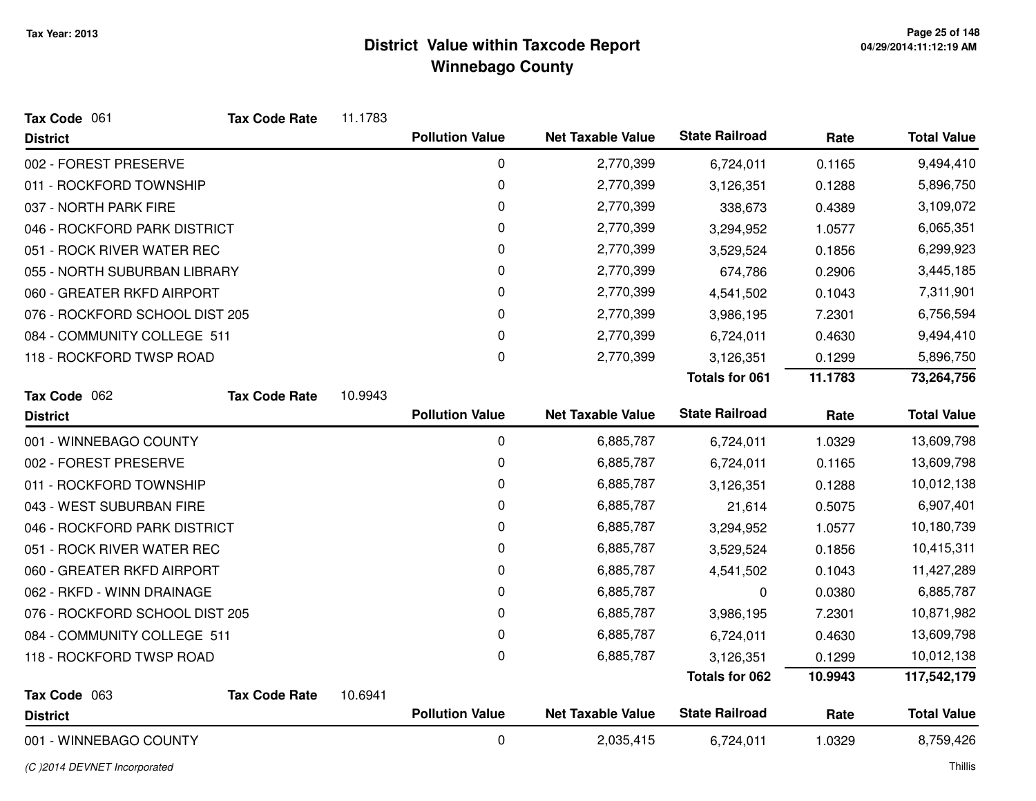# District Value within Taxcode Report
## Winnebago County

Tax Year: 2013

**Tax Code** 061 **Tax Code Rate** 11.1783

| District | Pollution Value | Net Taxable Value | State Railroad | Rate | Total Value |
|---|---|---|---|---|---|
| 002 - FOREST PRESERVE | 0 | 2,770,399 | 6,724,011 | 0.1165 | 9,494,410 |
| 011 - ROCKFORD TOWNSHIP | 0 | 2,770,399 | 3,126,351 | 0.1288 | 5,896,750 |
| 037 - NORTH PARK FIRE | 0 | 2,770,399 | 338,673 | 0.4389 | 3,109,072 |
| 046 - ROCKFORD PARK DISTRICT | 0 | 2,770,399 | 3,294,952 | 1.0577 | 6,065,351 |
| 051 - ROCK RIVER WATER REC | 0 | 2,770,399 | 3,529,524 | 0.1856 | 6,299,923 |
| 055 - NORTH SUBURBAN LIBRARY | 0 | 2,770,399 | 674,786 | 0.2906 | 3,445,185 |
| 060 - GREATER RKFD AIRPORT | 0 | 2,770,399 | 4,541,502 | 0.1043 | 7,311,901 |
| 076 - ROCKFORD SCHOOL DIST 205 | 0 | 2,770,399 | 3,986,195 | 7.2301 | 6,756,594 |
| 084 - COMMUNITY COLLEGE 511 | 0 | 2,770,399 | 6,724,011 | 0.4630 | 9,494,410 |
| 118 - ROCKFORD TWSP ROAD | 0 | 2,770,399 | 3,126,351 | 0.1299 | 5,896,750 |
| | | | **Totals for 061** | **11.1783** | **73,264,756** |

**Tax Code** 062 **Tax Code Rate** 10.9943

| District | Pollution Value | Net Taxable Value | State Railroad | Rate | Total Value |
|---|---|---|---|---|---|
| 001 - WINNEBAGO COUNTY | 0 | 6,885,787 | 6,724,011 | 1.0329 | 13,609,798 |
| 002 - FOREST PRESERVE | 0 | 6,885,787 | 6,724,011 | 0.1165 | 13,609,798 |
| 011 - ROCKFORD TOWNSHIP | 0 | 6,885,787 | 3,126,351 | 0.1288 | 10,012,138 |
| 043 - WEST SUBURBAN FIRE | 0 | 6,885,787 | 21,614 | 0.5075 | 6,907,401 |
| 046 - ROCKFORD PARK DISTRICT | 0 | 6,885,787 | 3,294,952 | 1.0577 | 10,180,739 |
| 051 - ROCK RIVER WATER REC | 0 | 6,885,787 | 3,529,524 | 0.1856 | 10,415,311 |
| 060 - GREATER RKFD AIRPORT | 0 | 6,885,787 | 4,541,502 | 0.1043 | 11,427,289 |
| 062 - RKFD - WINN DRAINAGE | 0 | 6,885,787 | 0 | 0.0380 | 6,885,787 |
| 076 - ROCKFORD SCHOOL DIST 205 | 0 | 6,885,787 | 3,986,195 | 7.2301 | 10,871,982 |
| 084 - COMMUNITY COLLEGE 511 | 0 | 6,885,787 | 6,724,011 | 0.4630 | 13,609,798 |
| 118 - ROCKFORD TWSP ROAD | 0 | 6,885,787 | 3,126,351 | 0.1299 | 10,012,138 |
| | | | **Totals for 062** | **10.9943** | **117,542,179** |

**Tax Code** 063 **Tax Code Rate** 10.6941

| District | Pollution Value | Net Taxable Value | State Railroad | Rate | Total Value |
|---|---|---|---|---|---|
| 001 - WINNEBAGO COUNTY | 0 | 2,035,415 | 6,724,011 | 1.0329 | 8,759,426 |

*(C )2014 DEVNET Incorporated* Thillis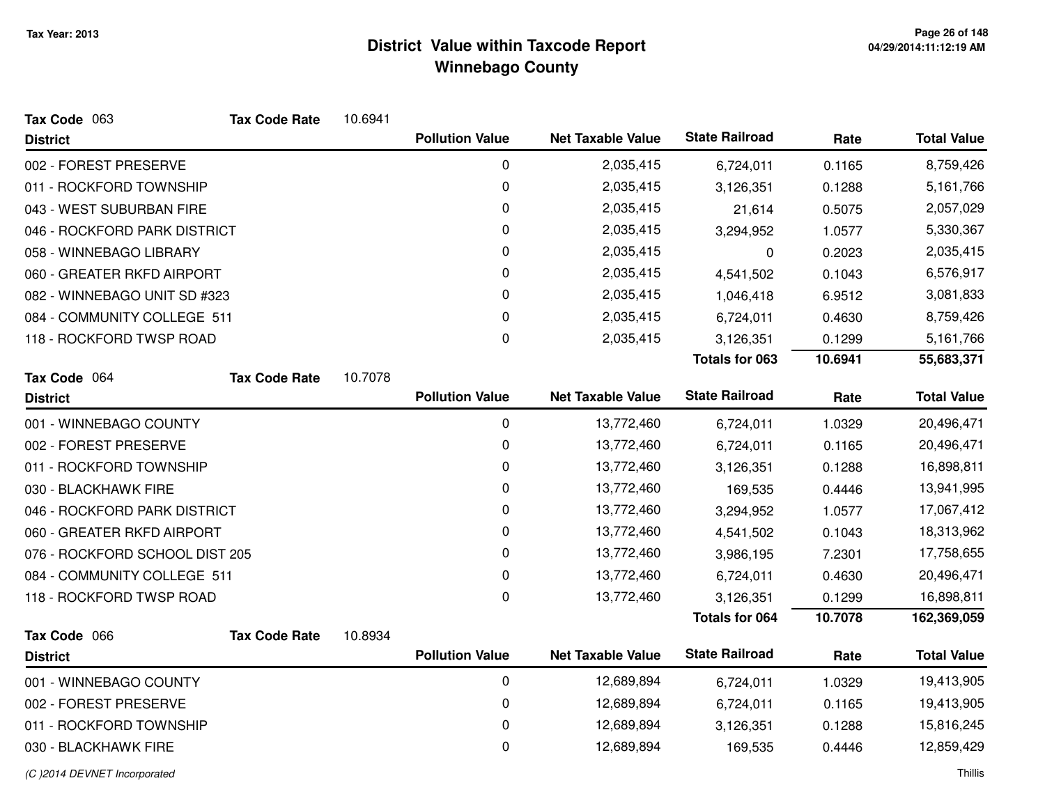# District Value within Taxcode Report
## Winnebago County

Tax Year: 2013

**Tax Code** 063 **Tax Code Rate** 10.6941

| District | Pollution Value | Net Taxable Value | State Railroad | Rate | Total Value |
|---|---|---|---|---|---|
| 002 - FOREST PRESERVE | 0 | 2,035,415 | 6,724,011 | 0.1165 | 8,759,426 |
| 011 - ROCKFORD TOWNSHIP | 0 | 2,035,415 | 3,126,351 | 0.1288 | 5,161,766 |
| 043 - WEST SUBURBAN FIRE | 0 | 2,035,415 | 21,614 | 0.5075 | 2,057,029 |
| 046 - ROCKFORD PARK DISTRICT | 0 | 2,035,415 | 3,294,952 | 1.0577 | 5,330,367 |
| 058 - WINNEBAGO LIBRARY | 0 | 2,035,415 | 0 | 0.2023 | 2,035,415 |
| 060 - GREATER RKFD AIRPORT | 0 | 2,035,415 | 4,541,502 | 0.1043 | 6,576,917 |
| 082 - WINNEBAGO UNIT SD #323 | 0 | 2,035,415 | 1,046,418 | 6.9512 | 3,081,833 |
| 084 - COMMUNITY COLLEGE 511 | 0 | 2,035,415 | 6,724,011 | 0.4630 | 8,759,426 |
| 118 - ROCKFORD TWSP ROAD | 0 | 2,035,415 | 3,126,351 | 0.1299 | 5,161,766 |
| | | | **Totals for 063** | **10.6941** | **55,683,371** |

**Tax Code** 064 **Tax Code Rate** 10.7078

| District | Pollution Value | Net Taxable Value | State Railroad | Rate | Total Value |
|---|---|---|---|---|---|
| 001 - WINNEBAGO COUNTY | 0 | 13,772,460 | 6,724,011 | 1.0329 | 20,496,471 |
| 002 - FOREST PRESERVE | 0 | 13,772,460 | 6,724,011 | 0.1165 | 20,496,471 |
| 011 - ROCKFORD TOWNSHIP | 0 | 13,772,460 | 3,126,351 | 0.1288 | 16,898,811 |
| 030 - BLACKHAWK FIRE | 0 | 13,772,460 | 169,535 | 0.4446 | 13,941,995 |
| 046 - ROCKFORD PARK DISTRICT | 0 | 13,772,460 | 3,294,952 | 1.0577 | 17,067,412 |
| 060 - GREATER RKFD AIRPORT | 0 | 13,772,460 | 4,541,502 | 0.1043 | 18,313,962 |
| 076 - ROCKFORD SCHOOL DIST 205 | 0 | 13,772,460 | 3,986,195 | 7.2301 | 17,758,655 |
| 084 - COMMUNITY COLLEGE 511 | 0 | 13,772,460 | 6,724,011 | 0.4630 | 20,496,471 |
| 118 - ROCKFORD TWSP ROAD | 0 | 13,772,460 | 3,126,351 | 0.1299 | 16,898,811 |
| | | | **Totals for 064** | **10.7078** | **162,369,059** |

**Tax Code** 066 **Tax Code Rate** 10.8934

| District | Pollution Value | Net Taxable Value | State Railroad | Rate | Total Value |
|---|---|---|---|---|---|
| 001 - WINNEBAGO COUNTY | 0 | 12,689,894 | 6,724,011 | 1.0329 | 19,413,905 |
| 002 - FOREST PRESERVE | 0 | 12,689,894 | 6,724,011 | 0.1165 | 19,413,905 |
| 011 - ROCKFORD TOWNSHIP | 0 | 12,689,894 | 3,126,351 | 0.1288 | 15,816,245 |
| 030 - BLACKHAWK FIRE | 0 | 12,689,894 | 169,535 | 0.4446 | 12,859,429 |

(C )2014 DEVNET Incorporated Thillis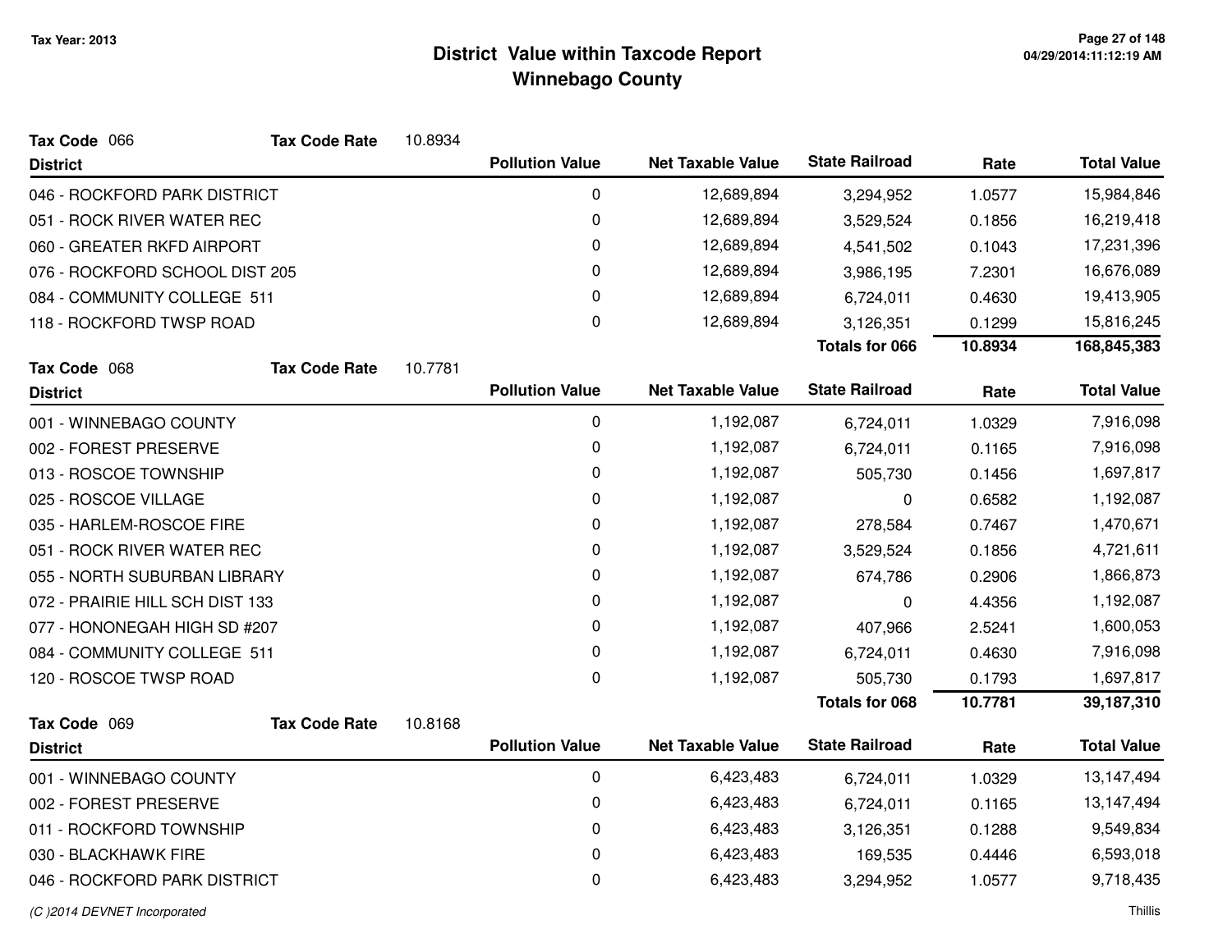# District Value within Taxcode Report
## Winnebago County

Tax Year: 2013

**Tax Code** 066 **Tax Code Rate** 10.8934

| District | Pollution Value | Net Taxable Value | State Railroad | Rate | Total Value |
|---|---|---|---|---|---|
| 046 - ROCKFORD PARK DISTRICT | 0 | 12,689,894 | 3,294,952 | 1.0577 | 15,984,846 |
| 051 - ROCK RIVER WATER REC | 0 | 12,689,894 | 3,529,524 | 0.1856 | 16,219,418 |
| 060 - GREATER RKFD AIRPORT | 0 | 12,689,894 | 4,541,502 | 0.1043 | 17,231,396 |
| 076 - ROCKFORD SCHOOL DIST 205 | 0 | 12,689,894 | 3,986,195 | 7.2301 | 16,676,089 |
| 084 - COMMUNITY COLLEGE 511 | 0 | 12,689,894 | 6,724,011 | 0.4630 | 19,413,905 |
| 118 - ROCKFORD TWSP ROAD | 0 | 12,689,894 | 3,126,351 | 0.1299 | 15,816,245 |
| | | | **Totals for 066** | **10.8934** | **168,845,383** |

**Tax Code** 068 **Tax Code Rate** 10.7781

| District | Pollution Value | Net Taxable Value | State Railroad | Rate | Total Value |
|---|---|---|---|---|---|
| 001 - WINNEBAGO COUNTY | 0 | 1,192,087 | 6,724,011 | 1.0329 | 7,916,098 |
| 002 - FOREST PRESERVE | 0 | 1,192,087 | 6,724,011 | 0.1165 | 7,916,098 |
| 013 - ROSCOE TOWNSHIP | 0 | 1,192,087 | 505,730 | 0.1456 | 1,697,817 |
| 025 - ROSCOE VILLAGE | 0 | 1,192,087 | 0 | 0.6582 | 1,192,087 |
| 035 - HARLEM-ROSCOE FIRE | 0 | 1,192,087 | 278,584 | 0.7467 | 1,470,671 |
| 051 - ROCK RIVER WATER REC | 0 | 1,192,087 | 3,529,524 | 0.1856 | 4,721,611 |
| 055 - NORTH SUBURBAN LIBRARY | 0 | 1,192,087 | 674,786 | 0.2906 | 1,866,873 |
| 072 - PRAIRIE HILL SCH DIST 133 | 0 | 1,192,087 | 0 | 4.4356 | 1,192,087 |
| 077 - HONONEGAH HIGH SD #207 | 0 | 1,192,087 | 407,966 | 2.5241 | 1,600,053 |
| 084 - COMMUNITY COLLEGE 511 | 0 | 1,192,087 | 6,724,011 | 0.4630 | 7,916,098 |
| 120 - ROSCOE TWSP ROAD | 0 | 1,192,087 | 505,730 | 0.1793 | 1,697,817 |
| | | | **Totals for 068** | **10.7781** | **39,187,310** |

**Tax Code** 069 **Tax Code Rate** 10.8168

| District | Pollution Value | Net Taxable Value | State Railroad | Rate | Total Value |
|---|---|---|---|---|---|
| 001 - WINNEBAGO COUNTY | 0 | 6,423,483 | 6,724,011 | 1.0329 | 13,147,494 |
| 002 - FOREST PRESERVE | 0 | 6,423,483 | 6,724,011 | 0.1165 | 13,147,494 |
| 011 - ROCKFORD TOWNSHIP | 0 | 6,423,483 | 3,126,351 | 0.1288 | 9,549,834 |
| 030 - BLACKHAWK FIRE | 0 | 6,423,483 | 169,535 | 0.4446 | 6,593,018 |
| 046 - ROCKFORD PARK DISTRICT | 0 | 6,423,483 | 3,294,952 | 1.0577 | 9,718,435 |

(C )2014 DEVNET Incorporated

Thillis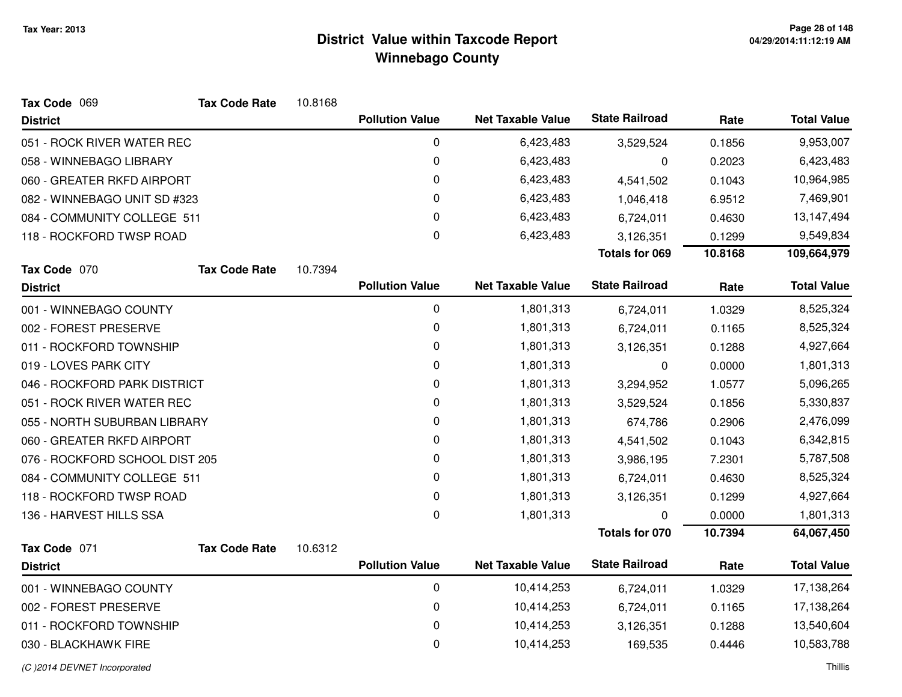# District Value within Taxcode Report
## Winnebago County

Tax Year: 2013

**Tax Code** 069 **Tax Code Rate** 10.8168

| District | Pollution Value | Net Taxable Value | State Railroad | Rate | Total Value |
|---|---|---|---|---|---|
| 051 - ROCK RIVER WATER REC | 0 | 6,423,483 | 3,529,524 | 0.1856 | 9,953,007 |
| 058 - WINNEBAGO LIBRARY | 0 | 6,423,483 | 0 | 0.2023 | 6,423,483 |
| 060 - GREATER RKFD AIRPORT | 0 | 6,423,483 | 4,541,502 | 0.1043 | 10,964,985 |
| 082 - WINNEBAGO UNIT SD #323 | 0 | 6,423,483 | 1,046,418 | 6.9512 | 7,469,901 |
| 084 - COMMUNITY COLLEGE 511 | 0 | 6,423,483 | 6,724,011 | 0.4630 | 13,147,494 |
| 118 - ROCKFORD TWSP ROAD | 0 | 6,423,483 | 3,126,351 | 0.1299 | 9,549,834 |
| | | | **Totals for 069** | **10.8168** | **109,664,979** |

**Tax Code** 070 **Tax Code Rate** 10.7394

| District | Pollution Value | Net Taxable Value | State Railroad | Rate | Total Value |
|---|---|---|---|---|---|
| 001 - WINNEBAGO COUNTY | 0 | 1,801,313 | 6,724,011 | 1.0329 | 8,525,324 |
| 002 - FOREST PRESERVE | 0 | 1,801,313 | 6,724,011 | 0.1165 | 8,525,324 |
| 011 - ROCKFORD TOWNSHIP | 0 | 1,801,313 | 3,126,351 | 0.1288 | 4,927,664 |
| 019 - LOVES PARK CITY | 0 | 1,801,313 | 0 | 0.0000 | 1,801,313 |
| 046 - ROCKFORD PARK DISTRICT | 0 | 1,801,313 | 3,294,952 | 1.0577 | 5,096,265 |
| 051 - ROCK RIVER WATER REC | 0 | 1,801,313 | 3,529,524 | 0.1856 | 5,330,837 |
| 055 - NORTH SUBURBAN LIBRARY | 0 | 1,801,313 | 674,786 | 0.2906 | 2,476,099 |
| 060 - GREATER RKFD AIRPORT | 0 | 1,801,313 | 4,541,502 | 0.1043 | 6,342,815 |
| 076 - ROCKFORD SCHOOL DIST 205 | 0 | 1,801,313 | 3,986,195 | 7.2301 | 5,787,508 |
| 084 - COMMUNITY COLLEGE 511 | 0 | 1,801,313 | 6,724,011 | 0.4630 | 8,525,324 |
| 118 - ROCKFORD TWSP ROAD | 0 | 1,801,313 | 3,126,351 | 0.1299 | 4,927,664 |
| 136 - HARVEST HILLS SSA | 0 | 1,801,313 | 0 | 0.0000 | 1,801,313 |
| | | | **Totals for 070** | **10.7394** | **64,067,450** |

**Tax Code** 071 **Tax Code Rate** 10.6312

| District | Pollution Value | Net Taxable Value | State Railroad | Rate | Total Value |
|---|---|---|---|---|---|
| 001 - WINNEBAGO COUNTY | 0 | 10,414,253 | 6,724,011 | 1.0329 | 17,138,264 |
| 002 - FOREST PRESERVE | 0 | 10,414,253 | 6,724,011 | 0.1165 | 17,138,264 |
| 011 - ROCKFORD TOWNSHIP | 0 | 10,414,253 | 3,126,351 | 0.1288 | 13,540,604 |
| 030 - BLACKHAWK FIRE | 0 | 10,414,253 | 169,535 | 0.4446 | 10,583,788 |

(C )2014 DEVNET Incorporated

Thillis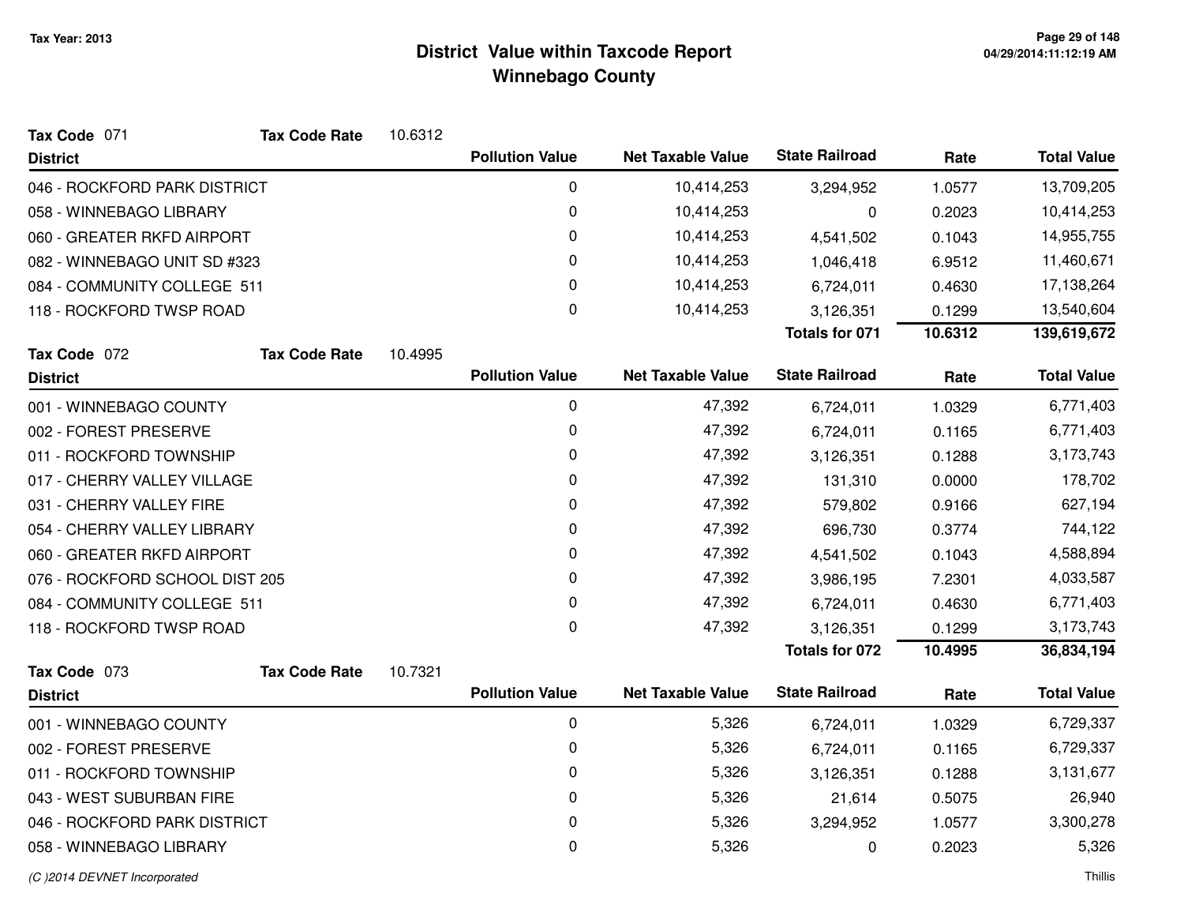# District Value within Taxcode Report
## Winnebago County

Tax Year: 2013

**Tax Code** 071 **Tax Code Rate** 10.6312

| District | Pollution Value | Net Taxable Value | State Railroad | Rate | Total Value |
|---|---|---|---|---|---|
| 046 - ROCKFORD PARK DISTRICT | 0 | 10,414,253 | 3,294,952 | 1.0577 | 13,709,205 |
| 058 - WINNEBAGO LIBRARY | 0 | 10,414,253 | 0 | 0.2023 | 10,414,253 |
| 060 - GREATER RKFD AIRPORT | 0 | 10,414,253 | 4,541,502 | 0.1043 | 14,955,755 |
| 082 - WINNEBAGO UNIT SD #323 | 0 | 10,414,253 | 1,046,418 | 6.9512 | 11,460,671 |
| 084 - COMMUNITY COLLEGE 511 | 0 | 10,414,253 | 6,724,011 | 0.4630 | 17,138,264 |
| 118 - ROCKFORD TWSP ROAD | 0 | 10,414,253 | 3,126,351 | 0.1299 | 13,540,604 |
| | | | **Totals for 071** | **10.6312** | **139,619,672** |

**Tax Code** 072 **Tax Code Rate** 10.4995

| District | Pollution Value | Net Taxable Value | State Railroad | Rate | Total Value |
|---|---|---|---|---|---|
| 001 - WINNEBAGO COUNTY | 0 | 47,392 | 6,724,011 | 1.0329 | 6,771,403 |
| 002 - FOREST PRESERVE | 0 | 47,392 | 6,724,011 | 0.1165 | 6,771,403 |
| 011 - ROCKFORD TOWNSHIP | 0 | 47,392 | 3,126,351 | 0.1288 | 3,173,743 |
| 017 - CHERRY VALLEY VILLAGE | 0 | 47,392 | 131,310 | 0.0000 | 178,702 |
| 031 - CHERRY VALLEY FIRE | 0 | 47,392 | 579,802 | 0.9166 | 627,194 |
| 054 - CHERRY VALLEY LIBRARY | 0 | 47,392 | 696,730 | 0.3774 | 744,122 |
| 060 - GREATER RKFD AIRPORT | 0 | 47,392 | 4,541,502 | 0.1043 | 4,588,894 |
| 076 - ROCKFORD SCHOOL DIST 205 | 0 | 47,392 | 3,986,195 | 7.2301 | 4,033,587 |
| 084 - COMMUNITY COLLEGE 511 | 0 | 47,392 | 6,724,011 | 0.4630 | 6,771,403 |
| 118 - ROCKFORD TWSP ROAD | 0 | 47,392 | 3,126,351 | 0.1299 | 3,173,743 |
| | | | **Totals for 072** | **10.4995** | **36,834,194** |

**Tax Code** 073 **Tax Code Rate** 10.7321

| District | Pollution Value | Net Taxable Value | State Railroad | Rate | Total Value |
|---|---|---|---|---|---|
| 001 - WINNEBAGO COUNTY | 0 | 5,326 | 6,724,011 | 1.0329 | 6,729,337 |
| 002 - FOREST PRESERVE | 0 | 5,326 | 6,724,011 | 0.1165 | 6,729,337 |
| 011 - ROCKFORD TOWNSHIP | 0 | 5,326 | 3,126,351 | 0.1288 | 3,131,677 |
| 043 - WEST SUBURBAN FIRE | 0 | 5,326 | 21,614 | 0.5075 | 26,940 |
| 046 - ROCKFORD PARK DISTRICT | 0 | 5,326 | 3,294,952 | 1.0577 | 3,300,278 |
| 058 - WINNEBAGO LIBRARY | 0 | 5,326 | 0 | 0.2023 | 5,326 |

(C )2014 DEVNET Incorporated

Thillis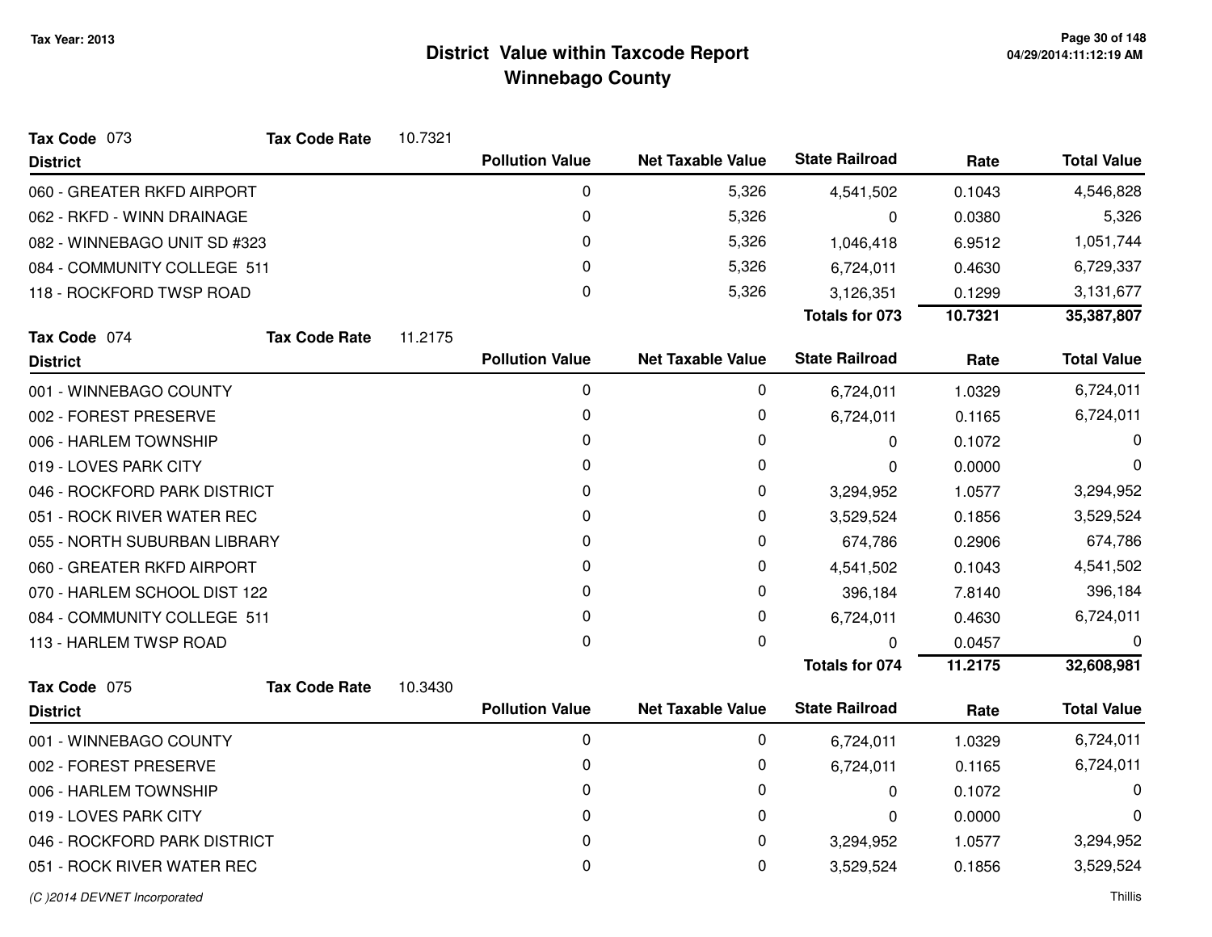# District Value within Taxcode Report
## Winnebago County

Tax Year: 2013

**Tax Code** 073 **Tax Code Rate** 10.7321

| District | Pollution Value | Net Taxable Value | State Railroad | Rate | Total Value |
|---|---|---|---|---|---|
| 060 - GREATER RKFD AIRPORT | 0 | 5,326 | 4,541,502 | 0.1043 | 4,546,828 |
| 062 - RKFD - WINN DRAINAGE | 0 | 5,326 | 0 | 0.0380 | 5,326 |
| 082 - WINNEBAGO UNIT SD #323 | 0 | 5,326 | 1,046,418 | 6.9512 | 1,051,744 |
| 084 - COMMUNITY COLLEGE 511 | 0 | 5,326 | 6,724,011 | 0.4630 | 6,729,337 |
| 118 - ROCKFORD TWSP ROAD | 0 | 5,326 | 3,126,351 | 0.1299 | 3,131,677 |
| | | | **Totals for 073** | **10.7321** | **35,387,807** |

**Tax Code** 074 **Tax Code Rate** 11.2175

| District | Pollution Value | Net Taxable Value | State Railroad | Rate | Total Value |
|---|---|---|---|---|---|
| 001 - WINNEBAGO COUNTY | 0 | 0 | 6,724,011 | 1.0329 | 6,724,011 |
| 002 - FOREST PRESERVE | 0 | 0 | 6,724,011 | 0.1165 | 6,724,011 |
| 006 - HARLEM TOWNSHIP | 0 | 0 | 0 | 0.1072 | 0 |
| 019 - LOVES PARK CITY | 0 | 0 | 0 | 0.0000 | 0 |
| 046 - ROCKFORD PARK DISTRICT | 0 | 0 | 3,294,952 | 1.0577 | 3,294,952 |
| 051 - ROCK RIVER WATER REC | 0 | 0 | 3,529,524 | 0.1856 | 3,529,524 |
| 055 - NORTH SUBURBAN LIBRARY | 0 | 0 | 674,786 | 0.2906 | 674,786 |
| 060 - GREATER RKFD AIRPORT | 0 | 0 | 4,541,502 | 0.1043 | 4,541,502 |
| 070 - HARLEM SCHOOL DIST 122 | 0 | 0 | 396,184 | 7.8140 | 396,184 |
| 084 - COMMUNITY COLLEGE 511 | 0 | 0 | 6,724,011 | 0.4630 | 6,724,011 |
| 113 - HARLEM TWSP ROAD | 0 | 0 | 0 | 0.0457 | 0 |
| | | | **Totals for 074** | **11.2175** | **32,608,981** |

**Tax Code** 075 **Tax Code Rate** 10.3430

| District | Pollution Value | Net Taxable Value | State Railroad | Rate | Total Value |
|---|---|---|---|---|---|
| 001 - WINNEBAGO COUNTY | 0 | 0 | 6,724,011 | 1.0329 | 6,724,011 |
| 002 - FOREST PRESERVE | 0 | 0 | 6,724,011 | 0.1165 | 6,724,011 |
| 006 - HARLEM TOWNSHIP | 0 | 0 | 0 | 0.1072 | 0 |
| 019 - LOVES PARK CITY | 0 | 0 | 0 | 0.0000 | 0 |
| 046 - ROCKFORD PARK DISTRICT | 0 | 0 | 3,294,952 | 1.0577 | 3,294,952 |
| 051 - ROCK RIVER WATER REC | 0 | 0 | 3,529,524 | 0.1856 | 3,529,524 |

*(C )2014 DEVNET Incorporated* Thillis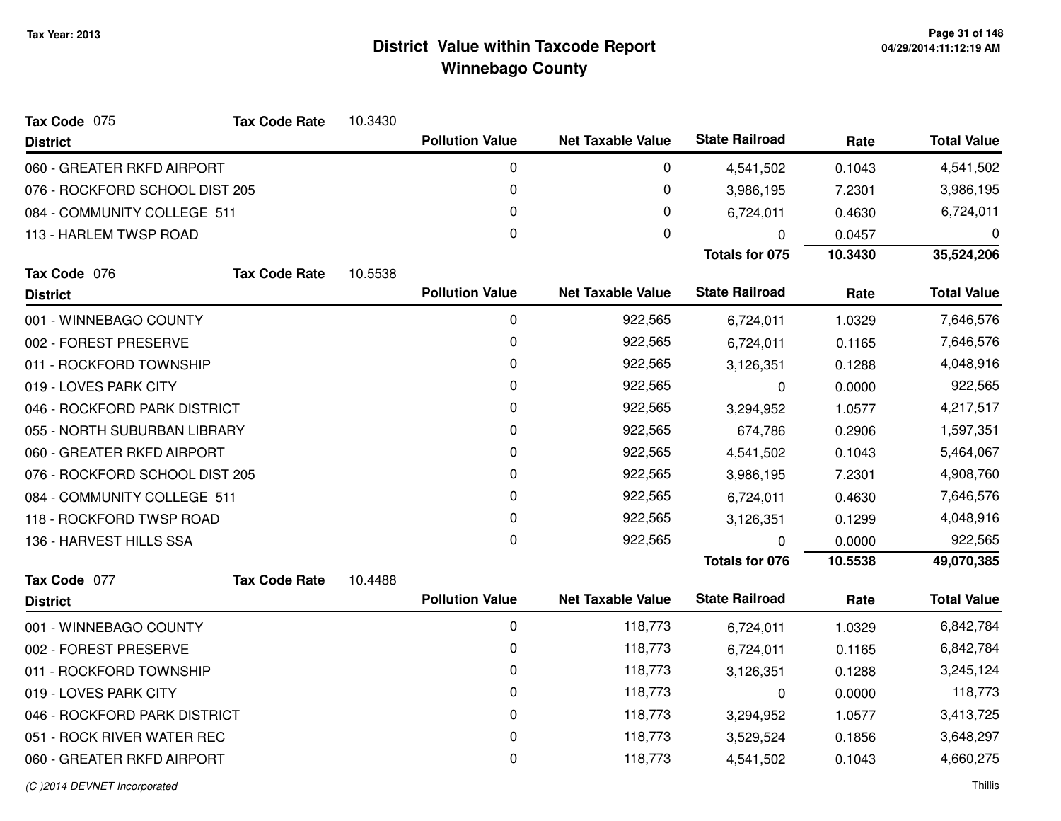# District Value within Taxcode Report
## Winnebago County

Tax Year: 2013

**Tax Code** 075 **Tax Code Rate** 10.3430

| District | Pollution Value | Net Taxable Value | State Railroad | Rate | Total Value |
|---|---|---|---|---|---|
| 060 - GREATER RKFD AIRPORT | 0 | 0 | 4,541,502 | 0.1043 | 4,541,502 |
| 076 - ROCKFORD SCHOOL DIST 205 | 0 | 0 | 3,986,195 | 7.2301 | 3,986,195 |
| 084 - COMMUNITY COLLEGE 511 | 0 | 0 | 6,724,011 | 0.4630 | 6,724,011 |
| 113 - HARLEM TWSP ROAD | 0 | 0 | 0 | 0.0457 | 0 |
| | | | **Totals for 075** | **10.3430** | **35,524,206** |

**Tax Code** 076 **Tax Code Rate** 10.5538

| District | Pollution Value | Net Taxable Value | State Railroad | Rate | Total Value |
|---|---|---|---|---|---|
| 001 - WINNEBAGO COUNTY | 0 | 922,565 | 6,724,011 | 1.0329 | 7,646,576 |
| 002 - FOREST PRESERVE | 0 | 922,565 | 6,724,011 | 0.1165 | 7,646,576 |
| 011 - ROCKFORD TOWNSHIP | 0 | 922,565 | 3,126,351 | 0.1288 | 4,048,916 |
| 019 - LOVES PARK CITY | 0 | 922,565 | 0 | 0.0000 | 922,565 |
| 046 - ROCKFORD PARK DISTRICT | 0 | 922,565 | 3,294,952 | 1.0577 | 4,217,517 |
| 055 - NORTH SUBURBAN LIBRARY | 0 | 922,565 | 674,786 | 0.2906 | 1,597,351 |
| 060 - GREATER RKFD AIRPORT | 0 | 922,565 | 4,541,502 | 0.1043 | 5,464,067 |
| 076 - ROCKFORD SCHOOL DIST 205 | 0 | 922,565 | 3,986,195 | 7.2301 | 4,908,760 |
| 084 - COMMUNITY COLLEGE 511 | 0 | 922,565 | 6,724,011 | 0.4630 | 7,646,576 |
| 118 - ROCKFORD TWSP ROAD | 0 | 922,565 | 3,126,351 | 0.1299 | 4,048,916 |
| 136 - HARVEST HILLS SSA | 0 | 922,565 | 0 | 0.0000 | 922,565 |
| | | | **Totals for 076** | **10.5538** | **49,070,385** |

**Tax Code** 077 **Tax Code Rate** 10.4488

| District | Pollution Value | Net Taxable Value | State Railroad | Rate | Total Value |
|---|---|---|---|---|---|
| 001 - WINNEBAGO COUNTY | 0 | 118,773 | 6,724,011 | 1.0329 | 6,842,784 |
| 002 - FOREST PRESERVE | 0 | 118,773 | 6,724,011 | 0.1165 | 6,842,784 |
| 011 - ROCKFORD TOWNSHIP | 0 | 118,773 | 3,126,351 | 0.1288 | 3,245,124 |
| 019 - LOVES PARK CITY | 0 | 118,773 | 0 | 0.0000 | 118,773 |
| 046 - ROCKFORD PARK DISTRICT | 0 | 118,773 | 3,294,952 | 1.0577 | 3,413,725 |
| 051 - ROCK RIVER WATER REC | 0 | 118,773 | 3,529,524 | 0.1856 | 3,648,297 |
| 060 - GREATER RKFD AIRPORT | 0 | 118,773 | 4,541,502 | 0.1043 | 4,660,275 |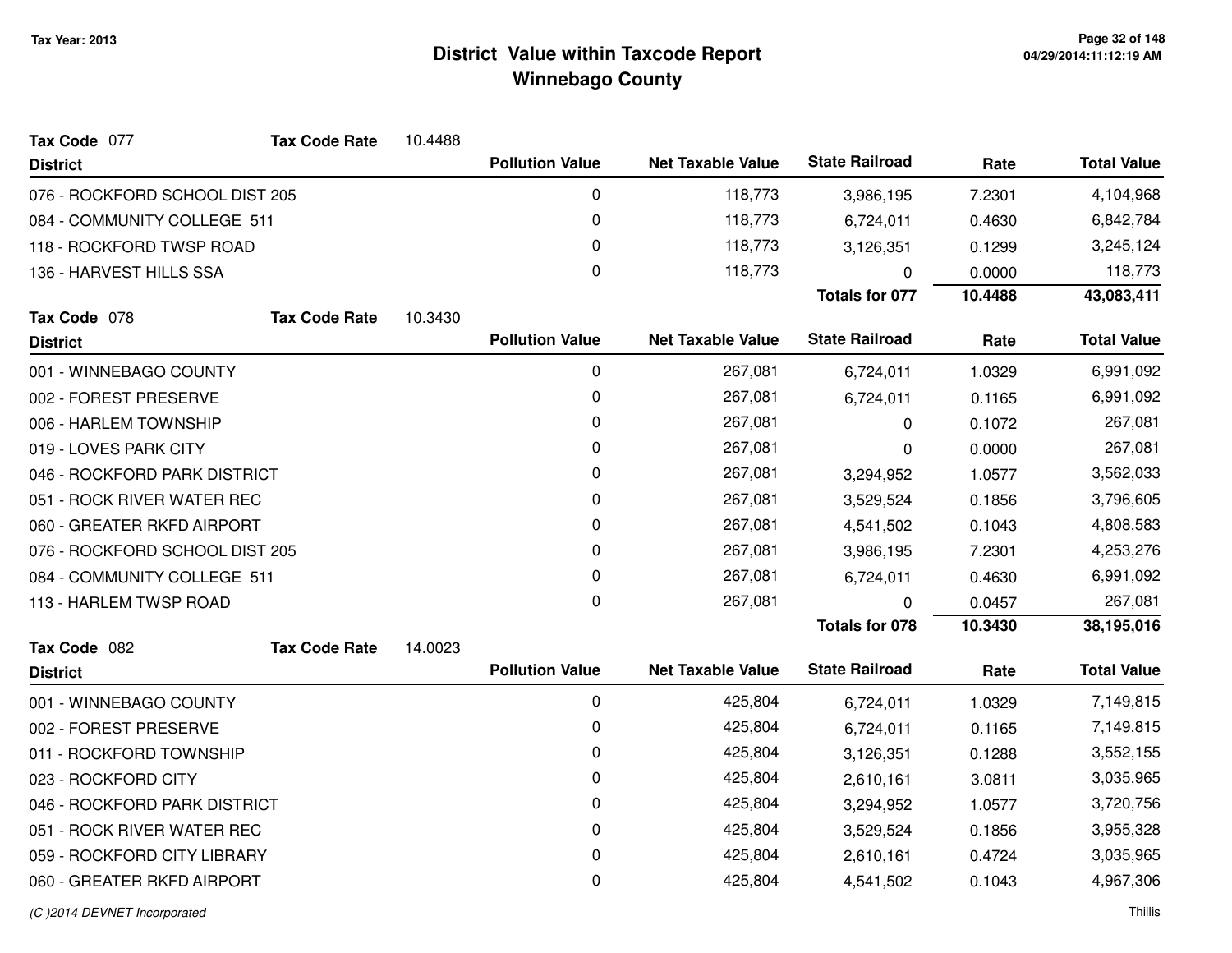# District Value within Taxcode Report

## Winnebago County

Tax Year: 2013

**Tax Code** 077 **Tax Code Rate** 10.4488

| District | Pollution Value | Net Taxable Value | State Railroad | Rate | Total Value |
|---|---|---|---|---|---|
| 076 - ROCKFORD SCHOOL DIST 205 | 0 | 118,773 | 3,986,195 | 7.2301 | 4,104,968 |
| 084 - COMMUNITY COLLEGE 511 | 0 | 118,773 | 6,724,011 | 0.4630 | 6,842,784 |
| 118 - ROCKFORD TWSP ROAD | 0 | 118,773 | 3,126,351 | 0.1299 | 3,245,124 |
| 136 - HARVEST HILLS SSA | 0 | 118,773 | 0 | 0.0000 | 118,773 |
| | | | **Totals for 077** | **10.4488** | **43,083,411** |

**Tax Code** 078 **Tax Code Rate** 10.3430

| District | Pollution Value | Net Taxable Value | State Railroad | Rate | Total Value |
|---|---|---|---|---|---|
| 001 - WINNEBAGO COUNTY | 0 | 267,081 | 6,724,011 | 1.0329 | 6,991,092 |
| 002 - FOREST PRESERVE | 0 | 267,081 | 6,724,011 | 0.1165 | 6,991,092 |
| 006 - HARLEM TOWNSHIP | 0 | 267,081 | 0 | 0.1072 | 267,081 |
| 019 - LOVES PARK CITY | 0 | 267,081 | 0 | 0.0000 | 267,081 |
| 046 - ROCKFORD PARK DISTRICT | 0 | 267,081 | 3,294,952 | 1.0577 | 3,562,033 |
| 051 - ROCK RIVER WATER REC | 0 | 267,081 | 3,529,524 | 0.1856 | 3,796,605 |
| 060 - GREATER RKFD AIRPORT | 0 | 267,081 | 4,541,502 | 0.1043 | 4,808,583 |
| 076 - ROCKFORD SCHOOL DIST 205 | 0 | 267,081 | 3,986,195 | 7.2301 | 4,253,276 |
| 084 - COMMUNITY COLLEGE 511 | 0 | 267,081 | 6,724,011 | 0.4630 | 6,991,092 |
| 113 - HARLEM TWSP ROAD | 0 | 267,081 | 0 | 0.0457 | 267,081 |
| | | | **Totals for 078** | **10.3430** | **38,195,016** |

**Tax Code** 082 **Tax Code Rate** 14.0023

| District | Pollution Value | Net Taxable Value | State Railroad | Rate | Total Value |
|---|---|---|---|---|---|
| 001 - WINNEBAGO COUNTY | 0 | 425,804 | 6,724,011 | 1.0329 | 7,149,815 |
| 002 - FOREST PRESERVE | 0 | 425,804 | 6,724,011 | 0.1165 | 7,149,815 |
| 011 - ROCKFORD TOWNSHIP | 0 | 425,804 | 3,126,351 | 0.1288 | 3,552,155 |
| 023 - ROCKFORD CITY | 0 | 425,804 | 2,610,161 | 3.0811 | 3,035,965 |
| 046 - ROCKFORD PARK DISTRICT | 0 | 425,804 | 3,294,952 | 1.0577 | 3,720,756 |
| 051 - ROCK RIVER WATER REC | 0 | 425,804 | 3,529,524 | 0.1856 | 3,955,328 |
| 059 - ROCKFORD CITY LIBRARY | 0 | 425,804 | 2,610,161 | 0.4724 | 3,035,965 |
| 060 - GREATER RKFD AIRPORT | 0 | 425,804 | 4,541,502 | 0.1043 | 4,967,306 |

*(C )2014 DEVNET Incorporated*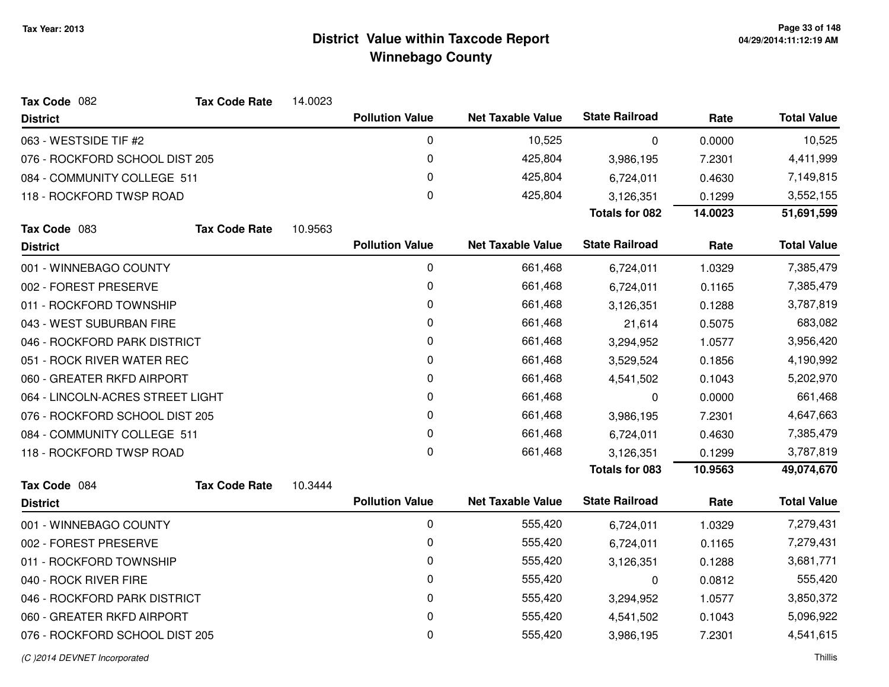# District Value within Taxcode Report

## Winnebago County

Tax Year: 2013

**Tax Code** 082 **Tax Code Rate** 14.0023

| District | Pollution Value | Net Taxable Value | State Railroad | Rate | Total Value |
|---|---|---|---|---|---|
| 063 - WESTSIDE TIF #2 | 0 | 10,525 | 0 | 0.0000 | 10,525 |
| 076 - ROCKFORD SCHOOL DIST 205 | 0 | 425,804 | 3,986,195 | 7.2301 | 4,411,999 |
| 084 - COMMUNITY COLLEGE 511 | 0 | 425,804 | 6,724,011 | 0.4630 | 7,149,815 |
| 118 - ROCKFORD TWSP ROAD | 0 | 425,804 | 3,126,351 | 0.1299 | 3,552,155 |
| | | | **Totals for 082** | **14.0023** | **51,691,599** |

**Tax Code** 083 **Tax Code Rate** 10.9563

| District | Pollution Value | Net Taxable Value | State Railroad | Rate | Total Value |
|---|---|---|---|---|---|
| 001 - WINNEBAGO COUNTY | 0 | 661,468 | 6,724,011 | 1.0329 | 7,385,479 |
| 002 - FOREST PRESERVE | 0 | 661,468 | 6,724,011 | 0.1165 | 7,385,479 |
| 011 - ROCKFORD TOWNSHIP | 0 | 661,468 | 3,126,351 | 0.1288 | 3,787,819 |
| 043 - WEST SUBURBAN FIRE | 0 | 661,468 | 21,614 | 0.5075 | 683,082 |
| 046 - ROCKFORD PARK DISTRICT | 0 | 661,468 | 3,294,952 | 1.0577 | 3,956,420 |
| 051 - ROCK RIVER WATER REC | 0 | 661,468 | 3,529,524 | 0.1856 | 4,190,992 |
| 060 - GREATER RKFD AIRPORT | 0 | 661,468 | 4,541,502 | 0.1043 | 5,202,970 |
| 064 - LINCOLN-ACRES STREET LIGHT | 0 | 661,468 | 0 | 0.0000 | 661,468 |
| 076 - ROCKFORD SCHOOL DIST 205 | 0 | 661,468 | 3,986,195 | 7.2301 | 4,647,663 |
| 084 - COMMUNITY COLLEGE 511 | 0 | 661,468 | 6,724,011 | 0.4630 | 7,385,479 |
| 118 - ROCKFORD TWSP ROAD | 0 | 661,468 | 3,126,351 | 0.1299 | 3,787,819 |
| | | | **Totals for 083** | **10.9563** | **49,074,670** |

**Tax Code** 084 **Tax Code Rate** 10.3444

| District | Pollution Value | Net Taxable Value | State Railroad | Rate | Total Value |
|---|---|---|---|---|---|
| 001 - WINNEBAGO COUNTY | 0 | 555,420 | 6,724,011 | 1.0329 | 7,279,431 |
| 002 - FOREST PRESERVE | 0 | 555,420 | 6,724,011 | 0.1165 | 7,279,431 |
| 011 - ROCKFORD TOWNSHIP | 0 | 555,420 | 3,126,351 | 0.1288 | 3,681,771 |
| 040 - ROCK RIVER FIRE | 0 | 555,420 | 0 | 0.0812 | 555,420 |
| 046 - ROCKFORD PARK DISTRICT | 0 | 555,420 | 3,294,952 | 1.0577 | 3,850,372 |
| 060 - GREATER RKFD AIRPORT | 0 | 555,420 | 4,541,502 | 0.1043 | 5,096,922 |
| 076 - ROCKFORD SCHOOL DIST 205 | 0 | 555,420 | 3,986,195 | 7.2301 | 4,541,615 |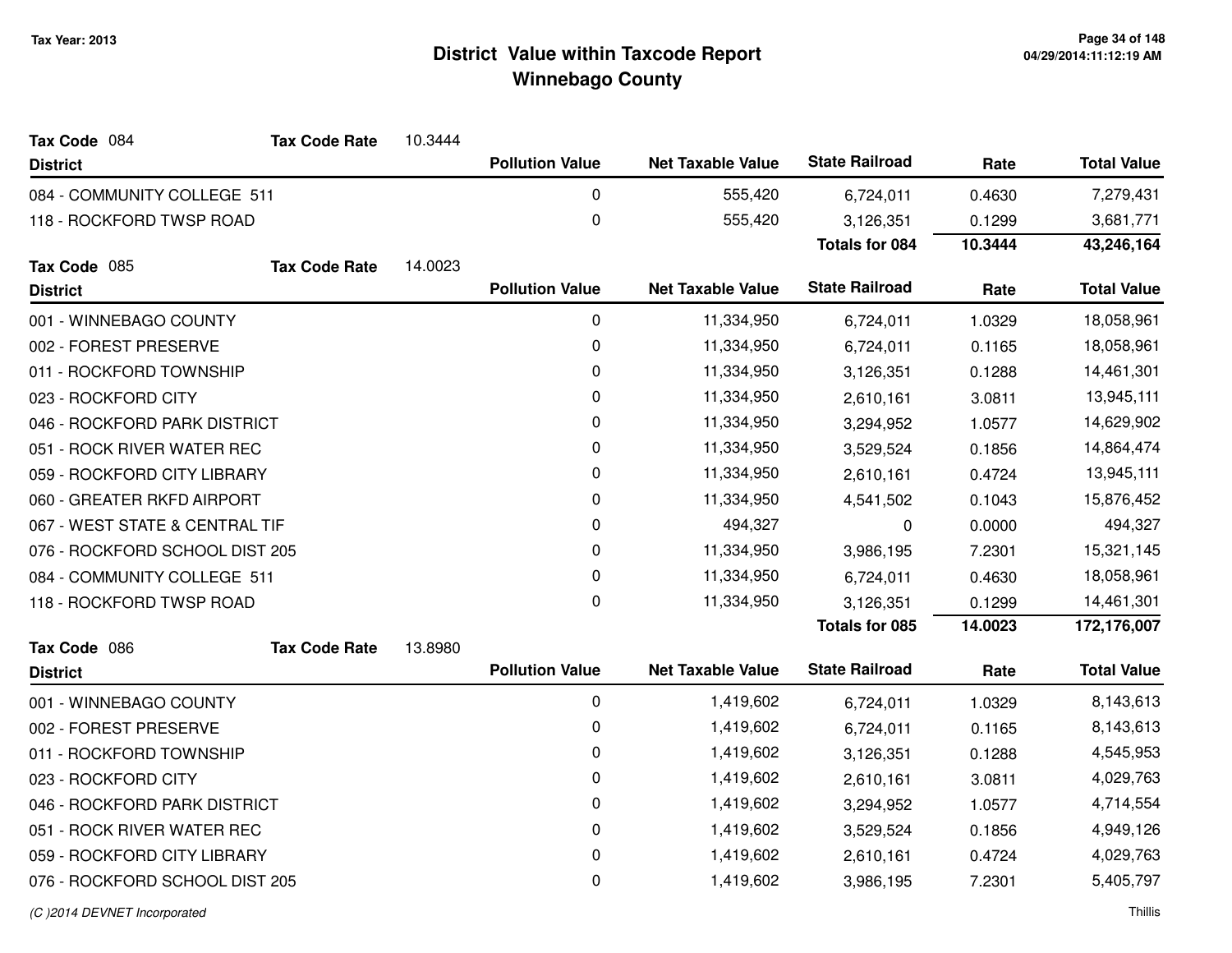# District Value within Taxcode Report
## Winnebago County

Tax Year: 2013

**Tax Code** 084 **Tax Code Rate** 10.3444

| District | Pollution Value | Net Taxable Value | State Railroad | Rate | Total Value |
|---|---|---|---|---|---|
| 084 - COMMUNITY COLLEGE 511 | 0 | 555,420 | 6,724,011 | 0.4630 | 7,279,431 |
| 118 - ROCKFORD TWSP ROAD | 0 | 555,420 | 3,126,351 | 0.1299 | 3,681,771 |
| | | | **Totals for 084** | **10.3444** | **43,246,164** |

**Tax Code** 085 **Tax Code Rate** 14.0023

| District | Pollution Value | Net Taxable Value | State Railroad | Rate | Total Value |
|---|---|---|---|---|---|
| 001 - WINNEBAGO COUNTY | 0 | 11,334,950 | 6,724,011 | 1.0329 | 18,058,961 |
| 002 - FOREST PRESERVE | 0 | 11,334,950 | 6,724,011 | 0.1165 | 18,058,961 |
| 011 - ROCKFORD TOWNSHIP | 0 | 11,334,950 | 3,126,351 | 0.1288 | 14,461,301 |
| 023 - ROCKFORD CITY | 0 | 11,334,950 | 2,610,161 | 3.0811 | 13,945,111 |
| 046 - ROCKFORD PARK DISTRICT | 0 | 11,334,950 | 3,294,952 | 1.0577 | 14,629,902 |
| 051 - ROCK RIVER WATER REC | 0 | 11,334,950 | 3,529,524 | 0.1856 | 14,864,474 |
| 059 - ROCKFORD CITY LIBRARY | 0 | 11,334,950 | 2,610,161 | 0.4724 | 13,945,111 |
| 060 - GREATER RKFD AIRPORT | 0 | 11,334,950 | 4,541,502 | 0.1043 | 15,876,452 |
| 067 - WEST STATE & CENTRAL TIF | 0 | 494,327 | 0 | 0.0000 | 494,327 |
| 076 - ROCKFORD SCHOOL DIST 205 | 0 | 11,334,950 | 3,986,195 | 7.2301 | 15,321,145 |
| 084 - COMMUNITY COLLEGE 511 | 0 | 11,334,950 | 6,724,011 | 0.4630 | 18,058,961 |
| 118 - ROCKFORD TWSP ROAD | 0 | 11,334,950 | 3,126,351 | 0.1299 | 14,461,301 |
| | | | **Totals for 085** | **14.0023** | **172,176,007** |

**Tax Code** 086 **Tax Code Rate** 13.8980

| District | Pollution Value | Net Taxable Value | State Railroad | Rate | Total Value |
|---|---|---|---|---|---|
| 001 - WINNEBAGO COUNTY | 0 | 1,419,602 | 6,724,011 | 1.0329 | 8,143,613 |
| 002 - FOREST PRESERVE | 0 | 1,419,602 | 6,724,011 | 0.1165 | 8,143,613 |
| 011 - ROCKFORD TOWNSHIP | 0 | 1,419,602 | 3,126,351 | 0.1288 | 4,545,953 |
| 023 - ROCKFORD CITY | 0 | 1,419,602 | 2,610,161 | 3.0811 | 4,029,763 |
| 046 - ROCKFORD PARK DISTRICT | 0 | 1,419,602 | 3,294,952 | 1.0577 | 4,714,554 |
| 051 - ROCK RIVER WATER REC | 0 | 1,419,602 | 3,529,524 | 0.1856 | 4,949,126 |
| 059 - ROCKFORD CITY LIBRARY | 0 | 1,419,602 | 2,610,161 | 0.4724 | 4,029,763 |
| 076 - ROCKFORD SCHOOL DIST 205 | 0 | 1,419,602 | 3,986,195 | 7.2301 | 5,405,797 |

*(C )2014 DEVNET Incorporated* Thillis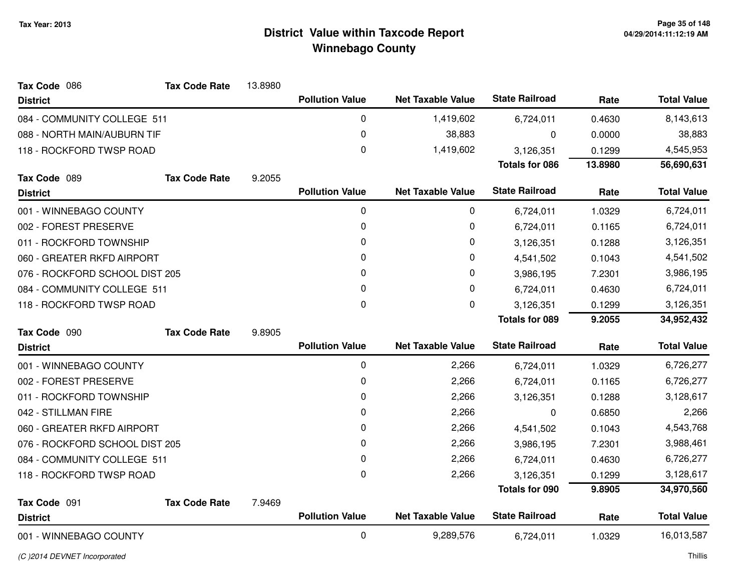# District Value within Taxcode Report
## Winnebago County

Tax Year: 2013

**Tax Code** 086 **Tax Code Rate** 13.8980

| District | Pollution Value | Net Taxable Value | State Railroad | Rate | Total Value |
|---|---|---|---|---|---|
| 084 - COMMUNITY COLLEGE 511 | 0 | 1,419,602 | 6,724,011 | 0.4630 | 8,143,613 |
| 088 - NORTH MAIN/AUBURN TIF | 0 | 38,883 | 0 | 0.0000 | 38,883 |
| 118 - ROCKFORD TWSP ROAD | 0 | 1,419,602 | 3,126,351 | 0.1299 | 4,545,953 |
| | | | **Totals for 086** | **13.8980** | **56,690,631** |

**Tax Code** 089 **Tax Code Rate** 9.2055

| District | Pollution Value | Net Taxable Value | State Railroad | Rate | Total Value |
|---|---|---|---|---|---|
| 001 - WINNEBAGO COUNTY | 0 | 0 | 6,724,011 | 1.0329 | 6,724,011 |
| 002 - FOREST PRESERVE | 0 | 0 | 6,724,011 | 0.1165 | 6,724,011 |
| 011 - ROCKFORD TOWNSHIP | 0 | 0 | 3,126,351 | 0.1288 | 3,126,351 |
| 060 - GREATER RKFD AIRPORT | 0 | 0 | 4,541,502 | 0.1043 | 4,541,502 |
| 076 - ROCKFORD SCHOOL DIST 205 | 0 | 0 | 3,986,195 | 7.2301 | 3,986,195 |
| 084 - COMMUNITY COLLEGE 511 | 0 | 0 | 6,724,011 | 0.4630 | 6,724,011 |
| 118 - ROCKFORD TWSP ROAD | 0 | 0 | 3,126,351 | 0.1299 | 3,126,351 |
| | | | **Totals for 089** | **9.2055** | **34,952,432** |

**Tax Code** 090 **Tax Code Rate** 9.8905

| District | Pollution Value | Net Taxable Value | State Railroad | Rate | Total Value |
|---|---|---|---|---|---|
| 001 - WINNEBAGO COUNTY | 0 | 2,266 | 6,724,011 | 1.0329 | 6,726,277 |
| 002 - FOREST PRESERVE | 0 | 2,266 | 6,724,011 | 0.1165 | 6,726,277 |
| 011 - ROCKFORD TOWNSHIP | 0 | 2,266 | 3,126,351 | 0.1288 | 3,128,617 |
| 042 - STILLMAN FIRE | 0 | 2,266 | 0 | 0.6850 | 2,266 |
| 060 - GREATER RKFD AIRPORT | 0 | 2,266 | 4,541,502 | 0.1043 | 4,543,768 |
| 076 - ROCKFORD SCHOOL DIST 205 | 0 | 2,266 | 3,986,195 | 7.2301 | 3,988,461 |
| 084 - COMMUNITY COLLEGE 511 | 0 | 2,266 | 6,724,011 | 0.4630 | 6,726,277 |
| 118 - ROCKFORD TWSP ROAD | 0 | 2,266 | 3,126,351 | 0.1299 | 3,128,617 |
| | | | **Totals for 090** | **9.8905** | **34,970,560** |

**Tax Code** 091 **Tax Code Rate** 7.9469

| District | Pollution Value | Net Taxable Value | State Railroad | Rate | Total Value |
|---|---|---|---|---|---|
| 001 - WINNEBAGO COUNTY | 0 | 9,289,576 | 6,724,011 | 1.0329 | 16,013,587 |

*(C )2014 DEVNET Incorporated* Thillis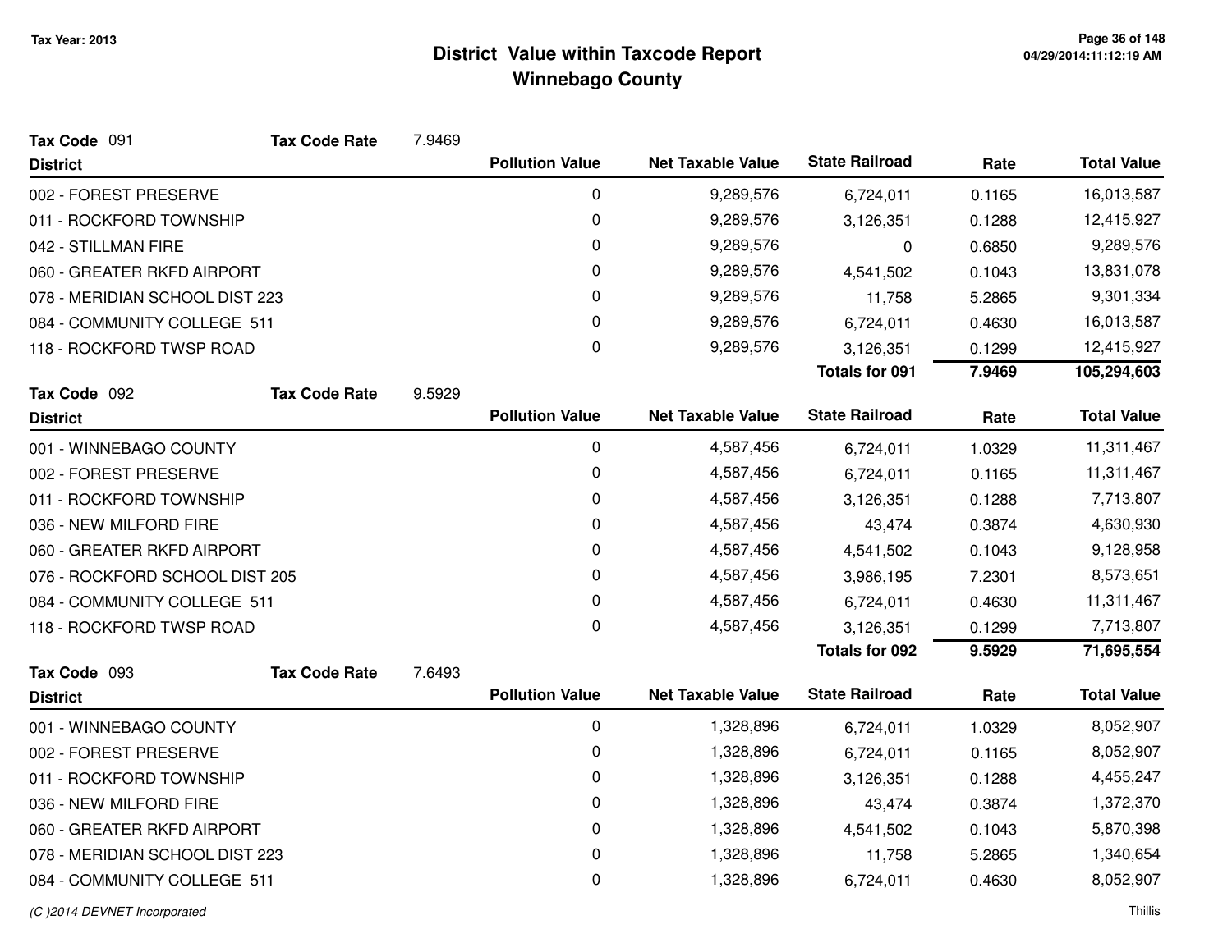# District Value within Taxcode Report
## Winnebago County

Tax Year: 2013

**Tax Code** 091 **Tax Code Rate** 7.9469

| District | Pollution Value | Net Taxable Value | State Railroad | Rate | Total Value |
|---|---|---|---|---|---|
| 002 - FOREST PRESERVE | 0 | 9,289,576 | 6,724,011 | 0.1165 | 16,013,587 |
| 011 - ROCKFORD TOWNSHIP | 0 | 9,289,576 | 3,126,351 | 0.1288 | 12,415,927 |
| 042 - STILLMAN FIRE | 0 | 9,289,576 | 0 | 0.6850 | 9,289,576 |
| 060 - GREATER RKFD AIRPORT | 0 | 9,289,576 | 4,541,502 | 0.1043 | 13,831,078 |
| 078 - MERIDIAN SCHOOL DIST 223 | 0 | 9,289,576 | 11,758 | 5.2865 | 9,301,334 |
| 084 - COMMUNITY COLLEGE 511 | 0 | 9,289,576 | 6,724,011 | 0.4630 | 16,013,587 |
| 118 - ROCKFORD TWSP ROAD | 0 | 9,289,576 | 3,126,351 | 0.1299 | 12,415,927 |
| | | | **Totals for 091** | **7.9469** | **105,294,603** |

**Tax Code** 092 **Tax Code Rate** 9.5929

| District | Pollution Value | Net Taxable Value | State Railroad | Rate | Total Value |
|---|---|---|---|---|---|
| 001 - WINNEBAGO COUNTY | 0 | 4,587,456 | 6,724,011 | 1.0329 | 11,311,467 |
| 002 - FOREST PRESERVE | 0 | 4,587,456 | 6,724,011 | 0.1165 | 11,311,467 |
| 011 - ROCKFORD TOWNSHIP | 0 | 4,587,456 | 3,126,351 | 0.1288 | 7,713,807 |
| 036 - NEW MILFORD FIRE | 0 | 4,587,456 | 43,474 | 0.3874 | 4,630,930 |
| 060 - GREATER RKFD AIRPORT | 0 | 4,587,456 | 4,541,502 | 0.1043 | 9,128,958 |
| 076 - ROCKFORD SCHOOL DIST 205 | 0 | 4,587,456 | 3,986,195 | 7.2301 | 8,573,651 |
| 084 - COMMUNITY COLLEGE 511 | 0 | 4,587,456 | 6,724,011 | 0.4630 | 11,311,467 |
| 118 - ROCKFORD TWSP ROAD | 0 | 4,587,456 | 3,126,351 | 0.1299 | 7,713,807 |
| | | | **Totals for 092** | **9.5929** | **71,695,554** |

**Tax Code** 093 **Tax Code Rate** 7.6493

| District | Pollution Value | Net Taxable Value | State Railroad | Rate | Total Value |
|---|---|---|---|---|---|
| 001 - WINNEBAGO COUNTY | 0 | 1,328,896 | 6,724,011 | 1.0329 | 8,052,907 |
| 002 - FOREST PRESERVE | 0 | 1,328,896 | 6,724,011 | 0.1165 | 8,052,907 |
| 011 - ROCKFORD TOWNSHIP | 0 | 1,328,896 | 3,126,351 | 0.1288 | 4,455,247 |
| 036 - NEW MILFORD FIRE | 0 | 1,328,896 | 43,474 | 0.3874 | 1,372,370 |
| 060 - GREATER RKFD AIRPORT | 0 | 1,328,896 | 4,541,502 | 0.1043 | 5,870,398 |
| 078 - MERIDIAN SCHOOL DIST 223 | 0 | 1,328,896 | 11,758 | 5.2865 | 1,340,654 |
| 084 - COMMUNITY COLLEGE 511 | 0 | 1,328,896 | 6,724,011 | 0.4630 | 8,052,907 |

(C )2014 DEVNET Incorporated — Thillis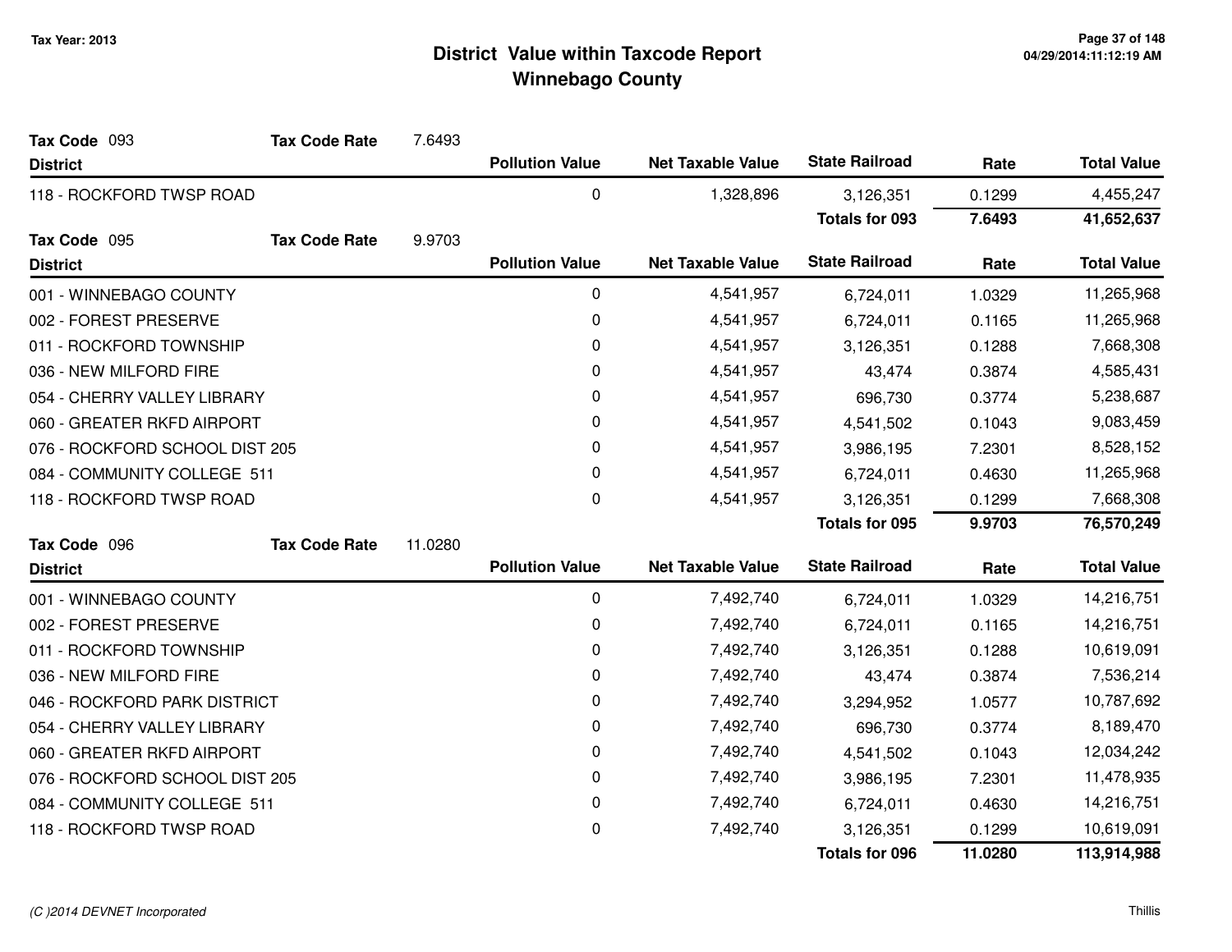# District Value within Taxcode Report
## Winnebago County

Tax Year: 2013

**Tax Code** 093 **Tax Code Rate** 7.6493

| District | Pollution Value | Net Taxable Value | State Railroad | Rate | Total Value |
|---|---|---|---|---|---|
| 118 - ROCKFORD TWSP ROAD | 0 | 1,328,896 | 3,126,351 | 0.1299 | 4,455,247 |
| | | | **Totals for 093** | **7.6493** | **41,652,637** |

**Tax Code** 095 **Tax Code Rate** 9.9703

| District | Pollution Value | Net Taxable Value | State Railroad | Rate | Total Value |
|---|---|---|---|---|---|
| 001 - WINNEBAGO COUNTY | 0 | 4,541,957 | 6,724,011 | 1.0329 | 11,265,968 |
| 002 - FOREST PRESERVE | 0 | 4,541,957 | 6,724,011 | 0.1165 | 11,265,968 |
| 011 - ROCKFORD TOWNSHIP | 0 | 4,541,957 | 3,126,351 | 0.1288 | 7,668,308 |
| 036 - NEW MILFORD FIRE | 0 | 4,541,957 | 43,474 | 0.3874 | 4,585,431 |
| 054 - CHERRY VALLEY LIBRARY | 0 | 4,541,957 | 696,730 | 0.3774 | 5,238,687 |
| 060 - GREATER RKFD AIRPORT | 0 | 4,541,957 | 4,541,502 | 0.1043 | 9,083,459 |
| 076 - ROCKFORD SCHOOL DIST 205 | 0 | 4,541,957 | 3,986,195 | 7.2301 | 8,528,152 |
| 084 - COMMUNITY COLLEGE 511 | 0 | 4,541,957 | 6,724,011 | 0.4630 | 11,265,968 |
| 118 - ROCKFORD TWSP ROAD | 0 | 4,541,957 | 3,126,351 | 0.1299 | 7,668,308 |
| | | | **Totals for 095** | **9.9703** | **76,570,249** |

**Tax Code** 096 **Tax Code Rate** 11.0280

| District | Pollution Value | Net Taxable Value | State Railroad | Rate | Total Value |
|---|---|---|---|---|---|
| 001 - WINNEBAGO COUNTY | 0 | 7,492,740 | 6,724,011 | 1.0329 | 14,216,751 |
| 002 - FOREST PRESERVE | 0 | 7,492,740 | 6,724,011 | 0.1165 | 14,216,751 |
| 011 - ROCKFORD TOWNSHIP | 0 | 7,492,740 | 3,126,351 | 0.1288 | 10,619,091 |
| 036 - NEW MILFORD FIRE | 0 | 7,492,740 | 43,474 | 0.3874 | 7,536,214 |
| 046 - ROCKFORD PARK DISTRICT | 0 | 7,492,740 | 3,294,952 | 1.0577 | 10,787,692 |
| 054 - CHERRY VALLEY LIBRARY | 0 | 7,492,740 | 696,730 | 0.3774 | 8,189,470 |
| 060 - GREATER RKFD AIRPORT | 0 | 7,492,740 | 4,541,502 | 0.1043 | 12,034,242 |
| 076 - ROCKFORD SCHOOL DIST 205 | 0 | 7,492,740 | 3,986,195 | 7.2301 | 11,478,935 |
| 084 - COMMUNITY COLLEGE 511 | 0 | 7,492,740 | 6,724,011 | 0.4630 | 14,216,751 |
| 118 - ROCKFORD TWSP ROAD | 0 | 7,492,740 | 3,126,351 | 0.1299 | 10,619,091 |
| | | | **Totals for 096** | **11.0280** | **113,914,988** |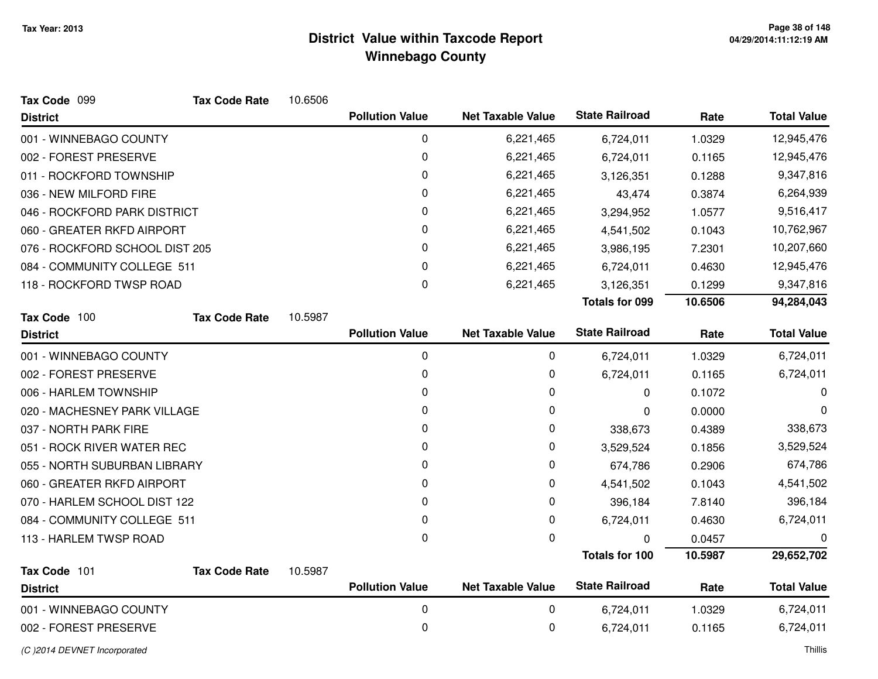# District Value within Taxcode Report
## Winnebago County

Tax Year: 2013

**Tax Code** 099 **Tax Code Rate** 10.6506

| District | Pollution Value | Net Taxable Value | State Railroad | Rate | Total Value |
|---|---|---|---|---|---|
| 001 - WINNEBAGO COUNTY | 0 | 6,221,465 | 6,724,011 | 1.0329 | 12,945,476 |
| 002 - FOREST PRESERVE | 0 | 6,221,465 | 6,724,011 | 0.1165 | 12,945,476 |
| 011 - ROCKFORD TOWNSHIP | 0 | 6,221,465 | 3,126,351 | 0.1288 | 9,347,816 |
| 036 - NEW MILFORD FIRE | 0 | 6,221,465 | 43,474 | 0.3874 | 6,264,939 |
| 046 - ROCKFORD PARK DISTRICT | 0 | 6,221,465 | 3,294,952 | 1.0577 | 9,516,417 |
| 060 - GREATER RKFD AIRPORT | 0 | 6,221,465 | 4,541,502 | 0.1043 | 10,762,967 |
| 076 - ROCKFORD SCHOOL DIST 205 | 0 | 6,221,465 | 3,986,195 | 7.2301 | 10,207,660 |
| 084 - COMMUNITY COLLEGE 511 | 0 | 6,221,465 | 6,724,011 | 0.4630 | 12,945,476 |
| 118 - ROCKFORD TWSP ROAD | 0 | 6,221,465 | 3,126,351 | 0.1299 | 9,347,816 |
| | | | **Totals for 099** | **10.6506** | **94,284,043** |

**Tax Code** 100 **Tax Code Rate** 10.5987

| District | Pollution Value | Net Taxable Value | State Railroad | Rate | Total Value |
|---|---|---|---|---|---|
| 001 - WINNEBAGO COUNTY | 0 | 0 | 6,724,011 | 1.0329 | 6,724,011 |
| 002 - FOREST PRESERVE | 0 | 0 | 6,724,011 | 0.1165 | 6,724,011 |
| 006 - HARLEM TOWNSHIP | 0 | 0 | 0 | 0.1072 | 0 |
| 020 - MACHESNEY PARK VILLAGE | 0 | 0 | 0 | 0.0000 | 0 |
| 037 - NORTH PARK FIRE | 0 | 0 | 338,673 | 0.4389 | 338,673 |
| 051 - ROCK RIVER WATER REC | 0 | 0 | 3,529,524 | 0.1856 | 3,529,524 |
| 055 - NORTH SUBURBAN LIBRARY | 0 | 0 | 674,786 | 0.2906 | 674,786 |
| 060 - GREATER RKFD AIRPORT | 0 | 0 | 4,541,502 | 0.1043 | 4,541,502 |
| 070 - HARLEM SCHOOL DIST 122 | 0 | 0 | 396,184 | 7.8140 | 396,184 |
| 084 - COMMUNITY COLLEGE 511 | 0 | 0 | 6,724,011 | 0.4630 | 6,724,011 |
| 113 - HARLEM TWSP ROAD | 0 | 0 | 0 | 0.0457 | 0 |
| | | | **Totals for 100** | **10.5987** | **29,652,702** |

**Tax Code** 101 **Tax Code Rate** 10.5987

| District | Pollution Value | Net Taxable Value | State Railroad | Rate | Total Value |
|---|---|---|---|---|---|
| 001 - WINNEBAGO COUNTY | 0 | 0 | 6,724,011 | 1.0329 | 6,724,011 |
| 002 - FOREST PRESERVE | 0 | 0 | 6,724,011 | 0.1165 | 6,724,011 |

*(C )2014 DEVNET Incorporated* Thillis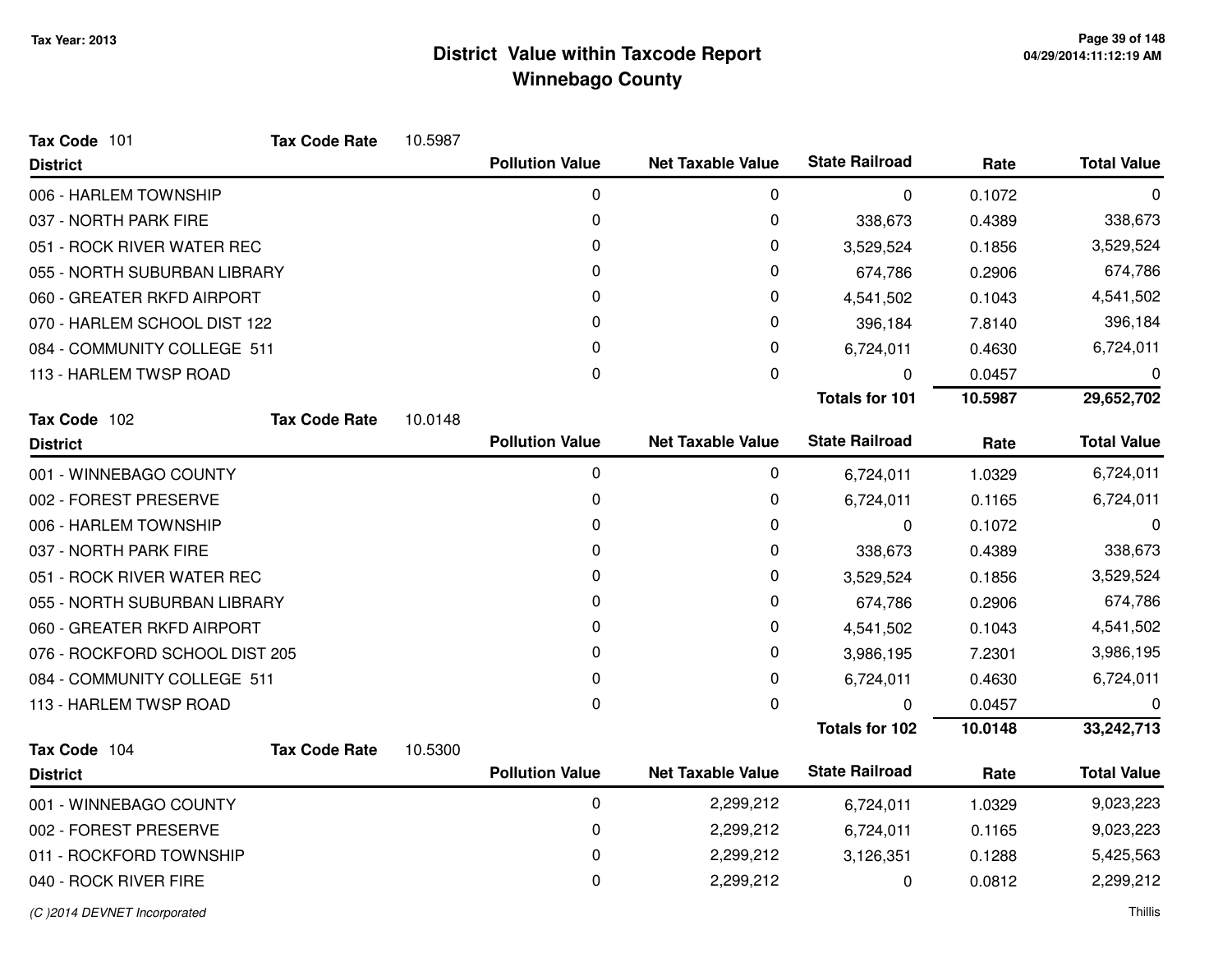# District Value within Taxcode Report
## Winnebago County

Tax Year: 2013

**Tax Code** 101 **Tax Code Rate** 10.5987

| District | Pollution Value | Net Taxable Value | State Railroad | Rate | Total Value |
|---|---|---|---|---|---|
| 006 - HARLEM TOWNSHIP | 0 | 0 | 0 | 0.1072 | 0 |
| 037 - NORTH PARK FIRE | 0 | 0 | 338,673 | 0.4389 | 338,673 |
| 051 - ROCK RIVER WATER REC | 0 | 0 | 3,529,524 | 0.1856 | 3,529,524 |
| 055 - NORTH SUBURBAN LIBRARY | 0 | 0 | 674,786 | 0.2906 | 674,786 |
| 060 - GREATER RKFD AIRPORT | 0 | 0 | 4,541,502 | 0.1043 | 4,541,502 |
| 070 - HARLEM SCHOOL DIST 122 | 0 | 0 | 396,184 | 7.8140 | 396,184 |
| 084 - COMMUNITY COLLEGE 511 | 0 | 0 | 6,724,011 | 0.4630 | 6,724,011 |
| 113 - HARLEM TWSP ROAD | 0 | 0 | 0 | 0.0457 | 0 |
| | | | **Totals for 101** | **10.5987** | **29,652,702** |

**Tax Code** 102 **Tax Code Rate** 10.0148

| District | Pollution Value | Net Taxable Value | State Railroad | Rate | Total Value |
|---|---|---|---|---|---|
| 001 - WINNEBAGO COUNTY | 0 | 0 | 6,724,011 | 1.0329 | 6,724,011 |
| 002 - FOREST PRESERVE | 0 | 0 | 6,724,011 | 0.1165 | 6,724,011 |
| 006 - HARLEM TOWNSHIP | 0 | 0 | 0 | 0.1072 | 0 |
| 037 - NORTH PARK FIRE | 0 | 0 | 338,673 | 0.4389 | 338,673 |
| 051 - ROCK RIVER WATER REC | 0 | 0 | 3,529,524 | 0.1856 | 3,529,524 |
| 055 - NORTH SUBURBAN LIBRARY | 0 | 0 | 674,786 | 0.2906 | 674,786 |
| 060 - GREATER RKFD AIRPORT | 0 | 0 | 4,541,502 | 0.1043 | 4,541,502 |
| 076 - ROCKFORD SCHOOL DIST 205 | 0 | 0 | 3,986,195 | 7.2301 | 3,986,195 |
| 084 - COMMUNITY COLLEGE 511 | 0 | 0 | 6,724,011 | 0.4630 | 6,724,011 |
| 113 - HARLEM TWSP ROAD | 0 | 0 | 0 | 0.0457 | 0 |
| | | | **Totals for 102** | **10.0148** | **33,242,713** |

**Tax Code** 104 **Tax Code Rate** 10.5300

| District | Pollution Value | Net Taxable Value | State Railroad | Rate | Total Value |
|---|---|---|---|---|---|
| 001 - WINNEBAGO COUNTY | 0 | 2,299,212 | 6,724,011 | 1.0329 | 9,023,223 |
| 002 - FOREST PRESERVE | 0 | 2,299,212 | 6,724,011 | 0.1165 | 9,023,223 |
| 011 - ROCKFORD TOWNSHIP | 0 | 2,299,212 | 3,126,351 | 0.1288 | 5,425,563 |
| 040 - ROCK RIVER FIRE | 0 | 2,299,212 | 0 | 0.0812 | 2,299,212 |

(C )2014 DEVNET Incorporated — Thillis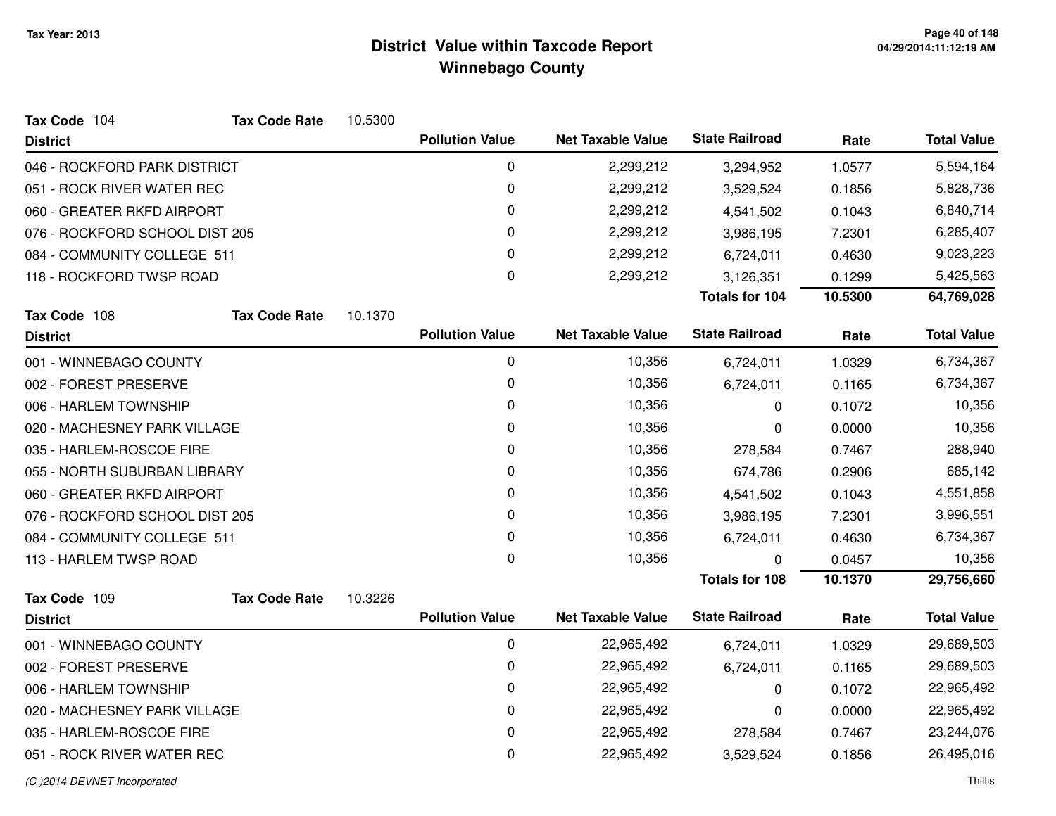# District Value within Taxcode Report

## Winnebago County

Tax Year: 2013

**Tax Code** 104 **Tax Code Rate** 10.5300

| District | Pollution Value | Net Taxable Value | State Railroad | Rate | Total Value |
|---|---|---|---|---|---|
| 046 - ROCKFORD PARK DISTRICT | 0 | 2,299,212 | 3,294,952 | 1.0577 | 5,594,164 |
| 051 - ROCK RIVER WATER REC | 0 | 2,299,212 | 3,529,524 | 0.1856 | 5,828,736 |
| 060 - GREATER RKFD AIRPORT | 0 | 2,299,212 | 4,541,502 | 0.1043 | 6,840,714 |
| 076 - ROCKFORD SCHOOL DIST 205 | 0 | 2,299,212 | 3,986,195 | 7.2301 | 6,285,407 |
| 084 - COMMUNITY COLLEGE 511 | 0 | 2,299,212 | 6,724,011 | 0.4630 | 9,023,223 |
| 118 - ROCKFORD TWSP ROAD | 0 | 2,299,212 | 3,126,351 | 0.1299 | 5,425,563 |
| | | | **Totals for 104** | **10.5300** | **64,769,028** |

**Tax Code** 108 **Tax Code Rate** 10.1370

| District | Pollution Value | Net Taxable Value | State Railroad | Rate | Total Value |
|---|---|---|---|---|---|
| 001 - WINNEBAGO COUNTY | 0 | 10,356 | 6,724,011 | 1.0329 | 6,734,367 |
| 002 - FOREST PRESERVE | 0 | 10,356 | 6,724,011 | 0.1165 | 6,734,367 |
| 006 - HARLEM TOWNSHIP | 0 | 10,356 | 0 | 0.1072 | 10,356 |
| 020 - MACHESNEY PARK VILLAGE | 0 | 10,356 | 0 | 0.0000 | 10,356 |
| 035 - HARLEM-ROSCOE FIRE | 0 | 10,356 | 278,584 | 0.7467 | 288,940 |
| 055 - NORTH SUBURBAN LIBRARY | 0 | 10,356 | 674,786 | 0.2906 | 685,142 |
| 060 - GREATER RKFD AIRPORT | 0 | 10,356 | 4,541,502 | 0.1043 | 4,551,858 |
| 076 - ROCKFORD SCHOOL DIST 205 | 0 | 10,356 | 3,986,195 | 7.2301 | 3,996,551 |
| 084 - COMMUNITY COLLEGE 511 | 0 | 10,356 | 6,724,011 | 0.4630 | 6,734,367 |
| 113 - HARLEM TWSP ROAD | 0 | 10,356 | 0 | 0.0457 | 10,356 |
| | | | **Totals for 108** | **10.1370** | **29,756,660** |

**Tax Code** 109 **Tax Code Rate** 10.3226

| District | Pollution Value | Net Taxable Value | State Railroad | Rate | Total Value |
|---|---|---|---|---|---|
| 001 - WINNEBAGO COUNTY | 0 | 22,965,492 | 6,724,011 | 1.0329 | 29,689,503 |
| 002 - FOREST PRESERVE | 0 | 22,965,492 | 6,724,011 | 0.1165 | 29,689,503 |
| 006 - HARLEM TOWNSHIP | 0 | 22,965,492 | 0 | 0.1072 | 22,965,492 |
| 020 - MACHESNEY PARK VILLAGE | 0 | 22,965,492 | 0 | 0.0000 | 22,965,492 |
| 035 - HARLEM-ROSCOE FIRE | 0 | 22,965,492 | 278,584 | 0.7467 | 23,244,076 |
| 051 - ROCK RIVER WATER REC | 0 | 22,965,492 | 3,529,524 | 0.1856 | 26,495,016 |

*(C )2014 DEVNET Incorporated*

Thillis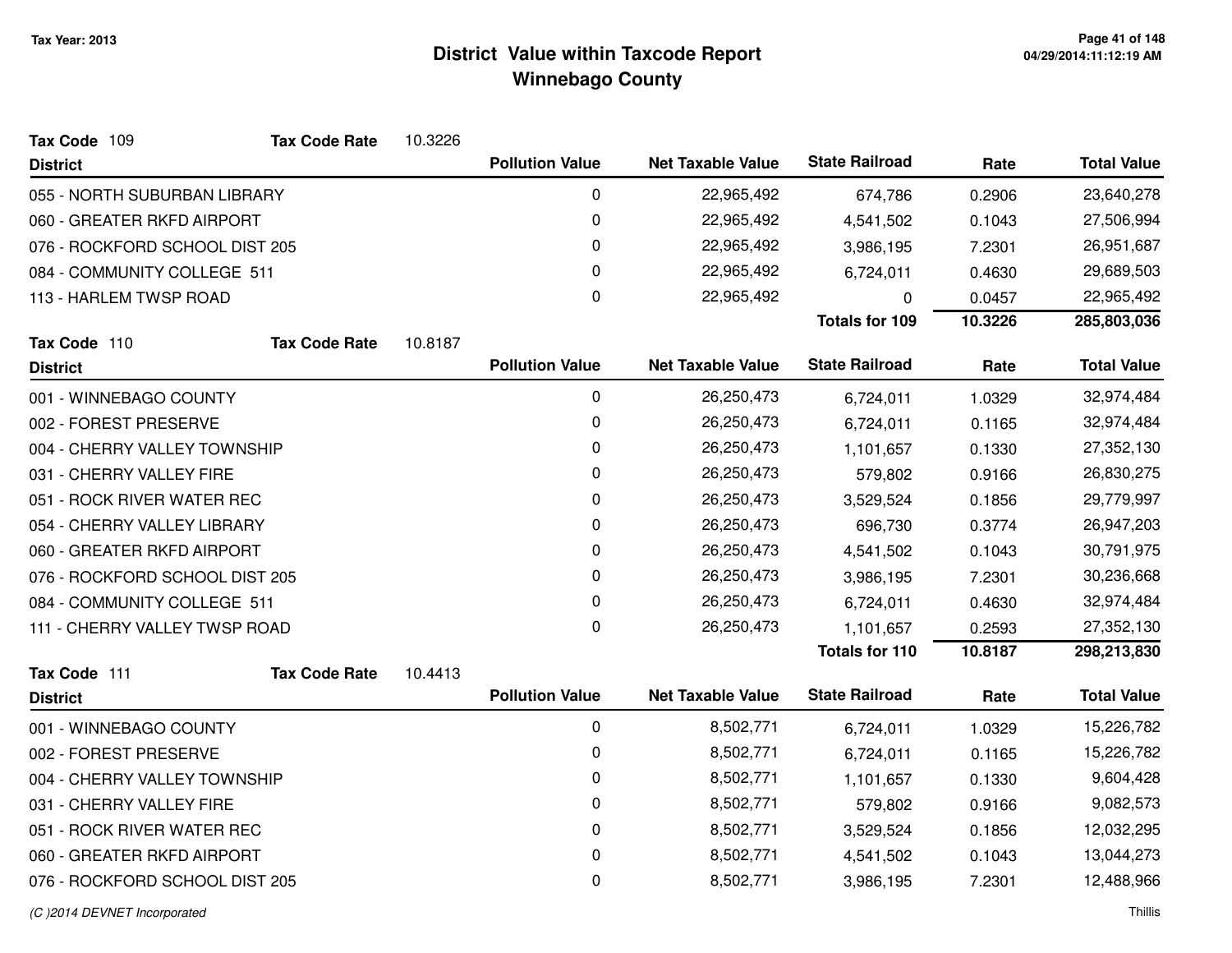# District Value within Taxcode Report
## Winnebago County

Tax Year: 2013

**Tax Code** 109 **Tax Code Rate** 10.3226

| District | Pollution Value | Net Taxable Value | State Railroad | Rate | Total Value |
|---|---|---|---|---|---|
| 055 - NORTH SUBURBAN LIBRARY | 0 | 22,965,492 | 674,786 | 0.2906 | 23,640,278 |
| 060 - GREATER RKFD AIRPORT | 0 | 22,965,492 | 4,541,502 | 0.1043 | 27,506,994 |
| 076 - ROCKFORD SCHOOL DIST 205 | 0 | 22,965,492 | 3,986,195 | 7.2301 | 26,951,687 |
| 084 - COMMUNITY COLLEGE 511 | 0 | 22,965,492 | 6,724,011 | 0.4630 | 29,689,503 |
| 113 - HARLEM TWSP ROAD | 0 | 22,965,492 | 0 | 0.0457 | 22,965,492 |
| | | | **Totals for 109** | **10.3226** | **285,803,036** |

**Tax Code** 110 **Tax Code Rate** 10.8187

| District | Pollution Value | Net Taxable Value | State Railroad | Rate | Total Value |
|---|---|---|---|---|---|
| 001 - WINNEBAGO COUNTY | 0 | 26,250,473 | 6,724,011 | 1.0329 | 32,974,484 |
| 002 - FOREST PRESERVE | 0 | 26,250,473 | 6,724,011 | 0.1165 | 32,974,484 |
| 004 - CHERRY VALLEY TOWNSHIP | 0 | 26,250,473 | 1,101,657 | 0.1330 | 27,352,130 |
| 031 - CHERRY VALLEY FIRE | 0 | 26,250,473 | 579,802 | 0.9166 | 26,830,275 |
| 051 - ROCK RIVER WATER REC | 0 | 26,250,473 | 3,529,524 | 0.1856 | 29,779,997 |
| 054 - CHERRY VALLEY LIBRARY | 0 | 26,250,473 | 696,730 | 0.3774 | 26,947,203 |
| 060 - GREATER RKFD AIRPORT | 0 | 26,250,473 | 4,541,502 | 0.1043 | 30,791,975 |
| 076 - ROCKFORD SCHOOL DIST 205 | 0 | 26,250,473 | 3,986,195 | 7.2301 | 30,236,668 |
| 084 - COMMUNITY COLLEGE 511 | 0 | 26,250,473 | 6,724,011 | 0.4630 | 32,974,484 |
| 111 - CHERRY VALLEY TWSP ROAD | 0 | 26,250,473 | 1,101,657 | 0.2593 | 27,352,130 |
| | | | **Totals for 110** | **10.8187** | **298,213,830** |

**Tax Code** 111 **Tax Code Rate** 10.4413

| District | Pollution Value | Net Taxable Value | State Railroad | Rate | Total Value |
|---|---|---|---|---|---|
| 001 - WINNEBAGO COUNTY | 0 | 8,502,771 | 6,724,011 | 1.0329 | 15,226,782 |
| 002 - FOREST PRESERVE | 0 | 8,502,771 | 6,724,011 | 0.1165 | 15,226,782 |
| 004 - CHERRY VALLEY TOWNSHIP | 0 | 8,502,771 | 1,101,657 | 0.1330 | 9,604,428 |
| 031 - CHERRY VALLEY FIRE | 0 | 8,502,771 | 579,802 | 0.9166 | 9,082,573 |
| 051 - ROCK RIVER WATER REC | 0 | 8,502,771 | 3,529,524 | 0.1856 | 12,032,295 |
| 060 - GREATER RKFD AIRPORT | 0 | 8,502,771 | 4,541,502 | 0.1043 | 13,044,273 |
| 076 - ROCKFORD SCHOOL DIST 205 | 0 | 8,502,771 | 3,986,195 | 7.2301 | 12,488,966 |

(C )2014 DEVNET Incorporated — Thillis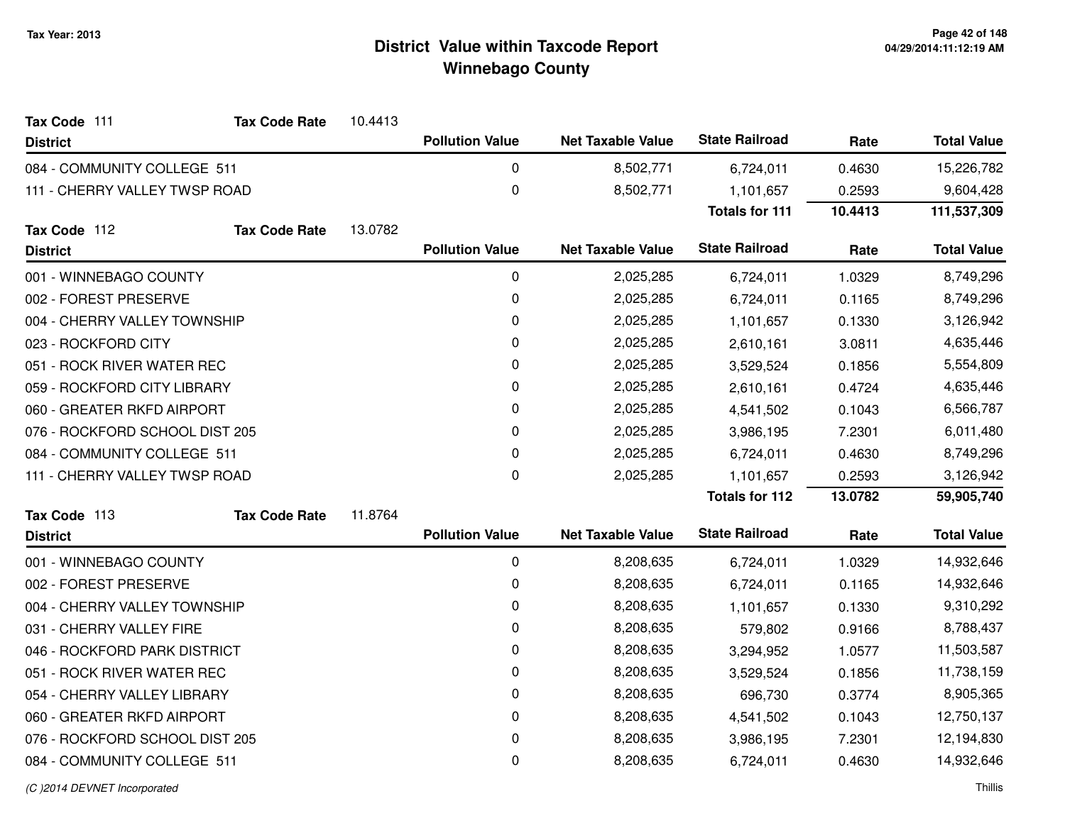Tax Year: 2013

# District Value within Taxcode Report
## Winnebago County

**Tax Code** 111 **Tax Code Rate** 10.4413

| District | Pollution Value | Net Taxable Value | State Railroad | Rate | Total Value |
|---|---|---|---|---|---|
| 084 - COMMUNITY COLLEGE 511 | 0 | 8,502,771 | 6,724,011 | 0.4630 | 15,226,782 |
| 111 - CHERRY VALLEY TWSP ROAD | 0 | 8,502,771 | 1,101,657 | 0.2593 | 9,604,428 |
| | | | **Totals for 111** | **10.4413** | **111,537,309** |

**Tax Code** 112 **Tax Code Rate** 13.0782

| District | Pollution Value | Net Taxable Value | State Railroad | Rate | Total Value |
|---|---|---|---|---|---|
| 001 - WINNEBAGO COUNTY | 0 | 2,025,285 | 6,724,011 | 1.0329 | 8,749,296 |
| 002 - FOREST PRESERVE | 0 | 2,025,285 | 6,724,011 | 0.1165 | 8,749,296 |
| 004 - CHERRY VALLEY TOWNSHIP | 0 | 2,025,285 | 1,101,657 | 0.1330 | 3,126,942 |
| 023 - ROCKFORD CITY | 0 | 2,025,285 | 2,610,161 | 3.0811 | 4,635,446 |
| 051 - ROCK RIVER WATER REC | 0 | 2,025,285 | 3,529,524 | 0.1856 | 5,554,809 |
| 059 - ROCKFORD CITY LIBRARY | 0 | 2,025,285 | 2,610,161 | 0.4724 | 4,635,446 |
| 060 - GREATER RKFD AIRPORT | 0 | 2,025,285 | 4,541,502 | 0.1043 | 6,566,787 |
| 076 - ROCKFORD SCHOOL DIST 205 | 0 | 2,025,285 | 3,986,195 | 7.2301 | 6,011,480 |
| 084 - COMMUNITY COLLEGE 511 | 0 | 2,025,285 | 6,724,011 | 0.4630 | 8,749,296 |
| 111 - CHERRY VALLEY TWSP ROAD | 0 | 2,025,285 | 1,101,657 | 0.2593 | 3,126,942 |
| | | | **Totals for 112** | **13.0782** | **59,905,740** |

**Tax Code** 113 **Tax Code Rate** 11.8764

| District | Pollution Value | Net Taxable Value | State Railroad | Rate | Total Value |
|---|---|---|---|---|---|
| 001 - WINNEBAGO COUNTY | 0 | 8,208,635 | 6,724,011 | 1.0329 | 14,932,646 |
| 002 - FOREST PRESERVE | 0 | 8,208,635 | 6,724,011 | 0.1165 | 14,932,646 |
| 004 - CHERRY VALLEY TOWNSHIP | 0 | 8,208,635 | 1,101,657 | 0.1330 | 9,310,292 |
| 031 - CHERRY VALLEY FIRE | 0 | 8,208,635 | 579,802 | 0.9166 | 8,788,437 |
| 046 - ROCKFORD PARK DISTRICT | 0 | 8,208,635 | 3,294,952 | 1.0577 | 11,503,587 |
| 051 - ROCK RIVER WATER REC | 0 | 8,208,635 | 3,529,524 | 0.1856 | 11,738,159 |
| 054 - CHERRY VALLEY LIBRARY | 0 | 8,208,635 | 696,730 | 0.3774 | 8,905,365 |
| 060 - GREATER RKFD AIRPORT | 0 | 8,208,635 | 4,541,502 | 0.1043 | 12,750,137 |
| 076 - ROCKFORD SCHOOL DIST 205 | 0 | 8,208,635 | 3,986,195 | 7.2301 | 12,194,830 |
| 084 - COMMUNITY COLLEGE 511 | 0 | 8,208,635 | 6,724,011 | 0.4630 | 14,932,646 |

(C )2014 DEVNET Incorporated Thillis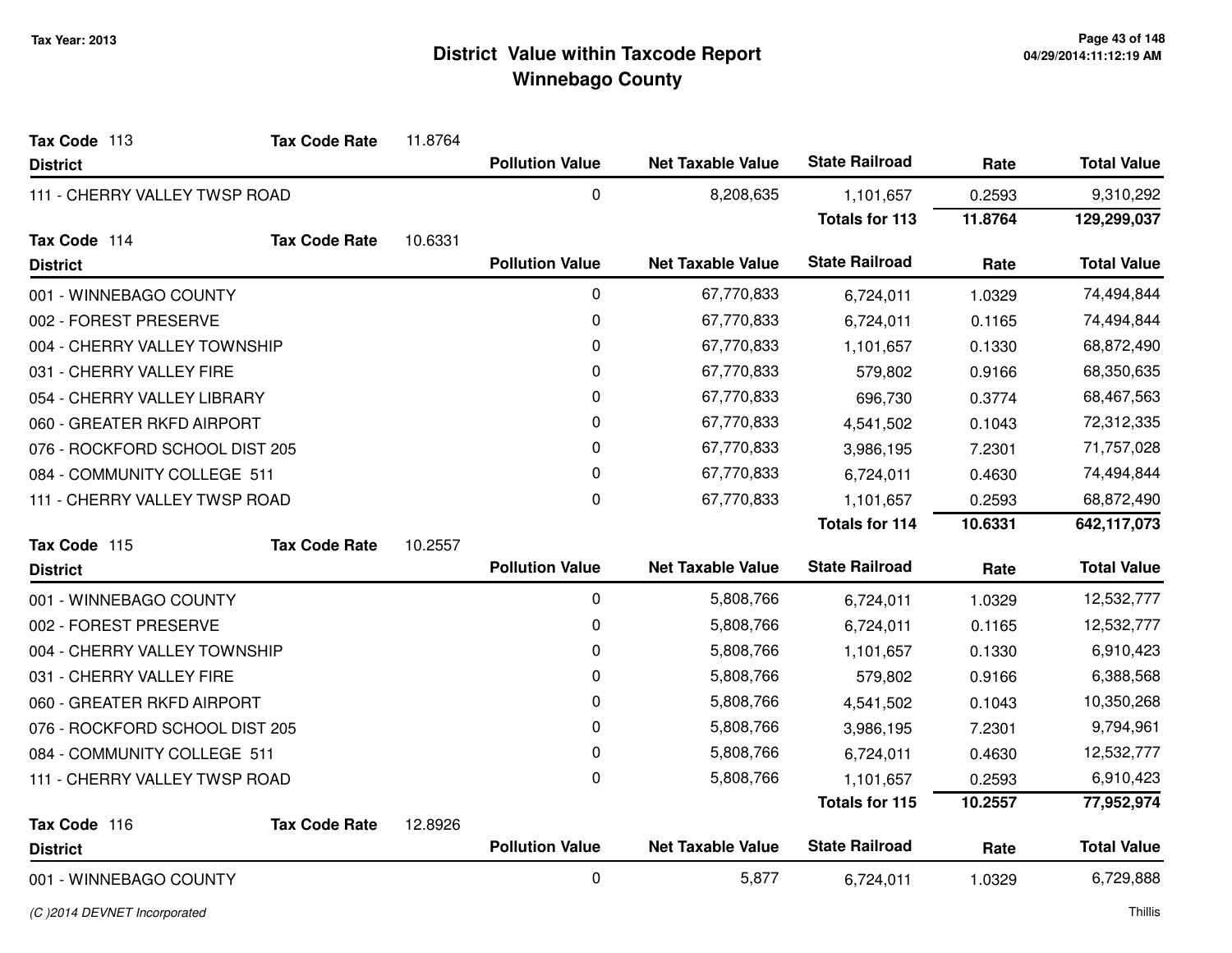# District Value within Taxcode Report
## Winnebago County

Tax Year: 2013

**Tax Code** 113 | **Tax Code Rate** 11.8764

| District | Pollution Value | Net Taxable Value | State Railroad | Rate | Total Value |
|---|---|---|---|---|---|
| 111 - CHERRY VALLEY TWSP ROAD | 0 | 8,208,635 | 1,101,657 | 0.2593 | 9,310,292 |
| | | | **Totals for 113** | **11.8764** | **129,299,037** |

**Tax Code** 114 | **Tax Code Rate** 10.6331

| District | Pollution Value | Net Taxable Value | State Railroad | Rate | Total Value |
|---|---|---|---|---|---|
| 001 - WINNEBAGO COUNTY | 0 | 67,770,833 | 6,724,011 | 1.0329 | 74,494,844 |
| 002 - FOREST PRESERVE | 0 | 67,770,833 | 6,724,011 | 0.1165 | 74,494,844 |
| 004 - CHERRY VALLEY TOWNSHIP | 0 | 67,770,833 | 1,101,657 | 0.1330 | 68,872,490 |
| 031 - CHERRY VALLEY FIRE | 0 | 67,770,833 | 579,802 | 0.9166 | 68,350,635 |
| 054 - CHERRY VALLEY LIBRARY | 0 | 67,770,833 | 696,730 | 0.3774 | 68,467,563 |
| 060 - GREATER RKFD AIRPORT | 0 | 67,770,833 | 4,541,502 | 0.1043 | 72,312,335 |
| 076 - ROCKFORD SCHOOL DIST 205 | 0 | 67,770,833 | 3,986,195 | 7.2301 | 71,757,028 |
| 084 - COMMUNITY COLLEGE 511 | 0 | 67,770,833 | 6,724,011 | 0.4630 | 74,494,844 |
| 111 - CHERRY VALLEY TWSP ROAD | 0 | 67,770,833 | 1,101,657 | 0.2593 | 68,872,490 |
| | | | **Totals for 114** | **10.6331** | **642,117,073** |

**Tax Code** 115 | **Tax Code Rate** 10.2557

| District | Pollution Value | Net Taxable Value | State Railroad | Rate | Total Value |
|---|---|---|---|---|---|
| 001 - WINNEBAGO COUNTY | 0 | 5,808,766 | 6,724,011 | 1.0329 | 12,532,777 |
| 002 - FOREST PRESERVE | 0 | 5,808,766 | 6,724,011 | 0.1165 | 12,532,777 |
| 004 - CHERRY VALLEY TOWNSHIP | 0 | 5,808,766 | 1,101,657 | 0.1330 | 6,910,423 |
| 031 - CHERRY VALLEY FIRE | 0 | 5,808,766 | 579,802 | 0.9166 | 6,388,568 |
| 060 - GREATER RKFD AIRPORT | 0 | 5,808,766 | 4,541,502 | 0.1043 | 10,350,268 |
| 076 - ROCKFORD SCHOOL DIST 205 | 0 | 5,808,766 | 3,986,195 | 7.2301 | 9,794,961 |
| 084 - COMMUNITY COLLEGE 511 | 0 | 5,808,766 | 6,724,011 | 0.4630 | 12,532,777 |
| 111 - CHERRY VALLEY TWSP ROAD | 0 | 5,808,766 | 1,101,657 | 0.2593 | 6,910,423 |
| | | | **Totals for 115** | **10.2557** | **77,952,974** |

**Tax Code** 116 | **Tax Code Rate** 12.8926

| District | Pollution Value | Net Taxable Value | State Railroad | Rate | Total Value |
|---|---|---|---|---|---|
| 001 - WINNEBAGO COUNTY | 0 | 5,877 | 6,724,011 | 1.0329 | 6,729,888 |

*(C )2014 DEVNET Incorporated* — Thillis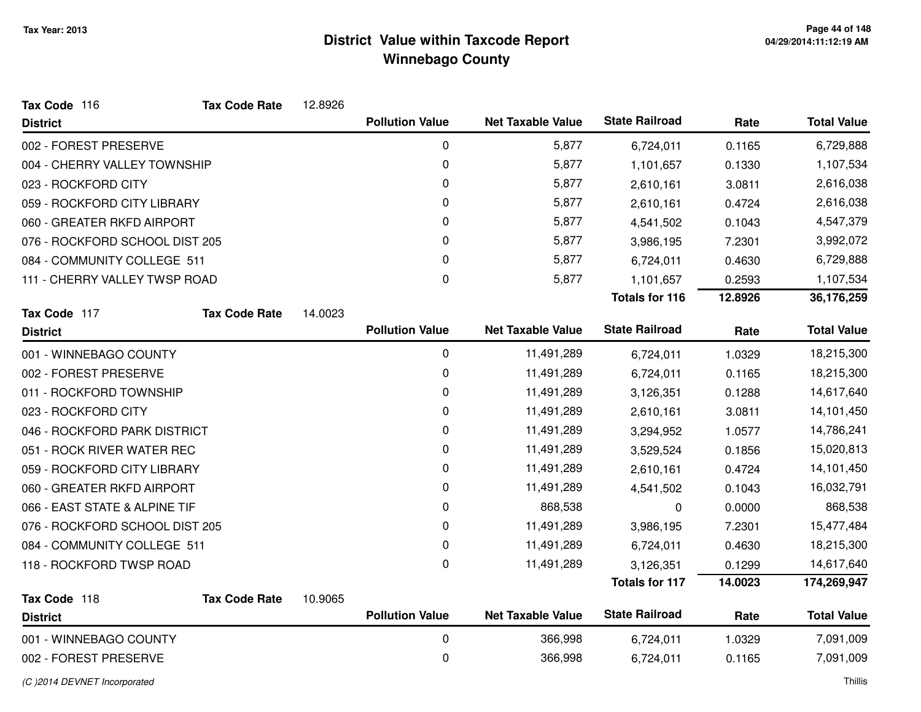# District Value within Taxcode Report
## Winnebago County

Tax Year: 2013

**Tax Code** 116 **Tax Code Rate** 12.8926

| District | Pollution Value | Net Taxable Value | State Railroad | Rate | Total Value |
|---|---|---|---|---|---|
| 002 - FOREST PRESERVE | 0 | 5,877 | 6,724,011 | 0.1165 | 6,729,888 |
| 004 - CHERRY VALLEY TOWNSHIP | 0 | 5,877 | 1,101,657 | 0.1330 | 1,107,534 |
| 023 - ROCKFORD CITY | 0 | 5,877 | 2,610,161 | 3.0811 | 2,616,038 |
| 059 - ROCKFORD CITY LIBRARY | 0 | 5,877 | 2,610,161 | 0.4724 | 2,616,038 |
| 060 - GREATER RKFD AIRPORT | 0 | 5,877 | 4,541,502 | 0.1043 | 4,547,379 |
| 076 - ROCKFORD SCHOOL DIST 205 | 0 | 5,877 | 3,986,195 | 7.2301 | 3,992,072 |
| 084 - COMMUNITY COLLEGE 511 | 0 | 5,877 | 6,724,011 | 0.4630 | 6,729,888 |
| 111 - CHERRY VALLEY TWSP ROAD | 0 | 5,877 | 1,101,657 | 0.2593 | 1,107,534 |
| | | | **Totals for 116** | **12.8926** | **36,176,259** |

**Tax Code** 117 **Tax Code Rate** 14.0023

| District | Pollution Value | Net Taxable Value | State Railroad | Rate | Total Value |
|---|---|---|---|---|---|
| 001 - WINNEBAGO COUNTY | 0 | 11,491,289 | 6,724,011 | 1.0329 | 18,215,300 |
| 002 - FOREST PRESERVE | 0 | 11,491,289 | 6,724,011 | 0.1165 | 18,215,300 |
| 011 - ROCKFORD TOWNSHIP | 0 | 11,491,289 | 3,126,351 | 0.1288 | 14,617,640 |
| 023 - ROCKFORD CITY | 0 | 11,491,289 | 2,610,161 | 3.0811 | 14,101,450 |
| 046 - ROCKFORD PARK DISTRICT | 0 | 11,491,289 | 3,294,952 | 1.0577 | 14,786,241 |
| 051 - ROCK RIVER WATER REC | 0 | 11,491,289 | 3,529,524 | 0.1856 | 15,020,813 |
| 059 - ROCKFORD CITY LIBRARY | 0 | 11,491,289 | 2,610,161 | 0.4724 | 14,101,450 |
| 060 - GREATER RKFD AIRPORT | 0 | 11,491,289 | 4,541,502 | 0.1043 | 16,032,791 |
| 066 - EAST STATE & ALPINE TIF | 0 | 868,538 | 0 | 0.0000 | 868,538 |
| 076 - ROCKFORD SCHOOL DIST 205 | 0 | 11,491,289 | 3,986,195 | 7.2301 | 15,477,484 |
| 084 - COMMUNITY COLLEGE 511 | 0 | 11,491,289 | 6,724,011 | 0.4630 | 18,215,300 |
| 118 - ROCKFORD TWSP ROAD | 0 | 11,491,289 | 3,126,351 | 0.1299 | 14,617,640 |
| | | | **Totals for 117** | **14.0023** | **174,269,947** |

**Tax Code** 118 **Tax Code Rate** 10.9065

| District | Pollution Value | Net Taxable Value | State Railroad | Rate | Total Value |
|---|---|---|---|---|---|
| 001 - WINNEBAGO COUNTY | 0 | 366,998 | 6,724,011 | 1.0329 | 7,091,009 |
| 002 - FOREST PRESERVE | 0 | 366,998 | 6,724,011 | 0.1165 | 7,091,009 |

*(C )2014 DEVNET Incorporated* Thillis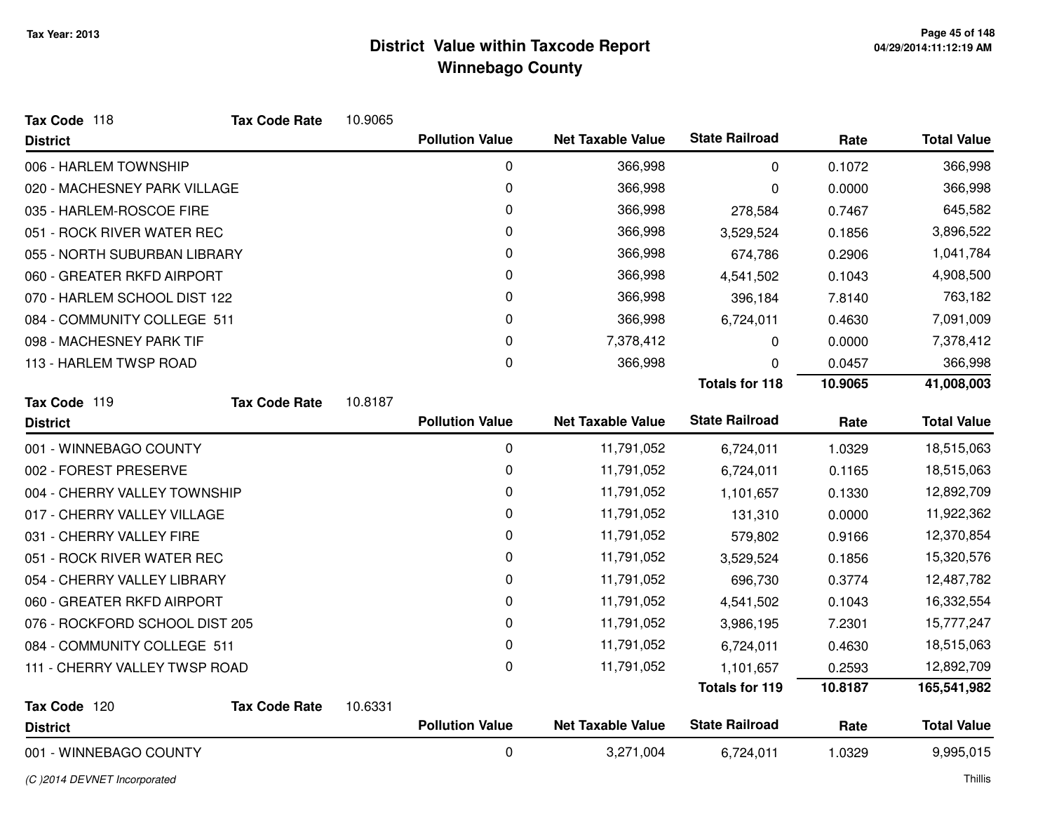# District Value within Taxcode Report
## Winnebago County

Tax Year: 2013

**Tax Code** 118 **Tax Code Rate** 10.9065

| District | Pollution Value | Net Taxable Value | State Railroad | Rate | Total Value |
|---|---|---|---|---|---|
| 006 - HARLEM TOWNSHIP | 0 | 366,998 | 0 | 0.1072 | 366,998 |
| 020 - MACHESNEY PARK VILLAGE | 0 | 366,998 | 0 | 0.0000 | 366,998 |
| 035 - HARLEM-ROSCOE FIRE | 0 | 366,998 | 278,584 | 0.7467 | 645,582 |
| 051 - ROCK RIVER WATER REC | 0 | 366,998 | 3,529,524 | 0.1856 | 3,896,522 |
| 055 - NORTH SUBURBAN LIBRARY | 0 | 366,998 | 674,786 | 0.2906 | 1,041,784 |
| 060 - GREATER RKFD AIRPORT | 0 | 366,998 | 4,541,502 | 0.1043 | 4,908,500 |
| 070 - HARLEM SCHOOL DIST 122 | 0 | 366,998 | 396,184 | 7.8140 | 763,182 |
| 084 - COMMUNITY COLLEGE 511 | 0 | 366,998 | 6,724,011 | 0.4630 | 7,091,009 |
| 098 - MACHESNEY PARK TIF | 0 | 7,378,412 | 0 | 0.0000 | 7,378,412 |
| 113 - HARLEM TWSP ROAD | 0 | 366,998 | 0 | 0.0457 | 366,998 |
| | | | **Totals for 118** | **10.9065** | **41,008,003** |

**Tax Code** 119 **Tax Code Rate** 10.8187

| District | Pollution Value | Net Taxable Value | State Railroad | Rate | Total Value |
|---|---|---|---|---|---|
| 001 - WINNEBAGO COUNTY | 0 | 11,791,052 | 6,724,011 | 1.0329 | 18,515,063 |
| 002 - FOREST PRESERVE | 0 | 11,791,052 | 6,724,011 | 0.1165 | 18,515,063 |
| 004 - CHERRY VALLEY TOWNSHIP | 0 | 11,791,052 | 1,101,657 | 0.1330 | 12,892,709 |
| 017 - CHERRY VALLEY VILLAGE | 0 | 11,791,052 | 131,310 | 0.0000 | 11,922,362 |
| 031 - CHERRY VALLEY FIRE | 0 | 11,791,052 | 579,802 | 0.9166 | 12,370,854 |
| 051 - ROCK RIVER WATER REC | 0 | 11,791,052 | 3,529,524 | 0.1856 | 15,320,576 |
| 054 - CHERRY VALLEY LIBRARY | 0 | 11,791,052 | 696,730 | 0.3774 | 12,487,782 |
| 060 - GREATER RKFD AIRPORT | 0 | 11,791,052 | 4,541,502 | 0.1043 | 16,332,554 |
| 076 - ROCKFORD SCHOOL DIST 205 | 0 | 11,791,052 | 3,986,195 | 7.2301 | 15,777,247 |
| 084 - COMMUNITY COLLEGE 511 | 0 | 11,791,052 | 6,724,011 | 0.4630 | 18,515,063 |
| 111 - CHERRY VALLEY TWSP ROAD | 0 | 11,791,052 | 1,101,657 | 0.2593 | 12,892,709 |
| | | | **Totals for 119** | **10.8187** | **165,541,982** |

**Tax Code** 120 **Tax Code Rate** 10.6331

| District | Pollution Value | Net Taxable Value | State Railroad | Rate | Total Value |
|---|---|---|---|---|---|
| 001 - WINNEBAGO COUNTY | 0 | 3,271,004 | 6,724,011 | 1.0329 | 9,995,015 |

*(C )2014 DEVNET Incorporated* Thillis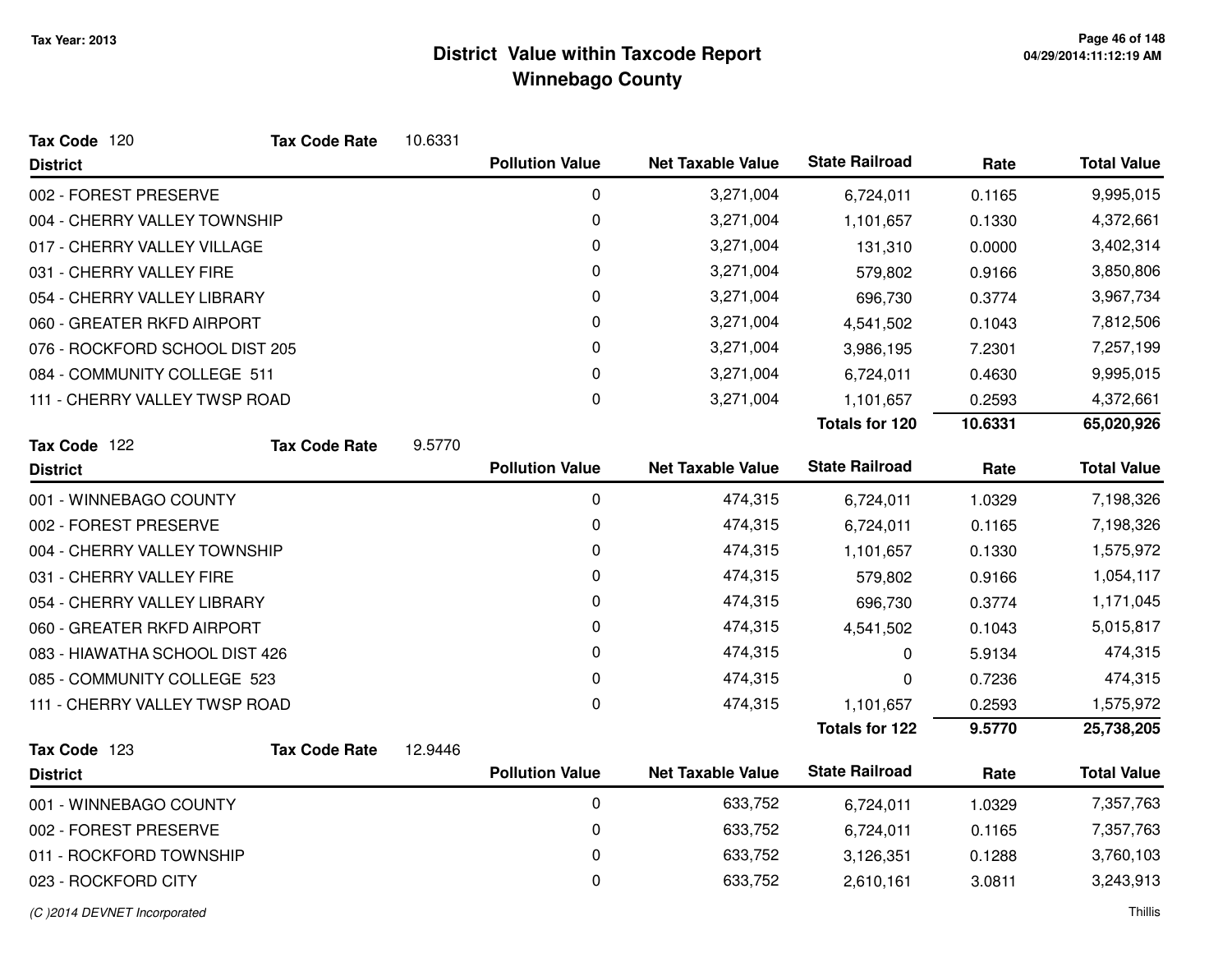# District Value within Taxcode Report
## Winnebago County

Tax Year: 2013

**Tax Code** 120 **Tax Code Rate** 10.6331

| District | Pollution Value | Net Taxable Value | State Railroad | Rate | Total Value |
|---|---|---|---|---|---|
| 002 - FOREST PRESERVE | 0 | 3,271,004 | 6,724,011 | 0.1165 | 9,995,015 |
| 004 - CHERRY VALLEY TOWNSHIP | 0 | 3,271,004 | 1,101,657 | 0.1330 | 4,372,661 |
| 017 - CHERRY VALLEY VILLAGE | 0 | 3,271,004 | 131,310 | 0.0000 | 3,402,314 |
| 031 - CHERRY VALLEY FIRE | 0 | 3,271,004 | 579,802 | 0.9166 | 3,850,806 |
| 054 - CHERRY VALLEY LIBRARY | 0 | 3,271,004 | 696,730 | 0.3774 | 3,967,734 |
| 060 - GREATER RKFD AIRPORT | 0 | 3,271,004 | 4,541,502 | 0.1043 | 7,812,506 |
| 076 - ROCKFORD SCHOOL DIST 205 | 0 | 3,271,004 | 3,986,195 | 7.2301 | 7,257,199 |
| 084 - COMMUNITY COLLEGE 511 | 0 | 3,271,004 | 6,724,011 | 0.4630 | 9,995,015 |
| 111 - CHERRY VALLEY TWSP ROAD | 0 | 3,271,004 | 1,101,657 | 0.2593 | 4,372,661 |
| | | | **Totals for 120** | **10.6331** | **65,020,926** |

**Tax Code** 122 **Tax Code Rate** 9.5770

| District | Pollution Value | Net Taxable Value | State Railroad | Rate | Total Value |
|---|---|---|---|---|---|
| 001 - WINNEBAGO COUNTY | 0 | 474,315 | 6,724,011 | 1.0329 | 7,198,326 |
| 002 - FOREST PRESERVE | 0 | 474,315 | 6,724,011 | 0.1165 | 7,198,326 |
| 004 - CHERRY VALLEY TOWNSHIP | 0 | 474,315 | 1,101,657 | 0.1330 | 1,575,972 |
| 031 - CHERRY VALLEY FIRE | 0 | 474,315 | 579,802 | 0.9166 | 1,054,117 |
| 054 - CHERRY VALLEY LIBRARY | 0 | 474,315 | 696,730 | 0.3774 | 1,171,045 |
| 060 - GREATER RKFD AIRPORT | 0 | 474,315 | 4,541,502 | 0.1043 | 5,015,817 |
| 083 - HIAWATHA SCHOOL DIST 426 | 0 | 474,315 | 0 | 5.9134 | 474,315 |
| 085 - COMMUNITY COLLEGE 523 | 0 | 474,315 | 0 | 0.7236 | 474,315 |
| 111 - CHERRY VALLEY TWSP ROAD | 0 | 474,315 | 1,101,657 | 0.2593 | 1,575,972 |
| | | | **Totals for 122** | **9.5770** | **25,738,205** |

**Tax Code** 123 **Tax Code Rate** 12.9446

| District | Pollution Value | Net Taxable Value | State Railroad | Rate | Total Value |
|---|---|---|---|---|---|
| 001 - WINNEBAGO COUNTY | 0 | 633,752 | 6,724,011 | 1.0329 | 7,357,763 |
| 002 - FOREST PRESERVE | 0 | 633,752 | 6,724,011 | 0.1165 | 7,357,763 |
| 011 - ROCKFORD TOWNSHIP | 0 | 633,752 | 3,126,351 | 0.1288 | 3,760,103 |
| 023 - ROCKFORD CITY | 0 | 633,752 | 2,610,161 | 3.0811 | 3,243,913 |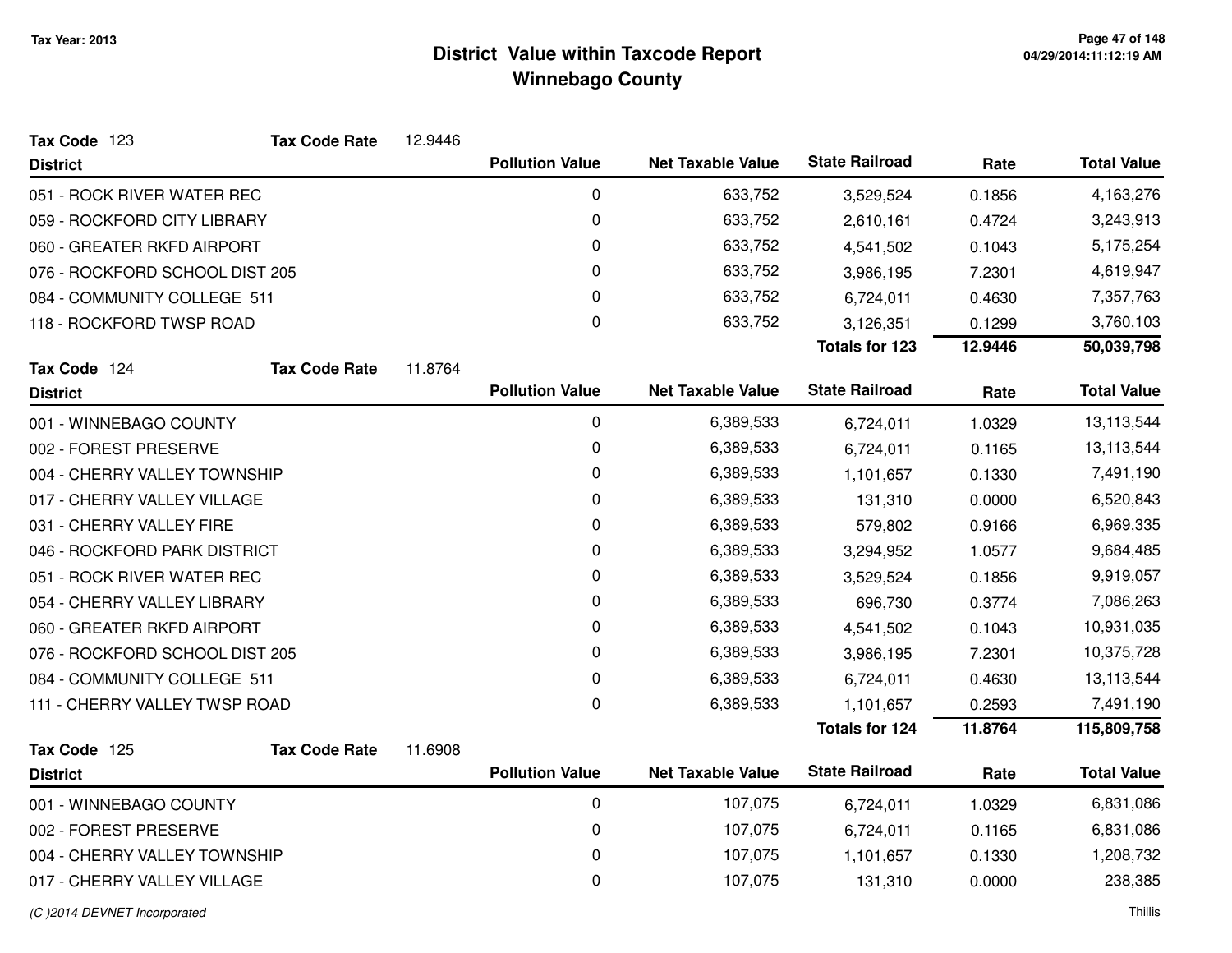# District Value within Taxcode Report
## Winnebago County

Tax Year: 2013

**Tax Code** 123 **Tax Code Rate** 12.9446

| District | Pollution Value | Net Taxable Value | State Railroad | Rate | Total Value |
|---|---|---|---|---|---|
| 051 - ROCK RIVER WATER REC | 0 | 633,752 | 3,529,524 | 0.1856 | 4,163,276 |
| 059 - ROCKFORD CITY LIBRARY | 0 | 633,752 | 2,610,161 | 0.4724 | 3,243,913 |
| 060 - GREATER RKFD AIRPORT | 0 | 633,752 | 4,541,502 | 0.1043 | 5,175,254 |
| 076 - ROCKFORD SCHOOL DIST 205 | 0 | 633,752 | 3,986,195 | 7.2301 | 4,619,947 |
| 084 - COMMUNITY COLLEGE 511 | 0 | 633,752 | 6,724,011 | 0.4630 | 7,357,763 |
| 118 - ROCKFORD TWSP ROAD | 0 | 633,752 | 3,126,351 | 0.1299 | 3,760,103 |
| | | | **Totals for 123** | **12.9446** | **50,039,798** |

**Tax Code** 124 **Tax Code Rate** 11.8764

| District | Pollution Value | Net Taxable Value | State Railroad | Rate | Total Value |
|---|---|---|---|---|---|
| 001 - WINNEBAGO COUNTY | 0 | 6,389,533 | 6,724,011 | 1.0329 | 13,113,544 |
| 002 - FOREST PRESERVE | 0 | 6,389,533 | 6,724,011 | 0.1165 | 13,113,544 |
| 004 - CHERRY VALLEY TOWNSHIP | 0 | 6,389,533 | 1,101,657 | 0.1330 | 7,491,190 |
| 017 - CHERRY VALLEY VILLAGE | 0 | 6,389,533 | 131,310 | 0.0000 | 6,520,843 |
| 031 - CHERRY VALLEY FIRE | 0 | 6,389,533 | 579,802 | 0.9166 | 6,969,335 |
| 046 - ROCKFORD PARK DISTRICT | 0 | 6,389,533 | 3,294,952 | 1.0577 | 9,684,485 |
| 051 - ROCK RIVER WATER REC | 0 | 6,389,533 | 3,529,524 | 0.1856 | 9,919,057 |
| 054 - CHERRY VALLEY LIBRARY | 0 | 6,389,533 | 696,730 | 0.3774 | 7,086,263 |
| 060 - GREATER RKFD AIRPORT | 0 | 6,389,533 | 4,541,502 | 0.1043 | 10,931,035 |
| 076 - ROCKFORD SCHOOL DIST 205 | 0 | 6,389,533 | 3,986,195 | 7.2301 | 10,375,728 |
| 084 - COMMUNITY COLLEGE 511 | 0 | 6,389,533 | 6,724,011 | 0.4630 | 13,113,544 |
| 111 - CHERRY VALLEY TWSP ROAD | 0 | 6,389,533 | 1,101,657 | 0.2593 | 7,491,190 |
| | | | **Totals for 124** | **11.8764** | **115,809,758** |

**Tax Code** 125 **Tax Code Rate** 11.6908

| District | Pollution Value | Net Taxable Value | State Railroad | Rate | Total Value |
|---|---|---|---|---|---|
| 001 - WINNEBAGO COUNTY | 0 | 107,075 | 6,724,011 | 1.0329 | 6,831,086 |
| 002 - FOREST PRESERVE | 0 | 107,075 | 6,724,011 | 0.1165 | 6,831,086 |
| 004 - CHERRY VALLEY TOWNSHIP | 0 | 107,075 | 1,101,657 | 0.1330 | 1,208,732 |
| 017 - CHERRY VALLEY VILLAGE | 0 | 107,075 | 131,310 | 0.0000 | 238,385 |

*(C )2014 DEVNET Incorporated*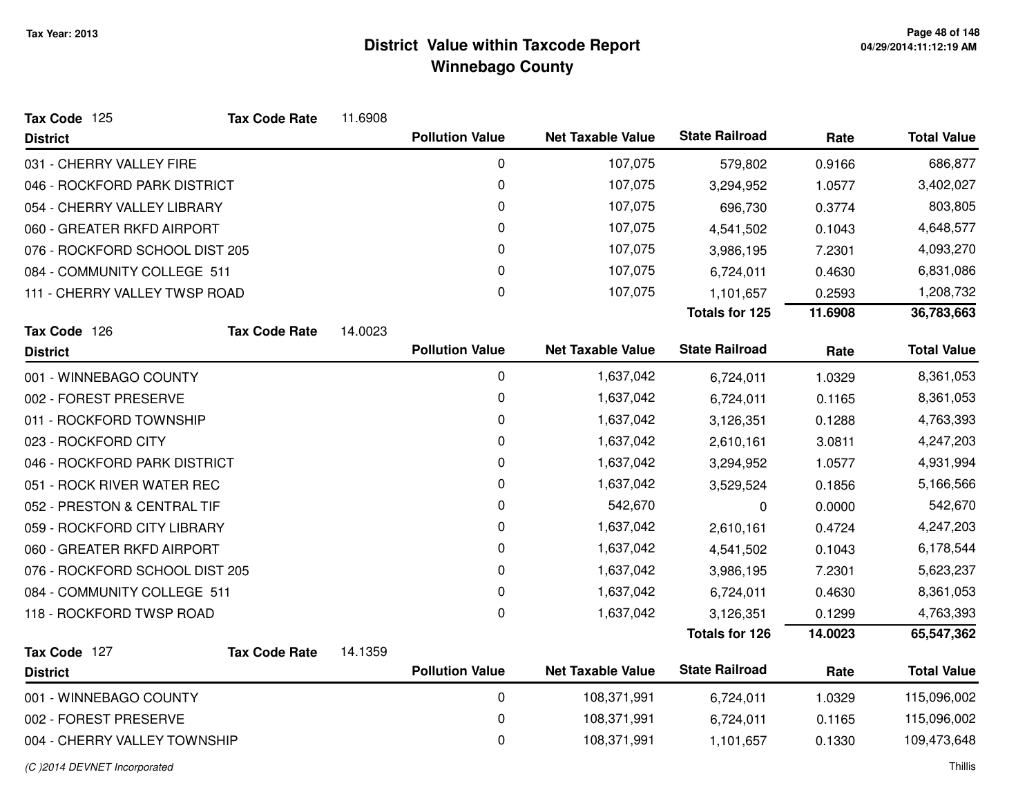# District Value within Taxcode Report
## Winnebago County

Tax Year: 2013

**Tax Code** 125 **Tax Code Rate** 11.6908

| District | Pollution Value | Net Taxable Value | State Railroad | Rate | Total Value |
|---|---|---|---|---|---|
| 031 - CHERRY VALLEY FIRE | 0 | 107,075 | 579,802 | 0.9166 | 686,877 |
| 046 - ROCKFORD PARK DISTRICT | 0 | 107,075 | 3,294,952 | 1.0577 | 3,402,027 |
| 054 - CHERRY VALLEY LIBRARY | 0 | 107,075 | 696,730 | 0.3774 | 803,805 |
| 060 - GREATER RKFD AIRPORT | 0 | 107,075 | 4,541,502 | 0.1043 | 4,648,577 |
| 076 - ROCKFORD SCHOOL DIST 205 | 0 | 107,075 | 3,986,195 | 7.2301 | 4,093,270 |
| 084 - COMMUNITY COLLEGE 511 | 0 | 107,075 | 6,724,011 | 0.4630 | 6,831,086 |
| 111 - CHERRY VALLEY TWSP ROAD | 0 | 107,075 | 1,101,657 | 0.2593 | 1,208,732 |
| | | | **Totals for 125** | **11.6908** | **36,783,663** |

**Tax Code** 126 **Tax Code Rate** 14.0023

| District | Pollution Value | Net Taxable Value | State Railroad | Rate | Total Value |
|---|---|---|---|---|---|
| 001 - WINNEBAGO COUNTY | 0 | 1,637,042 | 6,724,011 | 1.0329 | 8,361,053 |
| 002 - FOREST PRESERVE | 0 | 1,637,042 | 6,724,011 | 0.1165 | 8,361,053 |
| 011 - ROCKFORD TOWNSHIP | 0 | 1,637,042 | 3,126,351 | 0.1288 | 4,763,393 |
| 023 - ROCKFORD CITY | 0 | 1,637,042 | 2,610,161 | 3.0811 | 4,247,203 |
| 046 - ROCKFORD PARK DISTRICT | 0 | 1,637,042 | 3,294,952 | 1.0577 | 4,931,994 |
| 051 - ROCK RIVER WATER REC | 0 | 1,637,042 | 3,529,524 | 0.1856 | 5,166,566 |
| 052 - PRESTON & CENTRAL TIF | 0 | 542,670 | 0 | 0.0000 | 542,670 |
| 059 - ROCKFORD CITY LIBRARY | 0 | 1,637,042 | 2,610,161 | 0.4724 | 4,247,203 |
| 060 - GREATER RKFD AIRPORT | 0 | 1,637,042 | 4,541,502 | 0.1043 | 6,178,544 |
| 076 - ROCKFORD SCHOOL DIST 205 | 0 | 1,637,042 | 3,986,195 | 7.2301 | 5,623,237 |
| 084 - COMMUNITY COLLEGE 511 | 0 | 1,637,042 | 6,724,011 | 0.4630 | 8,361,053 |
| 118 - ROCKFORD TWSP ROAD | 0 | 1,637,042 | 3,126,351 | 0.1299 | 4,763,393 |
| | | | **Totals for 126** | **14.0023** | **65,547,362** |

**Tax Code** 127 **Tax Code Rate** 14.1359

| District | Pollution Value | Net Taxable Value | State Railroad | Rate | Total Value |
|---|---|---|---|---|---|
| 001 - WINNEBAGO COUNTY | 0 | 108,371,991 | 6,724,011 | 1.0329 | 115,096,002 |
| 002 - FOREST PRESERVE | 0 | 108,371,991 | 6,724,011 | 0.1165 | 115,096,002 |
| 004 - CHERRY VALLEY TOWNSHIP | 0 | 108,371,991 | 1,101,657 | 0.1330 | 109,473,648 |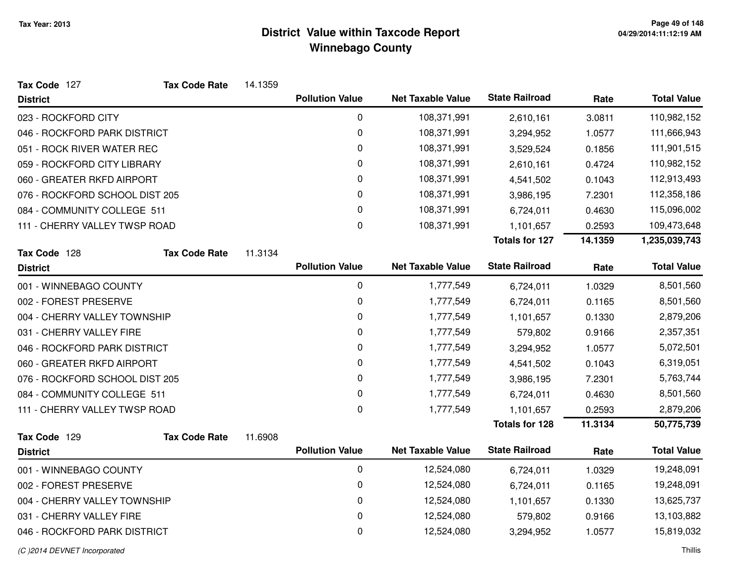# District Value within Taxcode Report
## Winnebago County

Tax Year: 2013

**Tax Code** 127 **Tax Code Rate** 14.1359

| District | Pollution Value | Net Taxable Value | State Railroad | Rate | Total Value |
|---|---|---|---|---|---|
| 023 - ROCKFORD CITY | 0 | 108,371,991 | 2,610,161 | 3.0811 | 110,982,152 |
| 046 - ROCKFORD PARK DISTRICT | 0 | 108,371,991 | 3,294,952 | 1.0577 | 111,666,943 |
| 051 - ROCK RIVER WATER REC | 0 | 108,371,991 | 3,529,524 | 0.1856 | 111,901,515 |
| 059 - ROCKFORD CITY LIBRARY | 0 | 108,371,991 | 2,610,161 | 0.4724 | 110,982,152 |
| 060 - GREATER RKFD AIRPORT | 0 | 108,371,991 | 4,541,502 | 0.1043 | 112,913,493 |
| 076 - ROCKFORD SCHOOL DIST 205 | 0 | 108,371,991 | 3,986,195 | 7.2301 | 112,358,186 |
| 084 - COMMUNITY COLLEGE 511 | 0 | 108,371,991 | 6,724,011 | 0.4630 | 115,096,002 |
| 111 - CHERRY VALLEY TWSP ROAD | 0 | 108,371,991 | 1,101,657 | 0.2593 | 109,473,648 |
| | | | **Totals for 127** | **14.1359** | **1,235,039,743** |

**Tax Code** 128 **Tax Code Rate** 11.3134

| District | Pollution Value | Net Taxable Value | State Railroad | Rate | Total Value |
|---|---|---|---|---|---|
| 001 - WINNEBAGO COUNTY | 0 | 1,777,549 | 6,724,011 | 1.0329 | 8,501,560 |
| 002 - FOREST PRESERVE | 0 | 1,777,549 | 6,724,011 | 0.1165 | 8,501,560 |
| 004 - CHERRY VALLEY TOWNSHIP | 0 | 1,777,549 | 1,101,657 | 0.1330 | 2,879,206 |
| 031 - CHERRY VALLEY FIRE | 0 | 1,777,549 | 579,802 | 0.9166 | 2,357,351 |
| 046 - ROCKFORD PARK DISTRICT | 0 | 1,777,549 | 3,294,952 | 1.0577 | 5,072,501 |
| 060 - GREATER RKFD AIRPORT | 0 | 1,777,549 | 4,541,502 | 0.1043 | 6,319,051 |
| 076 - ROCKFORD SCHOOL DIST 205 | 0 | 1,777,549 | 3,986,195 | 7.2301 | 5,763,744 |
| 084 - COMMUNITY COLLEGE 511 | 0 | 1,777,549 | 6,724,011 | 0.4630 | 8,501,560 |
| 111 - CHERRY VALLEY TWSP ROAD | 0 | 1,777,549 | 1,101,657 | 0.2593 | 2,879,206 |
| | | | **Totals for 128** | **11.3134** | **50,775,739** |

**Tax Code** 129 **Tax Code Rate** 11.6908

| District | Pollution Value | Net Taxable Value | State Railroad | Rate | Total Value |
|---|---|---|---|---|---|
| 001 - WINNEBAGO COUNTY | 0 | 12,524,080 | 6,724,011 | 1.0329 | 19,248,091 |
| 002 - FOREST PRESERVE | 0 | 12,524,080 | 6,724,011 | 0.1165 | 19,248,091 |
| 004 - CHERRY VALLEY TOWNSHIP | 0 | 12,524,080 | 1,101,657 | 0.1330 | 13,625,737 |
| 031 - CHERRY VALLEY FIRE | 0 | 12,524,080 | 579,802 | 0.9166 | 13,103,882 |
| 046 - ROCKFORD PARK DISTRICT | 0 | 12,524,080 | 3,294,952 | 1.0577 | 15,819,032 |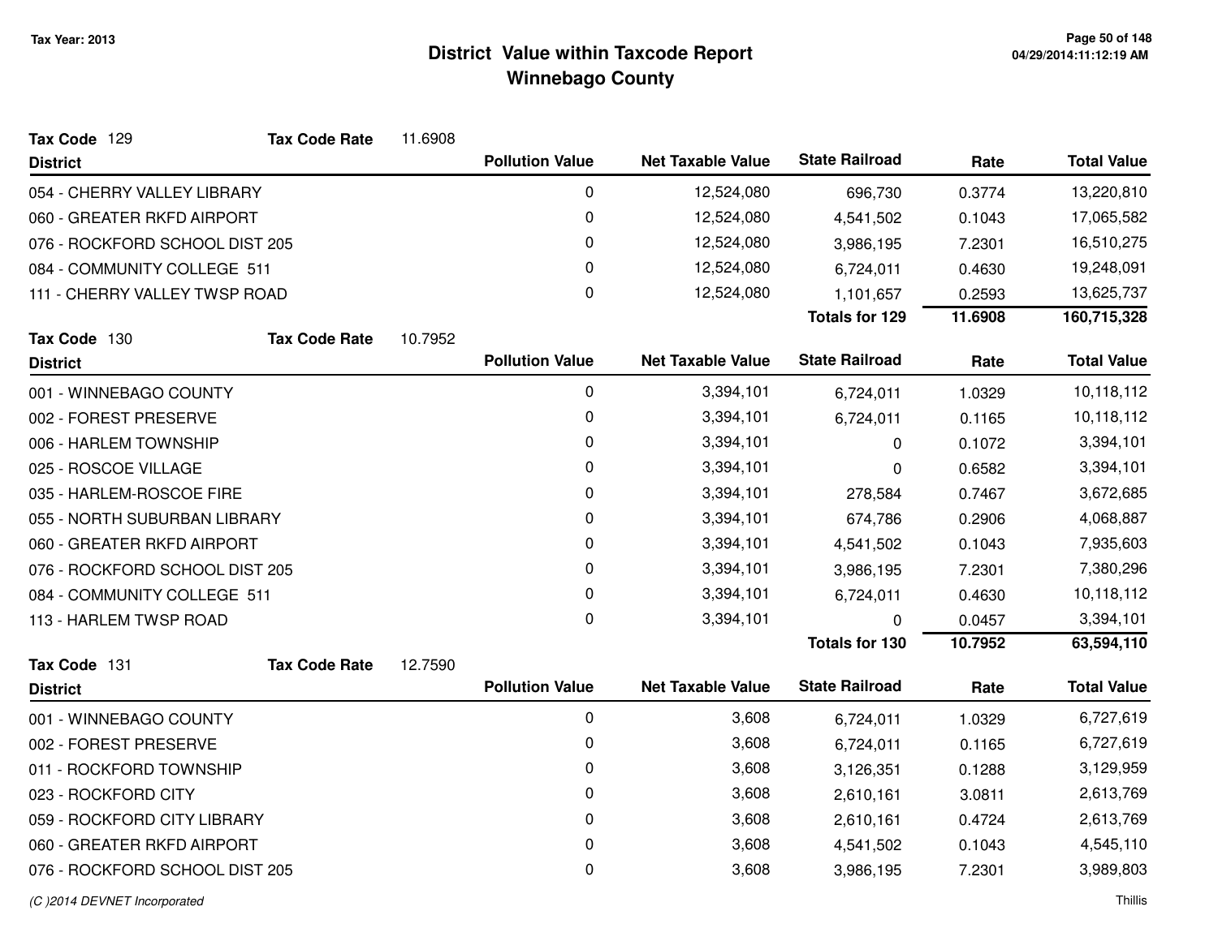**Tax Year: 2013**

# District Value within Taxcode Report
## Winnebago County

**Tax Code** 129 **Tax Code Rate** 11.6908

| District | Pollution Value | Net Taxable Value | State Railroad | Rate | Total Value |
|---|---|---|---|---|---|
| 054 - CHERRY VALLEY LIBRARY | 0 | 12,524,080 | 696,730 | 0.3774 | 13,220,810 |
| 060 - GREATER RKFD AIRPORT | 0 | 12,524,080 | 4,541,502 | 0.1043 | 17,065,582 |
| 076 - ROCKFORD SCHOOL DIST 205 | 0 | 12,524,080 | 3,986,195 | 7.2301 | 16,510,275 |
| 084 - COMMUNITY COLLEGE 511 | 0 | 12,524,080 | 6,724,011 | 0.4630 | 19,248,091 |
| 111 - CHERRY VALLEY TWSP ROAD | 0 | 12,524,080 | 1,101,657 | 0.2593 | 13,625,737 |
| | | | **Totals for 129** | **11.6908** | **160,715,328** |

**Tax Code** 130 **Tax Code Rate** 10.7952

| District | Pollution Value | Net Taxable Value | State Railroad | Rate | Total Value |
|---|---|---|---|---|---|
| 001 - WINNEBAGO COUNTY | 0 | 3,394,101 | 6,724,011 | 1.0329 | 10,118,112 |
| 002 - FOREST PRESERVE | 0 | 3,394,101 | 6,724,011 | 0.1165 | 10,118,112 |
| 006 - HARLEM TOWNSHIP | 0 | 3,394,101 | 0 | 0.1072 | 3,394,101 |
| 025 - ROSCOE VILLAGE | 0 | 3,394,101 | 0 | 0.6582 | 3,394,101 |
| 035 - HARLEM-ROSCOE FIRE | 0 | 3,394,101 | 278,584 | 0.7467 | 3,672,685 |
| 055 - NORTH SUBURBAN LIBRARY | 0 | 3,394,101 | 674,786 | 0.2906 | 4,068,887 |
| 060 - GREATER RKFD AIRPORT | 0 | 3,394,101 | 4,541,502 | 0.1043 | 7,935,603 |
| 076 - ROCKFORD SCHOOL DIST 205 | 0 | 3,394,101 | 3,986,195 | 7.2301 | 7,380,296 |
| 084 - COMMUNITY COLLEGE 511 | 0 | 3,394,101 | 6,724,011 | 0.4630 | 10,118,112 |
| 113 - HARLEM TWSP ROAD | 0 | 3,394,101 | 0 | 0.0457 | 3,394,101 |
| | | | **Totals for 130** | **10.7952** | **63,594,110** |

**Tax Code** 131 **Tax Code Rate** 12.7590

| District | Pollution Value | Net Taxable Value | State Railroad | Rate | Total Value |
|---|---|---|---|---|---|
| 001 - WINNEBAGO COUNTY | 0 | 3,608 | 6,724,011 | 1.0329 | 6,727,619 |
| 002 - FOREST PRESERVE | 0 | 3,608 | 6,724,011 | 0.1165 | 6,727,619 |
| 011 - ROCKFORD TOWNSHIP | 0 | 3,608 | 3,126,351 | 0.1288 | 3,129,959 |
| 023 - ROCKFORD CITY | 0 | 3,608 | 2,610,161 | 3.0811 | 2,613,769 |
| 059 - ROCKFORD CITY LIBRARY | 0 | 3,608 | 2,610,161 | 0.4724 | 2,613,769 |
| 060 - GREATER RKFD AIRPORT | 0 | 3,608 | 4,541,502 | 0.1043 | 4,545,110 |
| 076 - ROCKFORD SCHOOL DIST 205 | 0 | 3,608 | 3,986,195 | 7.2301 | 3,989,803 |

*(C )2014 DEVNET Incorporated* Thillis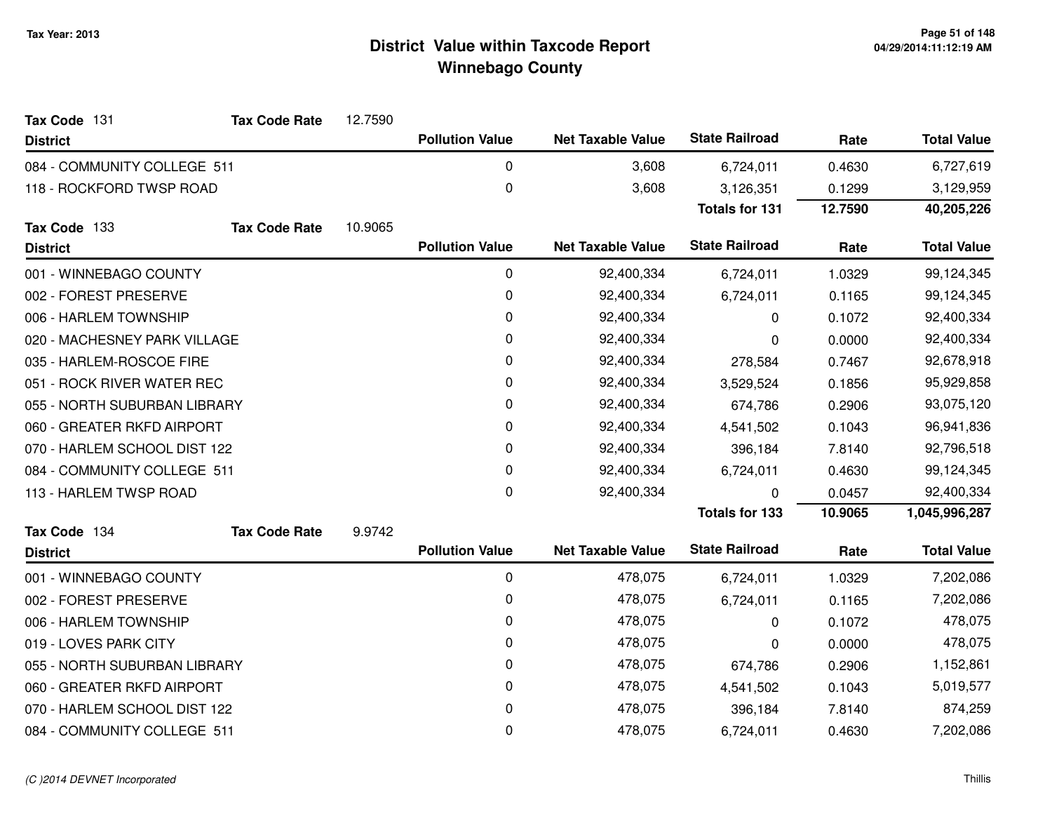# District Value within Taxcode Report
## Winnebago County

Tax Year: 2013

**Tax Code** 131 **Tax Code Rate** 12.7590

| District | Pollution Value | Net Taxable Value | State Railroad | Rate | Total Value |
|---|---|---|---|---|---|
| 084 - COMMUNITY COLLEGE 511 | 0 | 3,608 | 6,724,011 | 0.4630 | 6,727,619 |
| 118 - ROCKFORD TWSP ROAD | 0 | 3,608 | 3,126,351 | 0.1299 | 3,129,959 |
| | | | **Totals for 131** | **12.7590** | **40,205,226** |

**Tax Code** 133 **Tax Code Rate** 10.9065

| District | Pollution Value | Net Taxable Value | State Railroad | Rate | Total Value |
|---|---|---|---|---|---|
| 001 - WINNEBAGO COUNTY | 0 | 92,400,334 | 6,724,011 | 1.0329 | 99,124,345 |
| 002 - FOREST PRESERVE | 0 | 92,400,334 | 6,724,011 | 0.1165 | 99,124,345 |
| 006 - HARLEM TOWNSHIP | 0 | 92,400,334 | 0 | 0.1072 | 92,400,334 |
| 020 - MACHESNEY PARK VILLAGE | 0 | 92,400,334 | 0 | 0.0000 | 92,400,334 |
| 035 - HARLEM-ROSCOE FIRE | 0 | 92,400,334 | 278,584 | 0.7467 | 92,678,918 |
| 051 - ROCK RIVER WATER REC | 0 | 92,400,334 | 3,529,524 | 0.1856 | 95,929,858 |
| 055 - NORTH SUBURBAN LIBRARY | 0 | 92,400,334 | 674,786 | 0.2906 | 93,075,120 |
| 060 - GREATER RKFD AIRPORT | 0 | 92,400,334 | 4,541,502 | 0.1043 | 96,941,836 |
| 070 - HARLEM SCHOOL DIST 122 | 0 | 92,400,334 | 396,184 | 7.8140 | 92,796,518 |
| 084 - COMMUNITY COLLEGE 511 | 0 | 92,400,334 | 6,724,011 | 0.4630 | 99,124,345 |
| 113 - HARLEM TWSP ROAD | 0 | 92,400,334 | 0 | 0.0457 | 92,400,334 |
| | | | **Totals for 133** | **10.9065** | **1,045,996,287** |

**Tax Code** 134 **Tax Code Rate** 9.9742

| District | Pollution Value | Net Taxable Value | State Railroad | Rate | Total Value |
|---|---|---|---|---|---|
| 001 - WINNEBAGO COUNTY | 0 | 478,075 | 6,724,011 | 1.0329 | 7,202,086 |
| 002 - FOREST PRESERVE | 0 | 478,075 | 6,724,011 | 0.1165 | 7,202,086 |
| 006 - HARLEM TOWNSHIP | 0 | 478,075 | 0 | 0.1072 | 478,075 |
| 019 - LOVES PARK CITY | 0 | 478,075 | 0 | 0.0000 | 478,075 |
| 055 - NORTH SUBURBAN LIBRARY | 0 | 478,075 | 674,786 | 0.2906 | 1,152,861 |
| 060 - GREATER RKFD AIRPORT | 0 | 478,075 | 4,541,502 | 0.1043 | 5,019,577 |
| 070 - HARLEM SCHOOL DIST 122 | 0 | 478,075 | 396,184 | 7.8140 | 874,259 |
| 084 - COMMUNITY COLLEGE 511 | 0 | 478,075 | 6,724,011 | 0.4630 | 7,202,086 |

(C )2014 DEVNET Incorporated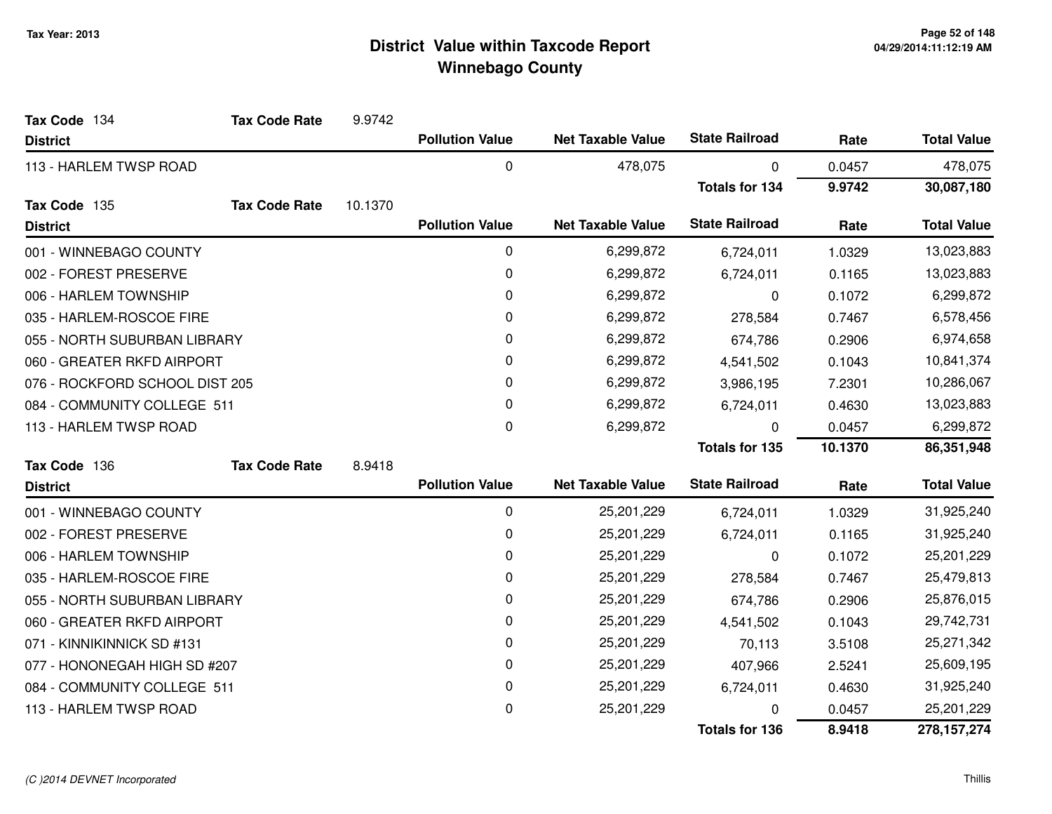# District Value within Taxcode Report
## Winnebago County

Tax Year: 2013

**Tax Code** 134 **Tax Code Rate** 9.9742

| District | Pollution Value | Net Taxable Value | State Railroad | Rate | Total Value |
|---|---|---|---|---|---|
| 113 - HARLEM TWSP ROAD | 0 | 478,075 | 0 | 0.0457 | 478,075 |
| | | | **Totals for 134** | **9.9742** | **30,087,180** |

**Tax Code** 135 **Tax Code Rate** 10.1370

| District | Pollution Value | Net Taxable Value | State Railroad | Rate | Total Value |
|---|---|---|---|---|---|
| 001 - WINNEBAGO COUNTY | 0 | 6,299,872 | 6,724,011 | 1.0329 | 13,023,883 |
| 002 - FOREST PRESERVE | 0 | 6,299,872 | 6,724,011 | 0.1165 | 13,023,883 |
| 006 - HARLEM TOWNSHIP | 0 | 6,299,872 | 0 | 0.1072 | 6,299,872 |
| 035 - HARLEM-ROSCOE FIRE | 0 | 6,299,872 | 278,584 | 0.7467 | 6,578,456 |
| 055 - NORTH SUBURBAN LIBRARY | 0 | 6,299,872 | 674,786 | 0.2906 | 6,974,658 |
| 060 - GREATER RKFD AIRPORT | 0 | 6,299,872 | 4,541,502 | 0.1043 | 10,841,374 |
| 076 - ROCKFORD SCHOOL DIST 205 | 0 | 6,299,872 | 3,986,195 | 7.2301 | 10,286,067 |
| 084 - COMMUNITY COLLEGE 511 | 0 | 6,299,872 | 6,724,011 | 0.4630 | 13,023,883 |
| 113 - HARLEM TWSP ROAD | 0 | 6,299,872 | 0 | 0.0457 | 6,299,872 |
| | | | **Totals for 135** | **10.1370** | **86,351,948** |

**Tax Code** 136 **Tax Code Rate** 8.9418

| District | Pollution Value | Net Taxable Value | State Railroad | Rate | Total Value |
|---|---|---|---|---|---|
| 001 - WINNEBAGO COUNTY | 0 | 25,201,229 | 6,724,011 | 1.0329 | 31,925,240 |
| 002 - FOREST PRESERVE | 0 | 25,201,229 | 6,724,011 | 0.1165 | 31,925,240 |
| 006 - HARLEM TOWNSHIP | 0 | 25,201,229 | 0 | 0.1072 | 25,201,229 |
| 035 - HARLEM-ROSCOE FIRE | 0 | 25,201,229 | 278,584 | 0.7467 | 25,479,813 |
| 055 - NORTH SUBURBAN LIBRARY | 0 | 25,201,229 | 674,786 | 0.2906 | 25,876,015 |
| 060 - GREATER RKFD AIRPORT | 0 | 25,201,229 | 4,541,502 | 0.1043 | 29,742,731 |
| 071 - KINNIKINNICK SD #131 | 0 | 25,201,229 | 70,113 | 3.5108 | 25,271,342 |
| 077 - HONONEGAH HIGH SD #207 | 0 | 25,201,229 | 407,966 | 2.5241 | 25,609,195 |
| 084 - COMMUNITY COLLEGE 511 | 0 | 25,201,229 | 6,724,011 | 0.4630 | 31,925,240 |
| 113 - HARLEM TWSP ROAD | 0 | 25,201,229 | 0 | 0.0457 | 25,201,229 |
| | | | **Totals for 136** | **8.9418** | **278,157,274** |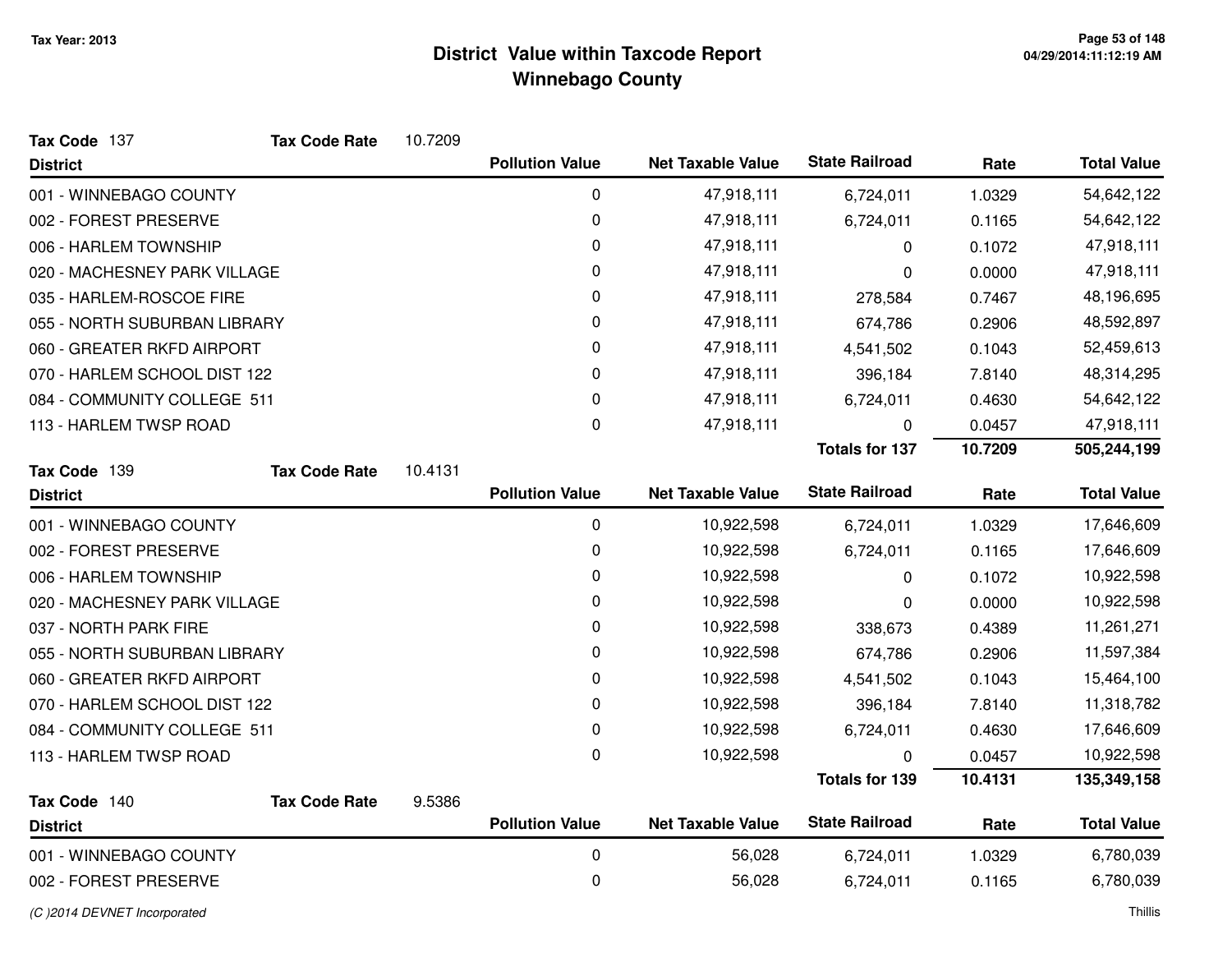# District Value within Taxcode Report
## Winnebago County

Tax Year: 2013

**Tax Code** 137 **Tax Code Rate** 10.7209

| District | Pollution Value | Net Taxable Value | State Railroad | Rate | Total Value |
|---|---|---|---|---|---|
| 001 - WINNEBAGO COUNTY | 0 | 47,918,111 | 6,724,011 | 1.0329 | 54,642,122 |
| 002 - FOREST PRESERVE | 0 | 47,918,111 | 6,724,011 | 0.1165 | 54,642,122 |
| 006 - HARLEM TOWNSHIP | 0 | 47,918,111 | 0 | 0.1072 | 47,918,111 |
| 020 - MACHESNEY PARK VILLAGE | 0 | 47,918,111 | 0 | 0.0000 | 47,918,111 |
| 035 - HARLEM-ROSCOE FIRE | 0 | 47,918,111 | 278,584 | 0.7467 | 48,196,695 |
| 055 - NORTH SUBURBAN LIBRARY | 0 | 47,918,111 | 674,786 | 0.2906 | 48,592,897 |
| 060 - GREATER RKFD AIRPORT | 0 | 47,918,111 | 4,541,502 | 0.1043 | 52,459,613 |
| 070 - HARLEM SCHOOL DIST 122 | 0 | 47,918,111 | 396,184 | 7.8140 | 48,314,295 |
| 084 - COMMUNITY COLLEGE 511 | 0 | 47,918,111 | 6,724,011 | 0.4630 | 54,642,122 |
| 113 - HARLEM TWSP ROAD | 0 | 47,918,111 | 0 | 0.0457 | 47,918,111 |
| | | | **Totals for 137** | **10.7209** | **505,244,199** |

**Tax Code** 139 **Tax Code Rate** 10.4131

| District | Pollution Value | Net Taxable Value | State Railroad | Rate | Total Value |
|---|---|---|---|---|---|
| 001 - WINNEBAGO COUNTY | 0 | 10,922,598 | 6,724,011 | 1.0329 | 17,646,609 |
| 002 - FOREST PRESERVE | 0 | 10,922,598 | 6,724,011 | 0.1165 | 17,646,609 |
| 006 - HARLEM TOWNSHIP | 0 | 10,922,598 | 0 | 0.1072 | 10,922,598 |
| 020 - MACHESNEY PARK VILLAGE | 0 | 10,922,598 | 0 | 0.0000 | 10,922,598 |
| 037 - NORTH PARK FIRE | 0 | 10,922,598 | 338,673 | 0.4389 | 11,261,271 |
| 055 - NORTH SUBURBAN LIBRARY | 0 | 10,922,598 | 674,786 | 0.2906 | 11,597,384 |
| 060 - GREATER RKFD AIRPORT | 0 | 10,922,598 | 4,541,502 | 0.1043 | 15,464,100 |
| 070 - HARLEM SCHOOL DIST 122 | 0 | 10,922,598 | 396,184 | 7.8140 | 11,318,782 |
| 084 - COMMUNITY COLLEGE 511 | 0 | 10,922,598 | 6,724,011 | 0.4630 | 17,646,609 |
| 113 - HARLEM TWSP ROAD | 0 | 10,922,598 | 0 | 0.0457 | 10,922,598 |
| | | | **Totals for 139** | **10.4131** | **135,349,158** |

**Tax Code** 140 **Tax Code Rate** 9.5386

| District | Pollution Value | Net Taxable Value | State Railroad | Rate | Total Value |
|---|---|---|---|---|---|
| 001 - WINNEBAGO COUNTY | 0 | 56,028 | 6,724,011 | 1.0329 | 6,780,039 |
| 002 - FOREST PRESERVE | 0 | 56,028 | 6,724,011 | 0.1165 | 6,780,039 |

*(C )2014 DEVNET Incorporated* Thillis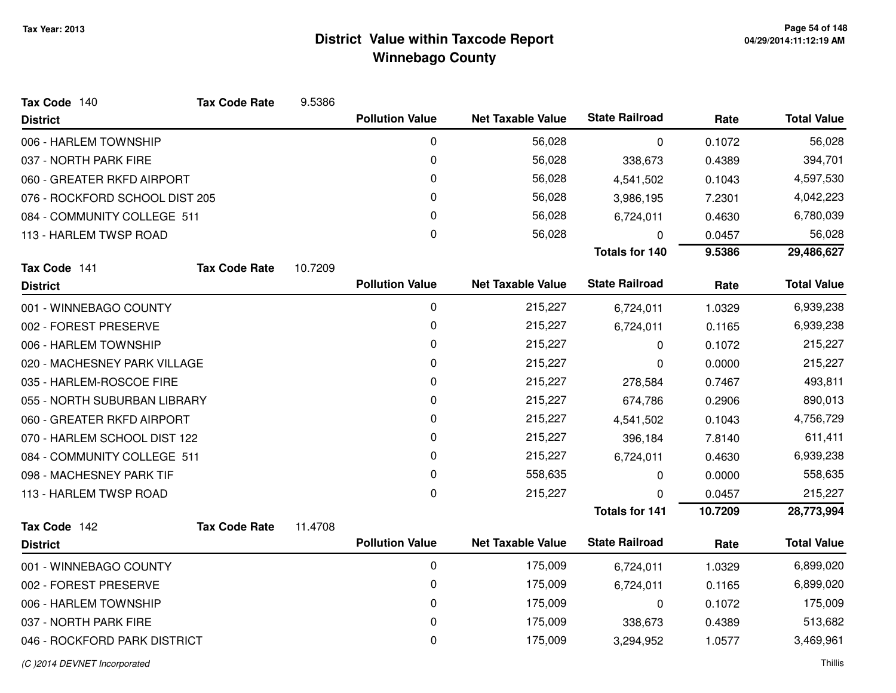# District Value within Taxcode Report
## Winnebago County

Tax Year: 2013

**Tax Code** 140 **Tax Code Rate** 9.5386

| District | Pollution Value | Net Taxable Value | State Railroad | Rate | Total Value |
|---|---|---|---|---|---|
| 006 - HARLEM TOWNSHIP | 0 | 56,028 | 0 | 0.1072 | 56,028 |
| 037 - NORTH PARK FIRE | 0 | 56,028 | 338,673 | 0.4389 | 394,701 |
| 060 - GREATER RKFD AIRPORT | 0 | 56,028 | 4,541,502 | 0.1043 | 4,597,530 |
| 076 - ROCKFORD SCHOOL DIST 205 | 0 | 56,028 | 3,986,195 | 7.2301 | 4,042,223 |
| 084 - COMMUNITY COLLEGE 511 | 0 | 56,028 | 6,724,011 | 0.4630 | 6,780,039 |
| 113 - HARLEM TWSP ROAD | 0 | 56,028 | 0 | 0.0457 | 56,028 |
| | | | **Totals for 140** | **9.5386** | **29,486,627** |

**Tax Code** 141 **Tax Code Rate** 10.7209

| District | Pollution Value | Net Taxable Value | State Railroad | Rate | Total Value |
|---|---|---|---|---|---|
| 001 - WINNEBAGO COUNTY | 0 | 215,227 | 6,724,011 | 1.0329 | 6,939,238 |
| 002 - FOREST PRESERVE | 0 | 215,227 | 6,724,011 | 0.1165 | 6,939,238 |
| 006 - HARLEM TOWNSHIP | 0 | 215,227 | 0 | 0.1072 | 215,227 |
| 020 - MACHESNEY PARK VILLAGE | 0 | 215,227 | 0 | 0.0000 | 215,227 |
| 035 - HARLEM-ROSCOE FIRE | 0 | 215,227 | 278,584 | 0.7467 | 493,811 |
| 055 - NORTH SUBURBAN LIBRARY | 0 | 215,227 | 674,786 | 0.2906 | 890,013 |
| 060 - GREATER RKFD AIRPORT | 0 | 215,227 | 4,541,502 | 0.1043 | 4,756,729 |
| 070 - HARLEM SCHOOL DIST 122 | 0 | 215,227 | 396,184 | 7.8140 | 611,411 |
| 084 - COMMUNITY COLLEGE 511 | 0 | 215,227 | 6,724,011 | 0.4630 | 6,939,238 |
| 098 - MACHESNEY PARK TIF | 0 | 558,635 | 0 | 0.0000 | 558,635 |
| 113 - HARLEM TWSP ROAD | 0 | 215,227 | 0 | 0.0457 | 215,227 |
| | | | **Totals for 141** | **10.7209** | **28,773,994** |

**Tax Code** 142 **Tax Code Rate** 11.4708

| District | Pollution Value | Net Taxable Value | State Railroad | Rate | Total Value |
|---|---|---|---|---|---|
| 001 - WINNEBAGO COUNTY | 0 | 175,009 | 6,724,011 | 1.0329 | 6,899,020 |
| 002 - FOREST PRESERVE | 0 | 175,009 | 6,724,011 | 0.1165 | 6,899,020 |
| 006 - HARLEM TOWNSHIP | 0 | 175,009 | 0 | 0.1072 | 175,009 |
| 037 - NORTH PARK FIRE | 0 | 175,009 | 338,673 | 0.4389 | 513,682 |
| 046 - ROCKFORD PARK DISTRICT | 0 | 175,009 | 3,294,952 | 1.0577 | 3,469,961 |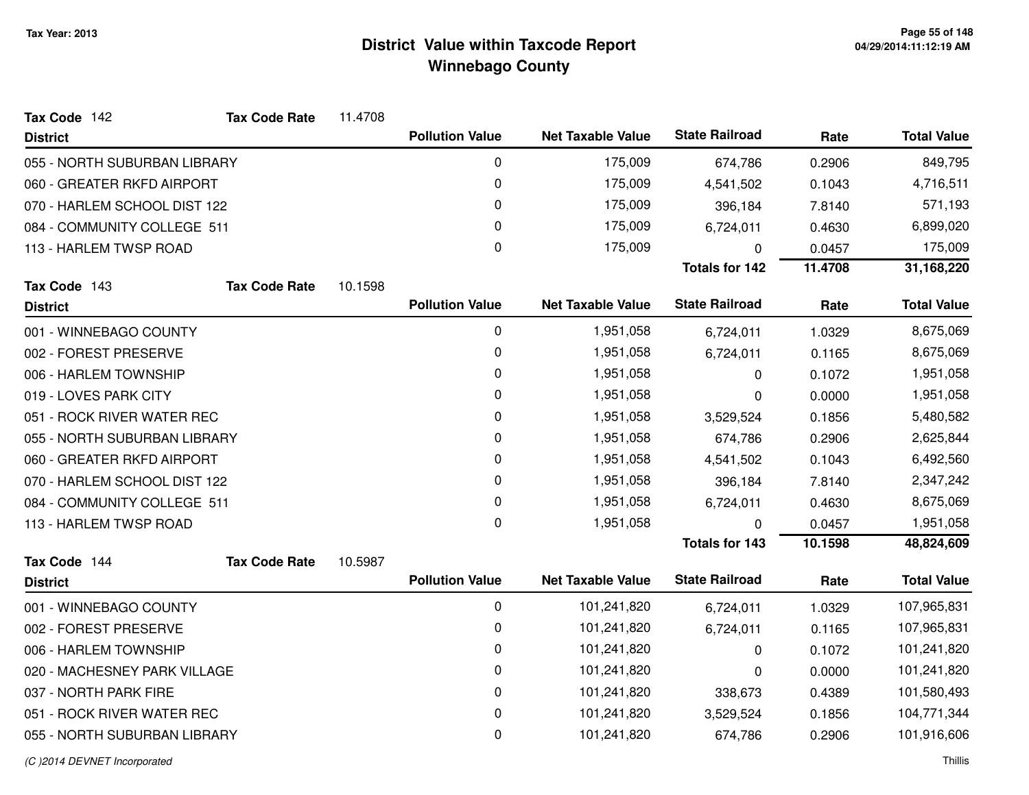# District Value within Taxcode Report
## Winnebago County

Tax Year: 2013

**Tax Code** 142 **Tax Code Rate** 11.4708

| District | Pollution Value | Net Taxable Value | State Railroad | Rate | Total Value |
|---|---|---|---|---|---|
| 055 - NORTH SUBURBAN LIBRARY | 0 | 175,009 | 674,786 | 0.2906 | 849,795 |
| 060 - GREATER RKFD AIRPORT | 0 | 175,009 | 4,541,502 | 0.1043 | 4,716,511 |
| 070 - HARLEM SCHOOL DIST 122 | 0 | 175,009 | 396,184 | 7.8140 | 571,193 |
| 084 - COMMUNITY COLLEGE 511 | 0 | 175,009 | 6,724,011 | 0.4630 | 6,899,020 |
| 113 - HARLEM TWSP ROAD | 0 | 175,009 | 0 | 0.0457 | 175,009 |
| | | | **Totals for 142** | **11.4708** | **31,168,220** |

**Tax Code** 143 **Tax Code Rate** 10.1598

| District | Pollution Value | Net Taxable Value | State Railroad | Rate | Total Value |
|---|---|---|---|---|---|
| 001 - WINNEBAGO COUNTY | 0 | 1,951,058 | 6,724,011 | 1.0329 | 8,675,069 |
| 002 - FOREST PRESERVE | 0 | 1,951,058 | 6,724,011 | 0.1165 | 8,675,069 |
| 006 - HARLEM TOWNSHIP | 0 | 1,951,058 | 0 | 0.1072 | 1,951,058 |
| 019 - LOVES PARK CITY | 0 | 1,951,058 | 0 | 0.0000 | 1,951,058 |
| 051 - ROCK RIVER WATER REC | 0 | 1,951,058 | 3,529,524 | 0.1856 | 5,480,582 |
| 055 - NORTH SUBURBAN LIBRARY | 0 | 1,951,058 | 674,786 | 0.2906 | 2,625,844 |
| 060 - GREATER RKFD AIRPORT | 0 | 1,951,058 | 4,541,502 | 0.1043 | 6,492,560 |
| 070 - HARLEM SCHOOL DIST 122 | 0 | 1,951,058 | 396,184 | 7.8140 | 2,347,242 |
| 084 - COMMUNITY COLLEGE 511 | 0 | 1,951,058 | 6,724,011 | 0.4630 | 8,675,069 |
| 113 - HARLEM TWSP ROAD | 0 | 1,951,058 | 0 | 0.0457 | 1,951,058 |
| | | | **Totals for 143** | **10.1598** | **48,824,609** |

**Tax Code** 144 **Tax Code Rate** 10.5987

| District | Pollution Value | Net Taxable Value | State Railroad | Rate | Total Value |
|---|---|---|---|---|---|
| 001 - WINNEBAGO COUNTY | 0 | 101,241,820 | 6,724,011 | 1.0329 | 107,965,831 |
| 002 - FOREST PRESERVE | 0 | 101,241,820 | 6,724,011 | 0.1165 | 107,965,831 |
| 006 - HARLEM TOWNSHIP | 0 | 101,241,820 | 0 | 0.1072 | 101,241,820 |
| 020 - MACHESNEY PARK VILLAGE | 0 | 101,241,820 | 0 | 0.0000 | 101,241,820 |
| 037 - NORTH PARK FIRE | 0 | 101,241,820 | 338,673 | 0.4389 | 101,580,493 |
| 051 - ROCK RIVER WATER REC | 0 | 101,241,820 | 3,529,524 | 0.1856 | 104,771,344 |
| 055 - NORTH SUBURBAN LIBRARY | 0 | 101,241,820 | 674,786 | 0.2906 | 101,916,606 |

*(C )2014 DEVNET Incorporated*

Thillis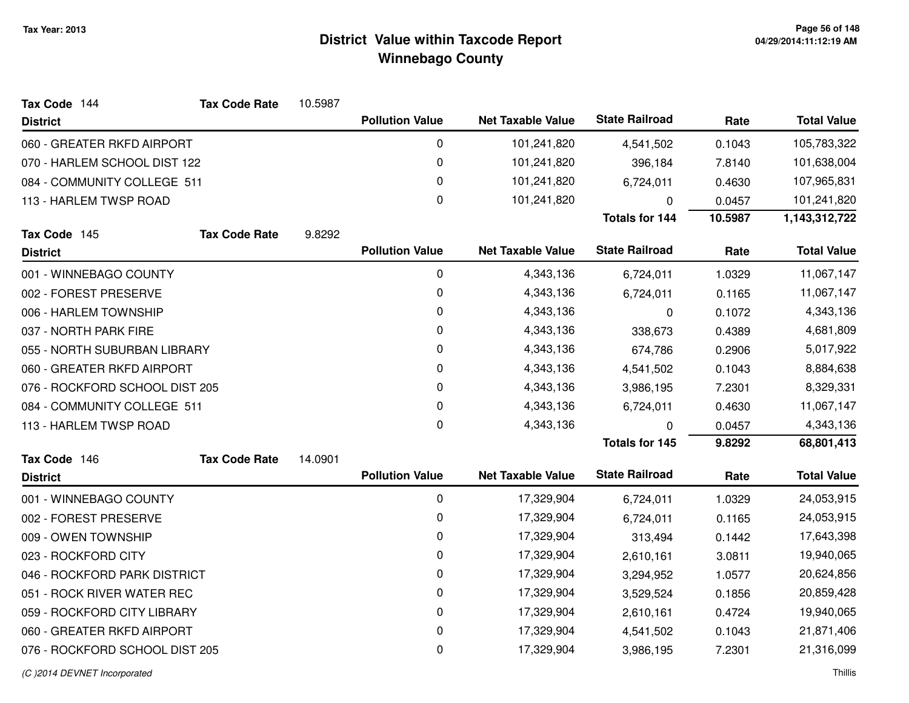# District Value within Taxcode Report

## Winnebago County

Tax Year: 2013

**Tax Code** 144 **Tax Code Rate** 10.5987

| District | Pollution Value | Net Taxable Value | State Railroad | Rate | Total Value |
|---|---|---|---|---|---|
| 060 - GREATER RKFD AIRPORT | 0 | 101,241,820 | 4,541,502 | 0.1043 | 105,783,322 |
| 070 - HARLEM SCHOOL DIST 122 | 0 | 101,241,820 | 396,184 | 7.8140 | 101,638,004 |
| 084 - COMMUNITY COLLEGE 511 | 0 | 101,241,820 | 6,724,011 | 0.4630 | 107,965,831 |
| 113 - HARLEM TWSP ROAD | 0 | 101,241,820 | 0 | 0.0457 | 101,241,820 |
| | | | **Totals for 144** | **10.5987** | **1,143,312,722** |

**Tax Code** 145 **Tax Code Rate** 9.8292

| District | Pollution Value | Net Taxable Value | State Railroad | Rate | Total Value |
|---|---|---|---|---|---|
| 001 - WINNEBAGO COUNTY | 0 | 4,343,136 | 6,724,011 | 1.0329 | 11,067,147 |
| 002 - FOREST PRESERVE | 0 | 4,343,136 | 6,724,011 | 0.1165 | 11,067,147 |
| 006 - HARLEM TOWNSHIP | 0 | 4,343,136 | 0 | 0.1072 | 4,343,136 |
| 037 - NORTH PARK FIRE | 0 | 4,343,136 | 338,673 | 0.4389 | 4,681,809 |
| 055 - NORTH SUBURBAN LIBRARY | 0 | 4,343,136 | 674,786 | 0.2906 | 5,017,922 |
| 060 - GREATER RKFD AIRPORT | 0 | 4,343,136 | 4,541,502 | 0.1043 | 8,884,638 |
| 076 - ROCKFORD SCHOOL DIST 205 | 0 | 4,343,136 | 3,986,195 | 7.2301 | 8,329,331 |
| 084 - COMMUNITY COLLEGE 511 | 0 | 4,343,136 | 6,724,011 | 0.4630 | 11,067,147 |
| 113 - HARLEM TWSP ROAD | 0 | 4,343,136 | 0 | 0.0457 | 4,343,136 |
| | | | **Totals for 145** | **9.8292** | **68,801,413** |

**Tax Code** 146 **Tax Code Rate** 14.0901

| District | Pollution Value | Net Taxable Value | State Railroad | Rate | Total Value |
|---|---|---|---|---|---|
| 001 - WINNEBAGO COUNTY | 0 | 17,329,904 | 6,724,011 | 1.0329 | 24,053,915 |
| 002 - FOREST PRESERVE | 0 | 17,329,904 | 6,724,011 | 0.1165 | 24,053,915 |
| 009 - OWEN TOWNSHIP | 0 | 17,329,904 | 313,494 | 0.1442 | 17,643,398 |
| 023 - ROCKFORD CITY | 0 | 17,329,904 | 2,610,161 | 3.0811 | 19,940,065 |
| 046 - ROCKFORD PARK DISTRICT | 0 | 17,329,904 | 3,294,952 | 1.0577 | 20,624,856 |
| 051 - ROCK RIVER WATER REC | 0 | 17,329,904 | 3,529,524 | 0.1856 | 20,859,428 |
| 059 - ROCKFORD CITY LIBRARY | 0 | 17,329,904 | 2,610,161 | 0.4724 | 19,940,065 |
| 060 - GREATER RKFD AIRPORT | 0 | 17,329,904 | 4,541,502 | 0.1043 | 21,871,406 |
| 076 - ROCKFORD SCHOOL DIST 205 | 0 | 17,329,904 | 3,986,195 | 7.2301 | 21,316,099 |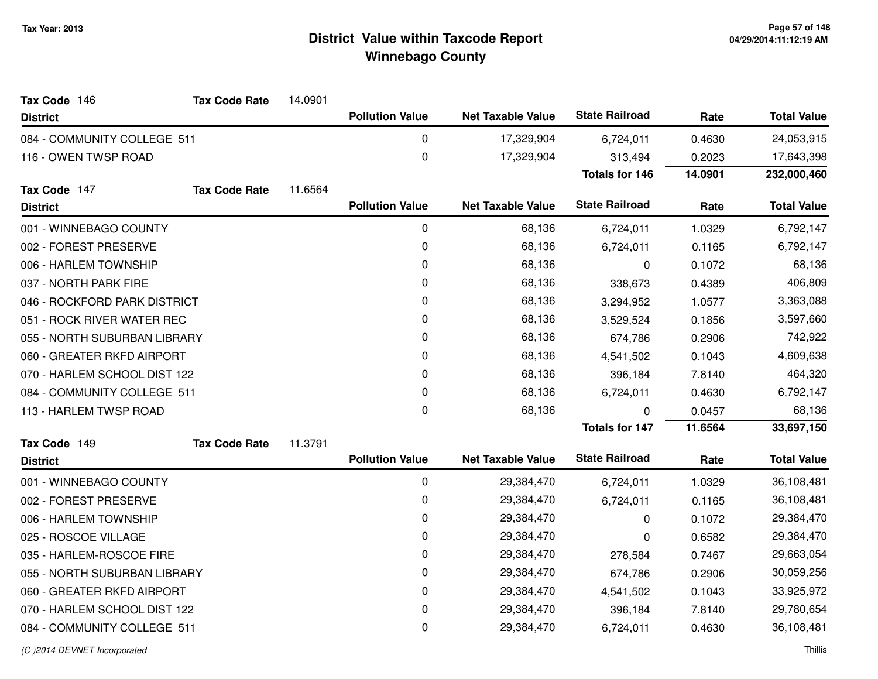# District Value within Taxcode Report
## Winnebago County

Tax Year: 2013

**Tax Code** 146 **Tax Code Rate** 14.0901

| District | Pollution Value | Net Taxable Value | State Railroad | Rate | Total Value |
|---|---|---|---|---|---|
| 084 - COMMUNITY COLLEGE 511 | 0 | 17,329,904 | 6,724,011 | 0.4630 | 24,053,915 |
| 116 - OWEN TWSP ROAD | 0 | 17,329,904 | 313,494 | 0.2023 | 17,643,398 |
| | | | **Totals for 146** | **14.0901** | **232,000,460** |

**Tax Code** 147 **Tax Code Rate** 11.6564

| District | Pollution Value | Net Taxable Value | State Railroad | Rate | Total Value |
|---|---|---|---|---|---|
| 001 - WINNEBAGO COUNTY | 0 | 68,136 | 6,724,011 | 1.0329 | 6,792,147 |
| 002 - FOREST PRESERVE | 0 | 68,136 | 6,724,011 | 0.1165 | 6,792,147 |
| 006 - HARLEM TOWNSHIP | 0 | 68,136 | 0 | 0.1072 | 68,136 |
| 037 - NORTH PARK FIRE | 0 | 68,136 | 338,673 | 0.4389 | 406,809 |
| 046 - ROCKFORD PARK DISTRICT | 0 | 68,136 | 3,294,952 | 1.0577 | 3,363,088 |
| 051 - ROCK RIVER WATER REC | 0 | 68,136 | 3,529,524 | 0.1856 | 3,597,660 |
| 055 - NORTH SUBURBAN LIBRARY | 0 | 68,136 | 674,786 | 0.2906 | 742,922 |
| 060 - GREATER RKFD AIRPORT | 0 | 68,136 | 4,541,502 | 0.1043 | 4,609,638 |
| 070 - HARLEM SCHOOL DIST 122 | 0 | 68,136 | 396,184 | 7.8140 | 464,320 |
| 084 - COMMUNITY COLLEGE 511 | 0 | 68,136 | 6,724,011 | 0.4630 | 6,792,147 |
| 113 - HARLEM TWSP ROAD | 0 | 68,136 | 0 | 0.0457 | 68,136 |
| | | | **Totals for 147** | **11.6564** | **33,697,150** |

**Tax Code** 149 **Tax Code Rate** 11.3791

| District | Pollution Value | Net Taxable Value | State Railroad | Rate | Total Value |
|---|---|---|---|---|---|
| 001 - WINNEBAGO COUNTY | 0 | 29,384,470 | 6,724,011 | 1.0329 | 36,108,481 |
| 002 - FOREST PRESERVE | 0 | 29,384,470 | 6,724,011 | 0.1165 | 36,108,481 |
| 006 - HARLEM TOWNSHIP | 0 | 29,384,470 | 0 | 0.1072 | 29,384,470 |
| 025 - ROSCOE VILLAGE | 0 | 29,384,470 | 0 | 0.6582 | 29,384,470 |
| 035 - HARLEM-ROSCOE FIRE | 0 | 29,384,470 | 278,584 | 0.7467 | 29,663,054 |
| 055 - NORTH SUBURBAN LIBRARY | 0 | 29,384,470 | 674,786 | 0.2906 | 30,059,256 |
| 060 - GREATER RKFD AIRPORT | 0 | 29,384,470 | 4,541,502 | 0.1043 | 33,925,972 |
| 070 - HARLEM SCHOOL DIST 122 | 0 | 29,384,470 | 396,184 | 7.8140 | 29,780,654 |
| 084 - COMMUNITY COLLEGE 511 | 0 | 29,384,470 | 6,724,011 | 0.4630 | 36,108,481 |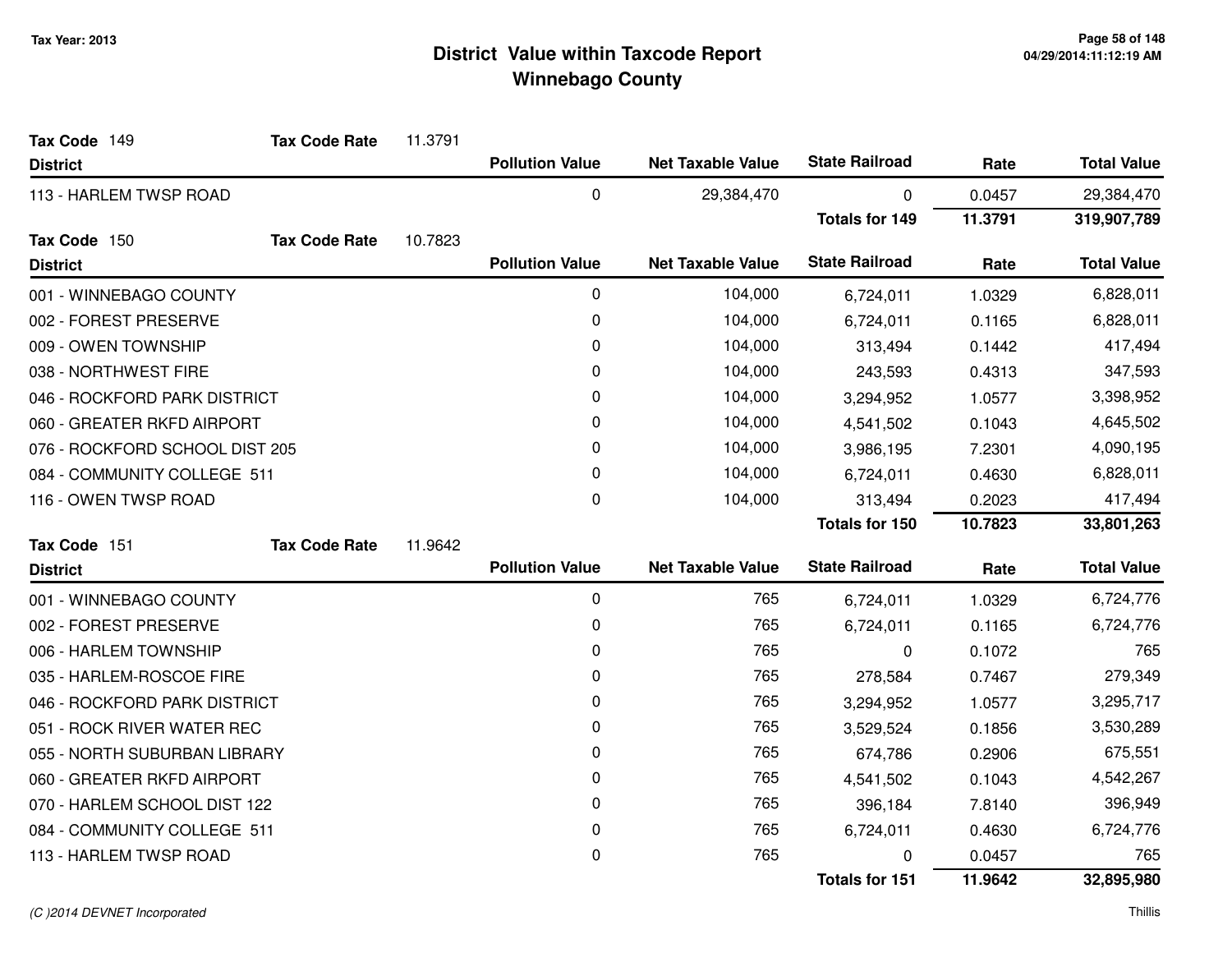# District Value within Taxcode Report
## Winnebago County

Tax Year: 2013

**Tax Code** 149 **Tax Code Rate** 11.3791

| District | Pollution Value | Net Taxable Value | State Railroad | Rate | Total Value |
|---|---|---|---|---|---|
| 113 - HARLEM TWSP ROAD | 0 | 29,384,470 | 0 | 0.0457 | 29,384,470 |
| | | | **Totals for 149** | **11.3791** | **319,907,789** |

**Tax Code** 150 **Tax Code Rate** 10.7823

| District | Pollution Value | Net Taxable Value | State Railroad | Rate | Total Value |
|---|---|---|---|---|---|
| 001 - WINNEBAGO COUNTY | 0 | 104,000 | 6,724,011 | 1.0329 | 6,828,011 |
| 002 - FOREST PRESERVE | 0 | 104,000 | 6,724,011 | 0.1165 | 6,828,011 |
| 009 - OWEN TOWNSHIP | 0 | 104,000 | 313,494 | 0.1442 | 417,494 |
| 038 - NORTHWEST FIRE | 0 | 104,000 | 243,593 | 0.4313 | 347,593 |
| 046 - ROCKFORD PARK DISTRICT | 0 | 104,000 | 3,294,952 | 1.0577 | 3,398,952 |
| 060 - GREATER RKFD AIRPORT | 0 | 104,000 | 4,541,502 | 0.1043 | 4,645,502 |
| 076 - ROCKFORD SCHOOL DIST 205 | 0 | 104,000 | 3,986,195 | 7.2301 | 4,090,195 |
| 084 - COMMUNITY COLLEGE 511 | 0 | 104,000 | 6,724,011 | 0.4630 | 6,828,011 |
| 116 - OWEN TWSP ROAD | 0 | 104,000 | 313,494 | 0.2023 | 417,494 |
| | | | **Totals for 150** | **10.7823** | **33,801,263** |

**Tax Code** 151 **Tax Code Rate** 11.9642

| District | Pollution Value | Net Taxable Value | State Railroad | Rate | Total Value |
|---|---|---|---|---|---|
| 001 - WINNEBAGO COUNTY | 0 | 765 | 6,724,011 | 1.0329 | 6,724,776 |
| 002 - FOREST PRESERVE | 0 | 765 | 6,724,011 | 0.1165 | 6,724,776 |
| 006 - HARLEM TOWNSHIP | 0 | 765 | 0 | 0.1072 | 765 |
| 035 - HARLEM-ROSCOE FIRE | 0 | 765 | 278,584 | 0.7467 | 279,349 |
| 046 - ROCKFORD PARK DISTRICT | 0 | 765 | 3,294,952 | 1.0577 | 3,295,717 |
| 051 - ROCK RIVER WATER REC | 0 | 765 | 3,529,524 | 0.1856 | 3,530,289 |
| 055 - NORTH SUBURBAN LIBRARY | 0 | 765 | 674,786 | 0.2906 | 675,551 |
| 060 - GREATER RKFD AIRPORT | 0 | 765 | 4,541,502 | 0.1043 | 4,542,267 |
| 070 - HARLEM SCHOOL DIST 122 | 0 | 765 | 396,184 | 7.8140 | 396,949 |
| 084 - COMMUNITY COLLEGE 511 | 0 | 765 | 6,724,011 | 0.4630 | 6,724,776 |
| 113 - HARLEM TWSP ROAD | 0 | 765 | 0 | 0.0457 | 765 |
| | | | **Totals for 151** | **11.9642** | **32,895,980** |

(C )2014 DEVNET Incorporated — Thillis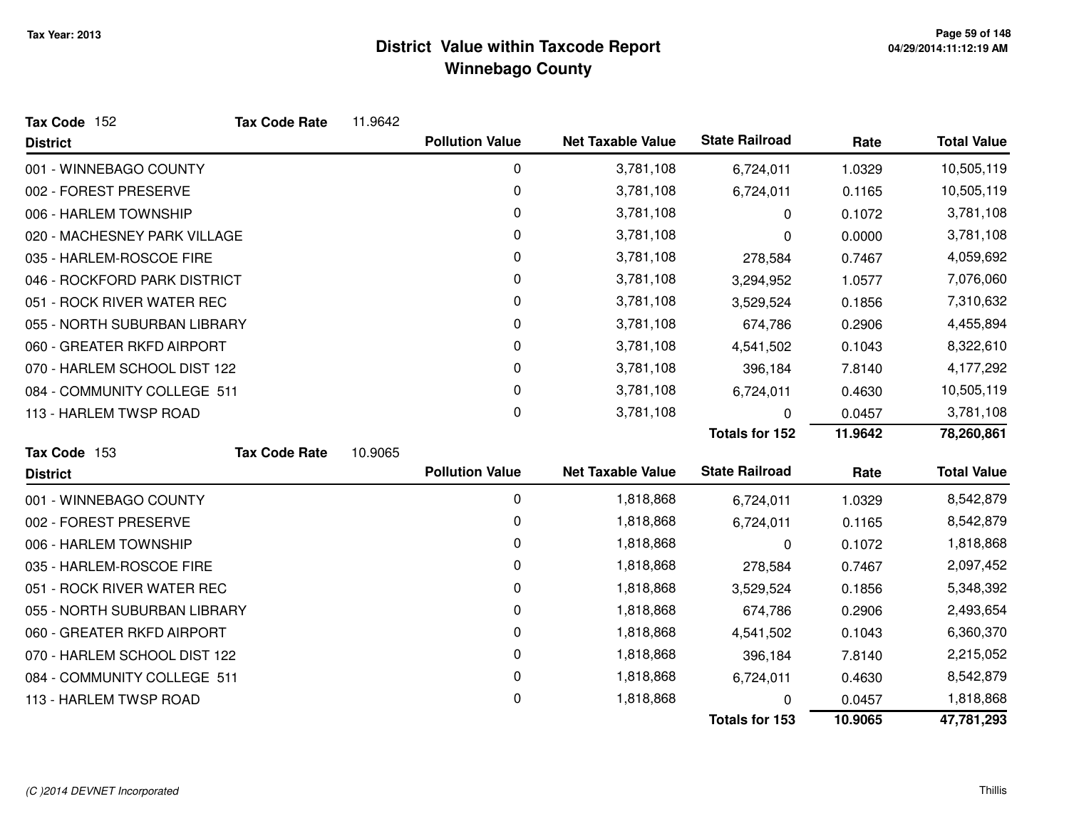# District Value within Taxcode Report
## Winnebago County

Tax Year: 2013

**Tax Code** 152 **Tax Code Rate** 11.9642

| District | Pollution Value | Net Taxable Value | State Railroad | Rate | Total Value |
|---|---|---|---|---|---|
| 001 - WINNEBAGO COUNTY | 0 | 3,781,108 | 6,724,011 | 1.0329 | 10,505,119 |
| 002 - FOREST PRESERVE | 0 | 3,781,108 | 6,724,011 | 0.1165 | 10,505,119 |
| 006 - HARLEM TOWNSHIP | 0 | 3,781,108 | 0 | 0.1072 | 3,781,108 |
| 020 - MACHESNEY PARK VILLAGE | 0 | 3,781,108 | 0 | 0.0000 | 3,781,108 |
| 035 - HARLEM-ROSCOE FIRE | 0 | 3,781,108 | 278,584 | 0.7467 | 4,059,692 |
| 046 - ROCKFORD PARK DISTRICT | 0 | 3,781,108 | 3,294,952 | 1.0577 | 7,076,060 |
| 051 - ROCK RIVER WATER REC | 0 | 3,781,108 | 3,529,524 | 0.1856 | 7,310,632 |
| 055 - NORTH SUBURBAN LIBRARY | 0 | 3,781,108 | 674,786 | 0.2906 | 4,455,894 |
| 060 - GREATER RKFD AIRPORT | 0 | 3,781,108 | 4,541,502 | 0.1043 | 8,322,610 |
| 070 - HARLEM SCHOOL DIST 122 | 0 | 3,781,108 | 396,184 | 7.8140 | 4,177,292 |
| 084 - COMMUNITY COLLEGE 511 | 0 | 3,781,108 | 6,724,011 | 0.4630 | 10,505,119 |
| 113 - HARLEM TWSP ROAD | 0 | 3,781,108 | 0 | 0.0457 | 3,781,108 |
| | | | **Totals for 152** | **11.9642** | **78,260,861** |

**Tax Code** 153 **Tax Code Rate** 10.9065

| District | Pollution Value | Net Taxable Value | State Railroad | Rate | Total Value |
|---|---|---|---|---|---|
| 001 - WINNEBAGO COUNTY | 0 | 1,818,868 | 6,724,011 | 1.0329 | 8,542,879 |
| 002 - FOREST PRESERVE | 0 | 1,818,868 | 6,724,011 | 0.1165 | 8,542,879 |
| 006 - HARLEM TOWNSHIP | 0 | 1,818,868 | 0 | 0.1072 | 1,818,868 |
| 035 - HARLEM-ROSCOE FIRE | 0 | 1,818,868 | 278,584 | 0.7467 | 2,097,452 |
| 051 - ROCK RIVER WATER REC | 0 | 1,818,868 | 3,529,524 | 0.1856 | 5,348,392 |
| 055 - NORTH SUBURBAN LIBRARY | 0 | 1,818,868 | 674,786 | 0.2906 | 2,493,654 |
| 060 - GREATER RKFD AIRPORT | 0 | 1,818,868 | 4,541,502 | 0.1043 | 6,360,370 |
| 070 - HARLEM SCHOOL DIST 122 | 0 | 1,818,868 | 396,184 | 7.8140 | 2,215,052 |
| 084 - COMMUNITY COLLEGE 511 | 0 | 1,818,868 | 6,724,011 | 0.4630 | 8,542,879 |
| 113 - HARLEM TWSP ROAD | 0 | 1,818,868 | 0 | 0.0457 | 1,818,868 |
| | | | **Totals for 153** | **10.9065** | **47,781,293** |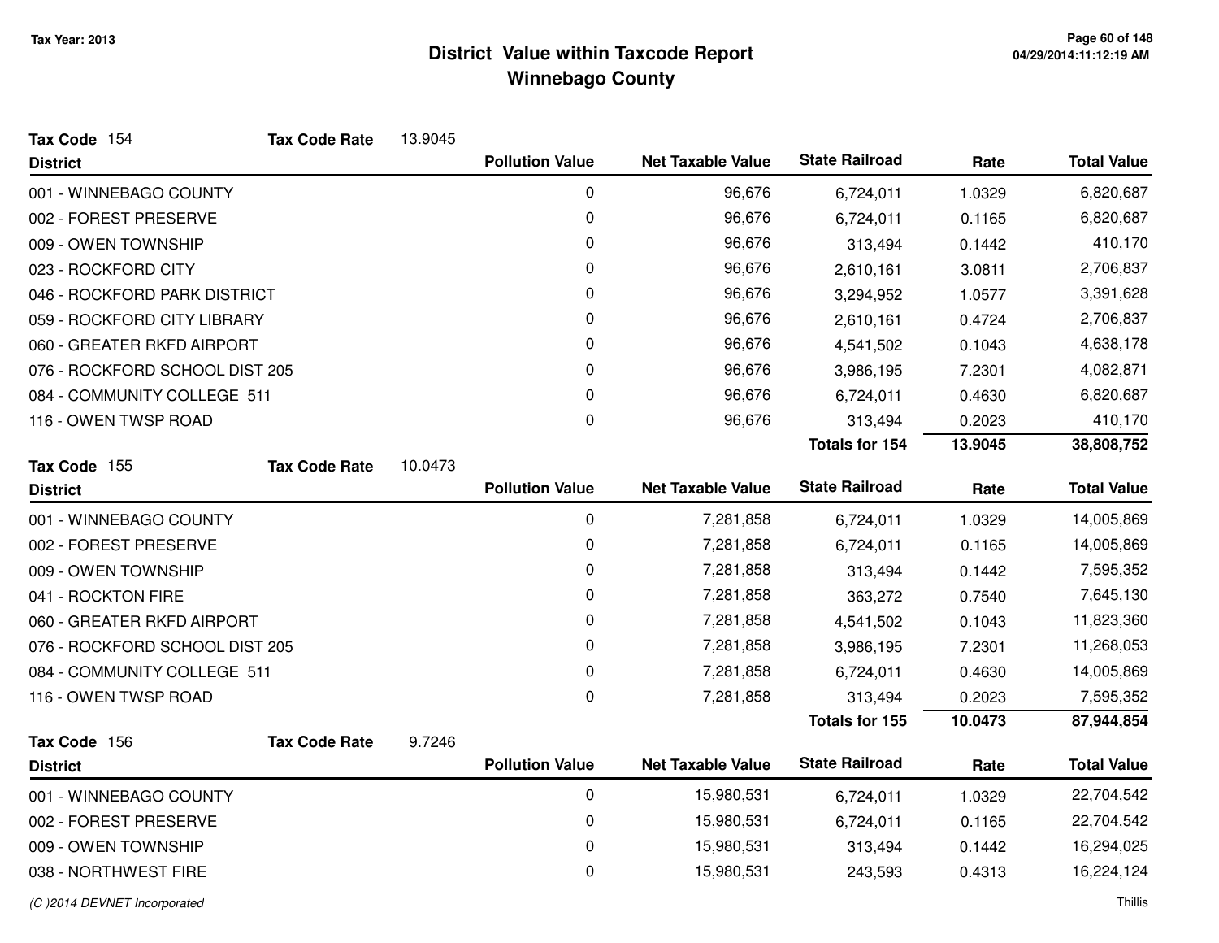Tax Year: 2013

# District Value within Taxcode Report
## Winnebago County

**Tax Code** 154 **Tax Code Rate** 13.9045

| District | Pollution Value | Net Taxable Value | State Railroad | Rate | Total Value |
|---|---|---|---|---|---|
| 001 - WINNEBAGO COUNTY | 0 | 96,676 | 6,724,011 | 1.0329 | 6,820,687 |
| 002 - FOREST PRESERVE | 0 | 96,676 | 6,724,011 | 0.1165 | 6,820,687 |
| 009 - OWEN TOWNSHIP | 0 | 96,676 | 313,494 | 0.1442 | 410,170 |
| 023 - ROCKFORD CITY | 0 | 96,676 | 2,610,161 | 3.0811 | 2,706,837 |
| 046 - ROCKFORD PARK DISTRICT | 0 | 96,676 | 3,294,952 | 1.0577 | 3,391,628 |
| 059 - ROCKFORD CITY LIBRARY | 0 | 96,676 | 2,610,161 | 0.4724 | 2,706,837 |
| 060 - GREATER RKFD AIRPORT | 0 | 96,676 | 4,541,502 | 0.1043 | 4,638,178 |
| 076 - ROCKFORD SCHOOL DIST 205 | 0 | 96,676 | 3,986,195 | 7.2301 | 4,082,871 |
| 084 - COMMUNITY COLLEGE 511 | 0 | 96,676 | 6,724,011 | 0.4630 | 6,820,687 |
| 116 - OWEN TWSP ROAD | 0 | 96,676 | 313,494 | 0.2023 | 410,170 |
| | | | **Totals for 154** | **13.9045** | **38,808,752** |

**Tax Code** 155 **Tax Code Rate** 10.0473

| District | Pollution Value | Net Taxable Value | State Railroad | Rate | Total Value |
|---|---|---|---|---|---|
| 001 - WINNEBAGO COUNTY | 0 | 7,281,858 | 6,724,011 | 1.0329 | 14,005,869 |
| 002 - FOREST PRESERVE | 0 | 7,281,858 | 6,724,011 | 0.1165 | 14,005,869 |
| 009 - OWEN TOWNSHIP | 0 | 7,281,858 | 313,494 | 0.1442 | 7,595,352 |
| 041 - ROCKTON FIRE | 0 | 7,281,858 | 363,272 | 0.7540 | 7,645,130 |
| 060 - GREATER RKFD AIRPORT | 0 | 7,281,858 | 4,541,502 | 0.1043 | 11,823,360 |
| 076 - ROCKFORD SCHOOL DIST 205 | 0 | 7,281,858 | 3,986,195 | 7.2301 | 11,268,053 |
| 084 - COMMUNITY COLLEGE 511 | 0 | 7,281,858 | 6,724,011 | 0.4630 | 14,005,869 |
| 116 - OWEN TWSP ROAD | 0 | 7,281,858 | 313,494 | 0.2023 | 7,595,352 |
| | | | **Totals for 155** | **10.0473** | **87,944,854** |

**Tax Code** 156 **Tax Code Rate** 9.7246

| District | Pollution Value | Net Taxable Value | State Railroad | Rate | Total Value |
|---|---|---|---|---|---|
| 001 - WINNEBAGO COUNTY | 0 | 15,980,531 | 6,724,011 | 1.0329 | 22,704,542 |
| 002 - FOREST PRESERVE | 0 | 15,980,531 | 6,724,011 | 0.1165 | 22,704,542 |
| 009 - OWEN TOWNSHIP | 0 | 15,980,531 | 313,494 | 0.1442 | 16,294,025 |
| 038 - NORTHWEST FIRE | 0 | 15,980,531 | 243,593 | 0.4313 | 16,224,124 |

(C )2014 DEVNET Incorporated — Thillis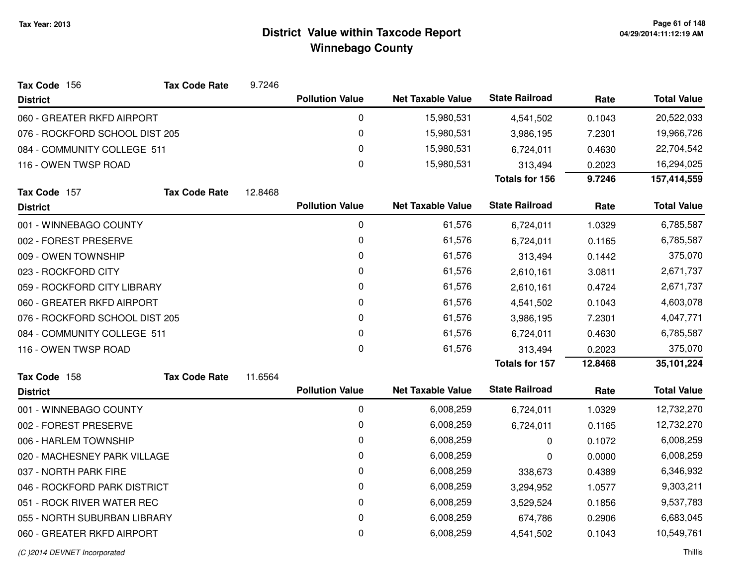Tax Year: 2013

# District Value within Taxcode Report
## Winnebago County

**Tax Code** 156 **Tax Code Rate** 9.7246

| District | Pollution Value | Net Taxable Value | State Railroad | Rate | Total Value |
|---|---|---|---|---|---|
| 060 - GREATER RKFD AIRPORT | 0 | 15,980,531 | 4,541,502 | 0.1043 | 20,522,033 |
| 076 - ROCKFORD SCHOOL DIST 205 | 0 | 15,980,531 | 3,986,195 | 7.2301 | 19,966,726 |
| 084 - COMMUNITY COLLEGE 511 | 0 | 15,980,531 | 6,724,011 | 0.4630 | 22,704,542 |
| 116 - OWEN TWSP ROAD | 0 | 15,980,531 | 313,494 | 0.2023 | 16,294,025 |
| | | | **Totals for 156** | **9.7246** | **157,414,559** |

**Tax Code** 157 **Tax Code Rate** 12.8468

| District | Pollution Value | Net Taxable Value | State Railroad | Rate | Total Value |
|---|---|---|---|---|---|
| 001 - WINNEBAGO COUNTY | 0 | 61,576 | 6,724,011 | 1.0329 | 6,785,587 |
| 002 - FOREST PRESERVE | 0 | 61,576 | 6,724,011 | 0.1165 | 6,785,587 |
| 009 - OWEN TOWNSHIP | 0 | 61,576 | 313,494 | 0.1442 | 375,070 |
| 023 - ROCKFORD CITY | 0 | 61,576 | 2,610,161 | 3.0811 | 2,671,737 |
| 059 - ROCKFORD CITY LIBRARY | 0 | 61,576 | 2,610,161 | 0.4724 | 2,671,737 |
| 060 - GREATER RKFD AIRPORT | 0 | 61,576 | 4,541,502 | 0.1043 | 4,603,078 |
| 076 - ROCKFORD SCHOOL DIST 205 | 0 | 61,576 | 3,986,195 | 7.2301 | 4,047,771 |
| 084 - COMMUNITY COLLEGE 511 | 0 | 61,576 | 6,724,011 | 0.4630 | 6,785,587 |
| 116 - OWEN TWSP ROAD | 0 | 61,576 | 313,494 | 0.2023 | 375,070 |
| | | | **Totals for 157** | **12.8468** | **35,101,224** |

**Tax Code** 158 **Tax Code Rate** 11.6564

| District | Pollution Value | Net Taxable Value | State Railroad | Rate | Total Value |
|---|---|---|---|---|---|
| 001 - WINNEBAGO COUNTY | 0 | 6,008,259 | 6,724,011 | 1.0329 | 12,732,270 |
| 002 - FOREST PRESERVE | 0 | 6,008,259 | 6,724,011 | 0.1165 | 12,732,270 |
| 006 - HARLEM TOWNSHIP | 0 | 6,008,259 | 0 | 0.1072 | 6,008,259 |
| 020 - MACHESNEY PARK VILLAGE | 0 | 6,008,259 | 0 | 0.0000 | 6,008,259 |
| 037 - NORTH PARK FIRE | 0 | 6,008,259 | 338,673 | 0.4389 | 6,346,932 |
| 046 - ROCKFORD PARK DISTRICT | 0 | 6,008,259 | 3,294,952 | 1.0577 | 9,303,211 |
| 051 - ROCK RIVER WATER REC | 0 | 6,008,259 | 3,529,524 | 0.1856 | 9,537,783 |
| 055 - NORTH SUBURBAN LIBRARY | 0 | 6,008,259 | 674,786 | 0.2906 | 6,683,045 |
| 060 - GREATER RKFD AIRPORT | 0 | 6,008,259 | 4,541,502 | 0.1043 | 10,549,761 |

(C )2014 DEVNET Incorporated Thillis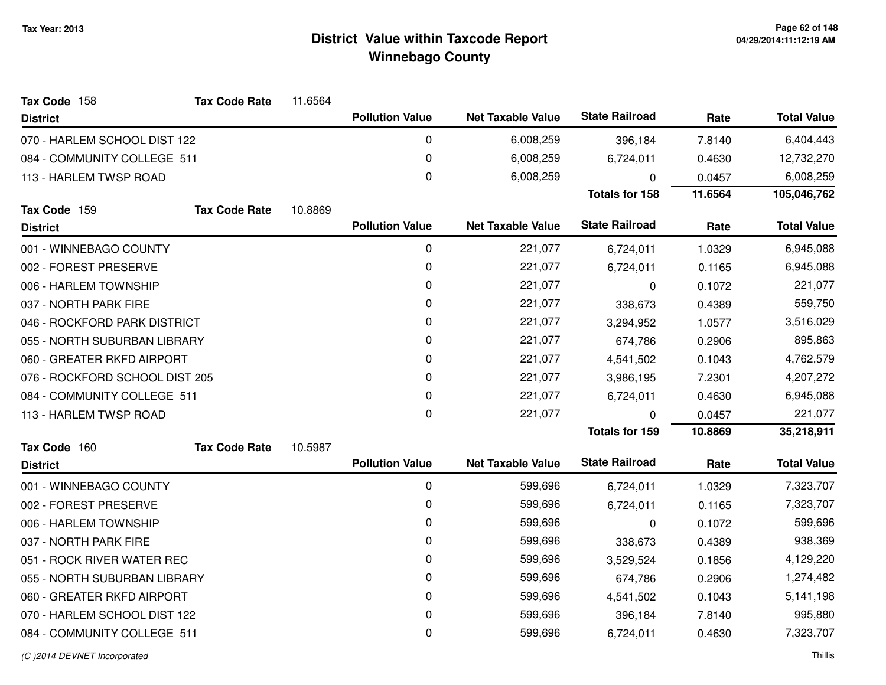# District Value within Taxcode Report
## Winnebago County

Tax Year: 2013

**Tax Code** 158 **Tax Code Rate** 11.6564

| District | Pollution Value | Net Taxable Value | State Railroad | Rate | Total Value |
|---|---|---|---|---|---|
| 070 - HARLEM SCHOOL DIST 122 | 0 | 6,008,259 | 396,184 | 7.8140 | 6,404,443 |
| 084 - COMMUNITY COLLEGE 511 | 0 | 6,008,259 | 6,724,011 | 0.4630 | 12,732,270 |
| 113 - HARLEM TWSP ROAD | 0 | 6,008,259 | 0 | 0.0457 | 6,008,259 |
| | | | **Totals for 158** | **11.6564** | **105,046,762** |

**Tax Code** 159 **Tax Code Rate** 10.8869

| District | Pollution Value | Net Taxable Value | State Railroad | Rate | Total Value |
|---|---|---|---|---|---|
| 001 - WINNEBAGO COUNTY | 0 | 221,077 | 6,724,011 | 1.0329 | 6,945,088 |
| 002 - FOREST PRESERVE | 0 | 221,077 | 6,724,011 | 0.1165 | 6,945,088 |
| 006 - HARLEM TOWNSHIP | 0 | 221,077 | 0 | 0.1072 | 221,077 |
| 037 - NORTH PARK FIRE | 0 | 221,077 | 338,673 | 0.4389 | 559,750 |
| 046 - ROCKFORD PARK DISTRICT | 0 | 221,077 | 3,294,952 | 1.0577 | 3,516,029 |
| 055 - NORTH SUBURBAN LIBRARY | 0 | 221,077 | 674,786 | 0.2906 | 895,863 |
| 060 - GREATER RKFD AIRPORT | 0 | 221,077 | 4,541,502 | 0.1043 | 4,762,579 |
| 076 - ROCKFORD SCHOOL DIST 205 | 0 | 221,077 | 3,986,195 | 7.2301 | 4,207,272 |
| 084 - COMMUNITY COLLEGE 511 | 0 | 221,077 | 6,724,011 | 0.4630 | 6,945,088 |
| 113 - HARLEM TWSP ROAD | 0 | 221,077 | 0 | 0.0457 | 221,077 |
| | | | **Totals for 159** | **10.8869** | **35,218,911** |

**Tax Code** 160 **Tax Code Rate** 10.5987

| District | Pollution Value | Net Taxable Value | State Railroad | Rate | Total Value |
|---|---|---|---|---|---|
| 001 - WINNEBAGO COUNTY | 0 | 599,696 | 6,724,011 | 1.0329 | 7,323,707 |
| 002 - FOREST PRESERVE | 0 | 599,696 | 6,724,011 | 0.1165 | 7,323,707 |
| 006 - HARLEM TOWNSHIP | 0 | 599,696 | 0 | 0.1072 | 599,696 |
| 037 - NORTH PARK FIRE | 0 | 599,696 | 338,673 | 0.4389 | 938,369 |
| 051 - ROCK RIVER WATER REC | 0 | 599,696 | 3,529,524 | 0.1856 | 4,129,220 |
| 055 - NORTH SUBURBAN LIBRARY | 0 | 599,696 | 674,786 | 0.2906 | 1,274,482 |
| 060 - GREATER RKFD AIRPORT | 0 | 599,696 | 4,541,502 | 0.1043 | 5,141,198 |
| 070 - HARLEM SCHOOL DIST 122 | 0 | 599,696 | 396,184 | 7.8140 | 995,880 |
| 084 - COMMUNITY COLLEGE 511 | 0 | 599,696 | 6,724,011 | 0.4630 | 7,323,707 |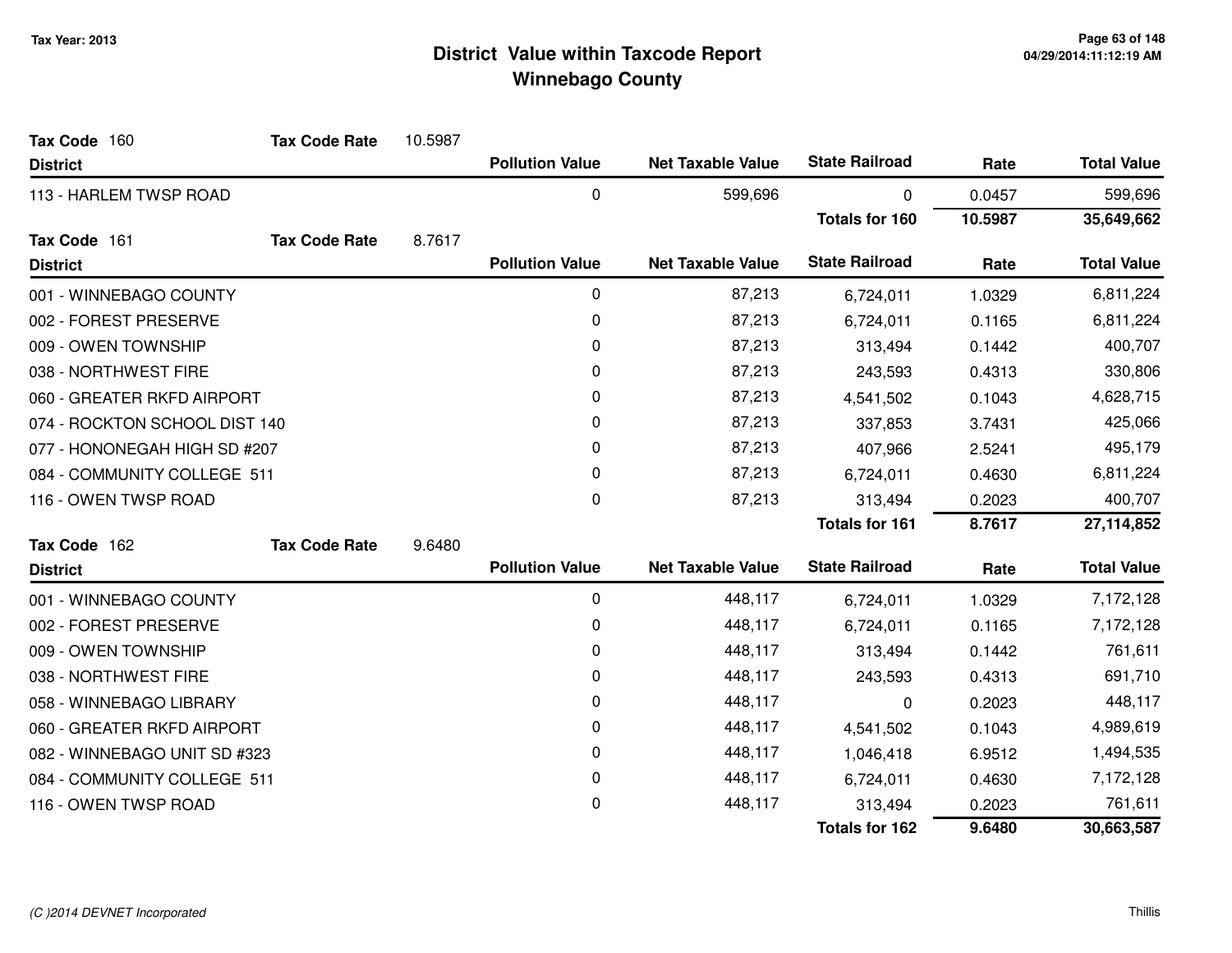Tax Year: 2013

# District Value within Taxcode Report
## Winnebago County

**Tax Code** 160 **Tax Code Rate** 10.5987

| District | Pollution Value | Net Taxable Value | State Railroad | Rate | Total Value |
|---|---|---|---|---|---|
| 113 - HARLEM TWSP ROAD | 0 | 599,696 | 0 | 0.0457 | 599,696 |
| | | | **Totals for 160** | **10.5987** | **35,649,662** |

**Tax Code** 161 **Tax Code Rate** 8.7617

| District | Pollution Value | Net Taxable Value | State Railroad | Rate | Total Value |
|---|---|---|---|---|---|
| 001 - WINNEBAGO COUNTY | 0 | 87,213 | 6,724,011 | 1.0329 | 6,811,224 |
| 002 - FOREST PRESERVE | 0 | 87,213 | 6,724,011 | 0.1165 | 6,811,224 |
| 009 - OWEN TOWNSHIP | 0 | 87,213 | 313,494 | 0.1442 | 400,707 |
| 038 - NORTHWEST FIRE | 0 | 87,213 | 243,593 | 0.4313 | 330,806 |
| 060 - GREATER RKFD AIRPORT | 0 | 87,213 | 4,541,502 | 0.1043 | 4,628,715 |
| 074 - ROCKTON SCHOOL DIST 140 | 0 | 87,213 | 337,853 | 3.7431 | 425,066 |
| 077 - HONONEGAH HIGH SD #207 | 0 | 87,213 | 407,966 | 2.5241 | 495,179 |
| 084 - COMMUNITY COLLEGE 511 | 0 | 87,213 | 6,724,011 | 0.4630 | 6,811,224 |
| 116 - OWEN TWSP ROAD | 0 | 87,213 | 313,494 | 0.2023 | 400,707 |
| | | | **Totals for 161** | **8.7617** | **27,114,852** |

**Tax Code** 162 **Tax Code Rate** 9.6480

| District | Pollution Value | Net Taxable Value | State Railroad | Rate | Total Value |
|---|---|---|---|---|---|
| 001 - WINNEBAGO COUNTY | 0 | 448,117 | 6,724,011 | 1.0329 | 7,172,128 |
| 002 - FOREST PRESERVE | 0 | 448,117 | 6,724,011 | 0.1165 | 7,172,128 |
| 009 - OWEN TOWNSHIP | 0 | 448,117 | 313,494 | 0.1442 | 761,611 |
| 038 - NORTHWEST FIRE | 0 | 448,117 | 243,593 | 0.4313 | 691,710 |
| 058 - WINNEBAGO LIBRARY | 0 | 448,117 | 0 | 0.2023 | 448,117 |
| 060 - GREATER RKFD AIRPORT | 0 | 448,117 | 4,541,502 | 0.1043 | 4,989,619 |
| 082 - WINNEBAGO UNIT SD #323 | 0 | 448,117 | 1,046,418 | 6.9512 | 1,494,535 |
| 084 - COMMUNITY COLLEGE 511 | 0 | 448,117 | 6,724,011 | 0.4630 | 7,172,128 |
| 116 - OWEN TWSP ROAD | 0 | 448,117 | 313,494 | 0.2023 | 761,611 |
| | | | **Totals for 162** | **9.6480** | **30,663,587** |

*(C )2014 DEVNET Incorporated* Thillis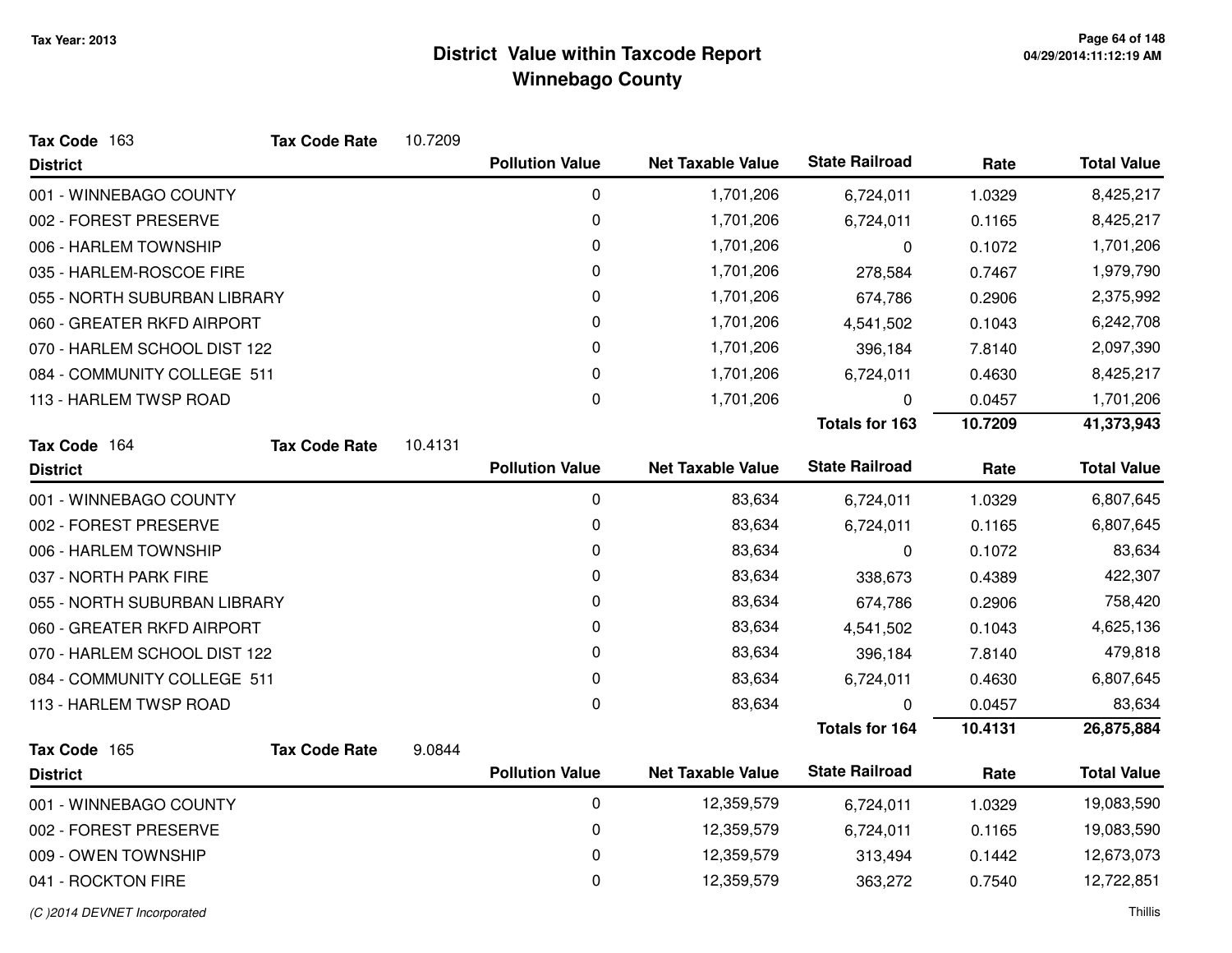# District Value within Taxcode Report

## Winnebago County

Tax Year: 2013

**Tax Code** 163 **Tax Code Rate** 10.7209

| District | Pollution Value | Net Taxable Value | State Railroad | Rate | Total Value |
|---|---|---|---|---|---|
| 001 - WINNEBAGO COUNTY | 0 | 1,701,206 | 6,724,011 | 1.0329 | 8,425,217 |
| 002 - FOREST PRESERVE | 0 | 1,701,206 | 6,724,011 | 0.1165 | 8,425,217 |
| 006 - HARLEM TOWNSHIP | 0 | 1,701,206 | 0 | 0.1072 | 1,701,206 |
| 035 - HARLEM-ROSCOE FIRE | 0 | 1,701,206 | 278,584 | 0.7467 | 1,979,790 |
| 055 - NORTH SUBURBAN LIBRARY | 0 | 1,701,206 | 674,786 | 0.2906 | 2,375,992 |
| 060 - GREATER RKFD AIRPORT | 0 | 1,701,206 | 4,541,502 | 0.1043 | 6,242,708 |
| 070 - HARLEM SCHOOL DIST 122 | 0 | 1,701,206 | 396,184 | 7.8140 | 2,097,390 |
| 084 - COMMUNITY COLLEGE 511 | 0 | 1,701,206 | 6,724,011 | 0.4630 | 8,425,217 |
| 113 - HARLEM TWSP ROAD | 0 | 1,701,206 | 0 | 0.0457 | 1,701,206 |
| | | | **Totals for 163** | **10.7209** | **41,373,943** |

**Tax Code** 164 **Tax Code Rate** 10.4131

| District | Pollution Value | Net Taxable Value | State Railroad | Rate | Total Value |
|---|---|---|---|---|---|
| 001 - WINNEBAGO COUNTY | 0 | 83,634 | 6,724,011 | 1.0329 | 6,807,645 |
| 002 - FOREST PRESERVE | 0 | 83,634 | 6,724,011 | 0.1165 | 6,807,645 |
| 006 - HARLEM TOWNSHIP | 0 | 83,634 | 0 | 0.1072 | 83,634 |
| 037 - NORTH PARK FIRE | 0 | 83,634 | 338,673 | 0.4389 | 422,307 |
| 055 - NORTH SUBURBAN LIBRARY | 0 | 83,634 | 674,786 | 0.2906 | 758,420 |
| 060 - GREATER RKFD AIRPORT | 0 | 83,634 | 4,541,502 | 0.1043 | 4,625,136 |
| 070 - HARLEM SCHOOL DIST 122 | 0 | 83,634 | 396,184 | 7.8140 | 479,818 |
| 084 - COMMUNITY COLLEGE 511 | 0 | 83,634 | 6,724,011 | 0.4630 | 6,807,645 |
| 113 - HARLEM TWSP ROAD | 0 | 83,634 | 0 | 0.0457 | 83,634 |
| | | | **Totals for 164** | **10.4131** | **26,875,884** |

**Tax Code** 165 **Tax Code Rate** 9.0844

| District | Pollution Value | Net Taxable Value | State Railroad | Rate | Total Value |
|---|---|---|---|---|---|
| 001 - WINNEBAGO COUNTY | 0 | 12,359,579 | 6,724,011 | 1.0329 | 19,083,590 |
| 002 - FOREST PRESERVE | 0 | 12,359,579 | 6,724,011 | 0.1165 | 19,083,590 |
| 009 - OWEN TOWNSHIP | 0 | 12,359,579 | 313,494 | 0.1442 | 12,673,073 |
| 041 - ROCKTON FIRE | 0 | 12,359,579 | 363,272 | 0.7540 | 12,722,851 |

(C )2014 DEVNET Incorporated — Thillis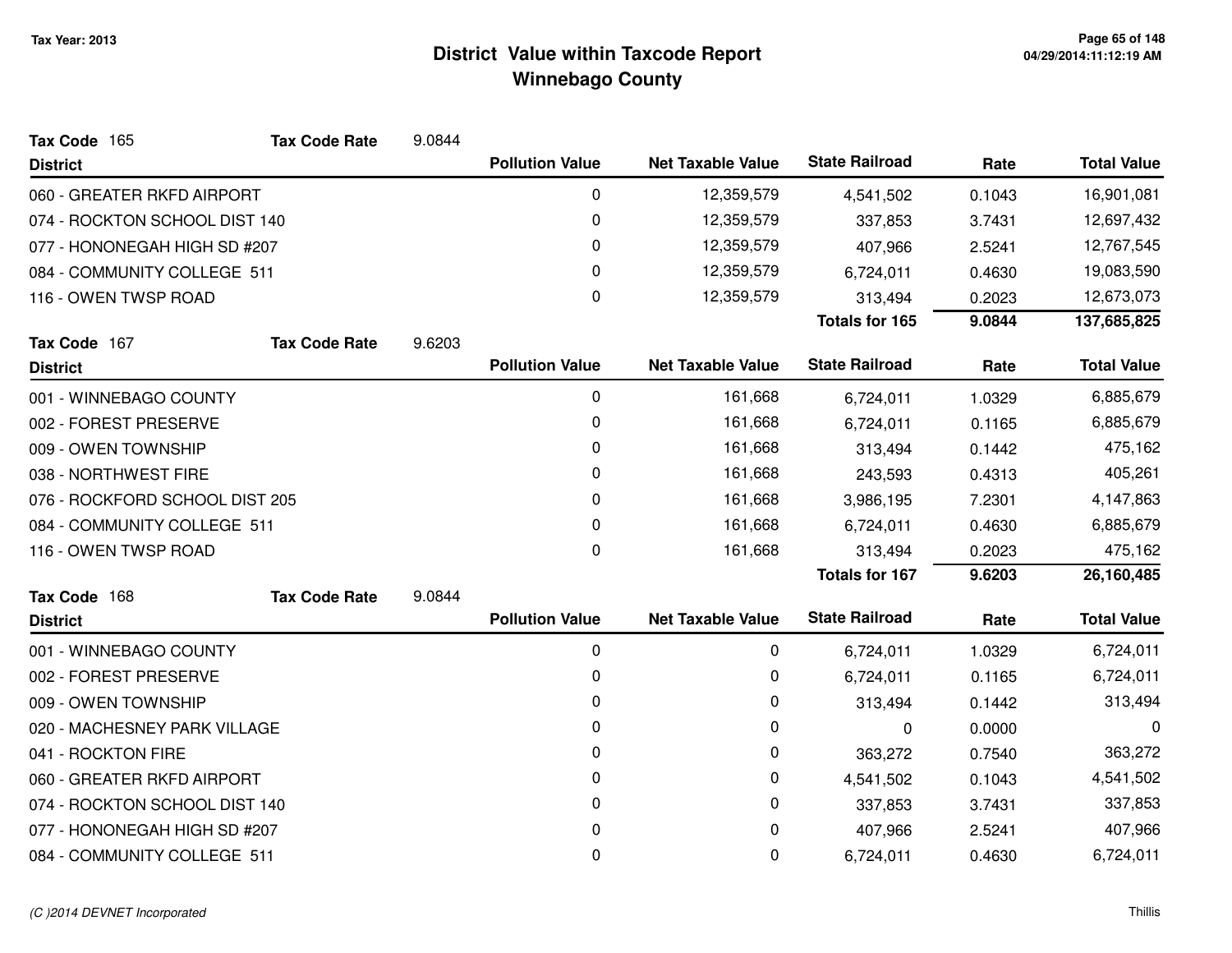# District Value within Taxcode Report
## Winnebago County

Tax Year: 2013

**Tax Code** 165 **Tax Code Rate** 9.0844

| District | Pollution Value | Net Taxable Value | State Railroad | Rate | Total Value |
|---|---|---|---|---|---|
| 060 - GREATER RKFD AIRPORT | 0 | 12,359,579 | 4,541,502 | 0.1043 | 16,901,081 |
| 074 - ROCKTON SCHOOL DIST 140 | 0 | 12,359,579 | 337,853 | 3.7431 | 12,697,432 |
| 077 - HONONEGAH HIGH SD #207 | 0 | 12,359,579 | 407,966 | 2.5241 | 12,767,545 |
| 084 - COMMUNITY COLLEGE 511 | 0 | 12,359,579 | 6,724,011 | 0.4630 | 19,083,590 |
| 116 - OWEN TWSP ROAD | 0 | 12,359,579 | 313,494 | 0.2023 | 12,673,073 |
| | | | **Totals for 165** | **9.0844** | **137,685,825** |

**Tax Code** 167 **Tax Code Rate** 9.6203

| District | Pollution Value | Net Taxable Value | State Railroad | Rate | Total Value |
|---|---|---|---|---|---|
| 001 - WINNEBAGO COUNTY | 0 | 161,668 | 6,724,011 | 1.0329 | 6,885,679 |
| 002 - FOREST PRESERVE | 0 | 161,668 | 6,724,011 | 0.1165 | 6,885,679 |
| 009 - OWEN TOWNSHIP | 0 | 161,668 | 313,494 | 0.1442 | 475,162 |
| 038 - NORTHWEST FIRE | 0 | 161,668 | 243,593 | 0.4313 | 405,261 |
| 076 - ROCKFORD SCHOOL DIST 205 | 0 | 161,668 | 3,986,195 | 7.2301 | 4,147,863 |
| 084 - COMMUNITY COLLEGE 511 | 0 | 161,668 | 6,724,011 | 0.4630 | 6,885,679 |
| 116 - OWEN TWSP ROAD | 0 | 161,668 | 313,494 | 0.2023 | 475,162 |
| | | | **Totals for 167** | **9.6203** | **26,160,485** |

**Tax Code** 168 **Tax Code Rate** 9.0844

| District | Pollution Value | Net Taxable Value | State Railroad | Rate | Total Value |
|---|---|---|---|---|---|
| 001 - WINNEBAGO COUNTY | 0 | 0 | 6,724,011 | 1.0329 | 6,724,011 |
| 002 - FOREST PRESERVE | 0 | 0 | 6,724,011 | 0.1165 | 6,724,011 |
| 009 - OWEN TOWNSHIP | 0 | 0 | 313,494 | 0.1442 | 313,494 |
| 020 - MACHESNEY PARK VILLAGE | 0 | 0 | 0 | 0.0000 | 0 |
| 041 - ROCKTON FIRE | 0 | 0 | 363,272 | 0.7540 | 363,272 |
| 060 - GREATER RKFD AIRPORT | 0 | 0 | 4,541,502 | 0.1043 | 4,541,502 |
| 074 - ROCKTON SCHOOL DIST 140 | 0 | 0 | 337,853 | 3.7431 | 337,853 |
| 077 - HONONEGAH HIGH SD #207 | 0 | 0 | 407,966 | 2.5241 | 407,966 |
| 084 - COMMUNITY COLLEGE 511 | 0 | 0 | 6,724,011 | 0.4630 | 6,724,011 |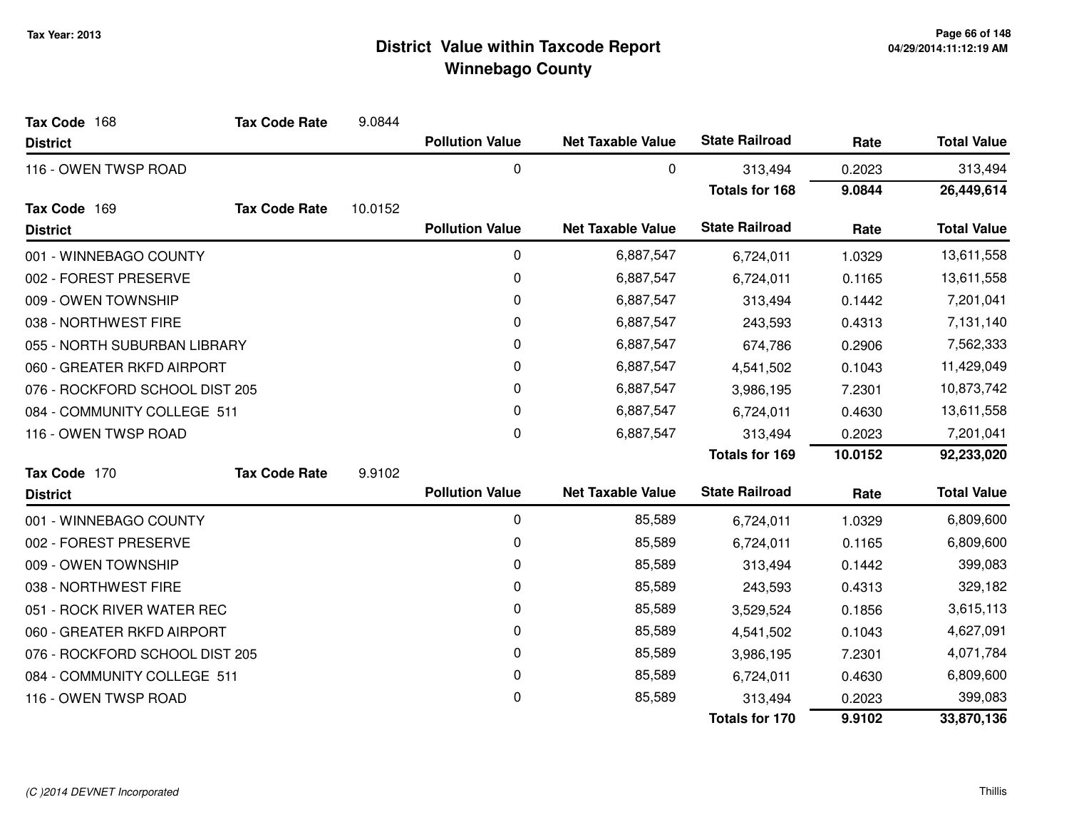# District Value within Taxcode Report
## Winnebago County

Tax Year: 2013

**Tax Code** 168 **Tax Code Rate** 9.0844

| District | Pollution Value | Net Taxable Value | State Railroad | Rate | Total Value |
|---|---|---|---|---|---|
| 116 - OWEN TWSP ROAD | 0 | 0 | 313,494 | 0.2023 | 313,494 |
| | | | **Totals for 168** | **9.0844** | **26,449,614** |

**Tax Code** 169 **Tax Code Rate** 10.0152

| District | Pollution Value | Net Taxable Value | State Railroad | Rate | Total Value |
|---|---|---|---|---|---|
| 001 - WINNEBAGO COUNTY | 0 | 6,887,547 | 6,724,011 | 1.0329 | 13,611,558 |
| 002 - FOREST PRESERVE | 0 | 6,887,547 | 6,724,011 | 0.1165 | 13,611,558 |
| 009 - OWEN TOWNSHIP | 0 | 6,887,547 | 313,494 | 0.1442 | 7,201,041 |
| 038 - NORTHWEST FIRE | 0 | 6,887,547 | 243,593 | 0.4313 | 7,131,140 |
| 055 - NORTH SUBURBAN LIBRARY | 0 | 6,887,547 | 674,786 | 0.2906 | 7,562,333 |
| 060 - GREATER RKFD AIRPORT | 0 | 6,887,547 | 4,541,502 | 0.1043 | 11,429,049 |
| 076 - ROCKFORD SCHOOL DIST 205 | 0 | 6,887,547 | 3,986,195 | 7.2301 | 10,873,742 |
| 084 - COMMUNITY COLLEGE 511 | 0 | 6,887,547 | 6,724,011 | 0.4630 | 13,611,558 |
| 116 - OWEN TWSP ROAD | 0 | 6,887,547 | 313,494 | 0.2023 | 7,201,041 |
| | | | **Totals for 169** | **10.0152** | **92,233,020** |

**Tax Code** 170 **Tax Code Rate** 9.9102

| District | Pollution Value | Net Taxable Value | State Railroad | Rate | Total Value |
|---|---|---|---|---|---|
| 001 - WINNEBAGO COUNTY | 0 | 85,589 | 6,724,011 | 1.0329 | 6,809,600 |
| 002 - FOREST PRESERVE | 0 | 85,589 | 6,724,011 | 0.1165 | 6,809,600 |
| 009 - OWEN TOWNSHIP | 0 | 85,589 | 313,494 | 0.1442 | 399,083 |
| 038 - NORTHWEST FIRE | 0 | 85,589 | 243,593 | 0.4313 | 329,182 |
| 051 - ROCK RIVER WATER REC | 0 | 85,589 | 3,529,524 | 0.1856 | 3,615,113 |
| 060 - GREATER RKFD AIRPORT | 0 | 85,589 | 4,541,502 | 0.1043 | 4,627,091 |
| 076 - ROCKFORD SCHOOL DIST 205 | 0 | 85,589 | 3,986,195 | 7.2301 | 4,071,784 |
| 084 - COMMUNITY COLLEGE 511 | 0 | 85,589 | 6,724,011 | 0.4630 | 6,809,600 |
| 116 - OWEN TWSP ROAD | 0 | 85,589 | 313,494 | 0.2023 | 399,083 |
| | | | **Totals for 170** | **9.9102** | **33,870,136** |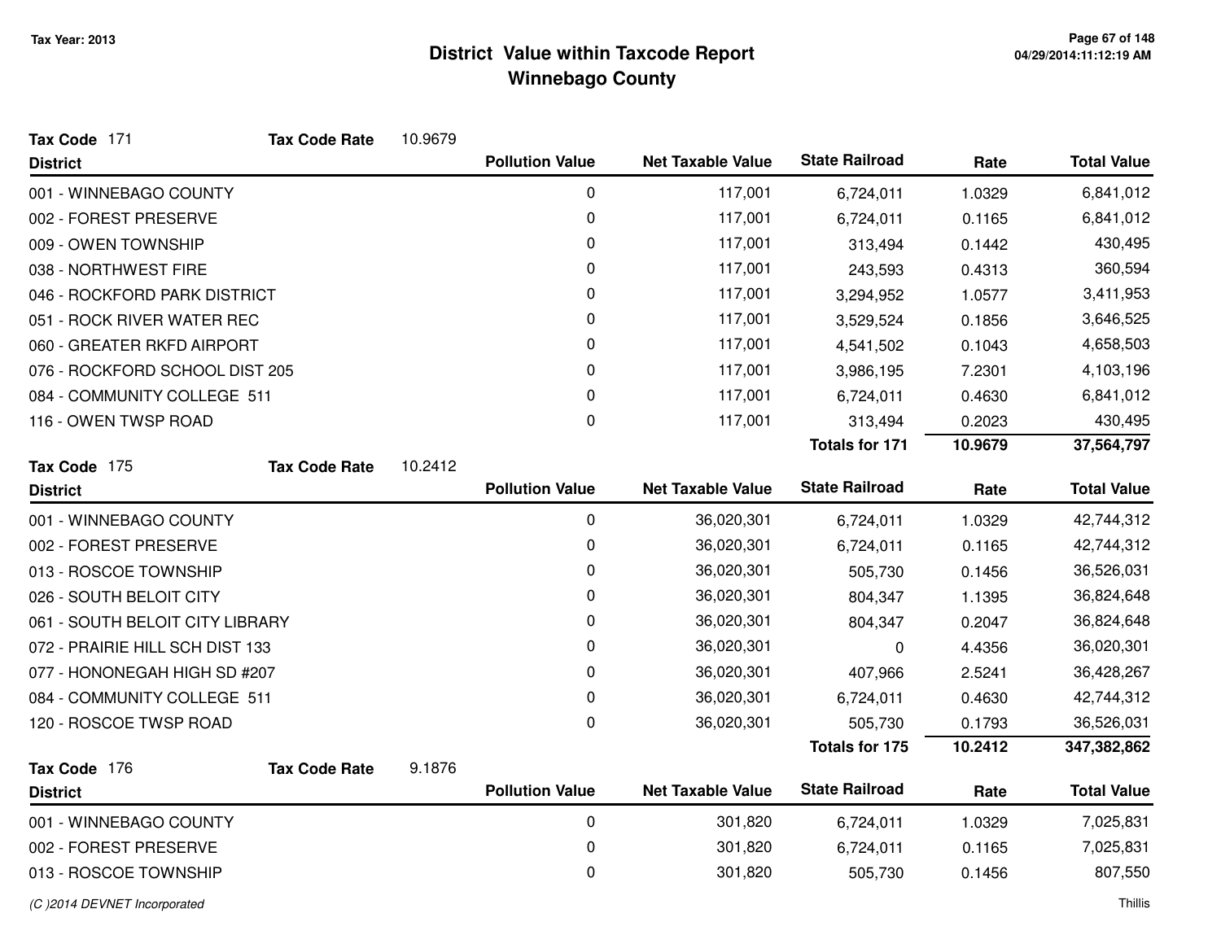# District Value within Taxcode Report
## Winnebago County

Tax Year: 2013

**Tax Code** 171 **Tax Code Rate** 10.9679

| District | Pollution Value | Net Taxable Value | State Railroad | Rate | Total Value |
|---|---|---|---|---|---|
| 001 - WINNEBAGO COUNTY | 0 | 117,001 | 6,724,011 | 1.0329 | 6,841,012 |
| 002 - FOREST PRESERVE | 0 | 117,001 | 6,724,011 | 0.1165 | 6,841,012 |
| 009 - OWEN TOWNSHIP | 0 | 117,001 | 313,494 | 0.1442 | 430,495 |
| 038 - NORTHWEST FIRE | 0 | 117,001 | 243,593 | 0.4313 | 360,594 |
| 046 - ROCKFORD PARK DISTRICT | 0 | 117,001 | 3,294,952 | 1.0577 | 3,411,953 |
| 051 - ROCK RIVER WATER REC | 0 | 117,001 | 3,529,524 | 0.1856 | 3,646,525 |
| 060 - GREATER RKFD AIRPORT | 0 | 117,001 | 4,541,502 | 0.1043 | 4,658,503 |
| 076 - ROCKFORD SCHOOL DIST 205 | 0 | 117,001 | 3,986,195 | 7.2301 | 4,103,196 |
| 084 - COMMUNITY COLLEGE 511 | 0 | 117,001 | 6,724,011 | 0.4630 | 6,841,012 |
| 116 - OWEN TWSP ROAD | 0 | 117,001 | 313,494 | 0.2023 | 430,495 |
| | | | **Totals for 171** | **10.9679** | **37,564,797** |

**Tax Code** 175 **Tax Code Rate** 10.2412

| District | Pollution Value | Net Taxable Value | State Railroad | Rate | Total Value |
|---|---|---|---|---|---|
| 001 - WINNEBAGO COUNTY | 0 | 36,020,301 | 6,724,011 | 1.0329 | 42,744,312 |
| 002 - FOREST PRESERVE | 0 | 36,020,301 | 6,724,011 | 0.1165 | 42,744,312 |
| 013 - ROSCOE TOWNSHIP | 0 | 36,020,301 | 505,730 | 0.1456 | 36,526,031 |
| 026 - SOUTH BELOIT CITY | 0 | 36,020,301 | 804,347 | 1.1395 | 36,824,648 |
| 061 - SOUTH BELOIT CITY LIBRARY | 0 | 36,020,301 | 804,347 | 0.2047 | 36,824,648 |
| 072 - PRAIRIE HILL SCH DIST 133 | 0 | 36,020,301 | 0 | 4.4356 | 36,020,301 |
| 077 - HONONEGAH HIGH SD #207 | 0 | 36,020,301 | 407,966 | 2.5241 | 36,428,267 |
| 084 - COMMUNITY COLLEGE 511 | 0 | 36,020,301 | 6,724,011 | 0.4630 | 42,744,312 |
| 120 - ROSCOE TWSP ROAD | 0 | 36,020,301 | 505,730 | 0.1793 | 36,526,031 |
| | | | **Totals for 175** | **10.2412** | **347,382,862** |

**Tax Code** 176 **Tax Code Rate** 9.1876

| District | Pollution Value | Net Taxable Value | State Railroad | Rate | Total Value |
|---|---|---|---|---|---|
| 001 - WINNEBAGO COUNTY | 0 | 301,820 | 6,724,011 | 1.0329 | 7,025,831 |
| 002 - FOREST PRESERVE | 0 | 301,820 | 6,724,011 | 0.1165 | 7,025,831 |
| 013 - ROSCOE TOWNSHIP | 0 | 301,820 | 505,730 | 0.1456 | 807,550 |

*(C )2014 DEVNET Incorporated* Thillis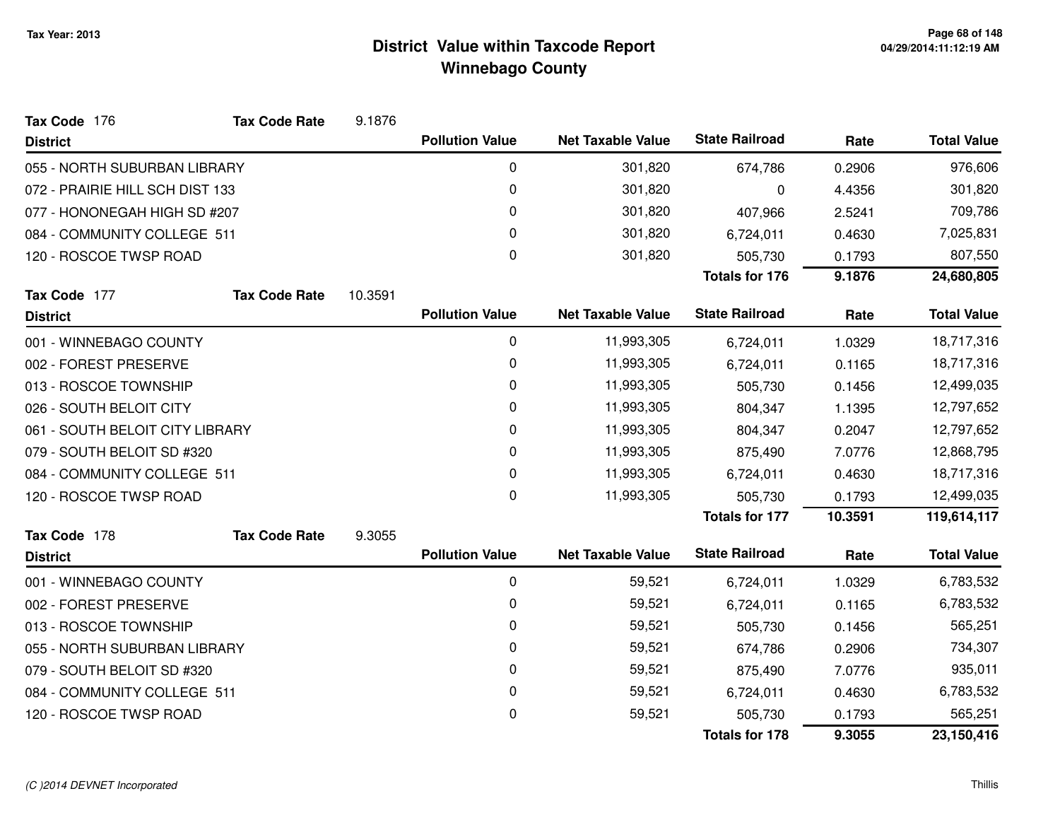# District Value within Taxcode Report
## Winnebago County

Tax Year: 2013

**Tax Code** 176 **Tax Code Rate** 9.1876

| District | Pollution Value | Net Taxable Value | State Railroad | Rate | Total Value |
|---|---|---|---|---|---|
| 055 - NORTH SUBURBAN LIBRARY | 0 | 301,820 | 674,786 | 0.2906 | 976,606 |
| 072 - PRAIRIE HILL SCH DIST 133 | 0 | 301,820 | 0 | 4.4356 | 301,820 |
| 077 - HONONEGAH HIGH SD #207 | 0 | 301,820 | 407,966 | 2.5241 | 709,786 |
| 084 - COMMUNITY COLLEGE 511 | 0 | 301,820 | 6,724,011 | 0.4630 | 7,025,831 |
| 120 - ROSCOE TWSP ROAD | 0 | 301,820 | 505,730 | 0.1793 | 807,550 |
| | | | **Totals for 176** | **9.1876** | **24,680,805** |

**Tax Code** 177 **Tax Code Rate** 10.3591

| District | Pollution Value | Net Taxable Value | State Railroad | Rate | Total Value |
|---|---|---|---|---|---|
| 001 - WINNEBAGO COUNTY | 0 | 11,993,305 | 6,724,011 | 1.0329 | 18,717,316 |
| 002 - FOREST PRESERVE | 0 | 11,993,305 | 6,724,011 | 0.1165 | 18,717,316 |
| 013 - ROSCOE TOWNSHIP | 0 | 11,993,305 | 505,730 | 0.1456 | 12,499,035 |
| 026 - SOUTH BELOIT CITY | 0 | 11,993,305 | 804,347 | 1.1395 | 12,797,652 |
| 061 - SOUTH BELOIT CITY LIBRARY | 0 | 11,993,305 | 804,347 | 0.2047 | 12,797,652 |
| 079 - SOUTH BELOIT SD #320 | 0 | 11,993,305 | 875,490 | 7.0776 | 12,868,795 |
| 084 - COMMUNITY COLLEGE 511 | 0 | 11,993,305 | 6,724,011 | 0.4630 | 18,717,316 |
| 120 - ROSCOE TWSP ROAD | 0 | 11,993,305 | 505,730 | 0.1793 | 12,499,035 |
| | | | **Totals for 177** | **10.3591** | **119,614,117** |

**Tax Code** 178 **Tax Code Rate** 9.3055

| District | Pollution Value | Net Taxable Value | State Railroad | Rate | Total Value |
|---|---|---|---|---|---|
| 001 - WINNEBAGO COUNTY | 0 | 59,521 | 6,724,011 | 1.0329 | 6,783,532 |
| 002 - FOREST PRESERVE | 0 | 59,521 | 6,724,011 | 0.1165 | 6,783,532 |
| 013 - ROSCOE TOWNSHIP | 0 | 59,521 | 505,730 | 0.1456 | 565,251 |
| 055 - NORTH SUBURBAN LIBRARY | 0 | 59,521 | 674,786 | 0.2906 | 734,307 |
| 079 - SOUTH BELOIT SD #320 | 0 | 59,521 | 875,490 | 7.0776 | 935,011 |
| 084 - COMMUNITY COLLEGE 511 | 0 | 59,521 | 6,724,011 | 0.4630 | 6,783,532 |
| 120 - ROSCOE TWSP ROAD | 0 | 59,521 | 505,730 | 0.1793 | 565,251 |
| | | | **Totals for 178** | **9.3055** | **23,150,416** |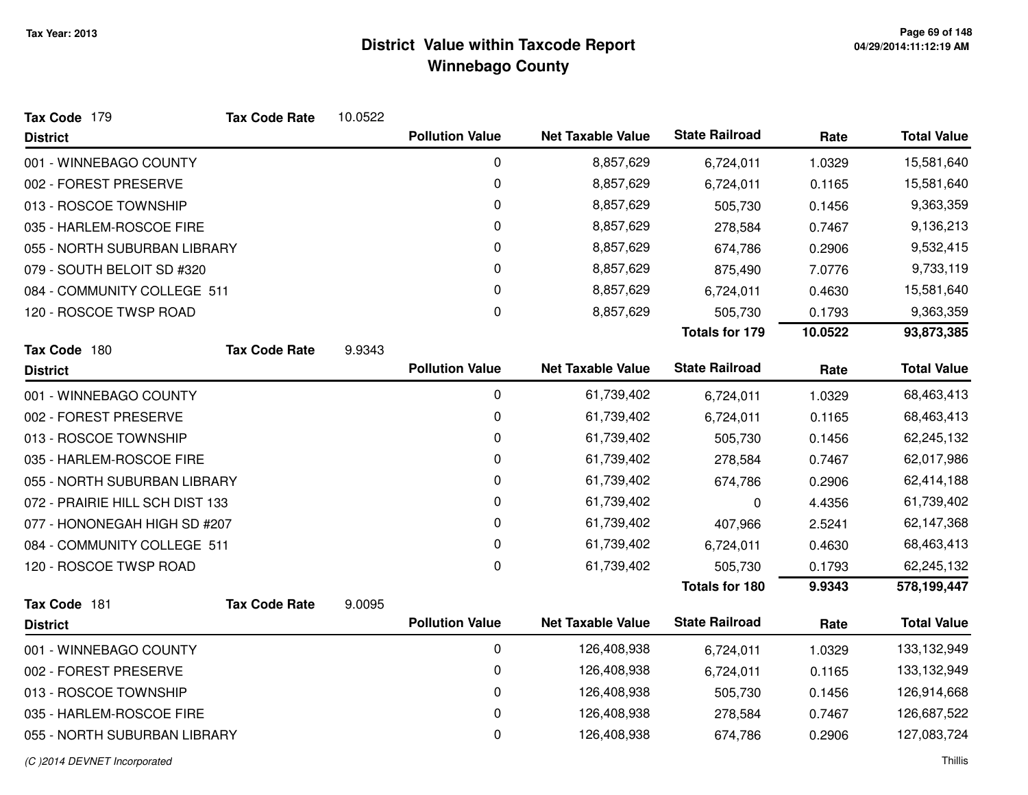# District Value within Taxcode Report
## Winnebago County

Tax Year: 2013

**Tax Code** 179 **Tax Code Rate** 10.0522

| District | Pollution Value | Net Taxable Value | State Railroad | Rate | Total Value |
|---|---|---|---|---|---|
| 001 - WINNEBAGO COUNTY | 0 | 8,857,629 | 6,724,011 | 1.0329 | 15,581,640 |
| 002 - FOREST PRESERVE | 0 | 8,857,629 | 6,724,011 | 0.1165 | 15,581,640 |
| 013 - ROSCOE TOWNSHIP | 0 | 8,857,629 | 505,730 | 0.1456 | 9,363,359 |
| 035 - HARLEM-ROSCOE FIRE | 0 | 8,857,629 | 278,584 | 0.7467 | 9,136,213 |
| 055 - NORTH SUBURBAN LIBRARY | 0 | 8,857,629 | 674,786 | 0.2906 | 9,532,415 |
| 079 - SOUTH BELOIT SD #320 | 0 | 8,857,629 | 875,490 | 7.0776 | 9,733,119 |
| 084 - COMMUNITY COLLEGE 511 | 0 | 8,857,629 | 6,724,011 | 0.4630 | 15,581,640 |
| 120 - ROSCOE TWSP ROAD | 0 | 8,857,629 | 505,730 | 0.1793 | 9,363,359 |
| | | | **Totals for 179** | **10.0522** | **93,873,385** |

**Tax Code** 180 **Tax Code Rate** 9.9343

| District | Pollution Value | Net Taxable Value | State Railroad | Rate | Total Value |
|---|---|---|---|---|---|
| 001 - WINNEBAGO COUNTY | 0 | 61,739,402 | 6,724,011 | 1.0329 | 68,463,413 |
| 002 - FOREST PRESERVE | 0 | 61,739,402 | 6,724,011 | 0.1165 | 68,463,413 |
| 013 - ROSCOE TOWNSHIP | 0 | 61,739,402 | 505,730 | 0.1456 | 62,245,132 |
| 035 - HARLEM-ROSCOE FIRE | 0 | 61,739,402 | 278,584 | 0.7467 | 62,017,986 |
| 055 - NORTH SUBURBAN LIBRARY | 0 | 61,739,402 | 674,786 | 0.2906 | 62,414,188 |
| 072 - PRAIRIE HILL SCH DIST 133 | 0 | 61,739,402 | 0 | 4.4356 | 61,739,402 |
| 077 - HONONEGAH HIGH SD #207 | 0 | 61,739,402 | 407,966 | 2.5241 | 62,147,368 |
| 084 - COMMUNITY COLLEGE 511 | 0 | 61,739,402 | 6,724,011 | 0.4630 | 68,463,413 |
| 120 - ROSCOE TWSP ROAD | 0 | 61,739,402 | 505,730 | 0.1793 | 62,245,132 |
| | | | **Totals for 180** | **9.9343** | **578,199,447** |

**Tax Code** 181 **Tax Code Rate** 9.0095

| District | Pollution Value | Net Taxable Value | State Railroad | Rate | Total Value |
|---|---|---|---|---|---|
| 001 - WINNEBAGO COUNTY | 0 | 126,408,938 | 6,724,011 | 1.0329 | 133,132,949 |
| 002 - FOREST PRESERVE | 0 | 126,408,938 | 6,724,011 | 0.1165 | 133,132,949 |
| 013 - ROSCOE TOWNSHIP | 0 | 126,408,938 | 505,730 | 0.1456 | 126,914,668 |
| 035 - HARLEM-ROSCOE FIRE | 0 | 126,408,938 | 278,584 | 0.7467 | 126,687,522 |
| 055 - NORTH SUBURBAN LIBRARY | 0 | 126,408,938 | 674,786 | 0.2906 | 127,083,724 |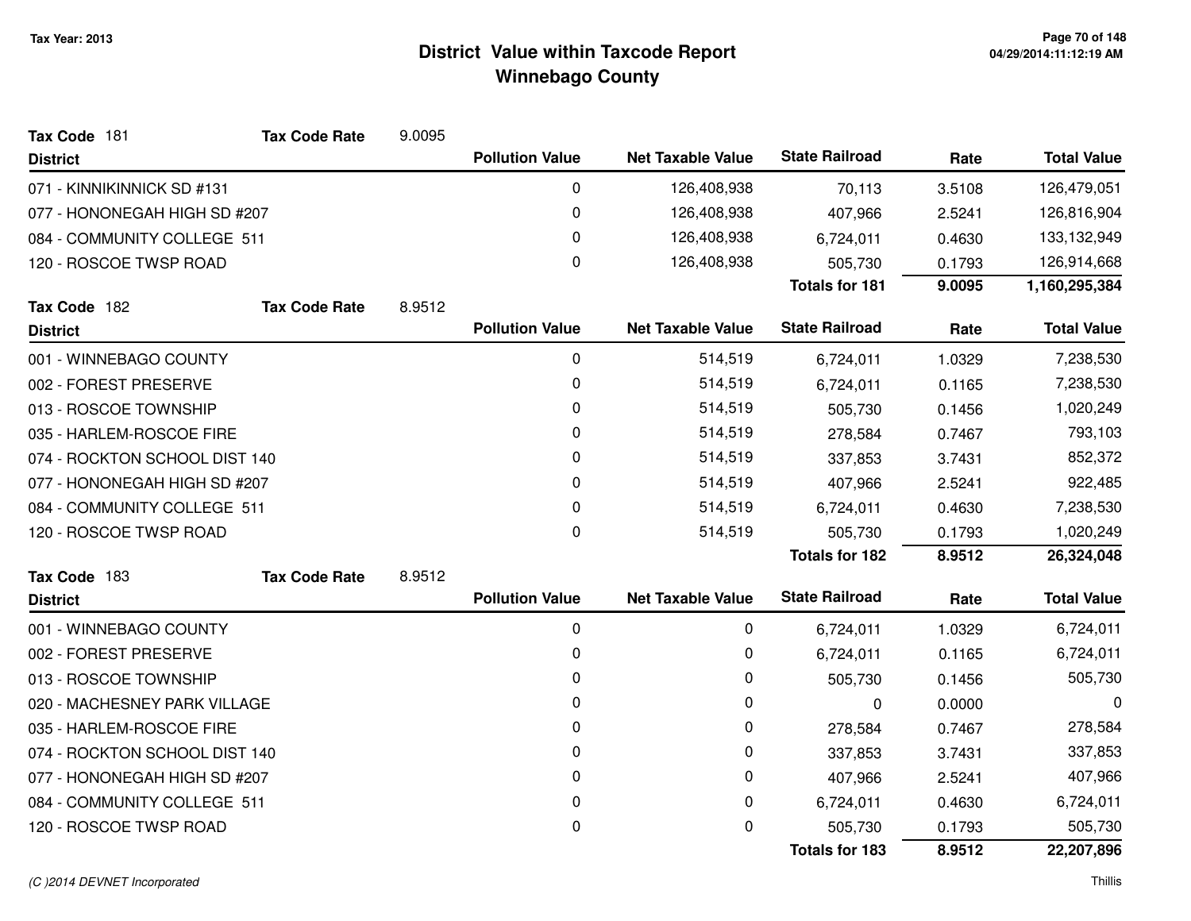Tax Year: 2013

# District Value within Taxcode Report
## Winnebago County

**Tax Code** 181 **Tax Code Rate** 9.0095

| District | Pollution Value | Net Taxable Value | State Railroad | Rate | Total Value |
|---|---|---|---|---|---|
| 071 - KINNIKINNICK SD #131 | 0 | 126,408,938 | 70,113 | 3.5108 | 126,479,051 |
| 077 - HONONEGAH HIGH SD #207 | 0 | 126,408,938 | 407,966 | 2.5241 | 126,816,904 |
| 084 - COMMUNITY COLLEGE 511 | 0 | 126,408,938 | 6,724,011 | 0.4630 | 133,132,949 |
| 120 - ROSCOE TWSP ROAD | 0 | 126,408,938 | 505,730 | 0.1793 | 126,914,668 |
| | | | **Totals for 181** | **9.0095** | **1,160,295,384** |

**Tax Code** 182 **Tax Code Rate** 8.9512

| District | Pollution Value | Net Taxable Value | State Railroad | Rate | Total Value |
|---|---|---|---|---|---|
| 001 - WINNEBAGO COUNTY | 0 | 514,519 | 6,724,011 | 1.0329 | 7,238,530 |
| 002 - FOREST PRESERVE | 0 | 514,519 | 6,724,011 | 0.1165 | 7,238,530 |
| 013 - ROSCOE TOWNSHIP | 0 | 514,519 | 505,730 | 0.1456 | 1,020,249 |
| 035 - HARLEM-ROSCOE FIRE | 0 | 514,519 | 278,584 | 0.7467 | 793,103 |
| 074 - ROCKTON SCHOOL DIST 140 | 0 | 514,519 | 337,853 | 3.7431 | 852,372 |
| 077 - HONONEGAH HIGH SD #207 | 0 | 514,519 | 407,966 | 2.5241 | 922,485 |
| 084 - COMMUNITY COLLEGE 511 | 0 | 514,519 | 6,724,011 | 0.4630 | 7,238,530 |
| 120 - ROSCOE TWSP ROAD | 0 | 514,519 | 505,730 | 0.1793 | 1,020,249 |
| | | | **Totals for 182** | **8.9512** | **26,324,048** |

**Tax Code** 183 **Tax Code Rate** 8.9512

| District | Pollution Value | Net Taxable Value | State Railroad | Rate | Total Value |
|---|---|---|---|---|---|
| 001 - WINNEBAGO COUNTY | 0 | 0 | 6,724,011 | 1.0329 | 6,724,011 |
| 002 - FOREST PRESERVE | 0 | 0 | 6,724,011 | 0.1165 | 6,724,011 |
| 013 - ROSCOE TOWNSHIP | 0 | 0 | 505,730 | 0.1456 | 505,730 |
| 020 - MACHESNEY PARK VILLAGE | 0 | 0 | 0 | 0.0000 | 0 |
| 035 - HARLEM-ROSCOE FIRE | 0 | 0 | 278,584 | 0.7467 | 278,584 |
| 074 - ROCKTON SCHOOL DIST 140 | 0 | 0 | 337,853 | 3.7431 | 337,853 |
| 077 - HONONEGAH HIGH SD #207 | 0 | 0 | 407,966 | 2.5241 | 407,966 |
| 084 - COMMUNITY COLLEGE 511 | 0 | 0 | 6,724,011 | 0.4630 | 6,724,011 |
| 120 - ROSCOE TWSP ROAD | 0 | 0 | 505,730 | 0.1793 | 505,730 |
| | | | **Totals for 183** | **8.9512** | **22,207,896** |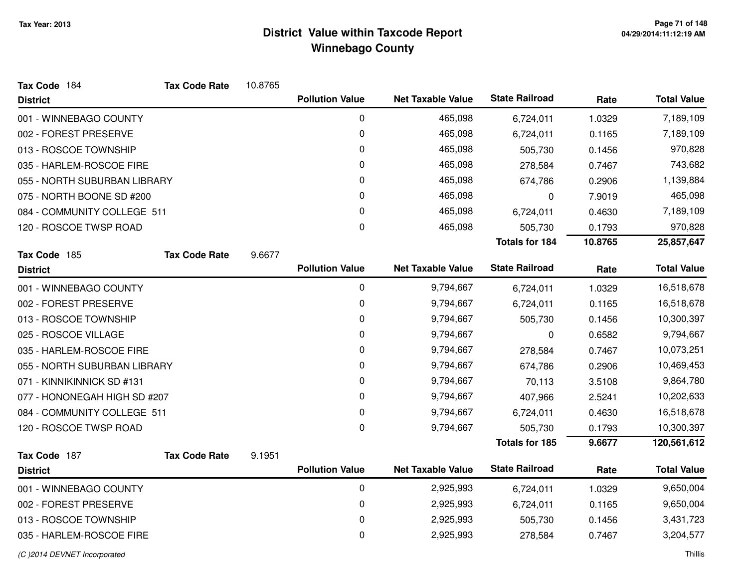# District Value within Taxcode Report
## Winnebago County

Tax Year: 2013

**Tax Code** 184 **Tax Code Rate** 10.8765

| District | Pollution Value | Net Taxable Value | State Railroad | Rate | Total Value |
|---|---|---|---|---|---|
| 001 - WINNEBAGO COUNTY | 0 | 465,098 | 6,724,011 | 1.0329 | 7,189,109 |
| 002 - FOREST PRESERVE | 0 | 465,098 | 6,724,011 | 0.1165 | 7,189,109 |
| 013 - ROSCOE TOWNSHIP | 0 | 465,098 | 505,730 | 0.1456 | 970,828 |
| 035 - HARLEM-ROSCOE FIRE | 0 | 465,098 | 278,584 | 0.7467 | 743,682 |
| 055 - NORTH SUBURBAN LIBRARY | 0 | 465,098 | 674,786 | 0.2906 | 1,139,884 |
| 075 - NORTH BOONE SD #200 | 0 | 465,098 | 0 | 7.9019 | 465,098 |
| 084 - COMMUNITY COLLEGE 511 | 0 | 465,098 | 6,724,011 | 0.4630 | 7,189,109 |
| 120 - ROSCOE TWSP ROAD | 0 | 465,098 | 505,730 | 0.1793 | 970,828 |
| | | | **Totals for 184** | **10.8765** | **25,857,647** |

**Tax Code** 185 **Tax Code Rate** 9.6677

| District | Pollution Value | Net Taxable Value | State Railroad | Rate | Total Value |
|---|---|---|---|---|---|
| 001 - WINNEBAGO COUNTY | 0 | 9,794,667 | 6,724,011 | 1.0329 | 16,518,678 |
| 002 - FOREST PRESERVE | 0 | 9,794,667 | 6,724,011 | 0.1165 | 16,518,678 |
| 013 - ROSCOE TOWNSHIP | 0 | 9,794,667 | 505,730 | 0.1456 | 10,300,397 |
| 025 - ROSCOE VILLAGE | 0 | 9,794,667 | 0 | 0.6582 | 9,794,667 |
| 035 - HARLEM-ROSCOE FIRE | 0 | 9,794,667 | 278,584 | 0.7467 | 10,073,251 |
| 055 - NORTH SUBURBAN LIBRARY | 0 | 9,794,667 | 674,786 | 0.2906 | 10,469,453 |
| 071 - KINNIKINNICK SD #131 | 0 | 9,794,667 | 70,113 | 3.5108 | 9,864,780 |
| 077 - HONONEGAH HIGH SD #207 | 0 | 9,794,667 | 407,966 | 2.5241 | 10,202,633 |
| 084 - COMMUNITY COLLEGE 511 | 0 | 9,794,667 | 6,724,011 | 0.4630 | 16,518,678 |
| 120 - ROSCOE TWSP ROAD | 0 | 9,794,667 | 505,730 | 0.1793 | 10,300,397 |
| | | | **Totals for 185** | **9.6677** | **120,561,612** |

**Tax Code** 187 **Tax Code Rate** 9.1951

| District | Pollution Value | Net Taxable Value | State Railroad | Rate | Total Value |
|---|---|---|---|---|---|
| 001 - WINNEBAGO COUNTY | 0 | 2,925,993 | 6,724,011 | 1.0329 | 9,650,004 |
| 002 - FOREST PRESERVE | 0 | 2,925,993 | 6,724,011 | 0.1165 | 9,650,004 |
| 013 - ROSCOE TOWNSHIP | 0 | 2,925,993 | 505,730 | 0.1456 | 3,431,723 |
| 035 - HARLEM-ROSCOE FIRE | 0 | 2,925,993 | 278,584 | 0.7467 | 3,204,577 |

*(C )2014 DEVNET Incorporated* Thillis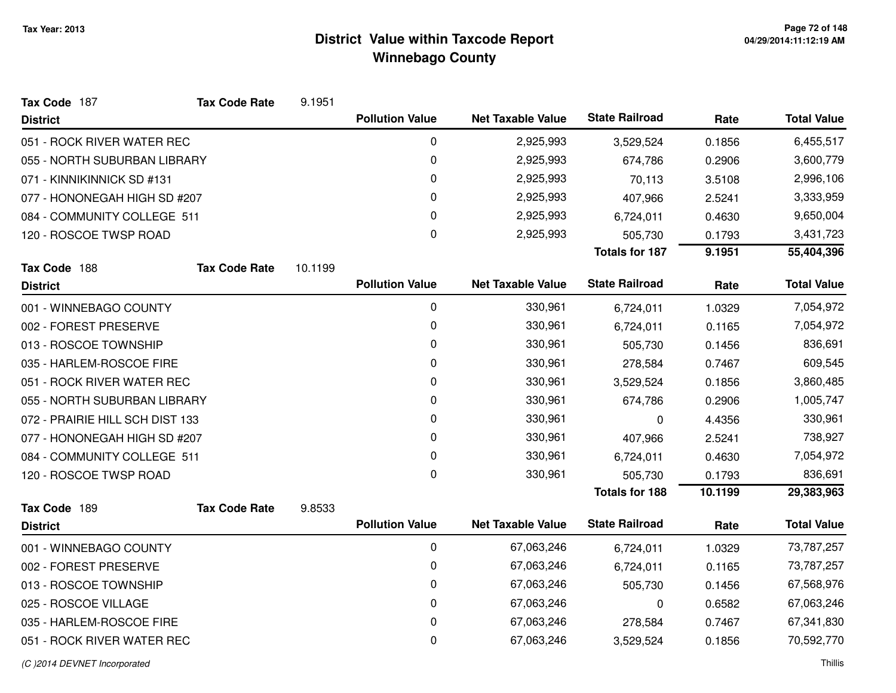# District Value within Taxcode Report
## Winnebago County

Tax Year: 2013

**Tax Code** 187 **Tax Code Rate** 9.1951

| District | Pollution Value | Net Taxable Value | State Railroad | Rate | Total Value |
|---|---|---|---|---|---|
| 051 - ROCK RIVER WATER REC | 0 | 2,925,993 | 3,529,524 | 0.1856 | 6,455,517 |
| 055 - NORTH SUBURBAN LIBRARY | 0 | 2,925,993 | 674,786 | 0.2906 | 3,600,779 |
| 071 - KINNIKINNICK SD #131 | 0 | 2,925,993 | 70,113 | 3.5108 | 2,996,106 |
| 077 - HONONEGAH HIGH SD #207 | 0 | 2,925,993 | 407,966 | 2.5241 | 3,333,959 |
| 084 - COMMUNITY COLLEGE 511 | 0 | 2,925,993 | 6,724,011 | 0.4630 | 9,650,004 |
| 120 - ROSCOE TWSP ROAD | 0 | 2,925,993 | 505,730 | 0.1793 | 3,431,723 |
| | | | **Totals for 187** | **9.1951** | **55,404,396** |

**Tax Code** 188 **Tax Code Rate** 10.1199

| District | Pollution Value | Net Taxable Value | State Railroad | Rate | Total Value |
|---|---|---|---|---|---|
| 001 - WINNEBAGO COUNTY | 0 | 330,961 | 6,724,011 | 1.0329 | 7,054,972 |
| 002 - FOREST PRESERVE | 0 | 330,961 | 6,724,011 | 0.1165 | 7,054,972 |
| 013 - ROSCOE TOWNSHIP | 0 | 330,961 | 505,730 | 0.1456 | 836,691 |
| 035 - HARLEM-ROSCOE FIRE | 0 | 330,961 | 278,584 | 0.7467 | 609,545 |
| 051 - ROCK RIVER WATER REC | 0 | 330,961 | 3,529,524 | 0.1856 | 3,860,485 |
| 055 - NORTH SUBURBAN LIBRARY | 0 | 330,961 | 674,786 | 0.2906 | 1,005,747 |
| 072 - PRAIRIE HILL SCH DIST 133 | 0 | 330,961 | 0 | 4.4356 | 330,961 |
| 077 - HONONEGAH HIGH SD #207 | 0 | 330,961 | 407,966 | 2.5241 | 738,927 |
| 084 - COMMUNITY COLLEGE 511 | 0 | 330,961 | 6,724,011 | 0.4630 | 7,054,972 |
| 120 - ROSCOE TWSP ROAD | 0 | 330,961 | 505,730 | 0.1793 | 836,691 |
| | | | **Totals for 188** | **10.1199** | **29,383,963** |

**Tax Code** 189 **Tax Code Rate** 9.8533

| District | Pollution Value | Net Taxable Value | State Railroad | Rate | Total Value |
|---|---|---|---|---|---|
| 001 - WINNEBAGO COUNTY | 0 | 67,063,246 | 6,724,011 | 1.0329 | 73,787,257 |
| 002 - FOREST PRESERVE | 0 | 67,063,246 | 6,724,011 | 0.1165 | 73,787,257 |
| 013 - ROSCOE TOWNSHIP | 0 | 67,063,246 | 505,730 | 0.1456 | 67,568,976 |
| 025 - ROSCOE VILLAGE | 0 | 67,063,246 | 0 | 0.6582 | 67,063,246 |
| 035 - HARLEM-ROSCOE FIRE | 0 | 67,063,246 | 278,584 | 0.7467 | 67,341,830 |
| 051 - ROCK RIVER WATER REC | 0 | 67,063,246 | 3,529,524 | 0.1856 | 70,592,770 |

*(C )2014 DEVNET Incorporated* Thillis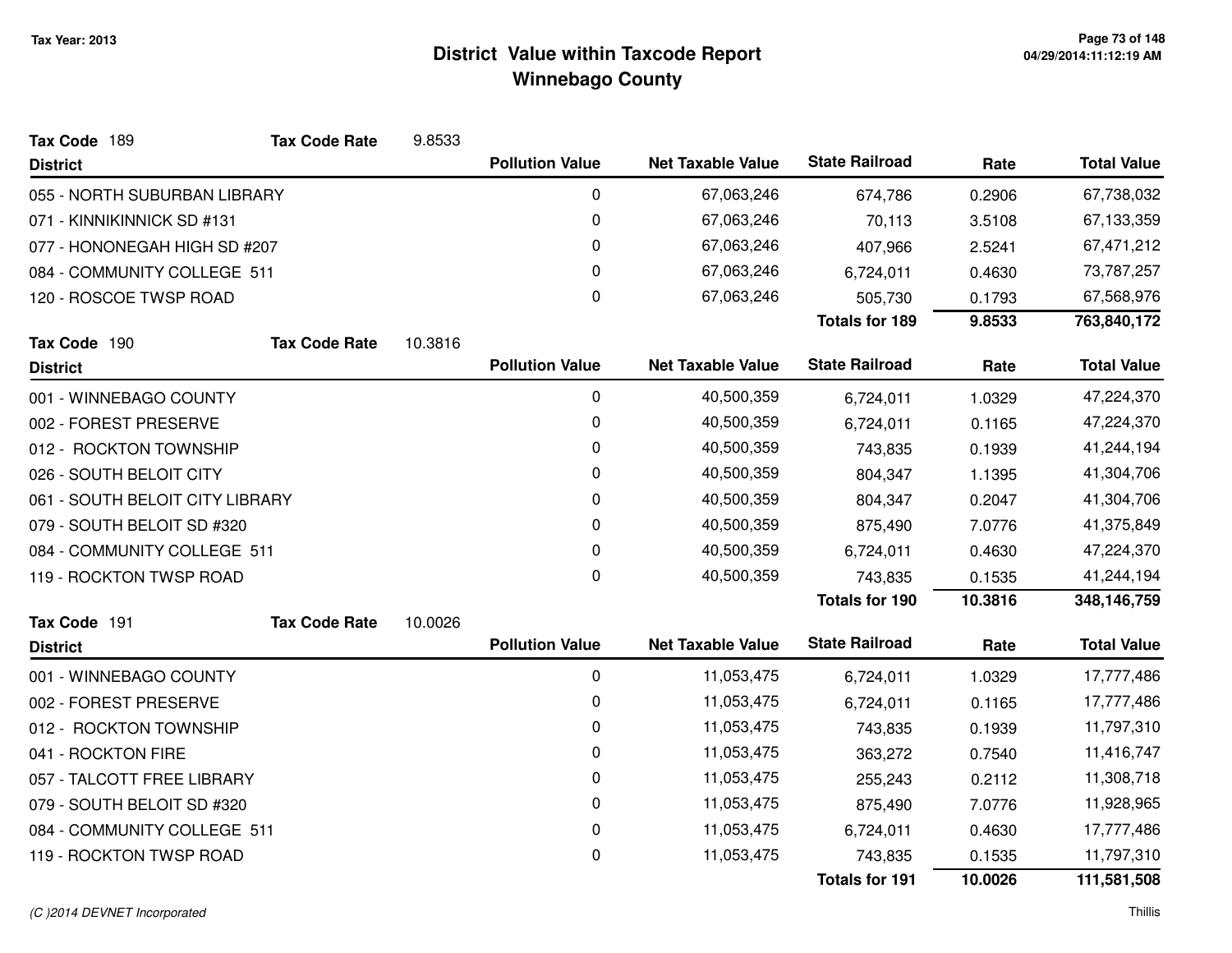# District Value within Taxcode Report
## Winnebago County

Tax Year: 2013

**Tax Code** 189 **Tax Code Rate** 9.8533

| District | Pollution Value | Net Taxable Value | State Railroad | Rate | Total Value |
|---|---|---|---|---|---|
| 055 - NORTH SUBURBAN LIBRARY | 0 | 67,063,246 | 674,786 | 0.2906 | 67,738,032 |
| 071 - KINNIKINNICK SD #131 | 0 | 67,063,246 | 70,113 | 3.5108 | 67,133,359 |
| 077 - HONONEGAH HIGH SD #207 | 0 | 67,063,246 | 407,966 | 2.5241 | 67,471,212 |
| 084 - COMMUNITY COLLEGE 511 | 0 | 67,063,246 | 6,724,011 | 0.4630 | 73,787,257 |
| 120 - ROSCOE TWSP ROAD | 0 | 67,063,246 | 505,730 | 0.1793 | 67,568,976 |
| | | | **Totals for 189** | **9.8533** | **763,840,172** |

**Tax Code** 190 **Tax Code Rate** 10.3816

| District | Pollution Value | Net Taxable Value | State Railroad | Rate | Total Value |
|---|---|---|---|---|---|
| 001 - WINNEBAGO COUNTY | 0 | 40,500,359 | 6,724,011 | 1.0329 | 47,224,370 |
| 002 - FOREST PRESERVE | 0 | 40,500,359 | 6,724,011 | 0.1165 | 47,224,370 |
| 012 - ROCKTON TOWNSHIP | 0 | 40,500,359 | 743,835 | 0.1939 | 41,244,194 |
| 026 - SOUTH BELOIT CITY | 0 | 40,500,359 | 804,347 | 1.1395 | 41,304,706 |
| 061 - SOUTH BELOIT CITY LIBRARY | 0 | 40,500,359 | 804,347 | 0.2047 | 41,304,706 |
| 079 - SOUTH BELOIT SD #320 | 0 | 40,500,359 | 875,490 | 7.0776 | 41,375,849 |
| 084 - COMMUNITY COLLEGE 511 | 0 | 40,500,359 | 6,724,011 | 0.4630 | 47,224,370 |
| 119 - ROCKTON TWSP ROAD | 0 | 40,500,359 | 743,835 | 0.1535 | 41,244,194 |
| | | | **Totals for 190** | **10.3816** | **348,146,759** |

**Tax Code** 191 **Tax Code Rate** 10.0026

| District | Pollution Value | Net Taxable Value | State Railroad | Rate | Total Value |
|---|---|---|---|---|---|
| 001 - WINNEBAGO COUNTY | 0 | 11,053,475 | 6,724,011 | 1.0329 | 17,777,486 |
| 002 - FOREST PRESERVE | 0 | 11,053,475 | 6,724,011 | 0.1165 | 17,777,486 |
| 012 - ROCKTON TOWNSHIP | 0 | 11,053,475 | 743,835 | 0.1939 | 11,797,310 |
| 041 - ROCKTON FIRE | 0 | 11,053,475 | 363,272 | 0.7540 | 11,416,747 |
| 057 - TALCOTT FREE LIBRARY | 0 | 11,053,475 | 255,243 | 0.2112 | 11,308,718 |
| 079 - SOUTH BELOIT SD #320 | 0 | 11,053,475 | 875,490 | 7.0776 | 11,928,965 |
| 084 - COMMUNITY COLLEGE 511 | 0 | 11,053,475 | 6,724,011 | 0.4630 | 17,777,486 |
| 119 - ROCKTON TWSP ROAD | 0 | 11,053,475 | 743,835 | 0.1535 | 11,797,310 |
| | | | **Totals for 191** | **10.0026** | **111,581,508** |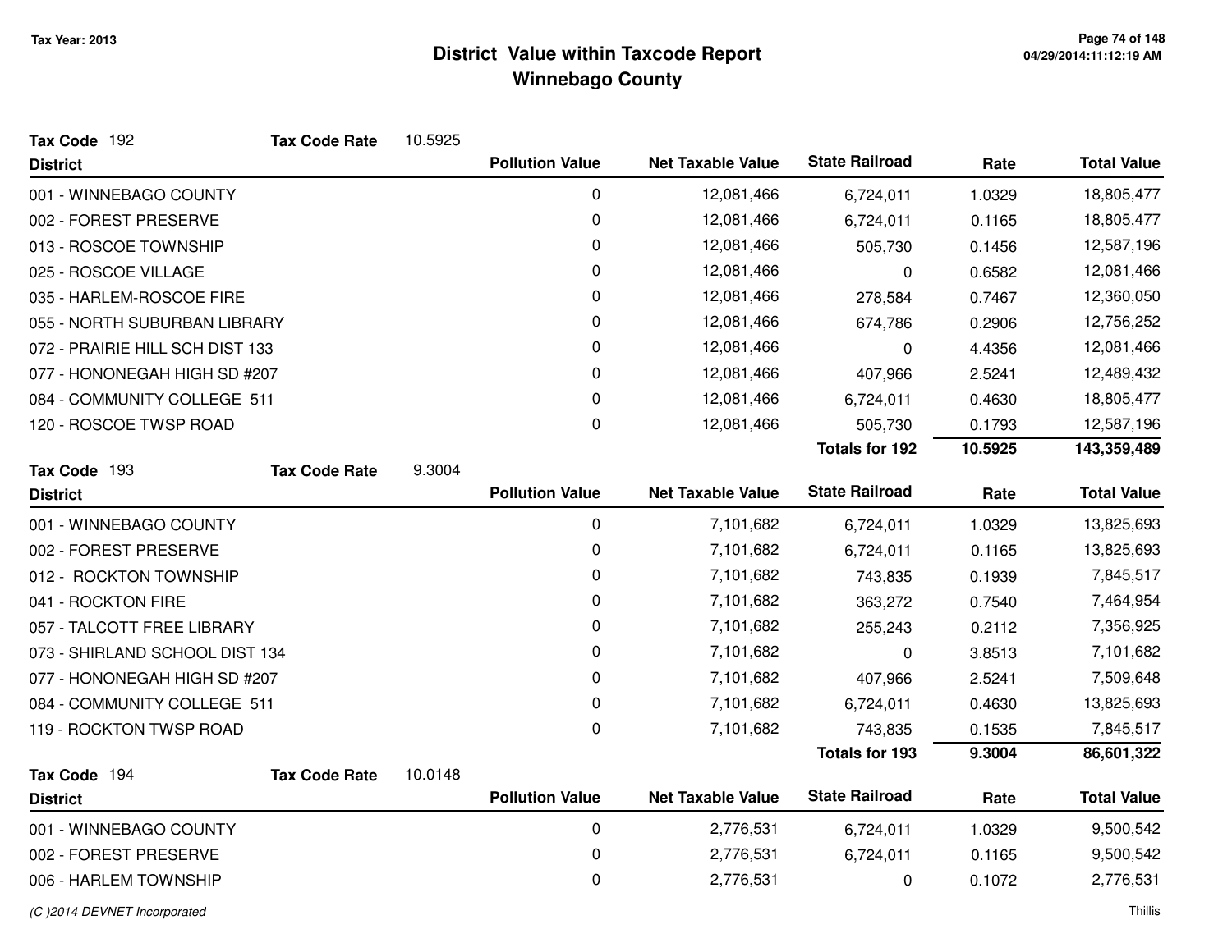# District Value within Taxcode Report
## Winnebago County

Tax Year: 2013

**Tax Code** 192 **Tax Code Rate** 10.5925

| District | Pollution Value | Net Taxable Value | State Railroad | Rate | Total Value |
|---|---|---|---|---|---|
| 001 - WINNEBAGO COUNTY | 0 | 12,081,466 | 6,724,011 | 1.0329 | 18,805,477 |
| 002 - FOREST PRESERVE | 0 | 12,081,466 | 6,724,011 | 0.1165 | 18,805,477 |
| 013 - ROSCOE TOWNSHIP | 0 | 12,081,466 | 505,730 | 0.1456 | 12,587,196 |
| 025 - ROSCOE VILLAGE | 0 | 12,081,466 | 0 | 0.6582 | 12,081,466 |
| 035 - HARLEM-ROSCOE FIRE | 0 | 12,081,466 | 278,584 | 0.7467 | 12,360,050 |
| 055 - NORTH SUBURBAN LIBRARY | 0 | 12,081,466 | 674,786 | 0.2906 | 12,756,252 |
| 072 - PRAIRIE HILL SCH DIST 133 | 0 | 12,081,466 | 0 | 4.4356 | 12,081,466 |
| 077 - HONONEGAH HIGH SD #207 | 0 | 12,081,466 | 407,966 | 2.5241 | 12,489,432 |
| 084 - COMMUNITY COLLEGE 511 | 0 | 12,081,466 | 6,724,011 | 0.4630 | 18,805,477 |
| 120 - ROSCOE TWSP ROAD | 0 | 12,081,466 | 505,730 | 0.1793 | 12,587,196 |
| | | | **Totals for 192** | **10.5925** | **143,359,489** |

**Tax Code** 193 **Tax Code Rate** 9.3004

| District | Pollution Value | Net Taxable Value | State Railroad | Rate | Total Value |
|---|---|---|---|---|---|
| 001 - WINNEBAGO COUNTY | 0 | 7,101,682 | 6,724,011 | 1.0329 | 13,825,693 |
| 002 - FOREST PRESERVE | 0 | 7,101,682 | 6,724,011 | 0.1165 | 13,825,693 |
| 012 - ROCKTON TOWNSHIP | 0 | 7,101,682 | 743,835 | 0.1939 | 7,845,517 |
| 041 - ROCKTON FIRE | 0 | 7,101,682 | 363,272 | 0.7540 | 7,464,954 |
| 057 - TALCOTT FREE LIBRARY | 0 | 7,101,682 | 255,243 | 0.2112 | 7,356,925 |
| 073 - SHIRLAND SCHOOL DIST 134 | 0 | 7,101,682 | 0 | 3.8513 | 7,101,682 |
| 077 - HONONEGAH HIGH SD #207 | 0 | 7,101,682 | 407,966 | 2.5241 | 7,509,648 |
| 084 - COMMUNITY COLLEGE 511 | 0 | 7,101,682 | 6,724,011 | 0.4630 | 13,825,693 |
| 119 - ROCKTON TWSP ROAD | 0 | 7,101,682 | 743,835 | 0.1535 | 7,845,517 |
| | | | **Totals for 193** | **9.3004** | **86,601,322** |

**Tax Code** 194 **Tax Code Rate** 10.0148

| District | Pollution Value | Net Taxable Value | State Railroad | Rate | Total Value |
|---|---|---|---|---|---|
| 001 - WINNEBAGO COUNTY | 0 | 2,776,531 | 6,724,011 | 1.0329 | 9,500,542 |
| 002 - FOREST PRESERVE | 0 | 2,776,531 | 6,724,011 | 0.1165 | 9,500,542 |
| 006 - HARLEM TOWNSHIP | 0 | 2,776,531 | 0 | 0.1072 | 2,776,531 |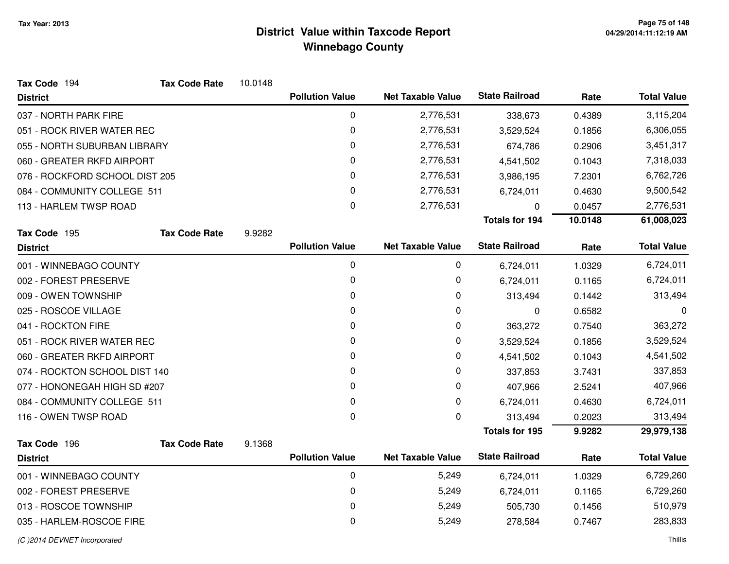# District Value within Taxcode Report
## Winnebago County

Tax Year: 2013

**Tax Code** 194 **Tax Code Rate** 10.0148

| District | Pollution Value | Net Taxable Value | State Railroad | Rate | Total Value |
|---|---|---|---|---|---|
| 037 - NORTH PARK FIRE | 0 | 2,776,531 | 338,673 | 0.4389 | 3,115,204 |
| 051 - ROCK RIVER WATER REC | 0 | 2,776,531 | 3,529,524 | 0.1856 | 6,306,055 |
| 055 - NORTH SUBURBAN LIBRARY | 0 | 2,776,531 | 674,786 | 0.2906 | 3,451,317 |
| 060 - GREATER RKFD AIRPORT | 0 | 2,776,531 | 4,541,502 | 0.1043 | 7,318,033 |
| 076 - ROCKFORD SCHOOL DIST 205 | 0 | 2,776,531 | 3,986,195 | 7.2301 | 6,762,726 |
| 084 - COMMUNITY COLLEGE 511 | 0 | 2,776,531 | 6,724,011 | 0.4630 | 9,500,542 |
| 113 - HARLEM TWSP ROAD | 0 | 2,776,531 | 0 | 0.0457 | 2,776,531 |
| | | | **Totals for 194** | **10.0148** | **61,008,023** |

**Tax Code** 195 **Tax Code Rate** 9.9282

| District | Pollution Value | Net Taxable Value | State Railroad | Rate | Total Value |
|---|---|---|---|---|---|
| 001 - WINNEBAGO COUNTY | 0 | 0 | 6,724,011 | 1.0329 | 6,724,011 |
| 002 - FOREST PRESERVE | 0 | 0 | 6,724,011 | 0.1165 | 6,724,011 |
| 009 - OWEN TOWNSHIP | 0 | 0 | 313,494 | 0.1442 | 313,494 |
| 025 - ROSCOE VILLAGE | 0 | 0 | 0 | 0.6582 | 0 |
| 041 - ROCKTON FIRE | 0 | 0 | 363,272 | 0.7540 | 363,272 |
| 051 - ROCK RIVER WATER REC | 0 | 0 | 3,529,524 | 0.1856 | 3,529,524 |
| 060 - GREATER RKFD AIRPORT | 0 | 0 | 4,541,502 | 0.1043 | 4,541,502 |
| 074 - ROCKTON SCHOOL DIST 140 | 0 | 0 | 337,853 | 3.7431 | 337,853 |
| 077 - HONONEGAH HIGH SD #207 | 0 | 0 | 407,966 | 2.5241 | 407,966 |
| 084 - COMMUNITY COLLEGE 511 | 0 | 0 | 6,724,011 | 0.4630 | 6,724,011 |
| 116 - OWEN TWSP ROAD | 0 | 0 | 313,494 | 0.2023 | 313,494 |
| | | | **Totals for 195** | **9.9282** | **29,979,138** |

**Tax Code** 196 **Tax Code Rate** 9.1368

| District | Pollution Value | Net Taxable Value | State Railroad | Rate | Total Value |
|---|---|---|---|---|---|
| 001 - WINNEBAGO COUNTY | 0 | 5,249 | 6,724,011 | 1.0329 | 6,729,260 |
| 002 - FOREST PRESERVE | 0 | 5,249 | 6,724,011 | 0.1165 | 6,729,260 |
| 013 - ROSCOE TOWNSHIP | 0 | 5,249 | 505,730 | 0.1456 | 510,979 |
| 035 - HARLEM-ROSCOE FIRE | 0 | 5,249 | 278,584 | 0.7467 | 283,833 |

*(C )2014 DEVNET Incorporated*

Thillis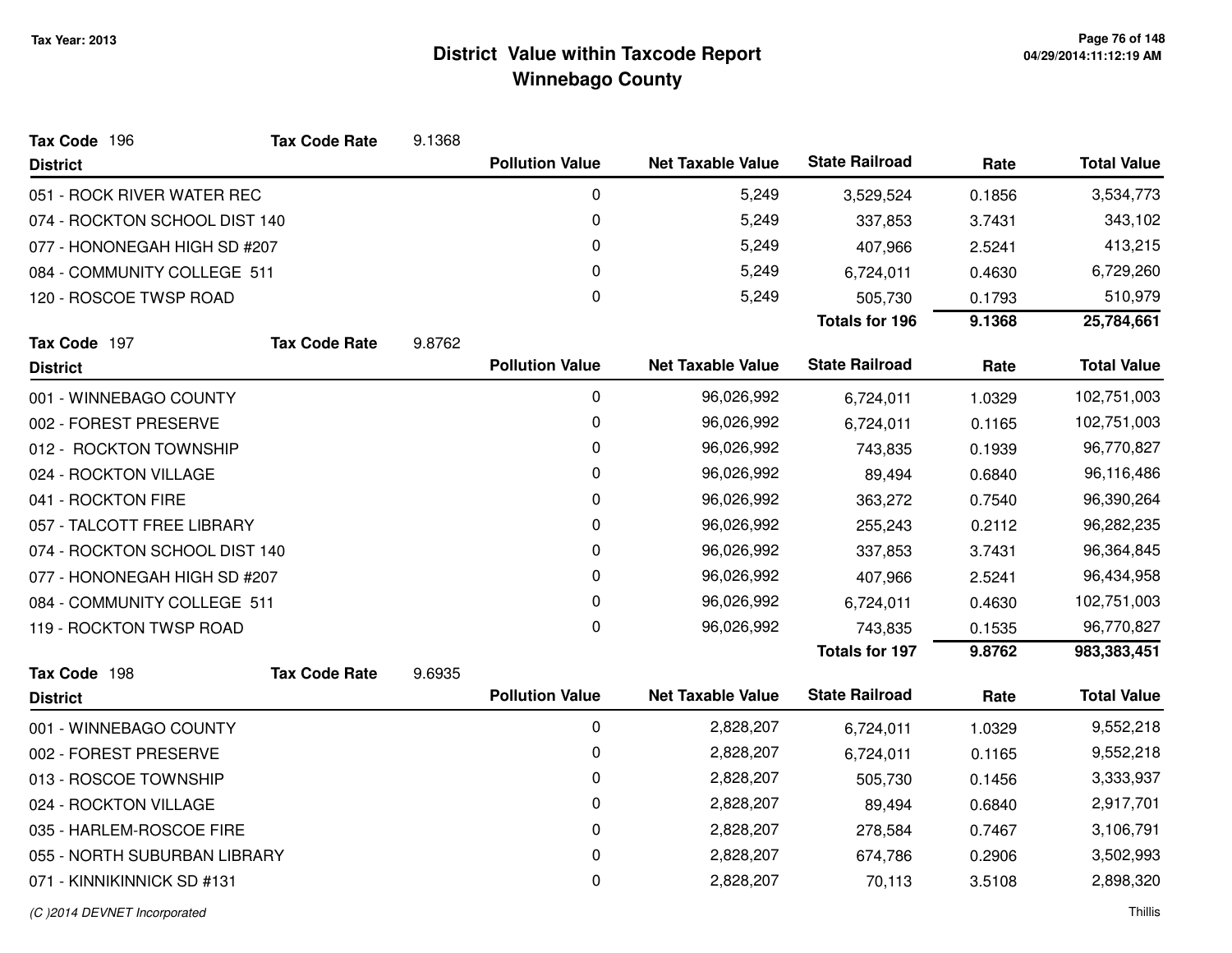# District Value within Taxcode Report
## Winnebago County

Tax Year: 2013

**Tax Code** 196 **Tax Code Rate** 9.1368

| District | Pollution Value | Net Taxable Value | State Railroad | Rate | Total Value |
|---|---|---|---|---|---|
| 051 - ROCK RIVER WATER REC | 0 | 5,249 | 3,529,524 | 0.1856 | 3,534,773 |
| 074 - ROCKTON SCHOOL DIST 140 | 0 | 5,249 | 337,853 | 3.7431 | 343,102 |
| 077 - HONONEGAH HIGH SD #207 | 0 | 5,249 | 407,966 | 2.5241 | 413,215 |
| 084 - COMMUNITY COLLEGE 511 | 0 | 5,249 | 6,724,011 | 0.4630 | 6,729,260 |
| 120 - ROSCOE TWSP ROAD | 0 | 5,249 | 505,730 | 0.1793 | 510,979 |
| | | | **Totals for 196** | **9.1368** | **25,784,661** |

**Tax Code** 197 **Tax Code Rate** 9.8762

| District | Pollution Value | Net Taxable Value | State Railroad | Rate | Total Value |
|---|---|---|---|---|---|
| 001 - WINNEBAGO COUNTY | 0 | 96,026,992 | 6,724,011 | 1.0329 | 102,751,003 |
| 002 - FOREST PRESERVE | 0 | 96,026,992 | 6,724,011 | 0.1165 | 102,751,003 |
| 012 - ROCKTON TOWNSHIP | 0 | 96,026,992 | 743,835 | 0.1939 | 96,770,827 |
| 024 - ROCKTON VILLAGE | 0 | 96,026,992 | 89,494 | 0.6840 | 96,116,486 |
| 041 - ROCKTON FIRE | 0 | 96,026,992 | 363,272 | 0.7540 | 96,390,264 |
| 057 - TALCOTT FREE LIBRARY | 0 | 96,026,992 | 255,243 | 0.2112 | 96,282,235 |
| 074 - ROCKTON SCHOOL DIST 140 | 0 | 96,026,992 | 337,853 | 3.7431 | 96,364,845 |
| 077 - HONONEGAH HIGH SD #207 | 0 | 96,026,992 | 407,966 | 2.5241 | 96,434,958 |
| 084 - COMMUNITY COLLEGE 511 | 0 | 96,026,992 | 6,724,011 | 0.4630 | 102,751,003 |
| 119 - ROCKTON TWSP ROAD | 0 | 96,026,992 | 743,835 | 0.1535 | 96,770,827 |
| | | | **Totals for 197** | **9.8762** | **983,383,451** |

**Tax Code** 198 **Tax Code Rate** 9.6935

| District | Pollution Value | Net Taxable Value | State Railroad | Rate | Total Value |
|---|---|---|---|---|---|
| 001 - WINNEBAGO COUNTY | 0 | 2,828,207 | 6,724,011 | 1.0329 | 9,552,218 |
| 002 - FOREST PRESERVE | 0 | 2,828,207 | 6,724,011 | 0.1165 | 9,552,218 |
| 013 - ROSCOE TOWNSHIP | 0 | 2,828,207 | 505,730 | 0.1456 | 3,333,937 |
| 024 - ROCKTON VILLAGE | 0 | 2,828,207 | 89,494 | 0.6840 | 2,917,701 |
| 035 - HARLEM-ROSCOE FIRE | 0 | 2,828,207 | 278,584 | 0.7467 | 3,106,791 |
| 055 - NORTH SUBURBAN LIBRARY | 0 | 2,828,207 | 674,786 | 0.2906 | 3,502,993 |
| 071 - KINNIKINNICK SD #131 | 0 | 2,828,207 | 70,113 | 3.5108 | 2,898,320 |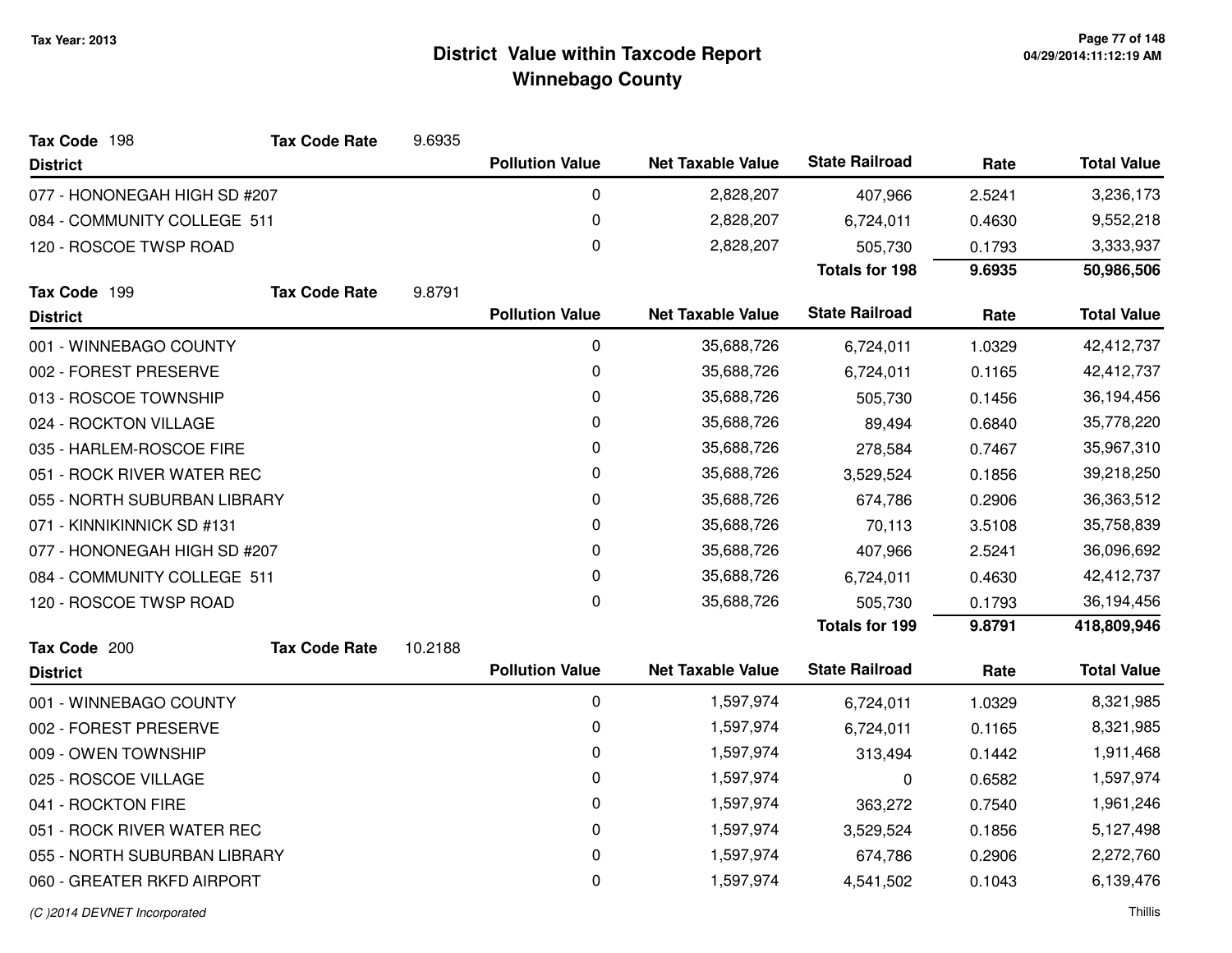# District Value within Taxcode Report
## Winnebago County

Tax Year: 2013

**Tax Code** 198 **Tax Code Rate** 9.6935

| District | Pollution Value | Net Taxable Value | State Railroad | Rate | Total Value |
|---|---|---|---|---|---|
| 077 - HONONEGAH HIGH SD #207 | 0 | 2,828,207 | 407,966 | 2.5241 | 3,236,173 |
| 084 - COMMUNITY COLLEGE 511 | 0 | 2,828,207 | 6,724,011 | 0.4630 | 9,552,218 |
| 120 - ROSCOE TWSP ROAD | 0 | 2,828,207 | 505,730 | 0.1793 | 3,333,937 |
| | | | **Totals for 198** | **9.6935** | **50,986,506** |

**Tax Code** 199 **Tax Code Rate** 9.8791

| District | Pollution Value | Net Taxable Value | State Railroad | Rate | Total Value |
|---|---|---|---|---|---|
| 001 - WINNEBAGO COUNTY | 0 | 35,688,726 | 6,724,011 | 1.0329 | 42,412,737 |
| 002 - FOREST PRESERVE | 0 | 35,688,726 | 6,724,011 | 0.1165 | 42,412,737 |
| 013 - ROSCOE TOWNSHIP | 0 | 35,688,726 | 505,730 | 0.1456 | 36,194,456 |
| 024 - ROCKTON VILLAGE | 0 | 35,688,726 | 89,494 | 0.6840 | 35,778,220 |
| 035 - HARLEM-ROSCOE FIRE | 0 | 35,688,726 | 278,584 | 0.7467 | 35,967,310 |
| 051 - ROCK RIVER WATER REC | 0 | 35,688,726 | 3,529,524 | 0.1856 | 39,218,250 |
| 055 - NORTH SUBURBAN LIBRARY | 0 | 35,688,726 | 674,786 | 0.2906 | 36,363,512 |
| 071 - KINNIKINNICK SD #131 | 0 | 35,688,726 | 70,113 | 3.5108 | 35,758,839 |
| 077 - HONONEGAH HIGH SD #207 | 0 | 35,688,726 | 407,966 | 2.5241 | 36,096,692 |
| 084 - COMMUNITY COLLEGE 511 | 0 | 35,688,726 | 6,724,011 | 0.4630 | 42,412,737 |
| 120 - ROSCOE TWSP ROAD | 0 | 35,688,726 | 505,730 | 0.1793 | 36,194,456 |
| | | | **Totals for 199** | **9.8791** | **418,809,946** |

**Tax Code** 200 **Tax Code Rate** 10.2188

| District | Pollution Value | Net Taxable Value | State Railroad | Rate | Total Value |
|---|---|---|---|---|---|
| 001 - WINNEBAGO COUNTY | 0 | 1,597,974 | 6,724,011 | 1.0329 | 8,321,985 |
| 002 - FOREST PRESERVE | 0 | 1,597,974 | 6,724,011 | 0.1165 | 8,321,985 |
| 009 - OWEN TOWNSHIP | 0 | 1,597,974 | 313,494 | 0.1442 | 1,911,468 |
| 025 - ROSCOE VILLAGE | 0 | 1,597,974 | 0 | 0.6582 | 1,597,974 |
| 041 - ROCKTON FIRE | 0 | 1,597,974 | 363,272 | 0.7540 | 1,961,246 |
| 051 - ROCK RIVER WATER REC | 0 | 1,597,974 | 3,529,524 | 0.1856 | 5,127,498 |
| 055 - NORTH SUBURBAN LIBRARY | 0 | 1,597,974 | 674,786 | 0.2906 | 2,272,760 |
| 060 - GREATER RKFD AIRPORT | 0 | 1,597,974 | 4,541,502 | 0.1043 | 6,139,476 |

(C )2014 DEVNET Incorporated

Thillis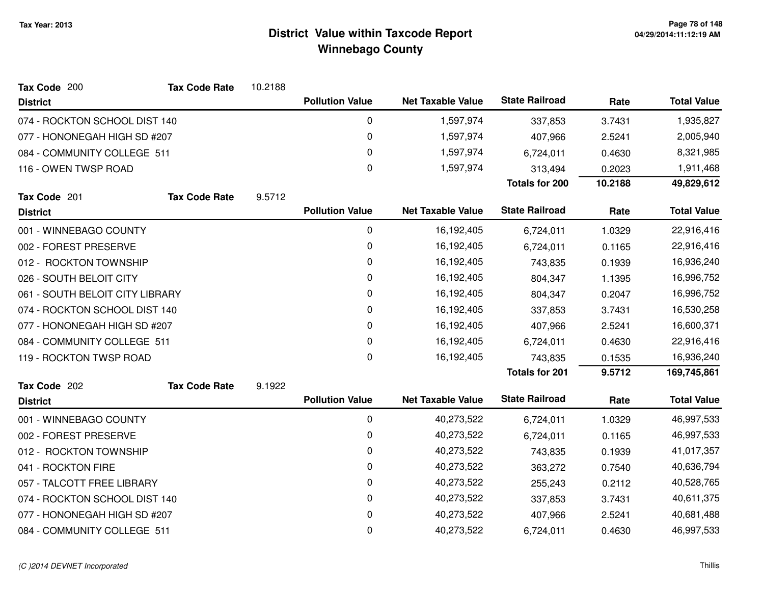# District Value within Taxcode Report
## Winnebago County

Tax Year: 2013

**Tax Code** 200 **Tax Code Rate** 10.2188

| District | Pollution Value | Net Taxable Value | State Railroad | Rate | Total Value |
|---|---|---|---|---|---|
| 074 - ROCKTON SCHOOL DIST 140 | 0 | 1,597,974 | 337,853 | 3.7431 | 1,935,827 |
| 077 - HONONEGAH HIGH SD #207 | 0 | 1,597,974 | 407,966 | 2.5241 | 2,005,940 |
| 084 - COMMUNITY COLLEGE 511 | 0 | 1,597,974 | 6,724,011 | 0.4630 | 8,321,985 |
| 116 - OWEN TWSP ROAD | 0 | 1,597,974 | 313,494 | 0.2023 | 1,911,468 |
| | | | **Totals for 200** | **10.2188** | **49,829,612** |

**Tax Code** 201 **Tax Code Rate** 9.5712

| District | Pollution Value | Net Taxable Value | State Railroad | Rate | Total Value |
|---|---|---|---|---|---|
| 001 - WINNEBAGO COUNTY | 0 | 16,192,405 | 6,724,011 | 1.0329 | 22,916,416 |
| 002 - FOREST PRESERVE | 0 | 16,192,405 | 6,724,011 | 0.1165 | 22,916,416 |
| 012 - ROCKTON TOWNSHIP | 0 | 16,192,405 | 743,835 | 0.1939 | 16,936,240 |
| 026 - SOUTH BELOIT CITY | 0 | 16,192,405 | 804,347 | 1.1395 | 16,996,752 |
| 061 - SOUTH BELOIT CITY LIBRARY | 0 | 16,192,405 | 804,347 | 0.2047 | 16,996,752 |
| 074 - ROCKTON SCHOOL DIST 140 | 0 | 16,192,405 | 337,853 | 3.7431 | 16,530,258 |
| 077 - HONONEGAH HIGH SD #207 | 0 | 16,192,405 | 407,966 | 2.5241 | 16,600,371 |
| 084 - COMMUNITY COLLEGE 511 | 0 | 16,192,405 | 6,724,011 | 0.4630 | 22,916,416 |
| 119 - ROCKTON TWSP ROAD | 0 | 16,192,405 | 743,835 | 0.1535 | 16,936,240 |
| | | | **Totals for 201** | **9.5712** | **169,745,861** |

**Tax Code** 202 **Tax Code Rate** 9.1922

| District | Pollution Value | Net Taxable Value | State Railroad | Rate | Total Value |
|---|---|---|---|---|---|
| 001 - WINNEBAGO COUNTY | 0 | 40,273,522 | 6,724,011 | 1.0329 | 46,997,533 |
| 002 - FOREST PRESERVE | 0 | 40,273,522 | 6,724,011 | 0.1165 | 46,997,533 |
| 012 - ROCKTON TOWNSHIP | 0 | 40,273,522 | 743,835 | 0.1939 | 41,017,357 |
| 041 - ROCKTON FIRE | 0 | 40,273,522 | 363,272 | 0.7540 | 40,636,794 |
| 057 - TALCOTT FREE LIBRARY | 0 | 40,273,522 | 255,243 | 0.2112 | 40,528,765 |
| 074 - ROCKTON SCHOOL DIST 140 | 0 | 40,273,522 | 337,853 | 3.7431 | 40,611,375 |
| 077 - HONONEGAH HIGH SD #207 | 0 | 40,273,522 | 407,966 | 2.5241 | 40,681,488 |
| 084 - COMMUNITY COLLEGE 511 | 0 | 40,273,522 | 6,724,011 | 0.4630 | 46,997,533 |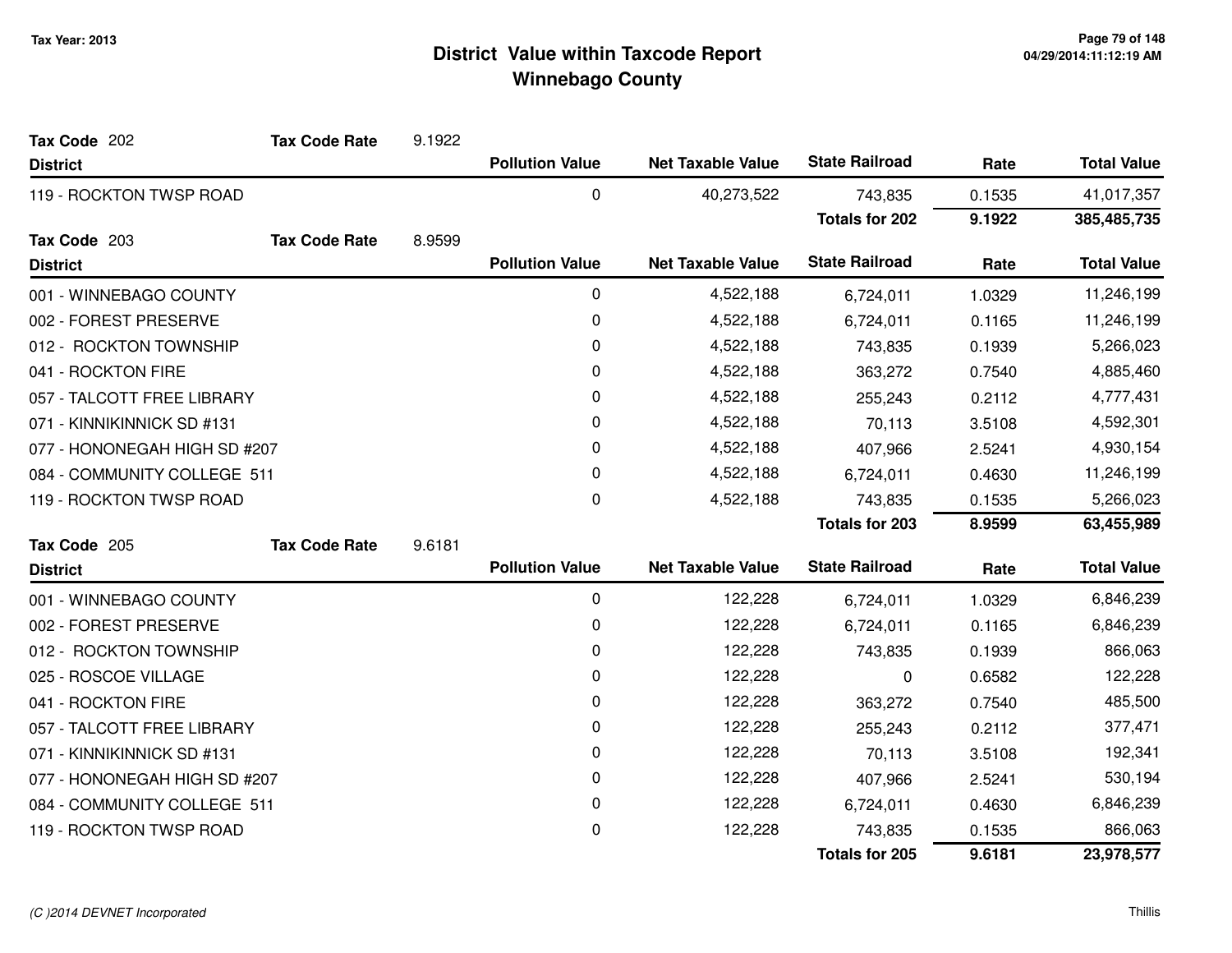# District Value within Taxcode Report
## Winnebago County

Tax Year: 2013

**Tax Code** 202 **Tax Code Rate** 9.1922

| District | Pollution Value | Net Taxable Value | State Railroad | Rate | Total Value |
|---|---|---|---|---|---|
| 119 - ROCKTON TWSP ROAD | 0 | 40,273,522 | 743,835 | 0.1535 | 41,017,357 |
| | | | **Totals for 202** | **9.1922** | **385,485,735** |

**Tax Code** 203 **Tax Code Rate** 8.9599

| District | Pollution Value | Net Taxable Value | State Railroad | Rate | Total Value |
|---|---|---|---|---|---|
| 001 - WINNEBAGO COUNTY | 0 | 4,522,188 | 6,724,011 | 1.0329 | 11,246,199 |
| 002 - FOREST PRESERVE | 0 | 4,522,188 | 6,724,011 | 0.1165 | 11,246,199 |
| 012 - ROCKTON TOWNSHIP | 0 | 4,522,188 | 743,835 | 0.1939 | 5,266,023 |
| 041 - ROCKTON FIRE | 0 | 4,522,188 | 363,272 | 0.7540 | 4,885,460 |
| 057 - TALCOTT FREE LIBRARY | 0 | 4,522,188 | 255,243 | 0.2112 | 4,777,431 |
| 071 - KINNIKINNICK SD #131 | 0 | 4,522,188 | 70,113 | 3.5108 | 4,592,301 |
| 077 - HONONEGAH HIGH SD #207 | 0 | 4,522,188 | 407,966 | 2.5241 | 4,930,154 |
| 084 - COMMUNITY COLLEGE 511 | 0 | 4,522,188 | 6,724,011 | 0.4630 | 11,246,199 |
| 119 - ROCKTON TWSP ROAD | 0 | 4,522,188 | 743,835 | 0.1535 | 5,266,023 |
| | | | **Totals for 203** | **8.9599** | **63,455,989** |

**Tax Code** 205 **Tax Code Rate** 9.6181

| District | Pollution Value | Net Taxable Value | State Railroad | Rate | Total Value |
|---|---|---|---|---|---|
| 001 - WINNEBAGO COUNTY | 0 | 122,228 | 6,724,011 | 1.0329 | 6,846,239 |
| 002 - FOREST PRESERVE | 0 | 122,228 | 6,724,011 | 0.1165 | 6,846,239 |
| 012 - ROCKTON TOWNSHIP | 0 | 122,228 | 743,835 | 0.1939 | 866,063 |
| 025 - ROSCOE VILLAGE | 0 | 122,228 | 0 | 0.6582 | 122,228 |
| 041 - ROCKTON FIRE | 0 | 122,228 | 363,272 | 0.7540 | 485,500 |
| 057 - TALCOTT FREE LIBRARY | 0 | 122,228 | 255,243 | 0.2112 | 377,471 |
| 071 - KINNIKINNICK SD #131 | 0 | 122,228 | 70,113 | 3.5108 | 192,341 |
| 077 - HONONEGAH HIGH SD #207 | 0 | 122,228 | 407,966 | 2.5241 | 530,194 |
| 084 - COMMUNITY COLLEGE 511 | 0 | 122,228 | 6,724,011 | 0.4630 | 6,846,239 |
| 119 - ROCKTON TWSP ROAD | 0 | 122,228 | 743,835 | 0.1535 | 866,063 |
| | | | **Totals for 205** | **9.6181** | **23,978,577** |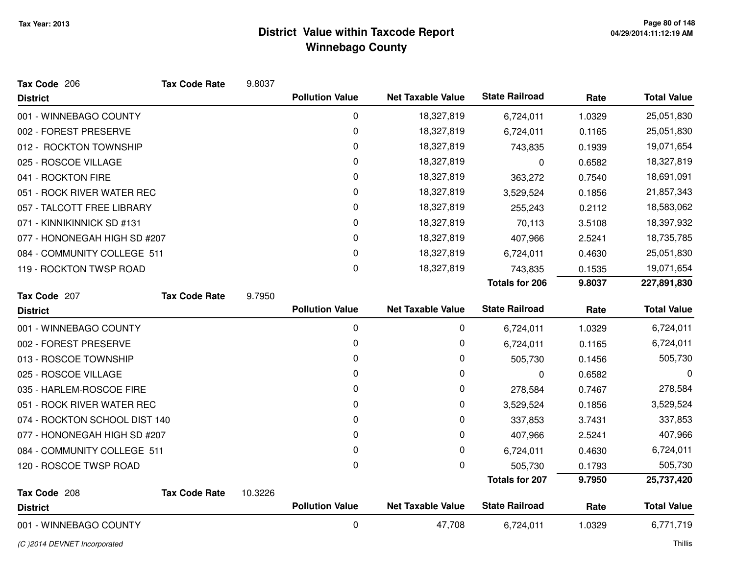Tax Year: 2013

# District Value within Taxcode Report
## Winnebago County

**Tax Code** 206 **Tax Code Rate** 9.8037

| District | Pollution Value | Net Taxable Value | State Railroad | Rate | Total Value |
|---|---|---|---|---|---|
| 001 - WINNEBAGO COUNTY | 0 | 18,327,819 | 6,724,011 | 1.0329 | 25,051,830 |
| 002 - FOREST PRESERVE | 0 | 18,327,819 | 6,724,011 | 0.1165 | 25,051,830 |
| 012 - ROCKTON TOWNSHIP | 0 | 18,327,819 | 743,835 | 0.1939 | 19,071,654 |
| 025 - ROSCOE VILLAGE | 0 | 18,327,819 | 0 | 0.6582 | 18,327,819 |
| 041 - ROCKTON FIRE | 0 | 18,327,819 | 363,272 | 0.7540 | 18,691,091 |
| 051 - ROCK RIVER WATER REC | 0 | 18,327,819 | 3,529,524 | 0.1856 | 21,857,343 |
| 057 - TALCOTT FREE LIBRARY | 0 | 18,327,819 | 255,243 | 0.2112 | 18,583,062 |
| 071 - KINNIKINNICK SD #131 | 0 | 18,327,819 | 70,113 | 3.5108 | 18,397,932 |
| 077 - HONONEGAH HIGH SD #207 | 0 | 18,327,819 | 407,966 | 2.5241 | 18,735,785 |
| 084 - COMMUNITY COLLEGE 511 | 0 | 18,327,819 | 6,724,011 | 0.4630 | 25,051,830 |
| 119 - ROCKTON TWSP ROAD | 0 | 18,327,819 | 743,835 | 0.1535 | 19,071,654 |
| | | | **Totals for 206** | **9.8037** | **227,891,830** |

**Tax Code** 207 **Tax Code Rate** 9.7950

| District | Pollution Value | Net Taxable Value | State Railroad | Rate | Total Value |
|---|---|---|---|---|---|
| 001 - WINNEBAGO COUNTY | 0 | 0 | 6,724,011 | 1.0329 | 6,724,011 |
| 002 - FOREST PRESERVE | 0 | 0 | 6,724,011 | 0.1165 | 6,724,011 |
| 013 - ROSCOE TOWNSHIP | 0 | 0 | 505,730 | 0.1456 | 505,730 |
| 025 - ROSCOE VILLAGE | 0 | 0 | 0 | 0.6582 | 0 |
| 035 - HARLEM-ROSCOE FIRE | 0 | 0 | 278,584 | 0.7467 | 278,584 |
| 051 - ROCK RIVER WATER REC | 0 | 0 | 3,529,524 | 0.1856 | 3,529,524 |
| 074 - ROCKTON SCHOOL DIST 140 | 0 | 0 | 337,853 | 3.7431 | 337,853 |
| 077 - HONONEGAH HIGH SD #207 | 0 | 0 | 407,966 | 2.5241 | 407,966 |
| 084 - COMMUNITY COLLEGE 511 | 0 | 0 | 6,724,011 | 0.4630 | 6,724,011 |
| 120 - ROSCOE TWSP ROAD | 0 | 0 | 505,730 | 0.1793 | 505,730 |
| | | | **Totals for 207** | **9.7950** | **25,737,420** |

**Tax Code** 208 **Tax Code Rate** 10.3226

| District | Pollution Value | Net Taxable Value | State Railroad | Rate | Total Value |
|---|---|---|---|---|---|
| 001 - WINNEBAGO COUNTY | 0 | 47,708 | 6,724,011 | 1.0329 | 6,771,719 |

*(C )2014 DEVNET Incorporated*

Thillis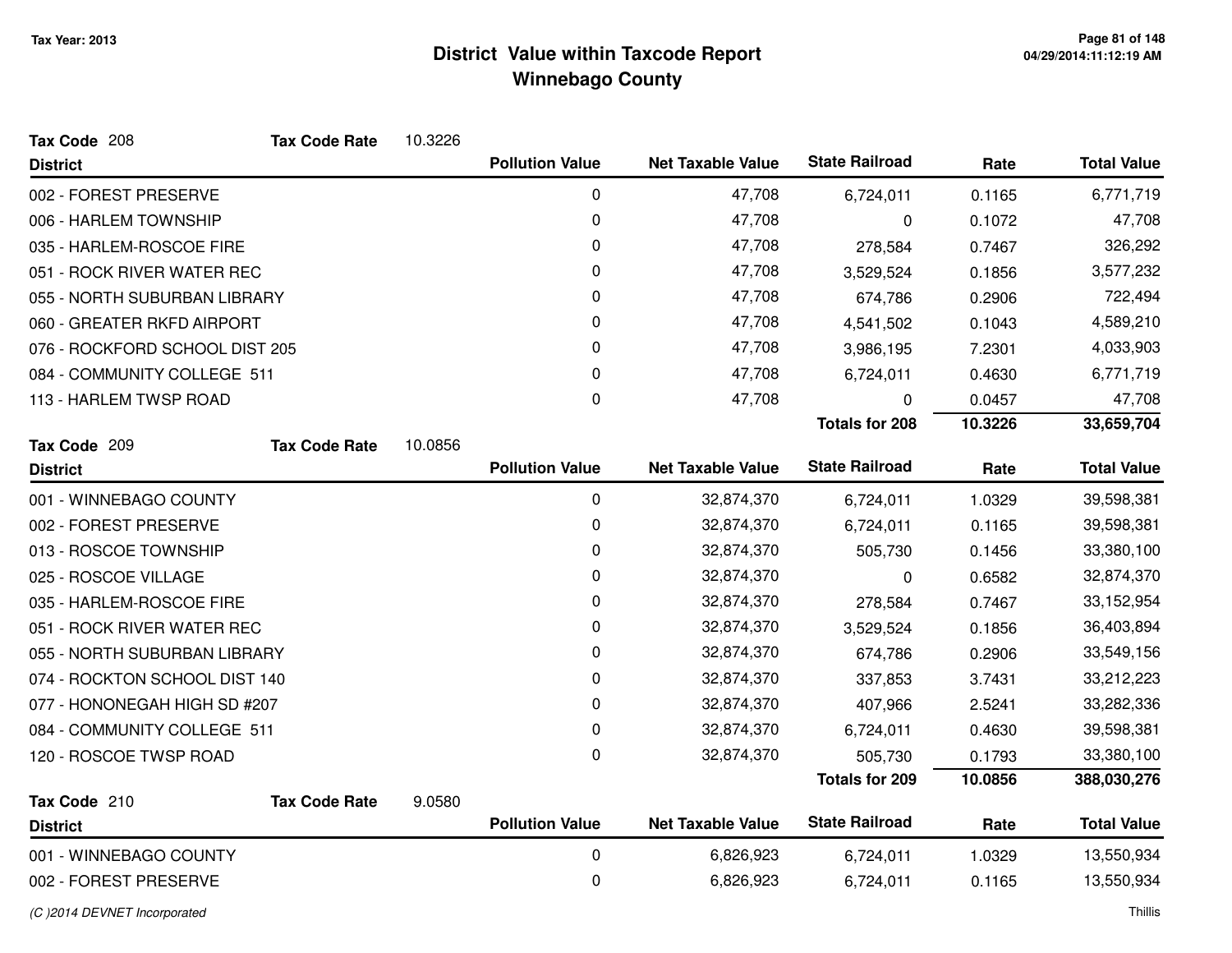# District Value within Taxcode Report
## Winnebago County

Tax Year: 2013

**Tax Code** 208 **Tax Code Rate** 10.3226

| District | Pollution Value | Net Taxable Value | State Railroad | Rate | Total Value |
|---|---|---|---|---|---|
| 002 - FOREST PRESERVE | 0 | 47,708 | 6,724,011 | 0.1165 | 6,771,719 |
| 006 - HARLEM TOWNSHIP | 0 | 47,708 | 0 | 0.1072 | 47,708 |
| 035 - HARLEM-ROSCOE FIRE | 0 | 47,708 | 278,584 | 0.7467 | 326,292 |
| 051 - ROCK RIVER WATER REC | 0 | 47,708 | 3,529,524 | 0.1856 | 3,577,232 |
| 055 - NORTH SUBURBAN LIBRARY | 0 | 47,708 | 674,786 | 0.2906 | 722,494 |
| 060 - GREATER RKFD AIRPORT | 0 | 47,708 | 4,541,502 | 0.1043 | 4,589,210 |
| 076 - ROCKFORD SCHOOL DIST 205 | 0 | 47,708 | 3,986,195 | 7.2301 | 4,033,903 |
| 084 - COMMUNITY COLLEGE 511 | 0 | 47,708 | 6,724,011 | 0.4630 | 6,771,719 |
| 113 - HARLEM TWSP ROAD | 0 | 47,708 | 0 | 0.0457 | 47,708 |
| | | | **Totals for 208** | **10.3226** | **33,659,704** |

**Tax Code** 209 **Tax Code Rate** 10.0856

| District | Pollution Value | Net Taxable Value | State Railroad | Rate | Total Value |
|---|---|---|---|---|---|
| 001 - WINNEBAGO COUNTY | 0 | 32,874,370 | 6,724,011 | 1.0329 | 39,598,381 |
| 002 - FOREST PRESERVE | 0 | 32,874,370 | 6,724,011 | 0.1165 | 39,598,381 |
| 013 - ROSCOE TOWNSHIP | 0 | 32,874,370 | 505,730 | 0.1456 | 33,380,100 |
| 025 - ROSCOE VILLAGE | 0 | 32,874,370 | 0 | 0.6582 | 32,874,370 |
| 035 - HARLEM-ROSCOE FIRE | 0 | 32,874,370 | 278,584 | 0.7467 | 33,152,954 |
| 051 - ROCK RIVER WATER REC | 0 | 32,874,370 | 3,529,524 | 0.1856 | 36,403,894 |
| 055 - NORTH SUBURBAN LIBRARY | 0 | 32,874,370 | 674,786 | 0.2906 | 33,549,156 |
| 074 - ROCKTON SCHOOL DIST 140 | 0 | 32,874,370 | 337,853 | 3.7431 | 33,212,223 |
| 077 - HONONEGAH HIGH SD #207 | 0 | 32,874,370 | 407,966 | 2.5241 | 33,282,336 |
| 084 - COMMUNITY COLLEGE 511 | 0 | 32,874,370 | 6,724,011 | 0.4630 | 39,598,381 |
| 120 - ROSCOE TWSP ROAD | 0 | 32,874,370 | 505,730 | 0.1793 | 33,380,100 |
| | | | **Totals for 209** | **10.0856** | **388,030,276** |

**Tax Code** 210 **Tax Code Rate** 9.0580

| District | Pollution Value | Net Taxable Value | State Railroad | Rate | Total Value |
|---|---|---|---|---|---|
| 001 - WINNEBAGO COUNTY | 0 | 6,826,923 | 6,724,011 | 1.0329 | 13,550,934 |
| 002 - FOREST PRESERVE | 0 | 6,826,923 | 6,724,011 | 0.1165 | 13,550,934 |

*(C )2014 DEVNET Incorporated* Thillis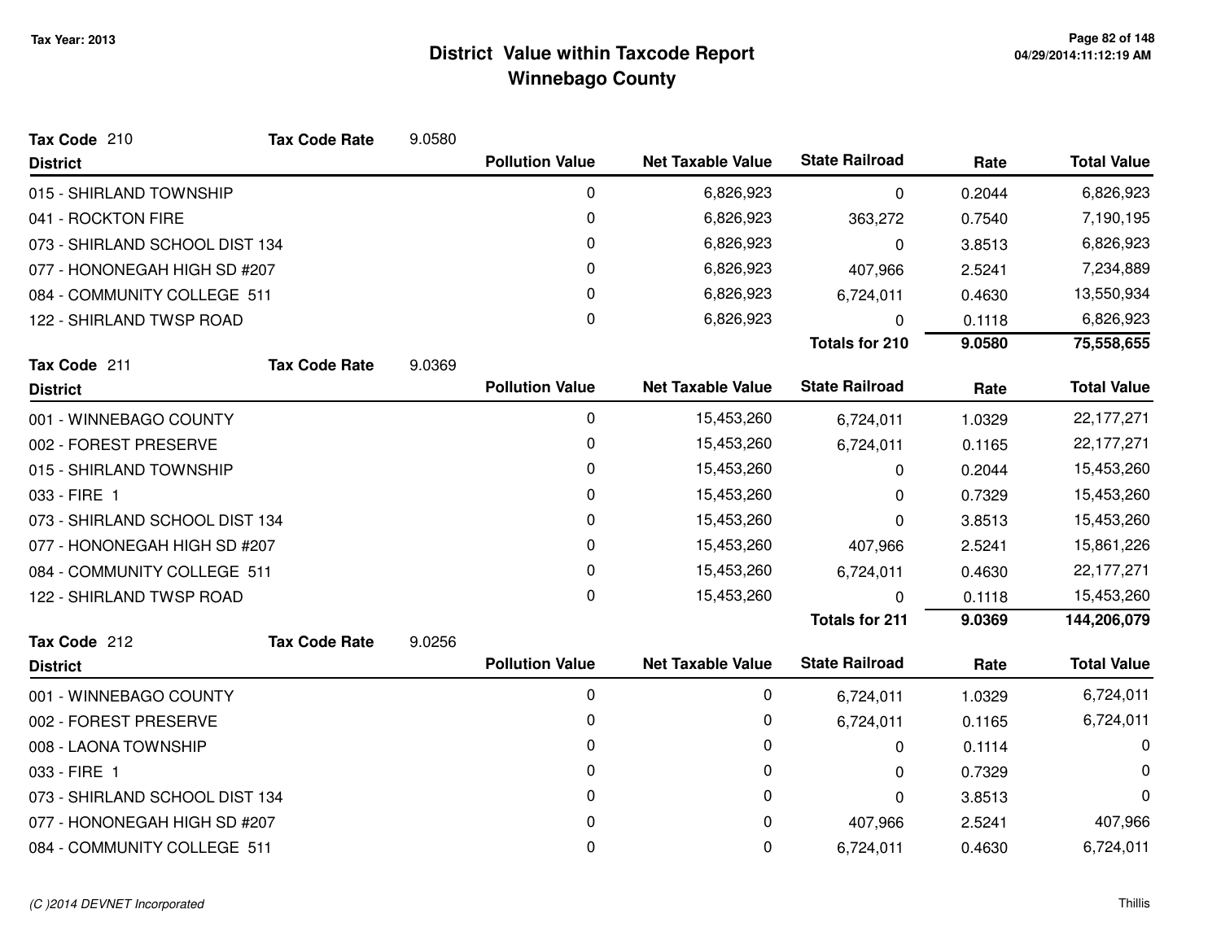**Tax Year: 2013**

# District Value within Taxcode Report
## Winnebago County

**Tax Code** 210 **Tax Code Rate** 9.0580

| District | Pollution Value | Net Taxable Value | State Railroad | Rate | Total Value |
|---|---|---|---|---|---|
| 015 - SHIRLAND TOWNSHIP | 0 | 6,826,923 | 0 | 0.2044 | 6,826,923 |
| 041 - ROCKTON FIRE | 0 | 6,826,923 | 363,272 | 0.7540 | 7,190,195 |
| 073 - SHIRLAND SCHOOL DIST 134 | 0 | 6,826,923 | 0 | 3.8513 | 6,826,923 |
| 077 - HONONEGAH HIGH SD #207 | 0 | 6,826,923 | 407,966 | 2.5241 | 7,234,889 |
| 084 - COMMUNITY COLLEGE 511 | 0 | 6,826,923 | 6,724,011 | 0.4630 | 13,550,934 |
| 122 - SHIRLAND TWSP ROAD | 0 | 6,826,923 | 0 | 0.1118 | 6,826,923 |
| | | | **Totals for 210** | **9.0580** | **75,558,655** |

**Tax Code** 211 **Tax Code Rate** 9.0369

| District | Pollution Value | Net Taxable Value | State Railroad | Rate | Total Value |
|---|---|---|---|---|---|
| 001 - WINNEBAGO COUNTY | 0 | 15,453,260 | 6,724,011 | 1.0329 | 22,177,271 |
| 002 - FOREST PRESERVE | 0 | 15,453,260 | 6,724,011 | 0.1165 | 22,177,271 |
| 015 - SHIRLAND TOWNSHIP | 0 | 15,453,260 | 0 | 0.2044 | 15,453,260 |
| 033 - FIRE 1 | 0 | 15,453,260 | 0 | 0.7329 | 15,453,260 |
| 073 - SHIRLAND SCHOOL DIST 134 | 0 | 15,453,260 | 0 | 3.8513 | 15,453,260 |
| 077 - HONONEGAH HIGH SD #207 | 0 | 15,453,260 | 407,966 | 2.5241 | 15,861,226 |
| 084 - COMMUNITY COLLEGE 511 | 0 | 15,453,260 | 6,724,011 | 0.4630 | 22,177,271 |
| 122 - SHIRLAND TWSP ROAD | 0 | 15,453,260 | 0 | 0.1118 | 15,453,260 |
| | | | **Totals for 211** | **9.0369** | **144,206,079** |

**Tax Code** 212 **Tax Code Rate** 9.0256

| District | Pollution Value | Net Taxable Value | State Railroad | Rate | Total Value |
|---|---|---|---|---|---|
| 001 - WINNEBAGO COUNTY | 0 | 0 | 6,724,011 | 1.0329 | 6,724,011 |
| 002 - FOREST PRESERVE | 0 | 0 | 6,724,011 | 0.1165 | 6,724,011 |
| 008 - LAONA TOWNSHIP | 0 | 0 | 0 | 0.1114 | 0 |
| 033 - FIRE 1 | 0 | 0 | 0 | 0.7329 | 0 |
| 073 - SHIRLAND SCHOOL DIST 134 | 0 | 0 | 0 | 3.8513 | 0 |
| 077 - HONONEGAH HIGH SD #207 | 0 | 0 | 407,966 | 2.5241 | 407,966 |
| 084 - COMMUNITY COLLEGE 511 | 0 | 0 | 6,724,011 | 0.4630 | 6,724,011 |

*(C )2014 DEVNET Incorporated* Thillis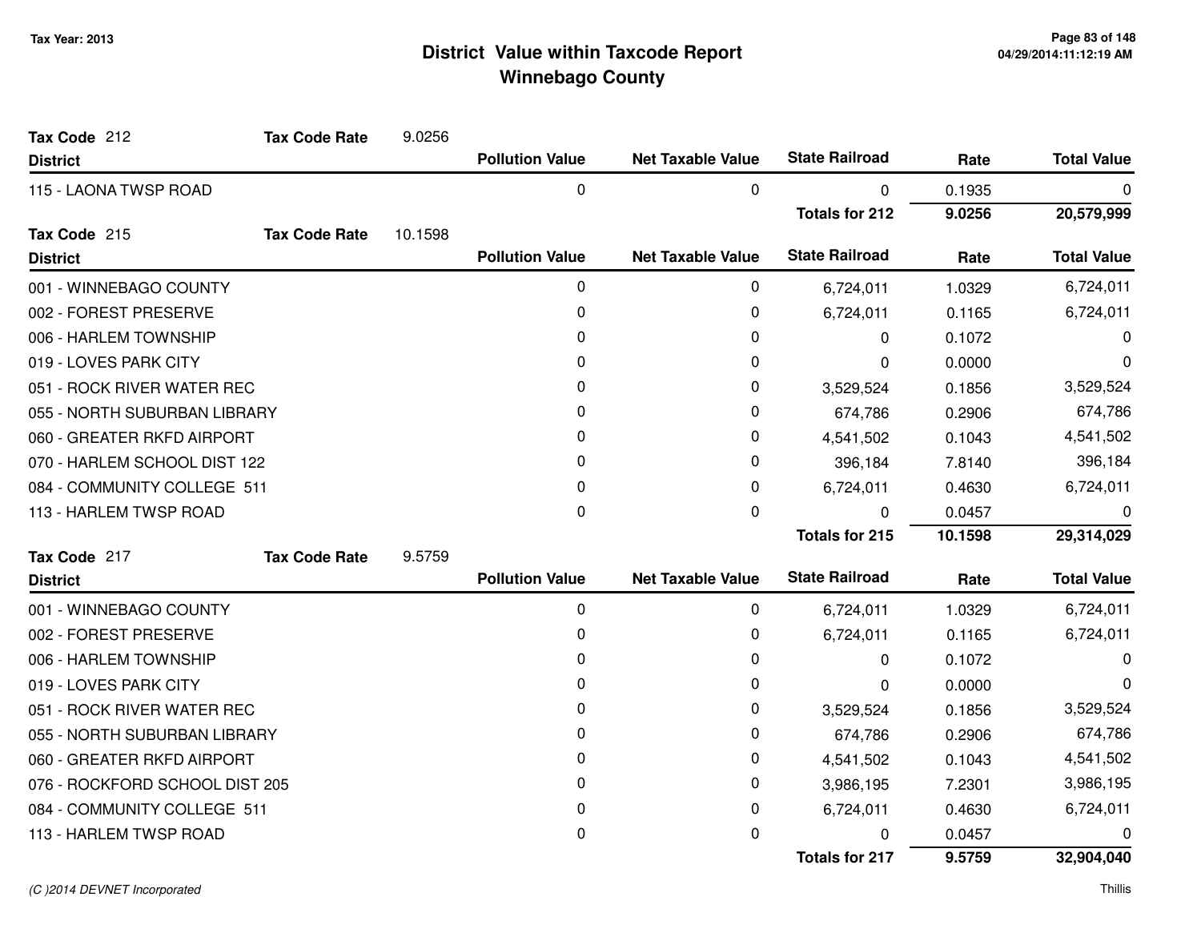# District Value within Taxcode Report
## Winnebago County

Tax Year: 2013

**Tax Code** 212 **Tax Code Rate** 9.0256

| District | Pollution Value | Net Taxable Value | State Railroad | Rate | Total Value |
|---|---|---|---|---|---|
| 115 - LAONA TWSP ROAD | 0 | 0 | 0 | 0.1935 | 0 |
| | | | **Totals for 212** | **9.0256** | **20,579,999** |

**Tax Code** 215 **Tax Code Rate** 10.1598

| District | Pollution Value | Net Taxable Value | State Railroad | Rate | Total Value |
|---|---|---|---|---|---|
| 001 - WINNEBAGO COUNTY | 0 | 0 | 6,724,011 | 1.0329 | 6,724,011 |
| 002 - FOREST PRESERVE | 0 | 0 | 6,724,011 | 0.1165 | 6,724,011 |
| 006 - HARLEM TOWNSHIP | 0 | 0 | 0 | 0.1072 | 0 |
| 019 - LOVES PARK CITY | 0 | 0 | 0 | 0.0000 | 0 |
| 051 - ROCK RIVER WATER REC | 0 | 0 | 3,529,524 | 0.1856 | 3,529,524 |
| 055 - NORTH SUBURBAN LIBRARY | 0 | 0 | 674,786 | 0.2906 | 674,786 |
| 060 - GREATER RKFD AIRPORT | 0 | 0 | 4,541,502 | 0.1043 | 4,541,502 |
| 070 - HARLEM SCHOOL DIST 122 | 0 | 0 | 396,184 | 7.8140 | 396,184 |
| 084 - COMMUNITY COLLEGE 511 | 0 | 0 | 6,724,011 | 0.4630 | 6,724,011 |
| 113 - HARLEM TWSP ROAD | 0 | 0 | 0 | 0.0457 | 0 |
| | | | **Totals for 215** | **10.1598** | **29,314,029** |

**Tax Code** 217 **Tax Code Rate** 9.5759

| District | Pollution Value | Net Taxable Value | State Railroad | Rate | Total Value |
|---|---|---|---|---|---|
| 001 - WINNEBAGO COUNTY | 0 | 0 | 6,724,011 | 1.0329 | 6,724,011 |
| 002 - FOREST PRESERVE | 0 | 0 | 6,724,011 | 0.1165 | 6,724,011 |
| 006 - HARLEM TOWNSHIP | 0 | 0 | 0 | 0.1072 | 0 |
| 019 - LOVES PARK CITY | 0 | 0 | 0 | 0.0000 | 0 |
| 051 - ROCK RIVER WATER REC | 0 | 0 | 3,529,524 | 0.1856 | 3,529,524 |
| 055 - NORTH SUBURBAN LIBRARY | 0 | 0 | 674,786 | 0.2906 | 674,786 |
| 060 - GREATER RKFD AIRPORT | 0 | 0 | 4,541,502 | 0.1043 | 4,541,502 |
| 076 - ROCKFORD SCHOOL DIST 205 | 0 | 0 | 3,986,195 | 7.2301 | 3,986,195 |
| 084 - COMMUNITY COLLEGE 511 | 0 | 0 | 6,724,011 | 0.4630 | 6,724,011 |
| 113 - HARLEM TWSP ROAD | 0 | 0 | 0 | 0.0457 | 0 |
| | | | **Totals for 217** | **9.5759** | **32,904,040** |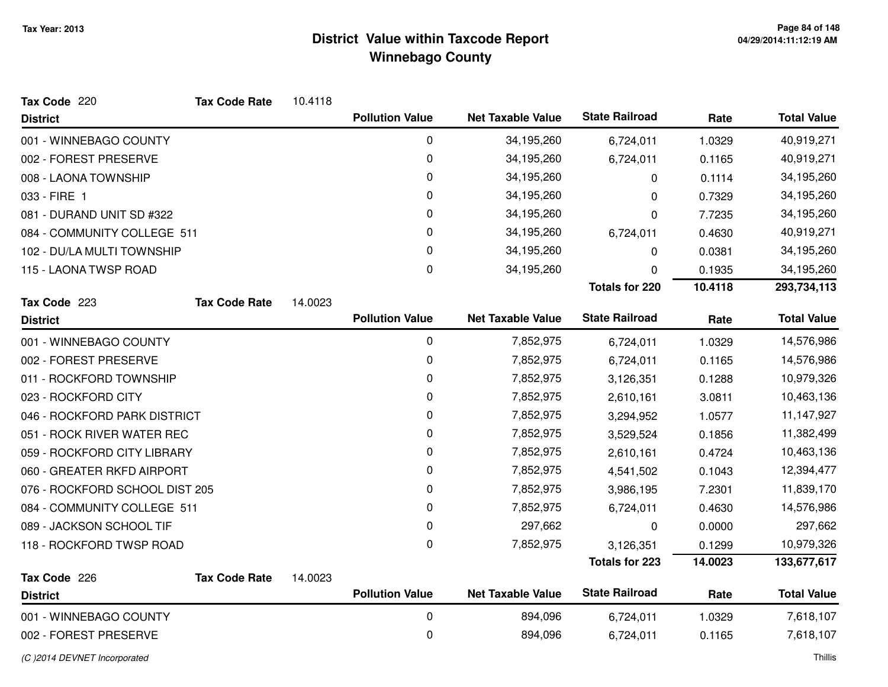# District Value within Taxcode Report
## Winnebago County

Tax Year: 2013

**Tax Code** 220 **Tax Code Rate** 10.4118

| District | Pollution Value | Net Taxable Value | State Railroad | Rate | Total Value |
|---|---|---|---|---|---|
| 001 - WINNEBAGO COUNTY | 0 | 34,195,260 | 6,724,011 | 1.0329 | 40,919,271 |
| 002 - FOREST PRESERVE | 0 | 34,195,260 | 6,724,011 | 0.1165 | 40,919,271 |
| 008 - LAONA TOWNSHIP | 0 | 34,195,260 | 0 | 0.1114 | 34,195,260 |
| 033 - FIRE 1 | 0 | 34,195,260 | 0 | 0.7329 | 34,195,260 |
| 081 - DURAND UNIT SD #322 | 0 | 34,195,260 | 0 | 7.7235 | 34,195,260 |
| 084 - COMMUNITY COLLEGE 511 | 0 | 34,195,260 | 6,724,011 | 0.4630 | 40,919,271 |
| 102 - DU/LA MULTI TOWNSHIP | 0 | 34,195,260 | 0 | 0.0381 | 34,195,260 |
| 115 - LAONA TWSP ROAD | 0 | 34,195,260 | 0 | 0.1935 | 34,195,260 |
| | | | **Totals for 220** | **10.4118** | **293,734,113** |

**Tax Code** 223 **Tax Code Rate** 14.0023

| District | Pollution Value | Net Taxable Value | State Railroad | Rate | Total Value |
|---|---|---|---|---|---|
| 001 - WINNEBAGO COUNTY | 0 | 7,852,975 | 6,724,011 | 1.0329 | 14,576,986 |
| 002 - FOREST PRESERVE | 0 | 7,852,975 | 6,724,011 | 0.1165 | 14,576,986 |
| 011 - ROCKFORD TOWNSHIP | 0 | 7,852,975 | 3,126,351 | 0.1288 | 10,979,326 |
| 023 - ROCKFORD CITY | 0 | 7,852,975 | 2,610,161 | 3.0811 | 10,463,136 |
| 046 - ROCKFORD PARK DISTRICT | 0 | 7,852,975 | 3,294,952 | 1.0577 | 11,147,927 |
| 051 - ROCK RIVER WATER REC | 0 | 7,852,975 | 3,529,524 | 0.1856 | 11,382,499 |
| 059 - ROCKFORD CITY LIBRARY | 0 | 7,852,975 | 2,610,161 | 0.4724 | 10,463,136 |
| 060 - GREATER RKFD AIRPORT | 0 | 7,852,975 | 4,541,502 | 0.1043 | 12,394,477 |
| 076 - ROCKFORD SCHOOL DIST 205 | 0 | 7,852,975 | 3,986,195 | 7.2301 | 11,839,170 |
| 084 - COMMUNITY COLLEGE 511 | 0 | 7,852,975 | 6,724,011 | 0.4630 | 14,576,986 |
| 089 - JACKSON SCHOOL TIF | 0 | 297,662 | 0 | 0.0000 | 297,662 |
| 118 - ROCKFORD TWSP ROAD | 0 | 7,852,975 | 3,126,351 | 0.1299 | 10,979,326 |
| | | | **Totals for 223** | **14.0023** | **133,677,617** |

**Tax Code** 226 **Tax Code Rate** 14.0023

| District | Pollution Value | Net Taxable Value | State Railroad | Rate | Total Value |
|---|---|---|---|---|---|
| 001 - WINNEBAGO COUNTY | 0 | 894,096 | 6,724,011 | 1.0329 | 7,618,107 |
| 002 - FOREST PRESERVE | 0 | 894,096 | 6,724,011 | 0.1165 | 7,618,107 |

(C )2014 DEVNET Incorporated — Thillis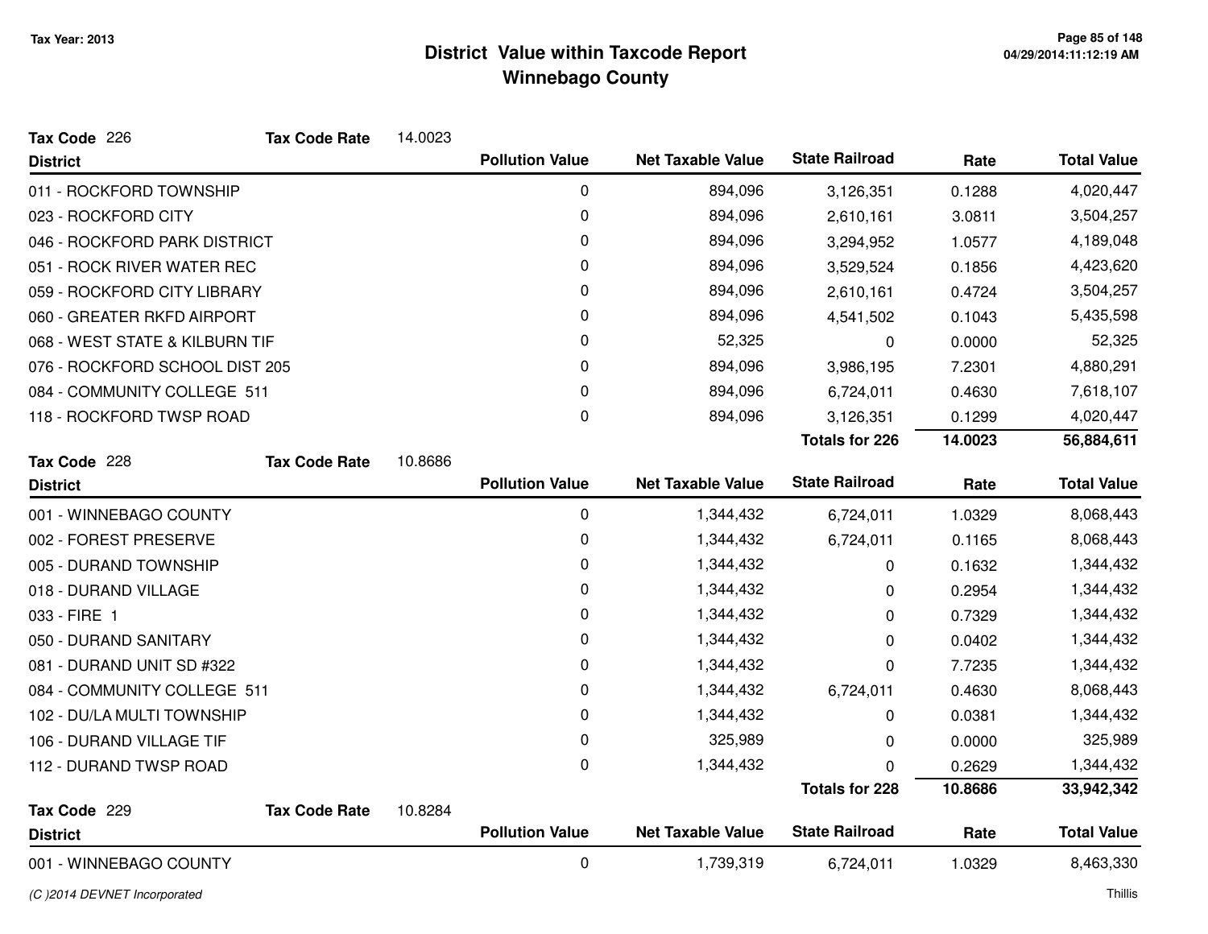# District Value within Taxcode Report
## Winnebago County

Tax Year: 2013

**Tax Code** 226 **Tax Code Rate** 14.0023

| District | Pollution Value | Net Taxable Value | State Railroad | Rate | Total Value |
|---|---|---|---|---|---|
| 011 - ROCKFORD TOWNSHIP | 0 | 894,096 | 3,126,351 | 0.1288 | 4,020,447 |
| 023 - ROCKFORD CITY | 0 | 894,096 | 2,610,161 | 3.0811 | 3,504,257 |
| 046 - ROCKFORD PARK DISTRICT | 0 | 894,096 | 3,294,952 | 1.0577 | 4,189,048 |
| 051 - ROCK RIVER WATER REC | 0 | 894,096 | 3,529,524 | 0.1856 | 4,423,620 |
| 059 - ROCKFORD CITY LIBRARY | 0 | 894,096 | 2,610,161 | 0.4724 | 3,504,257 |
| 060 - GREATER RKFD AIRPORT | 0 | 894,096 | 4,541,502 | 0.1043 | 5,435,598 |
| 068 - WEST STATE & KILBURN TIF | 0 | 52,325 | 0 | 0.0000 | 52,325 |
| 076 - ROCKFORD SCHOOL DIST 205 | 0 | 894,096 | 3,986,195 | 7.2301 | 4,880,291 |
| 084 - COMMUNITY COLLEGE 511 | 0 | 894,096 | 6,724,011 | 0.4630 | 7,618,107 |
| 118 - ROCKFORD TWSP ROAD | 0 | 894,096 | 3,126,351 | 0.1299 | 4,020,447 |
| | | | **Totals for 226** | **14.0023** | **56,884,611** |

**Tax Code** 228 **Tax Code Rate** 10.8686

| District | Pollution Value | Net Taxable Value | State Railroad | Rate | Total Value |
|---|---|---|---|---|---|
| 001 - WINNEBAGO COUNTY | 0 | 1,344,432 | 6,724,011 | 1.0329 | 8,068,443 |
| 002 - FOREST PRESERVE | 0 | 1,344,432 | 6,724,011 | 0.1165 | 8,068,443 |
| 005 - DURAND TOWNSHIP | 0 | 1,344,432 | 0 | 0.1632 | 1,344,432 |
| 018 - DURAND VILLAGE | 0 | 1,344,432 | 0 | 0.2954 | 1,344,432 |
| 033 - FIRE 1 | 0 | 1,344,432 | 0 | 0.7329 | 1,344,432 |
| 050 - DURAND SANITARY | 0 | 1,344,432 | 0 | 0.0402 | 1,344,432 |
| 081 - DURAND UNIT SD #322 | 0 | 1,344,432 | 0 | 7.7235 | 1,344,432 |
| 084 - COMMUNITY COLLEGE 511 | 0 | 1,344,432 | 6,724,011 | 0.4630 | 8,068,443 |
| 102 - DU/LA MULTI TOWNSHIP | 0 | 1,344,432 | 0 | 0.0381 | 1,344,432 |
| 106 - DURAND VILLAGE TIF | 0 | 325,989 | 0 | 0.0000 | 325,989 |
| 112 - DURAND TWSP ROAD | 0 | 1,344,432 | 0 | 0.2629 | 1,344,432 |
| | | | **Totals for 228** | **10.8686** | **33,942,342** |

**Tax Code** 229 **Tax Code Rate** 10.8284

| District | Pollution Value | Net Taxable Value | State Railroad | Rate | Total Value |
|---|---|---|---|---|---|
| 001 - WINNEBAGO COUNTY | 0 | 1,739,319 | 6,724,011 | 1.0329 | 8,463,330 |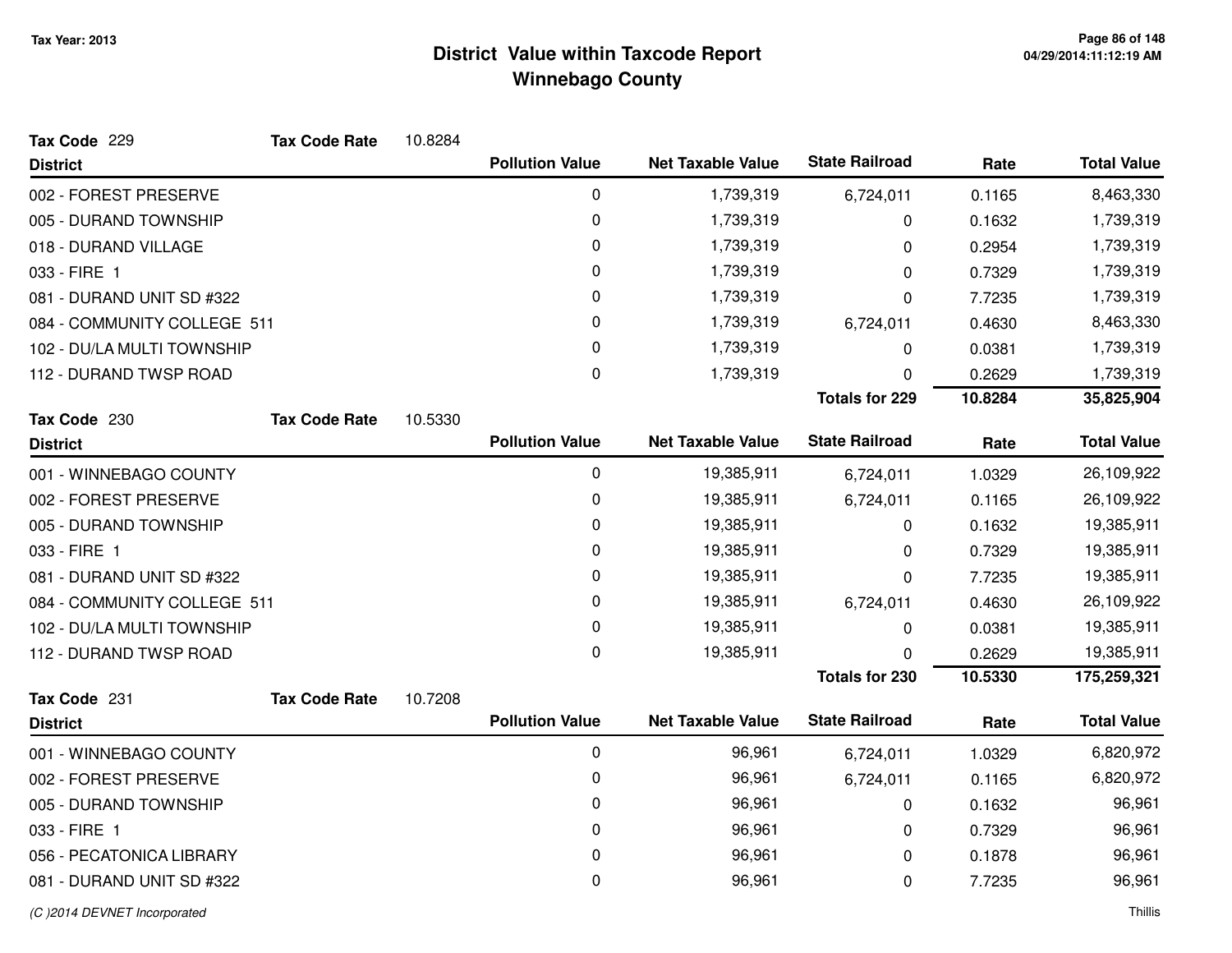# District Value within Taxcode Report
## Winnebago County

Tax Year: 2013

**Tax Code** 229 **Tax Code Rate** 10.8284

| District | Pollution Value | Net Taxable Value | State Railroad | Rate | Total Value |
|---|---|---|---|---|---|
| 002 - FOREST PRESERVE | 0 | 1,739,319 | 6,724,011 | 0.1165 | 8,463,330 |
| 005 - DURAND TOWNSHIP | 0 | 1,739,319 | 0 | 0.1632 | 1,739,319 |
| 018 - DURAND VILLAGE | 0 | 1,739,319 | 0 | 0.2954 | 1,739,319 |
| 033 - FIRE 1 | 0 | 1,739,319 | 0 | 0.7329 | 1,739,319 |
| 081 - DURAND UNIT SD #322 | 0 | 1,739,319 | 0 | 7.7235 | 1,739,319 |
| 084 - COMMUNITY COLLEGE 511 | 0 | 1,739,319 | 6,724,011 | 0.4630 | 8,463,330 |
| 102 - DU/LA MULTI TOWNSHIP | 0 | 1,739,319 | 0 | 0.0381 | 1,739,319 |
| 112 - DURAND TWSP ROAD | 0 | 1,739,319 | 0 | 0.2629 | 1,739,319 |
| | | | **Totals for 229** | **10.8284** | **35,825,904** |

**Tax Code** 230 **Tax Code Rate** 10.5330

| District | Pollution Value | Net Taxable Value | State Railroad | Rate | Total Value |
|---|---|---|---|---|---|
| 001 - WINNEBAGO COUNTY | 0 | 19,385,911 | 6,724,011 | 1.0329 | 26,109,922 |
| 002 - FOREST PRESERVE | 0 | 19,385,911 | 6,724,011 | 0.1165 | 26,109,922 |
| 005 - DURAND TOWNSHIP | 0 | 19,385,911 | 0 | 0.1632 | 19,385,911 |
| 033 - FIRE 1 | 0 | 19,385,911 | 0 | 0.7329 | 19,385,911 |
| 081 - DURAND UNIT SD #322 | 0 | 19,385,911 | 0 | 7.7235 | 19,385,911 |
| 084 - COMMUNITY COLLEGE 511 | 0 | 19,385,911 | 6,724,011 | 0.4630 | 26,109,922 |
| 102 - DU/LA MULTI TOWNSHIP | 0 | 19,385,911 | 0 | 0.0381 | 19,385,911 |
| 112 - DURAND TWSP ROAD | 0 | 19,385,911 | 0 | 0.2629 | 19,385,911 |
| | | | **Totals for 230** | **10.5330** | **175,259,321** |

**Tax Code** 231 **Tax Code Rate** 10.7208

| District | Pollution Value | Net Taxable Value | State Railroad | Rate | Total Value |
|---|---|---|---|---|---|
| 001 - WINNEBAGO COUNTY | 0 | 96,961 | 6,724,011 | 1.0329 | 6,820,972 |
| 002 - FOREST PRESERVE | 0 | 96,961 | 6,724,011 | 0.1165 | 6,820,972 |
| 005 - DURAND TOWNSHIP | 0 | 96,961 | 0 | 0.1632 | 96,961 |
| 033 - FIRE 1 | 0 | 96,961 | 0 | 0.7329 | 96,961 |
| 056 - PECATONICA LIBRARY | 0 | 96,961 | 0 | 0.1878 | 96,961 |
| 081 - DURAND UNIT SD #322 | 0 | 96,961 | 0 | 7.7235 | 96,961 |

(C )2014 DEVNET Incorporated

Thillis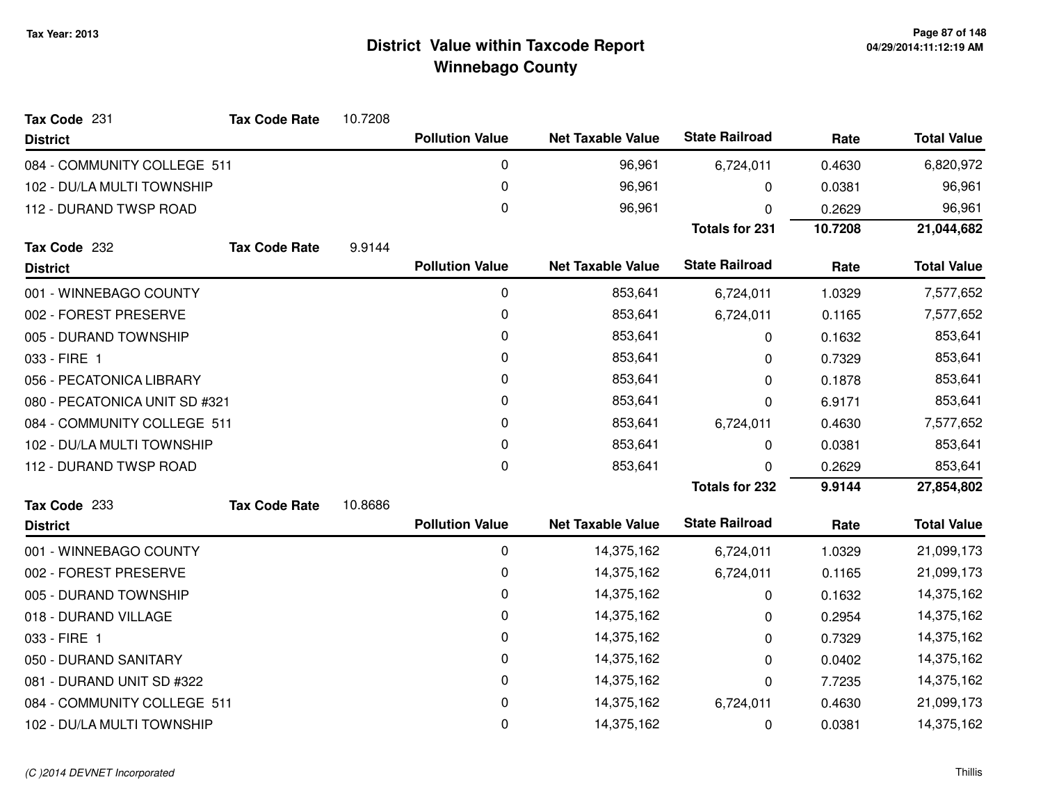# District Value within Taxcode Report
## Winnebago County

Tax Year: 2013

**Tax Code** 231 **Tax Code Rate** 10.7208

| District | Pollution Value | Net Taxable Value | State Railroad | Rate | Total Value |
|---|---|---|---|---|---|
| 084 - COMMUNITY COLLEGE 511 | 0 | 96,961 | 6,724,011 | 0.4630 | 6,820,972 |
| 102 - DU/LA MULTI TOWNSHIP | 0 | 96,961 | 0 | 0.0381 | 96,961 |
| 112 - DURAND TWSP ROAD | 0 | 96,961 | 0 | 0.2629 | 96,961 |
| | | | **Totals for 231** | **10.7208** | **21,044,682** |

**Tax Code** 232 **Tax Code Rate** 9.9144

| District | Pollution Value | Net Taxable Value | State Railroad | Rate | Total Value |
|---|---|---|---|---|---|
| 001 - WINNEBAGO COUNTY | 0 | 853,641 | 6,724,011 | 1.0329 | 7,577,652 |
| 002 - FOREST PRESERVE | 0 | 853,641 | 6,724,011 | 0.1165 | 7,577,652 |
| 005 - DURAND TOWNSHIP | 0 | 853,641 | 0 | 0.1632 | 853,641 |
| 033 - FIRE 1 | 0 | 853,641 | 0 | 0.7329 | 853,641 |
| 056 - PECATONICA LIBRARY | 0 | 853,641 | 0 | 0.1878 | 853,641 |
| 080 - PECATONICA UNIT SD #321 | 0 | 853,641 | 0 | 6.9171 | 853,641 |
| 084 - COMMUNITY COLLEGE 511 | 0 | 853,641 | 6,724,011 | 0.4630 | 7,577,652 |
| 102 - DU/LA MULTI TOWNSHIP | 0 | 853,641 | 0 | 0.0381 | 853,641 |
| 112 - DURAND TWSP ROAD | 0 | 853,641 | 0 | 0.2629 | 853,641 |
| | | | **Totals for 232** | **9.9144** | **27,854,802** |

**Tax Code** 233 **Tax Code Rate** 10.8686

| District | Pollution Value | Net Taxable Value | State Railroad | Rate | Total Value |
|---|---|---|---|---|---|
| 001 - WINNEBAGO COUNTY | 0 | 14,375,162 | 6,724,011 | 1.0329 | 21,099,173 |
| 002 - FOREST PRESERVE | 0 | 14,375,162 | 6,724,011 | 0.1165 | 21,099,173 |
| 005 - DURAND TOWNSHIP | 0 | 14,375,162 | 0 | 0.1632 | 14,375,162 |
| 018 - DURAND VILLAGE | 0 | 14,375,162 | 0 | 0.2954 | 14,375,162 |
| 033 - FIRE 1 | 0 | 14,375,162 | 0 | 0.7329 | 14,375,162 |
| 050 - DURAND SANITARY | 0 | 14,375,162 | 0 | 0.0402 | 14,375,162 |
| 081 - DURAND UNIT SD #322 | 0 | 14,375,162 | 0 | 7.7235 | 14,375,162 |
| 084 - COMMUNITY COLLEGE 511 | 0 | 14,375,162 | 6,724,011 | 0.4630 | 21,099,173 |
| 102 - DU/LA MULTI TOWNSHIP | 0 | 14,375,162 | 0 | 0.0381 | 14,375,162 |

(C )2014 DEVNET Incorporated Thillis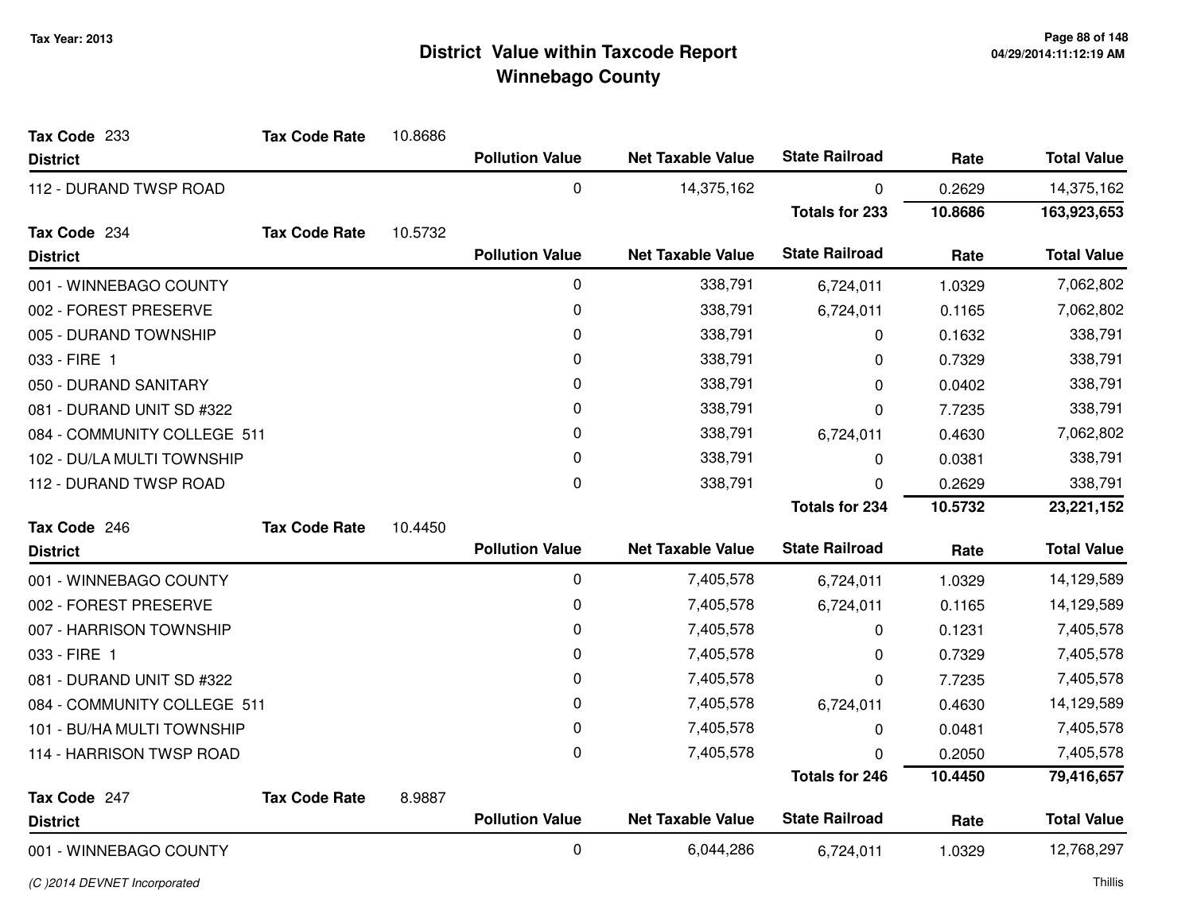# District Value within Taxcode Report
## Winnebago County

Tax Year: 2013

**Tax Code** 233 **Tax Code Rate** 10.8686

| District | Pollution Value | Net Taxable Value | State Railroad | Rate | Total Value |
|---|---|---|---|---|---|
| 112 - DURAND TWSP ROAD | 0 | 14,375,162 | 0 | 0.2629 | 14,375,162 |
| | | | **Totals for 233** | **10.8686** | **163,923,653** |

**Tax Code** 234 **Tax Code Rate** 10.5732

| District | Pollution Value | Net Taxable Value | State Railroad | Rate | Total Value |
|---|---|---|---|---|---|
| 001 - WINNEBAGO COUNTY | 0 | 338,791 | 6,724,011 | 1.0329 | 7,062,802 |
| 002 - FOREST PRESERVE | 0 | 338,791 | 6,724,011 | 0.1165 | 7,062,802 |
| 005 - DURAND TOWNSHIP | 0 | 338,791 | 0 | 0.1632 | 338,791 |
| 033 - FIRE 1 | 0 | 338,791 | 0 | 0.7329 | 338,791 |
| 050 - DURAND SANITARY | 0 | 338,791 | 0 | 0.0402 | 338,791 |
| 081 - DURAND UNIT SD #322 | 0 | 338,791 | 0 | 7.7235 | 338,791 |
| 084 - COMMUNITY COLLEGE 511 | 0 | 338,791 | 6,724,011 | 0.4630 | 7,062,802 |
| 102 - DU/LA MULTI TOWNSHIP | 0 | 338,791 | 0 | 0.0381 | 338,791 |
| 112 - DURAND TWSP ROAD | 0 | 338,791 | 0 | 0.2629 | 338,791 |
| | | | **Totals for 234** | **10.5732** | **23,221,152** |

**Tax Code** 246 **Tax Code Rate** 10.4450

| District | Pollution Value | Net Taxable Value | State Railroad | Rate | Total Value |
|---|---|---|---|---|---|
| 001 - WINNEBAGO COUNTY | 0 | 7,405,578 | 6,724,011 | 1.0329 | 14,129,589 |
| 002 - FOREST PRESERVE | 0 | 7,405,578 | 6,724,011 | 0.1165 | 14,129,589 |
| 007 - HARRISON TOWNSHIP | 0 | 7,405,578 | 0 | 0.1231 | 7,405,578 |
| 033 - FIRE 1 | 0 | 7,405,578 | 0 | 0.7329 | 7,405,578 |
| 081 - DURAND UNIT SD #322 | 0 | 7,405,578 | 0 | 7.7235 | 7,405,578 |
| 084 - COMMUNITY COLLEGE 511 | 0 | 7,405,578 | 6,724,011 | 0.4630 | 14,129,589 |
| 101 - BU/HA MULTI TOWNSHIP | 0 | 7,405,578 | 0 | 0.0481 | 7,405,578 |
| 114 - HARRISON TWSP ROAD | 0 | 7,405,578 | 0 | 0.2050 | 7,405,578 |
| | | | **Totals for 246** | **10.4450** | **79,416,657** |

**Tax Code** 247 **Tax Code Rate** 8.9887

| District | Pollution Value | Net Taxable Value | State Railroad | Rate | Total Value |
|---|---|---|---|---|---|
| 001 - WINNEBAGO COUNTY | 0 | 6,044,286 | 6,724,011 | 1.0329 | 12,768,297 |

*(C )2014 DEVNET Incorporated*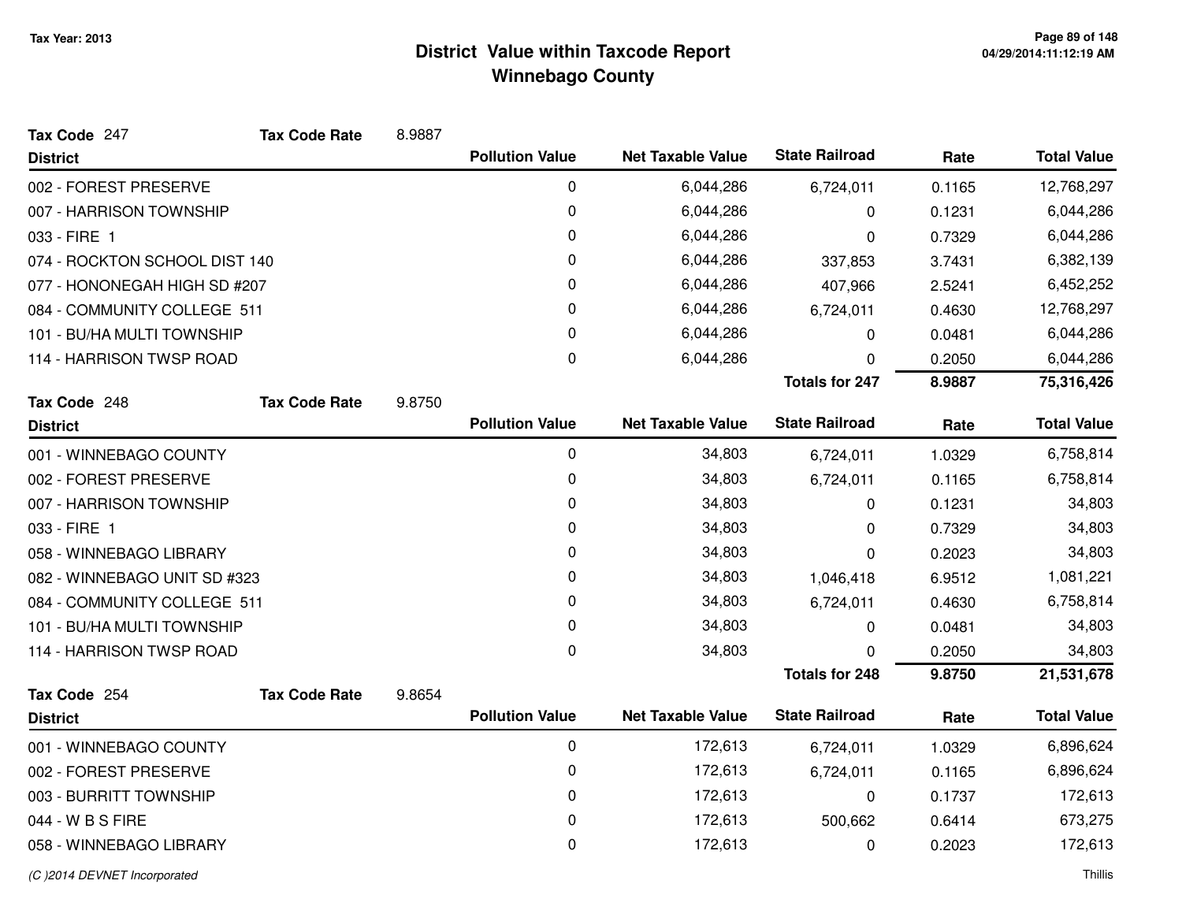Tax Year: 2013

# District Value within Taxcode Report
## Winnebago County

**Tax Code** 247 **Tax Code Rate** 8.9887

| District | Pollution Value | Net Taxable Value | State Railroad | Rate | Total Value |
|---|---|---|---|---|---|
| 002 - FOREST PRESERVE | 0 | 6,044,286 | 6,724,011 | 0.1165 | 12,768,297 |
| 007 - HARRISON TOWNSHIP | 0 | 6,044,286 | 0 | 0.1231 | 6,044,286 |
| 033 - FIRE 1 | 0 | 6,044,286 | 0 | 0.7329 | 6,044,286 |
| 074 - ROCKTON SCHOOL DIST 140 | 0 | 6,044,286 | 337,853 | 3.7431 | 6,382,139 |
| 077 - HONONEGAH HIGH SD #207 | 0 | 6,044,286 | 407,966 | 2.5241 | 6,452,252 |
| 084 - COMMUNITY COLLEGE 511 | 0 | 6,044,286 | 6,724,011 | 0.4630 | 12,768,297 |
| 101 - BU/HA MULTI TOWNSHIP | 0 | 6,044,286 | 0 | 0.0481 | 6,044,286 |
| 114 - HARRISON TWSP ROAD | 0 | 6,044,286 | 0 | 0.2050 | 6,044,286 |
| | | | **Totals for 247** | **8.9887** | **75,316,426** |

**Tax Code** 248 **Tax Code Rate** 9.8750

| District | Pollution Value | Net Taxable Value | State Railroad | Rate | Total Value |
|---|---|---|---|---|---|
| 001 - WINNEBAGO COUNTY | 0 | 34,803 | 6,724,011 | 1.0329 | 6,758,814 |
| 002 - FOREST PRESERVE | 0 | 34,803 | 6,724,011 | 0.1165 | 6,758,814 |
| 007 - HARRISON TOWNSHIP | 0 | 34,803 | 0 | 0.1231 | 34,803 |
| 033 - FIRE 1 | 0 | 34,803 | 0 | 0.7329 | 34,803 |
| 058 - WINNEBAGO LIBRARY | 0 | 34,803 | 0 | 0.2023 | 34,803 |
| 082 - WINNEBAGO UNIT SD #323 | 0 | 34,803 | 1,046,418 | 6.9512 | 1,081,221 |
| 084 - COMMUNITY COLLEGE 511 | 0 | 34,803 | 6,724,011 | 0.4630 | 6,758,814 |
| 101 - BU/HA MULTI TOWNSHIP | 0 | 34,803 | 0 | 0.0481 | 34,803 |
| 114 - HARRISON TWSP ROAD | 0 | 34,803 | 0 | 0.2050 | 34,803 |
| | | | **Totals for 248** | **9.8750** | **21,531,678** |

**Tax Code** 254 **Tax Code Rate** 9.8654

| District | Pollution Value | Net Taxable Value | State Railroad | Rate | Total Value |
|---|---|---|---|---|---|
| 001 - WINNEBAGO COUNTY | 0 | 172,613 | 6,724,011 | 1.0329 | 6,896,624 |
| 002 - FOREST PRESERVE | 0 | 172,613 | 6,724,011 | 0.1165 | 6,896,624 |
| 003 - BURRITT TOWNSHIP | 0 | 172,613 | 0 | 0.1737 | 172,613 |
| 044 - W B S FIRE | 0 | 172,613 | 500,662 | 0.6414 | 673,275 |
| 058 - WINNEBAGO LIBRARY | 0 | 172,613 | 0 | 0.2023 | 172,613 |

(C )2014 DEVNET Incorporated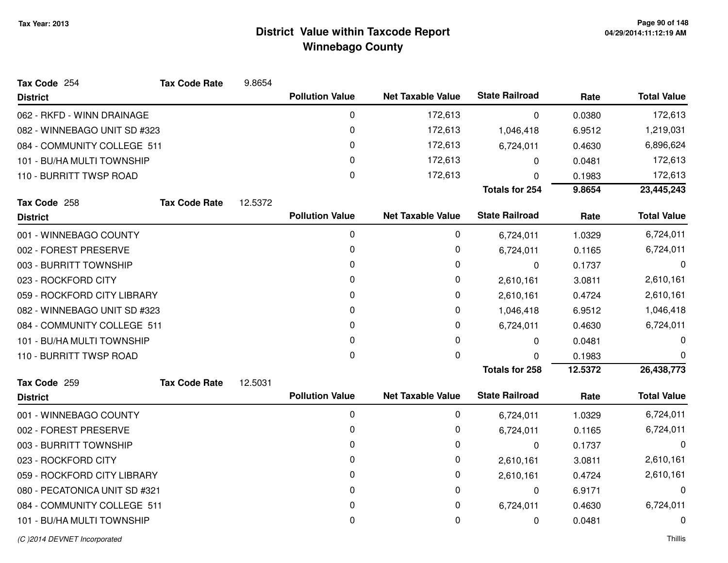# District Value within Taxcode Report
## Winnebago County

Tax Year: 2013

**Tax Code** 254 **Tax Code Rate** 9.8654

| District | Pollution Value | Net Taxable Value | State Railroad | Rate | Total Value |
|---|---|---|---|---|---|
| 062 - RKFD - WINN DRAINAGE | 0 | 172,613 | 0 | 0.0380 | 172,613 |
| 082 - WINNEBAGO UNIT SD #323 | 0 | 172,613 | 1,046,418 | 6.9512 | 1,219,031 |
| 084 - COMMUNITY COLLEGE 511 | 0 | 172,613 | 6,724,011 | 0.4630 | 6,896,624 |
| 101 - BU/HA MULTI TOWNSHIP | 0 | 172,613 | 0 | 0.0481 | 172,613 |
| 110 - BURRITT TWSP ROAD | 0 | 172,613 | 0 | 0.1983 | 172,613 |
| | | | **Totals for 254** | **9.8654** | **23,445,243** |

**Tax Code** 258 **Tax Code Rate** 12.5372

| District | Pollution Value | Net Taxable Value | State Railroad | Rate | Total Value |
|---|---|---|---|---|---|
| 001 - WINNEBAGO COUNTY | 0 | 0 | 6,724,011 | 1.0329 | 6,724,011 |
| 002 - FOREST PRESERVE | 0 | 0 | 6,724,011 | 0.1165 | 6,724,011 |
| 003 - BURRITT TOWNSHIP | 0 | 0 | 0 | 0.1737 | 0 |
| 023 - ROCKFORD CITY | 0 | 0 | 2,610,161 | 3.0811 | 2,610,161 |
| 059 - ROCKFORD CITY LIBRARY | 0 | 0 | 2,610,161 | 0.4724 | 2,610,161 |
| 082 - WINNEBAGO UNIT SD #323 | 0 | 0 | 1,046,418 | 6.9512 | 1,046,418 |
| 084 - COMMUNITY COLLEGE 511 | 0 | 0 | 6,724,011 | 0.4630 | 6,724,011 |
| 101 - BU/HA MULTI TOWNSHIP | 0 | 0 | 0 | 0.0481 | 0 |
| 110 - BURRITT TWSP ROAD | 0 | 0 | 0 | 0.1983 | 0 |
| | | | **Totals for 258** | **12.5372** | **26,438,773** |

**Tax Code** 259 **Tax Code Rate** 12.5031

| District | Pollution Value | Net Taxable Value | State Railroad | Rate | Total Value |
|---|---|---|---|---|---|
| 001 - WINNEBAGO COUNTY | 0 | 0 | 6,724,011 | 1.0329 | 6,724,011 |
| 002 - FOREST PRESERVE | 0 | 0 | 6,724,011 | 0.1165 | 6,724,011 |
| 003 - BURRITT TOWNSHIP | 0 | 0 | 0 | 0.1737 | 0 |
| 023 - ROCKFORD CITY | 0 | 0 | 2,610,161 | 3.0811 | 2,610,161 |
| 059 - ROCKFORD CITY LIBRARY | 0 | 0 | 2,610,161 | 0.4724 | 2,610,161 |
| 080 - PECATONICA UNIT SD #321 | 0 | 0 | 0 | 6.9171 | 0 |
| 084 - COMMUNITY COLLEGE 511 | 0 | 0 | 6,724,011 | 0.4630 | 6,724,011 |
| 101 - BU/HA MULTI TOWNSHIP | 0 | 0 | 0 | 0.0481 | 0 |

*(C )2014 DEVNET Incorporated* Thillis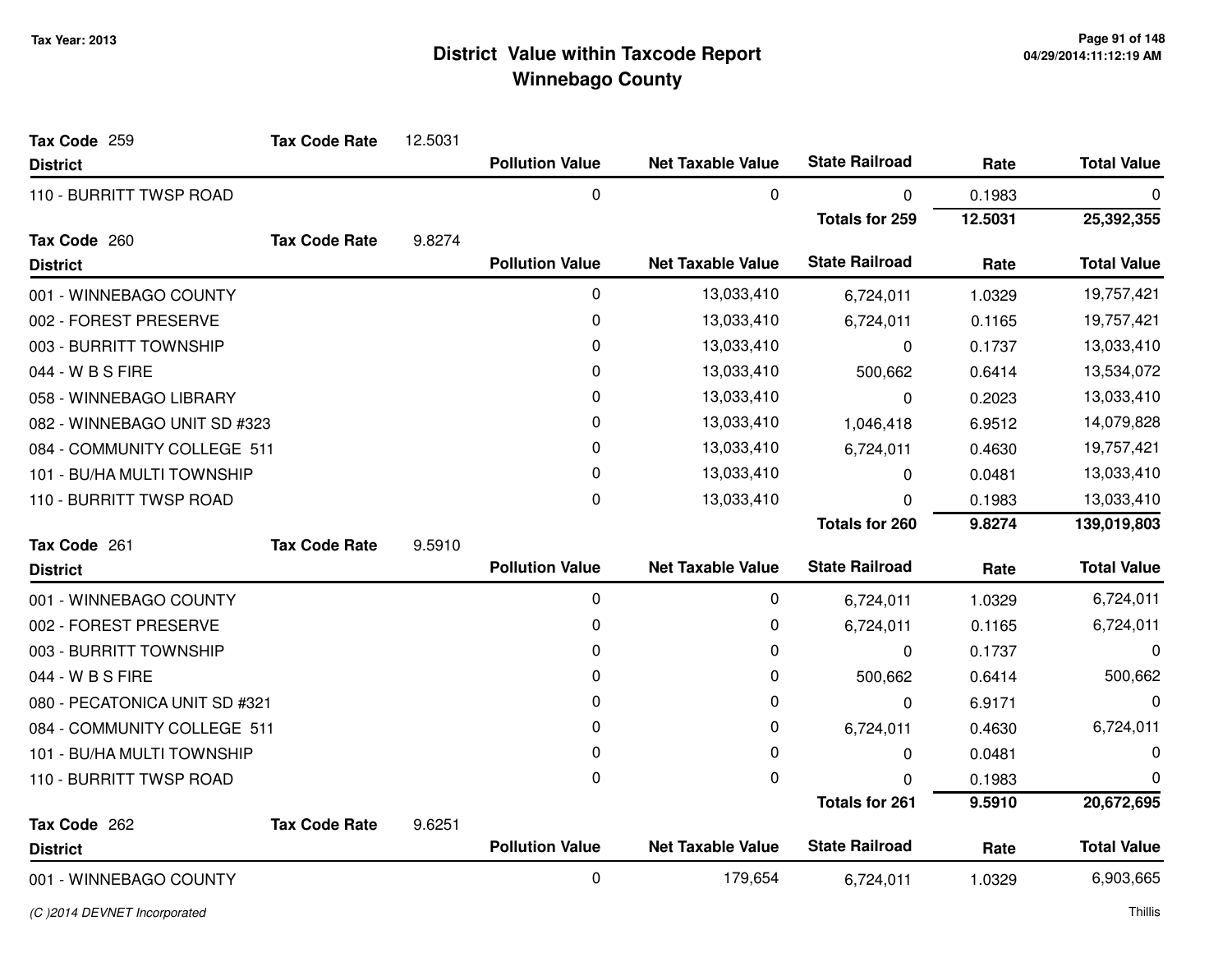# District Value within Taxcode Report
## Winnebago County

Tax Year: 2013

**Tax Code** 259 **Tax Code Rate** 12.5031

| District | Pollution Value | Net Taxable Value | State Railroad | Rate | Total Value |
|---|---|---|---|---|---|
| 110 - BURRITT TWSP ROAD | 0 | 0 | 0 | 0.1983 | 0 |
| | | | **Totals for 259** | **12.5031** | **25,392,355** |

**Tax Code** 260 **Tax Code Rate** 9.8274

| District | Pollution Value | Net Taxable Value | State Railroad | Rate | Total Value |
|---|---|---|---|---|---|
| 001 - WINNEBAGO COUNTY | 0 | 13,033,410 | 6,724,011 | 1.0329 | 19,757,421 |
| 002 - FOREST PRESERVE | 0 | 13,033,410 | 6,724,011 | 0.1165 | 19,757,421 |
| 003 - BURRITT TOWNSHIP | 0 | 13,033,410 | 0 | 0.1737 | 13,033,410 |
| 044 - W B S FIRE | 0 | 13,033,410 | 500,662 | 0.6414 | 13,534,072 |
| 058 - WINNEBAGO LIBRARY | 0 | 13,033,410 | 0 | 0.2023 | 13,033,410 |
| 082 - WINNEBAGO UNIT SD #323 | 0 | 13,033,410 | 1,046,418 | 6.9512 | 14,079,828 |
| 084 - COMMUNITY COLLEGE 511 | 0 | 13,033,410 | 6,724,011 | 0.4630 | 19,757,421 |
| 101 - BU/HA MULTI TOWNSHIP | 0 | 13,033,410 | 0 | 0.0481 | 13,033,410 |
| 110 - BURRITT TWSP ROAD | 0 | 13,033,410 | 0 | 0.1983 | 13,033,410 |
| | | | **Totals for 260** | **9.8274** | **139,019,803** |

**Tax Code** 261 **Tax Code Rate** 9.5910

| District | Pollution Value | Net Taxable Value | State Railroad | Rate | Total Value |
|---|---|---|---|---|---|
| 001 - WINNEBAGO COUNTY | 0 | 0 | 6,724,011 | 1.0329 | 6,724,011 |
| 002 - FOREST PRESERVE | 0 | 0 | 6,724,011 | 0.1165 | 6,724,011 |
| 003 - BURRITT TOWNSHIP | 0 | 0 | 0 | 0.1737 | 0 |
| 044 - W B S FIRE | 0 | 0 | 500,662 | 0.6414 | 500,662 |
| 080 - PECATONICA UNIT SD #321 | 0 | 0 | 0 | 6.9171 | 0 |
| 084 - COMMUNITY COLLEGE 511 | 0 | 0 | 6,724,011 | 0.4630 | 6,724,011 |
| 101 - BU/HA MULTI TOWNSHIP | 0 | 0 | 0 | 0.0481 | 0 |
| 110 - BURRITT TWSP ROAD | 0 | 0 | 0 | 0.1983 | 0 |
| | | | **Totals for 261** | **9.5910** | **20,672,695** |

**Tax Code** 262 **Tax Code Rate** 9.6251

| District | Pollution Value | Net Taxable Value | State Railroad | Rate | Total Value |
|---|---|---|---|---|---|
| 001 - WINNEBAGO COUNTY | 0 | 179,654 | 6,724,011 | 1.0329 | 6,903,665 |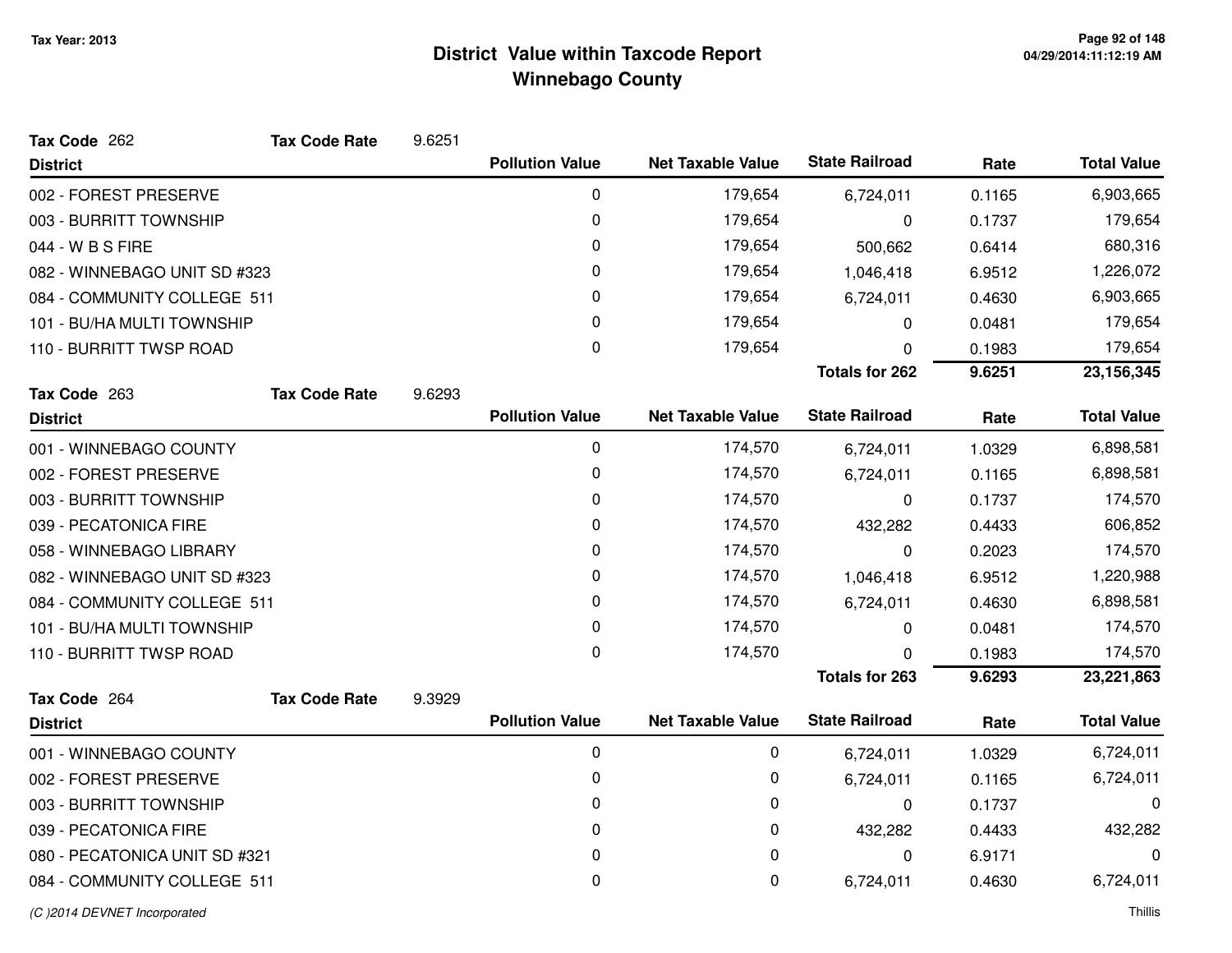# District Value within Taxcode Report
## Winnebago County

Tax Year: 2013

**Tax Code** 262 **Tax Code Rate** 9.6251

| District | Pollution Value | Net Taxable Value | State Railroad | Rate | Total Value |
|---|---|---|---|---|---|
| 002 - FOREST PRESERVE | 0 | 179,654 | 6,724,011 | 0.1165 | 6,903,665 |
| 003 - BURRITT TOWNSHIP | 0 | 179,654 | 0 | 0.1737 | 179,654 |
| 044 - W B S FIRE | 0 | 179,654 | 500,662 | 0.6414 | 680,316 |
| 082 - WINNEBAGO UNIT SD #323 | 0 | 179,654 | 1,046,418 | 6.9512 | 1,226,072 |
| 084 - COMMUNITY COLLEGE 511 | 0 | 179,654 | 6,724,011 | 0.4630 | 6,903,665 |
| 101 - BU/HA MULTI TOWNSHIP | 0 | 179,654 | 0 | 0.0481 | 179,654 |
| 110 - BURRITT TWSP ROAD | 0 | 179,654 | 0 | 0.1983 | 179,654 |
| | | | **Totals for 262** | **9.6251** | **23,156,345** |

**Tax Code** 263 **Tax Code Rate** 9.6293

| District | Pollution Value | Net Taxable Value | State Railroad | Rate | Total Value |
|---|---|---|---|---|---|
| 001 - WINNEBAGO COUNTY | 0 | 174,570 | 6,724,011 | 1.0329 | 6,898,581 |
| 002 - FOREST PRESERVE | 0 | 174,570 | 6,724,011 | 0.1165 | 6,898,581 |
| 003 - BURRITT TOWNSHIP | 0 | 174,570 | 0 | 0.1737 | 174,570 |
| 039 - PECATONICA FIRE | 0 | 174,570 | 432,282 | 0.4433 | 606,852 |
| 058 - WINNEBAGO LIBRARY | 0 | 174,570 | 0 | 0.2023 | 174,570 |
| 082 - WINNEBAGO UNIT SD #323 | 0 | 174,570 | 1,046,418 | 6.9512 | 1,220,988 |
| 084 - COMMUNITY COLLEGE 511 | 0 | 174,570 | 6,724,011 | 0.4630 | 6,898,581 |
| 101 - BU/HA MULTI TOWNSHIP | 0 | 174,570 | 0 | 0.0481 | 174,570 |
| 110 - BURRITT TWSP ROAD | 0 | 174,570 | 0 | 0.1983 | 174,570 |
| | | | **Totals for 263** | **9.6293** | **23,221,863** |

**Tax Code** 264 **Tax Code Rate** 9.3929

| District | Pollution Value | Net Taxable Value | State Railroad | Rate | Total Value |
|---|---|---|---|---|---|
| 001 - WINNEBAGO COUNTY | 0 | 0 | 6,724,011 | 1.0329 | 6,724,011 |
| 002 - FOREST PRESERVE | 0 | 0 | 6,724,011 | 0.1165 | 6,724,011 |
| 003 - BURRITT TOWNSHIP | 0 | 0 | 0 | 0.1737 | 0 |
| 039 - PECATONICA FIRE | 0 | 0 | 432,282 | 0.4433 | 432,282 |
| 080 - PECATONICA UNIT SD #321 | 0 | 0 | 0 | 6.9171 | 0 |
| 084 - COMMUNITY COLLEGE 511 | 0 | 0 | 6,724,011 | 0.4630 | 6,724,011 |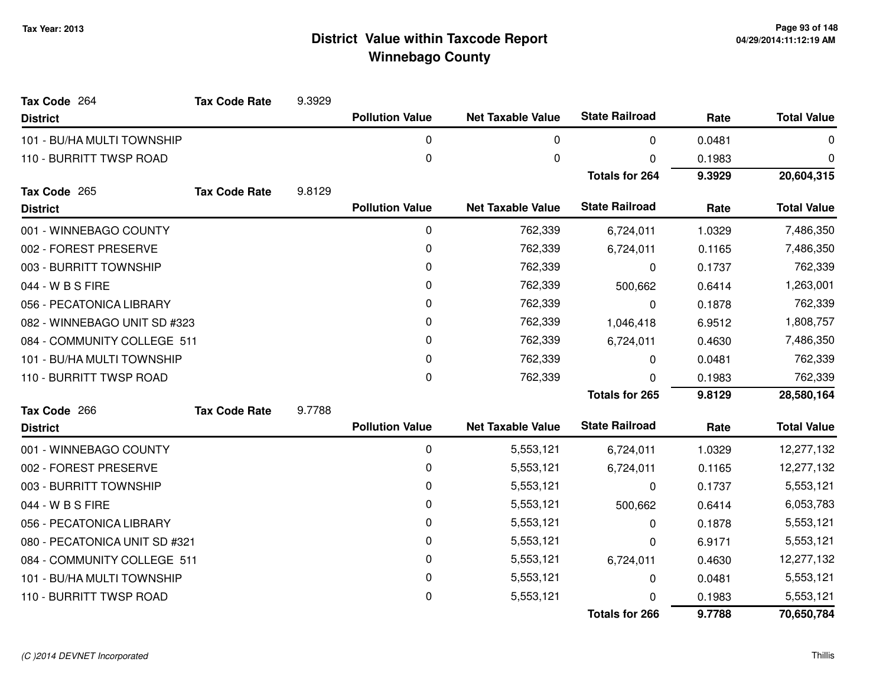# District Value within Taxcode Report
## Winnebago County

Tax Year: 2013

**Tax Code** 264 **Tax Code Rate** 9.3929

| District | Pollution Value | Net Taxable Value | State Railroad | Rate | Total Value |
|---|---|---|---|---|---|
| 101 - BU/HA MULTI TOWNSHIP | 0 | 0 | 0 | 0.0481 | 0 |
| 110 - BURRITT TWSP ROAD | 0 | 0 | 0 | 0.1983 | 0 |
| | | | **Totals for 264** | **9.3929** | **20,604,315** |

**Tax Code** 265 **Tax Code Rate** 9.8129

| District | Pollution Value | Net Taxable Value | State Railroad | Rate | Total Value |
|---|---|---|---|---|---|
| 001 - WINNEBAGO COUNTY | 0 | 762,339 | 6,724,011 | 1.0329 | 7,486,350 |
| 002 - FOREST PRESERVE | 0 | 762,339 | 6,724,011 | 0.1165 | 7,486,350 |
| 003 - BURRITT TOWNSHIP | 0 | 762,339 | 0 | 0.1737 | 762,339 |
| 044 - W B S FIRE | 0 | 762,339 | 500,662 | 0.6414 | 1,263,001 |
| 056 - PECATONICA LIBRARY | 0 | 762,339 | 0 | 0.1878 | 762,339 |
| 082 - WINNEBAGO UNIT SD #323 | 0 | 762,339 | 1,046,418 | 6.9512 | 1,808,757 |
| 084 - COMMUNITY COLLEGE 511 | 0 | 762,339 | 6,724,011 | 0.4630 | 7,486,350 |
| 101 - BU/HA MULTI TOWNSHIP | 0 | 762,339 | 0 | 0.0481 | 762,339 |
| 110 - BURRITT TWSP ROAD | 0 | 762,339 | 0 | 0.1983 | 762,339 |
| | | | **Totals for 265** | **9.8129** | **28,580,164** |

**Tax Code** 266 **Tax Code Rate** 9.7788

| District | Pollution Value | Net Taxable Value | State Railroad | Rate | Total Value |
|---|---|---|---|---|---|
| 001 - WINNEBAGO COUNTY | 0 | 5,553,121 | 6,724,011 | 1.0329 | 12,277,132 |
| 002 - FOREST PRESERVE | 0 | 5,553,121 | 6,724,011 | 0.1165 | 12,277,132 |
| 003 - BURRITT TOWNSHIP | 0 | 5,553,121 | 0 | 0.1737 | 5,553,121 |
| 044 - W B S FIRE | 0 | 5,553,121 | 500,662 | 0.6414 | 6,053,783 |
| 056 - PECATONICA LIBRARY | 0 | 5,553,121 | 0 | 0.1878 | 5,553,121 |
| 080 - PECATONICA UNIT SD #321 | 0 | 5,553,121 | 0 | 6.9171 | 5,553,121 |
| 084 - COMMUNITY COLLEGE 511 | 0 | 5,553,121 | 6,724,011 | 0.4630 | 12,277,132 |
| 101 - BU/HA MULTI TOWNSHIP | 0 | 5,553,121 | 0 | 0.0481 | 5,553,121 |
| 110 - BURRITT TWSP ROAD | 0 | 5,553,121 | 0 | 0.1983 | 5,553,121 |
| | | | **Totals for 266** | **9.7788** | **70,650,784** |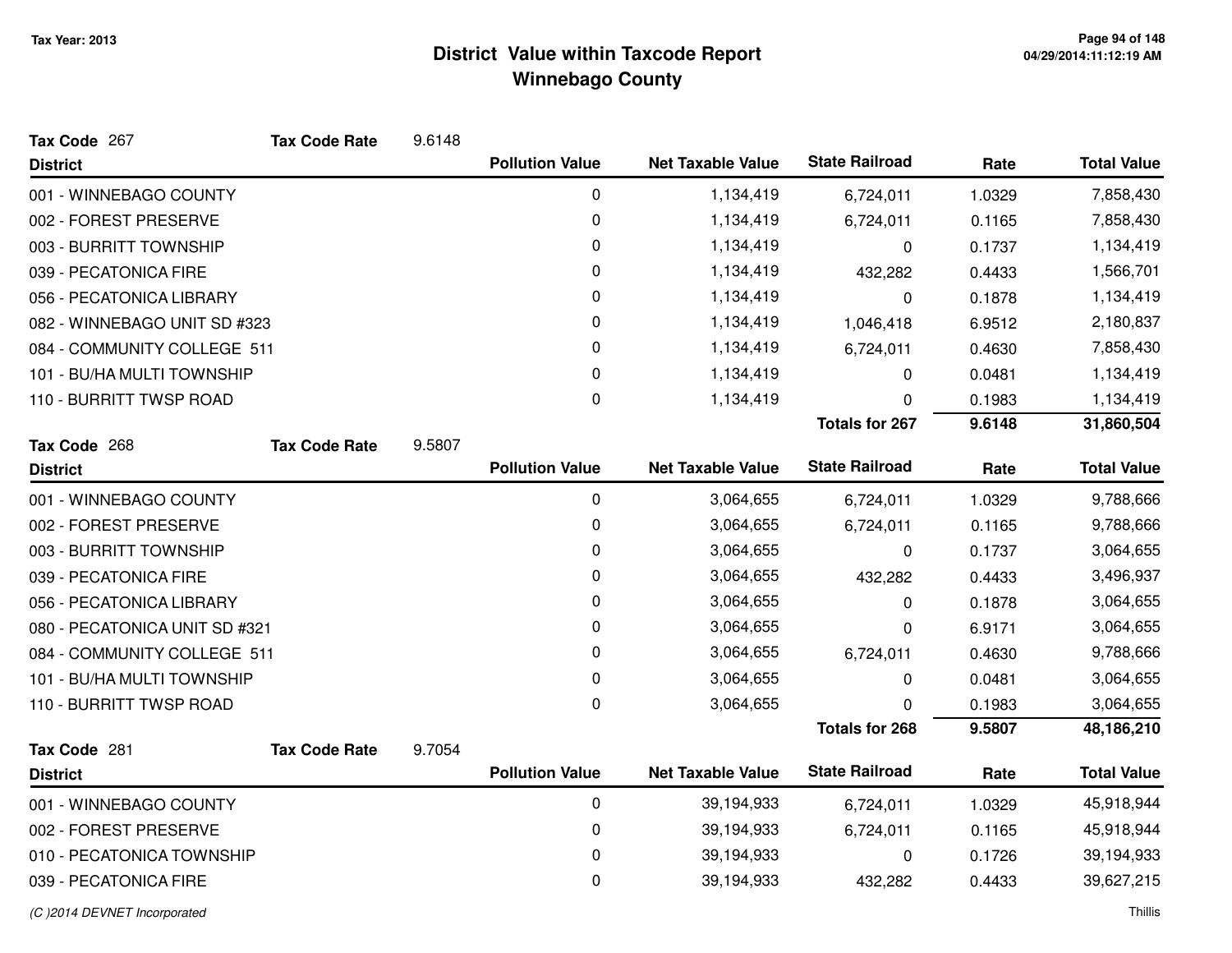# District Value within Taxcode Report
## Winnebago County

Tax Year: 2013

**Tax Code** 267 **Tax Code Rate** 9.6148

| District | Pollution Value | Net Taxable Value | State Railroad | Rate | Total Value |
|---|---|---|---|---|---|
| 001 - WINNEBAGO COUNTY | 0 | 1,134,419 | 6,724,011 | 1.0329 | 7,858,430 |
| 002 - FOREST PRESERVE | 0 | 1,134,419 | 6,724,011 | 0.1165 | 7,858,430 |
| 003 - BURRITT TOWNSHIP | 0 | 1,134,419 | 0 | 0.1737 | 1,134,419 |
| 039 - PECATONICA FIRE | 0 | 1,134,419 | 432,282 | 0.4433 | 1,566,701 |
| 056 - PECATONICA LIBRARY | 0 | 1,134,419 | 0 | 0.1878 | 1,134,419 |
| 082 - WINNEBAGO UNIT SD #323 | 0 | 1,134,419 | 1,046,418 | 6.9512 | 2,180,837 |
| 084 - COMMUNITY COLLEGE 511 | 0 | 1,134,419 | 6,724,011 | 0.4630 | 7,858,430 |
| 101 - BU/HA MULTI TOWNSHIP | 0 | 1,134,419 | 0 | 0.0481 | 1,134,419 |
| 110 - BURRITT TWSP ROAD | 0 | 1,134,419 | 0 | 0.1983 | 1,134,419 |
| | | | **Totals for 267** | **9.6148** | **31,860,504** |

**Tax Code** 268 **Tax Code Rate** 9.5807

| District | Pollution Value | Net Taxable Value | State Railroad | Rate | Total Value |
|---|---|---|---|---|---|
| 001 - WINNEBAGO COUNTY | 0 | 3,064,655 | 6,724,011 | 1.0329 | 9,788,666 |
| 002 - FOREST PRESERVE | 0 | 3,064,655 | 6,724,011 | 0.1165 | 9,788,666 |
| 003 - BURRITT TOWNSHIP | 0 | 3,064,655 | 0 | 0.1737 | 3,064,655 |
| 039 - PECATONICA FIRE | 0 | 3,064,655 | 432,282 | 0.4433 | 3,496,937 |
| 056 - PECATONICA LIBRARY | 0 | 3,064,655 | 0 | 0.1878 | 3,064,655 |
| 080 - PECATONICA UNIT SD #321 | 0 | 3,064,655 | 0 | 6.9171 | 3,064,655 |
| 084 - COMMUNITY COLLEGE 511 | 0 | 3,064,655 | 6,724,011 | 0.4630 | 9,788,666 |
| 101 - BU/HA MULTI TOWNSHIP | 0 | 3,064,655 | 0 | 0.0481 | 3,064,655 |
| 110 - BURRITT TWSP ROAD | 0 | 3,064,655 | 0 | 0.1983 | 3,064,655 |
| | | | **Totals for 268** | **9.5807** | **48,186,210** |

**Tax Code** 281 **Tax Code Rate** 9.7054

| District | Pollution Value | Net Taxable Value | State Railroad | Rate | Total Value |
|---|---|---|---|---|---|
| 001 - WINNEBAGO COUNTY | 0 | 39,194,933 | 6,724,011 | 1.0329 | 45,918,944 |
| 002 - FOREST PRESERVE | 0 | 39,194,933 | 6,724,011 | 0.1165 | 45,918,944 |
| 010 - PECATONICA TOWNSHIP | 0 | 39,194,933 | 0 | 0.1726 | 39,194,933 |
| 039 - PECATONICA FIRE | 0 | 39,194,933 | 432,282 | 0.4433 | 39,627,215 |

*(C )2014 DEVNET Incorporated*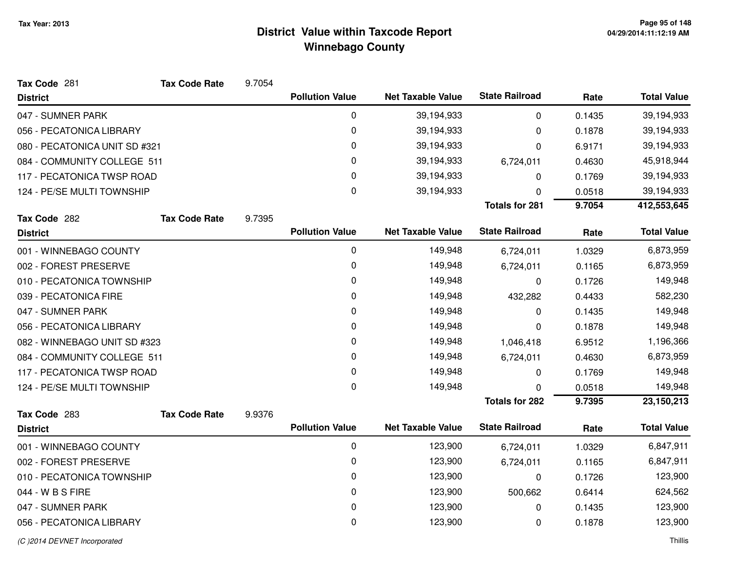# District Value within Taxcode Report
## Winnebago County

Tax Year: 2013

**Tax Code** 281 **Tax Code Rate** 9.7054

| District | Pollution Value | Net Taxable Value | State Railroad | Rate | Total Value |
|---|---|---|---|---|---|
| 047 - SUMNER PARK | 0 | 39,194,933 | 0 | 0.1435 | 39,194,933 |
| 056 - PECATONICA LIBRARY | 0 | 39,194,933 | 0 | 0.1878 | 39,194,933 |
| 080 - PECATONICA UNIT SD #321 | 0 | 39,194,933 | 0 | 6.9171 | 39,194,933 |
| 084 - COMMUNITY COLLEGE 511 | 0 | 39,194,933 | 6,724,011 | 0.4630 | 45,918,944 |
| 117 - PECATONICA TWSP ROAD | 0 | 39,194,933 | 0 | 0.1769 | 39,194,933 |
| 124 - PE/SE MULTI TOWNSHIP | 0 | 39,194,933 | 0 | 0.0518 | 39,194,933 |
| | | | **Totals for 281** | **9.7054** | **412,553,645** |

**Tax Code** 282 **Tax Code Rate** 9.7395

| District | Pollution Value | Net Taxable Value | State Railroad | Rate | Total Value |
|---|---|---|---|---|---|
| 001 - WINNEBAGO COUNTY | 0 | 149,948 | 6,724,011 | 1.0329 | 6,873,959 |
| 002 - FOREST PRESERVE | 0 | 149,948 | 6,724,011 | 0.1165 | 6,873,959 |
| 010 - PECATONICA TOWNSHIP | 0 | 149,948 | 0 | 0.1726 | 149,948 |
| 039 - PECATONICA FIRE | 0 | 149,948 | 432,282 | 0.4433 | 582,230 |
| 047 - SUMNER PARK | 0 | 149,948 | 0 | 0.1435 | 149,948 |
| 056 - PECATONICA LIBRARY | 0 | 149,948 | 0 | 0.1878 | 149,948 |
| 082 - WINNEBAGO UNIT SD #323 | 0 | 149,948 | 1,046,418 | 6.9512 | 1,196,366 |
| 084 - COMMUNITY COLLEGE 511 | 0 | 149,948 | 6,724,011 | 0.4630 | 6,873,959 |
| 117 - PECATONICA TWSP ROAD | 0 | 149,948 | 0 | 0.1769 | 149,948 |
| 124 - PE/SE MULTI TOWNSHIP | 0 | 149,948 | 0 | 0.0518 | 149,948 |
| | | | **Totals for 282** | **9.7395** | **23,150,213** |

**Tax Code** 283 **Tax Code Rate** 9.9376

| District | Pollution Value | Net Taxable Value | State Railroad | Rate | Total Value |
|---|---|---|---|---|---|
| 001 - WINNEBAGO COUNTY | 0 | 123,900 | 6,724,011 | 1.0329 | 6,847,911 |
| 002 - FOREST PRESERVE | 0 | 123,900 | 6,724,011 | 0.1165 | 6,847,911 |
| 010 - PECATONICA TOWNSHIP | 0 | 123,900 | 0 | 0.1726 | 123,900 |
| 044 - W B S FIRE | 0 | 123,900 | 500,662 | 0.6414 | 624,562 |
| 047 - SUMNER PARK | 0 | 123,900 | 0 | 0.1435 | 123,900 |
| 056 - PECATONICA LIBRARY | 0 | 123,900 | 0 | 0.1878 | 123,900 |

*(C )2014 DEVNET Incorporated* Thillis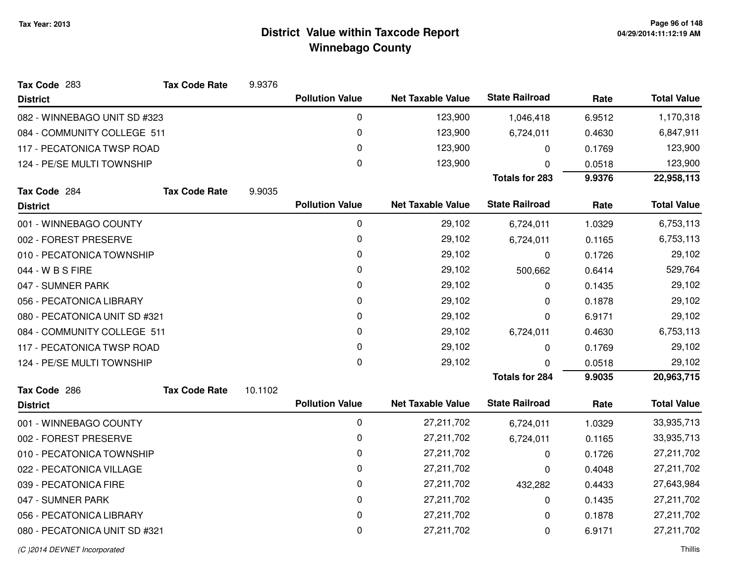# District Value within Taxcode Report
## Winnebago County

Tax Year: 2013

**Tax Code** 283 **Tax Code Rate** 9.9376

| District | Pollution Value | Net Taxable Value | State Railroad | Rate | Total Value |
|---|---|---|---|---|---|
| 082 - WINNEBAGO UNIT SD #323 | 0 | 123,900 | 1,046,418 | 6.9512 | 1,170,318 |
| 084 - COMMUNITY COLLEGE 511 | 0 | 123,900 | 6,724,011 | 0.4630 | 6,847,911 |
| 117 - PECATONICA TWSP ROAD | 0 | 123,900 | 0 | 0.1769 | 123,900 |
| 124 - PE/SE MULTI TOWNSHIP | 0 | 123,900 | 0 | 0.0518 | 123,900 |
| | | | **Totals for 283** | **9.9376** | **22,958,113** |

**Tax Code** 284 **Tax Code Rate** 9.9035

| District | Pollution Value | Net Taxable Value | State Railroad | Rate | Total Value |
|---|---|---|---|---|---|
| 001 - WINNEBAGO COUNTY | 0 | 29,102 | 6,724,011 | 1.0329 | 6,753,113 |
| 002 - FOREST PRESERVE | 0 | 29,102 | 6,724,011 | 0.1165 | 6,753,113 |
| 010 - PECATONICA TOWNSHIP | 0 | 29,102 | 0 | 0.1726 | 29,102 |
| 044 - W B S FIRE | 0 | 29,102 | 500,662 | 0.6414 | 529,764 |
| 047 - SUMNER PARK | 0 | 29,102 | 0 | 0.1435 | 29,102 |
| 056 - PECATONICA LIBRARY | 0 | 29,102 | 0 | 0.1878 | 29,102 |
| 080 - PECATONICA UNIT SD #321 | 0 | 29,102 | 0 | 6.9171 | 29,102 |
| 084 - COMMUNITY COLLEGE 511 | 0 | 29,102 | 6,724,011 | 0.4630 | 6,753,113 |
| 117 - PECATONICA TWSP ROAD | 0 | 29,102 | 0 | 0.1769 | 29,102 |
| 124 - PE/SE MULTI TOWNSHIP | 0 | 29,102 | 0 | 0.0518 | 29,102 |
| | | | **Totals for 284** | **9.9035** | **20,963,715** |

**Tax Code** 286 **Tax Code Rate** 10.1102

| District | Pollution Value | Net Taxable Value | State Railroad | Rate | Total Value |
|---|---|---|---|---|---|
| 001 - WINNEBAGO COUNTY | 0 | 27,211,702 | 6,724,011 | 1.0329 | 33,935,713 |
| 002 - FOREST PRESERVE | 0 | 27,211,702 | 6,724,011 | 0.1165 | 33,935,713 |
| 010 - PECATONICA TOWNSHIP | 0 | 27,211,702 | 0 | 0.1726 | 27,211,702 |
| 022 - PECATONICA VILLAGE | 0 | 27,211,702 | 0 | 0.4048 | 27,211,702 |
| 039 - PECATONICA FIRE | 0 | 27,211,702 | 432,282 | 0.4433 | 27,643,984 |
| 047 - SUMNER PARK | 0 | 27,211,702 | 0 | 0.1435 | 27,211,702 |
| 056 - PECATONICA LIBRARY | 0 | 27,211,702 | 0 | 0.1878 | 27,211,702 |
| 080 - PECATONICA UNIT SD #321 | 0 | 27,211,702 | 0 | 6.9171 | 27,211,702 |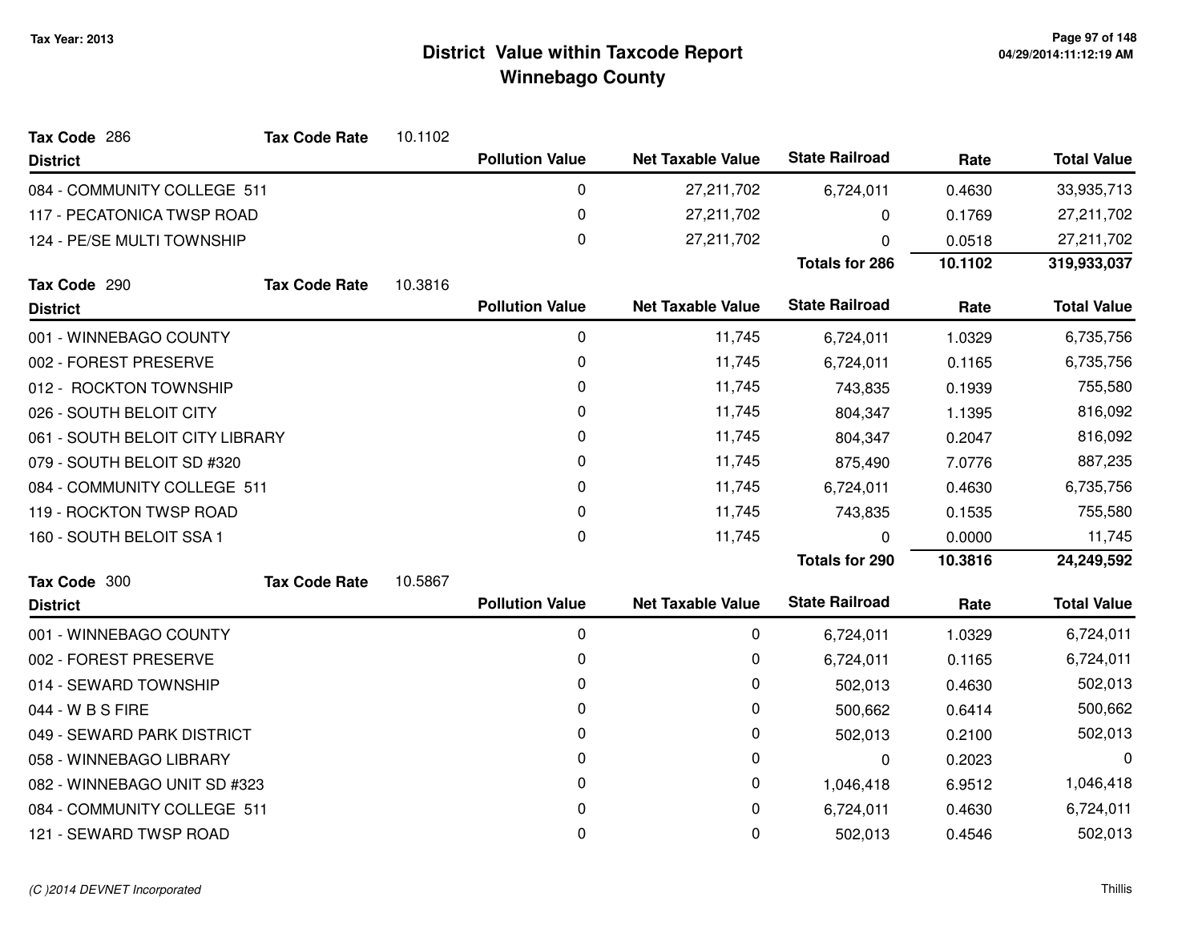Tax Year: 2013

# District Value within Taxcode Report
## Winnebago County

**Tax Code** 286 **Tax Code Rate** 10.1102

| District | Pollution Value | Net Taxable Value | State Railroad | Rate | Total Value |
|---|---|---|---|---|---|
| 084 - COMMUNITY COLLEGE 511 | 0 | 27,211,702 | 6,724,011 | 0.4630 | 33,935,713 |
| 117 - PECATONICA TWSP ROAD | 0 | 27,211,702 | 0 | 0.1769 | 27,211,702 |
| 124 - PE/SE MULTI TOWNSHIP | 0 | 27,211,702 | 0 | 0.0518 | 27,211,702 |
| | | | **Totals for 286** | **10.1102** | **319,933,037** |

**Tax Code** 290 **Tax Code Rate** 10.3816

| District | Pollution Value | Net Taxable Value | State Railroad | Rate | Total Value |
|---|---|---|---|---|---|
| 001 - WINNEBAGO COUNTY | 0 | 11,745 | 6,724,011 | 1.0329 | 6,735,756 |
| 002 - FOREST PRESERVE | 0 | 11,745 | 6,724,011 | 0.1165 | 6,735,756 |
| 012 - ROCKTON TOWNSHIP | 0 | 11,745 | 743,835 | 0.1939 | 755,580 |
| 026 - SOUTH BELOIT CITY | 0 | 11,745 | 804,347 | 1.1395 | 816,092 |
| 061 - SOUTH BELOIT CITY LIBRARY | 0 | 11,745 | 804,347 | 0.2047 | 816,092 |
| 079 - SOUTH BELOIT SD #320 | 0 | 11,745 | 875,490 | 7.0776 | 887,235 |
| 084 - COMMUNITY COLLEGE 511 | 0 | 11,745 | 6,724,011 | 0.4630 | 6,735,756 |
| 119 - ROCKTON TWSP ROAD | 0 | 11,745 | 743,835 | 0.1535 | 755,580 |
| 160 - SOUTH BELOIT SSA 1 | 0 | 11,745 | 0 | 0.0000 | 11,745 |
| | | | **Totals for 290** | **10.3816** | **24,249,592** |

**Tax Code** 300 **Tax Code Rate** 10.5867

| District | Pollution Value | Net Taxable Value | State Railroad | Rate | Total Value |
|---|---|---|---|---|---|
| 001 - WINNEBAGO COUNTY | 0 | 0 | 6,724,011 | 1.0329 | 6,724,011 |
| 002 - FOREST PRESERVE | 0 | 0 | 6,724,011 | 0.1165 | 6,724,011 |
| 014 - SEWARD TOWNSHIP | 0 | 0 | 502,013 | 0.4630 | 502,013 |
| 044 - W B S FIRE | 0 | 0 | 500,662 | 0.6414 | 500,662 |
| 049 - SEWARD PARK DISTRICT | 0 | 0 | 502,013 | 0.2100 | 502,013 |
| 058 - WINNEBAGO LIBRARY | 0 | 0 | 0 | 0.2023 | 0 |
| 082 - WINNEBAGO UNIT SD #323 | 0 | 0 | 1,046,418 | 6.9512 | 1,046,418 |
| 084 - COMMUNITY COLLEGE 511 | 0 | 0 | 6,724,011 | 0.4630 | 6,724,011 |
| 121 - SEWARD TWSP ROAD | 0 | 0 | 502,013 | 0.4546 | 502,013 |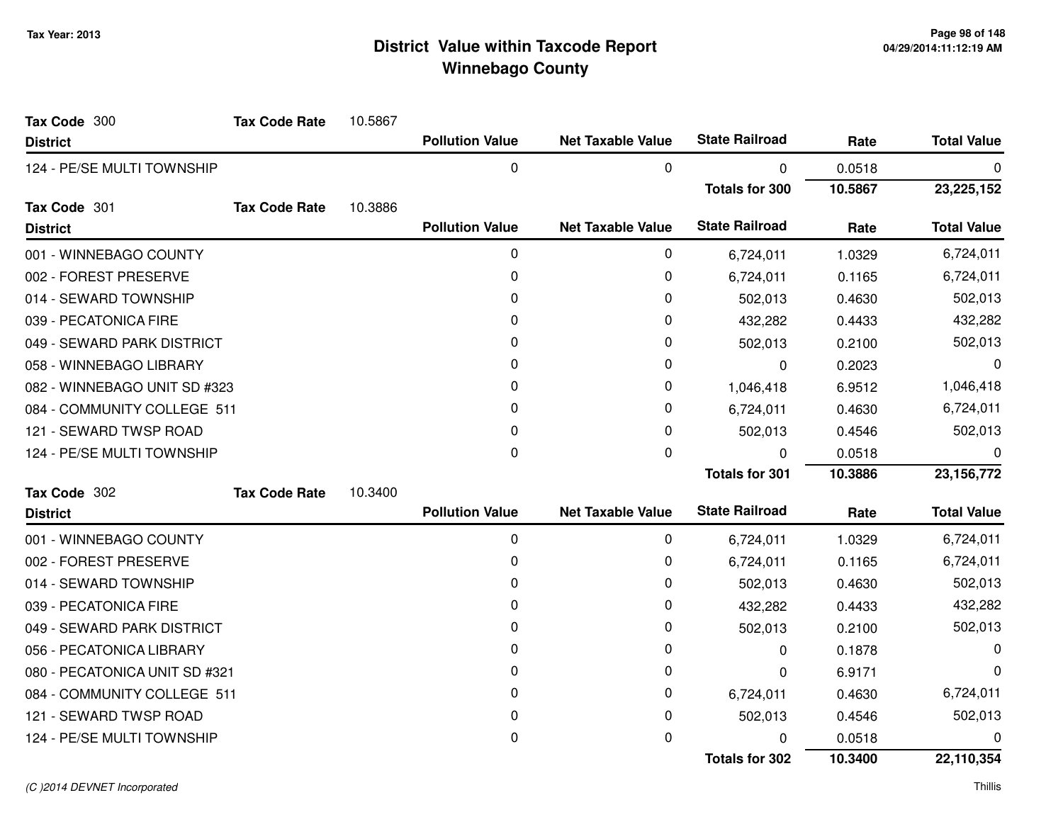# District Value within Taxcode Report
## Winnebago County

Tax Year: 2013

**Tax Code** 300 **Tax Code Rate** 10.5867

| District | Pollution Value | Net Taxable Value | State Railroad | Rate | Total Value |
|---|---|---|---|---|---|
| 124 - PE/SE MULTI TOWNSHIP | 0 | 0 | 0 | 0.0518 | 0 |
| | | | **Totals for 300** | **10.5867** | **23,225,152** |

**Tax Code** 301 **Tax Code Rate** 10.3886

| District | Pollution Value | Net Taxable Value | State Railroad | Rate | Total Value |
|---|---|---|---|---|---|
| 001 - WINNEBAGO COUNTY | 0 | 0 | 6,724,011 | 1.0329 | 6,724,011 |
| 002 - FOREST PRESERVE | 0 | 0 | 6,724,011 | 0.1165 | 6,724,011 |
| 014 - SEWARD TOWNSHIP | 0 | 0 | 502,013 | 0.4630 | 502,013 |
| 039 - PECATONICA FIRE | 0 | 0 | 432,282 | 0.4433 | 432,282 |
| 049 - SEWARD PARK DISTRICT | 0 | 0 | 502,013 | 0.2100 | 502,013 |
| 058 - WINNEBAGO LIBRARY | 0 | 0 | 0 | 0.2023 | 0 |
| 082 - WINNEBAGO UNIT SD #323 | 0 | 0 | 1,046,418 | 6.9512 | 1,046,418 |
| 084 - COMMUNITY COLLEGE 511 | 0 | 0 | 6,724,011 | 0.4630 | 6,724,011 |
| 121 - SEWARD TWSP ROAD | 0 | 0 | 502,013 | 0.4546 | 502,013 |
| 124 - PE/SE MULTI TOWNSHIP | 0 | 0 | 0 | 0.0518 | 0 |
| | | | **Totals for 301** | **10.3886** | **23,156,772** |

**Tax Code** 302 **Tax Code Rate** 10.3400

| District | Pollution Value | Net Taxable Value | State Railroad | Rate | Total Value |
|---|---|---|---|---|---|
| 001 - WINNEBAGO COUNTY | 0 | 0 | 6,724,011 | 1.0329 | 6,724,011 |
| 002 - FOREST PRESERVE | 0 | 0 | 6,724,011 | 0.1165 | 6,724,011 |
| 014 - SEWARD TOWNSHIP | 0 | 0 | 502,013 | 0.4630 | 502,013 |
| 039 - PECATONICA FIRE | 0 | 0 | 432,282 | 0.4433 | 432,282 |
| 049 - SEWARD PARK DISTRICT | 0 | 0 | 502,013 | 0.2100 | 502,013 |
| 056 - PECATONICA LIBRARY | 0 | 0 | 0 | 0.1878 | 0 |
| 080 - PECATONICA UNIT SD #321 | 0 | 0 | 0 | 6.9171 | 0 |
| 084 - COMMUNITY COLLEGE 511 | 0 | 0 | 6,724,011 | 0.4630 | 6,724,011 |
| 121 - SEWARD TWSP ROAD | 0 | 0 | 502,013 | 0.4546 | 502,013 |
| 124 - PE/SE MULTI TOWNSHIP | 0 | 0 | 0 | 0.0518 | 0 |
| | | | **Totals for 302** | **10.3400** | **22,110,354** |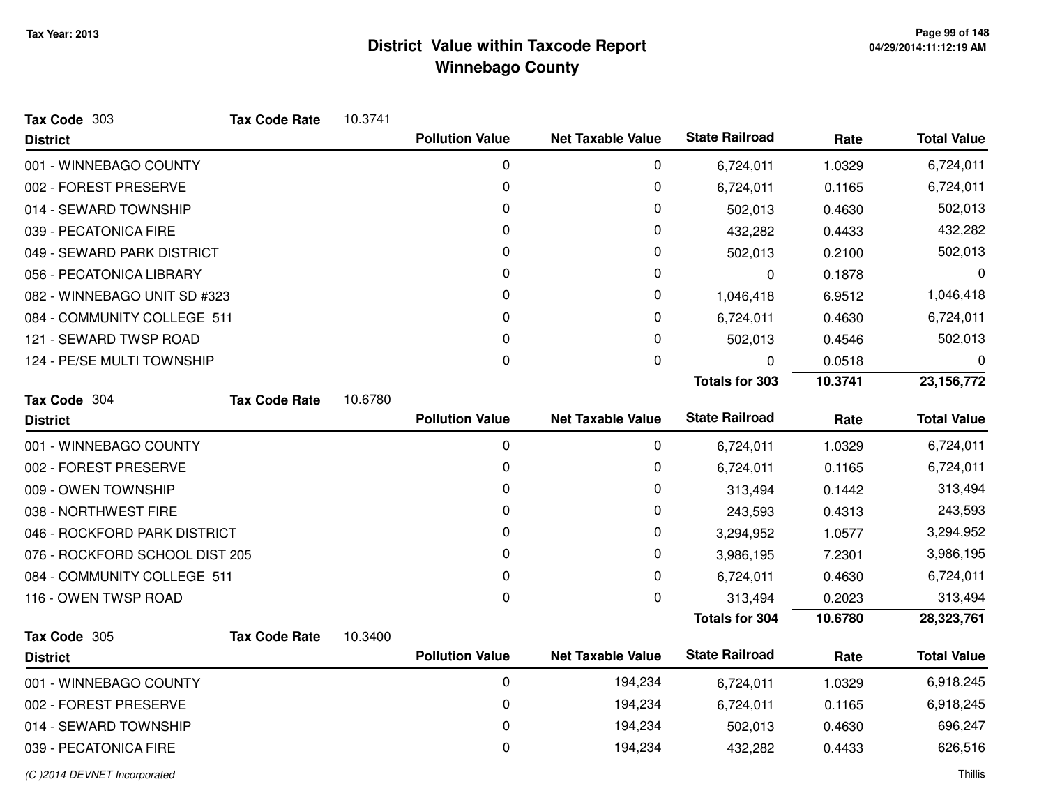# District Value within Taxcode Report
## Winnebago County

Tax Year: 2013

**Tax Code** 303 **Tax Code Rate** 10.3741

| District | Pollution Value | Net Taxable Value | State Railroad | Rate | Total Value |
|---|---|---|---|---|---|
| 001 - WINNEBAGO COUNTY | 0 | 0 | 6,724,011 | 1.0329 | 6,724,011 |
| 002 - FOREST PRESERVE | 0 | 0 | 6,724,011 | 0.1165 | 6,724,011 |
| 014 - SEWARD TOWNSHIP | 0 | 0 | 502,013 | 0.4630 | 502,013 |
| 039 - PECATONICA FIRE | 0 | 0 | 432,282 | 0.4433 | 432,282 |
| 049 - SEWARD PARK DISTRICT | 0 | 0 | 502,013 | 0.2100 | 502,013 |
| 056 - PECATONICA LIBRARY | 0 | 0 | 0 | 0.1878 | 0 |
| 082 - WINNEBAGO UNIT SD #323 | 0 | 0 | 1,046,418 | 6.9512 | 1,046,418 |
| 084 - COMMUNITY COLLEGE 511 | 0 | 0 | 6,724,011 | 0.4630 | 6,724,011 |
| 121 - SEWARD TWSP ROAD | 0 | 0 | 502,013 | 0.4546 | 502,013 |
| 124 - PE/SE MULTI TOWNSHIP | 0 | 0 | 0 | 0.0518 | 0 |
| | | | **Totals for 303** | **10.3741** | **23,156,772** |

**Tax Code** 304 **Tax Code Rate** 10.6780

| District | Pollution Value | Net Taxable Value | State Railroad | Rate | Total Value |
|---|---|---|---|---|---|
| 001 - WINNEBAGO COUNTY | 0 | 0 | 6,724,011 | 1.0329 | 6,724,011 |
| 002 - FOREST PRESERVE | 0 | 0 | 6,724,011 | 0.1165 | 6,724,011 |
| 009 - OWEN TOWNSHIP | 0 | 0 | 313,494 | 0.1442 | 313,494 |
| 038 - NORTHWEST FIRE | 0 | 0 | 243,593 | 0.4313 | 243,593 |
| 046 - ROCKFORD PARK DISTRICT | 0 | 0 | 3,294,952 | 1.0577 | 3,294,952 |
| 076 - ROCKFORD SCHOOL DIST 205 | 0 | 0 | 3,986,195 | 7.2301 | 3,986,195 |
| 084 - COMMUNITY COLLEGE 511 | 0 | 0 | 6,724,011 | 0.4630 | 6,724,011 |
| 116 - OWEN TWSP ROAD | 0 | 0 | 313,494 | 0.2023 | 313,494 |
| | | | **Totals for 304** | **10.6780** | **28,323,761** |

**Tax Code** 305 **Tax Code Rate** 10.3400

| District | Pollution Value | Net Taxable Value | State Railroad | Rate | Total Value |
|---|---|---|---|---|---|
| 001 - WINNEBAGO COUNTY | 0 | 194,234 | 6,724,011 | 1.0329 | 6,918,245 |
| 002 - FOREST PRESERVE | 0 | 194,234 | 6,724,011 | 0.1165 | 6,918,245 |
| 014 - SEWARD TOWNSHIP | 0 | 194,234 | 502,013 | 0.4630 | 696,247 |
| 039 - PECATONICA FIRE | 0 | 194,234 | 432,282 | 0.4433 | 626,516 |

*(C )2014 DEVNET Incorporated* Thillis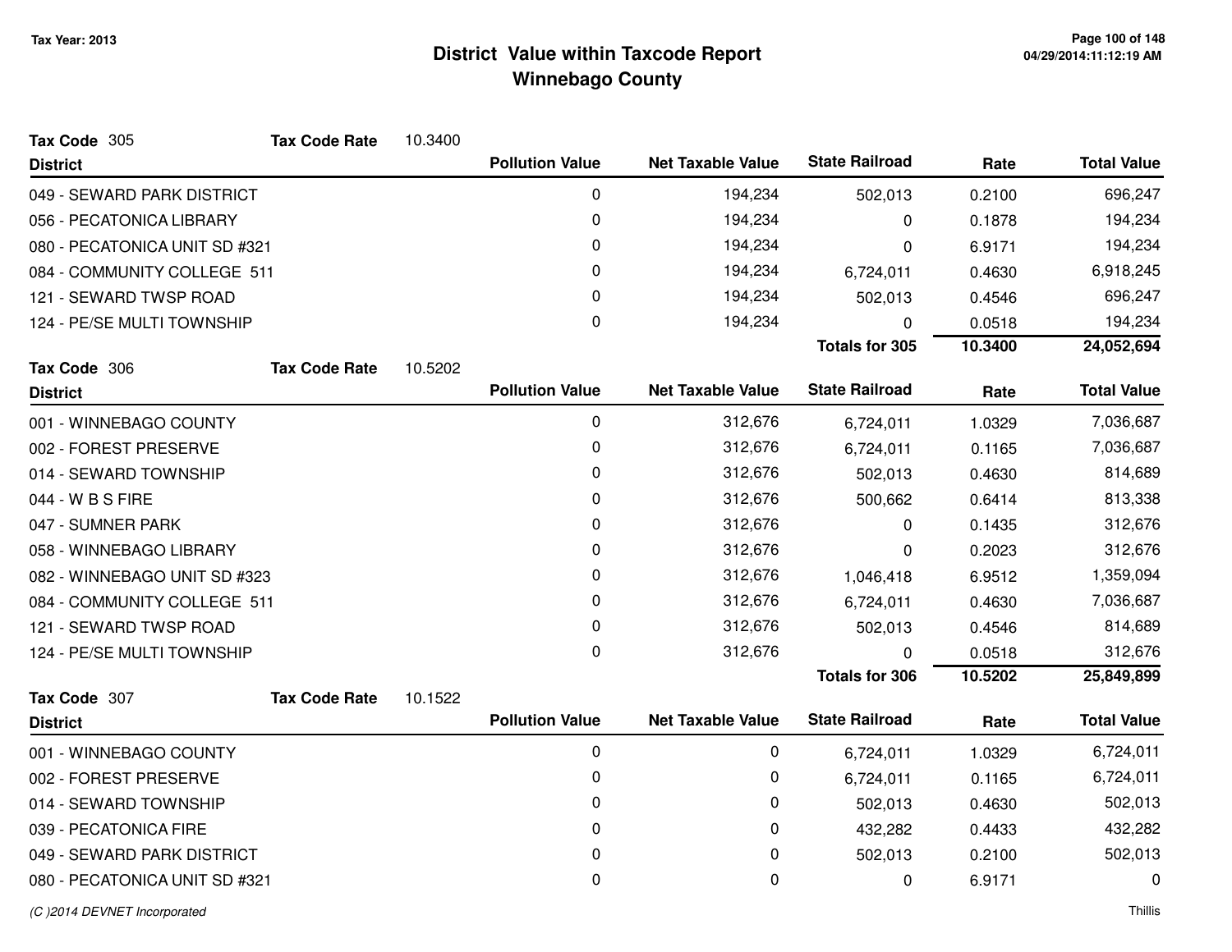## District Value within Taxcode Report
## Winnebago County

Tax Year: 2013

**Tax Code** 305 **Tax Code Rate** 10.3400

| District | Pollution Value | Net Taxable Value | State Railroad | Rate | Total Value |
|---|---|---|---|---|---|
| 049 - SEWARD PARK DISTRICT | 0 | 194,234 | 502,013 | 0.2100 | 696,247 |
| 056 - PECATONICA LIBRARY | 0 | 194,234 | 0 | 0.1878 | 194,234 |
| 080 - PECATONICA UNIT SD #321 | 0 | 194,234 | 0 | 6.9171 | 194,234 |
| 084 - COMMUNITY COLLEGE 511 | 0 | 194,234 | 6,724,011 | 0.4630 | 6,918,245 |
| 121 - SEWARD TWSP ROAD | 0 | 194,234 | 502,013 | 0.4546 | 696,247 |
| 124 - PE/SE MULTI TOWNSHIP | 0 | 194,234 | 0 | 0.0518 | 194,234 |
| | | | **Totals for 305** | **10.3400** | **24,052,694** |

**Tax Code** 306 **Tax Code Rate** 10.5202

| District | Pollution Value | Net Taxable Value | State Railroad | Rate | Total Value |
|---|---|---|---|---|---|
| 001 - WINNEBAGO COUNTY | 0 | 312,676 | 6,724,011 | 1.0329 | 7,036,687 |
| 002 - FOREST PRESERVE | 0 | 312,676 | 6,724,011 | 0.1165 | 7,036,687 |
| 014 - SEWARD TOWNSHIP | 0 | 312,676 | 502,013 | 0.4630 | 814,689 |
| 044 - W B S FIRE | 0 | 312,676 | 500,662 | 0.6414 | 813,338 |
| 047 - SUMNER PARK | 0 | 312,676 | 0 | 0.1435 | 312,676 |
| 058 - WINNEBAGO LIBRARY | 0 | 312,676 | 0 | 0.2023 | 312,676 |
| 082 - WINNEBAGO UNIT SD #323 | 0 | 312,676 | 1,046,418 | 6.9512 | 1,359,094 |
| 084 - COMMUNITY COLLEGE 511 | 0 | 312,676 | 6,724,011 | 0.4630 | 7,036,687 |
| 121 - SEWARD TWSP ROAD | 0 | 312,676 | 502,013 | 0.4546 | 814,689 |
| 124 - PE/SE MULTI TOWNSHIP | 0 | 312,676 | 0 | 0.0518 | 312,676 |
| | | | **Totals for 306** | **10.5202** | **25,849,899** |

**Tax Code** 307 **Tax Code Rate** 10.1522

| District | Pollution Value | Net Taxable Value | State Railroad | Rate | Total Value |
|---|---|---|---|---|---|
| 001 - WINNEBAGO COUNTY | 0 | 0 | 6,724,011 | 1.0329 | 6,724,011 |
| 002 - FOREST PRESERVE | 0 | 0 | 6,724,011 | 0.1165 | 6,724,011 |
| 014 - SEWARD TOWNSHIP | 0 | 0 | 502,013 | 0.4630 | 502,013 |
| 039 - PECATONICA FIRE | 0 | 0 | 432,282 | 0.4433 | 432,282 |
| 049 - SEWARD PARK DISTRICT | 0 | 0 | 502,013 | 0.2100 | 502,013 |
| 080 - PECATONICA UNIT SD #321 | 0 | 0 | 0 | 6.9171 | 0 |

*(C )2014 DEVNET Incorporated* Thillis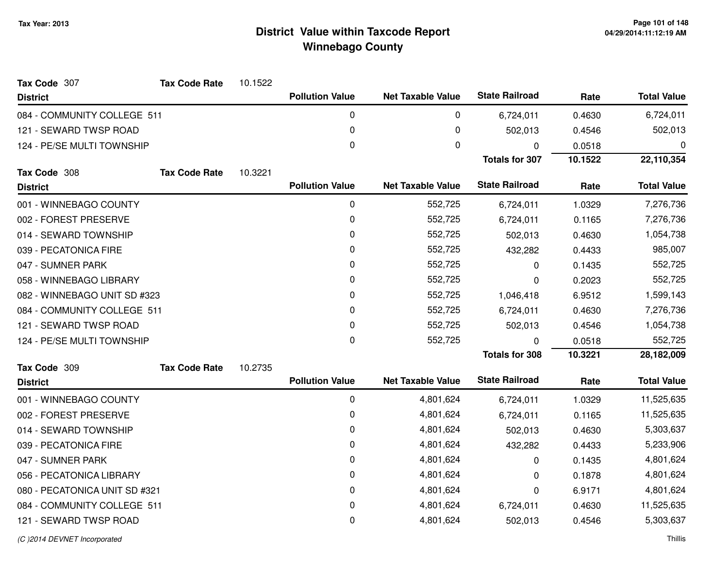# District Value within Taxcode Report

## Winnebago County

Tax Year: 2013

**Tax Code** 307 **Tax Code Rate** 10.1522

| District | Pollution Value | Net Taxable Value | State Railroad | Rate | Total Value |
|---|---|---|---|---|---|
| 084 - COMMUNITY COLLEGE 511 | 0 | 0 | 6,724,011 | 0.4630 | 6,724,011 |
| 121 - SEWARD TWSP ROAD | 0 | 0 | 502,013 | 0.4546 | 502,013 |
| 124 - PE/SE MULTI TOWNSHIP | 0 | 0 | 0 | 0.0518 | 0 |
| | | | **Totals for 307** | **10.1522** | **22,110,354** |

**Tax Code** 308 **Tax Code Rate** 10.3221

| District | Pollution Value | Net Taxable Value | State Railroad | Rate | Total Value |
|---|---|---|---|---|---|
| 001 - WINNEBAGO COUNTY | 0 | 552,725 | 6,724,011 | 1.0329 | 7,276,736 |
| 002 - FOREST PRESERVE | 0 | 552,725 | 6,724,011 | 0.1165 | 7,276,736 |
| 014 - SEWARD TOWNSHIP | 0 | 552,725 | 502,013 | 0.4630 | 1,054,738 |
| 039 - PECATONICA FIRE | 0 | 552,725 | 432,282 | 0.4433 | 985,007 |
| 047 - SUMNER PARK | 0 | 552,725 | 0 | 0.1435 | 552,725 |
| 058 - WINNEBAGO LIBRARY | 0 | 552,725 | 0 | 0.2023 | 552,725 |
| 082 - WINNEBAGO UNIT SD #323 | 0 | 552,725 | 1,046,418 | 6.9512 | 1,599,143 |
| 084 - COMMUNITY COLLEGE 511 | 0 | 552,725 | 6,724,011 | 0.4630 | 7,276,736 |
| 121 - SEWARD TWSP ROAD | 0 | 552,725 | 502,013 | 0.4546 | 1,054,738 |
| 124 - PE/SE MULTI TOWNSHIP | 0 | 552,725 | 0 | 0.0518 | 552,725 |
| | | | **Totals for 308** | **10.3221** | **28,182,009** |

**Tax Code** 309 **Tax Code Rate** 10.2735

| District | Pollution Value | Net Taxable Value | State Railroad | Rate | Total Value |
|---|---|---|---|---|---|
| 001 - WINNEBAGO COUNTY | 0 | 4,801,624 | 6,724,011 | 1.0329 | 11,525,635 |
| 002 - FOREST PRESERVE | 0 | 4,801,624 | 6,724,011 | 0.1165 | 11,525,635 |
| 014 - SEWARD TOWNSHIP | 0 | 4,801,624 | 502,013 | 0.4630 | 5,303,637 |
| 039 - PECATONICA FIRE | 0 | 4,801,624 | 432,282 | 0.4433 | 5,233,906 |
| 047 - SUMNER PARK | 0 | 4,801,624 | 0 | 0.1435 | 4,801,624 |
| 056 - PECATONICA LIBRARY | 0 | 4,801,624 | 0 | 0.1878 | 4,801,624 |
| 080 - PECATONICA UNIT SD #321 | 0 | 4,801,624 | 0 | 6.9171 | 4,801,624 |
| 084 - COMMUNITY COLLEGE 511 | 0 | 4,801,624 | 6,724,011 | 0.4630 | 11,525,635 |
| 121 - SEWARD TWSP ROAD | 0 | 4,801,624 | 502,013 | 0.4546 | 5,303,637 |

(C )2014 DEVNET Incorporated

Thillis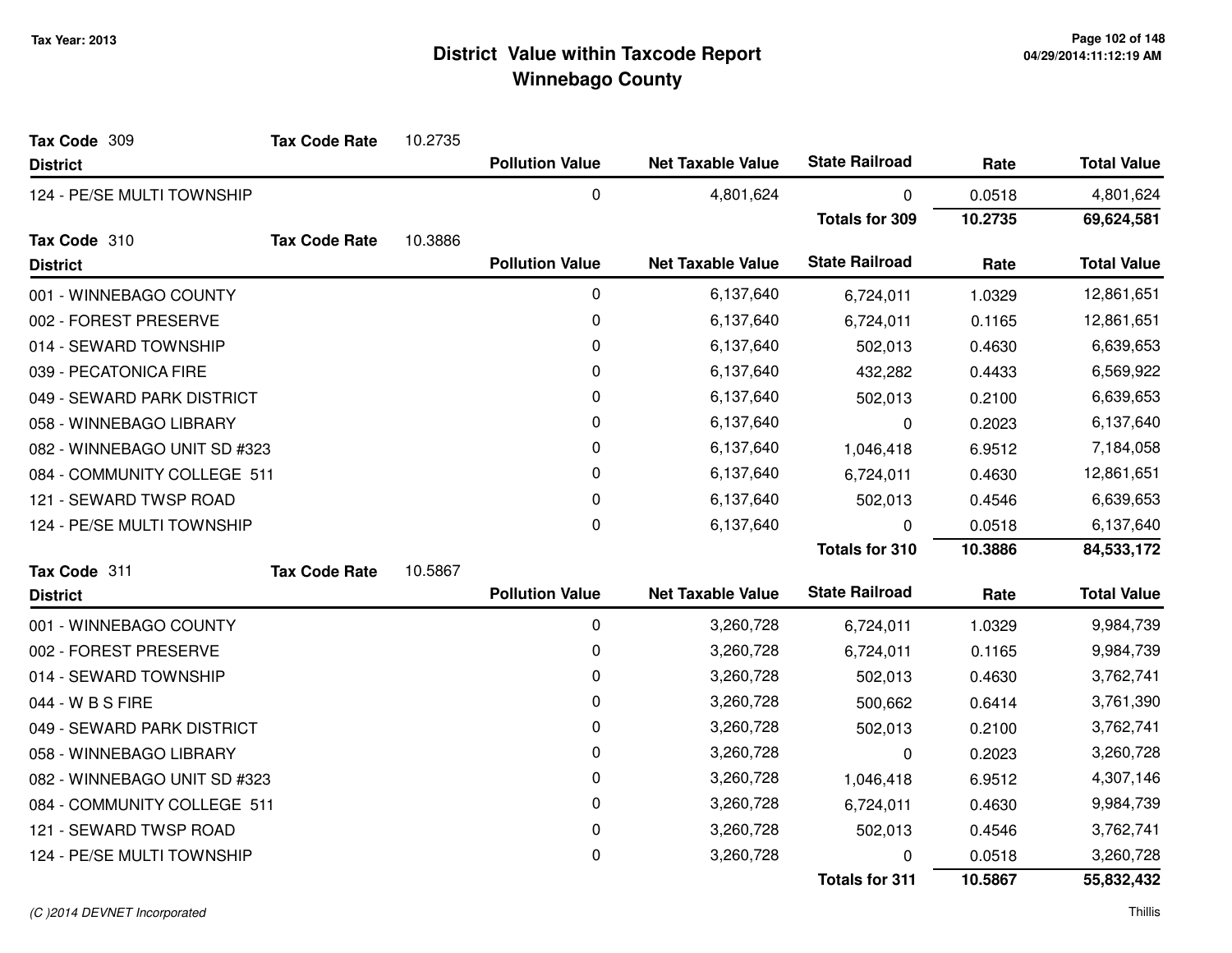Tax Year: 2013

# District Value within Taxcode Report
## Winnebago County

**Tax Code** 309 **Tax Code Rate** 10.2735

| District | Pollution Value | Net Taxable Value | State Railroad | Rate | Total Value |
|---|---|---|---|---|---|
| 124 - PE/SE MULTI TOWNSHIP | 0 | 4,801,624 | 0 | 0.0518 | 4,801,624 |
| | | | **Totals for 309** | **10.2735** | **69,624,581** |

**Tax Code** 310 **Tax Code Rate** 10.3886

| District | Pollution Value | Net Taxable Value | State Railroad | Rate | Total Value |
|---|---|---|---|---|---|
| 001 - WINNEBAGO COUNTY | 0 | 6,137,640 | 6,724,011 | 1.0329 | 12,861,651 |
| 002 - FOREST PRESERVE | 0 | 6,137,640 | 6,724,011 | 0.1165 | 12,861,651 |
| 014 - SEWARD TOWNSHIP | 0 | 6,137,640 | 502,013 | 0.4630 | 6,639,653 |
| 039 - PECATONICA FIRE | 0 | 6,137,640 | 432,282 | 0.4433 | 6,569,922 |
| 049 - SEWARD PARK DISTRICT | 0 | 6,137,640 | 502,013 | 0.2100 | 6,639,653 |
| 058 - WINNEBAGO LIBRARY | 0 | 6,137,640 | 0 | 0.2023 | 6,137,640 |
| 082 - WINNEBAGO UNIT SD #323 | 0 | 6,137,640 | 1,046,418 | 6.9512 | 7,184,058 |
| 084 - COMMUNITY COLLEGE 511 | 0 | 6,137,640 | 6,724,011 | 0.4630 | 12,861,651 |
| 121 - SEWARD TWSP ROAD | 0 | 6,137,640 | 502,013 | 0.4546 | 6,639,653 |
| 124 - PE/SE MULTI TOWNSHIP | 0 | 6,137,640 | 0 | 0.0518 | 6,137,640 |
| | | | **Totals for 310** | **10.3886** | **84,533,172** |

**Tax Code** 311 **Tax Code Rate** 10.5867

| District | Pollution Value | Net Taxable Value | State Railroad | Rate | Total Value |
|---|---|---|---|---|---|
| 001 - WINNEBAGO COUNTY | 0 | 3,260,728 | 6,724,011 | 1.0329 | 9,984,739 |
| 002 - FOREST PRESERVE | 0 | 3,260,728 | 6,724,011 | 0.1165 | 9,984,739 |
| 014 - SEWARD TOWNSHIP | 0 | 3,260,728 | 502,013 | 0.4630 | 3,762,741 |
| 044 - W B S FIRE | 0 | 3,260,728 | 500,662 | 0.6414 | 3,761,390 |
| 049 - SEWARD PARK DISTRICT | 0 | 3,260,728 | 502,013 | 0.2100 | 3,762,741 |
| 058 - WINNEBAGO LIBRARY | 0 | 3,260,728 | 0 | 0.2023 | 3,260,728 |
| 082 - WINNEBAGO UNIT SD #323 | 0 | 3,260,728 | 1,046,418 | 6.9512 | 4,307,146 |
| 084 - COMMUNITY COLLEGE 511 | 0 | 3,260,728 | 6,724,011 | 0.4630 | 9,984,739 |
| 121 - SEWARD TWSP ROAD | 0 | 3,260,728 | 502,013 | 0.4546 | 3,762,741 |
| 124 - PE/SE MULTI TOWNSHIP | 0 | 3,260,728 | 0 | 0.0518 | 3,260,728 |
| | | | **Totals for 311** | **10.5867** | **55,832,432** |

*(C )2014 DEVNET Incorporated*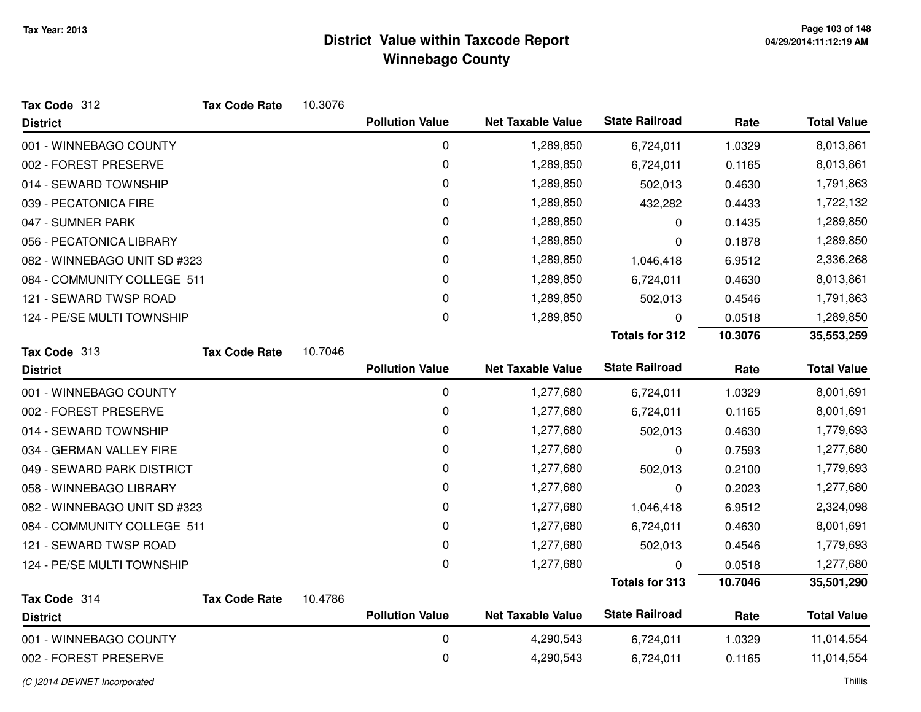# District Value within Taxcode Report
## Winnebago County

Tax Year: 2013

**Tax Code** 312 **Tax Code Rate** 10.3076

| District | Pollution Value | Net Taxable Value | State Railroad | Rate | Total Value |
|---|---|---|---|---|---|
| 001 - WINNEBAGO COUNTY | 0 | 1,289,850 | 6,724,011 | 1.0329 | 8,013,861 |
| 002 - FOREST PRESERVE | 0 | 1,289,850 | 6,724,011 | 0.1165 | 8,013,861 |
| 014 - SEWARD TOWNSHIP | 0 | 1,289,850 | 502,013 | 0.4630 | 1,791,863 |
| 039 - PECATONICA FIRE | 0 | 1,289,850 | 432,282 | 0.4433 | 1,722,132 |
| 047 - SUMNER PARK | 0 | 1,289,850 | 0 | 0.1435 | 1,289,850 |
| 056 - PECATONICA LIBRARY | 0 | 1,289,850 | 0 | 0.1878 | 1,289,850 |
| 082 - WINNEBAGO UNIT SD #323 | 0 | 1,289,850 | 1,046,418 | 6.9512 | 2,336,268 |
| 084 - COMMUNITY COLLEGE 511 | 0 | 1,289,850 | 6,724,011 | 0.4630 | 8,013,861 |
| 121 - SEWARD TWSP ROAD | 0 | 1,289,850 | 502,013 | 0.4546 | 1,791,863 |
| 124 - PE/SE MULTI TOWNSHIP | 0 | 1,289,850 | 0 | 0.0518 | 1,289,850 |
| | | | **Totals for 312** | **10.3076** | **35,553,259** |

**Tax Code** 313 **Tax Code Rate** 10.7046

| District | Pollution Value | Net Taxable Value | State Railroad | Rate | Total Value |
|---|---|---|---|---|---|
| 001 - WINNEBAGO COUNTY | 0 | 1,277,680 | 6,724,011 | 1.0329 | 8,001,691 |
| 002 - FOREST PRESERVE | 0 | 1,277,680 | 6,724,011 | 0.1165 | 8,001,691 |
| 014 - SEWARD TOWNSHIP | 0 | 1,277,680 | 502,013 | 0.4630 | 1,779,693 |
| 034 - GERMAN VALLEY FIRE | 0 | 1,277,680 | 0 | 0.7593 | 1,277,680 |
| 049 - SEWARD PARK DISTRICT | 0 | 1,277,680 | 502,013 | 0.2100 | 1,779,693 |
| 058 - WINNEBAGO LIBRARY | 0 | 1,277,680 | 0 | 0.2023 | 1,277,680 |
| 082 - WINNEBAGO UNIT SD #323 | 0 | 1,277,680 | 1,046,418 | 6.9512 | 2,324,098 |
| 084 - COMMUNITY COLLEGE 511 | 0 | 1,277,680 | 6,724,011 | 0.4630 | 8,001,691 |
| 121 - SEWARD TWSP ROAD | 0 | 1,277,680 | 502,013 | 0.4546 | 1,779,693 |
| 124 - PE/SE MULTI TOWNSHIP | 0 | 1,277,680 | 0 | 0.0518 | 1,277,680 |
| | | | **Totals for 313** | **10.7046** | **35,501,290** |

**Tax Code** 314 **Tax Code Rate** 10.4786

| District | Pollution Value | Net Taxable Value | State Railroad | Rate | Total Value |
|---|---|---|---|---|---|
| 001 - WINNEBAGO COUNTY | 0 | 4,290,543 | 6,724,011 | 1.0329 | 11,014,554 |
| 002 - FOREST PRESERVE | 0 | 4,290,543 | 6,724,011 | 0.1165 | 11,014,554 |

(C )2014 DEVNET Incorporated

Thillis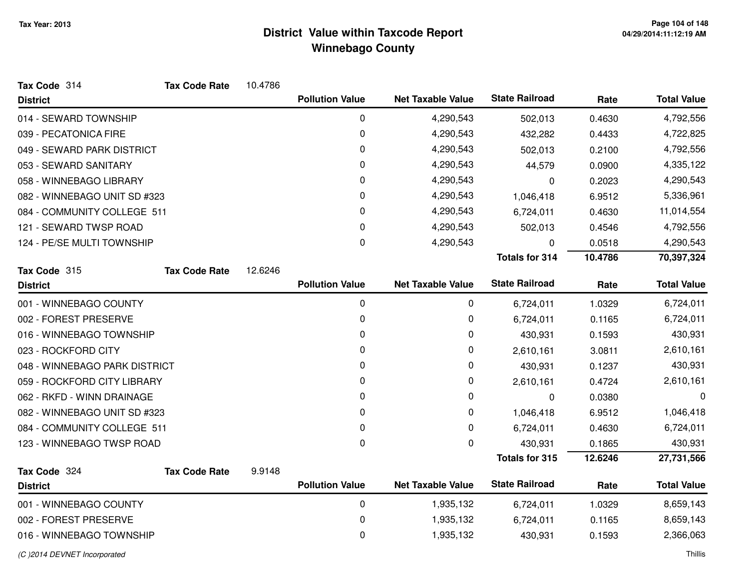# District Value within Taxcode Report

## Winnebago County

Tax Year: 2013

**Tax Code** 314 **Tax Code Rate** 10.4786

| District | Pollution Value | Net Taxable Value | State Railroad | Rate | Total Value |
|---|---|---|---|---|---|
| 014 - SEWARD TOWNSHIP | 0 | 4,290,543 | 502,013 | 0.4630 | 4,792,556 |
| 039 - PECATONICA FIRE | 0 | 4,290,543 | 432,282 | 0.4433 | 4,722,825 |
| 049 - SEWARD PARK DISTRICT | 0 | 4,290,543 | 502,013 | 0.2100 | 4,792,556 |
| 053 - SEWARD SANITARY | 0 | 4,290,543 | 44,579 | 0.0900 | 4,335,122 |
| 058 - WINNEBAGO LIBRARY | 0 | 4,290,543 | 0 | 0.2023 | 4,290,543 |
| 082 - WINNEBAGO UNIT SD #323 | 0 | 4,290,543 | 1,046,418 | 6.9512 | 5,336,961 |
| 084 - COMMUNITY COLLEGE 511 | 0 | 4,290,543 | 6,724,011 | 0.4630 | 11,014,554 |
| 121 - SEWARD TWSP ROAD | 0 | 4,290,543 | 502,013 | 0.4546 | 4,792,556 |
| 124 - PE/SE MULTI TOWNSHIP | 0 | 4,290,543 | 0 | 0.0518 | 4,290,543 |
| | | | **Totals for 314** | **10.4786** | **70,397,324** |

**Tax Code** 315 **Tax Code Rate** 12.6246

| District | Pollution Value | Net Taxable Value | State Railroad | Rate | Total Value |
|---|---|---|---|---|---|
| 001 - WINNEBAGO COUNTY | 0 | 0 | 6,724,011 | 1.0329 | 6,724,011 |
| 002 - FOREST PRESERVE | 0 | 0 | 6,724,011 | 0.1165 | 6,724,011 |
| 016 - WINNEBAGO TOWNSHIP | 0 | 0 | 430,931 | 0.1593 | 430,931 |
| 023 - ROCKFORD CITY | 0 | 0 | 2,610,161 | 3.0811 | 2,610,161 |
| 048 - WINNEBAGO PARK DISTRICT | 0 | 0 | 430,931 | 0.1237 | 430,931 |
| 059 - ROCKFORD CITY LIBRARY | 0 | 0 | 2,610,161 | 0.4724 | 2,610,161 |
| 062 - RKFD - WINN DRAINAGE | 0 | 0 | 0 | 0.0380 | 0 |
| 082 - WINNEBAGO UNIT SD #323 | 0 | 0 | 1,046,418 | 6.9512 | 1,046,418 |
| 084 - COMMUNITY COLLEGE 511 | 0 | 0 | 6,724,011 | 0.4630 | 6,724,011 |
| 123 - WINNEBAGO TWSP ROAD | 0 | 0 | 430,931 | 0.1865 | 430,931 |
| | | | **Totals for 315** | **12.6246** | **27,731,566** |

**Tax Code** 324 **Tax Code Rate** 9.9148

| District | Pollution Value | Net Taxable Value | State Railroad | Rate | Total Value |
|---|---|---|---|---|---|
| 001 - WINNEBAGO COUNTY | 0 | 1,935,132 | 6,724,011 | 1.0329 | 8,659,143 |
| 002 - FOREST PRESERVE | 0 | 1,935,132 | 6,724,011 | 0.1165 | 8,659,143 |
| 016 - WINNEBAGO TOWNSHIP | 0 | 1,935,132 | 430,931 | 0.1593 | 2,366,063 |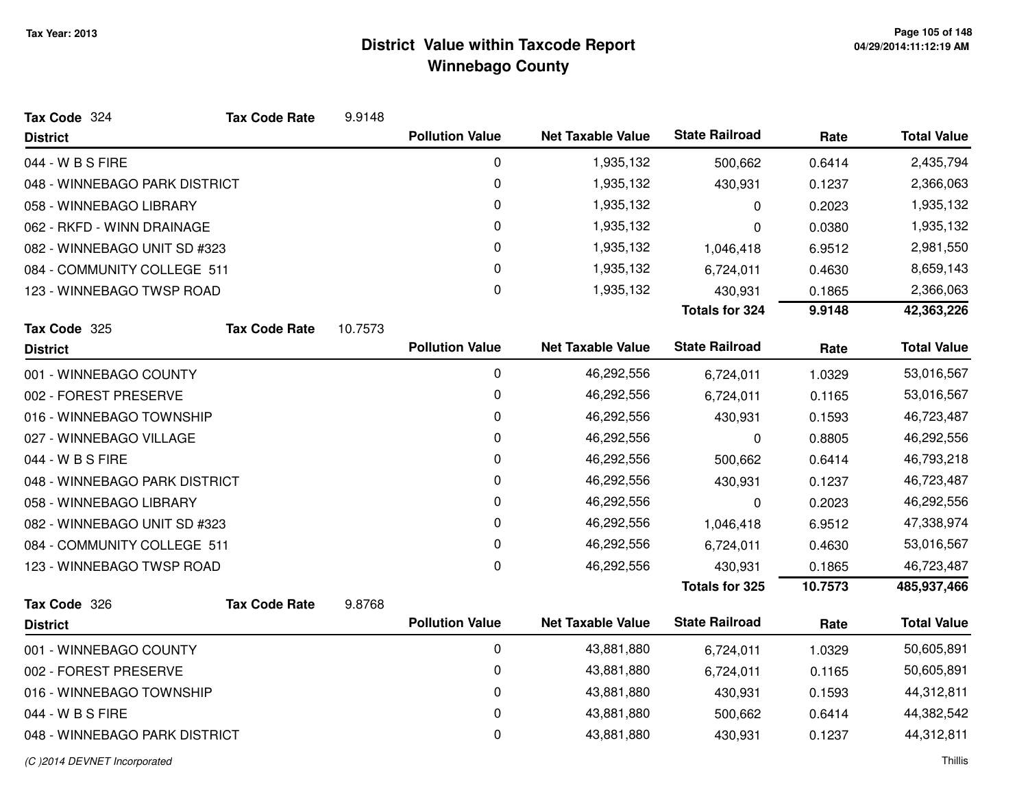**Tax Year: 2013**

# District Value within Taxcode Report
## Winnebago County

**Tax Code** 324 **Tax Code Rate** 9.9148

| District | Pollution Value | Net Taxable Value | State Railroad | Rate | Total Value |
|---|---|---|---|---|---|
| 044 - W B S FIRE | 0 | 1,935,132 | 500,662 | 0.6414 | 2,435,794 |
| 048 - WINNEBAGO PARK DISTRICT | 0 | 1,935,132 | 430,931 | 0.1237 | 2,366,063 |
| 058 - WINNEBAGO LIBRARY | 0 | 1,935,132 | 0 | 0.2023 | 1,935,132 |
| 062 - RKFD - WINN DRAINAGE | 0 | 1,935,132 | 0 | 0.0380 | 1,935,132 |
| 082 - WINNEBAGO UNIT SD #323 | 0 | 1,935,132 | 1,046,418 | 6.9512 | 2,981,550 |
| 084 - COMMUNITY COLLEGE 511 | 0 | 1,935,132 | 6,724,011 | 0.4630 | 8,659,143 |
| 123 - WINNEBAGO TWSP ROAD | 0 | 1,935,132 | 430,931 | 0.1865 | 2,366,063 |
| | | | **Totals for 324** | **9.9148** | **42,363,226** |

**Tax Code** 325 **Tax Code Rate** 10.7573

| District | Pollution Value | Net Taxable Value | State Railroad | Rate | Total Value |
|---|---|---|---|---|---|
| 001 - WINNEBAGO COUNTY | 0 | 46,292,556 | 6,724,011 | 1.0329 | 53,016,567 |
| 002 - FOREST PRESERVE | 0 | 46,292,556 | 6,724,011 | 0.1165 | 53,016,567 |
| 016 - WINNEBAGO TOWNSHIP | 0 | 46,292,556 | 430,931 | 0.1593 | 46,723,487 |
| 027 - WINNEBAGO VILLAGE | 0 | 46,292,556 | 0 | 0.8805 | 46,292,556 |
| 044 - W B S FIRE | 0 | 46,292,556 | 500,662 | 0.6414 | 46,793,218 |
| 048 - WINNEBAGO PARK DISTRICT | 0 | 46,292,556 | 430,931 | 0.1237 | 46,723,487 |
| 058 - WINNEBAGO LIBRARY | 0 | 46,292,556 | 0 | 0.2023 | 46,292,556 |
| 082 - WINNEBAGO UNIT SD #323 | 0 | 46,292,556 | 1,046,418 | 6.9512 | 47,338,974 |
| 084 - COMMUNITY COLLEGE 511 | 0 | 46,292,556 | 6,724,011 | 0.4630 | 53,016,567 |
| 123 - WINNEBAGO TWSP ROAD | 0 | 46,292,556 | 430,931 | 0.1865 | 46,723,487 |
| | | | **Totals for 325** | **10.7573** | **485,937,466** |

**Tax Code** 326 **Tax Code Rate** 9.8768

| District | Pollution Value | Net Taxable Value | State Railroad | Rate | Total Value |
|---|---|---|---|---|---|
| 001 - WINNEBAGO COUNTY | 0 | 43,881,880 | 6,724,011 | 1.0329 | 50,605,891 |
| 002 - FOREST PRESERVE | 0 | 43,881,880 | 6,724,011 | 0.1165 | 50,605,891 |
| 016 - WINNEBAGO TOWNSHIP | 0 | 43,881,880 | 430,931 | 0.1593 | 44,312,811 |
| 044 - W B S FIRE | 0 | 43,881,880 | 500,662 | 0.6414 | 44,382,542 |
| 048 - WINNEBAGO PARK DISTRICT | 0 | 43,881,880 | 430,931 | 0.1237 | 44,312,811 |

*(C )2014 DEVNET Incorporated* Thillis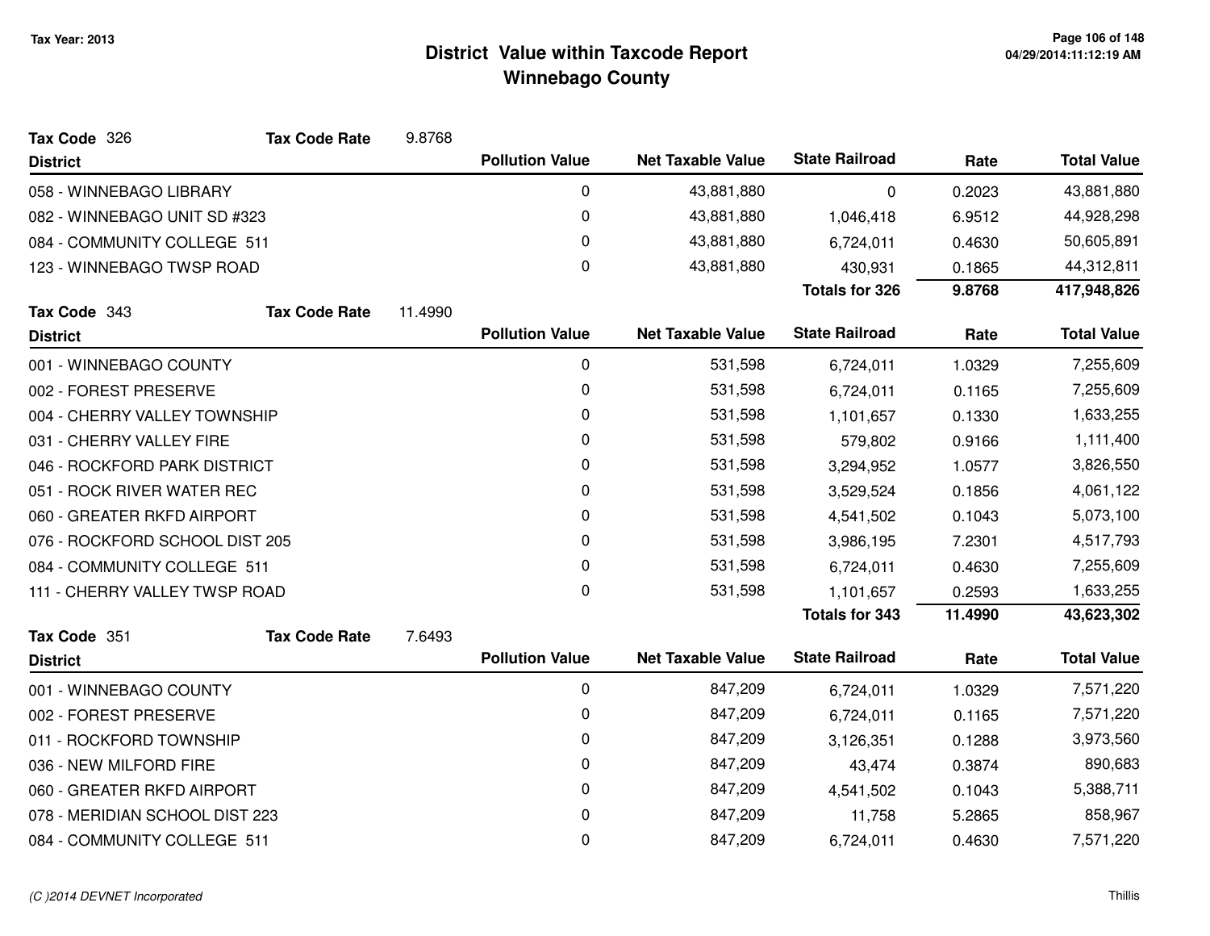# District Value within Taxcode Report
## Winnebago County

Tax Year: 2013

**Tax Code** 326 **Tax Code Rate** 9.8768

| District | Pollution Value | Net Taxable Value | State Railroad | Rate | Total Value |
|---|---|---|---|---|---|
| 058 - WINNEBAGO LIBRARY | 0 | 43,881,880 | 0 | 0.2023 | 43,881,880 |
| 082 - WINNEBAGO UNIT SD #323 | 0 | 43,881,880 | 1,046,418 | 6.9512 | 44,928,298 |
| 084 - COMMUNITY COLLEGE 511 | 0 | 43,881,880 | 6,724,011 | 0.4630 | 50,605,891 |
| 123 - WINNEBAGO TWSP ROAD | 0 | 43,881,880 | 430,931 | 0.1865 | 44,312,811 |
| | | | **Totals for 326** | **9.8768** | **417,948,826** |

**Tax Code** 343 **Tax Code Rate** 11.4990

| District | Pollution Value | Net Taxable Value | State Railroad | Rate | Total Value |
|---|---|---|---|---|---|
| 001 - WINNEBAGO COUNTY | 0 | 531,598 | 6,724,011 | 1.0329 | 7,255,609 |
| 002 - FOREST PRESERVE | 0 | 531,598 | 6,724,011 | 0.1165 | 7,255,609 |
| 004 - CHERRY VALLEY TOWNSHIP | 0 | 531,598 | 1,101,657 | 0.1330 | 1,633,255 |
| 031 - CHERRY VALLEY FIRE | 0 | 531,598 | 579,802 | 0.9166 | 1,111,400 |
| 046 - ROCKFORD PARK DISTRICT | 0 | 531,598 | 3,294,952 | 1.0577 | 3,826,550 |
| 051 - ROCK RIVER WATER REC | 0 | 531,598 | 3,529,524 | 0.1856 | 4,061,122 |
| 060 - GREATER RKFD AIRPORT | 0 | 531,598 | 4,541,502 | 0.1043 | 5,073,100 |
| 076 - ROCKFORD SCHOOL DIST 205 | 0 | 531,598 | 3,986,195 | 7.2301 | 4,517,793 |
| 084 - COMMUNITY COLLEGE 511 | 0 | 531,598 | 6,724,011 | 0.4630 | 7,255,609 |
| 111 - CHERRY VALLEY TWSP ROAD | 0 | 531,598 | 1,101,657 | 0.2593 | 1,633,255 |
| | | | **Totals for 343** | **11.4990** | **43,623,302** |

**Tax Code** 351 **Tax Code Rate** 7.6493

| District | Pollution Value | Net Taxable Value | State Railroad | Rate | Total Value |
|---|---|---|---|---|---|
| 001 - WINNEBAGO COUNTY | 0 | 847,209 | 6,724,011 | 1.0329 | 7,571,220 |
| 002 - FOREST PRESERVE | 0 | 847,209 | 6,724,011 | 0.1165 | 7,571,220 |
| 011 - ROCKFORD TOWNSHIP | 0 | 847,209 | 3,126,351 | 0.1288 | 3,973,560 |
| 036 - NEW MILFORD FIRE | 0 | 847,209 | 43,474 | 0.3874 | 890,683 |
| 060 - GREATER RKFD AIRPORT | 0 | 847,209 | 4,541,502 | 0.1043 | 5,388,711 |
| 078 - MERIDIAN SCHOOL DIST 223 | 0 | 847,209 | 11,758 | 5.2865 | 858,967 |
| 084 - COMMUNITY COLLEGE 511 | 0 | 847,209 | 6,724,011 | 0.4630 | 7,571,220 |

*(C )2014 DEVNET Incorporated*

Thillis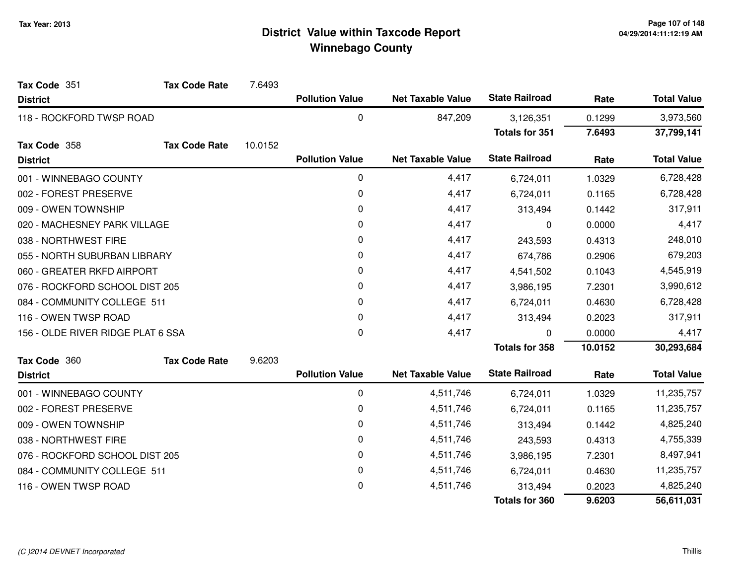# District Value within Taxcode Report
# Winnebago County

Tax Year: 2013

**Tax Code** 351 **Tax Code Rate** 7.6493

| District | Pollution Value | Net Taxable Value | State Railroad | Rate | Total Value |
|---|---|---|---|---|---|
| 118 - ROCKFORD TWSP ROAD | 0 | 847,209 | 3,126,351 | 0.1299 | 3,973,560 |
| | | | **Totals for 351** | **7.6493** | **37,799,141** |

**Tax Code** 358 **Tax Code Rate** 10.0152

| District | Pollution Value | Net Taxable Value | State Railroad | Rate | Total Value |
|---|---|---|---|---|---|
| 001 - WINNEBAGO COUNTY | 0 | 4,417 | 6,724,011 | 1.0329 | 6,728,428 |
| 002 - FOREST PRESERVE | 0 | 4,417 | 6,724,011 | 0.1165 | 6,728,428 |
| 009 - OWEN TOWNSHIP | 0 | 4,417 | 313,494 | 0.1442 | 317,911 |
| 020 - MACHESNEY PARK VILLAGE | 0 | 4,417 | 0 | 0.0000 | 4,417 |
| 038 - NORTHWEST FIRE | 0 | 4,417 | 243,593 | 0.4313 | 248,010 |
| 055 - NORTH SUBURBAN LIBRARY | 0 | 4,417 | 674,786 | 0.2906 | 679,203 |
| 060 - GREATER RKFD AIRPORT | 0 | 4,417 | 4,541,502 | 0.1043 | 4,545,919 |
| 076 - ROCKFORD SCHOOL DIST 205 | 0 | 4,417 | 3,986,195 | 7.2301 | 3,990,612 |
| 084 - COMMUNITY COLLEGE 511 | 0 | 4,417 | 6,724,011 | 0.4630 | 6,728,428 |
| 116 - OWEN TWSP ROAD | 0 | 4,417 | 313,494 | 0.2023 | 317,911 |
| 156 - OLDE RIVER RIDGE PLAT 6 SSA | 0 | 4,417 | 0 | 0.0000 | 4,417 |
| | | | **Totals for 358** | **10.0152** | **30,293,684** |

**Tax Code** 360 **Tax Code Rate** 9.6203

| District | Pollution Value | Net Taxable Value | State Railroad | Rate | Total Value |
|---|---|---|---|---|---|
| 001 - WINNEBAGO COUNTY | 0 | 4,511,746 | 6,724,011 | 1.0329 | 11,235,757 |
| 002 - FOREST PRESERVE | 0 | 4,511,746 | 6,724,011 | 0.1165 | 11,235,757 |
| 009 - OWEN TOWNSHIP | 0 | 4,511,746 | 313,494 | 0.1442 | 4,825,240 |
| 038 - NORTHWEST FIRE | 0 | 4,511,746 | 243,593 | 0.4313 | 4,755,339 |
| 076 - ROCKFORD SCHOOL DIST 205 | 0 | 4,511,746 | 3,986,195 | 7.2301 | 8,497,941 |
| 084 - COMMUNITY COLLEGE 511 | 0 | 4,511,746 | 6,724,011 | 0.4630 | 11,235,757 |
| 116 - OWEN TWSP ROAD | 0 | 4,511,746 | 313,494 | 0.2023 | 4,825,240 |
| | | | **Totals for 360** | **9.6203** | **56,611,031** |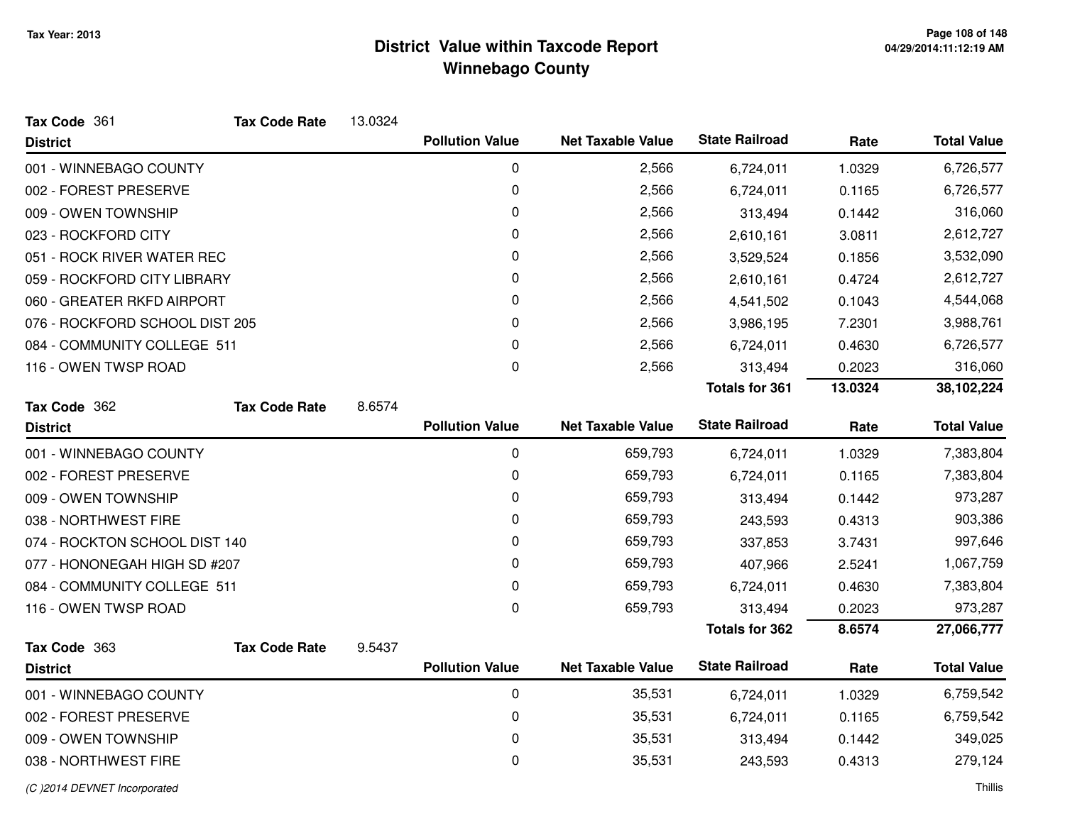# District Value within Taxcode Report
## Winnebago County

Tax Year: 2013

**Tax Code** 361 **Tax Code Rate** 13.0324

| District | Pollution Value | Net Taxable Value | State Railroad | Rate | Total Value |
|---|---|---|---|---|---|
| 001 - WINNEBAGO COUNTY | 0 | 2,566 | 6,724,011 | 1.0329 | 6,726,577 |
| 002 - FOREST PRESERVE | 0 | 2,566 | 6,724,011 | 0.1165 | 6,726,577 |
| 009 - OWEN TOWNSHIP | 0 | 2,566 | 313,494 | 0.1442 | 316,060 |
| 023 - ROCKFORD CITY | 0 | 2,566 | 2,610,161 | 3.0811 | 2,612,727 |
| 051 - ROCK RIVER WATER REC | 0 | 2,566 | 3,529,524 | 0.1856 | 3,532,090 |
| 059 - ROCKFORD CITY LIBRARY | 0 | 2,566 | 2,610,161 | 0.4724 | 2,612,727 |
| 060 - GREATER RKFD AIRPORT | 0 | 2,566 | 4,541,502 | 0.1043 | 4,544,068 |
| 076 - ROCKFORD SCHOOL DIST 205 | 0 | 2,566 | 3,986,195 | 7.2301 | 3,988,761 |
| 084 - COMMUNITY COLLEGE 511 | 0 | 2,566 | 6,724,011 | 0.4630 | 6,726,577 |
| 116 - OWEN TWSP ROAD | 0 | 2,566 | 313,494 | 0.2023 | 316,060 |
| | | | **Totals for 361** | **13.0324** | **38,102,224** |

**Tax Code** 362 **Tax Code Rate** 8.6574

| District | Pollution Value | Net Taxable Value | State Railroad | Rate | Total Value |
|---|---|---|---|---|---|
| 001 - WINNEBAGO COUNTY | 0 | 659,793 | 6,724,011 | 1.0329 | 7,383,804 |
| 002 - FOREST PRESERVE | 0 | 659,793 | 6,724,011 | 0.1165 | 7,383,804 |
| 009 - OWEN TOWNSHIP | 0 | 659,793 | 313,494 | 0.1442 | 973,287 |
| 038 - NORTHWEST FIRE | 0 | 659,793 | 243,593 | 0.4313 | 903,386 |
| 074 - ROCKTON SCHOOL DIST 140 | 0 | 659,793 | 337,853 | 3.7431 | 997,646 |
| 077 - HONONEGAH HIGH SD #207 | 0 | 659,793 | 407,966 | 2.5241 | 1,067,759 |
| 084 - COMMUNITY COLLEGE 511 | 0 | 659,793 | 6,724,011 | 0.4630 | 7,383,804 |
| 116 - OWEN TWSP ROAD | 0 | 659,793 | 313,494 | 0.2023 | 973,287 |
| | | | **Totals for 362** | **8.6574** | **27,066,777** |

**Tax Code** 363 **Tax Code Rate** 9.5437

| District | Pollution Value | Net Taxable Value | State Railroad | Rate | Total Value |
|---|---|---|---|---|---|
| 001 - WINNEBAGO COUNTY | 0 | 35,531 | 6,724,011 | 1.0329 | 6,759,542 |
| 002 - FOREST PRESERVE | 0 | 35,531 | 6,724,011 | 0.1165 | 6,759,542 |
| 009 - OWEN TOWNSHIP | 0 | 35,531 | 313,494 | 0.1442 | 349,025 |
| 038 - NORTHWEST FIRE | 0 | 35,531 | 243,593 | 0.4313 | 279,124 |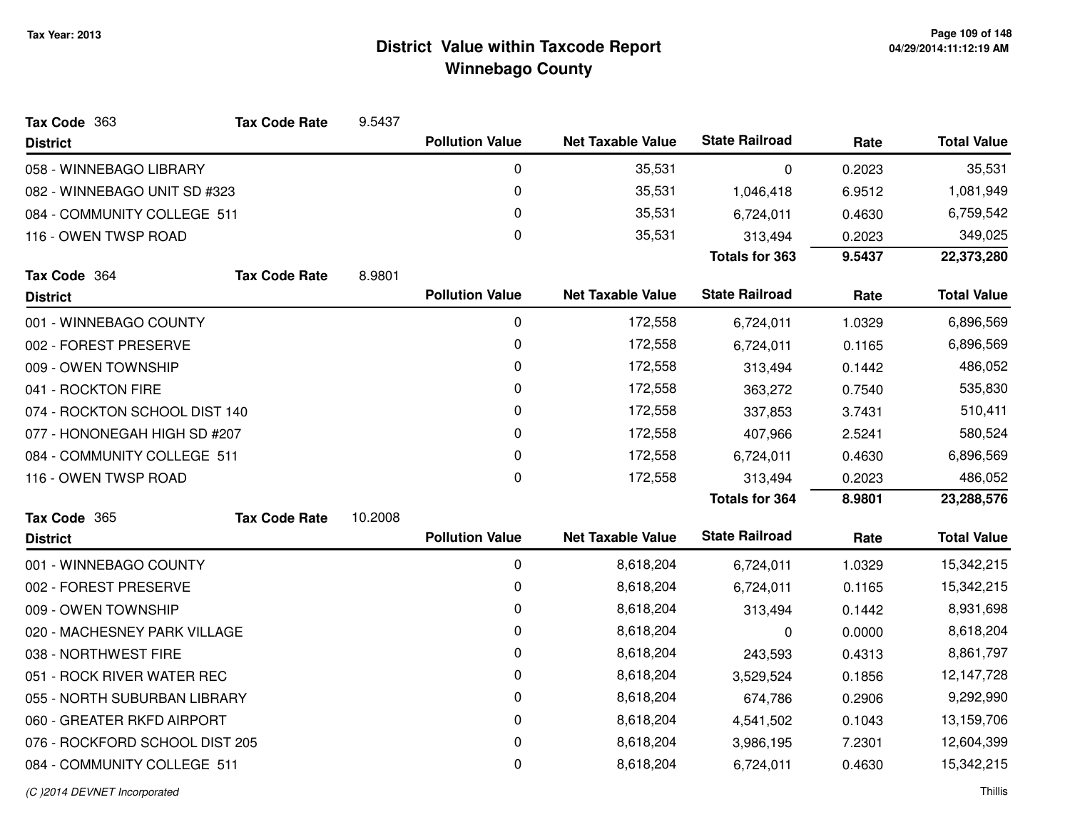# District Value within Taxcode Report
## Winnebago County

Tax Year: 2013

**Tax Code** 363 **Tax Code Rate** 9.5437

| District | Pollution Value | Net Taxable Value | State Railroad | Rate | Total Value |
|---|---|---|---|---|---|
| 058 - WINNEBAGO LIBRARY | 0 | 35,531 | 0 | 0.2023 | 35,531 |
| 082 - WINNEBAGO UNIT SD #323 | 0 | 35,531 | 1,046,418 | 6.9512 | 1,081,949 |
| 084 - COMMUNITY COLLEGE 511 | 0 | 35,531 | 6,724,011 | 0.4630 | 6,759,542 |
| 116 - OWEN TWSP ROAD | 0 | 35,531 | 313,494 | 0.2023 | 349,025 |
| | | | **Totals for 363** | **9.5437** | **22,373,280** |

**Tax Code** 364 **Tax Code Rate** 8.9801

| District | Pollution Value | Net Taxable Value | State Railroad | Rate | Total Value |
|---|---|---|---|---|---|
| 001 - WINNEBAGO COUNTY | 0 | 172,558 | 6,724,011 | 1.0329 | 6,896,569 |
| 002 - FOREST PRESERVE | 0 | 172,558 | 6,724,011 | 0.1165 | 6,896,569 |
| 009 - OWEN TOWNSHIP | 0 | 172,558 | 313,494 | 0.1442 | 486,052 |
| 041 - ROCKTON FIRE | 0 | 172,558 | 363,272 | 0.7540 | 535,830 |
| 074 - ROCKTON SCHOOL DIST 140 | 0 | 172,558 | 337,853 | 3.7431 | 510,411 |
| 077 - HONONEGAH HIGH SD #207 | 0 | 172,558 | 407,966 | 2.5241 | 580,524 |
| 084 - COMMUNITY COLLEGE 511 | 0 | 172,558 | 6,724,011 | 0.4630 | 6,896,569 |
| 116 - OWEN TWSP ROAD | 0 | 172,558 | 313,494 | 0.2023 | 486,052 |
| | | | **Totals for 364** | **8.9801** | **23,288,576** |

**Tax Code** 365 **Tax Code Rate** 10.2008

| District | Pollution Value | Net Taxable Value | State Railroad | Rate | Total Value |
|---|---|---|---|---|---|
| 001 - WINNEBAGO COUNTY | 0 | 8,618,204 | 6,724,011 | 1.0329 | 15,342,215 |
| 002 - FOREST PRESERVE | 0 | 8,618,204 | 6,724,011 | 0.1165 | 15,342,215 |
| 009 - OWEN TOWNSHIP | 0 | 8,618,204 | 313,494 | 0.1442 | 8,931,698 |
| 020 - MACHESNEY PARK VILLAGE | 0 | 8,618,204 | 0 | 0.0000 | 8,618,204 |
| 038 - NORTHWEST FIRE | 0 | 8,618,204 | 243,593 | 0.4313 | 8,861,797 |
| 051 - ROCK RIVER WATER REC | 0 | 8,618,204 | 3,529,524 | 0.1856 | 12,147,728 |
| 055 - NORTH SUBURBAN LIBRARY | 0 | 8,618,204 | 674,786 | 0.2906 | 9,292,990 |
| 060 - GREATER RKFD AIRPORT | 0 | 8,618,204 | 4,541,502 | 0.1043 | 13,159,706 |
| 076 - ROCKFORD SCHOOL DIST 205 | 0 | 8,618,204 | 3,986,195 | 7.2301 | 12,604,399 |
| 084 - COMMUNITY COLLEGE 511 | 0 | 8,618,204 | 6,724,011 | 0.4630 | 15,342,215 |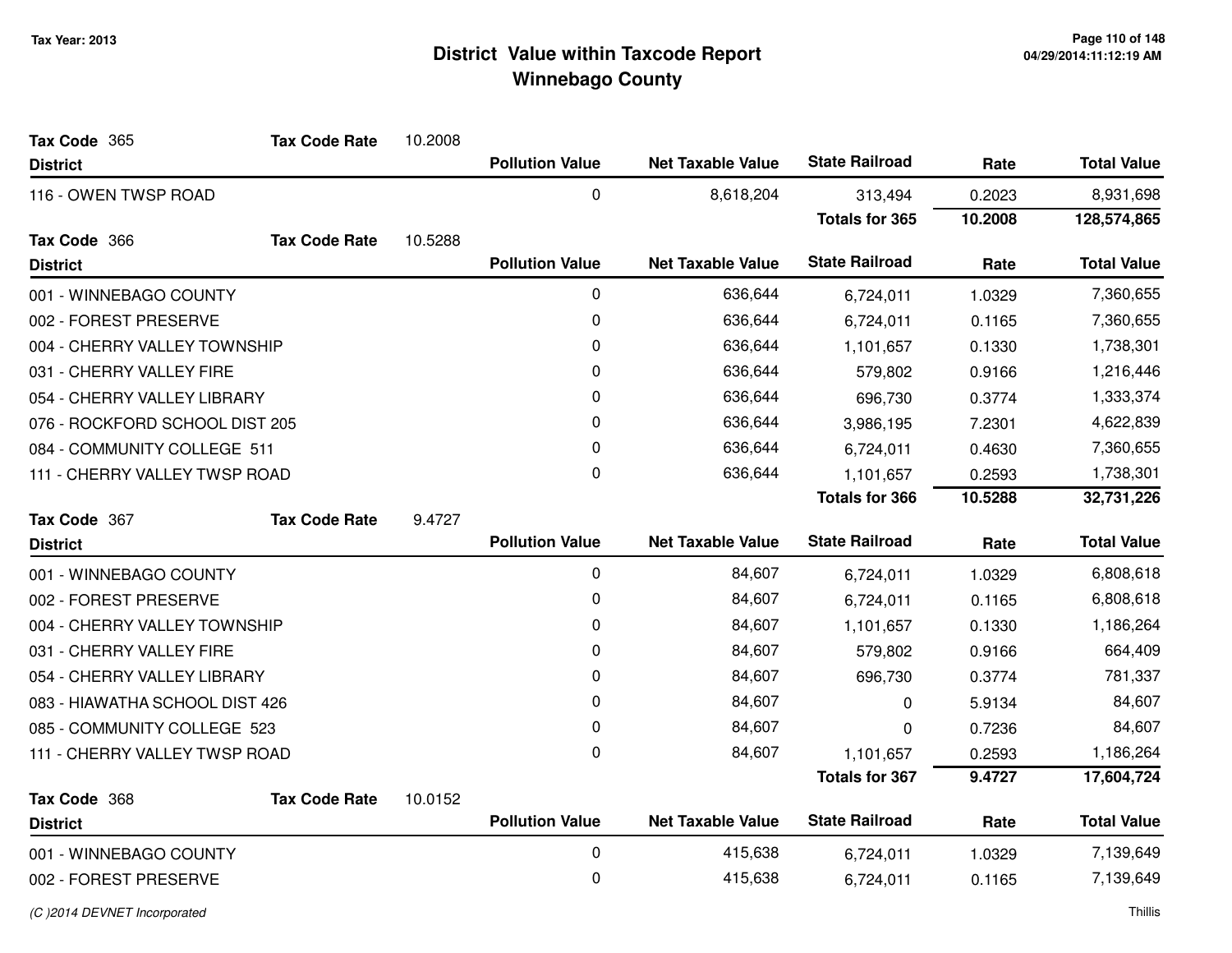# District Value within Taxcode Report
## Winnebago County

Tax Year: 2013

**Tax Code** 365 **Tax Code Rate** 10.2008

| District | Pollution Value | Net Taxable Value | State Railroad | Rate | Total Value |
|---|---|---|---|---|---|
| 116 - OWEN TWSP ROAD | 0 | 8,618,204 | 313,494 | 0.2023 | 8,931,698 |
| | | | **Totals for 365** | **10.2008** | **128,574,865** |

**Tax Code** 366 **Tax Code Rate** 10.5288

| District | Pollution Value | Net Taxable Value | State Railroad | Rate | Total Value |
|---|---|---|---|---|---|
| 001 - WINNEBAGO COUNTY | 0 | 636,644 | 6,724,011 | 1.0329 | 7,360,655 |
| 002 - FOREST PRESERVE | 0 | 636,644 | 6,724,011 | 0.1165 | 7,360,655 |
| 004 - CHERRY VALLEY TOWNSHIP | 0 | 636,644 | 1,101,657 | 0.1330 | 1,738,301 |
| 031 - CHERRY VALLEY FIRE | 0 | 636,644 | 579,802 | 0.9166 | 1,216,446 |
| 054 - CHERRY VALLEY LIBRARY | 0 | 636,644 | 696,730 | 0.3774 | 1,333,374 |
| 076 - ROCKFORD SCHOOL DIST 205 | 0 | 636,644 | 3,986,195 | 7.2301 | 4,622,839 |
| 084 - COMMUNITY COLLEGE 511 | 0 | 636,644 | 6,724,011 | 0.4630 | 7,360,655 |
| 111 - CHERRY VALLEY TWSP ROAD | 0 | 636,644 | 1,101,657 | 0.2593 | 1,738,301 |
| | | | **Totals for 366** | **10.5288** | **32,731,226** |

**Tax Code** 367 **Tax Code Rate** 9.4727

| District | Pollution Value | Net Taxable Value | State Railroad | Rate | Total Value |
|---|---|---|---|---|---|
| 001 - WINNEBAGO COUNTY | 0 | 84,607 | 6,724,011 | 1.0329 | 6,808,618 |
| 002 - FOREST PRESERVE | 0 | 84,607 | 6,724,011 | 0.1165 | 6,808,618 |
| 004 - CHERRY VALLEY TOWNSHIP | 0 | 84,607 | 1,101,657 | 0.1330 | 1,186,264 |
| 031 - CHERRY VALLEY FIRE | 0 | 84,607 | 579,802 | 0.9166 | 664,409 |
| 054 - CHERRY VALLEY LIBRARY | 0 | 84,607 | 696,730 | 0.3774 | 781,337 |
| 083 - HIAWATHA SCHOOL DIST 426 | 0 | 84,607 | 0 | 5.9134 | 84,607 |
| 085 - COMMUNITY COLLEGE 523 | 0 | 84,607 | 0 | 0.7236 | 84,607 |
| 111 - CHERRY VALLEY TWSP ROAD | 0 | 84,607 | 1,101,657 | 0.2593 | 1,186,264 |
| | | | **Totals for 367** | **9.4727** | **17,604,724** |

**Tax Code** 368 **Tax Code Rate** 10.0152

| District | Pollution Value | Net Taxable Value | State Railroad | Rate | Total Value |
|---|---|---|---|---|---|
| 001 - WINNEBAGO COUNTY | 0 | 415,638 | 6,724,011 | 1.0329 | 7,139,649 |
| 002 - FOREST PRESERVE | 0 | 415,638 | 6,724,011 | 0.1165 | 7,139,649 |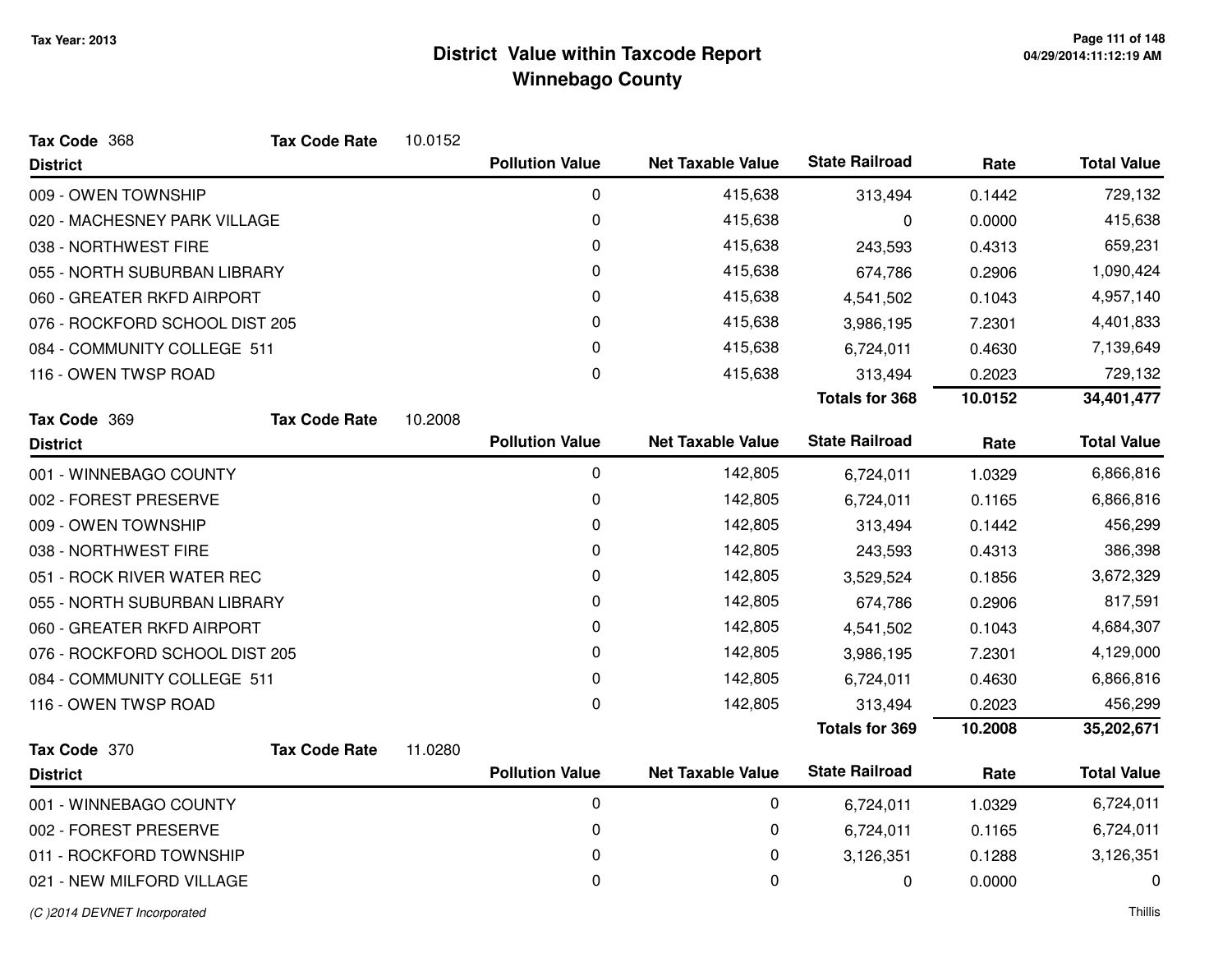# District Value within Taxcode Report
## Winnebago County

Tax Year: 2013

**Tax Code** 368 **Tax Code Rate** 10.0152

| District | Pollution Value | Net Taxable Value | State Railroad | Rate | Total Value |
|---|---|---|---|---|---|
| 009 - OWEN TOWNSHIP | 0 | 415,638 | 313,494 | 0.1442 | 729,132 |
| 020 - MACHESNEY PARK VILLAGE | 0 | 415,638 | 0 | 0.0000 | 415,638 |
| 038 - NORTHWEST FIRE | 0 | 415,638 | 243,593 | 0.4313 | 659,231 |
| 055 - NORTH SUBURBAN LIBRARY | 0 | 415,638 | 674,786 | 0.2906 | 1,090,424 |
| 060 - GREATER RKFD AIRPORT | 0 | 415,638 | 4,541,502 | 0.1043 | 4,957,140 |
| 076 - ROCKFORD SCHOOL DIST 205 | 0 | 415,638 | 3,986,195 | 7.2301 | 4,401,833 |
| 084 - COMMUNITY COLLEGE 511 | 0 | 415,638 | 6,724,011 | 0.4630 | 7,139,649 |
| 116 - OWEN TWSP ROAD | 0 | 415,638 | 313,494 | 0.2023 | 729,132 |
| | | | **Totals for 368** | **10.0152** | **34,401,477** |

**Tax Code** 369 **Tax Code Rate** 10.2008

| District | Pollution Value | Net Taxable Value | State Railroad | Rate | Total Value |
|---|---|---|---|---|---|
| 001 - WINNEBAGO COUNTY | 0 | 142,805 | 6,724,011 | 1.0329 | 6,866,816 |
| 002 - FOREST PRESERVE | 0 | 142,805 | 6,724,011 | 0.1165 | 6,866,816 |
| 009 - OWEN TOWNSHIP | 0 | 142,805 | 313,494 | 0.1442 | 456,299 |
| 038 - NORTHWEST FIRE | 0 | 142,805 | 243,593 | 0.4313 | 386,398 |
| 051 - ROCK RIVER WATER REC | 0 | 142,805 | 3,529,524 | 0.1856 | 3,672,329 |
| 055 - NORTH SUBURBAN LIBRARY | 0 | 142,805 | 674,786 | 0.2906 | 817,591 |
| 060 - GREATER RKFD AIRPORT | 0 | 142,805 | 4,541,502 | 0.1043 | 4,684,307 |
| 076 - ROCKFORD SCHOOL DIST 205 | 0 | 142,805 | 3,986,195 | 7.2301 | 4,129,000 |
| 084 - COMMUNITY COLLEGE 511 | 0 | 142,805 | 6,724,011 | 0.4630 | 6,866,816 |
| 116 - OWEN TWSP ROAD | 0 | 142,805 | 313,494 | 0.2023 | 456,299 |
| | | | **Totals for 369** | **10.2008** | **35,202,671** |

**Tax Code** 370 **Tax Code Rate** 11.0280

| District | Pollution Value | Net Taxable Value | State Railroad | Rate | Total Value |
|---|---|---|---|---|---|
| 001 - WINNEBAGO COUNTY | 0 | 0 | 6,724,011 | 1.0329 | 6,724,011 |
| 002 - FOREST PRESERVE | 0 | 0 | 6,724,011 | 0.1165 | 6,724,011 |
| 011 - ROCKFORD TOWNSHIP | 0 | 0 | 3,126,351 | 0.1288 | 3,126,351 |
| 021 - NEW MILFORD VILLAGE | 0 | 0 | 0 | 0.0000 | 0 |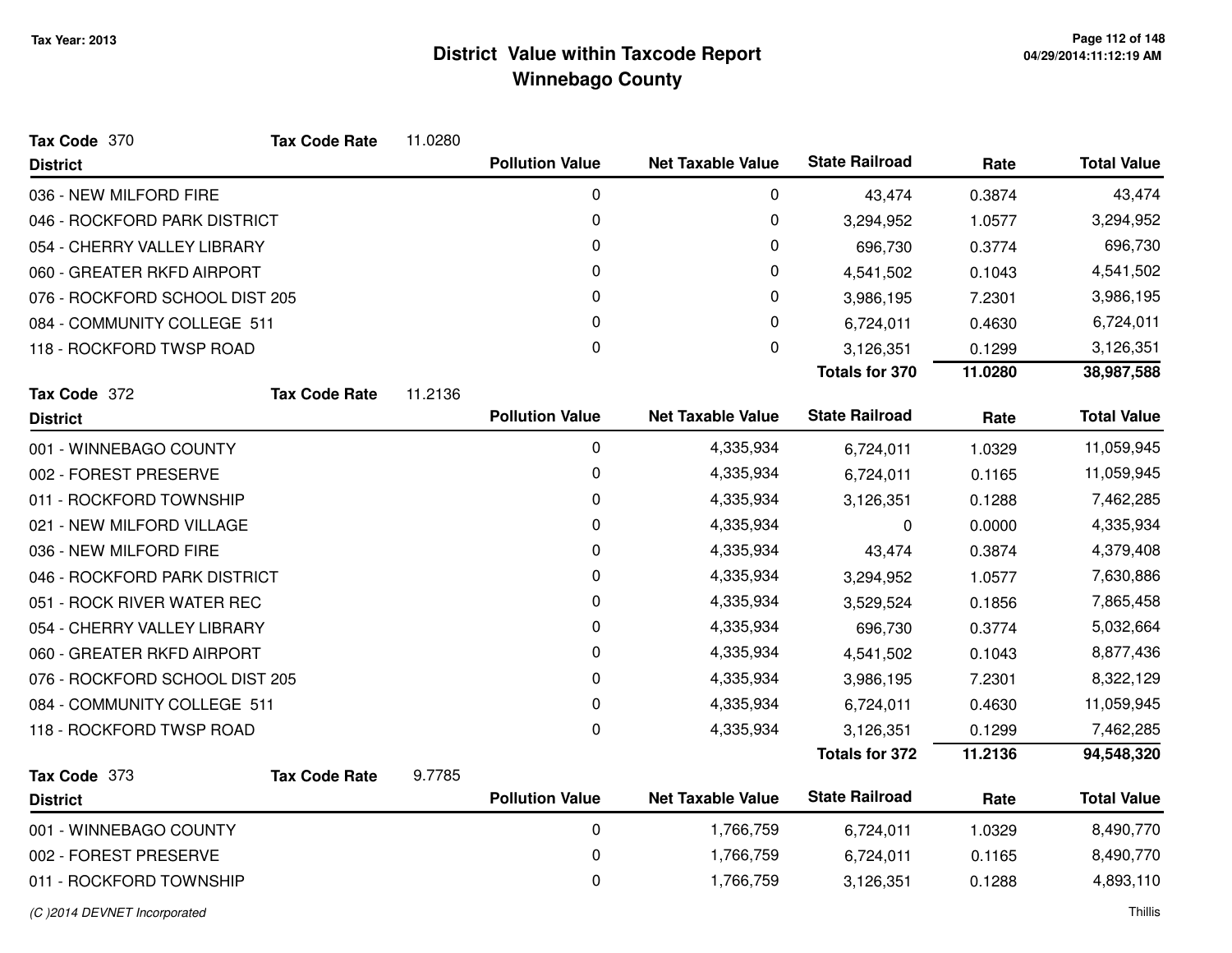# District Value within Taxcode Report
## Winnebago County

Tax Year: 2013

**Tax Code** 370 **Tax Code Rate** 11.0280

| District | Pollution Value | Net Taxable Value | State Railroad | Rate | Total Value |
|---|---|---|---|---|---|
| 036 - NEW MILFORD FIRE | 0 | 0 | 43,474 | 0.3874 | 43,474 |
| 046 - ROCKFORD PARK DISTRICT | 0 | 0 | 3,294,952 | 1.0577 | 3,294,952 |
| 054 - CHERRY VALLEY LIBRARY | 0 | 0 | 696,730 | 0.3774 | 696,730 |
| 060 - GREATER RKFD AIRPORT | 0 | 0 | 4,541,502 | 0.1043 | 4,541,502 |
| 076 - ROCKFORD SCHOOL DIST 205 | 0 | 0 | 3,986,195 | 7.2301 | 3,986,195 |
| 084 - COMMUNITY COLLEGE 511 | 0 | 0 | 6,724,011 | 0.4630 | 6,724,011 |
| 118 - ROCKFORD TWSP ROAD | 0 | 0 | 3,126,351 | 0.1299 | 3,126,351 |
| | | | **Totals for 370** | **11.0280** | **38,987,588** |

**Tax Code** 372 **Tax Code Rate** 11.2136

| District | Pollution Value | Net Taxable Value | State Railroad | Rate | Total Value |
|---|---|---|---|---|---|
| 001 - WINNEBAGO COUNTY | 0 | 4,335,934 | 6,724,011 | 1.0329 | 11,059,945 |
| 002 - FOREST PRESERVE | 0 | 4,335,934 | 6,724,011 | 0.1165 | 11,059,945 |
| 011 - ROCKFORD TOWNSHIP | 0 | 4,335,934 | 3,126,351 | 0.1288 | 7,462,285 |
| 021 - NEW MILFORD VILLAGE | 0 | 4,335,934 | 0 | 0.0000 | 4,335,934 |
| 036 - NEW MILFORD FIRE | 0 | 4,335,934 | 43,474 | 0.3874 | 4,379,408 |
| 046 - ROCKFORD PARK DISTRICT | 0 | 4,335,934 | 3,294,952 | 1.0577 | 7,630,886 |
| 051 - ROCK RIVER WATER REC | 0 | 4,335,934 | 3,529,524 | 0.1856 | 7,865,458 |
| 054 - CHERRY VALLEY LIBRARY | 0 | 4,335,934 | 696,730 | 0.3774 | 5,032,664 |
| 060 - GREATER RKFD AIRPORT | 0 | 4,335,934 | 4,541,502 | 0.1043 | 8,877,436 |
| 076 - ROCKFORD SCHOOL DIST 205 | 0 | 4,335,934 | 3,986,195 | 7.2301 | 8,322,129 |
| 084 - COMMUNITY COLLEGE 511 | 0 | 4,335,934 | 6,724,011 | 0.4630 | 11,059,945 |
| 118 - ROCKFORD TWSP ROAD | 0 | 4,335,934 | 3,126,351 | 0.1299 | 7,462,285 |
| | | | **Totals for 372** | **11.2136** | **94,548,320** |

**Tax Code** 373 **Tax Code Rate** 9.7785

| District | Pollution Value | Net Taxable Value | State Railroad | Rate | Total Value |
|---|---|---|---|---|---|
| 001 - WINNEBAGO COUNTY | 0 | 1,766,759 | 6,724,011 | 1.0329 | 8,490,770 |
| 002 - FOREST PRESERVE | 0 | 1,766,759 | 6,724,011 | 0.1165 | 8,490,770 |
| 011 - ROCKFORD TOWNSHIP | 0 | 1,766,759 | 3,126,351 | 0.1288 | 4,893,110 |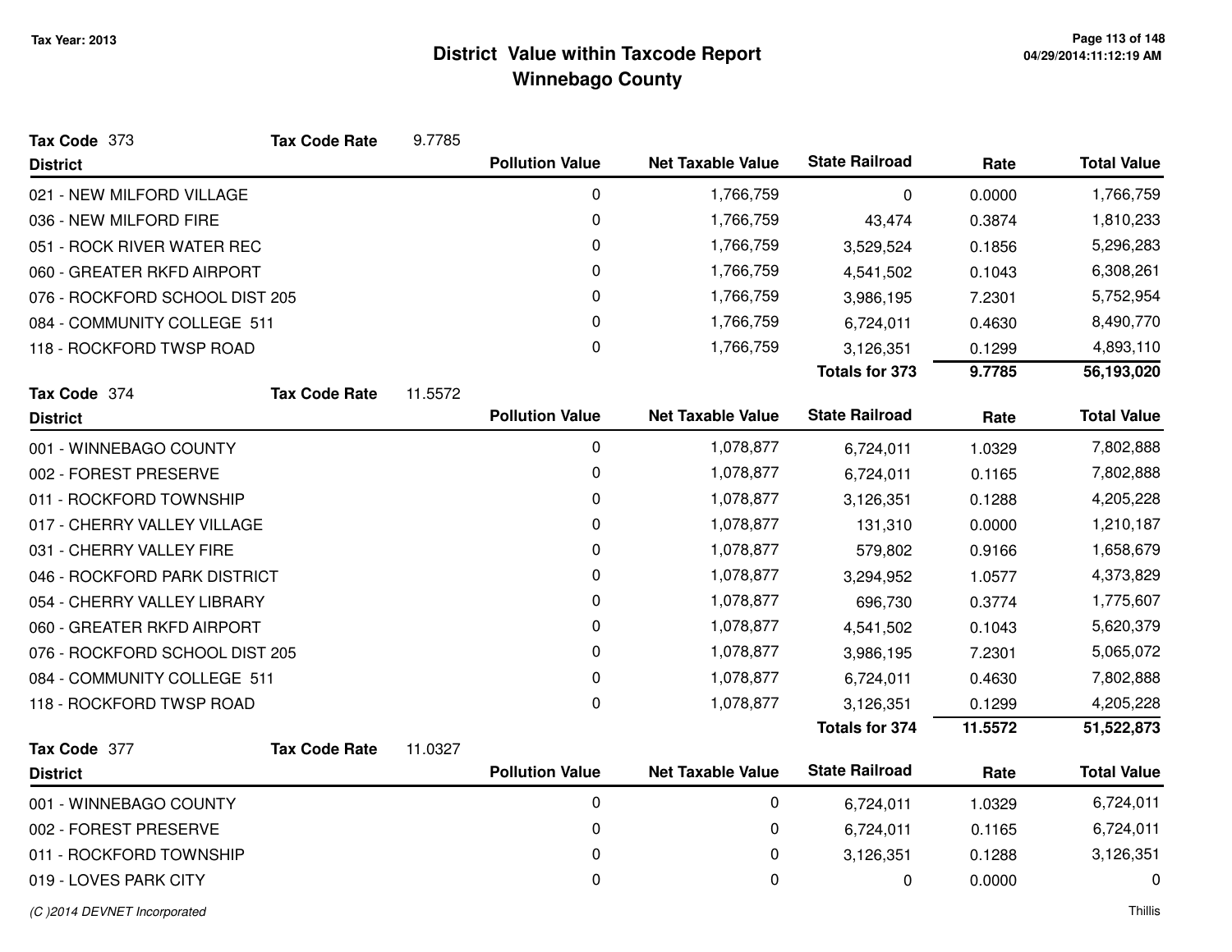# District Value within Taxcode Report
## Winnebago County

Tax Year: 2013

**Tax Code** 373 **Tax Code Rate** 9.7785

| District | Pollution Value | Net Taxable Value | State Railroad | Rate | Total Value |
|---|---|---|---|---|---|
| 021 - NEW MILFORD VILLAGE | 0 | 1,766,759 | 0 | 0.0000 | 1,766,759 |
| 036 - NEW MILFORD FIRE | 0 | 1,766,759 | 43,474 | 0.3874 | 1,810,233 |
| 051 - ROCK RIVER WATER REC | 0 | 1,766,759 | 3,529,524 | 0.1856 | 5,296,283 |
| 060 - GREATER RKFD AIRPORT | 0 | 1,766,759 | 4,541,502 | 0.1043 | 6,308,261 |
| 076 - ROCKFORD SCHOOL DIST 205 | 0 | 1,766,759 | 3,986,195 | 7.2301 | 5,752,954 |
| 084 - COMMUNITY COLLEGE 511 | 0 | 1,766,759 | 6,724,011 | 0.4630 | 8,490,770 |
| 118 - ROCKFORD TWSP ROAD | 0 | 1,766,759 | 3,126,351 | 0.1299 | 4,893,110 |
| | | | **Totals for 373** | **9.7785** | **56,193,020** |

**Tax Code** 374 **Tax Code Rate** 11.5572

| District | Pollution Value | Net Taxable Value | State Railroad | Rate | Total Value |
|---|---|---|---|---|---|
| 001 - WINNEBAGO COUNTY | 0 | 1,078,877 | 6,724,011 | 1.0329 | 7,802,888 |
| 002 - FOREST PRESERVE | 0 | 1,078,877 | 6,724,011 | 0.1165 | 7,802,888 |
| 011 - ROCKFORD TOWNSHIP | 0 | 1,078,877 | 3,126,351 | 0.1288 | 4,205,228 |
| 017 - CHERRY VALLEY VILLAGE | 0 | 1,078,877 | 131,310 | 0.0000 | 1,210,187 |
| 031 - CHERRY VALLEY FIRE | 0 | 1,078,877 | 579,802 | 0.9166 | 1,658,679 |
| 046 - ROCKFORD PARK DISTRICT | 0 | 1,078,877 | 3,294,952 | 1.0577 | 4,373,829 |
| 054 - CHERRY VALLEY LIBRARY | 0 | 1,078,877 | 696,730 | 0.3774 | 1,775,607 |
| 060 - GREATER RKFD AIRPORT | 0 | 1,078,877 | 4,541,502 | 0.1043 | 5,620,379 |
| 076 - ROCKFORD SCHOOL DIST 205 | 0 | 1,078,877 | 3,986,195 | 7.2301 | 5,065,072 |
| 084 - COMMUNITY COLLEGE 511 | 0 | 1,078,877 | 6,724,011 | 0.4630 | 7,802,888 |
| 118 - ROCKFORD TWSP ROAD | 0 | 1,078,877 | 3,126,351 | 0.1299 | 4,205,228 |
| | | | **Totals for 374** | **11.5572** | **51,522,873** |

**Tax Code** 377 **Tax Code Rate** 11.0327

| District | Pollution Value | Net Taxable Value | State Railroad | Rate | Total Value |
|---|---|---|---|---|---|
| 001 - WINNEBAGO COUNTY | 0 | 0 | 6,724,011 | 1.0329 | 6,724,011 |
| 002 - FOREST PRESERVE | 0 | 0 | 6,724,011 | 0.1165 | 6,724,011 |
| 011 - ROCKFORD TOWNSHIP | 0 | 0 | 3,126,351 | 0.1288 | 3,126,351 |
| 019 - LOVES PARK CITY | 0 | 0 | 0 | 0.0000 | 0 |

(C )2014 DEVNET Incorporated

Thillis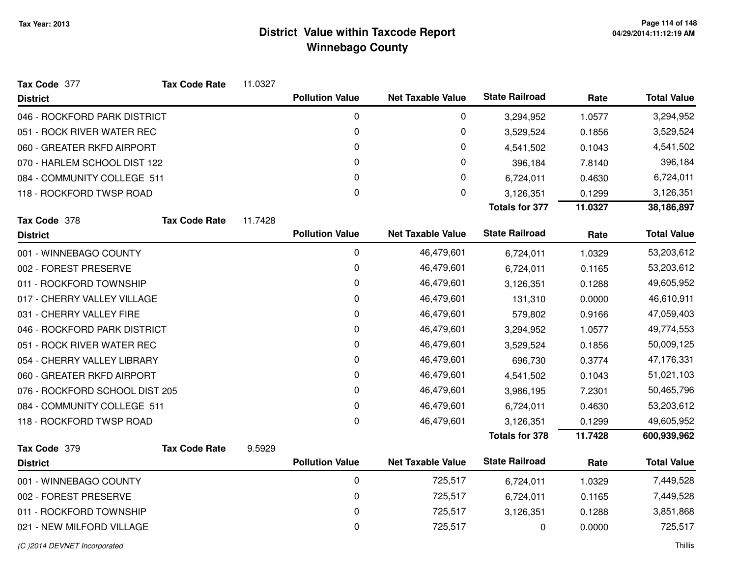# District Value within Taxcode Report
## Winnebago County

Tax Year: 2013

**Tax Code** 377 **Tax Code Rate** 11.0327

| District | Pollution Value | Net Taxable Value | State Railroad | Rate | Total Value |
|---|---|---|---|---|---|
| 046 - ROCKFORD PARK DISTRICT | 0 | 0 | 3,294,952 | 1.0577 | 3,294,952 |
| 051 - ROCK RIVER WATER REC | 0 | 0 | 3,529,524 | 0.1856 | 3,529,524 |
| 060 - GREATER RKFD AIRPORT | 0 | 0 | 4,541,502 | 0.1043 | 4,541,502 |
| 070 - HARLEM SCHOOL DIST 122 | 0 | 0 | 396,184 | 7.8140 | 396,184 |
| 084 - COMMUNITY COLLEGE 511 | 0 | 0 | 6,724,011 | 0.4630 | 6,724,011 |
| 118 - ROCKFORD TWSP ROAD | 0 | 0 | 3,126,351 | 0.1299 | 3,126,351 |
| | | | **Totals for 377** | **11.0327** | **38,186,897** |

**Tax Code** 378 **Tax Code Rate** 11.7428

| District | Pollution Value | Net Taxable Value | State Railroad | Rate | Total Value |
|---|---|---|---|---|---|
| 001 - WINNEBAGO COUNTY | 0 | 46,479,601 | 6,724,011 | 1.0329 | 53,203,612 |
| 002 - FOREST PRESERVE | 0 | 46,479,601 | 6,724,011 | 0.1165 | 53,203,612 |
| 011 - ROCKFORD TOWNSHIP | 0 | 46,479,601 | 3,126,351 | 0.1288 | 49,605,952 |
| 017 - CHERRY VALLEY VILLAGE | 0 | 46,479,601 | 131,310 | 0.0000 | 46,610,911 |
| 031 - CHERRY VALLEY FIRE | 0 | 46,479,601 | 579,802 | 0.9166 | 47,059,403 |
| 046 - ROCKFORD PARK DISTRICT | 0 | 46,479,601 | 3,294,952 | 1.0577 | 49,774,553 |
| 051 - ROCK RIVER WATER REC | 0 | 46,479,601 | 3,529,524 | 0.1856 | 50,009,125 |
| 054 - CHERRY VALLEY LIBRARY | 0 | 46,479,601 | 696,730 | 0.3774 | 47,176,331 |
| 060 - GREATER RKFD AIRPORT | 0 | 46,479,601 | 4,541,502 | 0.1043 | 51,021,103 |
| 076 - ROCKFORD SCHOOL DIST 205 | 0 | 46,479,601 | 3,986,195 | 7.2301 | 50,465,796 |
| 084 - COMMUNITY COLLEGE 511 | 0 | 46,479,601 | 6,724,011 | 0.4630 | 53,203,612 |
| 118 - ROCKFORD TWSP ROAD | 0 | 46,479,601 | 3,126,351 | 0.1299 | 49,605,952 |
| | | | **Totals for 378** | **11.7428** | **600,939,962** |

**Tax Code** 379 **Tax Code Rate** 9.5929

| District | Pollution Value | Net Taxable Value | State Railroad | Rate | Total Value |
|---|---|---|---|---|---|
| 001 - WINNEBAGO COUNTY | 0 | 725,517 | 6,724,011 | 1.0329 | 7,449,528 |
| 002 - FOREST PRESERVE | 0 | 725,517 | 6,724,011 | 0.1165 | 7,449,528 |
| 011 - ROCKFORD TOWNSHIP | 0 | 725,517 | 3,126,351 | 0.1288 | 3,851,868 |
| 021 - NEW MILFORD VILLAGE | 0 | 725,517 | 0 | 0.0000 | 725,517 |

*(C )2014 DEVNET Incorporated*

Thillis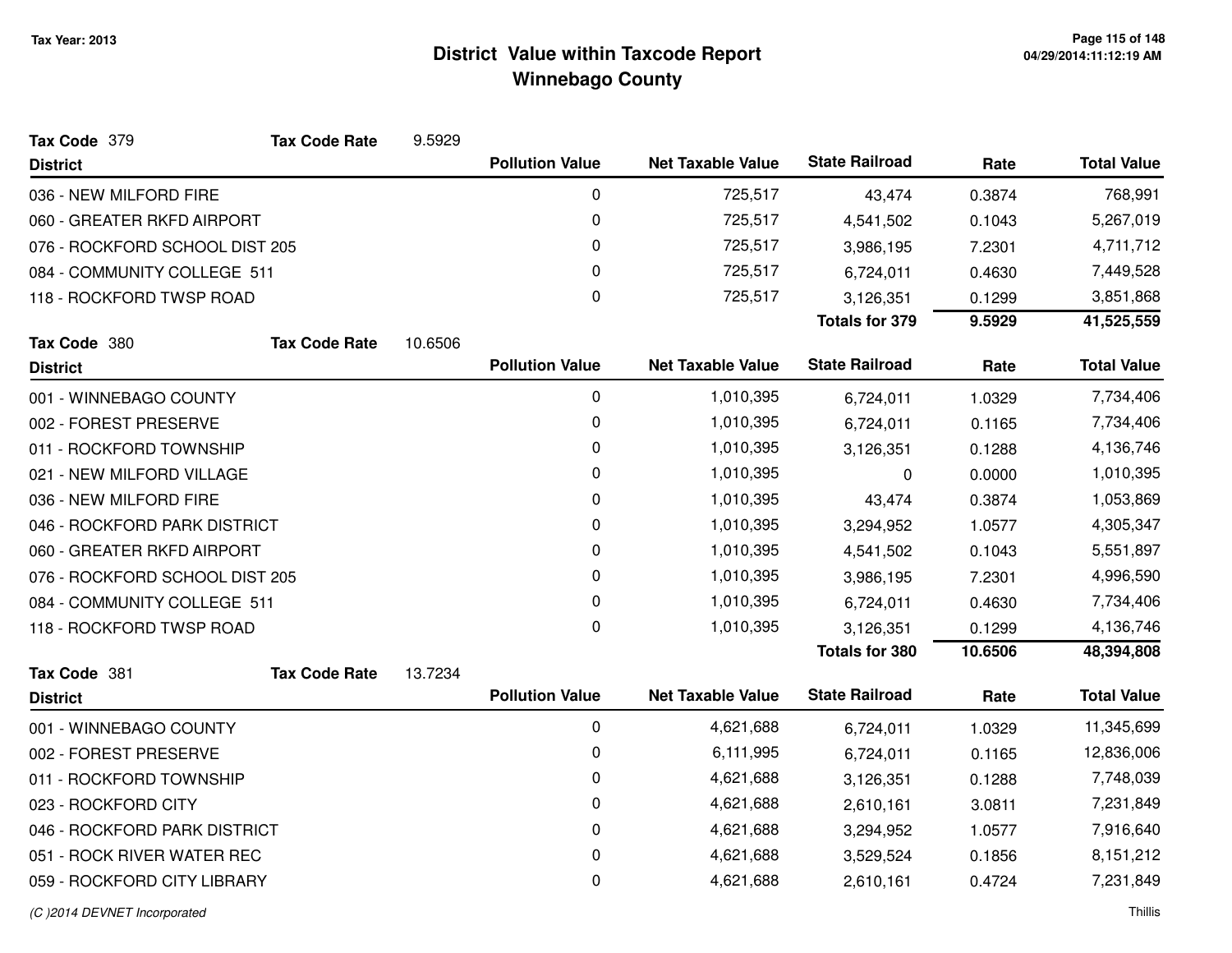Tax Year: 2013

# District Value within Taxcode Report
## Winnebago County

**Tax Code** 379 **Tax Code Rate** 9.5929

| District | Pollution Value | Net Taxable Value | State Railroad | Rate | Total Value |
|---|---|---|---|---|---|
| 036 - NEW MILFORD FIRE | 0 | 725,517 | 43,474 | 0.3874 | 768,991 |
| 060 - GREATER RKFD AIRPORT | 0 | 725,517 | 4,541,502 | 0.1043 | 5,267,019 |
| 076 - ROCKFORD SCHOOL DIST 205 | 0 | 725,517 | 3,986,195 | 7.2301 | 4,711,712 |
| 084 - COMMUNITY COLLEGE 511 | 0 | 725,517 | 6,724,011 | 0.4630 | 7,449,528 |
| 118 - ROCKFORD TWSP ROAD | 0 | 725,517 | 3,126,351 | 0.1299 | 3,851,868 |
| | | | **Totals for 379** | **9.5929** | **41,525,559** |

**Tax Code** 380 **Tax Code Rate** 10.6506

| District | Pollution Value | Net Taxable Value | State Railroad | Rate | Total Value |
|---|---|---|---|---|---|
| 001 - WINNEBAGO COUNTY | 0 | 1,010,395 | 6,724,011 | 1.0329 | 7,734,406 |
| 002 - FOREST PRESERVE | 0 | 1,010,395 | 6,724,011 | 0.1165 | 7,734,406 |
| 011 - ROCKFORD TOWNSHIP | 0 | 1,010,395 | 3,126,351 | 0.1288 | 4,136,746 |
| 021 - NEW MILFORD VILLAGE | 0 | 1,010,395 | 0 | 0.0000 | 1,010,395 |
| 036 - NEW MILFORD FIRE | 0 | 1,010,395 | 43,474 | 0.3874 | 1,053,869 |
| 046 - ROCKFORD PARK DISTRICT | 0 | 1,010,395 | 3,294,952 | 1.0577 | 4,305,347 |
| 060 - GREATER RKFD AIRPORT | 0 | 1,010,395 | 4,541,502 | 0.1043 | 5,551,897 |
| 076 - ROCKFORD SCHOOL DIST 205 | 0 | 1,010,395 | 3,986,195 | 7.2301 | 4,996,590 |
| 084 - COMMUNITY COLLEGE 511 | 0 | 1,010,395 | 6,724,011 | 0.4630 | 7,734,406 |
| 118 - ROCKFORD TWSP ROAD | 0 | 1,010,395 | 3,126,351 | 0.1299 | 4,136,746 |
| | | | **Totals for 380** | **10.6506** | **48,394,808** |

**Tax Code** 381 **Tax Code Rate** 13.7234

| District | Pollution Value | Net Taxable Value | State Railroad | Rate | Total Value |
|---|---|---|---|---|---|
| 001 - WINNEBAGO COUNTY | 0 | 4,621,688 | 6,724,011 | 1.0329 | 11,345,699 |
| 002 - FOREST PRESERVE | 0 | 6,111,995 | 6,724,011 | 0.1165 | 12,836,006 |
| 011 - ROCKFORD TOWNSHIP | 0 | 4,621,688 | 3,126,351 | 0.1288 | 7,748,039 |
| 023 - ROCKFORD CITY | 0 | 4,621,688 | 2,610,161 | 3.0811 | 7,231,849 |
| 046 - ROCKFORD PARK DISTRICT | 0 | 4,621,688 | 3,294,952 | 1.0577 | 7,916,640 |
| 051 - ROCK RIVER WATER REC | 0 | 4,621,688 | 3,529,524 | 0.1856 | 8,151,212 |
| 059 - ROCKFORD CITY LIBRARY | 0 | 4,621,688 | 2,610,161 | 0.4724 | 7,231,849 |

(C )2014 DEVNET Incorporated

Thillis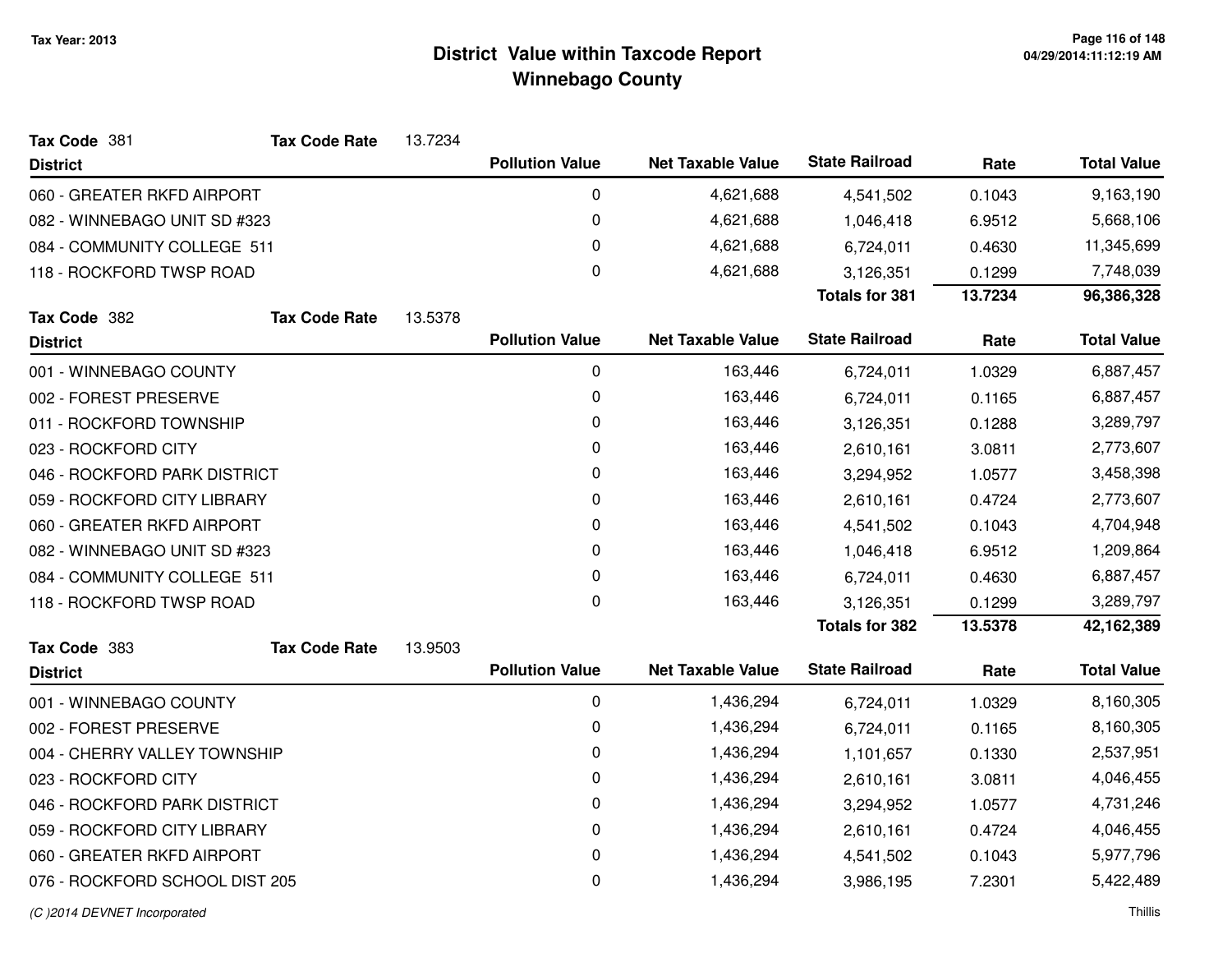# District Value within Taxcode Report
## Winnebago County

Tax Year: 2013

**Tax Code** 381 **Tax Code Rate** 13.7234

| District | Pollution Value | Net Taxable Value | State Railroad | Rate | Total Value |
|---|---|---|---|---|---|
| 060 - GREATER RKFD AIRPORT | 0 | 4,621,688 | 4,541,502 | 0.1043 | 9,163,190 |
| 082 - WINNEBAGO UNIT SD #323 | 0 | 4,621,688 | 1,046,418 | 6.9512 | 5,668,106 |
| 084 - COMMUNITY COLLEGE 511 | 0 | 4,621,688 | 6,724,011 | 0.4630 | 11,345,699 |
| 118 - ROCKFORD TWSP ROAD | 0 | 4,621,688 | 3,126,351 | 0.1299 | 7,748,039 |
| | | | **Totals for 381** | **13.7234** | **96,386,328** |

**Tax Code** 382 **Tax Code Rate** 13.5378

| District | Pollution Value | Net Taxable Value | State Railroad | Rate | Total Value |
|---|---|---|---|---|---|
| 001 - WINNEBAGO COUNTY | 0 | 163,446 | 6,724,011 | 1.0329 | 6,887,457 |
| 002 - FOREST PRESERVE | 0 | 163,446 | 6,724,011 | 0.1165 | 6,887,457 |
| 011 - ROCKFORD TOWNSHIP | 0 | 163,446 | 3,126,351 | 0.1288 | 3,289,797 |
| 023 - ROCKFORD CITY | 0 | 163,446 | 2,610,161 | 3.0811 | 2,773,607 |
| 046 - ROCKFORD PARK DISTRICT | 0 | 163,446 | 3,294,952 | 1.0577 | 3,458,398 |
| 059 - ROCKFORD CITY LIBRARY | 0 | 163,446 | 2,610,161 | 0.4724 | 2,773,607 |
| 060 - GREATER RKFD AIRPORT | 0 | 163,446 | 4,541,502 | 0.1043 | 4,704,948 |
| 082 - WINNEBAGO UNIT SD #323 | 0 | 163,446 | 1,046,418 | 6.9512 | 1,209,864 |
| 084 - COMMUNITY COLLEGE 511 | 0 | 163,446 | 6,724,011 | 0.4630 | 6,887,457 |
| 118 - ROCKFORD TWSP ROAD | 0 | 163,446 | 3,126,351 | 0.1299 | 3,289,797 |
| | | | **Totals for 382** | **13.5378** | **42,162,389** |

**Tax Code** 383 **Tax Code Rate** 13.9503

| District | Pollution Value | Net Taxable Value | State Railroad | Rate | Total Value |
|---|---|---|---|---|---|
| 001 - WINNEBAGO COUNTY | 0 | 1,436,294 | 6,724,011 | 1.0329 | 8,160,305 |
| 002 - FOREST PRESERVE | 0 | 1,436,294 | 6,724,011 | 0.1165 | 8,160,305 |
| 004 - CHERRY VALLEY TOWNSHIP | 0 | 1,436,294 | 1,101,657 | 0.1330 | 2,537,951 |
| 023 - ROCKFORD CITY | 0 | 1,436,294 | 2,610,161 | 3.0811 | 4,046,455 |
| 046 - ROCKFORD PARK DISTRICT | 0 | 1,436,294 | 3,294,952 | 1.0577 | 4,731,246 |
| 059 - ROCKFORD CITY LIBRARY | 0 | 1,436,294 | 2,610,161 | 0.4724 | 4,046,455 |
| 060 - GREATER RKFD AIRPORT | 0 | 1,436,294 | 4,541,502 | 0.1043 | 5,977,796 |
| 076 - ROCKFORD SCHOOL DIST 205 | 0 | 1,436,294 | 3,986,195 | 7.2301 | 5,422,489 |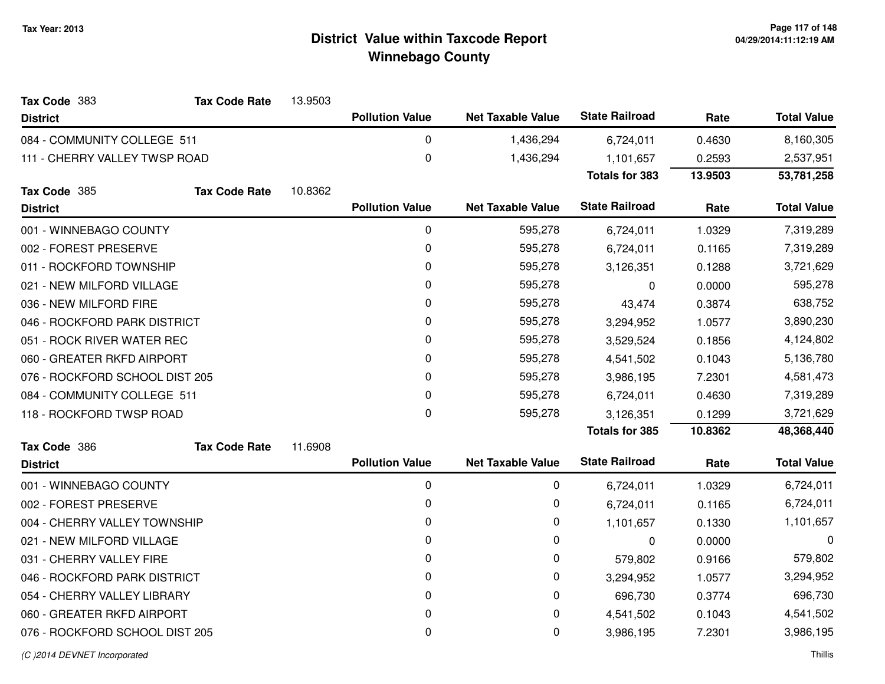**Tax Year: 2013**

# District Value within Taxcode Report
## Winnebago County

**Tax Code** 383 **Tax Code Rate** 13.9503

| District | Pollution Value | Net Taxable Value | State Railroad | Rate | Total Value |
|---|---|---|---|---|---|
| 084 - COMMUNITY COLLEGE 511 | 0 | 1,436,294 | 6,724,011 | 0.4630 | 8,160,305 |
| 111 - CHERRY VALLEY TWSP ROAD | 0 | 1,436,294 | 1,101,657 | 0.2593 | 2,537,951 |
| | | | **Totals for 383** | **13.9503** | **53,781,258** |

**Tax Code** 385 **Tax Code Rate** 10.8362

| District | Pollution Value | Net Taxable Value | State Railroad | Rate | Total Value |
|---|---|---|---|---|---|
| 001 - WINNEBAGO COUNTY | 0 | 595,278 | 6,724,011 | 1.0329 | 7,319,289 |
| 002 - FOREST PRESERVE | 0 | 595,278 | 6,724,011 | 0.1165 | 7,319,289 |
| 011 - ROCKFORD TOWNSHIP | 0 | 595,278 | 3,126,351 | 0.1288 | 3,721,629 |
| 021 - NEW MILFORD VILLAGE | 0 | 595,278 | 0 | 0.0000 | 595,278 |
| 036 - NEW MILFORD FIRE | 0 | 595,278 | 43,474 | 0.3874 | 638,752 |
| 046 - ROCKFORD PARK DISTRICT | 0 | 595,278 | 3,294,952 | 1.0577 | 3,890,230 |
| 051 - ROCK RIVER WATER REC | 0 | 595,278 | 3,529,524 | 0.1856 | 4,124,802 |
| 060 - GREATER RKFD AIRPORT | 0 | 595,278 | 4,541,502 | 0.1043 | 5,136,780 |
| 076 - ROCKFORD SCHOOL DIST 205 | 0 | 595,278 | 3,986,195 | 7.2301 | 4,581,473 |
| 084 - COMMUNITY COLLEGE 511 | 0 | 595,278 | 6,724,011 | 0.4630 | 7,319,289 |
| 118 - ROCKFORD TWSP ROAD | 0 | 595,278 | 3,126,351 | 0.1299 | 3,721,629 |
| | | | **Totals for 385** | **10.8362** | **48,368,440** |

**Tax Code** 386 **Tax Code Rate** 11.6908

| District | Pollution Value | Net Taxable Value | State Railroad | Rate | Total Value |
|---|---|---|---|---|---|
| 001 - WINNEBAGO COUNTY | 0 | 0 | 6,724,011 | 1.0329 | 6,724,011 |
| 002 - FOREST PRESERVE | 0 | 0 | 6,724,011 | 0.1165 | 6,724,011 |
| 004 - CHERRY VALLEY TOWNSHIP | 0 | 0 | 1,101,657 | 0.1330 | 1,101,657 |
| 021 - NEW MILFORD VILLAGE | 0 | 0 | 0 | 0.0000 | 0 |
| 031 - CHERRY VALLEY FIRE | 0 | 0 | 579,802 | 0.9166 | 579,802 |
| 046 - ROCKFORD PARK DISTRICT | 0 | 0 | 3,294,952 | 1.0577 | 3,294,952 |
| 054 - CHERRY VALLEY LIBRARY | 0 | 0 | 696,730 | 0.3774 | 696,730 |
| 060 - GREATER RKFD AIRPORT | 0 | 0 | 4,541,502 | 0.1043 | 4,541,502 |
| 076 - ROCKFORD SCHOOL DIST 205 | 0 | 0 | 3,986,195 | 7.2301 | 3,986,195 |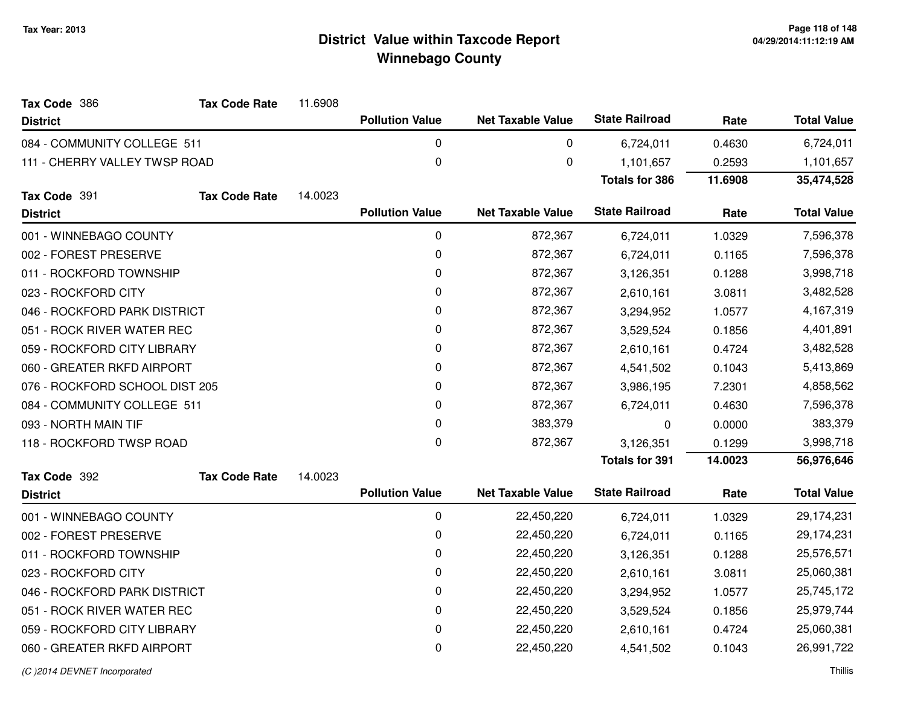# District Value within Taxcode Report
## Winnebago County

Tax Year: 2013

**Tax Code** 386 **Tax Code Rate** 11.6908

| District | Pollution Value | Net Taxable Value | State Railroad | Rate | Total Value |
|---|---|---|---|---|---|
| 084 - COMMUNITY COLLEGE 511 | 0 | 0 | 6,724,011 | 0.4630 | 6,724,011 |
| 111 - CHERRY VALLEY TWSP ROAD | 0 | 0 | 1,101,657 | 0.2593 | 1,101,657 |
| | | | **Totals for 386** | **11.6908** | **35,474,528** |

**Tax Code** 391 **Tax Code Rate** 14.0023

| District | Pollution Value | Net Taxable Value | State Railroad | Rate | Total Value |
|---|---|---|---|---|---|
| 001 - WINNEBAGO COUNTY | 0 | 872,367 | 6,724,011 | 1.0329 | 7,596,378 |
| 002 - FOREST PRESERVE | 0 | 872,367 | 6,724,011 | 0.1165 | 7,596,378 |
| 011 - ROCKFORD TOWNSHIP | 0 | 872,367 | 3,126,351 | 0.1288 | 3,998,718 |
| 023 - ROCKFORD CITY | 0 | 872,367 | 2,610,161 | 3.0811 | 3,482,528 |
| 046 - ROCKFORD PARK DISTRICT | 0 | 872,367 | 3,294,952 | 1.0577 | 4,167,319 |
| 051 - ROCK RIVER WATER REC | 0 | 872,367 | 3,529,524 | 0.1856 | 4,401,891 |
| 059 - ROCKFORD CITY LIBRARY | 0 | 872,367 | 2,610,161 | 0.4724 | 3,482,528 |
| 060 - GREATER RKFD AIRPORT | 0 | 872,367 | 4,541,502 | 0.1043 | 5,413,869 |
| 076 - ROCKFORD SCHOOL DIST 205 | 0 | 872,367 | 3,986,195 | 7.2301 | 4,858,562 |
| 084 - COMMUNITY COLLEGE 511 | 0 | 872,367 | 6,724,011 | 0.4630 | 7,596,378 |
| 093 - NORTH MAIN TIF | 0 | 383,379 | 0 | 0.0000 | 383,379 |
| 118 - ROCKFORD TWSP ROAD | 0 | 872,367 | 3,126,351 | 0.1299 | 3,998,718 |
| | | | **Totals for 391** | **14.0023** | **56,976,646** |

**Tax Code** 392 **Tax Code Rate** 14.0023

| District | Pollution Value | Net Taxable Value | State Railroad | Rate | Total Value |
|---|---|---|---|---|---|
| 001 - WINNEBAGO COUNTY | 0 | 22,450,220 | 6,724,011 | 1.0329 | 29,174,231 |
| 002 - FOREST PRESERVE | 0 | 22,450,220 | 6,724,011 | 0.1165 | 29,174,231 |
| 011 - ROCKFORD TOWNSHIP | 0 | 22,450,220 | 3,126,351 | 0.1288 | 25,576,571 |
| 023 - ROCKFORD CITY | 0 | 22,450,220 | 2,610,161 | 3.0811 | 25,060,381 |
| 046 - ROCKFORD PARK DISTRICT | 0 | 22,450,220 | 3,294,952 | 1.0577 | 25,745,172 |
| 051 - ROCK RIVER WATER REC | 0 | 22,450,220 | 3,529,524 | 0.1856 | 25,979,744 |
| 059 - ROCKFORD CITY LIBRARY | 0 | 22,450,220 | 2,610,161 | 0.4724 | 25,060,381 |
| 060 - GREATER RKFD AIRPORT | 0 | 22,450,220 | 4,541,502 | 0.1043 | 26,991,722 |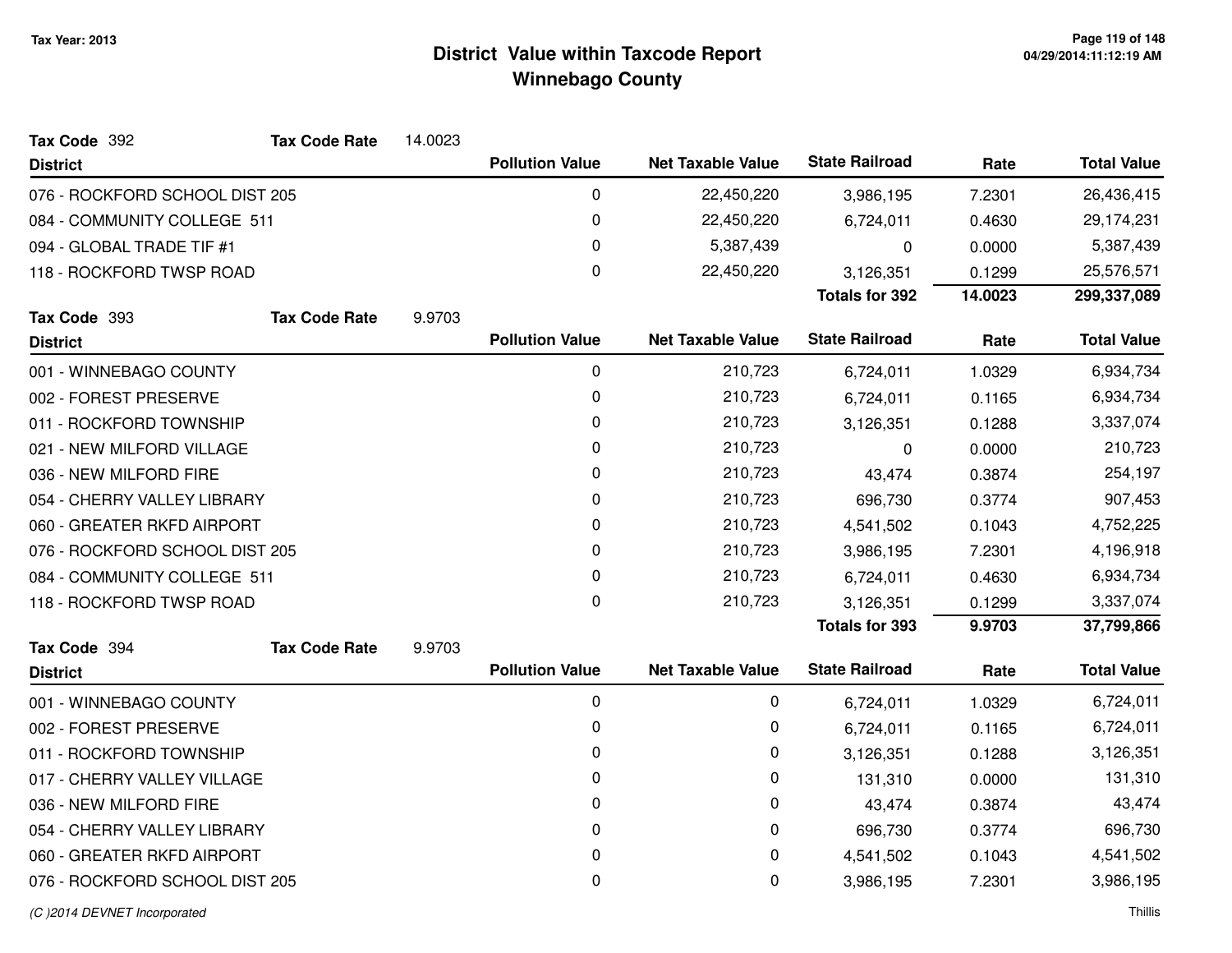# District Value within Taxcode Report

## Winnebago County

Tax Year: 2013

**Tax Code** 392 **Tax Code Rate** 14.0023

| District | Pollution Value | Net Taxable Value | State Railroad | Rate | Total Value |
|---|---|---|---|---|---|
| 076 - ROCKFORD SCHOOL DIST 205 | 0 | 22,450,220 | 3,986,195 | 7.2301 | 26,436,415 |
| 084 - COMMUNITY COLLEGE 511 | 0 | 22,450,220 | 6,724,011 | 0.4630 | 29,174,231 |
| 094 - GLOBAL TRADE TIF #1 | 0 | 5,387,439 | 0 | 0.0000 | 5,387,439 |
| 118 - ROCKFORD TWSP ROAD | 0 | 22,450,220 | 3,126,351 | 0.1299 | 25,576,571 |
| | | | **Totals for 392** | **14.0023** | **299,337,089** |

**Tax Code** 393 **Tax Code Rate** 9.9703

| District | Pollution Value | Net Taxable Value | State Railroad | Rate | Total Value |
|---|---|---|---|---|---|
| 001 - WINNEBAGO COUNTY | 0 | 210,723 | 6,724,011 | 1.0329 | 6,934,734 |
| 002 - FOREST PRESERVE | 0 | 210,723 | 6,724,011 | 0.1165 | 6,934,734 |
| 011 - ROCKFORD TOWNSHIP | 0 | 210,723 | 3,126,351 | 0.1288 | 3,337,074 |
| 021 - NEW MILFORD VILLAGE | 0 | 210,723 | 0 | 0.0000 | 210,723 |
| 036 - NEW MILFORD FIRE | 0 | 210,723 | 43,474 | 0.3874 | 254,197 |
| 054 - CHERRY VALLEY LIBRARY | 0 | 210,723 | 696,730 | 0.3774 | 907,453 |
| 060 - GREATER RKFD AIRPORT | 0 | 210,723 | 4,541,502 | 0.1043 | 4,752,225 |
| 076 - ROCKFORD SCHOOL DIST 205 | 0 | 210,723 | 3,986,195 | 7.2301 | 4,196,918 |
| 084 - COMMUNITY COLLEGE 511 | 0 | 210,723 | 6,724,011 | 0.4630 | 6,934,734 |
| 118 - ROCKFORD TWSP ROAD | 0 | 210,723 | 3,126,351 | 0.1299 | 3,337,074 |
| | | | **Totals for 393** | **9.9703** | **37,799,866** |

**Tax Code** 394 **Tax Code Rate** 9.9703

| District | Pollution Value | Net Taxable Value | State Railroad | Rate | Total Value |
|---|---|---|---|---|---|
| 001 - WINNEBAGO COUNTY | 0 | 0 | 6,724,011 | 1.0329 | 6,724,011 |
| 002 - FOREST PRESERVE | 0 | 0 | 6,724,011 | 0.1165 | 6,724,011 |
| 011 - ROCKFORD TOWNSHIP | 0 | 0 | 3,126,351 | 0.1288 | 3,126,351 |
| 017 - CHERRY VALLEY VILLAGE | 0 | 0 | 131,310 | 0.0000 | 131,310 |
| 036 - NEW MILFORD FIRE | 0 | 0 | 43,474 | 0.3874 | 43,474 |
| 054 - CHERRY VALLEY LIBRARY | 0 | 0 | 696,730 | 0.3774 | 696,730 |
| 060 - GREATER RKFD AIRPORT | 0 | 0 | 4,541,502 | 0.1043 | 4,541,502 |
| 076 - ROCKFORD SCHOOL DIST 205 | 0 | 0 | 3,986,195 | 7.2301 | 3,986,195 |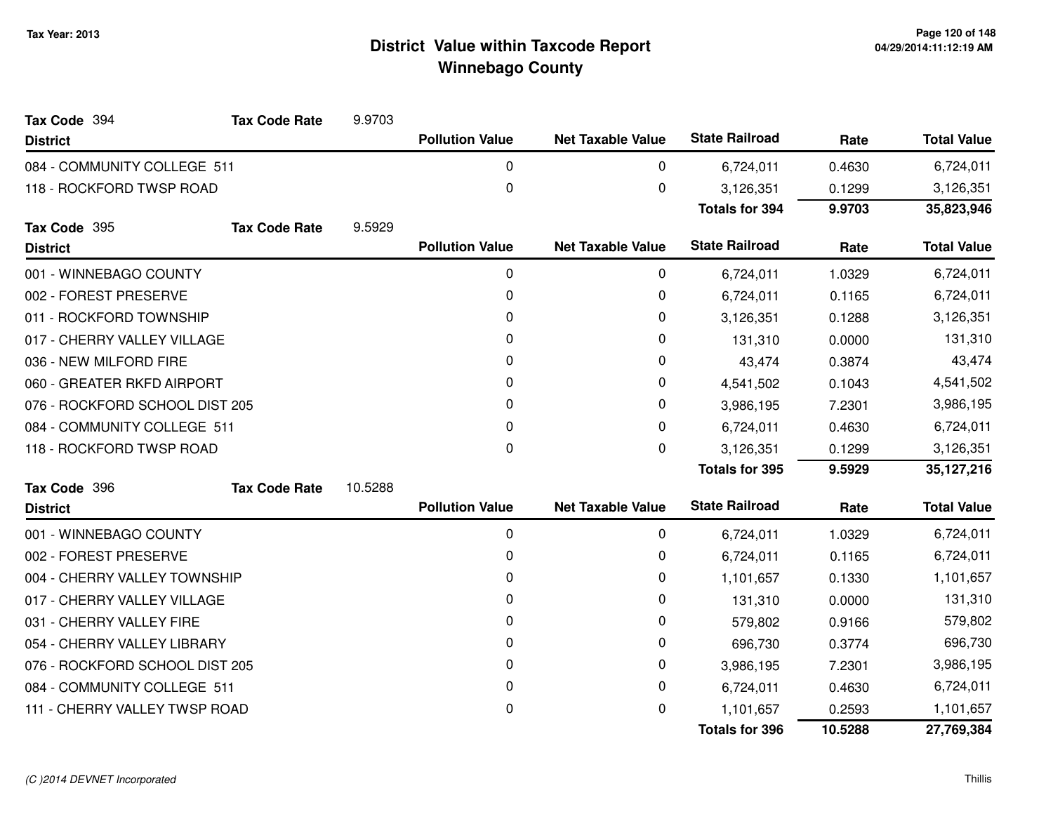# District Value within Taxcode Report
## Winnebago County

Tax Year: 2013

**Tax Code** 394 **Tax Code Rate** 9.9703

| District | Pollution Value | Net Taxable Value | State Railroad | Rate | Total Value |
|---|---|---|---|---|---|
| 084 - COMMUNITY COLLEGE 511 | 0 | 0 | 6,724,011 | 0.4630 | 6,724,011 |
| 118 - ROCKFORD TWSP ROAD | 0 | 0 | 3,126,351 | 0.1299 | 3,126,351 |
| | | | **Totals for 394** | **9.9703** | **35,823,946** |

**Tax Code** 395 **Tax Code Rate** 9.5929

| District | Pollution Value | Net Taxable Value | State Railroad | Rate | Total Value |
|---|---|---|---|---|---|
| 001 - WINNEBAGO COUNTY | 0 | 0 | 6,724,011 | 1.0329 | 6,724,011 |
| 002 - FOREST PRESERVE | 0 | 0 | 6,724,011 | 0.1165 | 6,724,011 |
| 011 - ROCKFORD TOWNSHIP | 0 | 0 | 3,126,351 | 0.1288 | 3,126,351 |
| 017 - CHERRY VALLEY VILLAGE | 0 | 0 | 131,310 | 0.0000 | 131,310 |
| 036 - NEW MILFORD FIRE | 0 | 0 | 43,474 | 0.3874 | 43,474 |
| 060 - GREATER RKFD AIRPORT | 0 | 0 | 4,541,502 | 0.1043 | 4,541,502 |
| 076 - ROCKFORD SCHOOL DIST 205 | 0 | 0 | 3,986,195 | 7.2301 | 3,986,195 |
| 084 - COMMUNITY COLLEGE 511 | 0 | 0 | 6,724,011 | 0.4630 | 6,724,011 |
| 118 - ROCKFORD TWSP ROAD | 0 | 0 | 3,126,351 | 0.1299 | 3,126,351 |
| | | | **Totals for 395** | **9.5929** | **35,127,216** |

**Tax Code** 396 **Tax Code Rate** 10.5288

| District | Pollution Value | Net Taxable Value | State Railroad | Rate | Total Value |
|---|---|---|---|---|---|
| 001 - WINNEBAGO COUNTY | 0 | 0 | 6,724,011 | 1.0329 | 6,724,011 |
| 002 - FOREST PRESERVE | 0 | 0 | 6,724,011 | 0.1165 | 6,724,011 |
| 004 - CHERRY VALLEY TOWNSHIP | 0 | 0 | 1,101,657 | 0.1330 | 1,101,657 |
| 017 - CHERRY VALLEY VILLAGE | 0 | 0 | 131,310 | 0.0000 | 131,310 |
| 031 - CHERRY VALLEY FIRE | 0 | 0 | 579,802 | 0.9166 | 579,802 |
| 054 - CHERRY VALLEY LIBRARY | 0 | 0 | 696,730 | 0.3774 | 696,730 |
| 076 - ROCKFORD SCHOOL DIST 205 | 0 | 0 | 3,986,195 | 7.2301 | 3,986,195 |
| 084 - COMMUNITY COLLEGE 511 | 0 | 0 | 6,724,011 | 0.4630 | 6,724,011 |
| 111 - CHERRY VALLEY TWSP ROAD | 0 | 0 | 1,101,657 | 0.2593 | 1,101,657 |
| | | | **Totals for 396** | **10.5288** | **27,769,384** |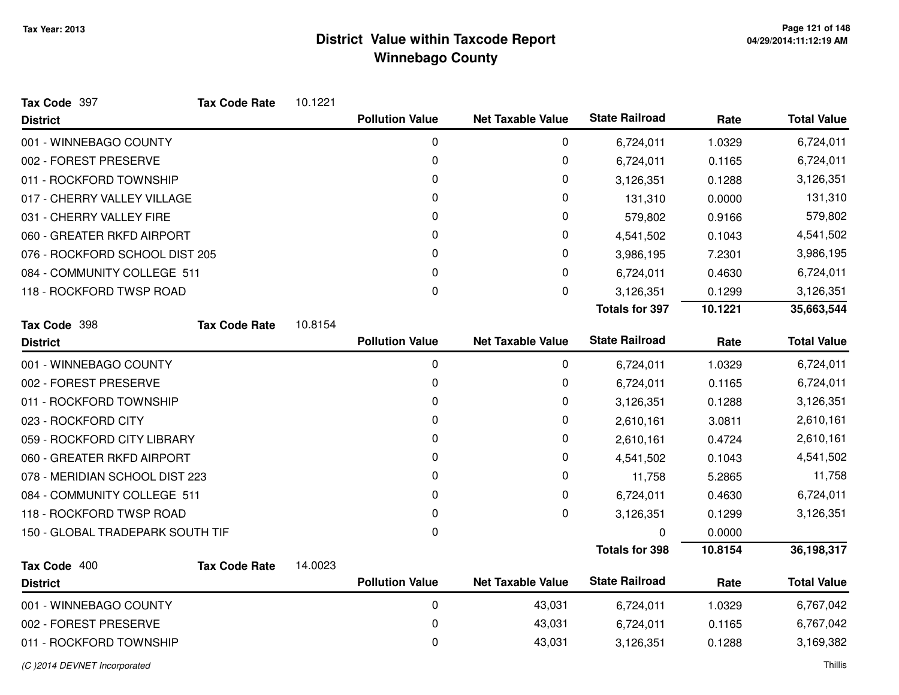**Tax Year: 2013**

# District Value within Taxcode Report
## Winnebago County

**Tax Code** 397 **Tax Code Rate** 10.1221

| District | Pollution Value | Net Taxable Value | State Railroad | Rate | Total Value |
|---|---|---|---|---|---|
| 001 - WINNEBAGO COUNTY | 0 | 0 | 6,724,011 | 1.0329 | 6,724,011 |
| 002 - FOREST PRESERVE | 0 | 0 | 6,724,011 | 0.1165 | 6,724,011 |
| 011 - ROCKFORD TOWNSHIP | 0 | 0 | 3,126,351 | 0.1288 | 3,126,351 |
| 017 - CHERRY VALLEY VILLAGE | 0 | 0 | 131,310 | 0.0000 | 131,310 |
| 031 - CHERRY VALLEY FIRE | 0 | 0 | 579,802 | 0.9166 | 579,802 |
| 060 - GREATER RKFD AIRPORT | 0 | 0 | 4,541,502 | 0.1043 | 4,541,502 |
| 076 - ROCKFORD SCHOOL DIST 205 | 0 | 0 | 3,986,195 | 7.2301 | 3,986,195 |
| 084 - COMMUNITY COLLEGE 511 | 0 | 0 | 6,724,011 | 0.4630 | 6,724,011 |
| 118 - ROCKFORD TWSP ROAD | 0 | 0 | 3,126,351 | 0.1299 | 3,126,351 |
| | | | **Totals for 397** | **10.1221** | **35,663,544** |

**Tax Code** 398 **Tax Code Rate** 10.8154

| District | Pollution Value | Net Taxable Value | State Railroad | Rate | Total Value |
|---|---|---|---|---|---|
| 001 - WINNEBAGO COUNTY | 0 | 0 | 6,724,011 | 1.0329 | 6,724,011 |
| 002 - FOREST PRESERVE | 0 | 0 | 6,724,011 | 0.1165 | 6,724,011 |
| 011 - ROCKFORD TOWNSHIP | 0 | 0 | 3,126,351 | 0.1288 | 3,126,351 |
| 023 - ROCKFORD CITY | 0 | 0 | 2,610,161 | 3.0811 | 2,610,161 |
| 059 - ROCKFORD CITY LIBRARY | 0 | 0 | 2,610,161 | 0.4724 | 2,610,161 |
| 060 - GREATER RKFD AIRPORT | 0 | 0 | 4,541,502 | 0.1043 | 4,541,502 |
| 078 - MERIDIAN SCHOOL DIST 223 | 0 | 0 | 11,758 | 5.2865 | 11,758 |
| 084 - COMMUNITY COLLEGE 511 | 0 | 0 | 6,724,011 | 0.4630 | 6,724,011 |
| 118 - ROCKFORD TWSP ROAD | 0 | 0 | 3,126,351 | 0.1299 | 3,126,351 |
| 150 - GLOBAL TRADEPARK SOUTH TIF | 0 | | 0 | 0.0000 | |
| | | | **Totals for 398** | **10.8154** | **36,198,317** |

**Tax Code** 400 **Tax Code Rate** 14.0023

| District | Pollution Value | Net Taxable Value | State Railroad | Rate | Total Value |
|---|---|---|---|---|---|
| 001 - WINNEBAGO COUNTY | 0 | 43,031 | 6,724,011 | 1.0329 | 6,767,042 |
| 002 - FOREST PRESERVE | 0 | 43,031 | 6,724,011 | 0.1165 | 6,767,042 |
| 011 - ROCKFORD TOWNSHIP | 0 | 43,031 | 3,126,351 | 0.1288 | 3,169,382 |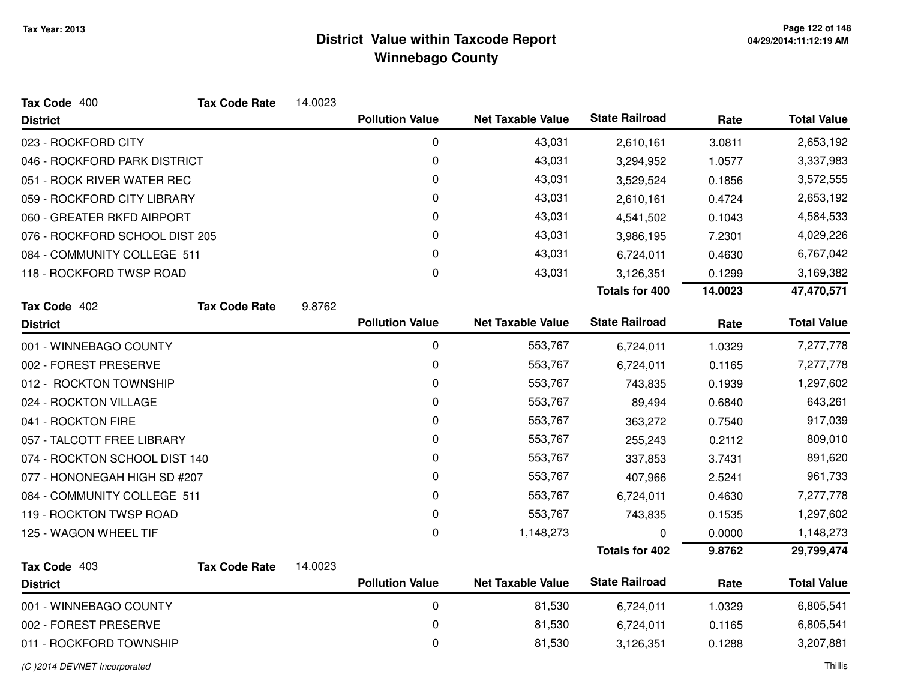Tax Year: 2013

# District Value within Taxcode Report
## Winnebago County

**Tax Code** 400 **Tax Code Rate** 14.0023

| District | Pollution Value | Net Taxable Value | State Railroad | Rate | Total Value |
|---|---|---|---|---|---|
| 023 - ROCKFORD CITY | 0 | 43,031 | 2,610,161 | 3.0811 | 2,653,192 |
| 046 - ROCKFORD PARK DISTRICT | 0 | 43,031 | 3,294,952 | 1.0577 | 3,337,983 |
| 051 - ROCK RIVER WATER REC | 0 | 43,031 | 3,529,524 | 0.1856 | 3,572,555 |
| 059 - ROCKFORD CITY LIBRARY | 0 | 43,031 | 2,610,161 | 0.4724 | 2,653,192 |
| 060 - GREATER RKFD AIRPORT | 0 | 43,031 | 4,541,502 | 0.1043 | 4,584,533 |
| 076 - ROCKFORD SCHOOL DIST 205 | 0 | 43,031 | 3,986,195 | 7.2301 | 4,029,226 |
| 084 - COMMUNITY COLLEGE 511 | 0 | 43,031 | 6,724,011 | 0.4630 | 6,767,042 |
| 118 - ROCKFORD TWSP ROAD | 0 | 43,031 | 3,126,351 | 0.1299 | 3,169,382 |
| | | | **Totals for 400** | **14.0023** | **47,470,571** |

**Tax Code** 402 **Tax Code Rate** 9.8762

| District | Pollution Value | Net Taxable Value | State Railroad | Rate | Total Value |
|---|---|---|---|---|---|
| 001 - WINNEBAGO COUNTY | 0 | 553,767 | 6,724,011 | 1.0329 | 7,277,778 |
| 002 - FOREST PRESERVE | 0 | 553,767 | 6,724,011 | 0.1165 | 7,277,778 |
| 012 - ROCKTON TOWNSHIP | 0 | 553,767 | 743,835 | 0.1939 | 1,297,602 |
| 024 - ROCKTON VILLAGE | 0 | 553,767 | 89,494 | 0.6840 | 643,261 |
| 041 - ROCKTON FIRE | 0 | 553,767 | 363,272 | 0.7540 | 917,039 |
| 057 - TALCOTT FREE LIBRARY | 0 | 553,767 | 255,243 | 0.2112 | 809,010 |
| 074 - ROCKTON SCHOOL DIST 140 | 0 | 553,767 | 337,853 | 3.7431 | 891,620 |
| 077 - HONONEGAH HIGH SD #207 | 0 | 553,767 | 407,966 | 2.5241 | 961,733 |
| 084 - COMMUNITY COLLEGE 511 | 0 | 553,767 | 6,724,011 | 0.4630 | 7,277,778 |
| 119 - ROCKTON TWSP ROAD | 0 | 553,767 | 743,835 | 0.1535 | 1,297,602 |
| 125 - WAGON WHEEL TIF | 0 | 1,148,273 | 0 | 0.0000 | 1,148,273 |
| | | | **Totals for 402** | **9.8762** | **29,799,474** |

**Tax Code** 403 **Tax Code Rate** 14.0023

| District | Pollution Value | Net Taxable Value | State Railroad | Rate | Total Value |
|---|---|---|---|---|---|
| 001 - WINNEBAGO COUNTY | 0 | 81,530 | 6,724,011 | 1.0329 | 6,805,541 |
| 002 - FOREST PRESERVE | 0 | 81,530 | 6,724,011 | 0.1165 | 6,805,541 |
| 011 - ROCKFORD TOWNSHIP | 0 | 81,530 | 3,126,351 | 0.1288 | 3,207,881 |

*(C )2014 DEVNET Incorporated*  Thillis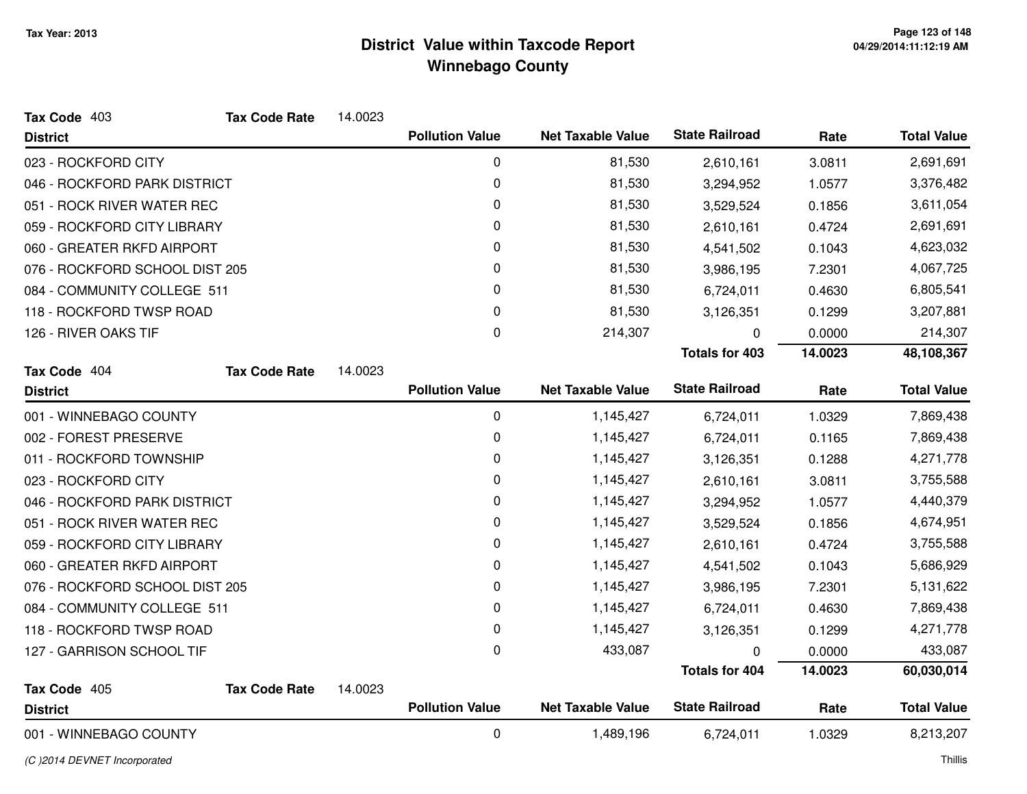# District Value within Taxcode Report
## Winnebago County

Tax Year: 2013

**Tax Code** 403 **Tax Code Rate** 14.0023

| District | Pollution Value | Net Taxable Value | State Railroad | Rate | Total Value |
|---|---|---|---|---|---|
| 023 - ROCKFORD CITY | 0 | 81,530 | 2,610,161 | 3.0811 | 2,691,691 |
| 046 - ROCKFORD PARK DISTRICT | 0 | 81,530 | 3,294,952 | 1.0577 | 3,376,482 |
| 051 - ROCK RIVER WATER REC | 0 | 81,530 | 3,529,524 | 0.1856 | 3,611,054 |
| 059 - ROCKFORD CITY LIBRARY | 0 | 81,530 | 2,610,161 | 0.4724 | 2,691,691 |
| 060 - GREATER RKFD AIRPORT | 0 | 81,530 | 4,541,502 | 0.1043 | 4,623,032 |
| 076 - ROCKFORD SCHOOL DIST 205 | 0 | 81,530 | 3,986,195 | 7.2301 | 4,067,725 |
| 084 - COMMUNITY COLLEGE 511 | 0 | 81,530 | 6,724,011 | 0.4630 | 6,805,541 |
| 118 - ROCKFORD TWSP ROAD | 0 | 81,530 | 3,126,351 | 0.1299 | 3,207,881 |
| 126 - RIVER OAKS TIF | 0 | 214,307 | 0 | 0.0000 | 214,307 |
| | | | **Totals for 403** | **14.0023** | **48,108,367** |

**Tax Code** 404 **Tax Code Rate** 14.0023

| District | Pollution Value | Net Taxable Value | State Railroad | Rate | Total Value |
|---|---|---|---|---|---|
| 001 - WINNEBAGO COUNTY | 0 | 1,145,427 | 6,724,011 | 1.0329 | 7,869,438 |
| 002 - FOREST PRESERVE | 0 | 1,145,427 | 6,724,011 | 0.1165 | 7,869,438 |
| 011 - ROCKFORD TOWNSHIP | 0 | 1,145,427 | 3,126,351 | 0.1288 | 4,271,778 |
| 023 - ROCKFORD CITY | 0 | 1,145,427 | 2,610,161 | 3.0811 | 3,755,588 |
| 046 - ROCKFORD PARK DISTRICT | 0 | 1,145,427 | 3,294,952 | 1.0577 | 4,440,379 |
| 051 - ROCK RIVER WATER REC | 0 | 1,145,427 | 3,529,524 | 0.1856 | 4,674,951 |
| 059 - ROCKFORD CITY LIBRARY | 0 | 1,145,427 | 2,610,161 | 0.4724 | 3,755,588 |
| 060 - GREATER RKFD AIRPORT | 0 | 1,145,427 | 4,541,502 | 0.1043 | 5,686,929 |
| 076 - ROCKFORD SCHOOL DIST 205 | 0 | 1,145,427 | 3,986,195 | 7.2301 | 5,131,622 |
| 084 - COMMUNITY COLLEGE 511 | 0 | 1,145,427 | 6,724,011 | 0.4630 | 7,869,438 |
| 118 - ROCKFORD TWSP ROAD | 0 | 1,145,427 | 3,126,351 | 0.1299 | 4,271,778 |
| 127 - GARRISON SCHOOL TIF | 0 | 433,087 | 0 | 0.0000 | 433,087 |
| | | | **Totals for 404** | **14.0023** | **60,030,014** |

**Tax Code** 405 **Tax Code Rate** 14.0023

| District | Pollution Value | Net Taxable Value | State Railroad | Rate | Total Value |
|---|---|---|---|---|---|
| 001 - WINNEBAGO COUNTY | 0 | 1,489,196 | 6,724,011 | 1.0329 | 8,213,207 |

*(C )2014 DEVNET Incorporated* Thillis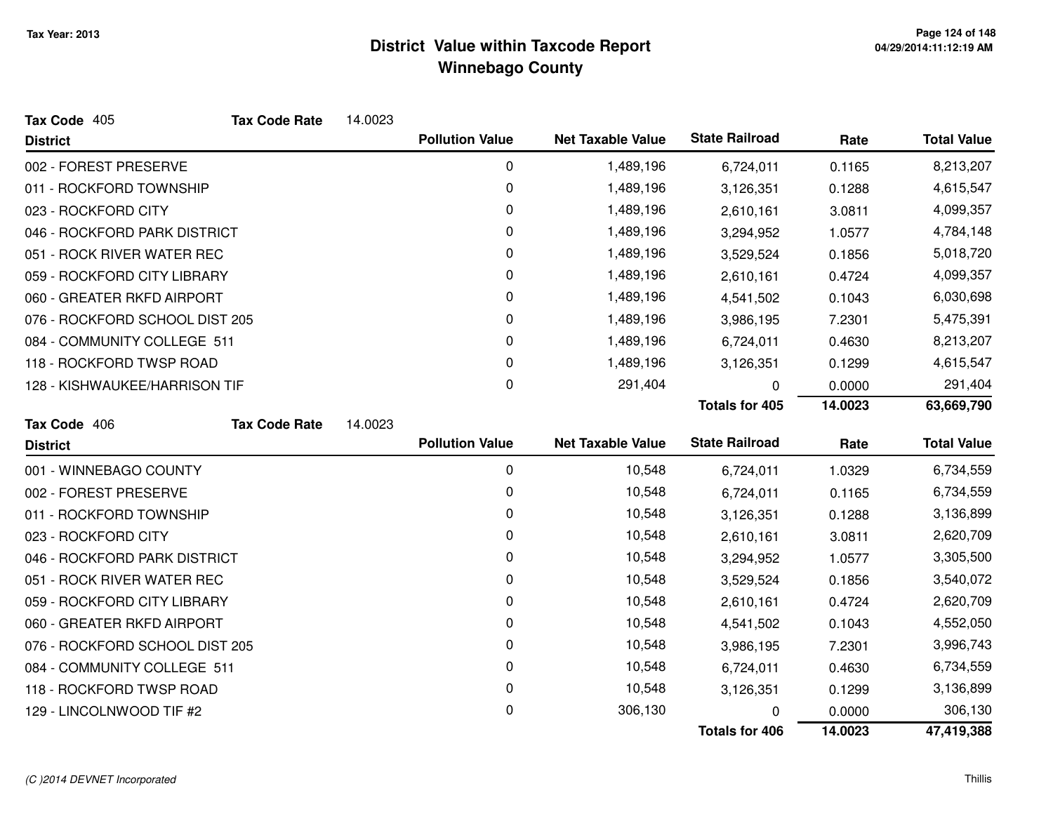Tax Year: 2013

# District Value within Taxcode Report
## Winnebago County

**Tax Code** 405 **Tax Code Rate** 14.0023

| District | Pollution Value | Net Taxable Value | State Railroad | Rate | Total Value |
|---|---|---|---|---|---|
| 002 - FOREST PRESERVE | 0 | 1,489,196 | 6,724,011 | 0.1165 | 8,213,207 |
| 011 - ROCKFORD TOWNSHIP | 0 | 1,489,196 | 3,126,351 | 0.1288 | 4,615,547 |
| 023 - ROCKFORD CITY | 0 | 1,489,196 | 2,610,161 | 3.0811 | 4,099,357 |
| 046 - ROCKFORD PARK DISTRICT | 0 | 1,489,196 | 3,294,952 | 1.0577 | 4,784,148 |
| 051 - ROCK RIVER WATER REC | 0 | 1,489,196 | 3,529,524 | 0.1856 | 5,018,720 |
| 059 - ROCKFORD CITY LIBRARY | 0 | 1,489,196 | 2,610,161 | 0.4724 | 4,099,357 |
| 060 - GREATER RKFD AIRPORT | 0 | 1,489,196 | 4,541,502 | 0.1043 | 6,030,698 |
| 076 - ROCKFORD SCHOOL DIST 205 | 0 | 1,489,196 | 3,986,195 | 7.2301 | 5,475,391 |
| 084 - COMMUNITY COLLEGE 511 | 0 | 1,489,196 | 6,724,011 | 0.4630 | 8,213,207 |
| 118 - ROCKFORD TWSP ROAD | 0 | 1,489,196 | 3,126,351 | 0.1299 | 4,615,547 |
| 128 - KISHWAUKEE/HARRISON TIF | 0 | 291,404 | 0 | 0.0000 | 291,404 |
| | | | **Totals for 405** | **14.0023** | **63,669,790** |

**Tax Code** 406 **Tax Code Rate** 14.0023

| District | Pollution Value | Net Taxable Value | State Railroad | Rate | Total Value |
|---|---|---|---|---|---|
| 001 - WINNEBAGO COUNTY | 0 | 10,548 | 6,724,011 | 1.0329 | 6,734,559 |
| 002 - FOREST PRESERVE | 0 | 10,548 | 6,724,011 | 0.1165 | 6,734,559 |
| 011 - ROCKFORD TOWNSHIP | 0 | 10,548 | 3,126,351 | 0.1288 | 3,136,899 |
| 023 - ROCKFORD CITY | 0 | 10,548 | 2,610,161 | 3.0811 | 2,620,709 |
| 046 - ROCKFORD PARK DISTRICT | 0 | 10,548 | 3,294,952 | 1.0577 | 3,305,500 |
| 051 - ROCK RIVER WATER REC | 0 | 10,548 | 3,529,524 | 0.1856 | 3,540,072 |
| 059 - ROCKFORD CITY LIBRARY | 0 | 10,548 | 2,610,161 | 0.4724 | 2,620,709 |
| 060 - GREATER RKFD AIRPORT | 0 | 10,548 | 4,541,502 | 0.1043 | 4,552,050 |
| 076 - ROCKFORD SCHOOL DIST 205 | 0 | 10,548 | 3,986,195 | 7.2301 | 3,996,743 |
| 084 - COMMUNITY COLLEGE 511 | 0 | 10,548 | 6,724,011 | 0.4630 | 6,734,559 |
| 118 - ROCKFORD TWSP ROAD | 0 | 10,548 | 3,126,351 | 0.1299 | 3,136,899 |
| 129 - LINCOLNWOOD TIF #2 | 0 | 306,130 | 0 | 0.0000 | 306,130 |
| | | | **Totals for 406** | **14.0023** | **47,419,388** |

(C )2014 DEVNET Incorporated

Thillis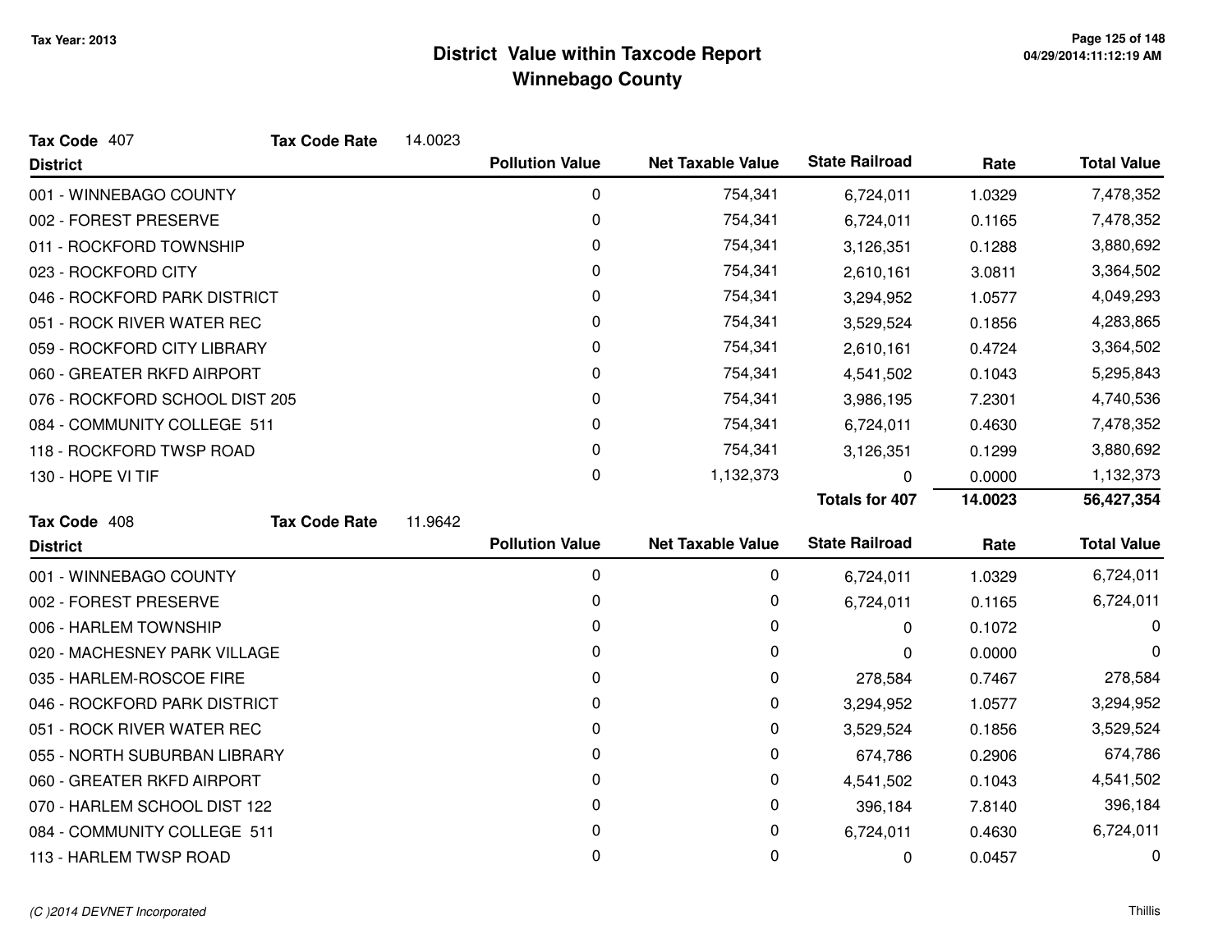Tax Year: 2013

# District Value within Taxcode Report
## Winnebago County

**Tax Code** 407 **Tax Code Rate** 14.0023

| District | Pollution Value | Net Taxable Value | State Railroad | Rate | Total Value |
|---|---|---|---|---|---|
| 001 - WINNEBAGO COUNTY | 0 | 754,341 | 6,724,011 | 1.0329 | 7,478,352 |
| 002 - FOREST PRESERVE | 0 | 754,341 | 6,724,011 | 0.1165 | 7,478,352 |
| 011 - ROCKFORD TOWNSHIP | 0 | 754,341 | 3,126,351 | 0.1288 | 3,880,692 |
| 023 - ROCKFORD CITY | 0 | 754,341 | 2,610,161 | 3.0811 | 3,364,502 |
| 046 - ROCKFORD PARK DISTRICT | 0 | 754,341 | 3,294,952 | 1.0577 | 4,049,293 |
| 051 - ROCK RIVER WATER REC | 0 | 754,341 | 3,529,524 | 0.1856 | 4,283,865 |
| 059 - ROCKFORD CITY LIBRARY | 0 | 754,341 | 2,610,161 | 0.4724 | 3,364,502 |
| 060 - GREATER RKFD AIRPORT | 0 | 754,341 | 4,541,502 | 0.1043 | 5,295,843 |
| 076 - ROCKFORD SCHOOL DIST 205 | 0 | 754,341 | 3,986,195 | 7.2301 | 4,740,536 |
| 084 - COMMUNITY COLLEGE 511 | 0 | 754,341 | 6,724,011 | 0.4630 | 7,478,352 |
| 118 - ROCKFORD TWSP ROAD | 0 | 754,341 | 3,126,351 | 0.1299 | 3,880,692 |
| 130 - HOPE VI TIF | 0 | 1,132,373 | 0 | 0.0000 | 1,132,373 |
| | | | **Totals for 407** | **14.0023** | **56,427,354** |

**Tax Code** 408 **Tax Code Rate** 11.9642

| District | Pollution Value | Net Taxable Value | State Railroad | Rate | Total Value |
|---|---|---|---|---|---|
| 001 - WINNEBAGO COUNTY | 0 | 0 | 6,724,011 | 1.0329 | 6,724,011 |
| 002 - FOREST PRESERVE | 0 | 0 | 6,724,011 | 0.1165 | 6,724,011 |
| 006 - HARLEM TOWNSHIP | 0 | 0 | 0 | 0.1072 | 0 |
| 020 - MACHESNEY PARK VILLAGE | 0 | 0 | 0 | 0.0000 | 0 |
| 035 - HARLEM-ROSCOE FIRE | 0 | 0 | 278,584 | 0.7467 | 278,584 |
| 046 - ROCKFORD PARK DISTRICT | 0 | 0 | 3,294,952 | 1.0577 | 3,294,952 |
| 051 - ROCK RIVER WATER REC | 0 | 0 | 3,529,524 | 0.1856 | 3,529,524 |
| 055 - NORTH SUBURBAN LIBRARY | 0 | 0 | 674,786 | 0.2906 | 674,786 |
| 060 - GREATER RKFD AIRPORT | 0 | 0 | 4,541,502 | 0.1043 | 4,541,502 |
| 070 - HARLEM SCHOOL DIST 122 | 0 | 0 | 396,184 | 7.8140 | 396,184 |
| 084 - COMMUNITY COLLEGE 511 | 0 | 0 | 6,724,011 | 0.4630 | 6,724,011 |
| 113 - HARLEM TWSP ROAD | 0 | 0 | 0 | 0.0457 | 0 |

(C )2014 DEVNET Incorporated Thillis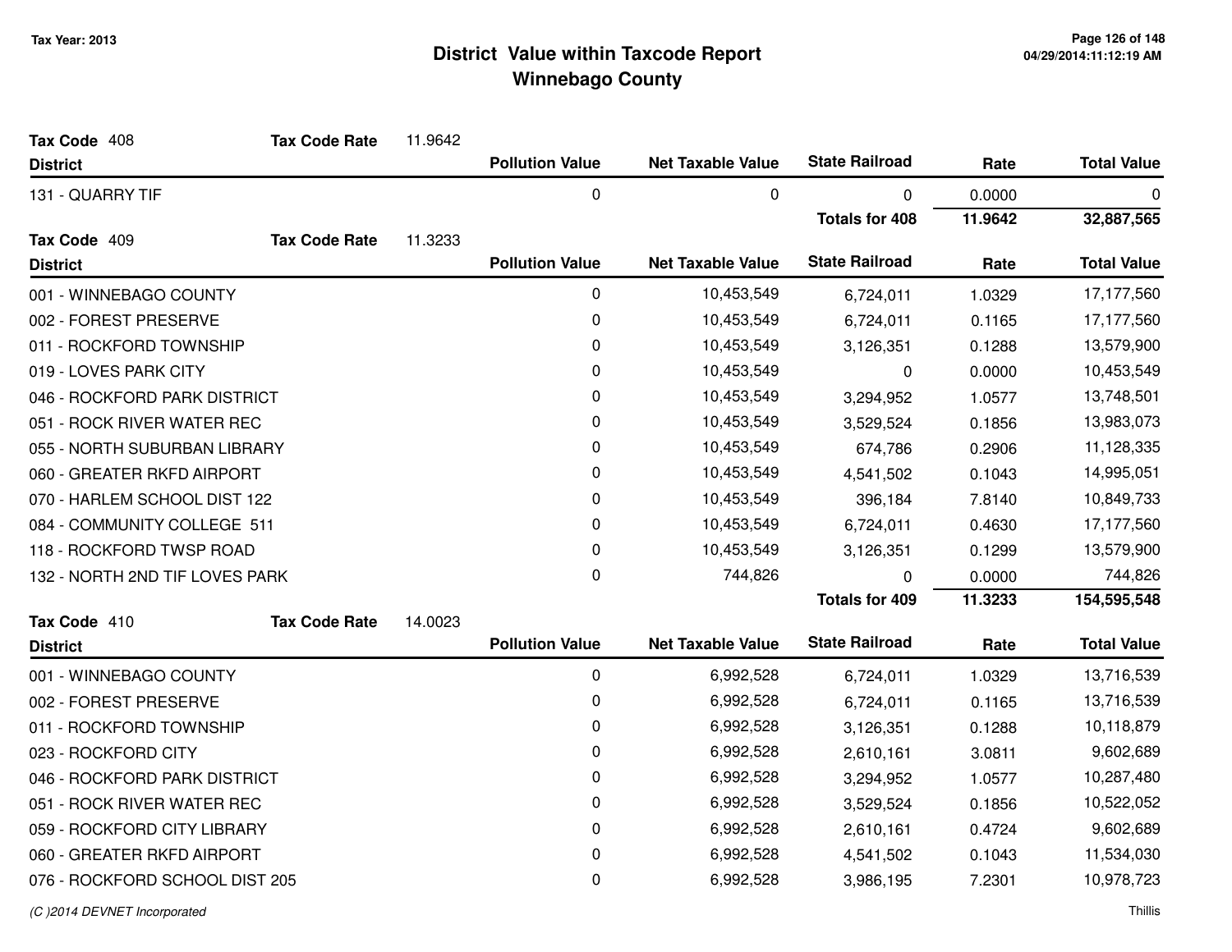# District Value within Taxcode Report
## Winnebago County

Tax Year: 2013

**Tax Code** 408 **Tax Code Rate** 11.9642

| District | Pollution Value | Net Taxable Value | State Railroad | Rate | Total Value |
|---|---|---|---|---|---|
| 131 - QUARRY TIF | 0 | 0 | 0 | 0.0000 | 0 |
| | | | **Totals for 408** | **11.9642** | **32,887,565** |

**Tax Code** 409 **Tax Code Rate** 11.3233

| District | Pollution Value | Net Taxable Value | State Railroad | Rate | Total Value |
|---|---|---|---|---|---|
| 001 - WINNEBAGO COUNTY | 0 | 10,453,549 | 6,724,011 | 1.0329 | 17,177,560 |
| 002 - FOREST PRESERVE | 0 | 10,453,549 | 6,724,011 | 0.1165 | 17,177,560 |
| 011 - ROCKFORD TOWNSHIP | 0 | 10,453,549 | 3,126,351 | 0.1288 | 13,579,900 |
| 019 - LOVES PARK CITY | 0 | 10,453,549 | 0 | 0.0000 | 10,453,549 |
| 046 - ROCKFORD PARK DISTRICT | 0 | 10,453,549 | 3,294,952 | 1.0577 | 13,748,501 |
| 051 - ROCK RIVER WATER REC | 0 | 10,453,549 | 3,529,524 | 0.1856 | 13,983,073 |
| 055 - NORTH SUBURBAN LIBRARY | 0 | 10,453,549 | 674,786 | 0.2906 | 11,128,335 |
| 060 - GREATER RKFD AIRPORT | 0 | 10,453,549 | 4,541,502 | 0.1043 | 14,995,051 |
| 070 - HARLEM SCHOOL DIST 122 | 0 | 10,453,549 | 396,184 | 7.8140 | 10,849,733 |
| 084 - COMMUNITY COLLEGE 511 | 0 | 10,453,549 | 6,724,011 | 0.4630 | 17,177,560 |
| 118 - ROCKFORD TWSP ROAD | 0 | 10,453,549 | 3,126,351 | 0.1299 | 13,579,900 |
| 132 - NORTH 2ND TIF LOVES PARK | 0 | 744,826 | 0 | 0.0000 | 744,826 |
| | | | **Totals for 409** | **11.3233** | **154,595,548** |

**Tax Code** 410 **Tax Code Rate** 14.0023

| District | Pollution Value | Net Taxable Value | State Railroad | Rate | Total Value |
|---|---|---|---|---|---|
| 001 - WINNEBAGO COUNTY | 0 | 6,992,528 | 6,724,011 | 1.0329 | 13,716,539 |
| 002 - FOREST PRESERVE | 0 | 6,992,528 | 6,724,011 | 0.1165 | 13,716,539 |
| 011 - ROCKFORD TOWNSHIP | 0 | 6,992,528 | 3,126,351 | 0.1288 | 10,118,879 |
| 023 - ROCKFORD CITY | 0 | 6,992,528 | 2,610,161 | 3.0811 | 9,602,689 |
| 046 - ROCKFORD PARK DISTRICT | 0 | 6,992,528 | 3,294,952 | 1.0577 | 10,287,480 |
| 051 - ROCK RIVER WATER REC | 0 | 6,992,528 | 3,529,524 | 0.1856 | 10,522,052 |
| 059 - ROCKFORD CITY LIBRARY | 0 | 6,992,528 | 2,610,161 | 0.4724 | 9,602,689 |
| 060 - GREATER RKFD AIRPORT | 0 | 6,992,528 | 4,541,502 | 0.1043 | 11,534,030 |
| 076 - ROCKFORD SCHOOL DIST 205 | 0 | 6,992,528 | 3,986,195 | 7.2301 | 10,978,723 |

(C )2014 DEVNET Incorporated Thillis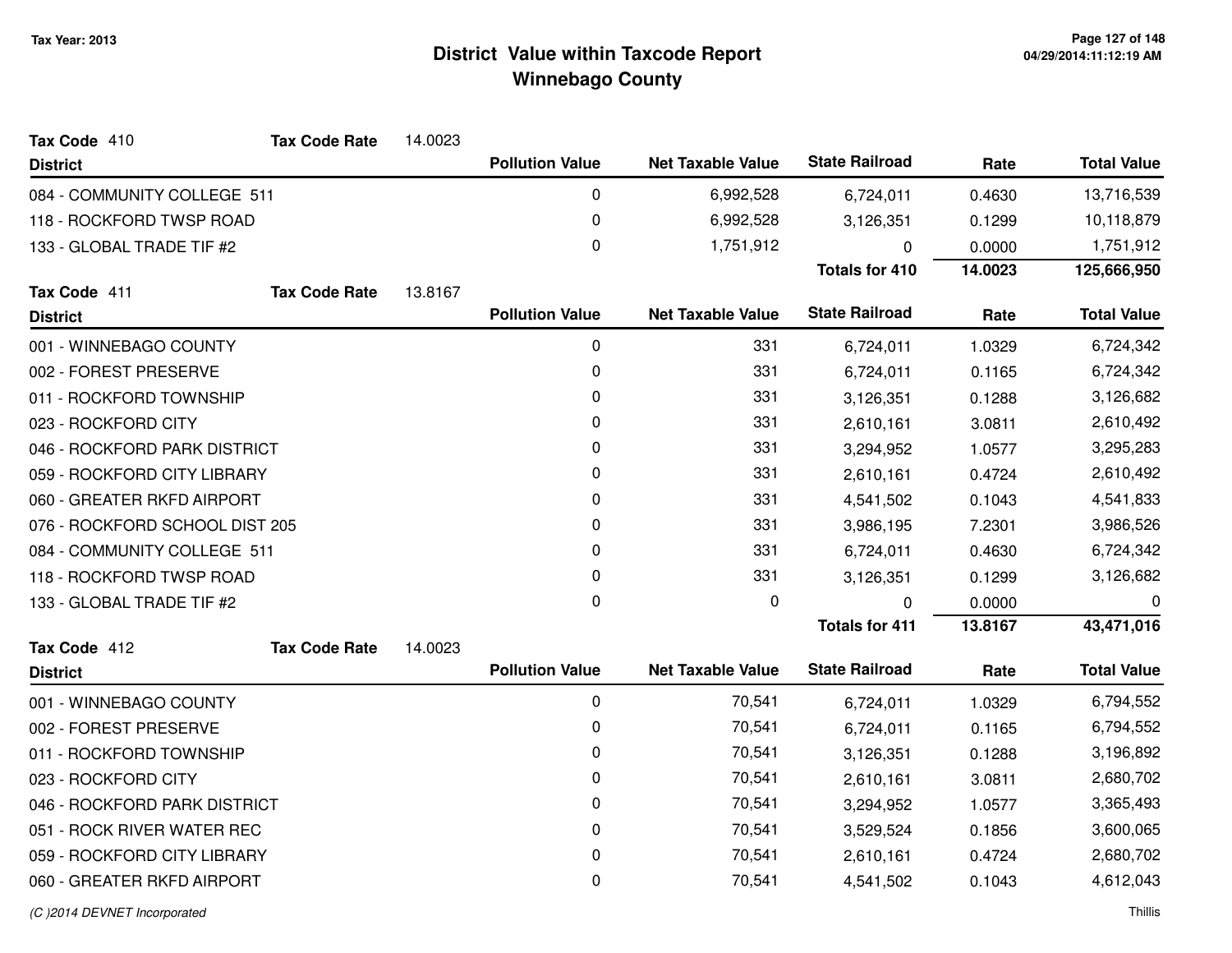# District Value within Taxcode Report
## Winnebago County

Tax Year: 2013

**Tax Code** 410 **Tax Code Rate** 14.0023

| District | Pollution Value | Net Taxable Value | State Railroad | Rate | Total Value |
|---|---|---|---|---|---|
| 084 - COMMUNITY COLLEGE 511 | 0 | 6,992,528 | 6,724,011 | 0.4630 | 13,716,539 |
| 118 - ROCKFORD TWSP ROAD | 0 | 6,992,528 | 3,126,351 | 0.1299 | 10,118,879 |
| 133 - GLOBAL TRADE TIF #2 | 0 | 1,751,912 | 0 | 0.0000 | 1,751,912 |
| | | | **Totals for 410** | **14.0023** | **125,666,950** |

**Tax Code** 411 **Tax Code Rate** 13.8167

| District | Pollution Value | Net Taxable Value | State Railroad | Rate | Total Value |
|---|---|---|---|---|---|
| 001 - WINNEBAGO COUNTY | 0 | 331 | 6,724,011 | 1.0329 | 6,724,342 |
| 002 - FOREST PRESERVE | 0 | 331 | 6,724,011 | 0.1165 | 6,724,342 |
| 011 - ROCKFORD TOWNSHIP | 0 | 331 | 3,126,351 | 0.1288 | 3,126,682 |
| 023 - ROCKFORD CITY | 0 | 331 | 2,610,161 | 3.0811 | 2,610,492 |
| 046 - ROCKFORD PARK DISTRICT | 0 | 331 | 3,294,952 | 1.0577 | 3,295,283 |
| 059 - ROCKFORD CITY LIBRARY | 0 | 331 | 2,610,161 | 0.4724 | 2,610,492 |
| 060 - GREATER RKFD AIRPORT | 0 | 331 | 4,541,502 | 0.1043 | 4,541,833 |
| 076 - ROCKFORD SCHOOL DIST 205 | 0 | 331 | 3,986,195 | 7.2301 | 3,986,526 |
| 084 - COMMUNITY COLLEGE 511 | 0 | 331 | 6,724,011 | 0.4630 | 6,724,342 |
| 118 - ROCKFORD TWSP ROAD | 0 | 331 | 3,126,351 | 0.1299 | 3,126,682 |
| 133 - GLOBAL TRADE TIF #2 | 0 | 0 | 0 | 0.0000 | 0 |
| | | | **Totals for 411** | **13.8167** | **43,471,016** |

**Tax Code** 412 **Tax Code Rate** 14.0023

| District | Pollution Value | Net Taxable Value | State Railroad | Rate | Total Value |
|---|---|---|---|---|---|
| 001 - WINNEBAGO COUNTY | 0 | 70,541 | 6,724,011 | 1.0329 | 6,794,552 |
| 002 - FOREST PRESERVE | 0 | 70,541 | 6,724,011 | 0.1165 | 6,794,552 |
| 011 - ROCKFORD TOWNSHIP | 0 | 70,541 | 3,126,351 | 0.1288 | 3,196,892 |
| 023 - ROCKFORD CITY | 0 | 70,541 | 2,610,161 | 3.0811 | 2,680,702 |
| 046 - ROCKFORD PARK DISTRICT | 0 | 70,541 | 3,294,952 | 1.0577 | 3,365,493 |
| 051 - ROCK RIVER WATER REC | 0 | 70,541 | 3,529,524 | 0.1856 | 3,600,065 |
| 059 - ROCKFORD CITY LIBRARY | 0 | 70,541 | 2,610,161 | 0.4724 | 2,680,702 |
| 060 - GREATER RKFD AIRPORT | 0 | 70,541 | 4,541,502 | 0.1043 | 4,612,043 |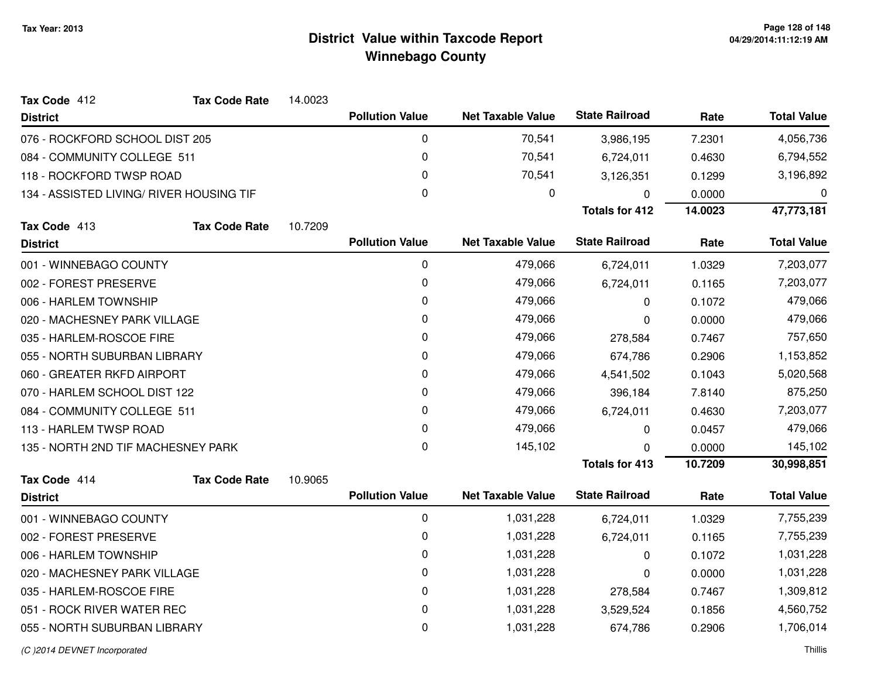# District Value within Taxcode Report
## Winnebago County

Tax Year: 2013

**Tax Code** 412 **Tax Code Rate** 14.0023

| District | Pollution Value | Net Taxable Value | State Railroad | Rate | Total Value |
|---|---|---|---|---|---|
| 076 - ROCKFORD SCHOOL DIST 205 | 0 | 70,541 | 3,986,195 | 7.2301 | 4,056,736 |
| 084 - COMMUNITY COLLEGE 511 | 0 | 70,541 | 6,724,011 | 0.4630 | 6,794,552 |
| 118 - ROCKFORD TWSP ROAD | 0 | 70,541 | 3,126,351 | 0.1299 | 3,196,892 |
| 134 - ASSISTED LIVING/ RIVER HOUSING TIF | 0 | 0 | 0 | 0.0000 | 0 |
| | | | **Totals for 412** | **14.0023** | **47,773,181** |

**Tax Code** 413 **Tax Code Rate** 10.7209

| District | Pollution Value | Net Taxable Value | State Railroad | Rate | Total Value |
|---|---|---|---|---|---|
| 001 - WINNEBAGO COUNTY | 0 | 479,066 | 6,724,011 | 1.0329 | 7,203,077 |
| 002 - FOREST PRESERVE | 0 | 479,066 | 6,724,011 | 0.1165 | 7,203,077 |
| 006 - HARLEM TOWNSHIP | 0 | 479,066 | 0 | 0.1072 | 479,066 |
| 020 - MACHESNEY PARK VILLAGE | 0 | 479,066 | 0 | 0.0000 | 479,066 |
| 035 - HARLEM-ROSCOE FIRE | 0 | 479,066 | 278,584 | 0.7467 | 757,650 |
| 055 - NORTH SUBURBAN LIBRARY | 0 | 479,066 | 674,786 | 0.2906 | 1,153,852 |
| 060 - GREATER RKFD AIRPORT | 0 | 479,066 | 4,541,502 | 0.1043 | 5,020,568 |
| 070 - HARLEM SCHOOL DIST 122 | 0 | 479,066 | 396,184 | 7.8140 | 875,250 |
| 084 - COMMUNITY COLLEGE 511 | 0 | 479,066 | 6,724,011 | 0.4630 | 7,203,077 |
| 113 - HARLEM TWSP ROAD | 0 | 479,066 | 0 | 0.0457 | 479,066 |
| 135 - NORTH 2ND TIF MACHESNEY PARK | 0 | 145,102 | 0 | 0.0000 | 145,102 |
| | | | **Totals for 413** | **10.7209** | **30,998,851** |

**Tax Code** 414 **Tax Code Rate** 10.9065

| District | Pollution Value | Net Taxable Value | State Railroad | Rate | Total Value |
|---|---|---|---|---|---|
| 001 - WINNEBAGO COUNTY | 0 | 1,031,228 | 6,724,011 | 1.0329 | 7,755,239 |
| 002 - FOREST PRESERVE | 0 | 1,031,228 | 6,724,011 | 0.1165 | 7,755,239 |
| 006 - HARLEM TOWNSHIP | 0 | 1,031,228 | 0 | 0.1072 | 1,031,228 |
| 020 - MACHESNEY PARK VILLAGE | 0 | 1,031,228 | 0 | 0.0000 | 1,031,228 |
| 035 - HARLEM-ROSCOE FIRE | 0 | 1,031,228 | 278,584 | 0.7467 | 1,309,812 |
| 051 - ROCK RIVER WATER REC | 0 | 1,031,228 | 3,529,524 | 0.1856 | 4,560,752 |
| 055 - NORTH SUBURBAN LIBRARY | 0 | 1,031,228 | 674,786 | 0.2906 | 1,706,014 |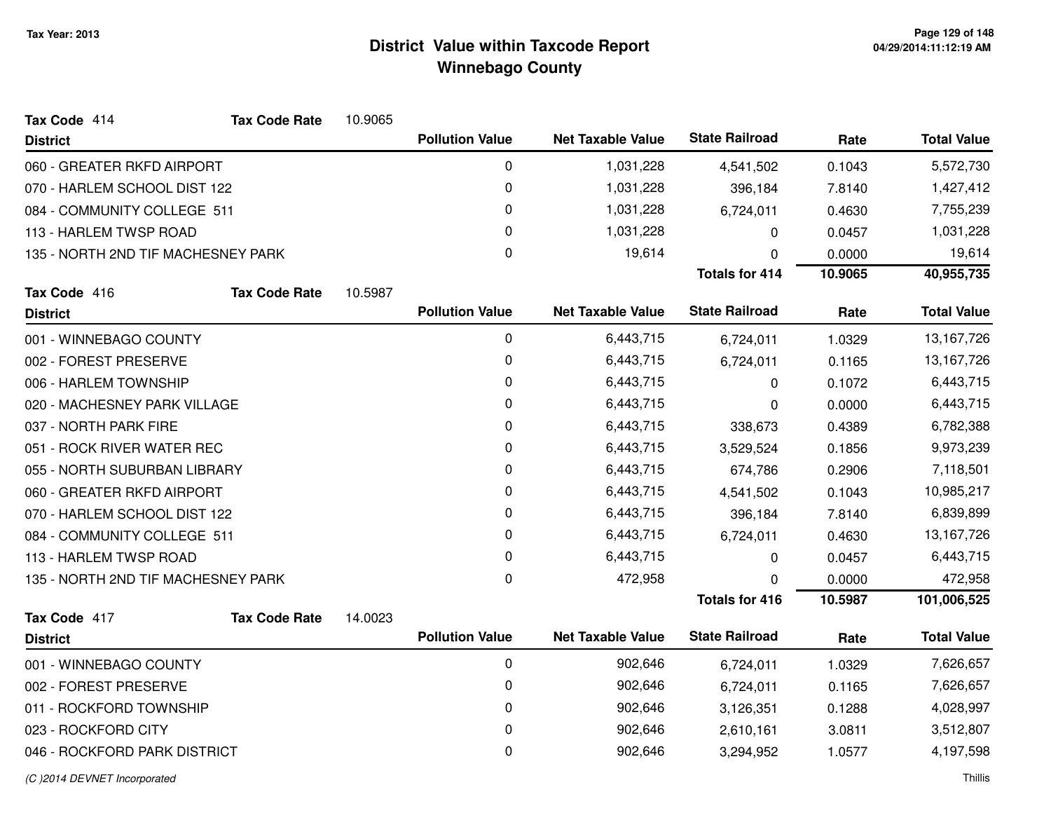# District Value within Taxcode Report
## Winnebago County

Tax Year: 2013

**Tax Code** 414 **Tax Code Rate** 10.9065

| District | Pollution Value | Net Taxable Value | State Railroad | Rate | Total Value |
|---|---|---|---|---|---|
| 060 - GREATER RKFD AIRPORT | 0 | 1,031,228 | 4,541,502 | 0.1043 | 5,572,730 |
| 070 - HARLEM SCHOOL DIST 122 | 0 | 1,031,228 | 396,184 | 7.8140 | 1,427,412 |
| 084 - COMMUNITY COLLEGE 511 | 0 | 1,031,228 | 6,724,011 | 0.4630 | 7,755,239 |
| 113 - HARLEM TWSP ROAD | 0 | 1,031,228 | 0 | 0.0457 | 1,031,228 |
| 135 - NORTH 2ND TIF MACHESNEY PARK | 0 | 19,614 | 0 | 0.0000 | 19,614 |
| | | | **Totals for 414** | **10.9065** | **40,955,735** |

**Tax Code** 416 **Tax Code Rate** 10.5987

| District | Pollution Value | Net Taxable Value | State Railroad | Rate | Total Value |
|---|---|---|---|---|---|
| 001 - WINNEBAGO COUNTY | 0 | 6,443,715 | 6,724,011 | 1.0329 | 13,167,726 |
| 002 - FOREST PRESERVE | 0 | 6,443,715 | 6,724,011 | 0.1165 | 13,167,726 |
| 006 - HARLEM TOWNSHIP | 0 | 6,443,715 | 0 | 0.1072 | 6,443,715 |
| 020 - MACHESNEY PARK VILLAGE | 0 | 6,443,715 | 0 | 0.0000 | 6,443,715 |
| 037 - NORTH PARK FIRE | 0 | 6,443,715 | 338,673 | 0.4389 | 6,782,388 |
| 051 - ROCK RIVER WATER REC | 0 | 6,443,715 | 3,529,524 | 0.1856 | 9,973,239 |
| 055 - NORTH SUBURBAN LIBRARY | 0 | 6,443,715 | 674,786 | 0.2906 | 7,118,501 |
| 060 - GREATER RKFD AIRPORT | 0 | 6,443,715 | 4,541,502 | 0.1043 | 10,985,217 |
| 070 - HARLEM SCHOOL DIST 122 | 0 | 6,443,715 | 396,184 | 7.8140 | 6,839,899 |
| 084 - COMMUNITY COLLEGE 511 | 0 | 6,443,715 | 6,724,011 | 0.4630 | 13,167,726 |
| 113 - HARLEM TWSP ROAD | 0 | 6,443,715 | 0 | 0.0457 | 6,443,715 |
| 135 - NORTH 2ND TIF MACHESNEY PARK | 0 | 472,958 | 0 | 0.0000 | 472,958 |
| | | | **Totals for 416** | **10.5987** | **101,006,525** |

**Tax Code** 417 **Tax Code Rate** 14.0023

| District | Pollution Value | Net Taxable Value | State Railroad | Rate | Total Value |
|---|---|---|---|---|---|
| 001 - WINNEBAGO COUNTY | 0 | 902,646 | 6,724,011 | 1.0329 | 7,626,657 |
| 002 - FOREST PRESERVE | 0 | 902,646 | 6,724,011 | 0.1165 | 7,626,657 |
| 011 - ROCKFORD TOWNSHIP | 0 | 902,646 | 3,126,351 | 0.1288 | 4,028,997 |
| 023 - ROCKFORD CITY | 0 | 902,646 | 2,610,161 | 3.0811 | 3,512,807 |
| 046 - ROCKFORD PARK DISTRICT | 0 | 902,646 | 3,294,952 | 1.0577 | 4,197,598 |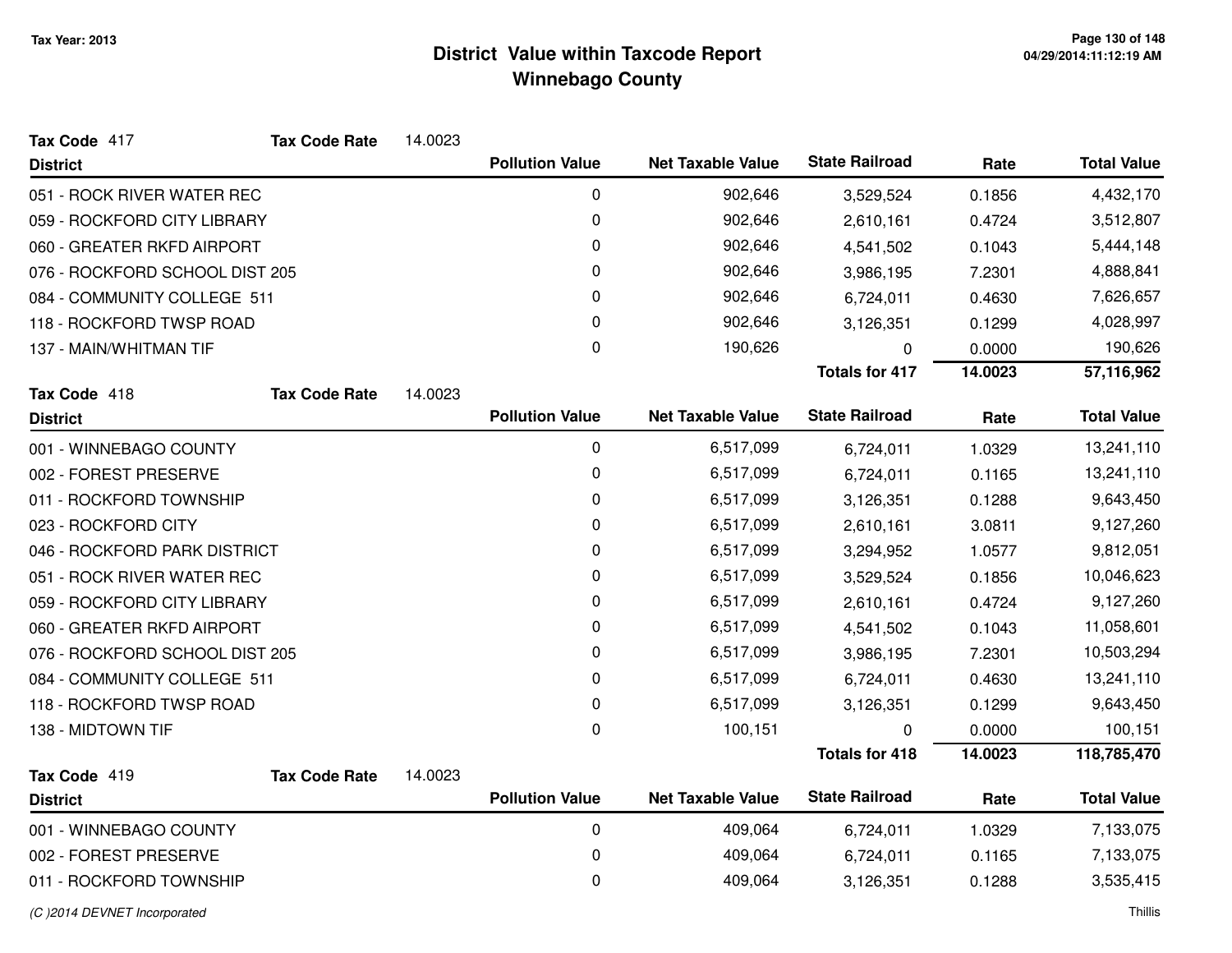# District Value within Taxcode Report
## Winnebago County

Tax Year: 2013

**Tax Code** 417 **Tax Code Rate** 14.0023

| District | Pollution Value | Net Taxable Value | State Railroad | Rate | Total Value |
|---|---|---|---|---|---|
| 051 - ROCK RIVER WATER REC | 0 | 902,646 | 3,529,524 | 0.1856 | 4,432,170 |
| 059 - ROCKFORD CITY LIBRARY | 0 | 902,646 | 2,610,161 | 0.4724 | 3,512,807 |
| 060 - GREATER RKFD AIRPORT | 0 | 902,646 | 4,541,502 | 0.1043 | 5,444,148 |
| 076 - ROCKFORD SCHOOL DIST 205 | 0 | 902,646 | 3,986,195 | 7.2301 | 4,888,841 |
| 084 - COMMUNITY COLLEGE 511 | 0 | 902,646 | 6,724,011 | 0.4630 | 7,626,657 |
| 118 - ROCKFORD TWSP ROAD | 0 | 902,646 | 3,126,351 | 0.1299 | 4,028,997 |
| 137 - MAIN/WHITMAN TIF | 0 | 190,626 | 0 | 0.0000 | 190,626 |
| | | | **Totals for 417** | **14.0023** | **57,116,962** |

**Tax Code** 418 **Tax Code Rate** 14.0023

| District | Pollution Value | Net Taxable Value | State Railroad | Rate | Total Value |
|---|---|---|---|---|---|
| 001 - WINNEBAGO COUNTY | 0 | 6,517,099 | 6,724,011 | 1.0329 | 13,241,110 |
| 002 - FOREST PRESERVE | 0 | 6,517,099 | 6,724,011 | 0.1165 | 13,241,110 |
| 011 - ROCKFORD TOWNSHIP | 0 | 6,517,099 | 3,126,351 | 0.1288 | 9,643,450 |
| 023 - ROCKFORD CITY | 0 | 6,517,099 | 2,610,161 | 3.0811 | 9,127,260 |
| 046 - ROCKFORD PARK DISTRICT | 0 | 6,517,099 | 3,294,952 | 1.0577 | 9,812,051 |
| 051 - ROCK RIVER WATER REC | 0 | 6,517,099 | 3,529,524 | 0.1856 | 10,046,623 |
| 059 - ROCKFORD CITY LIBRARY | 0 | 6,517,099 | 2,610,161 | 0.4724 | 9,127,260 |
| 060 - GREATER RKFD AIRPORT | 0 | 6,517,099 | 4,541,502 | 0.1043 | 11,058,601 |
| 076 - ROCKFORD SCHOOL DIST 205 | 0 | 6,517,099 | 3,986,195 | 7.2301 | 10,503,294 |
| 084 - COMMUNITY COLLEGE 511 | 0 | 6,517,099 | 6,724,011 | 0.4630 | 13,241,110 |
| 118 - ROCKFORD TWSP ROAD | 0 | 6,517,099 | 3,126,351 | 0.1299 | 9,643,450 |
| 138 - MIDTOWN TIF | 0 | 100,151 | 0 | 0.0000 | 100,151 |
| | | | **Totals for 418** | **14.0023** | **118,785,470** |

**Tax Code** 419 **Tax Code Rate** 14.0023

| District | Pollution Value | Net Taxable Value | State Railroad | Rate | Total Value |
|---|---|---|---|---|---|
| 001 - WINNEBAGO COUNTY | 0 | 409,064 | 6,724,011 | 1.0329 | 7,133,075 |
| 002 - FOREST PRESERVE | 0 | 409,064 | 6,724,011 | 0.1165 | 7,133,075 |
| 011 - ROCKFORD TOWNSHIP | 0 | 409,064 | 3,126,351 | 0.1288 | 3,535,415 |

(C )2014 DEVNET Incorporated — Thillis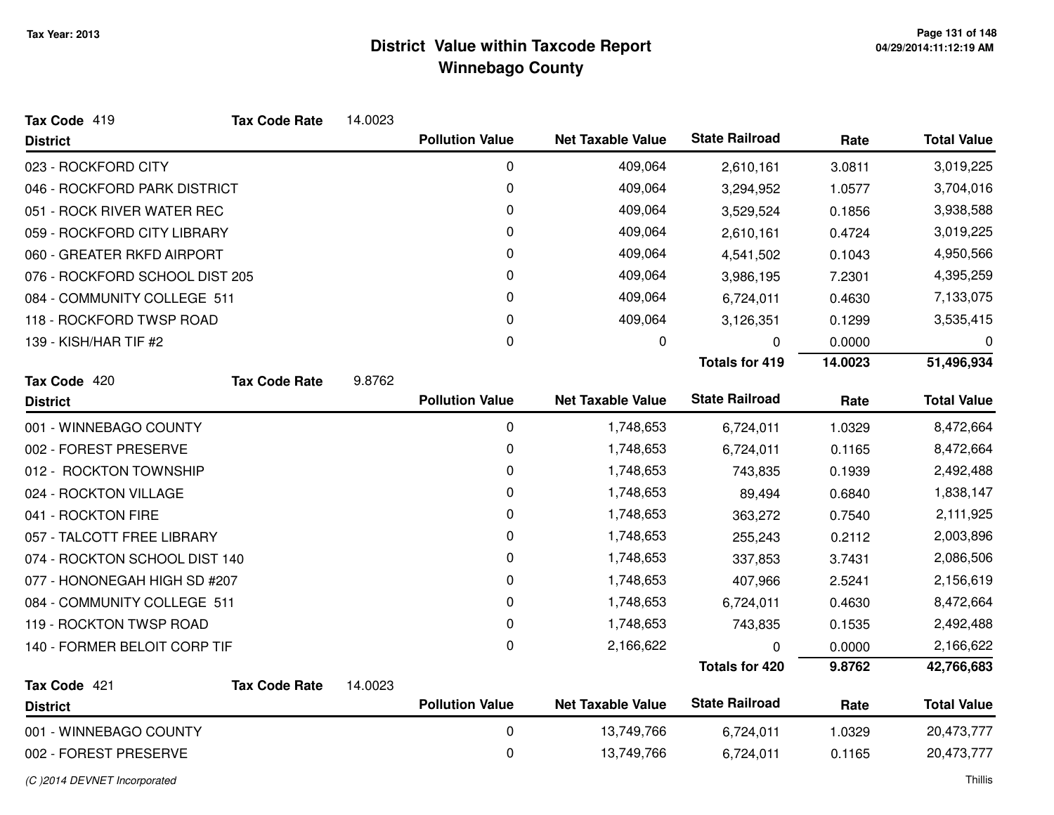# District Value within Taxcode Report
## Winnebago County

Tax Year: 2013

**Tax Code** 419 **Tax Code Rate** 14.0023

| District | Pollution Value | Net Taxable Value | State Railroad | Rate | Total Value |
|---|---|---|---|---|---|
| 023 - ROCKFORD CITY | 0 | 409,064 | 2,610,161 | 3.0811 | 3,019,225 |
| 046 - ROCKFORD PARK DISTRICT | 0 | 409,064 | 3,294,952 | 1.0577 | 3,704,016 |
| 051 - ROCK RIVER WATER REC | 0 | 409,064 | 3,529,524 | 0.1856 | 3,938,588 |
| 059 - ROCKFORD CITY LIBRARY | 0 | 409,064 | 2,610,161 | 0.4724 | 3,019,225 |
| 060 - GREATER RKFD AIRPORT | 0 | 409,064 | 4,541,502 | 0.1043 | 4,950,566 |
| 076 - ROCKFORD SCHOOL DIST 205 | 0 | 409,064 | 3,986,195 | 7.2301 | 4,395,259 |
| 084 - COMMUNITY COLLEGE 511 | 0 | 409,064 | 6,724,011 | 0.4630 | 7,133,075 |
| 118 - ROCKFORD TWSP ROAD | 0 | 409,064 | 3,126,351 | 0.1299 | 3,535,415 |
| 139 - KISH/HAR TIF #2 | 0 | 0 | 0 | 0.0000 | 0 |
| | | | **Totals for 419** | **14.0023** | **51,496,934** |

**Tax Code** 420 **Tax Code Rate** 9.8762

| District | Pollution Value | Net Taxable Value | State Railroad | Rate | Total Value |
|---|---|---|---|---|---|
| 001 - WINNEBAGO COUNTY | 0 | 1,748,653 | 6,724,011 | 1.0329 | 8,472,664 |
| 002 - FOREST PRESERVE | 0 | 1,748,653 | 6,724,011 | 0.1165 | 8,472,664 |
| 012 - ROCKTON TOWNSHIP | 0 | 1,748,653 | 743,835 | 0.1939 | 2,492,488 |
| 024 - ROCKTON VILLAGE | 0 | 1,748,653 | 89,494 | 0.6840 | 1,838,147 |
| 041 - ROCKTON FIRE | 0 | 1,748,653 | 363,272 | 0.7540 | 2,111,925 |
| 057 - TALCOTT FREE LIBRARY | 0 | 1,748,653 | 255,243 | 0.2112 | 2,003,896 |
| 074 - ROCKTON SCHOOL DIST 140 | 0 | 1,748,653 | 337,853 | 3.7431 | 2,086,506 |
| 077 - HONONEGAH HIGH SD #207 | 0 | 1,748,653 | 407,966 | 2.5241 | 2,156,619 |
| 084 - COMMUNITY COLLEGE 511 | 0 | 1,748,653 | 6,724,011 | 0.4630 | 8,472,664 |
| 119 - ROCKTON TWSP ROAD | 0 | 1,748,653 | 743,835 | 0.1535 | 2,492,488 |
| 140 - FORMER BELOIT CORP TIF | 0 | 2,166,622 | 0 | 0.0000 | 2,166,622 |
| | | | **Totals for 420** | **9.8762** | **42,766,683** |

**Tax Code** 421 **Tax Code Rate** 14.0023

| District | Pollution Value | Net Taxable Value | State Railroad | Rate | Total Value |
|---|---|---|---|---|---|
| 001 - WINNEBAGO COUNTY | 0 | 13,749,766 | 6,724,011 | 1.0329 | 20,473,777 |
| 002 - FOREST PRESERVE | 0 | 13,749,766 | 6,724,011 | 0.1165 | 20,473,777 |

(C )2014 DEVNET Incorporated — Thillis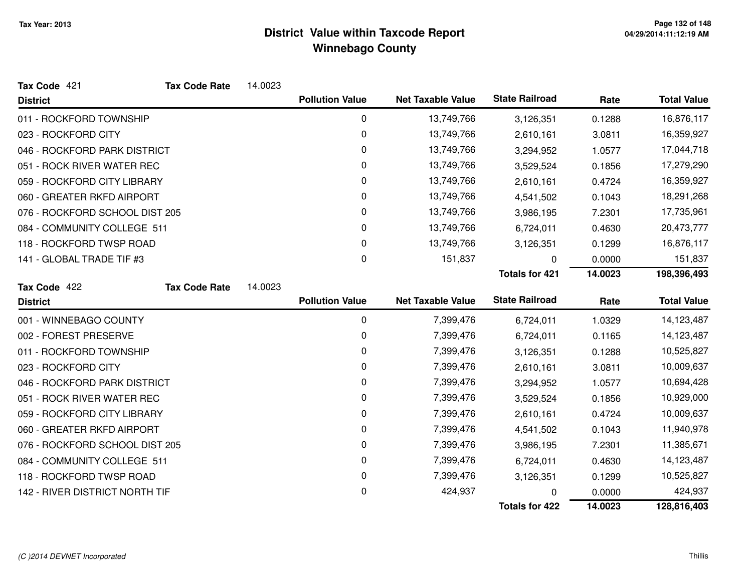Tax Year: 2013

# District Value within Taxcode Report
## Winnebago County

**Tax Code** 421 **Tax Code Rate** 14.0023

| District | Pollution Value | Net Taxable Value | State Railroad | Rate | Total Value |
|---|---|---|---|---|---|
| 011 - ROCKFORD TOWNSHIP | 0 | 13,749,766 | 3,126,351 | 0.1288 | 16,876,117 |
| 023 - ROCKFORD CITY | 0 | 13,749,766 | 2,610,161 | 3.0811 | 16,359,927 |
| 046 - ROCKFORD PARK DISTRICT | 0 | 13,749,766 | 3,294,952 | 1.0577 | 17,044,718 |
| 051 - ROCK RIVER WATER REC | 0 | 13,749,766 | 3,529,524 | 0.1856 | 17,279,290 |
| 059 - ROCKFORD CITY LIBRARY | 0 | 13,749,766 | 2,610,161 | 0.4724 | 16,359,927 |
| 060 - GREATER RKFD AIRPORT | 0 | 13,749,766 | 4,541,502 | 0.1043 | 18,291,268 |
| 076 - ROCKFORD SCHOOL DIST 205 | 0 | 13,749,766 | 3,986,195 | 7.2301 | 17,735,961 |
| 084 - COMMUNITY COLLEGE 511 | 0 | 13,749,766 | 6,724,011 | 0.4630 | 20,473,777 |
| 118 - ROCKFORD TWSP ROAD | 0 | 13,749,766 | 3,126,351 | 0.1299 | 16,876,117 |
| 141 - GLOBAL TRADE TIF #3 | 0 | 151,837 | 0 | 0.0000 | 151,837 |
| | | | **Totals for 421** | **14.0023** | **198,396,493** |

**Tax Code** 422 **Tax Code Rate** 14.0023

| District | Pollution Value | Net Taxable Value | State Railroad | Rate | Total Value |
|---|---|---|---|---|---|
| 001 - WINNEBAGO COUNTY | 0 | 7,399,476 | 6,724,011 | 1.0329 | 14,123,487 |
| 002 - FOREST PRESERVE | 0 | 7,399,476 | 6,724,011 | 0.1165 | 14,123,487 |
| 011 - ROCKFORD TOWNSHIP | 0 | 7,399,476 | 3,126,351 | 0.1288 | 10,525,827 |
| 023 - ROCKFORD CITY | 0 | 7,399,476 | 2,610,161 | 3.0811 | 10,009,637 |
| 046 - ROCKFORD PARK DISTRICT | 0 | 7,399,476 | 3,294,952 | 1.0577 | 10,694,428 |
| 051 - ROCK RIVER WATER REC | 0 | 7,399,476 | 3,529,524 | 0.1856 | 10,929,000 |
| 059 - ROCKFORD CITY LIBRARY | 0 | 7,399,476 | 2,610,161 | 0.4724 | 10,009,637 |
| 060 - GREATER RKFD AIRPORT | 0 | 7,399,476 | 4,541,502 | 0.1043 | 11,940,978 |
| 076 - ROCKFORD SCHOOL DIST 205 | 0 | 7,399,476 | 3,986,195 | 7.2301 | 11,385,671 |
| 084 - COMMUNITY COLLEGE 511 | 0 | 7,399,476 | 6,724,011 | 0.4630 | 14,123,487 |
| 118 - ROCKFORD TWSP ROAD | 0 | 7,399,476 | 3,126,351 | 0.1299 | 10,525,827 |
| 142 - RIVER DISTRICT NORTH TIF | 0 | 424,937 | 0 | 0.0000 | 424,937 |
| | | | **Totals for 422** | **14.0023** | **128,816,403** |

*(C )2014 DEVNET Incorporated* Thillis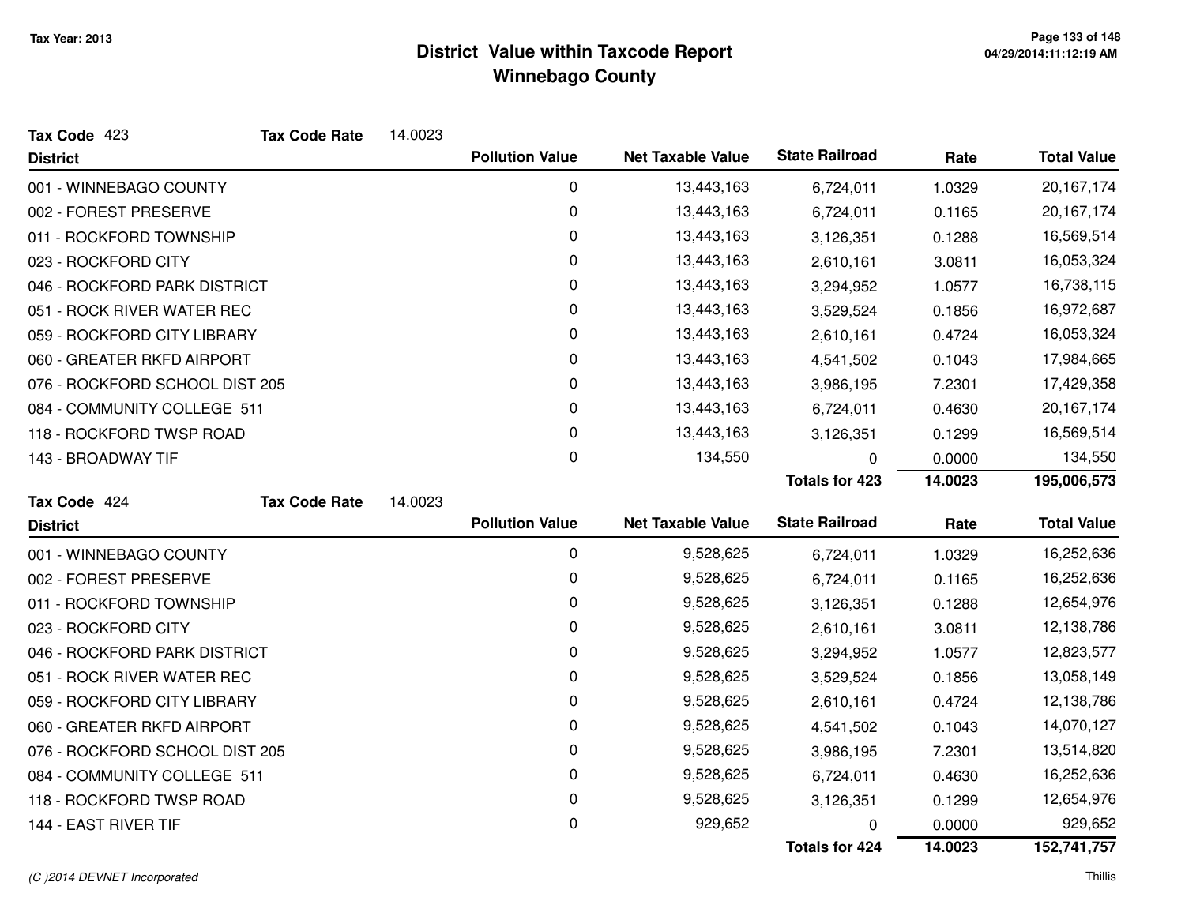# District Value within Taxcode Report
## Winnebago County

Tax Year: 2013

**Tax Code** 423 **Tax Code Rate** 14.0023

| District | Pollution Value | Net Taxable Value | State Railroad | Rate | Total Value |
|---|---|---|---|---|---|
| 001 - WINNEBAGO COUNTY | 0 | 13,443,163 | 6,724,011 | 1.0329 | 20,167,174 |
| 002 - FOREST PRESERVE | 0 | 13,443,163 | 6,724,011 | 0.1165 | 20,167,174 |
| 011 - ROCKFORD TOWNSHIP | 0 | 13,443,163 | 3,126,351 | 0.1288 | 16,569,514 |
| 023 - ROCKFORD CITY | 0 | 13,443,163 | 2,610,161 | 3.0811 | 16,053,324 |
| 046 - ROCKFORD PARK DISTRICT | 0 | 13,443,163 | 3,294,952 | 1.0577 | 16,738,115 |
| 051 - ROCK RIVER WATER REC | 0 | 13,443,163 | 3,529,524 | 0.1856 | 16,972,687 |
| 059 - ROCKFORD CITY LIBRARY | 0 | 13,443,163 | 2,610,161 | 0.4724 | 16,053,324 |
| 060 - GREATER RKFD AIRPORT | 0 | 13,443,163 | 4,541,502 | 0.1043 | 17,984,665 |
| 076 - ROCKFORD SCHOOL DIST 205 | 0 | 13,443,163 | 3,986,195 | 7.2301 | 17,429,358 |
| 084 - COMMUNITY COLLEGE 511 | 0 | 13,443,163 | 6,724,011 | 0.4630 | 20,167,174 |
| 118 - ROCKFORD TWSP ROAD | 0 | 13,443,163 | 3,126,351 | 0.1299 | 16,569,514 |
| 143 - BROADWAY TIF | 0 | 134,550 | 0 | 0.0000 | 134,550 |
| | | | **Totals for 423** | **14.0023** | **195,006,573** |

**Tax Code** 424 **Tax Code Rate** 14.0023

| District | Pollution Value | Net Taxable Value | State Railroad | Rate | Total Value |
|---|---|---|---|---|---|
| 001 - WINNEBAGO COUNTY | 0 | 9,528,625 | 6,724,011 | 1.0329 | 16,252,636 |
| 002 - FOREST PRESERVE | 0 | 9,528,625 | 6,724,011 | 0.1165 | 16,252,636 |
| 011 - ROCKFORD TOWNSHIP | 0 | 9,528,625 | 3,126,351 | 0.1288 | 12,654,976 |
| 023 - ROCKFORD CITY | 0 | 9,528,625 | 2,610,161 | 3.0811 | 12,138,786 |
| 046 - ROCKFORD PARK DISTRICT | 0 | 9,528,625 | 3,294,952 | 1.0577 | 12,823,577 |
| 051 - ROCK RIVER WATER REC | 0 | 9,528,625 | 3,529,524 | 0.1856 | 13,058,149 |
| 059 - ROCKFORD CITY LIBRARY | 0 | 9,528,625 | 2,610,161 | 0.4724 | 12,138,786 |
| 060 - GREATER RKFD AIRPORT | 0 | 9,528,625 | 4,541,502 | 0.1043 | 14,070,127 |
| 076 - ROCKFORD SCHOOL DIST 205 | 0 | 9,528,625 | 3,986,195 | 7.2301 | 13,514,820 |
| 084 - COMMUNITY COLLEGE 511 | 0 | 9,528,625 | 6,724,011 | 0.4630 | 16,252,636 |
| 118 - ROCKFORD TWSP ROAD | 0 | 9,528,625 | 3,126,351 | 0.1299 | 12,654,976 |
| 144 - EAST RIVER TIF | 0 | 929,652 | 0 | 0.0000 | 929,652 |
| | | | **Totals for 424** | **14.0023** | **152,741,757** |

*(C )2014 DEVNET Incorporated* Thillis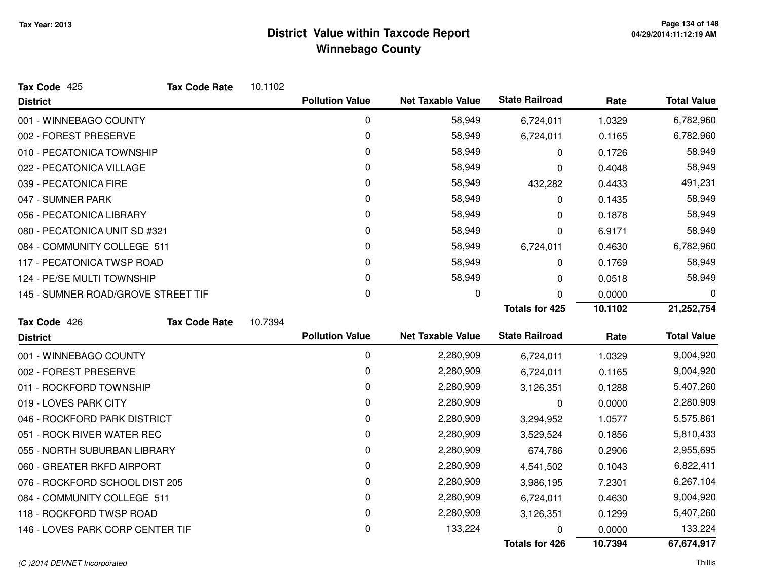# District Value within Taxcode Report
## Winnebago County

Tax Year: 2013

**Tax Code** 425 **Tax Code Rate** 10.1102

| District | Pollution Value | Net Taxable Value | State Railroad | Rate | Total Value |
|---|---|---|---|---|---|
| 001 - WINNEBAGO COUNTY | 0 | 58,949 | 6,724,011 | 1.0329 | 6,782,960 |
| 002 - FOREST PRESERVE | 0 | 58,949 | 6,724,011 | 0.1165 | 6,782,960 |
| 010 - PECATONICA TOWNSHIP | 0 | 58,949 | 0 | 0.1726 | 58,949 |
| 022 - PECATONICA VILLAGE | 0 | 58,949 | 0 | 0.4048 | 58,949 |
| 039 - PECATONICA FIRE | 0 | 58,949 | 432,282 | 0.4433 | 491,231 |
| 047 - SUMNER PARK | 0 | 58,949 | 0 | 0.1435 | 58,949 |
| 056 - PECATONICA LIBRARY | 0 | 58,949 | 0 | 0.1878 | 58,949 |
| 080 - PECATONICA UNIT SD #321 | 0 | 58,949 | 0 | 6.9171 | 58,949 |
| 084 - COMMUNITY COLLEGE 511 | 0 | 58,949 | 6,724,011 | 0.4630 | 6,782,960 |
| 117 - PECATONICA TWSP ROAD | 0 | 58,949 | 0 | 0.1769 | 58,949 |
| 124 - PE/SE MULTI TOWNSHIP | 0 | 58,949 | 0 | 0.0518 | 58,949 |
| 145 - SUMNER ROAD/GROVE STREET TIF | 0 | 0 | 0 | 0.0000 | 0 |
| | | | **Totals for 425** | **10.1102** | **21,252,754** |

**Tax Code** 426 **Tax Code Rate** 10.7394

| District | Pollution Value | Net Taxable Value | State Railroad | Rate | Total Value |
|---|---|---|---|---|---|
| 001 - WINNEBAGO COUNTY | 0 | 2,280,909 | 6,724,011 | 1.0329 | 9,004,920 |
| 002 - FOREST PRESERVE | 0 | 2,280,909 | 6,724,011 | 0.1165 | 9,004,920 |
| 011 - ROCKFORD TOWNSHIP | 0 | 2,280,909 | 3,126,351 | 0.1288 | 5,407,260 |
| 019 - LOVES PARK CITY | 0 | 2,280,909 | 0 | 0.0000 | 2,280,909 |
| 046 - ROCKFORD PARK DISTRICT | 0 | 2,280,909 | 3,294,952 | 1.0577 | 5,575,861 |
| 051 - ROCK RIVER WATER REC | 0 | 2,280,909 | 3,529,524 | 0.1856 | 5,810,433 |
| 055 - NORTH SUBURBAN LIBRARY | 0 | 2,280,909 | 674,786 | 0.2906 | 2,955,695 |
| 060 - GREATER RKFD AIRPORT | 0 | 2,280,909 | 4,541,502 | 0.1043 | 6,822,411 |
| 076 - ROCKFORD SCHOOL DIST 205 | 0 | 2,280,909 | 3,986,195 | 7.2301 | 6,267,104 |
| 084 - COMMUNITY COLLEGE 511 | 0 | 2,280,909 | 6,724,011 | 0.4630 | 9,004,920 |
| 118 - ROCKFORD TWSP ROAD | 0 | 2,280,909 | 3,126,351 | 0.1299 | 5,407,260 |
| 146 - LOVES PARK CORP CENTER TIF | 0 | 133,224 | 0 | 0.0000 | 133,224 |
| | | | **Totals for 426** | **10.7394** | **67,674,917** |

(C )2014 DEVNET Incorporated

Thillis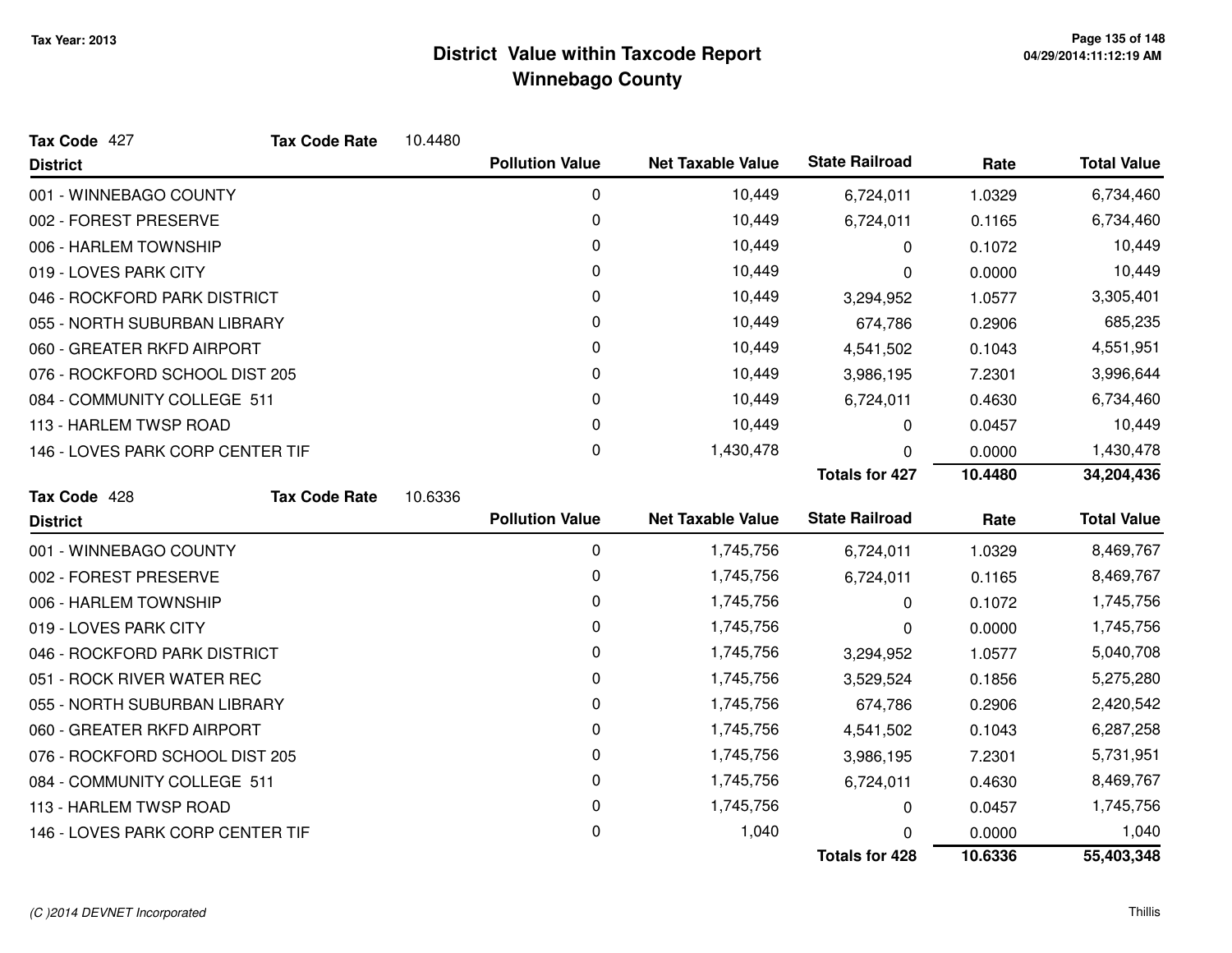# District Value within Taxcode Report
## Winnebago County

Tax Year: 2013

**Tax Code** 427 **Tax Code Rate** 10.4480

| District | Pollution Value | Net Taxable Value | State Railroad | Rate | Total Value |
|---|---|---|---|---|---|
| 001 - WINNEBAGO COUNTY | 0 | 10,449 | 6,724,011 | 1.0329 | 6,734,460 |
| 002 - FOREST PRESERVE | 0 | 10,449 | 6,724,011 | 0.1165 | 6,734,460 |
| 006 - HARLEM TOWNSHIP | 0 | 10,449 | 0 | 0.1072 | 10,449 |
| 019 - LOVES PARK CITY | 0 | 10,449 | 0 | 0.0000 | 10,449 |
| 046 - ROCKFORD PARK DISTRICT | 0 | 10,449 | 3,294,952 | 1.0577 | 3,305,401 |
| 055 - NORTH SUBURBAN LIBRARY | 0 | 10,449 | 674,786 | 0.2906 | 685,235 |
| 060 - GREATER RKFD AIRPORT | 0 | 10,449 | 4,541,502 | 0.1043 | 4,551,951 |
| 076 - ROCKFORD SCHOOL DIST 205 | 0 | 10,449 | 3,986,195 | 7.2301 | 3,996,644 |
| 084 - COMMUNITY COLLEGE 511 | 0 | 10,449 | 6,724,011 | 0.4630 | 6,734,460 |
| 113 - HARLEM TWSP ROAD | 0 | 10,449 | 0 | 0.0457 | 10,449 |
| 146 - LOVES PARK CORP CENTER TIF | 0 | 1,430,478 | 0 | 0.0000 | 1,430,478 |
| | | | **Totals for 427** | **10.4480** | **34,204,436** |

**Tax Code** 428 **Tax Code Rate** 10.6336

| District | Pollution Value | Net Taxable Value | State Railroad | Rate | Total Value |
|---|---|---|---|---|---|
| 001 - WINNEBAGO COUNTY | 0 | 1,745,756 | 6,724,011 | 1.0329 | 8,469,767 |
| 002 - FOREST PRESERVE | 0 | 1,745,756 | 6,724,011 | 0.1165 | 8,469,767 |
| 006 - HARLEM TOWNSHIP | 0 | 1,745,756 | 0 | 0.1072 | 1,745,756 |
| 019 - LOVES PARK CITY | 0 | 1,745,756 | 0 | 0.0000 | 1,745,756 |
| 046 - ROCKFORD PARK DISTRICT | 0 | 1,745,756 | 3,294,952 | 1.0577 | 5,040,708 |
| 051 - ROCK RIVER WATER REC | 0 | 1,745,756 | 3,529,524 | 0.1856 | 5,275,280 |
| 055 - NORTH SUBURBAN LIBRARY | 0 | 1,745,756 | 674,786 | 0.2906 | 2,420,542 |
| 060 - GREATER RKFD AIRPORT | 0 | 1,745,756 | 4,541,502 | 0.1043 | 6,287,258 |
| 076 - ROCKFORD SCHOOL DIST 205 | 0 | 1,745,756 | 3,986,195 | 7.2301 | 5,731,951 |
| 084 - COMMUNITY COLLEGE 511 | 0 | 1,745,756 | 6,724,011 | 0.4630 | 8,469,767 |
| 113 - HARLEM TWSP ROAD | 0 | 1,745,756 | 0 | 0.0457 | 1,745,756 |
| 146 - LOVES PARK CORP CENTER TIF | 0 | 1,040 | 0 | 0.0000 | 1,040 |
| | | | **Totals for 428** | **10.6336** | **55,403,348** |

*(C )2014 DEVNET Incorporated*

Thillis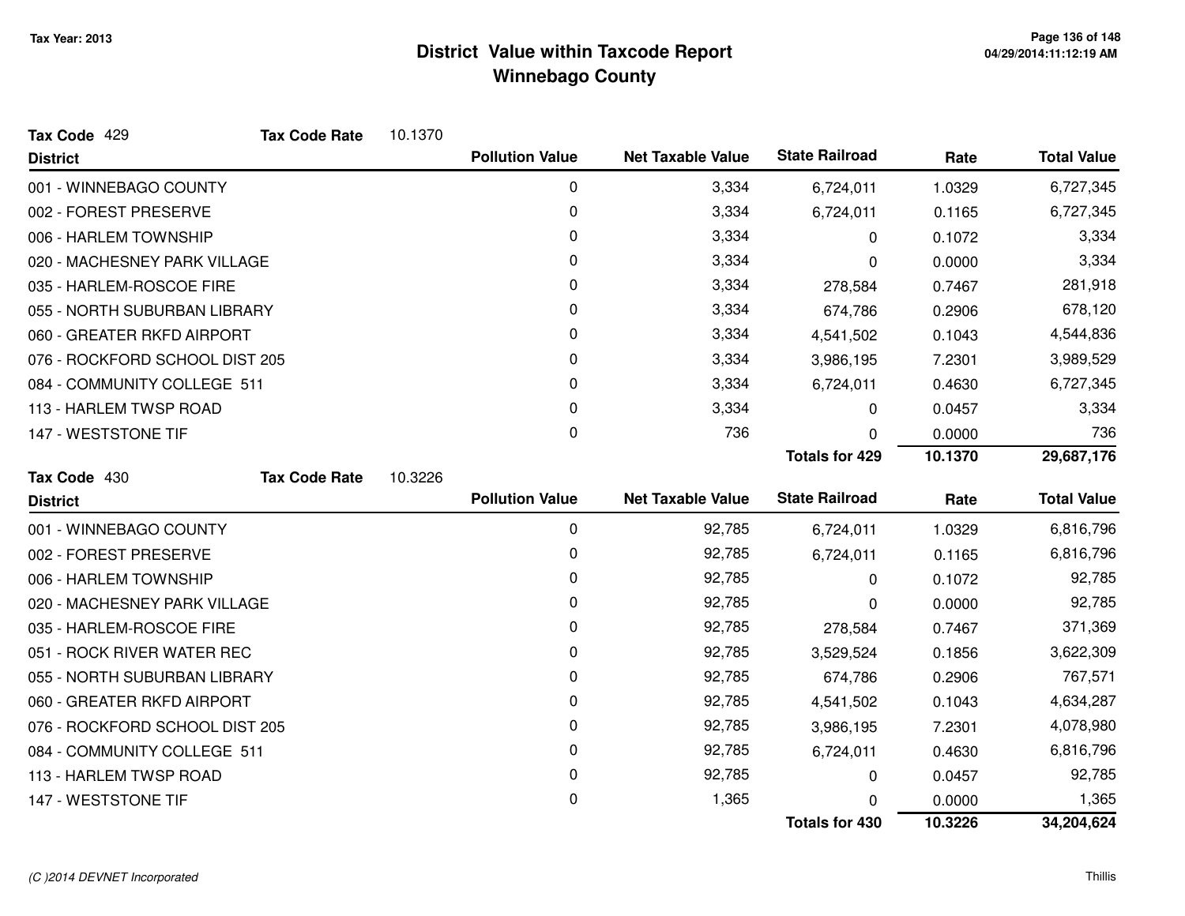# District Value within Taxcode Report
## Winnebago County

Tax Year: 2013

**Tax Code** 429 **Tax Code Rate** 10.1370

| District | Pollution Value | Net Taxable Value | State Railroad | Rate | Total Value |
|---|---|---|---|---|---|
| 001 - WINNEBAGO COUNTY | 0 | 3,334 | 6,724,011 | 1.0329 | 6,727,345 |
| 002 - FOREST PRESERVE | 0 | 3,334 | 6,724,011 | 0.1165 | 6,727,345 |
| 006 - HARLEM TOWNSHIP | 0 | 3,334 | 0 | 0.1072 | 3,334 |
| 020 - MACHESNEY PARK VILLAGE | 0 | 3,334 | 0 | 0.0000 | 3,334 |
| 035 - HARLEM-ROSCOE FIRE | 0 | 3,334 | 278,584 | 0.7467 | 281,918 |
| 055 - NORTH SUBURBAN LIBRARY | 0 | 3,334 | 674,786 | 0.2906 | 678,120 |
| 060 - GREATER RKFD AIRPORT | 0 | 3,334 | 4,541,502 | 0.1043 | 4,544,836 |
| 076 - ROCKFORD SCHOOL DIST 205 | 0 | 3,334 | 3,986,195 | 7.2301 | 3,989,529 |
| 084 - COMMUNITY COLLEGE 511 | 0 | 3,334 | 6,724,011 | 0.4630 | 6,727,345 |
| 113 - HARLEM TWSP ROAD | 0 | 3,334 | 0 | 0.0457 | 3,334 |
| 147 - WESTSTONE TIF | 0 | 736 | 0 | 0.0000 | 736 |
| | | | **Totals for 429** | **10.1370** | **29,687,176** |

**Tax Code** 430 **Tax Code Rate** 10.3226

| District | Pollution Value | Net Taxable Value | State Railroad | Rate | Total Value |
|---|---|---|---|---|---|
| 001 - WINNEBAGO COUNTY | 0 | 92,785 | 6,724,011 | 1.0329 | 6,816,796 |
| 002 - FOREST PRESERVE | 0 | 92,785 | 6,724,011 | 0.1165 | 6,816,796 |
| 006 - HARLEM TOWNSHIP | 0 | 92,785 | 0 | 0.1072 | 92,785 |
| 020 - MACHESNEY PARK VILLAGE | 0 | 92,785 | 0 | 0.0000 | 92,785 |
| 035 - HARLEM-ROSCOE FIRE | 0 | 92,785 | 278,584 | 0.7467 | 371,369 |
| 051 - ROCK RIVER WATER REC | 0 | 92,785 | 3,529,524 | 0.1856 | 3,622,309 |
| 055 - NORTH SUBURBAN LIBRARY | 0 | 92,785 | 674,786 | 0.2906 | 767,571 |
| 060 - GREATER RKFD AIRPORT | 0 | 92,785 | 4,541,502 | 0.1043 | 4,634,287 |
| 076 - ROCKFORD SCHOOL DIST 205 | 0 | 92,785 | 3,986,195 | 7.2301 | 4,078,980 |
| 084 - COMMUNITY COLLEGE 511 | 0 | 92,785 | 6,724,011 | 0.4630 | 6,816,796 |
| 113 - HARLEM TWSP ROAD | 0 | 92,785 | 0 | 0.0457 | 92,785 |
| 147 - WESTSTONE TIF | 0 | 1,365 | 0 | 0.0000 | 1,365 |
| | | | **Totals for 430** | **10.3226** | **34,204,624** |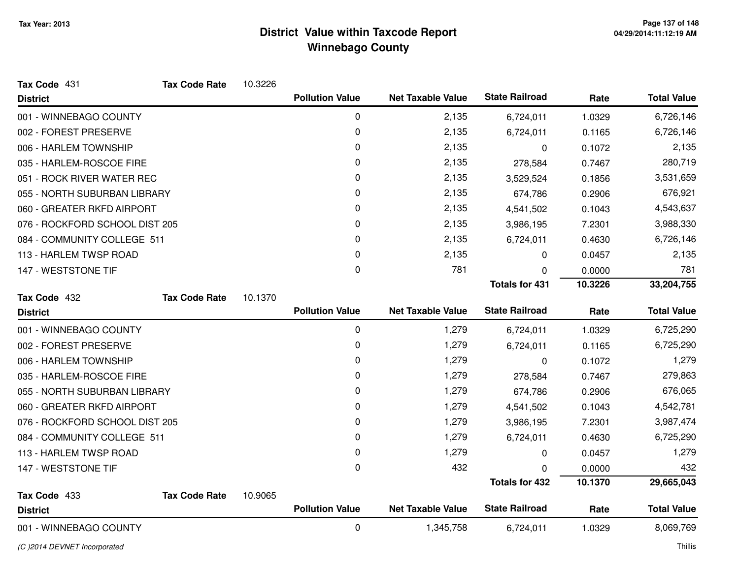# District Value within Taxcode Report
## Winnebago County

Tax Year: 2013

**Tax Code** 431 **Tax Code Rate** 10.3226

| District | Pollution Value | Net Taxable Value | State Railroad | Rate | Total Value |
|---|---|---|---|---|---|
| 001 - WINNEBAGO COUNTY | 0 | 2,135 | 6,724,011 | 1.0329 | 6,726,146 |
| 002 - FOREST PRESERVE | 0 | 2,135 | 6,724,011 | 0.1165 | 6,726,146 |
| 006 - HARLEM TOWNSHIP | 0 | 2,135 | 0 | 0.1072 | 2,135 |
| 035 - HARLEM-ROSCOE FIRE | 0 | 2,135 | 278,584 | 0.7467 | 280,719 |
| 051 - ROCK RIVER WATER REC | 0 | 2,135 | 3,529,524 | 0.1856 | 3,531,659 |
| 055 - NORTH SUBURBAN LIBRARY | 0 | 2,135 | 674,786 | 0.2906 | 676,921 |
| 060 - GREATER RKFD AIRPORT | 0 | 2,135 | 4,541,502 | 0.1043 | 4,543,637 |
| 076 - ROCKFORD SCHOOL DIST 205 | 0 | 2,135 | 3,986,195 | 7.2301 | 3,988,330 |
| 084 - COMMUNITY COLLEGE 511 | 0 | 2,135 | 6,724,011 | 0.4630 | 6,726,146 |
| 113 - HARLEM TWSP ROAD | 0 | 2,135 | 0 | 0.0457 | 2,135 |
| 147 - WESTSTONE TIF | 0 | 781 | 0 | 0.0000 | 781 |
| | | | **Totals for 431** | **10.3226** | **33,204,755** |

**Tax Code** 432 **Tax Code Rate** 10.1370

| District | Pollution Value | Net Taxable Value | State Railroad | Rate | Total Value |
|---|---|---|---|---|---|
| 001 - WINNEBAGO COUNTY | 0 | 1,279 | 6,724,011 | 1.0329 | 6,725,290 |
| 002 - FOREST PRESERVE | 0 | 1,279 | 6,724,011 | 0.1165 | 6,725,290 |
| 006 - HARLEM TOWNSHIP | 0 | 1,279 | 0 | 0.1072 | 1,279 |
| 035 - HARLEM-ROSCOE FIRE | 0 | 1,279 | 278,584 | 0.7467 | 279,863 |
| 055 - NORTH SUBURBAN LIBRARY | 0 | 1,279 | 674,786 | 0.2906 | 676,065 |
| 060 - GREATER RKFD AIRPORT | 0 | 1,279 | 4,541,502 | 0.1043 | 4,542,781 |
| 076 - ROCKFORD SCHOOL DIST 205 | 0 | 1,279 | 3,986,195 | 7.2301 | 3,987,474 |
| 084 - COMMUNITY COLLEGE 511 | 0 | 1,279 | 6,724,011 | 0.4630 | 6,725,290 |
| 113 - HARLEM TWSP ROAD | 0 | 1,279 | 0 | 0.0457 | 1,279 |
| 147 - WESTSTONE TIF | 0 | 432 | 0 | 0.0000 | 432 |
| | | | **Totals for 432** | **10.1370** | **29,665,043** |

**Tax Code** 433 **Tax Code Rate** 10.9065

| District | Pollution Value | Net Taxable Value | State Railroad | Rate | Total Value |
|---|---|---|---|---|---|
| 001 - WINNEBAGO COUNTY | 0 | 1,345,758 | 6,724,011 | 1.0329 | 8,069,769 |

(C )2014 DEVNET Incorporated

Thillis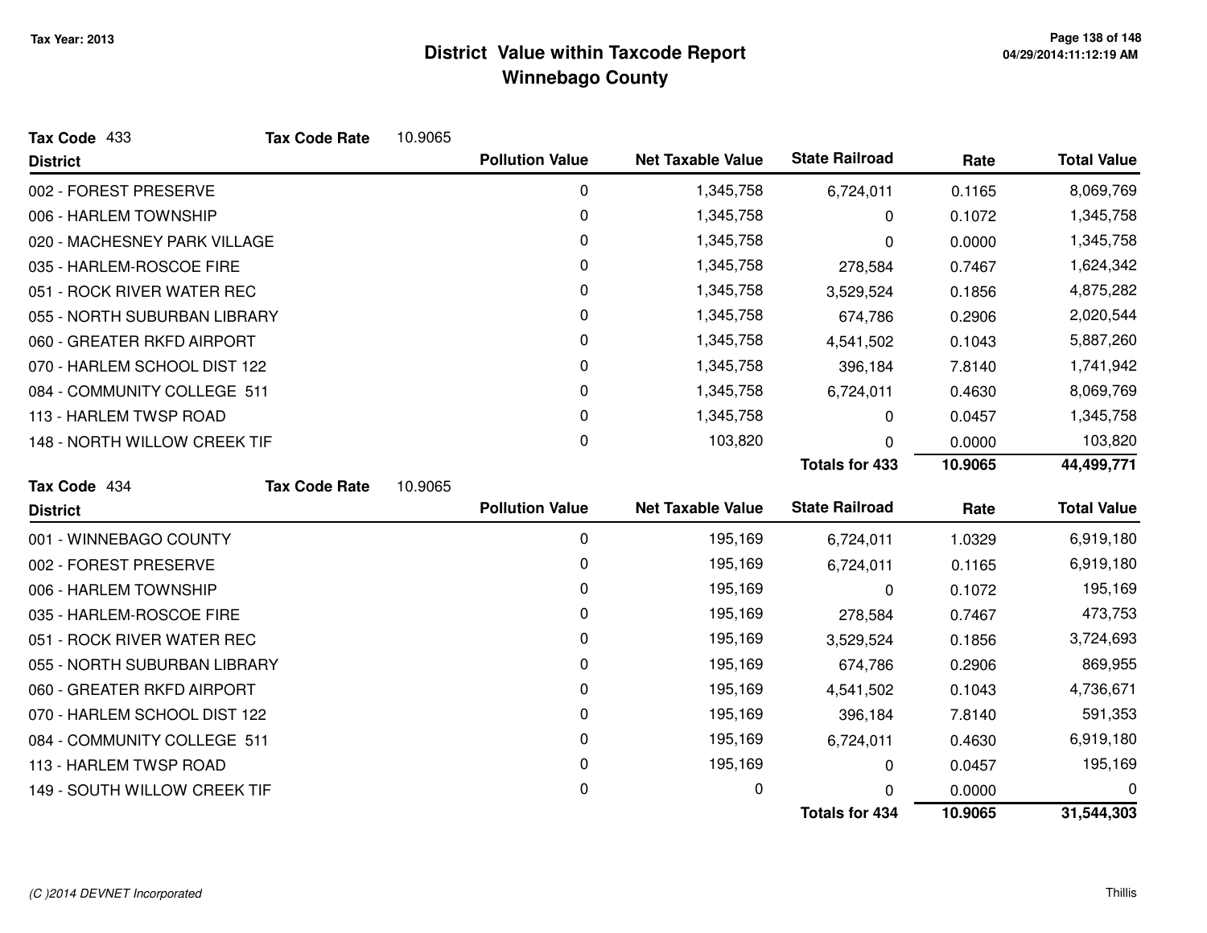# District Value within Taxcode Report
## Winnebago County

Tax Year: 2013

**Tax Code** 433 **Tax Code Rate** 10.9065

| District | Pollution Value | Net Taxable Value | State Railroad | Rate | Total Value |
|---|---|---|---|---|---|
| 002 - FOREST PRESERVE | 0 | 1,345,758 | 6,724,011 | 0.1165 | 8,069,769 |
| 006 - HARLEM TOWNSHIP | 0 | 1,345,758 | 0 | 0.1072 | 1,345,758 |
| 020 - MACHESNEY PARK VILLAGE | 0 | 1,345,758 | 0 | 0.0000 | 1,345,758 |
| 035 - HARLEM-ROSCOE FIRE | 0 | 1,345,758 | 278,584 | 0.7467 | 1,624,342 |
| 051 - ROCK RIVER WATER REC | 0 | 1,345,758 | 3,529,524 | 0.1856 | 4,875,282 |
| 055 - NORTH SUBURBAN LIBRARY | 0 | 1,345,758 | 674,786 | 0.2906 | 2,020,544 |
| 060 - GREATER RKFD AIRPORT | 0 | 1,345,758 | 4,541,502 | 0.1043 | 5,887,260 |
| 070 - HARLEM SCHOOL DIST 122 | 0 | 1,345,758 | 396,184 | 7.8140 | 1,741,942 |
| 084 - COMMUNITY COLLEGE 511 | 0 | 1,345,758 | 6,724,011 | 0.4630 | 8,069,769 |
| 113 - HARLEM TWSP ROAD | 0 | 1,345,758 | 0 | 0.0457 | 1,345,758 |
| 148 - NORTH WILLOW CREEK TIF | 0 | 103,820 | 0 | 0.0000 | 103,820 |
| | | | **Totals for 433** | **10.9065** | **44,499,771** |

**Tax Code** 434 **Tax Code Rate** 10.9065

| District | Pollution Value | Net Taxable Value | State Railroad | Rate | Total Value |
|---|---|---|---|---|---|
| 001 - WINNEBAGO COUNTY | 0 | 195,169 | 6,724,011 | 1.0329 | 6,919,180 |
| 002 - FOREST PRESERVE | 0 | 195,169 | 6,724,011 | 0.1165 | 6,919,180 |
| 006 - HARLEM TOWNSHIP | 0 | 195,169 | 0 | 0.1072 | 195,169 |
| 035 - HARLEM-ROSCOE FIRE | 0 | 195,169 | 278,584 | 0.7467 | 473,753 |
| 051 - ROCK RIVER WATER REC | 0 | 195,169 | 3,529,524 | 0.1856 | 3,724,693 |
| 055 - NORTH SUBURBAN LIBRARY | 0 | 195,169 | 674,786 | 0.2906 | 869,955 |
| 060 - GREATER RKFD AIRPORT | 0 | 195,169 | 4,541,502 | 0.1043 | 4,736,671 |
| 070 - HARLEM SCHOOL DIST 122 | 0 | 195,169 | 396,184 | 7.8140 | 591,353 |
| 084 - COMMUNITY COLLEGE 511 | 0 | 195,169 | 6,724,011 | 0.4630 | 6,919,180 |
| 113 - HARLEM TWSP ROAD | 0 | 195,169 | 0 | 0.0457 | 195,169 |
| 149 - SOUTH WILLOW CREEK TIF | 0 | 0 | 0 | 0.0000 | 0 |
| | | | **Totals for 434** | **10.9065** | **31,544,303** |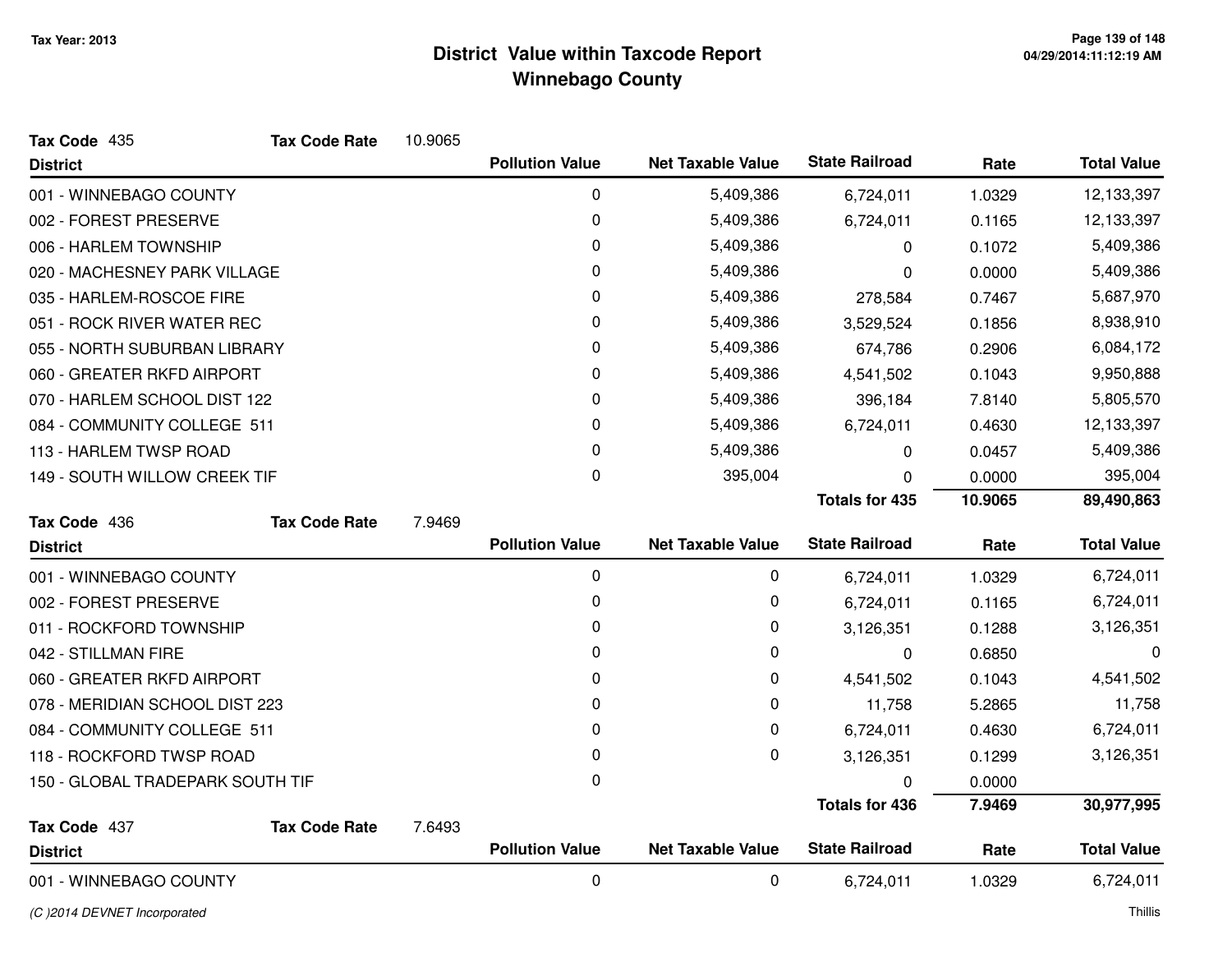**Tax Year: 2013**

# District Value within Taxcode Report
## Winnebago County

**Tax Code** 435 **Tax Code Rate** 10.9065

| District | Pollution Value | Net Taxable Value | State Railroad | Rate | Total Value |
|---|---|---|---|---|---|
| 001 - WINNEBAGO COUNTY | 0 | 5,409,386 | 6,724,011 | 1.0329 | 12,133,397 |
| 002 - FOREST PRESERVE | 0 | 5,409,386 | 6,724,011 | 0.1165 | 12,133,397 |
| 006 - HARLEM TOWNSHIP | 0 | 5,409,386 | 0 | 0.1072 | 5,409,386 |
| 020 - MACHESNEY PARK VILLAGE | 0 | 5,409,386 | 0 | 0.0000 | 5,409,386 |
| 035 - HARLEM-ROSCOE FIRE | 0 | 5,409,386 | 278,584 | 0.7467 | 5,687,970 |
| 051 - ROCK RIVER WATER REC | 0 | 5,409,386 | 3,529,524 | 0.1856 | 8,938,910 |
| 055 - NORTH SUBURBAN LIBRARY | 0 | 5,409,386 | 674,786 | 0.2906 | 6,084,172 |
| 060 - GREATER RKFD AIRPORT | 0 | 5,409,386 | 4,541,502 | 0.1043 | 9,950,888 |
| 070 - HARLEM SCHOOL DIST 122 | 0 | 5,409,386 | 396,184 | 7.8140 | 5,805,570 |
| 084 - COMMUNITY COLLEGE 511 | 0 | 5,409,386 | 6,724,011 | 0.4630 | 12,133,397 |
| 113 - HARLEM TWSP ROAD | 0 | 5,409,386 | 0 | 0.0457 | 5,409,386 |
| 149 - SOUTH WILLOW CREEK TIF | 0 | 395,004 | 0 | 0.0000 | 395,004 |
| | | | **Totals for 435** | **10.9065** | **89,490,863** |

**Tax Code** 436 **Tax Code Rate** 7.9469

| District | Pollution Value | Net Taxable Value | State Railroad | Rate | Total Value |
|---|---|---|---|---|---|
| 001 - WINNEBAGO COUNTY | 0 | 0 | 6,724,011 | 1.0329 | 6,724,011 |
| 002 - FOREST PRESERVE | 0 | 0 | 6,724,011 | 0.1165 | 6,724,011 |
| 011 - ROCKFORD TOWNSHIP | 0 | 0 | 3,126,351 | 0.1288 | 3,126,351 |
| 042 - STILLMAN FIRE | 0 | 0 | 0 | 0.6850 | 0 |
| 060 - GREATER RKFD AIRPORT | 0 | 0 | 4,541,502 | 0.1043 | 4,541,502 |
| 078 - MERIDIAN SCHOOL DIST 223 | 0 | 0 | 11,758 | 5.2865 | 11,758 |
| 084 - COMMUNITY COLLEGE 511 | 0 | 0 | 6,724,011 | 0.4630 | 6,724,011 |
| 118 - ROCKFORD TWSP ROAD | 0 | 0 | 3,126,351 | 0.1299 | 3,126,351 |
| 150 - GLOBAL TRADEPARK SOUTH TIF | 0 | | 0 | 0.0000 | |
| | | | **Totals for 436** | **7.9469** | **30,977,995** |

**Tax Code** 437 **Tax Code Rate** 7.6493

| District | Pollution Value | Net Taxable Value | State Railroad | Rate | Total Value |
|---|---|---|---|---|---|
| 001 - WINNEBAGO COUNTY | 0 | 0 | 6,724,011 | 1.0329 | 6,724,011 |

*(C )2014 DEVNET Incorporated* Thillis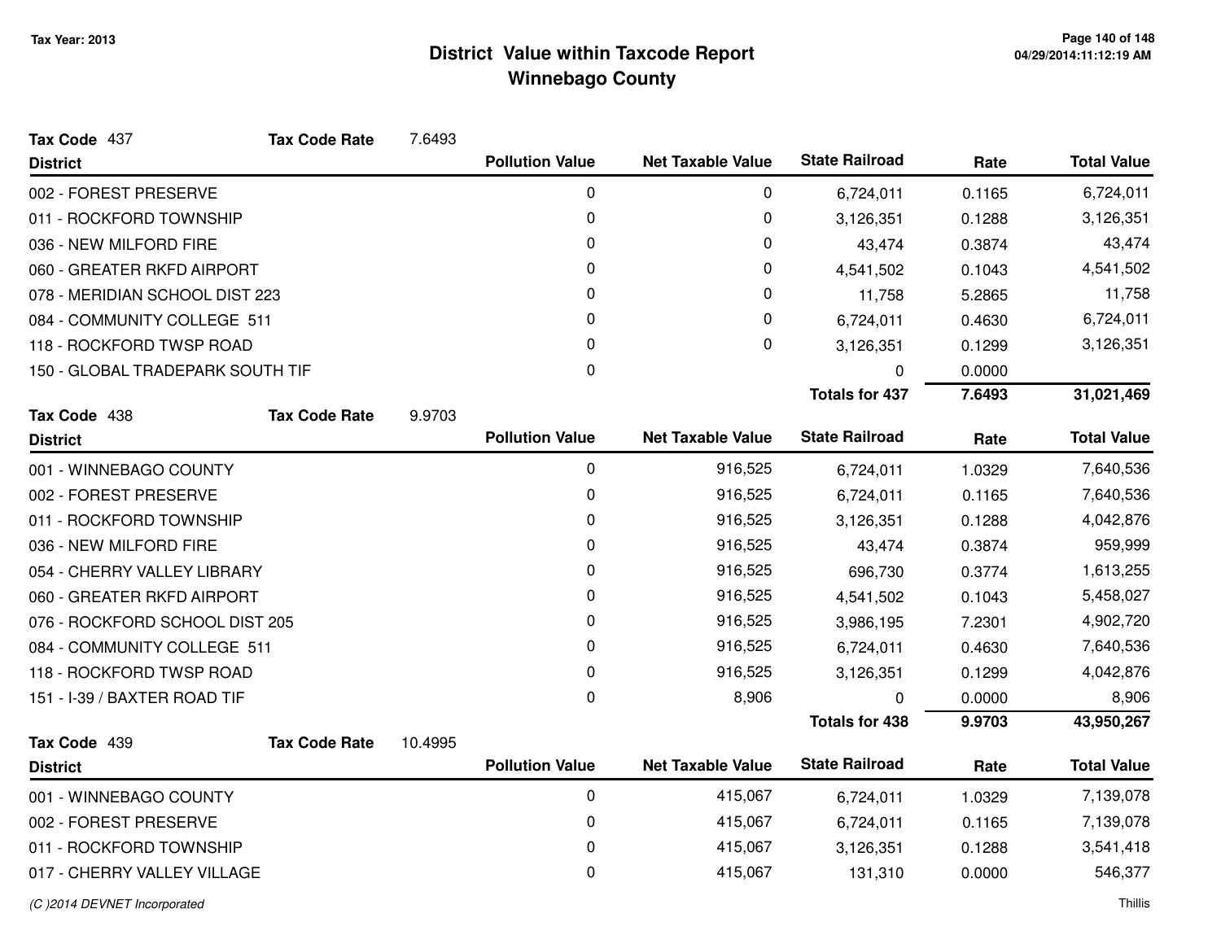# District Value within Taxcode Report
## Winnebago County

Tax Year: 2013

**Tax Code** 437 **Tax Code Rate** 7.6493

| District | Pollution Value | Net Taxable Value | State Railroad | Rate | Total Value |
|---|---|---|---|---|---|
| 002 - FOREST PRESERVE | 0 | 0 | 6,724,011 | 0.1165 | 6,724,011 |
| 011 - ROCKFORD TOWNSHIP | 0 | 0 | 3,126,351 | 0.1288 | 3,126,351 |
| 036 - NEW MILFORD FIRE | 0 | 0 | 43,474 | 0.3874 | 43,474 |
| 060 - GREATER RKFD AIRPORT | 0 | 0 | 4,541,502 | 0.1043 | 4,541,502 |
| 078 - MERIDIAN SCHOOL DIST 223 | 0 | 0 | 11,758 | 5.2865 | 11,758 |
| 084 - COMMUNITY COLLEGE 511 | 0 | 0 | 6,724,011 | 0.4630 | 6,724,011 |
| 118 - ROCKFORD TWSP ROAD | 0 | 0 | 3,126,351 | 0.1299 | 3,126,351 |
| 150 - GLOBAL TRADEPARK SOUTH TIF | 0 | | 0 | 0.0000 | |
| | | | **Totals for 437** | **7.6493** | **31,021,469** |

**Tax Code** 438 **Tax Code Rate** 9.9703

| District | Pollution Value | Net Taxable Value | State Railroad | Rate | Total Value |
|---|---|---|---|---|---|
| 001 - WINNEBAGO COUNTY | 0 | 916,525 | 6,724,011 | 1.0329 | 7,640,536 |
| 002 - FOREST PRESERVE | 0 | 916,525 | 6,724,011 | 0.1165 | 7,640,536 |
| 011 - ROCKFORD TOWNSHIP | 0 | 916,525 | 3,126,351 | 0.1288 | 4,042,876 |
| 036 - NEW MILFORD FIRE | 0 | 916,525 | 43,474 | 0.3874 | 959,999 |
| 054 - CHERRY VALLEY LIBRARY | 0 | 916,525 | 696,730 | 0.3774 | 1,613,255 |
| 060 - GREATER RKFD AIRPORT | 0 | 916,525 | 4,541,502 | 0.1043 | 5,458,027 |
| 076 - ROCKFORD SCHOOL DIST 205 | 0 | 916,525 | 3,986,195 | 7.2301 | 4,902,720 |
| 084 - COMMUNITY COLLEGE 511 | 0 | 916,525 | 6,724,011 | 0.4630 | 7,640,536 |
| 118 - ROCKFORD TWSP ROAD | 0 | 916,525 | 3,126,351 | 0.1299 | 4,042,876 |
| 151 - I-39 / BAXTER ROAD TIF | 0 | 8,906 | 0 | 0.0000 | 8,906 |
| | | | **Totals for 438** | **9.9703** | **43,950,267** |

**Tax Code** 439 **Tax Code Rate** 10.4995

| District | Pollution Value | Net Taxable Value | State Railroad | Rate | Total Value |
|---|---|---|---|---|---|
| 001 - WINNEBAGO COUNTY | 0 | 415,067 | 6,724,011 | 1.0329 | 7,139,078 |
| 002 - FOREST PRESERVE | 0 | 415,067 | 6,724,011 | 0.1165 | 7,139,078 |
| 011 - ROCKFORD TOWNSHIP | 0 | 415,067 | 3,126,351 | 0.1288 | 3,541,418 |
| 017 - CHERRY VALLEY VILLAGE | 0 | 415,067 | 131,310 | 0.0000 | 546,377 |

(C )2014 DEVNET Incorporated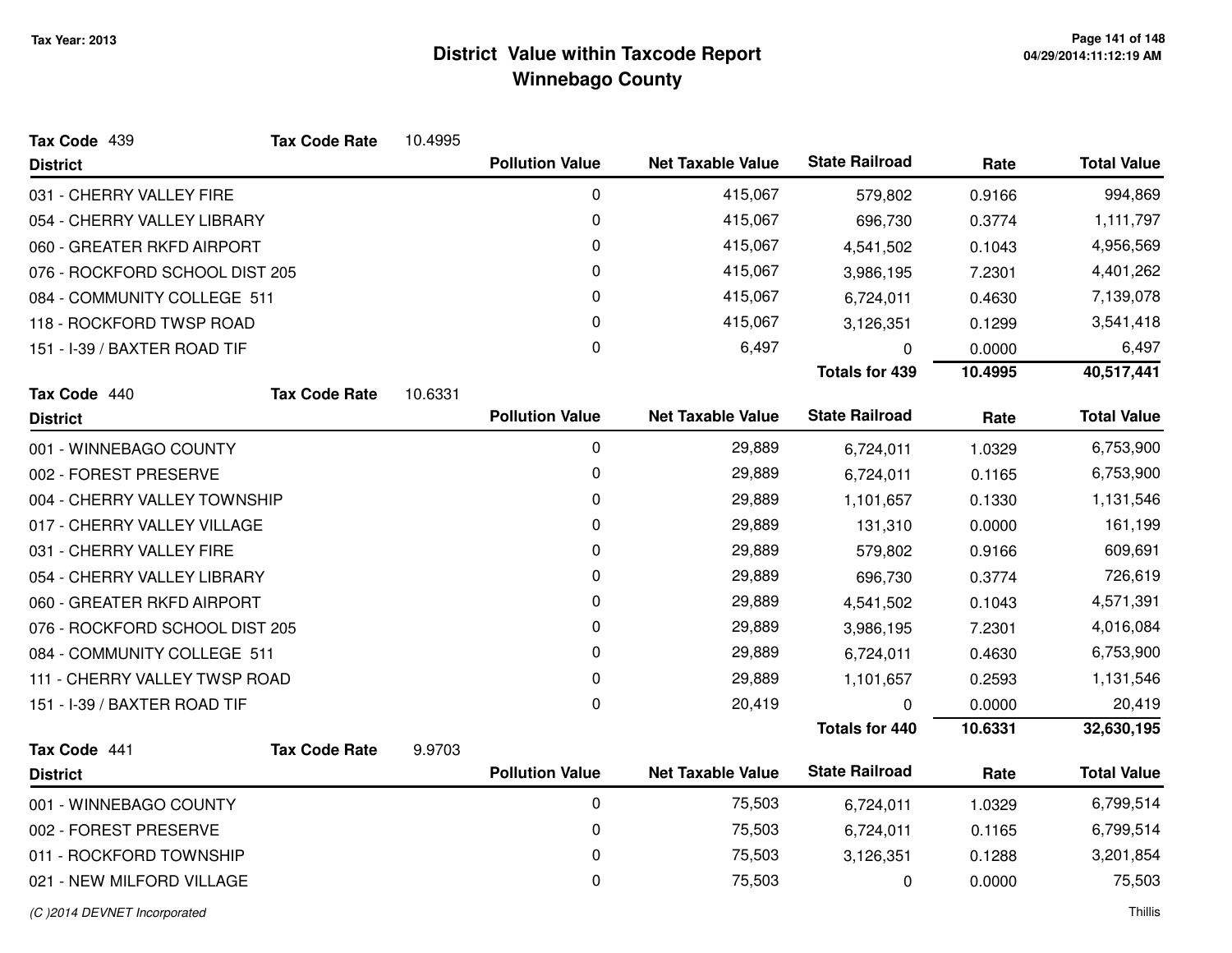# District Value within Taxcode Report
## Winnebago County

Tax Year: 2013

**Tax Code** 439 **Tax Code Rate** 10.4995

| District | Pollution Value | Net Taxable Value | State Railroad | Rate | Total Value |
|---|---|---|---|---|---|
| 031 - CHERRY VALLEY FIRE | 0 | 415,067 | 579,802 | 0.9166 | 994,869 |
| 054 - CHERRY VALLEY LIBRARY | 0 | 415,067 | 696,730 | 0.3774 | 1,111,797 |
| 060 - GREATER RKFD AIRPORT | 0 | 415,067 | 4,541,502 | 0.1043 | 4,956,569 |
| 076 - ROCKFORD SCHOOL DIST 205 | 0 | 415,067 | 3,986,195 | 7.2301 | 4,401,262 |
| 084 - COMMUNITY COLLEGE 511 | 0 | 415,067 | 6,724,011 | 0.4630 | 7,139,078 |
| 118 - ROCKFORD TWSP ROAD | 0 | 415,067 | 3,126,351 | 0.1299 | 3,541,418 |
| 151 - I-39 / BAXTER ROAD TIF | 0 | 6,497 | 0 | 0.0000 | 6,497 |
| | | | **Totals for 439** | **10.4995** | **40,517,441** |

**Tax Code** 440 **Tax Code Rate** 10.6331

| District | Pollution Value | Net Taxable Value | State Railroad | Rate | Total Value |
|---|---|---|---|---|---|
| 001 - WINNEBAGO COUNTY | 0 | 29,889 | 6,724,011 | 1.0329 | 6,753,900 |
| 002 - FOREST PRESERVE | 0 | 29,889 | 6,724,011 | 0.1165 | 6,753,900 |
| 004 - CHERRY VALLEY TOWNSHIP | 0 | 29,889 | 1,101,657 | 0.1330 | 1,131,546 |
| 017 - CHERRY VALLEY VILLAGE | 0 | 29,889 | 131,310 | 0.0000 | 161,199 |
| 031 - CHERRY VALLEY FIRE | 0 | 29,889 | 579,802 | 0.9166 | 609,691 |
| 054 - CHERRY VALLEY LIBRARY | 0 | 29,889 | 696,730 | 0.3774 | 726,619 |
| 060 - GREATER RKFD AIRPORT | 0 | 29,889 | 4,541,502 | 0.1043 | 4,571,391 |
| 076 - ROCKFORD SCHOOL DIST 205 | 0 | 29,889 | 3,986,195 | 7.2301 | 4,016,084 |
| 084 - COMMUNITY COLLEGE 511 | 0 | 29,889 | 6,724,011 | 0.4630 | 6,753,900 |
| 111 - CHERRY VALLEY TWSP ROAD | 0 | 29,889 | 1,101,657 | 0.2593 | 1,131,546 |
| 151 - I-39 / BAXTER ROAD TIF | 0 | 20,419 | 0 | 0.0000 | 20,419 |
| | | | **Totals for 440** | **10.6331** | **32,630,195** |

**Tax Code** 441 **Tax Code Rate** 9.9703

| District | Pollution Value | Net Taxable Value | State Railroad | Rate | Total Value |
|---|---|---|---|---|---|
| 001 - WINNEBAGO COUNTY | 0 | 75,503 | 6,724,011 | 1.0329 | 6,799,514 |
| 002 - FOREST PRESERVE | 0 | 75,503 | 6,724,011 | 0.1165 | 6,799,514 |
| 011 - ROCKFORD TOWNSHIP | 0 | 75,503 | 3,126,351 | 0.1288 | 3,201,854 |
| 021 - NEW MILFORD VILLAGE | 0 | 75,503 | 0 | 0.0000 | 75,503 |

(C )2014 DEVNET Incorporated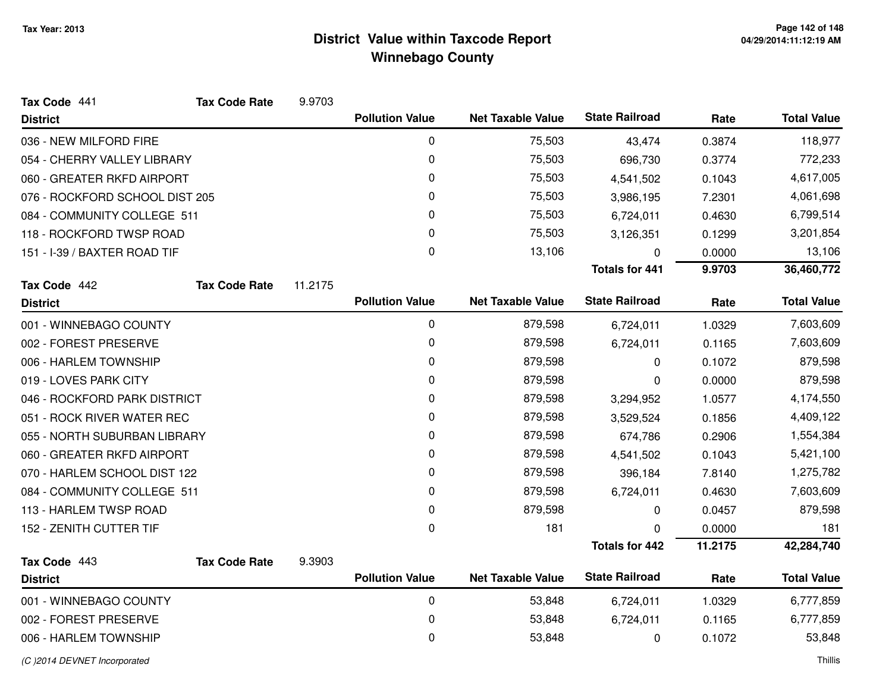# District Value within Taxcode Report
## Winnebago County

Tax Year: 2013

**Tax Code** 441 **Tax Code Rate** 9.9703

| District | Pollution Value | Net Taxable Value | State Railroad | Rate | Total Value |
|---|---|---|---|---|---|
| 036 - NEW MILFORD FIRE | 0 | 75,503 | 43,474 | 0.3874 | 118,977 |
| 054 - CHERRY VALLEY LIBRARY | 0 | 75,503 | 696,730 | 0.3774 | 772,233 |
| 060 - GREATER RKFD AIRPORT | 0 | 75,503 | 4,541,502 | 0.1043 | 4,617,005 |
| 076 - ROCKFORD SCHOOL DIST 205 | 0 | 75,503 | 3,986,195 | 7.2301 | 4,061,698 |
| 084 - COMMUNITY COLLEGE 511 | 0 | 75,503 | 6,724,011 | 0.4630 | 6,799,514 |
| 118 - ROCKFORD TWSP ROAD | 0 | 75,503 | 3,126,351 | 0.1299 | 3,201,854 |
| 151 - I-39 / BAXTER ROAD TIF | 0 | 13,106 | 0 | 0.0000 | 13,106 |
| | | | **Totals for 441** | **9.9703** | **36,460,772** |

**Tax Code** 442 **Tax Code Rate** 11.2175

| District | Pollution Value | Net Taxable Value | State Railroad | Rate | Total Value |
|---|---|---|---|---|---|
| 001 - WINNEBAGO COUNTY | 0 | 879,598 | 6,724,011 | 1.0329 | 7,603,609 |
| 002 - FOREST PRESERVE | 0 | 879,598 | 6,724,011 | 0.1165 | 7,603,609 |
| 006 - HARLEM TOWNSHIP | 0 | 879,598 | 0 | 0.1072 | 879,598 |
| 019 - LOVES PARK CITY | 0 | 879,598 | 0 | 0.0000 | 879,598 |
| 046 - ROCKFORD PARK DISTRICT | 0 | 879,598 | 3,294,952 | 1.0577 | 4,174,550 |
| 051 - ROCK RIVER WATER REC | 0 | 879,598 | 3,529,524 | 0.1856 | 4,409,122 |
| 055 - NORTH SUBURBAN LIBRARY | 0 | 879,598 | 674,786 | 0.2906 | 1,554,384 |
| 060 - GREATER RKFD AIRPORT | 0 | 879,598 | 4,541,502 | 0.1043 | 5,421,100 |
| 070 - HARLEM SCHOOL DIST 122 | 0 | 879,598 | 396,184 | 7.8140 | 1,275,782 |
| 084 - COMMUNITY COLLEGE 511 | 0 | 879,598 | 6,724,011 | 0.4630 | 7,603,609 |
| 113 - HARLEM TWSP ROAD | 0 | 879,598 | 0 | 0.0457 | 879,598 |
| 152 - ZENITH CUTTER TIF | 0 | 181 | 0 | 0.0000 | 181 |
| | | | **Totals for 442** | **11.2175** | **42,284,740** |

**Tax Code** 443 **Tax Code Rate** 9.3903

| District | Pollution Value | Net Taxable Value | State Railroad | Rate | Total Value |
|---|---|---|---|---|---|
| 001 - WINNEBAGO COUNTY | 0 | 53,848 | 6,724,011 | 1.0329 | 6,777,859 |
| 002 - FOREST PRESERVE | 0 | 53,848 | 6,724,011 | 0.1165 | 6,777,859 |
| 006 - HARLEM TOWNSHIP | 0 | 53,848 | 0 | 0.1072 | 53,848 |

*(C )2014 DEVNET Incorporated*

Thillis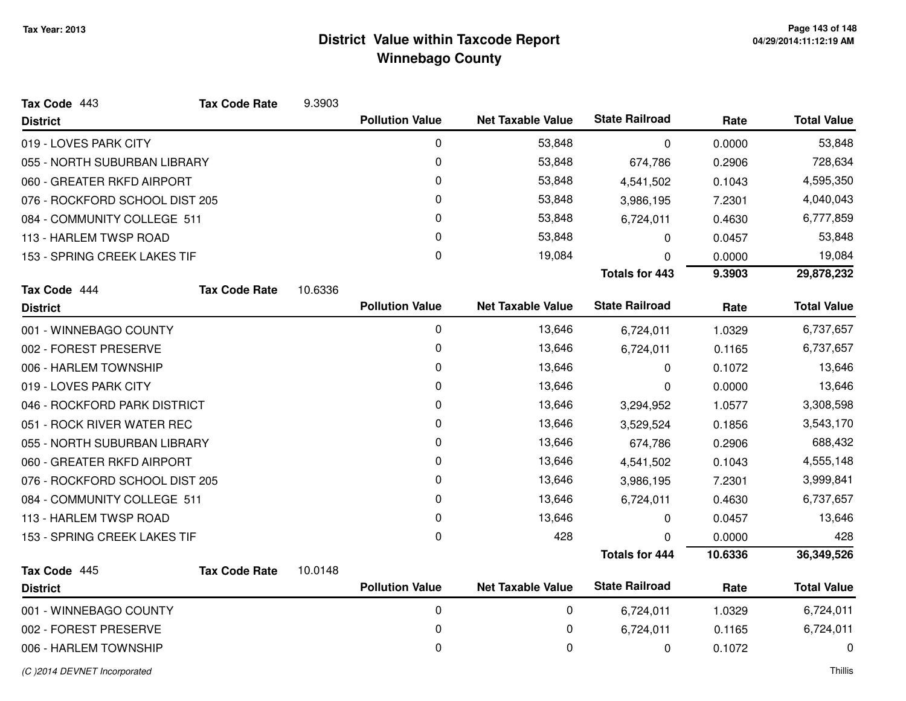# District Value within Taxcode Report
## Winnebago County

Tax Year: 2013

**Tax Code** 443 **Tax Code Rate** 9.3903

| District | Pollution Value | Net Taxable Value | State Railroad | Rate | Total Value |
|---|---|---|---|---|---|
| 019 - LOVES PARK CITY | 0 | 53,848 | 0 | 0.0000 | 53,848 |
| 055 - NORTH SUBURBAN LIBRARY | 0 | 53,848 | 674,786 | 0.2906 | 728,634 |
| 060 - GREATER RKFD AIRPORT | 0 | 53,848 | 4,541,502 | 0.1043 | 4,595,350 |
| 076 - ROCKFORD SCHOOL DIST 205 | 0 | 53,848 | 3,986,195 | 7.2301 | 4,040,043 |
| 084 - COMMUNITY COLLEGE 511 | 0 | 53,848 | 6,724,011 | 0.4630 | 6,777,859 |
| 113 - HARLEM TWSP ROAD | 0 | 53,848 | 0 | 0.0457 | 53,848 |
| 153 - SPRING CREEK LAKES TIF | 0 | 19,084 | 0 | 0.0000 | 19,084 |
| | | | **Totals for 443** | **9.3903** | **29,878,232** |

**Tax Code** 444 **Tax Code Rate** 10.6336

| District | Pollution Value | Net Taxable Value | State Railroad | Rate | Total Value |
|---|---|---|---|---|---|
| 001 - WINNEBAGO COUNTY | 0 | 13,646 | 6,724,011 | 1.0329 | 6,737,657 |
| 002 - FOREST PRESERVE | 0 | 13,646 | 6,724,011 | 0.1165 | 6,737,657 |
| 006 - HARLEM TOWNSHIP | 0 | 13,646 | 0 | 0.1072 | 13,646 |
| 019 - LOVES PARK CITY | 0 | 13,646 | 0 | 0.0000 | 13,646 |
| 046 - ROCKFORD PARK DISTRICT | 0 | 13,646 | 3,294,952 | 1.0577 | 3,308,598 |
| 051 - ROCK RIVER WATER REC | 0 | 13,646 | 3,529,524 | 0.1856 | 3,543,170 |
| 055 - NORTH SUBURBAN LIBRARY | 0 | 13,646 | 674,786 | 0.2906 | 688,432 |
| 060 - GREATER RKFD AIRPORT | 0 | 13,646 | 4,541,502 | 0.1043 | 4,555,148 |
| 076 - ROCKFORD SCHOOL DIST 205 | 0 | 13,646 | 3,986,195 | 7.2301 | 3,999,841 |
| 084 - COMMUNITY COLLEGE 511 | 0 | 13,646 | 6,724,011 | 0.4630 | 6,737,657 |
| 113 - HARLEM TWSP ROAD | 0 | 13,646 | 0 | 0.0457 | 13,646 |
| 153 - SPRING CREEK LAKES TIF | 0 | 428 | 0 | 0.0000 | 428 |
| | | | **Totals for 444** | **10.6336** | **36,349,526** |

**Tax Code** 445 **Tax Code Rate** 10.0148

| District | Pollution Value | Net Taxable Value | State Railroad | Rate | Total Value |
|---|---|---|---|---|---|
| 001 - WINNEBAGO COUNTY | 0 | 0 | 6,724,011 | 1.0329 | 6,724,011 |
| 002 - FOREST PRESERVE | 0 | 0 | 6,724,011 | 0.1165 | 6,724,011 |
| 006 - HARLEM TOWNSHIP | 0 | 0 | 0 | 0.1072 | 0 |

*(C )2014 DEVNET Incorporated* Thillis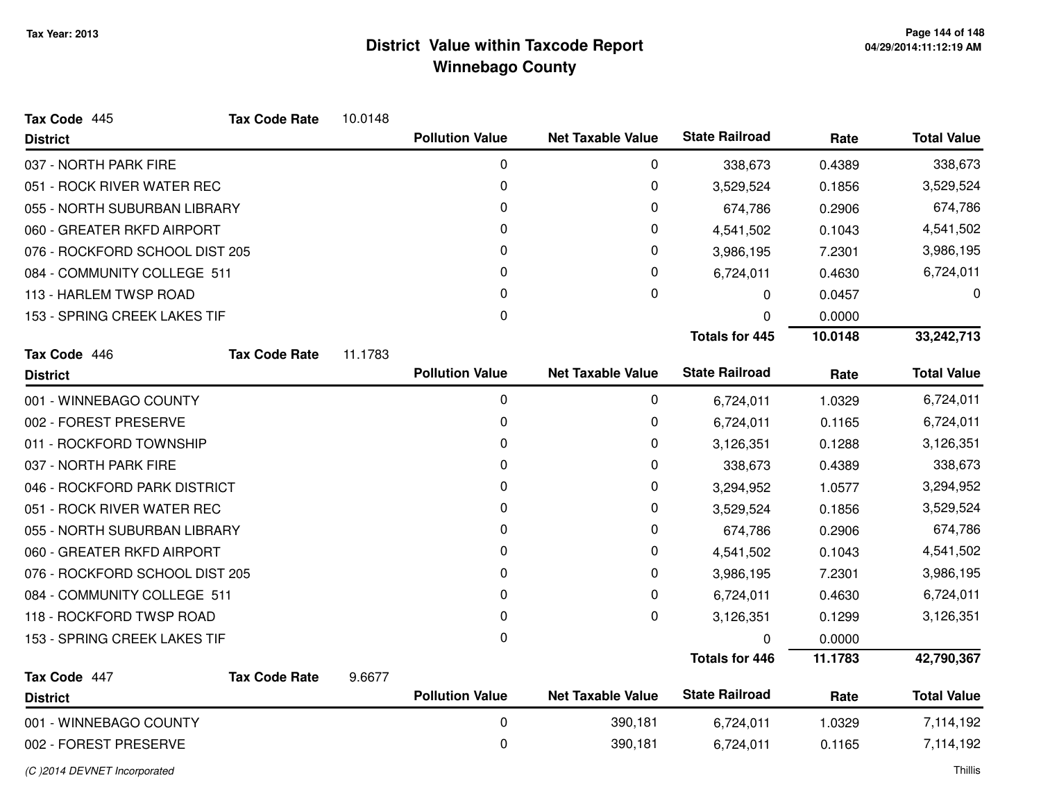# District Value within Taxcode Report
## Winnebago County

Tax Year: 2013

**Tax Code** 445 **Tax Code Rate** 10.0148

| District | Pollution Value | Net Taxable Value | State Railroad | Rate | Total Value |
|---|---|---|---|---|---|
| 037 - NORTH PARK FIRE | 0 | 0 | 338,673 | 0.4389 | 338,673 |
| 051 - ROCK RIVER WATER REC | 0 | 0 | 3,529,524 | 0.1856 | 3,529,524 |
| 055 - NORTH SUBURBAN LIBRARY | 0 | 0 | 674,786 | 0.2906 | 674,786 |
| 060 - GREATER RKFD AIRPORT | 0 | 0 | 4,541,502 | 0.1043 | 4,541,502 |
| 076 - ROCKFORD SCHOOL DIST 205 | 0 | 0 | 3,986,195 | 7.2301 | 3,986,195 |
| 084 - COMMUNITY COLLEGE 511 | 0 | 0 | 6,724,011 | 0.4630 | 6,724,011 |
| 113 - HARLEM TWSP ROAD | 0 | 0 | 0 | 0.0457 | 0 |
| 153 - SPRING CREEK LAKES TIF | 0 | | 0 | 0.0000 | |
| | | | **Totals for 445** | **10.0148** | **33,242,713** |

**Tax Code** 446 **Tax Code Rate** 11.1783

| District | Pollution Value | Net Taxable Value | State Railroad | Rate | Total Value |
|---|---|---|---|---|---|
| 001 - WINNEBAGO COUNTY | 0 | 0 | 6,724,011 | 1.0329 | 6,724,011 |
| 002 - FOREST PRESERVE | 0 | 0 | 6,724,011 | 0.1165 | 6,724,011 |
| 011 - ROCKFORD TOWNSHIP | 0 | 0 | 3,126,351 | 0.1288 | 3,126,351 |
| 037 - NORTH PARK FIRE | 0 | 0 | 338,673 | 0.4389 | 338,673 |
| 046 - ROCKFORD PARK DISTRICT | 0 | 0 | 3,294,952 | 1.0577 | 3,294,952 |
| 051 - ROCK RIVER WATER REC | 0 | 0 | 3,529,524 | 0.1856 | 3,529,524 |
| 055 - NORTH SUBURBAN LIBRARY | 0 | 0 | 674,786 | 0.2906 | 674,786 |
| 060 - GREATER RKFD AIRPORT | 0 | 0 | 4,541,502 | 0.1043 | 4,541,502 |
| 076 - ROCKFORD SCHOOL DIST 205 | 0 | 0 | 3,986,195 | 7.2301 | 3,986,195 |
| 084 - COMMUNITY COLLEGE 511 | 0 | 0 | 6,724,011 | 0.4630 | 6,724,011 |
| 118 - ROCKFORD TWSP ROAD | 0 | 0 | 3,126,351 | 0.1299 | 3,126,351 |
| 153 - SPRING CREEK LAKES TIF | 0 | | 0 | 0.0000 | |
| | | | **Totals for 446** | **11.1783** | **42,790,367** |

**Tax Code** 447 **Tax Code Rate** 9.6677

| District | Pollution Value | Net Taxable Value | State Railroad | Rate | Total Value |
|---|---|---|---|---|---|
| 001 - WINNEBAGO COUNTY | 0 | 390,181 | 6,724,011 | 1.0329 | 7,114,192 |
| 002 - FOREST PRESERVE | 0 | 390,181 | 6,724,011 | 0.1165 | 7,114,192 |

*(C )2014 DEVNET Incorporated* Thillis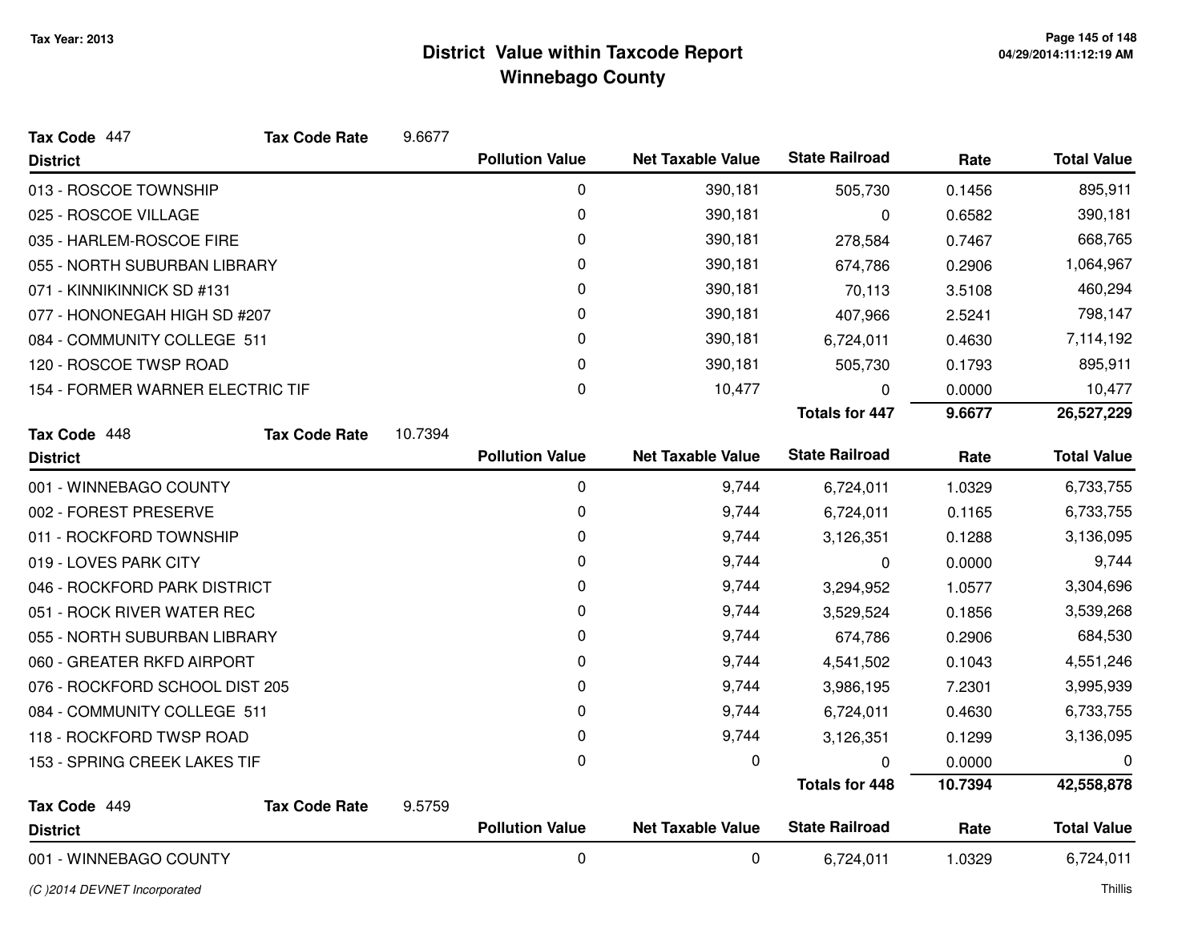# District Value within Taxcode Report
## Winnebago County

Tax Year: 2013

**Tax Code** 447 **Tax Code Rate** 9.6677

| District | Pollution Value | Net Taxable Value | State Railroad | Rate | Total Value |
|---|---|---|---|---|---|
| 013 - ROSCOE TOWNSHIP | 0 | 390,181 | 505,730 | 0.1456 | 895,911 |
| 025 - ROSCOE VILLAGE | 0 | 390,181 | 0 | 0.6582 | 390,181 |
| 035 - HARLEM-ROSCOE FIRE | 0 | 390,181 | 278,584 | 0.7467 | 668,765 |
| 055 - NORTH SUBURBAN LIBRARY | 0 | 390,181 | 674,786 | 0.2906 | 1,064,967 |
| 071 - KINNIKINNICK SD #131 | 0 | 390,181 | 70,113 | 3.5108 | 460,294 |
| 077 - HONONEGAH HIGH SD #207 | 0 | 390,181 | 407,966 | 2.5241 | 798,147 |
| 084 - COMMUNITY COLLEGE 511 | 0 | 390,181 | 6,724,011 | 0.4630 | 7,114,192 |
| 120 - ROSCOE TWSP ROAD | 0 | 390,181 | 505,730 | 0.1793 | 895,911 |
| 154 - FORMER WARNER ELECTRIC TIF | 0 | 10,477 | 0 | 0.0000 | 10,477 |
| | | | **Totals for 447** | **9.6677** | **26,527,229** |

**Tax Code** 448 **Tax Code Rate** 10.7394

| District | Pollution Value | Net Taxable Value | State Railroad | Rate | Total Value |
|---|---|---|---|---|---|
| 001 - WINNEBAGO COUNTY | 0 | 9,744 | 6,724,011 | 1.0329 | 6,733,755 |
| 002 - FOREST PRESERVE | 0 | 9,744 | 6,724,011 | 0.1165 | 6,733,755 |
| 011 - ROCKFORD TOWNSHIP | 0 | 9,744 | 3,126,351 | 0.1288 | 3,136,095 |
| 019 - LOVES PARK CITY | 0 | 9,744 | 0 | 0.0000 | 9,744 |
| 046 - ROCKFORD PARK DISTRICT | 0 | 9,744 | 3,294,952 | 1.0577 | 3,304,696 |
| 051 - ROCK RIVER WATER REC | 0 | 9,744 | 3,529,524 | 0.1856 | 3,539,268 |
| 055 - NORTH SUBURBAN LIBRARY | 0 | 9,744 | 674,786 | 0.2906 | 684,530 |
| 060 - GREATER RKFD AIRPORT | 0 | 9,744 | 4,541,502 | 0.1043 | 4,551,246 |
| 076 - ROCKFORD SCHOOL DIST 205 | 0 | 9,744 | 3,986,195 | 7.2301 | 3,995,939 |
| 084 - COMMUNITY COLLEGE 511 | 0 | 9,744 | 6,724,011 | 0.4630 | 6,733,755 |
| 118 - ROCKFORD TWSP ROAD | 0 | 9,744 | 3,126,351 | 0.1299 | 3,136,095 |
| 153 - SPRING CREEK LAKES TIF | 0 | 0 | 0 | 0.0000 | 0 |
| | | | **Totals for 448** | **10.7394** | **42,558,878** |

**Tax Code** 449 **Tax Code Rate** 9.5759

| District | Pollution Value | Net Taxable Value | State Railroad | Rate | Total Value |
|---|---|---|---|---|---|
| 001 - WINNEBAGO COUNTY | 0 | 0 | 6,724,011 | 1.0329 | 6,724,011 |

*(C )2014 DEVNET Incorporated* Thillis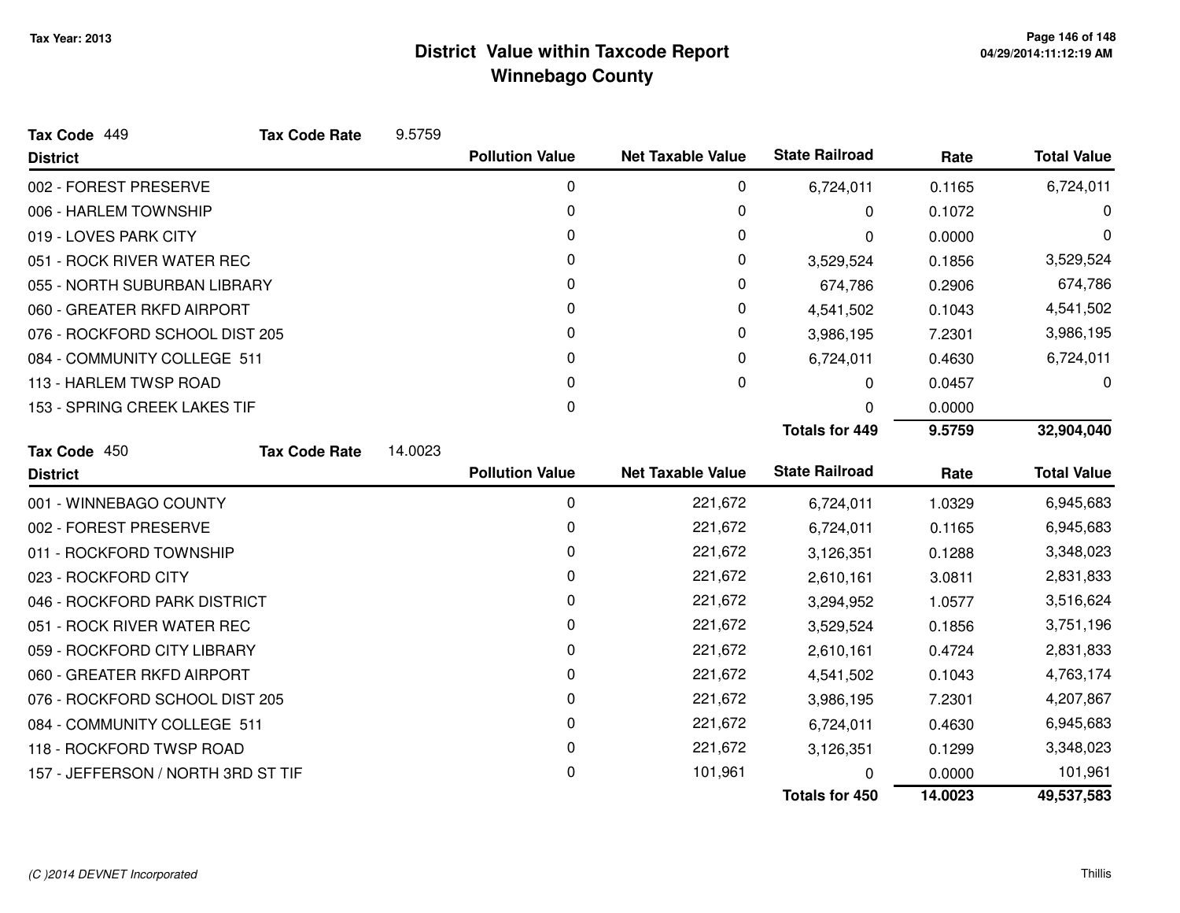# District Value within Taxcode Report
## Winnebago County

Tax Year: 2013

**Tax Code** 449 **Tax Code Rate** 9.5759

| District | Pollution Value | Net Taxable Value | State Railroad | Rate | Total Value |
|---|---|---|---|---|---|
| 002 - FOREST PRESERVE | 0 | 0 | 6,724,011 | 0.1165 | 6,724,011 |
| 006 - HARLEM TOWNSHIP | 0 | 0 | 0 | 0.1072 | 0 |
| 019 - LOVES PARK CITY | 0 | 0 | 0 | 0.0000 | 0 |
| 051 - ROCK RIVER WATER REC | 0 | 0 | 3,529,524 | 0.1856 | 3,529,524 |
| 055 - NORTH SUBURBAN LIBRARY | 0 | 0 | 674,786 | 0.2906 | 674,786 |
| 060 - GREATER RKFD AIRPORT | 0 | 0 | 4,541,502 | 0.1043 | 4,541,502 |
| 076 - ROCKFORD SCHOOL DIST 205 | 0 | 0 | 3,986,195 | 7.2301 | 3,986,195 |
| 084 - COMMUNITY COLLEGE 511 | 0 | 0 | 6,724,011 | 0.4630 | 6,724,011 |
| 113 - HARLEM TWSP ROAD | 0 | 0 | 0 | 0.0457 | 0 |
| 153 - SPRING CREEK LAKES TIF | 0 | | 0 | 0.0000 | |
| | | | **Totals for 449** | **9.5759** | **32,904,040** |

**Tax Code** 450 **Tax Code Rate** 14.0023

| District | Pollution Value | Net Taxable Value | State Railroad | Rate | Total Value |
|---|---|---|---|---|---|
| 001 - WINNEBAGO COUNTY | 0 | 221,672 | 6,724,011 | 1.0329 | 6,945,683 |
| 002 - FOREST PRESERVE | 0 | 221,672 | 6,724,011 | 0.1165 | 6,945,683 |
| 011 - ROCKFORD TOWNSHIP | 0 | 221,672 | 3,126,351 | 0.1288 | 3,348,023 |
| 023 - ROCKFORD CITY | 0 | 221,672 | 2,610,161 | 3.0811 | 2,831,833 |
| 046 - ROCKFORD PARK DISTRICT | 0 | 221,672 | 3,294,952 | 1.0577 | 3,516,624 |
| 051 - ROCK RIVER WATER REC | 0 | 221,672 | 3,529,524 | 0.1856 | 3,751,196 |
| 059 - ROCKFORD CITY LIBRARY | 0 | 221,672 | 2,610,161 | 0.4724 | 2,831,833 |
| 060 - GREATER RKFD AIRPORT | 0 | 221,672 | 4,541,502 | 0.1043 | 4,763,174 |
| 076 - ROCKFORD SCHOOL DIST 205 | 0 | 221,672 | 3,986,195 | 7.2301 | 4,207,867 |
| 084 - COMMUNITY COLLEGE 511 | 0 | 221,672 | 6,724,011 | 0.4630 | 6,945,683 |
| 118 - ROCKFORD TWSP ROAD | 0 | 221,672 | 3,126,351 | 0.1299 | 3,348,023 |
| 157 - JEFFERSON / NORTH 3RD ST TIF | 0 | 101,961 | 0 | 0.0000 | 101,961 |
| | | | **Totals for 450** | **14.0023** | **49,537,583** |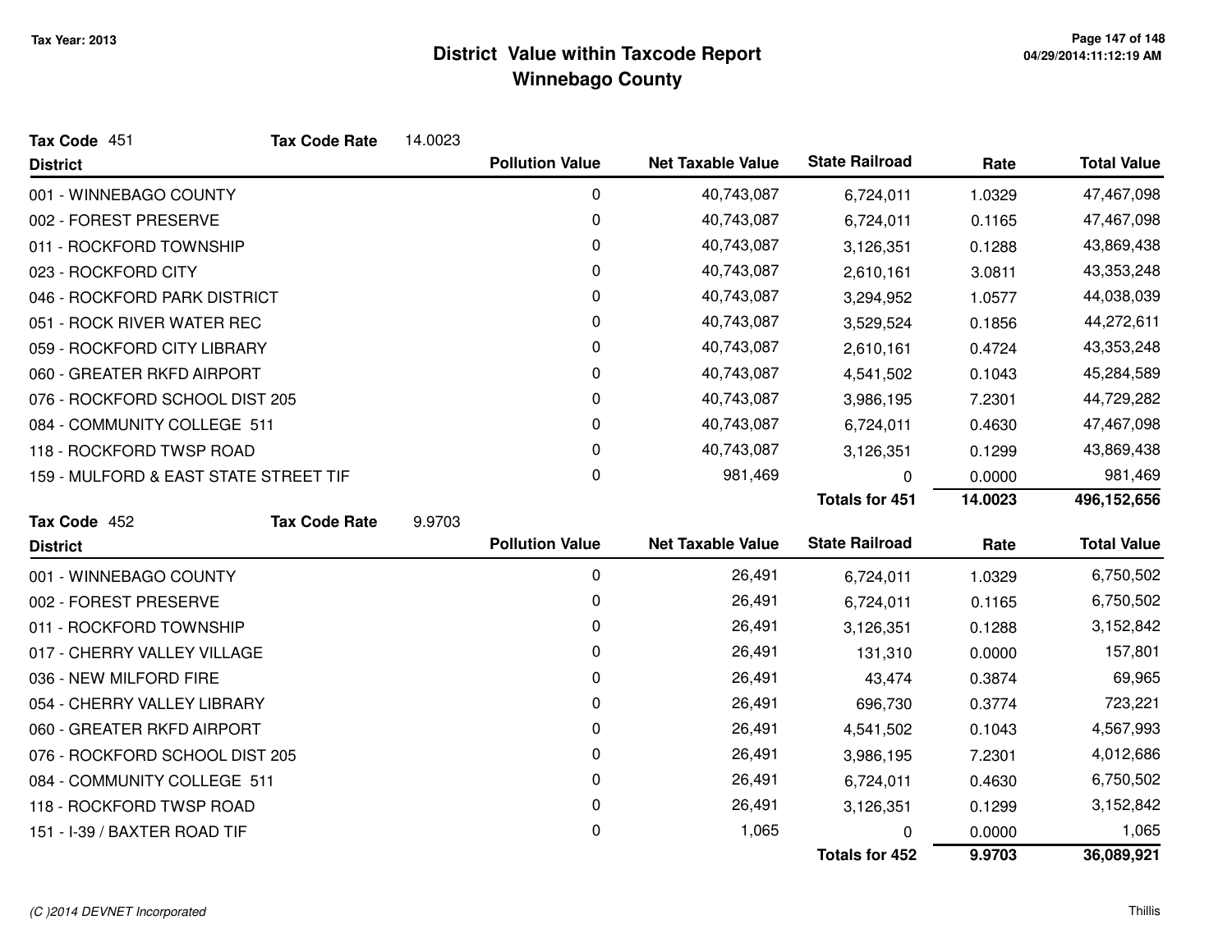# District Value within Taxcode Report
## Winnebago County

Tax Year: 2013

**Tax Code** 451 **Tax Code Rate** 14.0023

| District | Pollution Value | Net Taxable Value | State Railroad | Rate | Total Value |
|---|---|---|---|---|---|
| 001 - WINNEBAGO COUNTY | 0 | 40,743,087 | 6,724,011 | 1.0329 | 47,467,098 |
| 002 - FOREST PRESERVE | 0 | 40,743,087 | 6,724,011 | 0.1165 | 47,467,098 |
| 011 - ROCKFORD TOWNSHIP | 0 | 40,743,087 | 3,126,351 | 0.1288 | 43,869,438 |
| 023 - ROCKFORD CITY | 0 | 40,743,087 | 2,610,161 | 3.0811 | 43,353,248 |
| 046 - ROCKFORD PARK DISTRICT | 0 | 40,743,087 | 3,294,952 | 1.0577 | 44,038,039 |
| 051 - ROCK RIVER WATER REC | 0 | 40,743,087 | 3,529,524 | 0.1856 | 44,272,611 |
| 059 - ROCKFORD CITY LIBRARY | 0 | 40,743,087 | 2,610,161 | 0.4724 | 43,353,248 |
| 060 - GREATER RKFD AIRPORT | 0 | 40,743,087 | 4,541,502 | 0.1043 | 45,284,589 |
| 076 - ROCKFORD SCHOOL DIST 205 | 0 | 40,743,087 | 3,986,195 | 7.2301 | 44,729,282 |
| 084 - COMMUNITY COLLEGE 511 | 0 | 40,743,087 | 6,724,011 | 0.4630 | 47,467,098 |
| 118 - ROCKFORD TWSP ROAD | 0 | 40,743,087 | 3,126,351 | 0.1299 | 43,869,438 |
| 159 - MULFORD & EAST STATE STREET TIF | 0 | 981,469 | 0 | 0.0000 | 981,469 |
| | | | **Totals for 451** | **14.0023** | **496,152,656** |

**Tax Code** 452 **Tax Code Rate** 9.9703

| District | Pollution Value | Net Taxable Value | State Railroad | Rate | Total Value |
|---|---|---|---|---|---|
| 001 - WINNEBAGO COUNTY | 0 | 26,491 | 6,724,011 | 1.0329 | 6,750,502 |
| 002 - FOREST PRESERVE | 0 | 26,491 | 6,724,011 | 0.1165 | 6,750,502 |
| 011 - ROCKFORD TOWNSHIP | 0 | 26,491 | 3,126,351 | 0.1288 | 3,152,842 |
| 017 - CHERRY VALLEY VILLAGE | 0 | 26,491 | 131,310 | 0.0000 | 157,801 |
| 036 - NEW MILFORD FIRE | 0 | 26,491 | 43,474 | 0.3874 | 69,965 |
| 054 - CHERRY VALLEY LIBRARY | 0 | 26,491 | 696,730 | 0.3774 | 723,221 |
| 060 - GREATER RKFD AIRPORT | 0 | 26,491 | 4,541,502 | 0.1043 | 4,567,993 |
| 076 - ROCKFORD SCHOOL DIST 205 | 0 | 26,491 | 3,986,195 | 7.2301 | 4,012,686 |
| 084 - COMMUNITY COLLEGE 511 | 0 | 26,491 | 6,724,011 | 0.4630 | 6,750,502 |
| 118 - ROCKFORD TWSP ROAD | 0 | 26,491 | 3,126,351 | 0.1299 | 3,152,842 |
| 151 - I-39 / BAXTER ROAD TIF | 0 | 1,065 | 0 | 0.0000 | 1,065 |
| | | | **Totals for 452** | **9.9703** | **36,089,921** |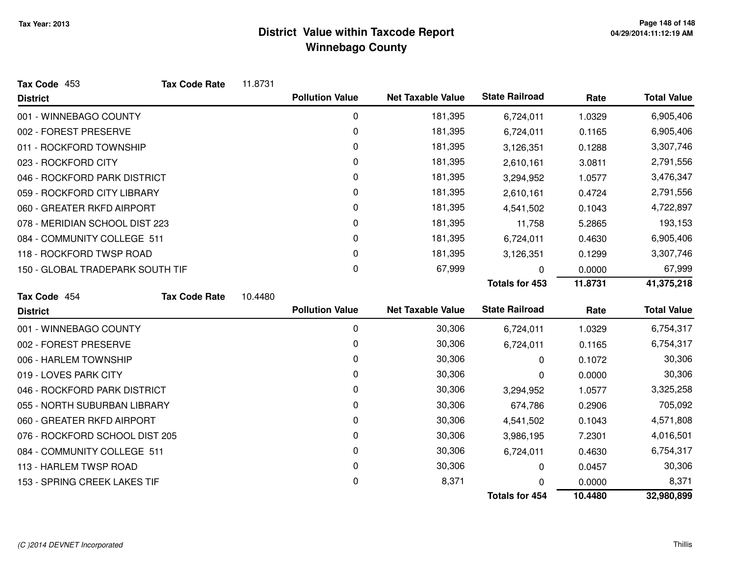# District Value within Taxcode Report
## Winnebago County

Tax Year: 2013

**Tax Code** 453 **Tax Code Rate** 11.8731

| District | Pollution Value | Net Taxable Value | State Railroad | Rate | Total Value |
|---|---|---|---|---|---|
| 001 - WINNEBAGO COUNTY | 0 | 181,395 | 6,724,011 | 1.0329 | 6,905,406 |
| 002 - FOREST PRESERVE | 0 | 181,395 | 6,724,011 | 0.1165 | 6,905,406 |
| 011 - ROCKFORD TOWNSHIP | 0 | 181,395 | 3,126,351 | 0.1288 | 3,307,746 |
| 023 - ROCKFORD CITY | 0 | 181,395 | 2,610,161 | 3.0811 | 2,791,556 |
| 046 - ROCKFORD PARK DISTRICT | 0 | 181,395 | 3,294,952 | 1.0577 | 3,476,347 |
| 059 - ROCKFORD CITY LIBRARY | 0 | 181,395 | 2,610,161 | 0.4724 | 2,791,556 |
| 060 - GREATER RKFD AIRPORT | 0 | 181,395 | 4,541,502 | 0.1043 | 4,722,897 |
| 078 - MERIDIAN SCHOOL DIST 223 | 0 | 181,395 | 11,758 | 5.2865 | 193,153 |
| 084 - COMMUNITY COLLEGE 511 | 0 | 181,395 | 6,724,011 | 0.4630 | 6,905,406 |
| 118 - ROCKFORD TWSP ROAD | 0 | 181,395 | 3,126,351 | 0.1299 | 3,307,746 |
| 150 - GLOBAL TRADEPARK SOUTH TIF | 0 | 67,999 | 0 | 0.0000 | 67,999 |
| | | | **Totals for 453** | **11.8731** | **41,375,218** |

**Tax Code** 454 **Tax Code Rate** 10.4480

| District | Pollution Value | Net Taxable Value | State Railroad | Rate | Total Value |
|---|---|---|---|---|---|
| 001 - WINNEBAGO COUNTY | 0 | 30,306 | 6,724,011 | 1.0329 | 6,754,317 |
| 002 - FOREST PRESERVE | 0 | 30,306 | 6,724,011 | 0.1165 | 6,754,317 |
| 006 - HARLEM TOWNSHIP | 0 | 30,306 | 0 | 0.1072 | 30,306 |
| 019 - LOVES PARK CITY | 0 | 30,306 | 0 | 0.0000 | 30,306 |
| 046 - ROCKFORD PARK DISTRICT | 0 | 30,306 | 3,294,952 | 1.0577 | 3,325,258 |
| 055 - NORTH SUBURBAN LIBRARY | 0 | 30,306 | 674,786 | 0.2906 | 705,092 |
| 060 - GREATER RKFD AIRPORT | 0 | 30,306 | 4,541,502 | 0.1043 | 4,571,808 |
| 076 - ROCKFORD SCHOOL DIST 205 | 0 | 30,306 | 3,986,195 | 7.2301 | 4,016,501 |
| 084 - COMMUNITY COLLEGE 511 | 0 | 30,306 | 6,724,011 | 0.4630 | 6,754,317 |
| 113 - HARLEM TWSP ROAD | 0 | 30,306 | 0 | 0.0457 | 30,306 |
| 153 - SPRING CREEK LAKES TIF | 0 | 8,371 | 0 | 0.0000 | 8,371 |
| | | | **Totals for 454** | **10.4480** | **32,980,899** |

(C )2014 DEVNET Incorporated

Thillis